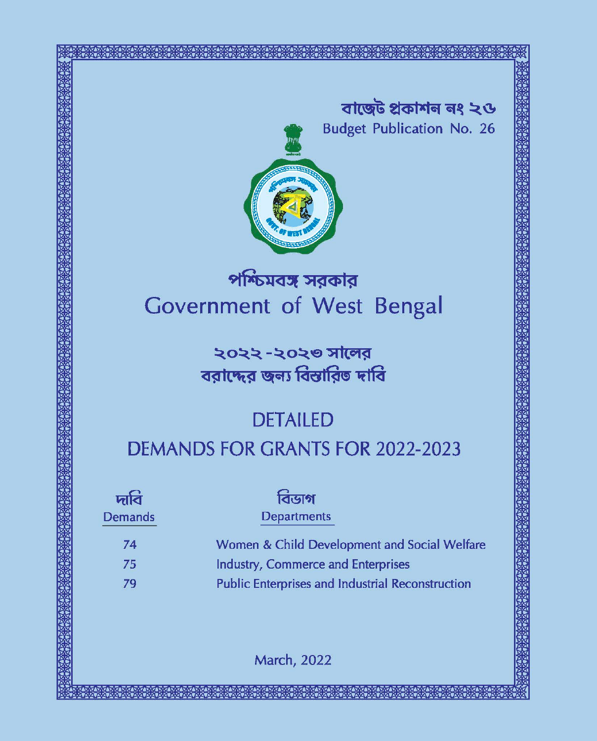বাজেট প্রকাশন নং ২৬

Budget Publication No. 26

# পশ্চিমবঙ্গ সরকার

# Government of West Bengal

## ২০২২ -২০২৩ সালের বরাদ্দের জন্য বিস্তারিত দাবি

## DETAILED DEMANDS FOR GRANTS FOR 2022-2023

| দাবি Demands | বিভাগ Departments |
|---|---|
| 74 | Women & Child Development and Social Welfare |
| 75 | Industry, Commerce and Enterprises |
| 79 | Public Enterprises and Industrial Reconstruction |

March, 2022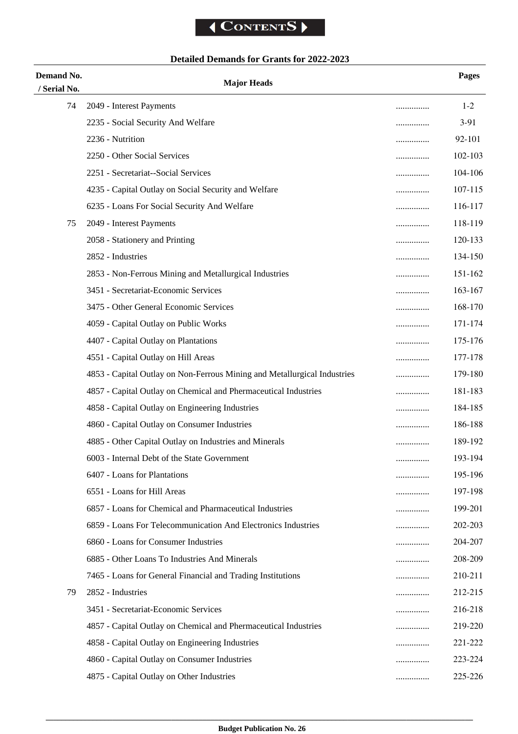**Contents**

### Detailed Demands for Grants for 2022-2023

| Demand No. / Serial No. | Major Heads | | Pages |
|---|---|---|---|
| 74 | 2049 - Interest Payments | ............... | 1-2 |
| | 2235 - Social Security And Welfare | ............... | 3-91 |
| | 2236 - Nutrition | ............... | 92-101 |
| | 2250 - Other Social Services | ............... | 102-103 |
| | 2251 - Secretariat--Social Services | ............... | 104-106 |
| | 4235 - Capital Outlay on Social Security and Welfare | ............... | 107-115 |
| | 6235 - Loans For Social Security And Welfare | ............... | 116-117 |
| 75 | 2049 - Interest Payments | ............... | 118-119 |
| | 2058 - Stationery and Printing | ............... | 120-133 |
| | 2852 - Industries | ............... | 134-150 |
| | 2853 - Non-Ferrous Mining and Metallurgical Industries | ............... | 151-162 |
| | 3451 - Secretariat-Economic Services | ............... | 163-167 |
| | 3475 - Other General Economic Services | ............... | 168-170 |
| | 4059 - Capital Outlay on Public Works | ............... | 171-174 |
| | 4407 - Capital Outlay on Plantations | ............... | 175-176 |
| | 4551 - Capital Outlay on Hill Areas | ............... | 177-178 |
| | 4853 - Capital Outlay on Non-Ferrous Mining and Metallurgical Industries | ............... | 179-180 |
| | 4857 - Capital Outlay on Chemical and Pharmaceutical Industries | ............... | 181-183 |
| | 4858 - Capital Outlay on Engineering Industries | ............... | 184-185 |
| | 4860 - Capital Outlay on Consumer Industries | ............... | 186-188 |
| | 4885 - Other Capital Outlay on Industries and Minerals | ............... | 189-192 |
| | 6003 - Internal Debt of the State Government | ............... | 193-194 |
| | 6407 - Loans for Plantations | ............... | 195-196 |
| | 6551 - Loans for Hill Areas | ............... | 197-198 |
| | 6857 - Loans for Chemical and Pharmaceutical Industries | ............... | 199-201 |
| | 6859 - Loans For Telecommunication And Electronics Industries | ............... | 202-203 |
| | 6860 - Loans for Consumer Industries | ............... | 204-207 |
| | 6885 - Other Loans To Industries And Minerals | ............... | 208-209 |
| | 7465 - Loans for General Financial and Trading Institutions | ............... | 210-211 |
| 79 | 2852 - Industries | ............... | 212-215 |
| | 3451 - Secretariat-Economic Services | ............... | 216-218 |
| | 4857 - Capital Outlay on Chemical and Pharmaceutical Industries | ............... | 219-220 |
| | 4858 - Capital Outlay on Engineering Industries | ............... | 221-222 |
| | 4860 - Capital Outlay on Consumer Industries | ............... | 223-224 |
| | 4875 - Capital Outlay on Other Industries | ............... | 225-226 |

Budget Publication No. 26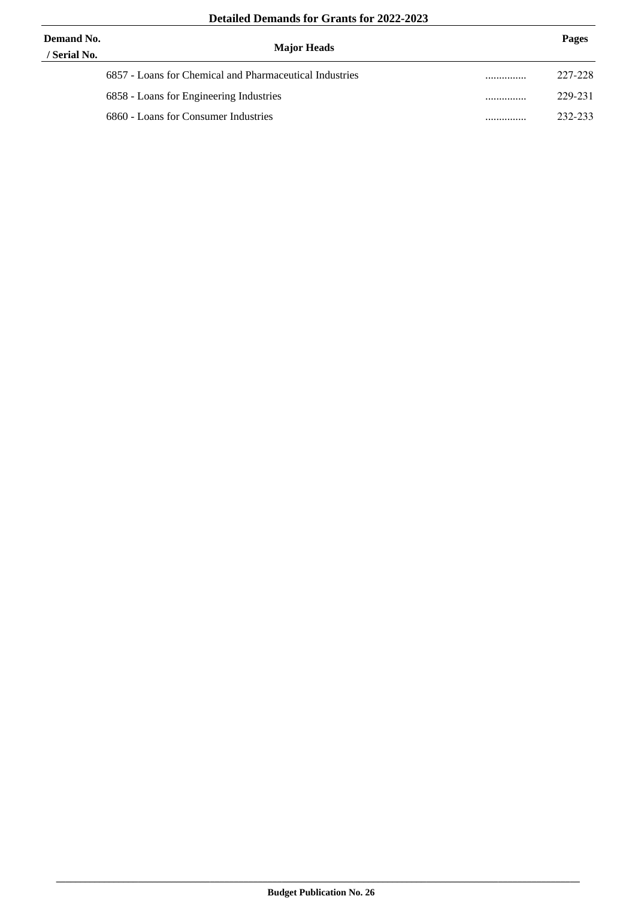**Detailed Demands for Grants for 2022-2023**

| Demand No. / Serial No. | Major Heads | | Pages |
|---|---|---|---|
| | 6857 - Loans for Chemical and Pharmaceutical Industries | ............... | 227-228 |
| | 6858 - Loans for Engineering Industries | ............... | 229-231 |
| | 6860 - Loans for Consumer Industries | ............... | 232-233 |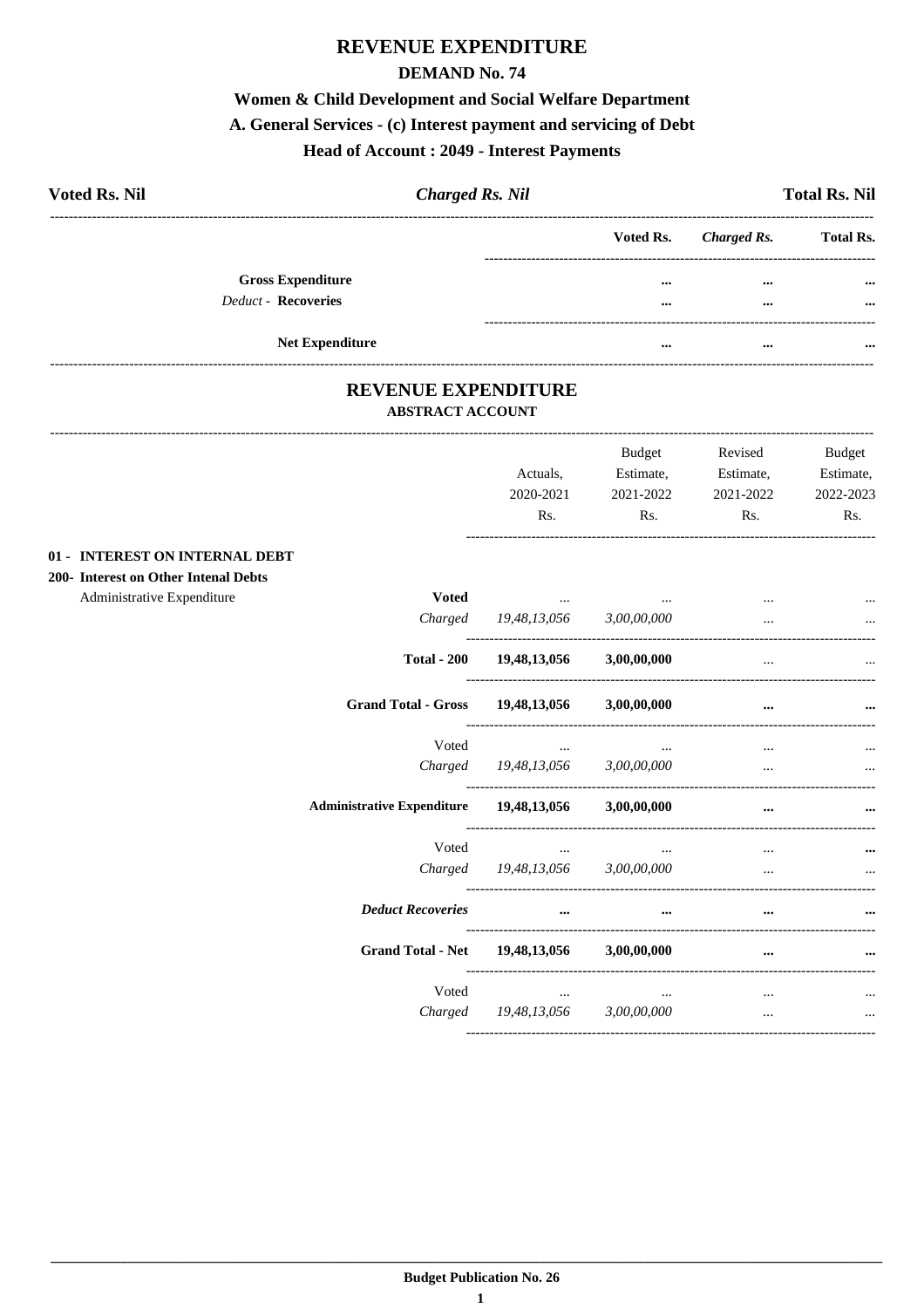# REVENUE EXPENDITURE

## DEMAND No. 74

### Women & Child Development and Social Welfare Department

### A. General Services - (c) Interest payment and servicing of Debt

### Head of Account : 2049 - Interest Payments

| Voted Rs. Nil | *Charged Rs. Nil* | Total Rs. Nil |
|---|---|---|

| | Voted Rs. | *Charged Rs.* | Total Rs. |
|---|---|---|---|
| **Gross Expenditure** | ... | ... | ... |
| *Deduct* - **Recoveries** | ... | ... | ... |
| **Net Expenditure** | ... | ... | ... |

## REVENUE EXPENDITURE

### ABSTRACT ACCOUNT

| | | Actuals, 2020-2021 Rs. | Budget Estimate, 2021-2022 Rs. | Revised Estimate, 2021-2022 Rs. | Budget Estimate, 2022-2023 Rs. |
|---|---|---|---|---|---|
| **01 - INTEREST ON INTERNAL DEBT** | | | | | |
| **200- Interest on Other Intenal Debts** | | | | | |
| Administrative Expenditure | **Voted** | ... | ... | ... | ... |
| | *Charged* | *19,48,13,056* | *3,00,00,000* | ... | ... |
| | **Total - 200** | **19,48,13,056** | **3,00,00,000** | ... | ... |
| | **Grand Total - Gross** | **19,48,13,056** | **3,00,00,000** | **...** | **...** |
| | Voted | ... | ... | ... | ... |
| | *Charged* | *19,48,13,056* | *3,00,00,000* | ... | ... |
| | **Administrative Expenditure** | **19,48,13,056** | **3,00,00,000** | **...** | **...** |
| | Voted | ... | ... | ... | **...** |
| | *Charged* | *19,48,13,056* | *3,00,00,000* | ... | ... |
| | ***Deduct Recoveries*** | **...** | **...** | **...** | **...** |
| | **Grand Total - Net** | **19,48,13,056** | **3,00,00,000** | **...** | **...** |
| | Voted | ... | ... | ... | ... |
| | *Charged* | *19,48,13,056* | *3,00,00,000* | ... | ... |

**Budget Publication No. 26**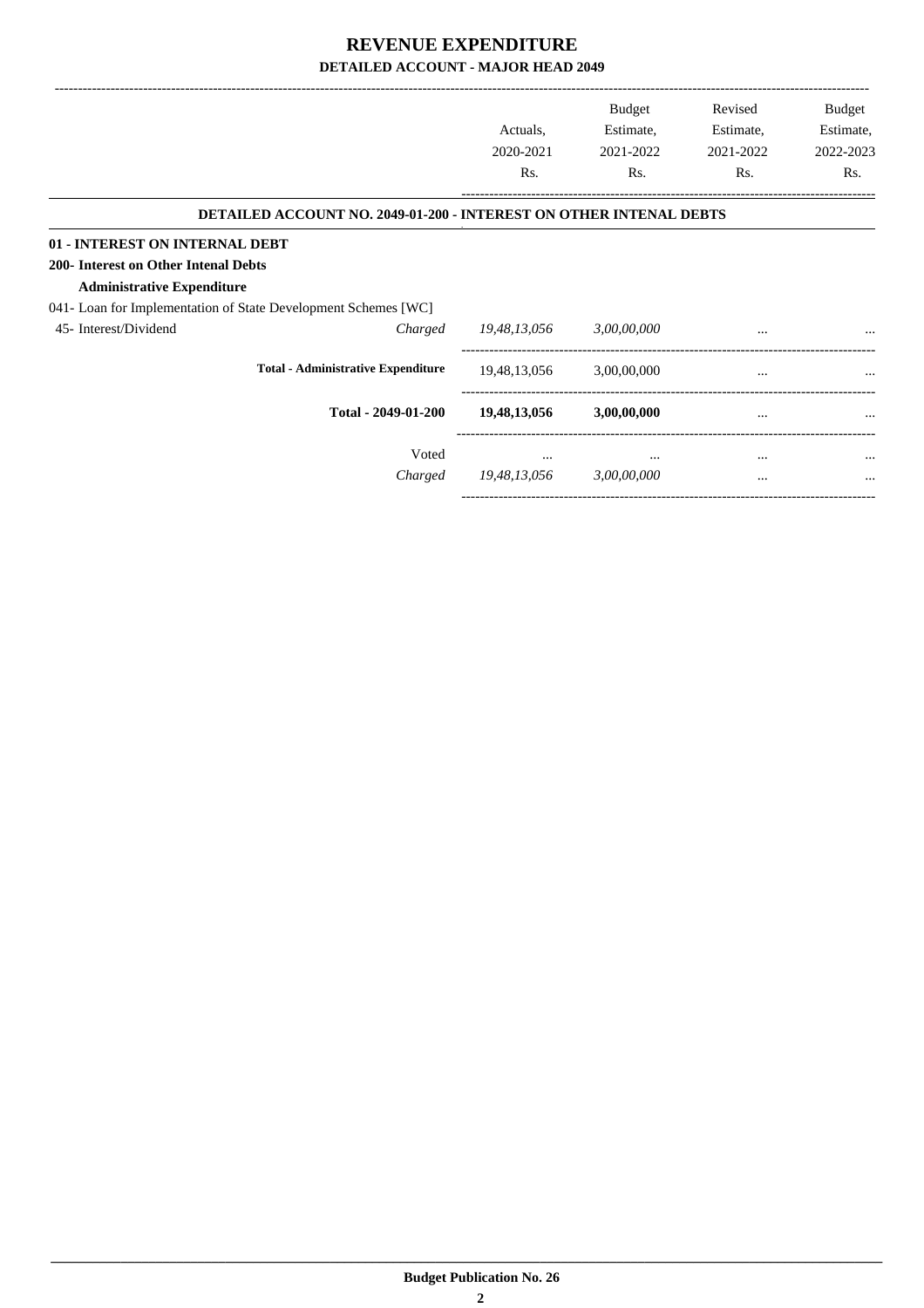# REVENUE EXPENDITURE
## DETAILED ACCOUNT - MAJOR HEAD 2049

| | | Actuals, 2020-2021 Rs. | Budget Estimate, 2021-2022 Rs. | Revised Estimate, 2021-2022 Rs. | Budget Estimate, 2022-2023 Rs. |
|---|---|---|---|---|---|
| **DETAILED ACCOUNT NO. 2049-01-200 - INTEREST ON OTHER INTENAL DEBTS** | | | | | |
| **01 - INTEREST ON INTERNAL DEBT** | | | | | |
| **200- Interest on Other Intenal Debts** | | | | | |
| **Administrative Expenditure** | | | | | |
| 041- Loan for Implementation of State Development Schemes [WC] | | | | | |
| 45- Interest/Dividend | *Charged* | *19,48,13,056* | *3,00,00,000* | ... | ... |
| **Total - Administrative Expenditure** | | 19,48,13,056 | 3,00,00,000 | ... | ... |
| **Total - 2049-01-200** | | **19,48,13,056** | **3,00,00,000** | ... | ... |
| | Voted | ... | ... | ... | ... |
| | *Charged* | *19,48,13,056* | *3,00,00,000* | ... | ... |

**Budget Publication No. 26**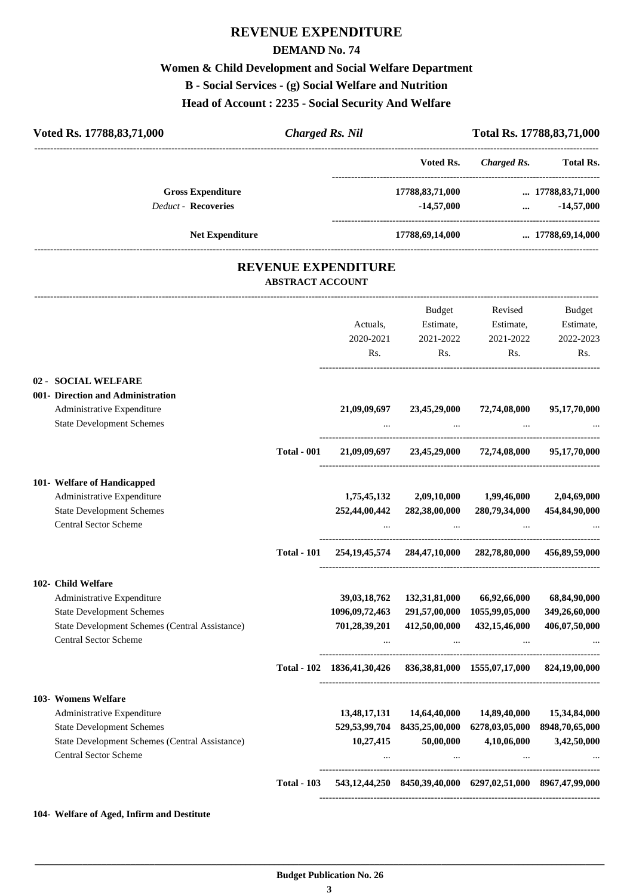# REVENUE EXPENDITURE

## DEMAND No. 74

### Women & Child Development and Social Welfare Department

### B - Social Services - (g) Social Welfare and Nutrition

### Head of Account : 2235 - Social Security And Welfare

| Voted Rs. 17788,83,71,000 | *Charged Rs. Nil* | Total Rs. 17788,83,71,000 |
|---|---|---|

| | Voted Rs. | *Charged Rs.* | Total Rs. |
|---|---|---|---|
| **Gross Expenditure** | 17788,83,71,000 | ... | 17788,83,71,000 |
| *Deduct* - **Recoveries** | -14,57,000 | ... | -14,57,000 |
| **Net Expenditure** | 17788,69,14,000 | ... | 17788,69,14,000 |

## REVENUE EXPENDITURE

### ABSTRACT ACCOUNT

| | | Actuals, 2020-2021 Rs. | Budget Estimate, 2021-2022 Rs. | Revised Estimate, 2021-2022 Rs. | Budget Estimate, 2022-2023 Rs. |
|---|---|---|---|---|---|
| **02 - SOCIAL WELFARE** | | | | | |
| **001- Direction and Administration** | | | | | |
| Administrative Expenditure | | 21,09,09,697 | 23,45,29,000 | 72,74,08,000 | 95,17,70,000 |
| State Development Schemes | | ... | ... | ... | ... |
| | **Total - 001** | 21,09,09,697 | 23,45,29,000 | 72,74,08,000 | 95,17,70,000 |
| **101- Welfare of Handicapped** | | | | | |
| Administrative Expenditure | | 1,75,45,132 | 2,09,10,000 | 1,99,46,000 | 2,04,69,000 |
| State Development Schemes | | 252,44,00,442 | 282,38,00,000 | 280,79,34,000 | 454,84,90,000 |
| Central Sector Scheme | | ... | ... | ... | ... |
| | **Total - 101** | 254,19,45,574 | 284,47,10,000 | 282,78,80,000 | 456,89,59,000 |
| **102- Child Welfare** | | | | | |
| Administrative Expenditure | | 39,03,18,762 | 132,31,81,000 | 66,92,66,000 | 68,84,90,000 |
| State Development Schemes | | 1096,09,72,463 | 291,57,00,000 | 1055,99,05,000 | 349,26,60,000 |
| State Development Schemes (Central Assistance) | | 701,28,39,201 | 412,50,00,000 | 432,15,46,000 | 406,07,50,000 |
| Central Sector Scheme | | ... | ... | ... | ... |
| | **Total - 102** | 1836,41,30,426 | 836,38,81,000 | 1555,07,17,000 | 824,19,00,000 |
| **103- Womens Welfare** | | | | | |
| Administrative Expenditure | | 13,48,17,131 | 14,64,40,000 | 14,89,40,000 | 15,34,84,000 |
| State Development Schemes | | 529,53,99,704 | 8435,25,00,000 | 6278,03,05,000 | 8948,70,65,000 |
| State Development Schemes (Central Assistance) | | 10,27,415 | 50,00,000 | 4,10,06,000 | 3,42,50,000 |
| Central Sector Scheme | | ... | ... | ... | ... |
| | **Total - 103** | 543,12,44,250 | 8450,39,40,000 | 6297,02,51,000 | 8967,47,99,000 |
| **104- Welfare of Aged, Infirm and Destitute** | | | | | |

**Budget Publication No. 26**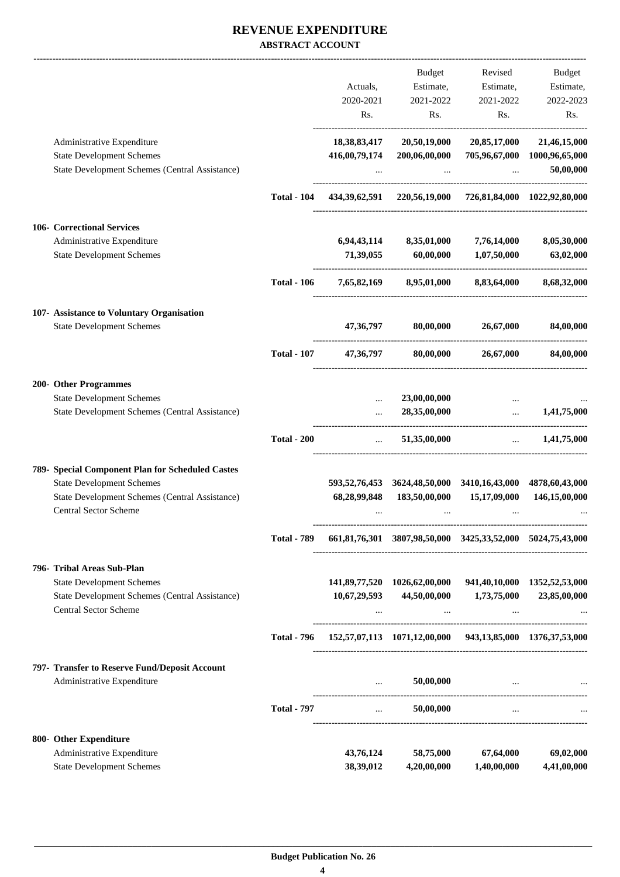# REVENUE EXPENDITURE

**ABSTRACT ACCOUNT**

| | | Actuals, 2020-2021 Rs. | Budget Estimate, 2021-2022 Rs. | Revised Estimate, 2021-2022 Rs. | Budget Estimate, 2022-2023 Rs. |
|---|---|---|---|---|---|
| Administrative Expenditure | | **18,38,83,417** | **20,50,19,000** | **20,85,17,000** | **21,46,15,000** |
| State Development Schemes | | **416,00,79,174** | **200,06,00,000** | **705,96,67,000** | **1000,96,65,000** |
| State Development Schemes (Central Assistance) | | ... | ... | ... | **50,00,000** |
| | **Total - 104** | **434,39,62,591** | **220,56,19,000** | **726,81,84,000** | **1022,92,80,000** |
| **106- Correctional Services** | | | | | |
| Administrative Expenditure | | **6,94,43,114** | **8,35,01,000** | **7,76,14,000** | **8,05,30,000** |
| State Development Schemes | | **71,39,055** | **60,00,000** | **1,07,50,000** | **63,02,000** |
| | **Total - 106** | **7,65,82,169** | **8,95,01,000** | **8,83,64,000** | **8,68,32,000** |
| **107- Assistance to Voluntary Organisation** | | | | | |
| State Development Schemes | | **47,36,797** | **80,00,000** | **26,67,000** | **84,00,000** |
| | **Total - 107** | **47,36,797** | **80,00,000** | **26,67,000** | **84,00,000** |
| **200- Other Programmes** | | | | | |
| State Development Schemes | | ... | **23,00,00,000** | ... | ... |
| State Development Schemes (Central Assistance) | | ... | **28,35,00,000** | ... | **1,41,75,000** |
| | **Total - 200** | ... | **51,35,00,000** | ... | **1,41,75,000** |
| **789- Special Component Plan for Scheduled Castes** | | | | | |
| State Development Schemes | | **593,52,76,453** | **3624,48,50,000** | **3410,16,43,000** | **4878,60,43,000** |
| State Development Schemes (Central Assistance) | | **68,28,99,848** | **183,50,00,000** | **15,17,09,000** | **146,15,00,000** |
| Central Sector Scheme | | ... | ... | ... | ... |
| | **Total - 789** | **661,81,76,301** | **3807,98,50,000** | **3425,33,52,000** | **5024,75,43,000** |
| **796- Tribal Areas Sub-Plan** | | | | | |
| State Development Schemes | | **141,89,77,520** | **1026,62,00,000** | **941,40,10,000** | **1352,52,53,000** |
| State Development Schemes (Central Assistance) | | **10,67,29,593** | **44,50,00,000** | **1,73,75,000** | **23,85,00,000** |
| Central Sector Scheme | | ... | ... | ... | ... |
| | **Total - 796** | **152,57,07,113** | **1071,12,00,000** | **943,13,85,000** | **1376,37,53,000** |
| **797- Transfer to Reserve Fund/Deposit Account** | | | | | |
| Administrative Expenditure | | ... | **50,00,000** | ... | ... |
| | **Total - 797** | ... | **50,00,000** | ... | ... |
| **800- Other Expenditure** | | | | | |
| Administrative Expenditure | | **43,76,124** | **58,75,000** | **67,64,000** | **69,02,000** |
| State Development Schemes | | **38,39,012** | **4,20,00,000** | **1,40,00,000** | **4,41,00,000** |

**Budget Publication No. 26**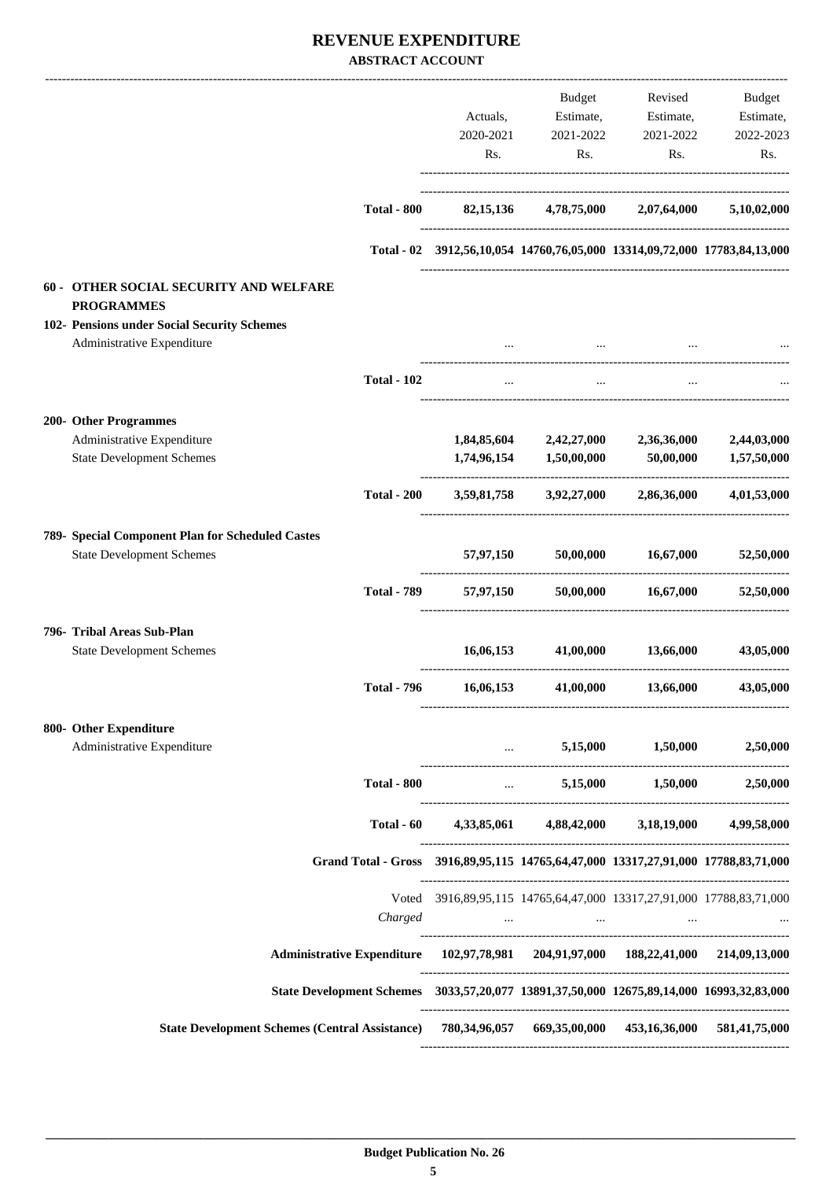# REVENUE EXPENDITURE

**ABSTRACT ACCOUNT**

| | | Actuals, 2020-2021 Rs. | Budget Estimate, 2021-2022 Rs. | Revised Estimate, 2021-2022 Rs. | Budget Estimate, 2022-2023 Rs. |
|---|---|---|---|---|---|
| | **Total - 800** | **82,15,136** | **4,78,75,000** | **2,07,64,000** | **5,10,02,000** |
| | **Total - 02** | **3912,56,10,054** | **14760,76,05,000** | **13314,09,72,000** | **17783,84,13,000** |
| **60 - OTHER SOCIAL SECURITY AND WELFARE PROGRAMMES** | | | | | |
| **102- Pensions under Social Security Schemes** | | | | | |
| Administrative Expenditure | | ... | ... | ... | ... |
| | **Total - 102** | ... | ... | ... | ... |
| **200- Other Programmes** | | | | | |
| Administrative Expenditure | | **1,84,85,604** | **2,42,27,000** | **2,36,36,000** | **2,44,03,000** |
| State Development Schemes | | **1,74,96,154** | **1,50,00,000** | **50,00,000** | **1,57,50,000** |
| | **Total - 200** | **3,59,81,758** | **3,92,27,000** | **2,86,36,000** | **4,01,53,000** |
| **789- Special Component Plan for Scheduled Castes** | | | | | |
| State Development Schemes | | **57,97,150** | **50,00,000** | **16,67,000** | **52,50,000** |
| | **Total - 789** | **57,97,150** | **50,00,000** | **16,67,000** | **52,50,000** |
| **796- Tribal Areas Sub-Plan** | | | | | |
| State Development Schemes | | **16,06,153** | **41,00,000** | **13,66,000** | **43,05,000** |
| | **Total - 796** | **16,06,153** | **41,00,000** | **13,66,000** | **43,05,000** |
| **800- Other Expenditure** | | | | | |
| Administrative Expenditure | | ... | **5,15,000** | **1,50,000** | **2,50,000** |
| | **Total - 800** | ... | **5,15,000** | **1,50,000** | **2,50,000** |
| | **Total - 60** | **4,33,85,061** | **4,88,42,000** | **3,18,19,000** | **4,99,58,000** |
| | **Grand Total - Gross** | **3916,89,95,115** | **14765,64,47,000** | **13317,27,91,000** | **17788,83,71,000** |
| | Voted | 3916,89,95,115 | 14765,64,47,000 | 13317,27,91,000 | 17788,83,71,000 |
| | *Charged* | ... | ... | ... | ... |
| | **Administrative Expenditure** | **102,97,78,981** | **204,91,97,000** | **188,22,41,000** | **214,09,13,000** |
| | **State Development Schemes** | **3033,57,20,077** | **13891,37,50,000** | **12675,89,14,000** | **16993,32,83,000** |
| | **State Development Schemes (Central Assistance)** | **780,34,96,057** | **669,35,00,000** | **453,16,36,000** | **581,41,75,000** |

**Budget Publication No. 26**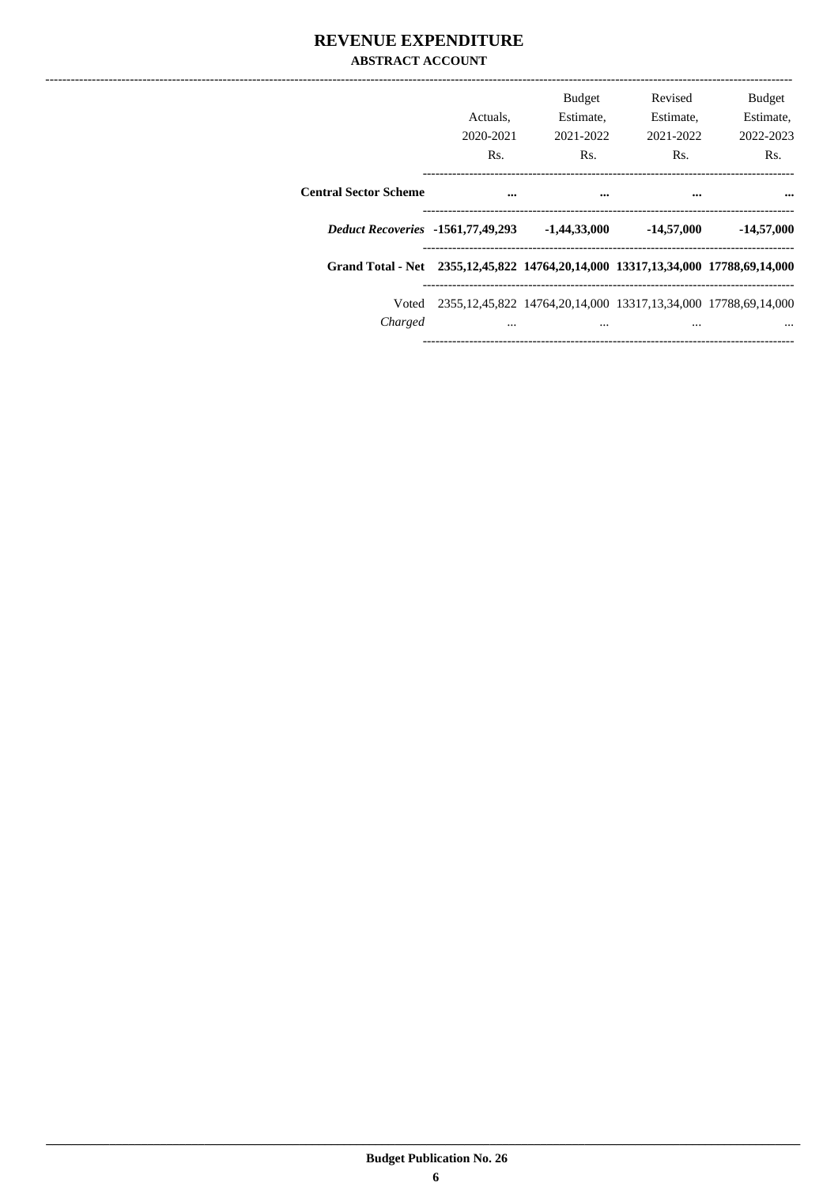# REVENUE EXPENDITURE

## ABSTRACT ACCOUNT

| | Actuals, 2020-2021 Rs. | Budget Estimate, 2021-2022 Rs. | Revised Estimate, 2021-2022 Rs. | Budget Estimate, 2022-2023 Rs. |
|---|---|---|---|---|
| **Central Sector Scheme** | **...** | **...** | **...** | **...** |
| ***Deduct Recoveries*** | **-1561,77,49,293** | **-1,44,33,000** | **-14,57,000** | **-14,57,000** |
| **Grand Total - Net** | **2355,12,45,822** | **14764,20,14,000** | **13317,13,34,000** | **17788,69,14,000** |
| Voted | 2355,12,45,822 | 14764,20,14,000 | 13317,13,34,000 | 17788,69,14,000 |
| *Charged* | ... | ... | ... | ... |

**Budget Publication No. 26**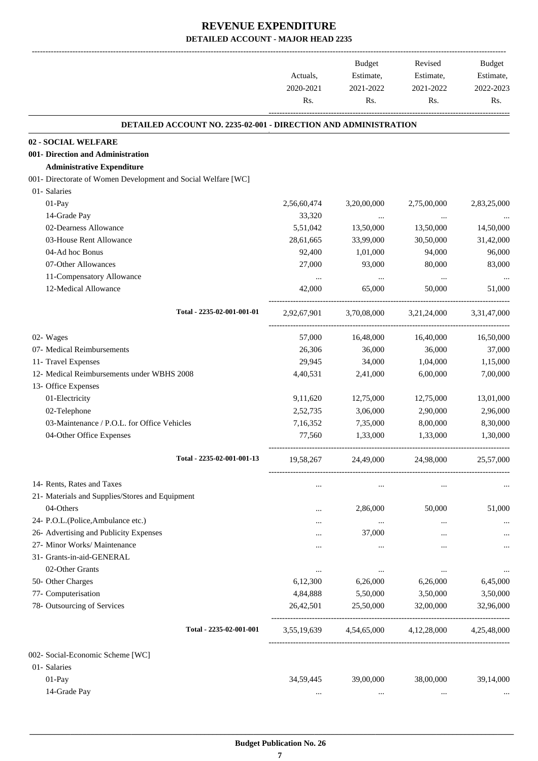# REVENUE EXPENDITURE

## DETAILED ACCOUNT - MAJOR HEAD 2235

| | Actuals, 2020-2021 Rs. | Budget Estimate, 2021-2022 Rs. | Revised Estimate, 2021-2022 Rs. | Budget Estimate, 2022-2023 Rs. |
|---|---|---|---|---|
| **DETAILED ACCOUNT NO. 2235-02-001 - DIRECTION AND ADMINISTRATION** | | | | |
| **02 - SOCIAL WELFARE** | | | | |
| **001- Direction and Administration** | | | | |
| **Administrative Expenditure** | | | | |
| 001- Directorate of Women Development and Social Welfare [WC] | | | | |
| 01- Salaries | | | | |
| 01-Pay | 2,56,60,474 | 3,20,00,000 | 2,75,00,000 | 2,83,25,000 |
| 14-Grade Pay | 33,320 | ... | ... | ... |
| 02-Dearness Allowance | 5,51,042 | 13,50,000 | 13,50,000 | 14,50,000 |
| 03-House Rent Allowance | 28,61,665 | 33,99,000 | 30,50,000 | 31,42,000 |
| 04-Ad hoc Bonus | 92,400 | 1,01,000 | 94,000 | 96,000 |
| 07-Other Allowances | 27,000 | 93,000 | 80,000 | 83,000 |
| 11-Compensatory Allowance | ... | ... | ... | ... |
| 12-Medical Allowance | 42,000 | 65,000 | 50,000 | 51,000 |
| Total - 2235-02-001-001-01 | 2,92,67,901 | 3,70,08,000 | 3,21,24,000 | 3,31,47,000 |
| 02- Wages | 57,000 | 16,48,000 | 16,40,000 | 16,50,000 |
| 07- Medical Reimbursements | 26,306 | 36,000 | 36,000 | 37,000 |
| 11- Travel Expenses | 29,945 | 34,000 | 1,04,000 | 1,15,000 |
| 12- Medical Reimbursements under WBHS 2008 | 4,40,531 | 2,41,000 | 6,00,000 | 7,00,000 |
| 13- Office Expenses | | | | |
| 01-Electricity | 9,11,620 | 12,75,000 | 12,75,000 | 13,01,000 |
| 02-Telephone | 2,52,735 | 3,06,000 | 2,90,000 | 2,96,000 |
| 03-Maintenance / P.O.L. for Office Vehicles | 7,16,352 | 7,35,000 | 8,00,000 | 8,30,000 |
| 04-Other Office Expenses | 77,560 | 1,33,000 | 1,33,000 | 1,30,000 |
| Total - 2235-02-001-001-13 | 19,58,267 | 24,49,000 | 24,98,000 | 25,57,000 |
| 14- Rents, Rates and Taxes | ... | ... | ... | ... |
| 21- Materials and Supplies/Stores and Equipment | | | | |
| 04-Others | ... | 2,86,000 | 50,000 | 51,000 |
| 24- P.O.L.(Police,Ambulance etc.) | ... | ... | ... | ... |
| 26- Advertising and Publicity Expenses | ... | 37,000 | ... | ... |
| 27- Minor Works/ Maintenance | ... | ... | ... | ... |
| 31- Grants-in-aid-GENERAL | | | | |
| 02-Other Grants | ... | ... | ... | ... |
| 50- Other Charges | 6,12,300 | 6,26,000 | 6,26,000 | 6,45,000 |
| 77- Computerisation | 4,84,888 | 5,50,000 | 3,50,000 | 3,50,000 |
| 78- Outsourcing of Services | 26,42,501 | 25,50,000 | 32,00,000 | 32,96,000 |
| Total - 2235-02-001-001 | 3,55,19,639 | 4,54,65,000 | 4,12,28,000 | 4,25,48,000 |
| 002- Social-Economic Scheme [WC] | | | | |
| 01- Salaries | | | | |
| 01-Pay | 34,59,445 | 39,00,000 | 38,00,000 | 39,14,000 |
| 14-Grade Pay | ... | ... | ... | ... |

Budget Publication No. 26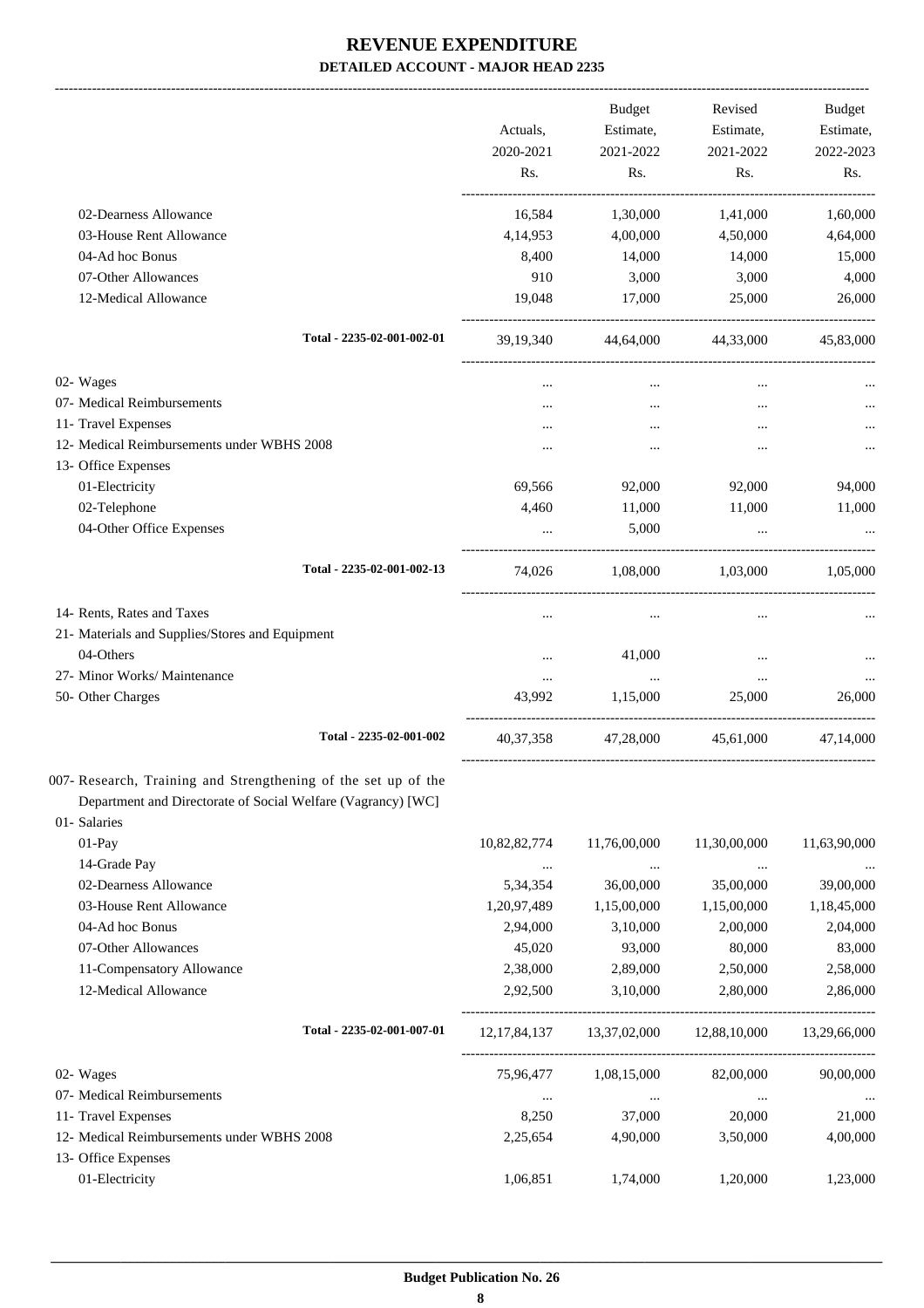# REVENUE EXPENDITURE

## DETAILED ACCOUNT - MAJOR HEAD 2235

| | Actuals, 2020-2021 Rs. | Budget Estimate, 2021-2022 Rs. | Revised Estimate, 2021-2022 Rs. | Budget Estimate, 2022-2023 Rs. |
|---|---|---|---|---|
| 02-Dearness Allowance | 16,584 | 1,30,000 | 1,41,000 | 1,60,000 |
| 03-House Rent Allowance | 4,14,953 | 4,00,000 | 4,50,000 | 4,64,000 |
| 04-Ad hoc Bonus | 8,400 | 14,000 | 14,000 | 15,000 |
| 07-Other Allowances | 910 | 3,000 | 3,000 | 4,000 |
| 12-Medical Allowance | 19,048 | 17,000 | 25,000 | 26,000 |
| Total - 2235-02-001-002-01 | 39,19,340 | 44,64,000 | 44,33,000 | 45,83,000 |
| 02- Wages | ... | ... | ... | ... |
| 07- Medical Reimbursements | ... | ... | ... | ... |
| 11- Travel Expenses | ... | ... | ... | ... |
| 12- Medical Reimbursements under WBHS 2008 | ... | ... | ... | ... |
| 13- Office Expenses | | | | |
| 01-Electricity | 69,566 | 92,000 | 92,000 | 94,000 |
| 02-Telephone | 4,460 | 11,000 | 11,000 | 11,000 |
| 04-Other Office Expenses | ... | 5,000 | ... | ... |
| Total - 2235-02-001-002-13 | 74,026 | 1,08,000 | 1,03,000 | 1,05,000 |
| 14- Rents, Rates and Taxes | ... | ... | ... | ... |
| 21- Materials and Supplies/Stores and Equipment | | | | |
| 04-Others | ... | 41,000 | ... | ... |
| 27- Minor Works/ Maintenance | ... | ... | ... | ... |
| 50- Other Charges | 43,992 | 1,15,000 | 25,000 | 26,000 |
| Total - 2235-02-001-002 | 40,37,358 | 47,28,000 | 45,61,000 | 47,14,000 |
| 007- Research, Training and Strengthening of the set up of the Department and Directorate of Social Welfare (Vagrancy) [WC] | | | | |
| 01- Salaries | | | | |
| 01-Pay | 10,82,82,774 | 11,76,00,000 | 11,30,00,000 | 11,63,90,000 |
| 14-Grade Pay | ... | ... | ... | ... |
| 02-Dearness Allowance | 5,34,354 | 36,00,000 | 35,00,000 | 39,00,000 |
| 03-House Rent Allowance | 1,20,97,489 | 1,15,00,000 | 1,15,00,000 | 1,18,45,000 |
| 04-Ad hoc Bonus | 2,94,000 | 3,10,000 | 2,00,000 | 2,04,000 |
| 07-Other Allowances | 45,020 | 93,000 | 80,000 | 83,000 |
| 11-Compensatory Allowance | 2,38,000 | 2,89,000 | 2,50,000 | 2,58,000 |
| 12-Medical Allowance | 2,92,500 | 3,10,000 | 2,80,000 | 2,86,000 |
| Total - 2235-02-001-007-01 | 12,17,84,137 | 13,37,02,000 | 12,88,10,000 | 13,29,66,000 |
| 02- Wages | 75,96,477 | 1,08,15,000 | 82,00,000 | 90,00,000 |
| 07- Medical Reimbursements | ... | ... | ... | ... |
| 11- Travel Expenses | 8,250 | 37,000 | 20,000 | 21,000 |
| 12- Medical Reimbursements under WBHS 2008 | 2,25,654 | 4,90,000 | 3,50,000 | 4,00,000 |
| 13- Office Expenses | | | | |
| 01-Electricity | 1,06,851 | 1,74,000 | 1,20,000 | 1,23,000 |

Budget Publication No. 26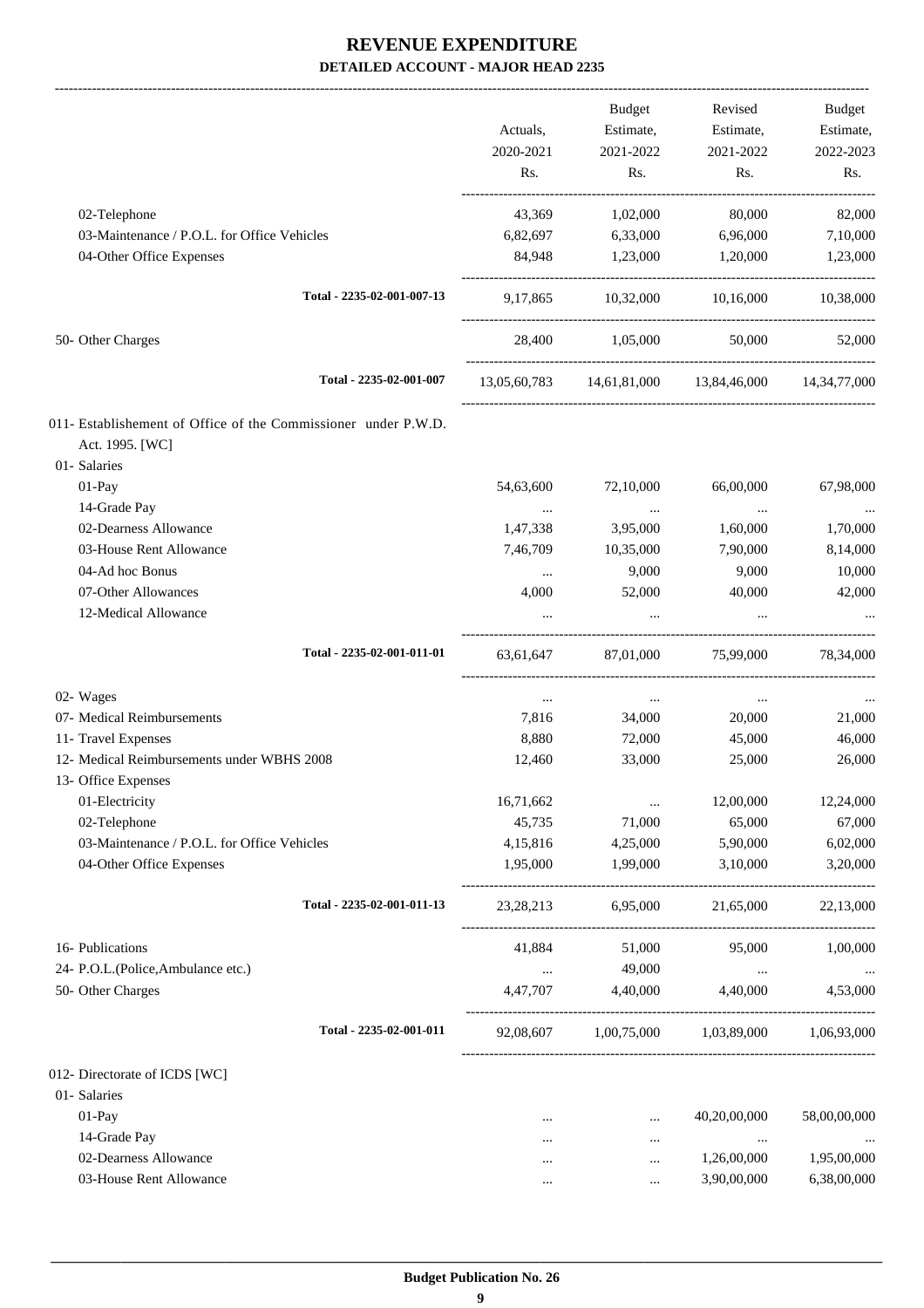# REVENUE EXPENDITURE

## DETAILED ACCOUNT - MAJOR HEAD 2235

| | Actuals, 2020-2021 Rs. | Budget Estimate, 2021-2022 Rs. | Revised Estimate, 2021-2022 Rs. | Budget Estimate, 2022-2023 Rs. |
|---|---|---|---|---|
| 02-Telephone | 43,369 | 1,02,000 | 80,000 | 82,000 |
| 03-Maintenance / P.O.L. for Office Vehicles | 6,82,697 | 6,33,000 | 6,96,000 | 7,10,000 |
| 04-Other Office Expenses | 84,948 | 1,23,000 | 1,20,000 | 1,23,000 |
| Total - 2235-02-001-007-13 | 9,17,865 | 10,32,000 | 10,16,000 | 10,38,000 |
| 50- Other Charges | 28,400 | 1,05,000 | 50,000 | 52,000 |
| Total - 2235-02-001-007 | 13,05,60,783 | 14,61,81,000 | 13,84,46,000 | 14,34,77,000 |
| 011- Establishement of Office of the Commissioner under P.W.D. Act. 1995. [WC] | | | | |
| 01- Salaries | | | | |
| 01-Pay | 54,63,600 | 72,10,000 | 66,00,000 | 67,98,000 |
| 14-Grade Pay | ... | ... | ... | ... |
| 02-Dearness Allowance | 1,47,338 | 3,95,000 | 1,60,000 | 1,70,000 |
| 03-House Rent Allowance | 7,46,709 | 10,35,000 | 7,90,000 | 8,14,000 |
| 04-Ad hoc Bonus | ... | 9,000 | 9,000 | 10,000 |
| 07-Other Allowances | 4,000 | 52,000 | 40,000 | 42,000 |
| 12-Medical Allowance | ... | ... | ... | ... |
| Total - 2235-02-001-011-01 | 63,61,647 | 87,01,000 | 75,99,000 | 78,34,000 |
| 02- Wages | ... | ... | ... | ... |
| 07- Medical Reimbursements | 7,816 | 34,000 | 20,000 | 21,000 |
| 11- Travel Expenses | 8,880 | 72,000 | 45,000 | 46,000 |
| 12- Medical Reimbursements under WBHS 2008 | 12,460 | 33,000 | 25,000 | 26,000 |
| 13- Office Expenses | | | | |
| 01-Electricity | 16,71,662 | ... | 12,00,000 | 12,24,000 |
| 02-Telephone | 45,735 | 71,000 | 65,000 | 67,000 |
| 03-Maintenance / P.O.L. for Office Vehicles | 4,15,816 | 4,25,000 | 5,90,000 | 6,02,000 |
| 04-Other Office Expenses | 1,95,000 | 1,99,000 | 3,10,000 | 3,20,000 |
| Total - 2235-02-001-011-13 | 23,28,213 | 6,95,000 | 21,65,000 | 22,13,000 |
| 16- Publications | 41,884 | 51,000 | 95,000 | 1,00,000 |
| 24- P.O.L.(Police,Ambulance etc.) | ... | 49,000 | ... | ... |
| 50- Other Charges | 4,47,707 | 4,40,000 | 4,40,000 | 4,53,000 |
| Total - 2235-02-001-011 | 92,08,607 | 1,00,75,000 | 1,03,89,000 | 1,06,93,000 |
| 012- Directorate of ICDS [WC] | | | | |
| 01- Salaries | | | | |
| 01-Pay | ... | ... | 40,20,00,000 | 58,00,00,000 |
| 14-Grade Pay | ... | ... | ... | ... |
| 02-Dearness Allowance | ... | ... | 1,26,00,000 | 1,95,00,000 |
| 03-House Rent Allowance | ... | ... | 3,90,00,000 | 6,38,00,000 |

**Budget Publication No. 26**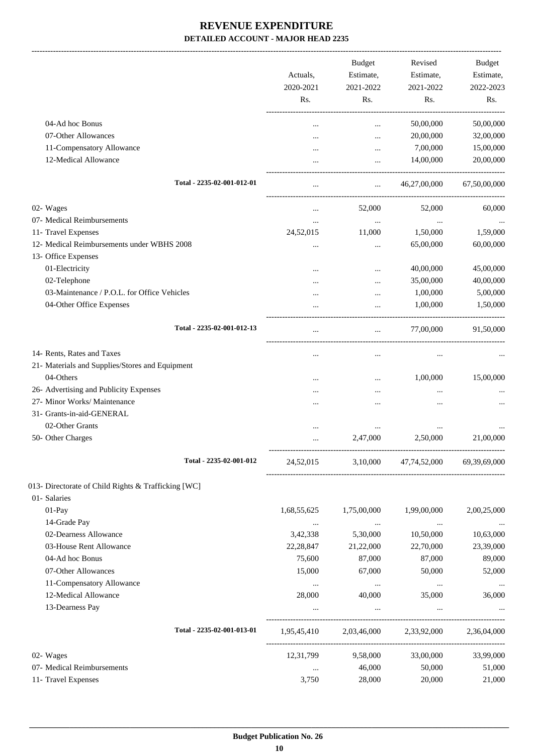# REVENUE EXPENDITURE

**DETAILED ACCOUNT - MAJOR HEAD 2235**

| | Actuals, 2020-2021 Rs. | Budget Estimate, 2021-2022 Rs. | Revised Estimate, 2021-2022 Rs. | Budget Estimate, 2022-2023 Rs. |
|---|---|---|---|---|
| 04-Ad hoc Bonus | ... | ... | 50,00,000 | 50,00,000 |
| 07-Other Allowances | ... | ... | 20,00,000 | 32,00,000 |
| 11-Compensatory Allowance | ... | ... | 7,00,000 | 15,00,000 |
| 12-Medical Allowance | ... | ... | 14,00,000 | 20,00,000 |
| **Total - 2235-02-001-012-01** | ... | ... | 46,27,00,000 | 67,50,00,000 |
| 02- Wages | ... | 52,000 | 52,000 | 60,000 |
| 07- Medical Reimbursements | ... | ... | ... | ... |
| 11- Travel Expenses | 24,52,015 | 11,000 | 1,50,000 | 1,59,000 |
| 12- Medical Reimbursements under WBHS 2008 | ... | ... | 65,00,000 | 60,00,000 |
| 13- Office Expenses | | | | |
| 01-Electricity | ... | ... | 40,00,000 | 45,00,000 |
| 02-Telephone | ... | ... | 35,00,000 | 40,00,000 |
| 03-Maintenance / P.O.L. for Office Vehicles | ... | ... | 1,00,000 | 5,00,000 |
| 04-Other Office Expenses | ... | ... | 1,00,000 | 1,50,000 |
| **Total - 2235-02-001-012-13** | ... | ... | 77,00,000 | 91,50,000 |
| 14- Rents, Rates and Taxes | ... | ... | ... | ... |
| 21- Materials and Supplies/Stores and Equipment | | | | |
| 04-Others | ... | ... | 1,00,000 | 15,00,000 |
| 26- Advertising and Publicity Expenses | ... | ... | ... | ... |
| 27- Minor Works/ Maintenance | ... | ... | ... | ... |
| 31- Grants-in-aid-GENERAL | | | | |
| 02-Other Grants | ... | ... | ... | ... |
| 50- Other Charges | ... | 2,47,000 | 2,50,000 | 21,00,000 |
| **Total - 2235-02-001-012** | 24,52,015 | 3,10,000 | 47,74,52,000 | 69,39,69,000 |
| 013- Directorate of Child Rights & Trafficking [WC] | | | | |
| 01- Salaries | | | | |
| 01-Pay | 1,68,55,625 | 1,75,00,000 | 1,99,00,000 | 2,00,25,000 |
| 14-Grade Pay | ... | ... | ... | ... |
| 02-Dearness Allowance | 3,42,338 | 5,30,000 | 10,50,000 | 10,63,000 |
| 03-House Rent Allowance | 22,28,847 | 21,22,000 | 22,70,000 | 23,39,000 |
| 04-Ad hoc Bonus | 75,600 | 87,000 | 87,000 | 89,000 |
| 07-Other Allowances | 15,000 | 67,000 | 50,000 | 52,000 |
| 11-Compensatory Allowance | ... | ... | ... | ... |
| 12-Medical Allowance | 28,000 | 40,000 | 35,000 | 36,000 |
| 13-Dearness Pay | ... | ... | ... | ... |
| **Total - 2235-02-001-013-01** | 1,95,45,410 | 2,03,46,000 | 2,33,92,000 | 2,36,04,000 |
| 02- Wages | 12,31,799 | 9,58,000 | 33,00,000 | 33,99,000 |
| 07- Medical Reimbursements | ... | 46,000 | 50,000 | 51,000 |
| 11- Travel Expenses | 3,750 | 28,000 | 20,000 | 21,000 |

**Budget Publication No. 26**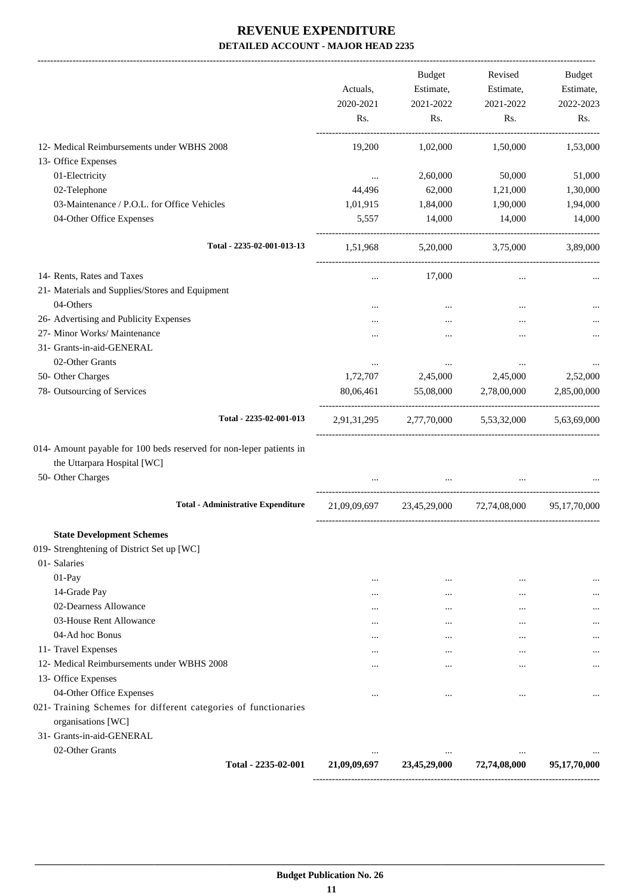# REVENUE EXPENDITURE

### DETAILED ACCOUNT - MAJOR HEAD 2235

| | Actuals, 2020-2021 Rs. | Budget Estimate, 2021-2022 Rs. | Revised Estimate, 2021-2022 Rs. | Budget Estimate, 2022-2023 Rs. |
|---|---|---|---|---|
| 12- Medical Reimbursements under WBHS 2008 | 19,200 | 1,02,000 | 1,50,000 | 1,53,000 |
| 13- Office Expenses | | | | |
| 01-Electricity | ... | 2,60,000 | 50,000 | 51,000 |
| 02-Telephone | 44,496 | 62,000 | 1,21,000 | 1,30,000 |
| 03-Maintenance / P.O.L. for Office Vehicles | 1,01,915 | 1,84,000 | 1,90,000 | 1,94,000 |
| 04-Other Office Expenses | 5,557 | 14,000 | 14,000 | 14,000 |
| **Total - 2235-02-001-013-13** | 1,51,968 | 5,20,000 | 3,75,000 | 3,89,000 |
| 14- Rents, Rates and Taxes | ... | 17,000 | ... | ... |
| 21- Materials and Supplies/Stores and Equipment | | | | |
| 04-Others | ... | ... | ... | ... |
| 26- Advertising and Publicity Expenses | ... | ... | ... | ... |
| 27- Minor Works/ Maintenance | ... | ... | ... | ... |
| 31- Grants-in-aid-GENERAL | | | | |
| 02-Other Grants | ... | ... | ... | ... |
| 50- Other Charges | 1,72,707 | 2,45,000 | 2,45,000 | 2,52,000 |
| 78- Outsourcing of Services | 80,06,461 | 55,08,000 | 2,78,00,000 | 2,85,00,000 |
| **Total - 2235-02-001-013** | 2,91,31,295 | 2,77,70,000 | 5,53,32,000 | 5,63,69,000 |
| 014- Amount payable for 100 beds reserved for non-leper patients in the Uttarpara Hospital [WC] | | | | |
| 50- Other Charges | ... | ... | ... | ... |
| **Total - Administrative Expenditure** | 21,09,09,697 | 23,45,29,000 | 72,74,08,000 | 95,17,70,000 |
| **State Development Schemes** | | | | |
| 019- Strenghtening of District Set up [WC] | | | | |
| 01- Salaries | | | | |
| 01-Pay | ... | ... | ... | ... |
| 14-Grade Pay | ... | ... | ... | ... |
| 02-Dearness Allowance | ... | ... | ... | ... |
| 03-House Rent Allowance | ... | ... | ... | ... |
| 04-Ad hoc Bonus | ... | ... | ... | ... |
| 11- Travel Expenses | ... | ... | ... | ... |
| 12- Medical Reimbursements under WBHS 2008 | ... | ... | ... | ... |
| 13- Office Expenses | | | | |
| 04-Other Office Expenses | ... | ... | ... | ... |
| 021- Training Schemes for different categories of functionaries organisations [WC] | | | | |
| 31- Grants-in-aid-GENERAL | | | | |
| 02-Other Grants | ... | ... | ... | ... |
| **Total - 2235-02-001** | **21,09,09,697** | **23,45,29,000** | **72,74,08,000** | **95,17,70,000** |

**Budget Publication No. 26**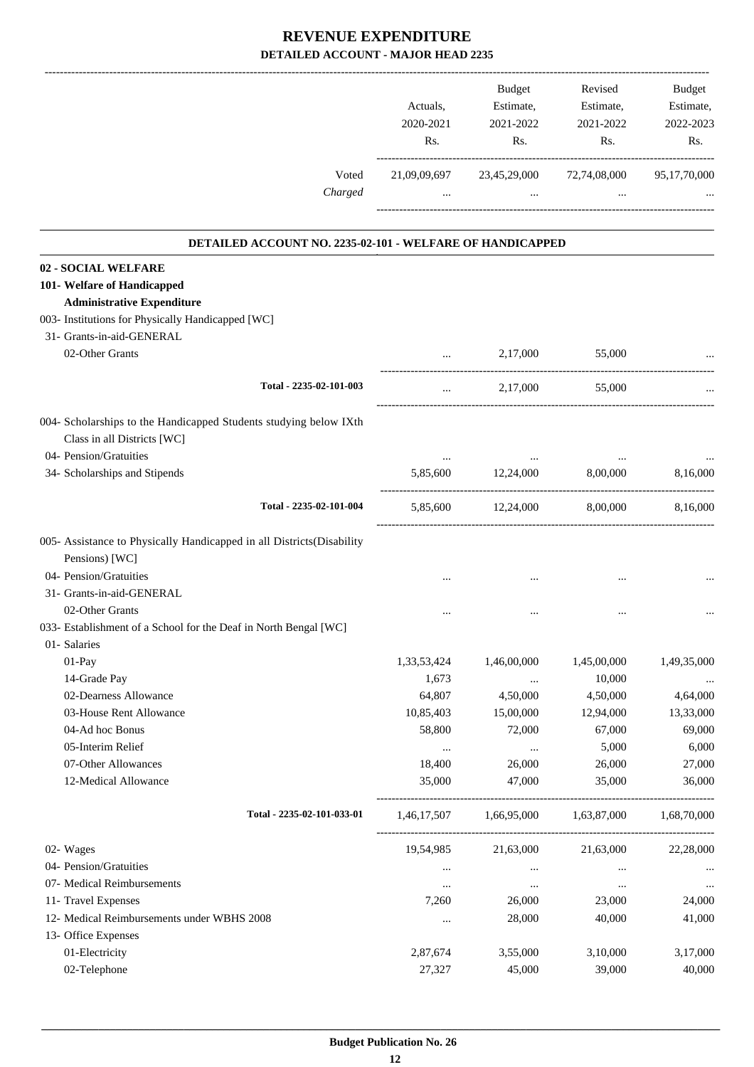# REVENUE EXPENDITURE

## DETAILED ACCOUNT - MAJOR HEAD 2235

| | Actuals, 2020-2021 Rs. | Budget Estimate, 2021-2022 Rs. | Revised Estimate, 2021-2022 Rs. | Budget Estimate, 2022-2023 Rs. |
|---|---|---|---|---|
| Voted | 21,09,09,697 | 23,45,29,000 | 72,74,08,000 | 95,17,70,000 |
| *Charged* | ... | ... | ... | ... |

### DETAILED ACCOUNT NO. 2235-02-101 - WELFARE OF HANDICAPPED

| | Actuals, 2020-2021 Rs. | Budget Estimate, 2021-2022 Rs. | Revised Estimate, 2021-2022 Rs. | Budget Estimate, 2022-2023 Rs. |
|---|---|---|---|---|
| **02 - SOCIAL WELFARE** | | | | |
| **101- Welfare of Handicapped** | | | | |
| **Administrative Expenditure** | | | | |
| 003- Institutions for Physically Handicapped [WC] | | | | |
| 31- Grants-in-aid-GENERAL | | | | |
| 02-Other Grants | ... | 2,17,000 | 55,000 | ... |
| **Total - 2235-02-101-003** | ... | 2,17,000 | 55,000 | ... |
| 004- Scholarships to the Handicapped Students studying below IXth Class in all Districts [WC] | | | | |
| 04- Pension/Gratuities | ... | ... | ... | ... |
| 34- Scholarships and Stipends | 5,85,600 | 12,24,000 | 8,00,000 | 8,16,000 |
| **Total - 2235-02-101-004** | 5,85,600 | 12,24,000 | 8,00,000 | 8,16,000 |
| 005- Assistance to Physically Handicapped in all Districts(Disability Pensions) [WC] | | | | |
| 04- Pension/Gratuities | ... | ... | ... | ... |
| 31- Grants-in-aid-GENERAL | | | | |
| 02-Other Grants | ... | ... | ... | ... |
| 033- Establishment of a School for the Deaf in North Bengal [WC] | | | | |
| 01- Salaries | | | | |
| 01-Pay | 1,33,53,424 | 1,46,00,000 | 1,45,00,000 | 1,49,35,000 |
| 14-Grade Pay | 1,673 | ... | 10,000 | ... |
| 02-Dearness Allowance | 64,807 | 4,50,000 | 4,50,000 | 4,64,000 |
| 03-House Rent Allowance | 10,85,403 | 15,00,000 | 12,94,000 | 13,33,000 |
| 04-Ad hoc Bonus | 58,800 | 72,000 | 67,000 | 69,000 |
| 05-Interim Relief | ... | ... | 5,000 | 6,000 |
| 07-Other Allowances | 18,400 | 26,000 | 26,000 | 27,000 |
| 12-Medical Allowance | 35,000 | 47,000 | 35,000 | 36,000 |
| **Total - 2235-02-101-033-01** | 1,46,17,507 | 1,66,95,000 | 1,63,87,000 | 1,68,70,000 |
| 02- Wages | 19,54,985 | 21,63,000 | 21,63,000 | 22,28,000 |
| 04- Pension/Gratuities | ... | ... | ... | ... |
| 07- Medical Reimbursements | ... | ... | ... | ... |
| 11- Travel Expenses | 7,260 | 26,000 | 23,000 | 24,000 |
| 12- Medical Reimbursements under WBHS 2008 | ... | 28,000 | 40,000 | 41,000 |
| 13- Office Expenses | | | | |
| 01-Electricity | 2,87,674 | 3,55,000 | 3,10,000 | 3,17,000 |
| 02-Telephone | 27,327 | 45,000 | 39,000 | 40,000 |

**Budget Publication No. 26**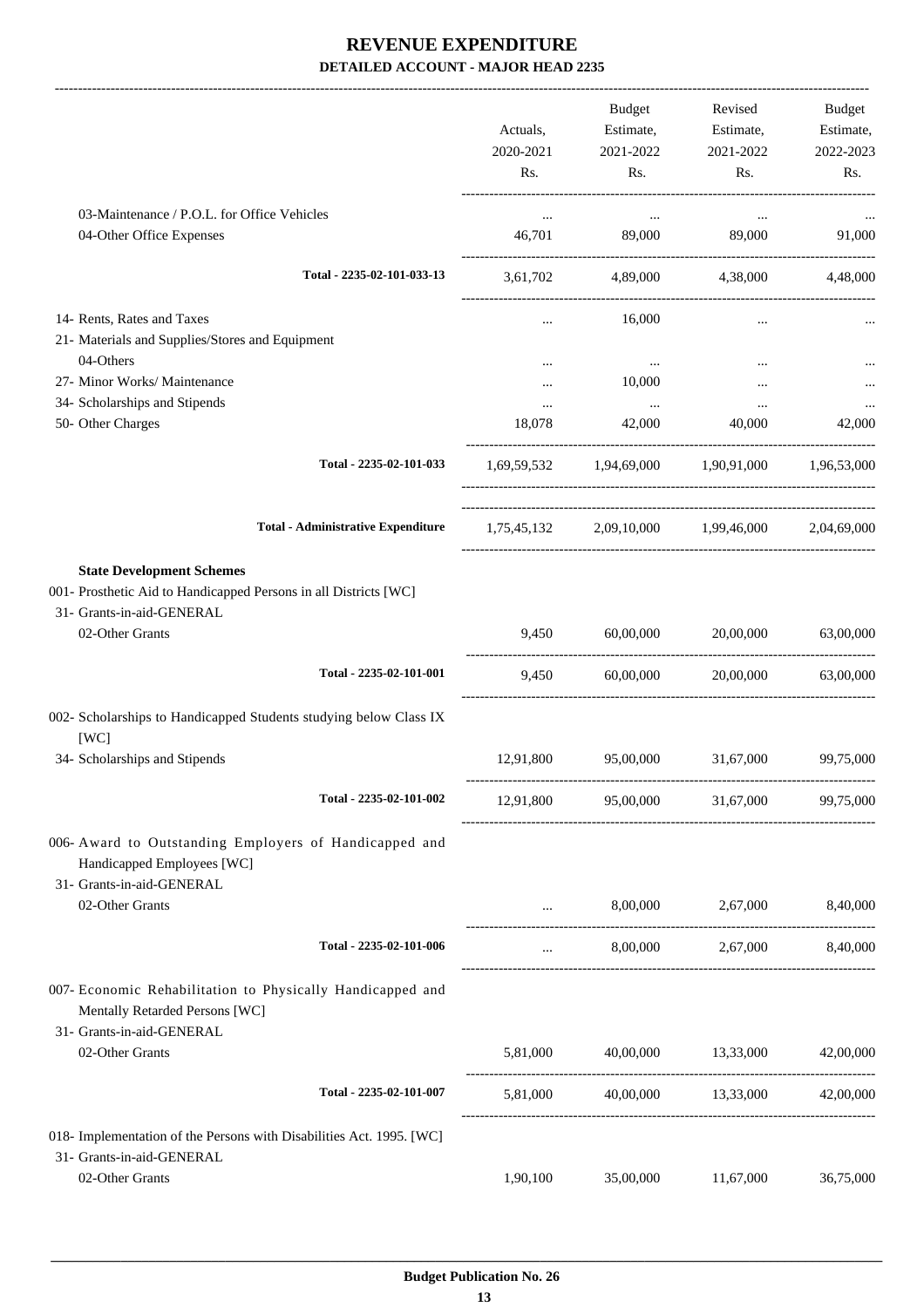# REVENUE EXPENDITURE

## DETAILED ACCOUNT - MAJOR HEAD 2235

| | Actuals, 2020-2021 Rs. | Budget Estimate, 2021-2022 Rs. | Revised Estimate, 2021-2022 Rs. | Budget Estimate, 2022-2023 Rs. |
|---|---|---|---|---|
| 03-Maintenance / P.O.L. for Office Vehicles | ... | ... | ... | ... |
| 04-Other Office Expenses | 46,701 | 89,000 | 89,000 | 91,000 |
| **Total - 2235-02-101-033-13** | 3,61,702 | 4,89,000 | 4,38,000 | 4,48,000 |
| 14- Rents, Rates and Taxes | ... | 16,000 | ... | ... |
| 21- Materials and Supplies/Stores and Equipment | | | | |
| 04-Others | ... | ... | ... | ... |
| 27- Minor Works/ Maintenance | ... | 10,000 | ... | ... |
| 34- Scholarships and Stipends | ... | ... | ... | ... |
| 50- Other Charges | 18,078 | 42,000 | 40,000 | 42,000 |
| **Total - 2235-02-101-033** | 1,69,59,532 | 1,94,69,000 | 1,90,91,000 | 1,96,53,000 |
| **Total - Administrative Expenditure** | 1,75,45,132 | 2,09,10,000 | 1,99,46,000 | 2,04,69,000 |
| **State Development Schemes** | | | | |
| 001- Prosthetic Aid to Handicapped Persons in all Districts [WC] | | | | |
| 31- Grants-in-aid-GENERAL | | | | |
| 02-Other Grants | 9,450 | 60,00,000 | 20,00,000 | 63,00,000 |
| **Total - 2235-02-101-001** | 9,450 | 60,00,000 | 20,00,000 | 63,00,000 |
| 002- Scholarships to Handicapped Students studying below Class IX [WC] | | | | |
| 34- Scholarships and Stipends | 12,91,800 | 95,00,000 | 31,67,000 | 99,75,000 |
| **Total - 2235-02-101-002** | 12,91,800 | 95,00,000 | 31,67,000 | 99,75,000 |
| 006- Award to Outstanding Employers of Handicapped and Handicapped Employees [WC] | | | | |
| 31- Grants-in-aid-GENERAL | | | | |
| 02-Other Grants | ... | 8,00,000 | 2,67,000 | 8,40,000 |
| **Total - 2235-02-101-006** | ... | 8,00,000 | 2,67,000 | 8,40,000 |
| 007- Economic Rehabilitation to Physically Handicapped and Mentally Retarded Persons [WC] | | | | |
| 31- Grants-in-aid-GENERAL | | | | |
| 02-Other Grants | 5,81,000 | 40,00,000 | 13,33,000 | 42,00,000 |
| **Total - 2235-02-101-007** | 5,81,000 | 40,00,000 | 13,33,000 | 42,00,000 |
| 018- Implementation of the Persons with Disabilities Act. 1995. [WC] | | | | |
| 31- Grants-in-aid-GENERAL | | | | |
| 02-Other Grants | 1,90,100 | 35,00,000 | 11,67,000 | 36,75,000 |

**Budget Publication No. 26**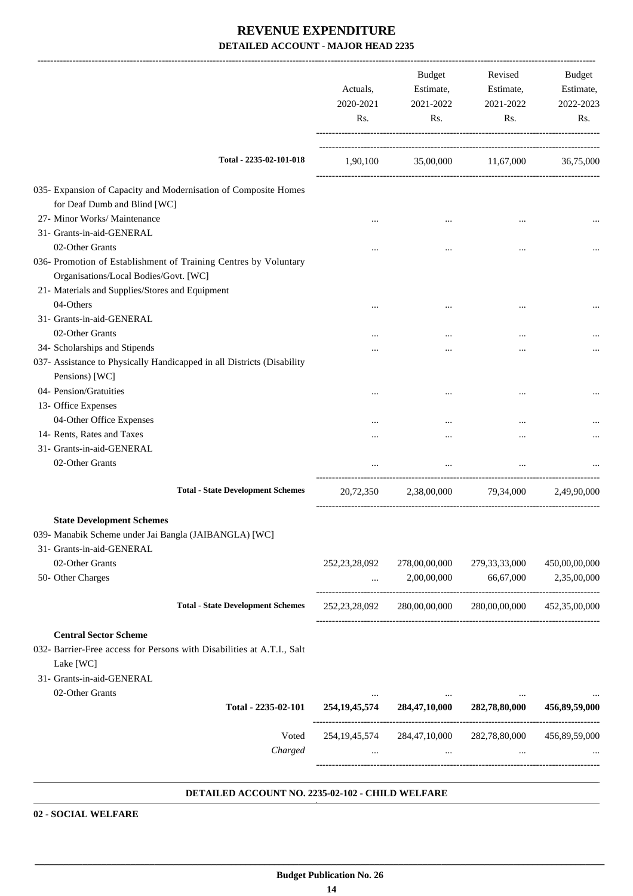# REVENUE EXPENDITURE

## DETAILED ACCOUNT - MAJOR HEAD 2235

| | Actuals, 2020-2021 Rs. | Budget Estimate, 2021-2022 Rs. | Revised Estimate, 2021-2022 Rs. | Budget Estimate, 2022-2023 Rs. |
|---|---|---|---|---|
| **Total - 2235-02-101-018** | 1,90,100 | 35,00,000 | 11,67,000 | 36,75,000 |
| 035- Expansion of Capacity and Modernisation of Composite Homes for Deaf Dumb and Blind [WC] | | | | |
| 27- Minor Works/ Maintenance | ... | ... | ... | ... |
| 31- Grants-in-aid-GENERAL | | | | |
| 02-Other Grants | ... | ... | ... | ... |
| 036- Promotion of Establishment of Training Centres by Voluntary Organisations/Local Bodies/Govt. [WC] | | | | |
| 21- Materials and Supplies/Stores and Equipment | | | | |
| 04-Others | ... | ... | ... | ... |
| 31- Grants-in-aid-GENERAL | | | | |
| 02-Other Grants | ... | ... | ... | ... |
| 34- Scholarships and Stipends | ... | ... | ... | ... |
| 037- Assistance to Physically Handicapped in all Districts (Disability Pensions) [WC] | | | | |
| 04- Pension/Gratuities | ... | ... | ... | ... |
| 13- Office Expenses | | | | |
| 04-Other Office Expenses | ... | ... | ... | ... |
| 14- Rents, Rates and Taxes | ... | ... | ... | ... |
| 31- Grants-in-aid-GENERAL | | | | |
| 02-Other Grants | ... | ... | ... | ... |
| **Total - State Development Schemes** | 20,72,350 | 2,38,00,000 | 79,34,000 | 2,49,90,000 |
| **State Development Schemes** | | | | |
| 039- Manabik Scheme under Jai Bangla (JAIBANGLA) [WC] | | | | |
| 31- Grants-in-aid-GENERAL | | | | |
| 02-Other Grants | 252,23,28,092 | 278,00,00,000 | 279,33,33,000 | 450,00,00,000 |
| 50- Other Charges | ... | 2,00,00,000 | 66,67,000 | 2,35,00,000 |
| **Total - State Development Schemes** | 252,23,28,092 | 280,00,00,000 | 280,00,00,000 | 452,35,00,000 |
| **Central Sector Scheme** | | | | |
| 032- Barrier-Free access for Persons with Disabilities at A.T.I., Salt Lake [WC] | | | | |
| 31- Grants-in-aid-GENERAL | | | | |
| 02-Other Grants | ... | ... | ... | ... |
| **Total - 2235-02-101** | **254,19,45,574** | **284,47,10,000** | **282,78,80,000** | **456,89,59,000** |
| Voted | 254,19,45,574 | 284,47,10,000 | 282,78,80,000 | 456,89,59,000 |
| *Charged* | ... | ... | ... | ... |

### DETAILED ACCOUNT NO. 2235-02-102 - CHILD WELFARE

**02 - SOCIAL WELFARE**

**Budget Publication No. 26**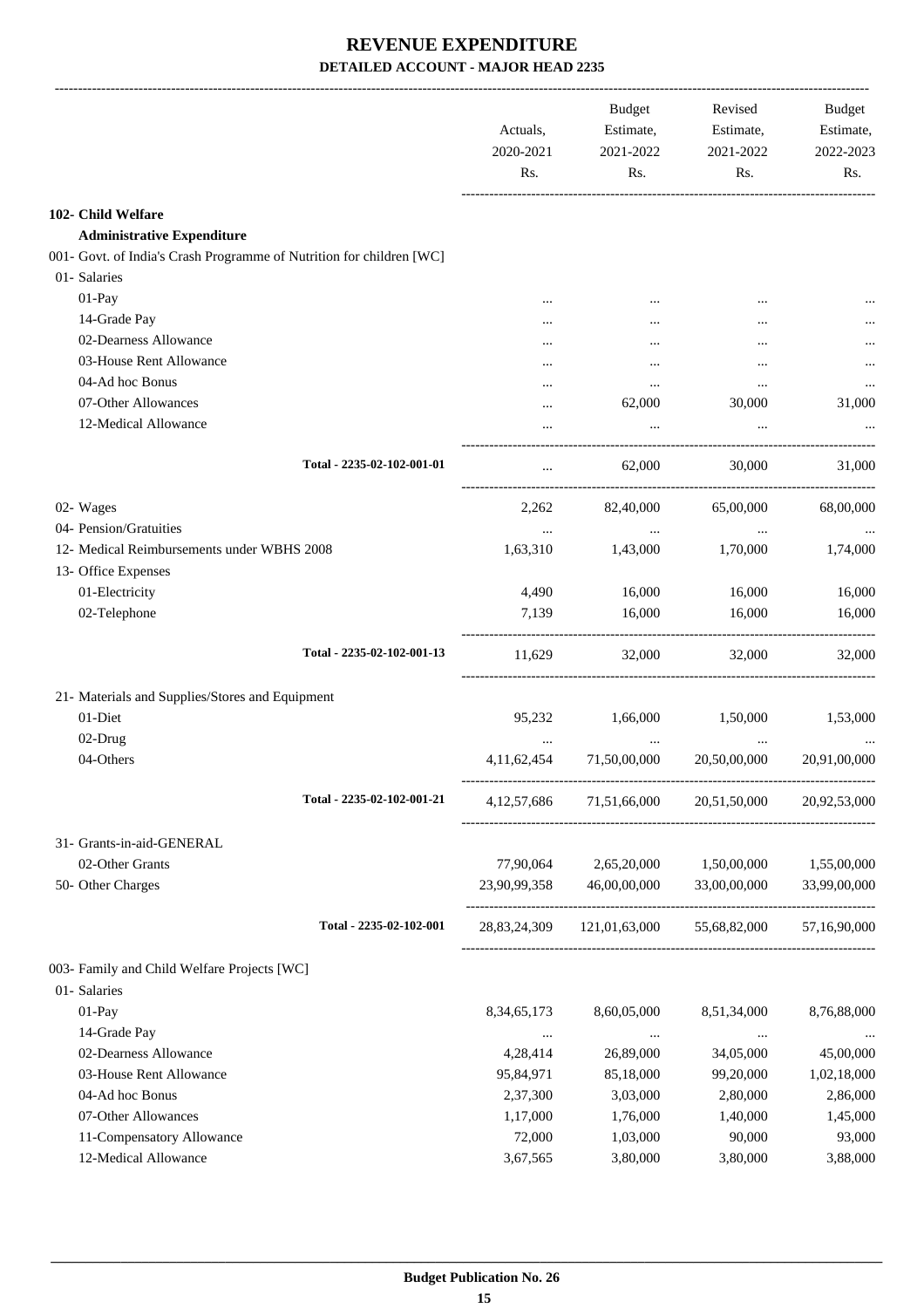# REVENUE EXPENDITURE

## DETAILED ACCOUNT - MAJOR HEAD 2235

| | Actuals, 2020-2021 Rs. | Budget Estimate, 2021-2022 Rs. | Revised Estimate, 2021-2022 Rs. | Budget Estimate, 2022-2023 Rs. |
|---|---|---|---|---|
| **102- Child Welfare** | | | | |
| **Administrative Expenditure** | | | | |
| 001- Govt. of India's Crash Programme of Nutrition for children [WC] | | | | |
| 01- Salaries | | | | |
| 01-Pay | ... | ... | ... | ... |
| 14-Grade Pay | ... | ... | ... | ... |
| 02-Dearness Allowance | ... | ... | ... | ... |
| 03-House Rent Allowance | ... | ... | ... | ... |
| 04-Ad hoc Bonus | ... | ... | ... | ... |
| 07-Other Allowances | ... | 62,000 | 30,000 | 31,000 |
| 12-Medical Allowance | ... | ... | ... | ... |
| **Total - 2235-02-102-001-01** | ... | 62,000 | 30,000 | 31,000 |
| 02- Wages | 2,262 | 82,40,000 | 65,00,000 | 68,00,000 |
| 04- Pension/Gratuities | ... | ... | ... | ... |
| 12- Medical Reimbursements under WBHS 2008 | 1,63,310 | 1,43,000 | 1,70,000 | 1,74,000 |
| 13- Office Expenses | | | | |
| 01-Electricity | 4,490 | 16,000 | 16,000 | 16,000 |
| 02-Telephone | 7,139 | 16,000 | 16,000 | 16,000 |
| **Total - 2235-02-102-001-13** | 11,629 | 32,000 | 32,000 | 32,000 |
| 21- Materials and Supplies/Stores and Equipment | | | | |
| 01-Diet | 95,232 | 1,66,000 | 1,50,000 | 1,53,000 |
| 02-Drug | ... | ... | ... | ... |
| 04-Others | 4,11,62,454 | 71,50,00,000 | 20,50,00,000 | 20,91,00,000 |
| **Total - 2235-02-102-001-21** | 4,12,57,686 | 71,51,66,000 | 20,51,50,000 | 20,92,53,000 |
| 31- Grants-in-aid-GENERAL | | | | |
| 02-Other Grants | 77,90,064 | 2,65,20,000 | 1,50,00,000 | 1,55,00,000 |
| 50- Other Charges | 23,90,99,358 | 46,00,00,000 | 33,00,00,000 | 33,99,00,000 |
| **Total - 2235-02-102-001** | 28,83,24,309 | 121,01,63,000 | 55,68,82,000 | 57,16,90,000 |
| 003- Family and Child Welfare Projects [WC] | | | | |
| 01- Salaries | | | | |
| 01-Pay | 8,34,65,173 | 8,60,05,000 | 8,51,34,000 | 8,76,88,000 |
| 14-Grade Pay | ... | ... | ... | ... |
| 02-Dearness Allowance | 4,28,414 | 26,89,000 | 34,05,000 | 45,00,000 |
| 03-House Rent Allowance | 95,84,971 | 85,18,000 | 99,20,000 | 1,02,18,000 |
| 04-Ad hoc Bonus | 2,37,300 | 3,03,000 | 2,80,000 | 2,86,000 |
| 07-Other Allowances | 1,17,000 | 1,76,000 | 1,40,000 | 1,45,000 |
| 11-Compensatory Allowance | 72,000 | 1,03,000 | 90,000 | 93,000 |
| 12-Medical Allowance | 3,67,565 | 3,80,000 | 3,80,000 | 3,88,000 |

Budget Publication No. 26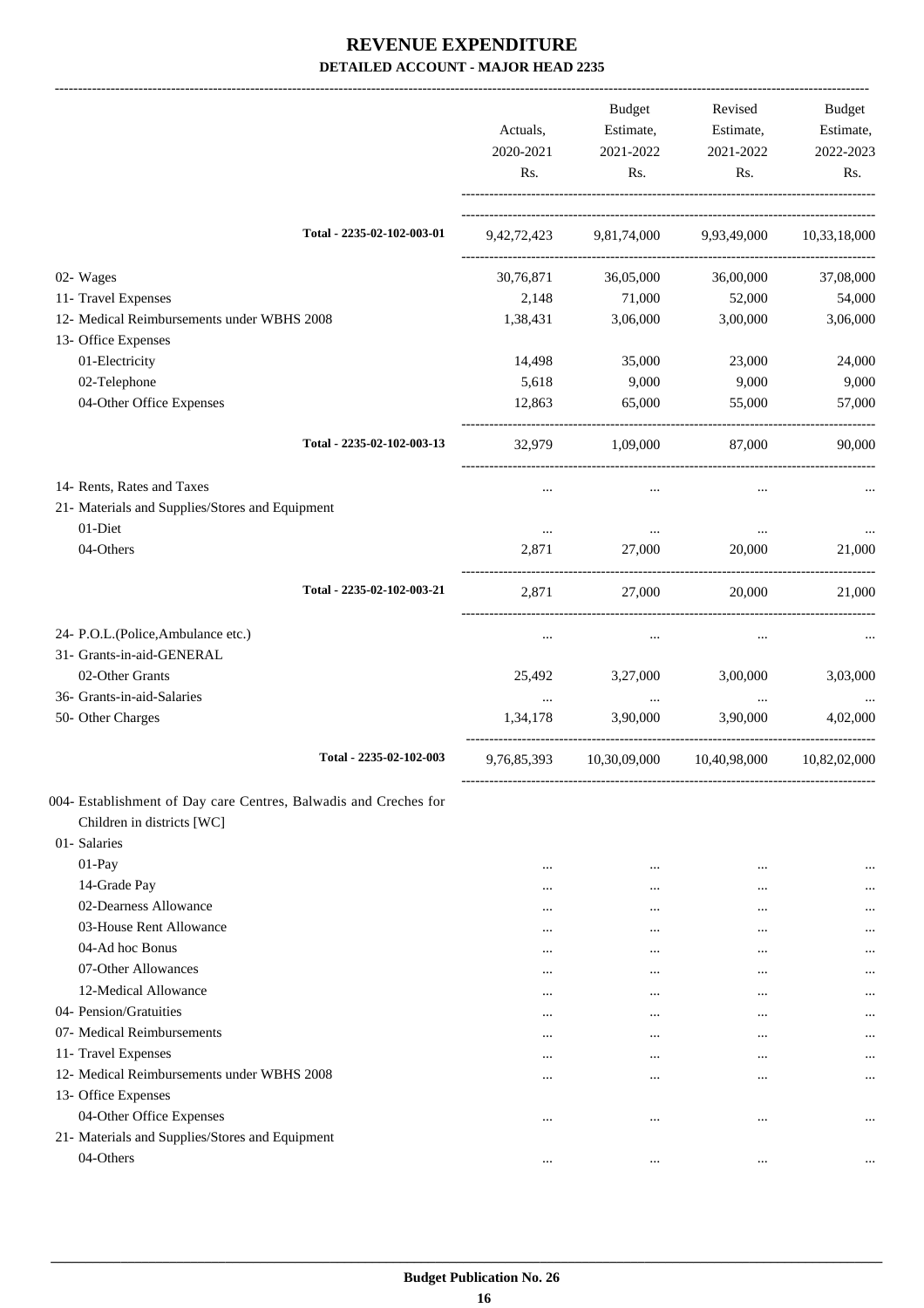# REVENUE EXPENDITURE

## DETAILED ACCOUNT - MAJOR HEAD 2235

| | Actuals, 2020-2021 Rs. | Budget Estimate, 2021-2022 Rs. | Revised Estimate, 2021-2022 Rs. | Budget Estimate, 2022-2023 Rs. |
|---|---|---|---|---|
| Total - 2235-02-102-003-01 | 9,42,72,423 | 9,81,74,000 | 9,93,49,000 | 10,33,18,000 |
| 02- Wages | 30,76,871 | 36,05,000 | 36,00,000 | 37,08,000 |
| 11- Travel Expenses | 2,148 | 71,000 | 52,000 | 54,000 |
| 12- Medical Reimbursements under WBHS 2008 | 1,38,431 | 3,06,000 | 3,00,000 | 3,06,000 |
| 13- Office Expenses | | | | |
| 01-Electricity | 14,498 | 35,000 | 23,000 | 24,000 |
| 02-Telephone | 5,618 | 9,000 | 9,000 | 9,000 |
| 04-Other Office Expenses | 12,863 | 65,000 | 55,000 | 57,000 |
| Total - 2235-02-102-003-13 | 32,979 | 1,09,000 | 87,000 | 90,000 |
| 14- Rents, Rates and Taxes | ... | ... | ... | ... |
| 21- Materials and Supplies/Stores and Equipment | | | | |
| 01-Diet | ... | ... | ... | ... |
| 04-Others | 2,871 | 27,000 | 20,000 | 21,000 |
| Total - 2235-02-102-003-21 | 2,871 | 27,000 | 20,000 | 21,000 |
| 24- P.O.L.(Police,Ambulance etc.) | ... | ... | ... | ... |
| 31- Grants-in-aid-GENERAL | | | | |
| 02-Other Grants | 25,492 | 3,27,000 | 3,00,000 | 3,03,000 |
| 36- Grants-in-aid-Salaries | ... | ... | ... | ... |
| 50- Other Charges | 1,34,178 | 3,90,000 | 3,90,000 | 4,02,000 |
| Total - 2235-02-102-003 | 9,76,85,393 | 10,30,09,000 | 10,40,98,000 | 10,82,02,000 |
| 004- Establishment of Day care Centres, Balwadis and Creches for Children in districts [WC] | | | | |
| 01- Salaries | | | | |
| 01-Pay | ... | ... | ... | ... |
| 14-Grade Pay | ... | ... | ... | ... |
| 02-Dearness Allowance | ... | ... | ... | ... |
| 03-House Rent Allowance | ... | ... | ... | ... |
| 04-Ad hoc Bonus | ... | ... | ... | ... |
| 07-Other Allowances | ... | ... | ... | ... |
| 12-Medical Allowance | ... | ... | ... | ... |
| 04- Pension/Gratuities | ... | ... | ... | ... |
| 07- Medical Reimbursements | ... | ... | ... | ... |
| 11- Travel Expenses | ... | ... | ... | ... |
| 12- Medical Reimbursements under WBHS 2008 | ... | ... | ... | ... |
| 13- Office Expenses | | | | |
| 04-Other Office Expenses | ... | ... | ... | ... |
| 21- Materials and Supplies/Stores and Equipment | | | | |
| 04-Others | ... | ... | ... | ... |

Budget Publication No. 26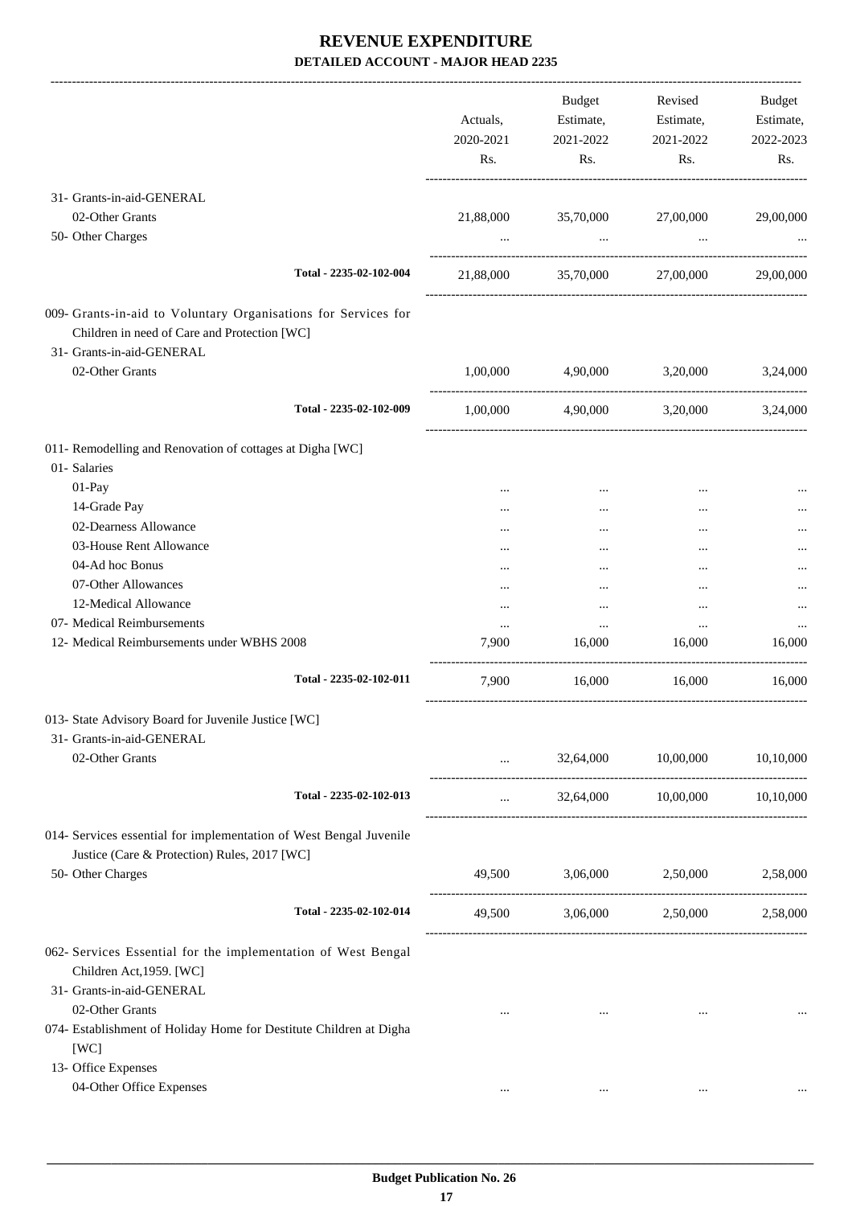# REVENUE EXPENDITURE

**DETAILED ACCOUNT - MAJOR HEAD 2235**

| | Actuals, 2020-2021 Rs. | Budget Estimate, 2021-2022 Rs. | Revised Estimate, 2021-2022 Rs. | Budget Estimate, 2022-2023 Rs. |
|---|---|---|---|---|
| 31- Grants-in-aid-GENERAL | | | | |
| 02-Other Grants | 21,88,000 | 35,70,000 | 27,00,000 | 29,00,000 |
| 50- Other Charges | ... | ... | ... | ... |
| Total - 2235-02-102-004 | 21,88,000 | 35,70,000 | 27,00,000 | 29,00,000 |
| 009- Grants-in-aid to Voluntary Organisations for Services for Children in need of Care and Protection [WC] | | | | |
| 31- Grants-in-aid-GENERAL | | | | |
| 02-Other Grants | 1,00,000 | 4,90,000 | 3,20,000 | 3,24,000 |
| Total - 2235-02-102-009 | 1,00,000 | 4,90,000 | 3,20,000 | 3,24,000 |
| 011- Remodelling and Renovation of cottages at Digha [WC] | | | | |
| 01- Salaries | | | | |
| 01-Pay | ... | ... | ... | ... |
| 14-Grade Pay | ... | ... | ... | ... |
| 02-Dearness Allowance | ... | ... | ... | ... |
| 03-House Rent Allowance | ... | ... | ... | ... |
| 04-Ad hoc Bonus | ... | ... | ... | ... |
| 07-Other Allowances | ... | ... | ... | ... |
| 12-Medical Allowance | ... | ... | ... | ... |
| 07- Medical Reimbursements | ... | ... | ... | ... |
| 12- Medical Reimbursements under WBHS 2008 | 7,900 | 16,000 | 16,000 | 16,000 |
| Total - 2235-02-102-011 | 7,900 | 16,000 | 16,000 | 16,000 |
| 013- State Advisory Board for Juvenile Justice [WC] | | | | |
| 31- Grants-in-aid-GENERAL | | | | |
| 02-Other Grants | ... | 32,64,000 | 10,00,000 | 10,10,000 |
| Total - 2235-02-102-013 | ... | 32,64,000 | 10,00,000 | 10,10,000 |
| 014- Services essential for implementation of West Bengal Juvenile Justice (Care & Protection) Rules, 2017 [WC] | | | | |
| 50- Other Charges | 49,500 | 3,06,000 | 2,50,000 | 2,58,000 |
| Total - 2235-02-102-014 | 49,500 | 3,06,000 | 2,50,000 | 2,58,000 |
| 062- Services Essential for the implementation of West Bengal Children Act,1959. [WC] | | | | |
| 31- Grants-in-aid-GENERAL | | | | |
| 02-Other Grants | ... | ... | ... | ... |
| 074- Establishment of Holiday Home for Destitute Children at Digha [WC] | | | | |
| 13- Office Expenses | | | | |
| 04-Other Office Expenses | ... | ... | ... | ... |

**Budget Publication No. 26**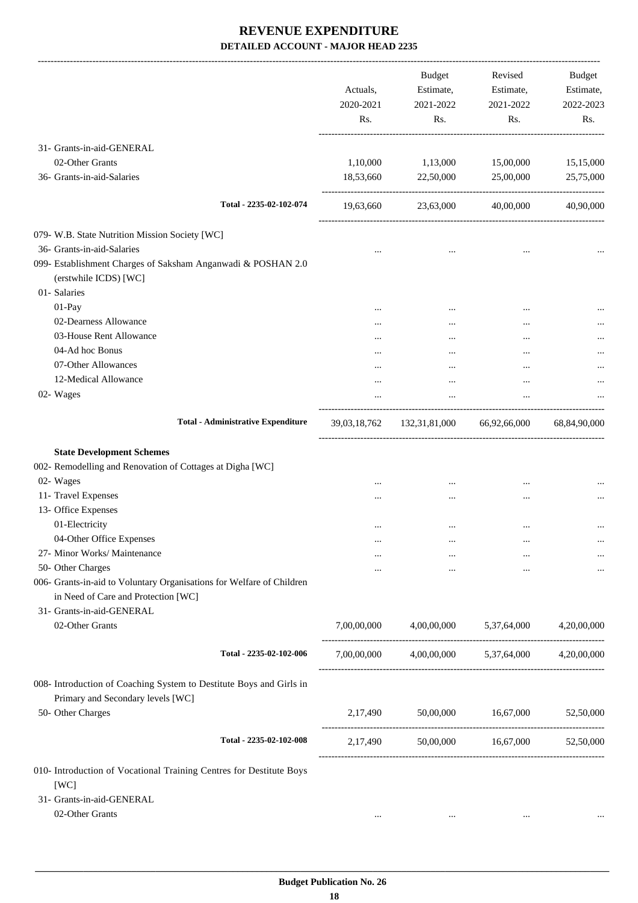# REVENUE EXPENDITURE

## DETAILED ACCOUNT - MAJOR HEAD 2235

| | Actuals, 2020-2021 Rs. | Budget Estimate, 2021-2022 Rs. | Revised Estimate, 2021-2022 Rs. | Budget Estimate, 2022-2023 Rs. |
|---|---|---|---|---|
| 31- Grants-in-aid-GENERAL | | | | |
| 02-Other Grants | 1,10,000 | 1,13,000 | 15,00,000 | 15,15,000 |
| 36- Grants-in-aid-Salaries | 18,53,660 | 22,50,000 | 25,00,000 | 25,75,000 |
| Total - 2235-02-102-074 | 19,63,660 | 23,63,000 | 40,00,000 | 40,90,000 |
| 079- W.B. State Nutrition Mission Society [WC] | | | | |
| 36- Grants-in-aid-Salaries | ... | ... | ... | ... |
| 099- Establishment Charges of Saksham Anganwadi & POSHAN 2.0 (erstwhile ICDS) [WC] | | | | |
| 01- Salaries | | | | |
| 01-Pay | ... | ... | ... | ... |
| 02-Dearness Allowance | ... | ... | ... | ... |
| 03-House Rent Allowance | ... | ... | ... | ... |
| 04-Ad hoc Bonus | ... | ... | ... | ... |
| 07-Other Allowances | ... | ... | ... | ... |
| 12-Medical Allowance | ... | ... | ... | ... |
| 02- Wages | ... | ... | ... | ... |
| **Total - Administrative Expenditure** | 39,03,18,762 | 132,31,81,000 | 66,92,66,000 | 68,84,90,000 |
| **State Development Schemes** | | | | |
| 002- Remodelling and Renovation of Cottages at Digha [WC] | | | | |
| 02- Wages | ... | ... | ... | ... |
| 11- Travel Expenses | ... | ... | ... | ... |
| 13- Office Expenses | | | | |
| 01-Electricity | ... | ... | ... | ... |
| 04-Other Office Expenses | ... | ... | ... | ... |
| 27- Minor Works/ Maintenance | ... | ... | ... | ... |
| 50- Other Charges | ... | ... | ... | ... |
| 006- Grants-in-aid to Voluntary Organisations for Welfare of Children in Need of Care and Protection [WC] | | | | |
| 31- Grants-in-aid-GENERAL | | | | |
| 02-Other Grants | 7,00,00,000 | 4,00,00,000 | 5,37,64,000 | 4,20,00,000 |
| Total - 2235-02-102-006 | 7,00,00,000 | 4,00,00,000 | 5,37,64,000 | 4,20,00,000 |
| 008- Introduction of Coaching System to Destitute Boys and Girls in Primary and Secondary levels [WC] | | | | |
| 50- Other Charges | 2,17,490 | 50,00,000 | 16,67,000 | 52,50,000 |
| Total - 2235-02-102-008 | 2,17,490 | 50,00,000 | 16,67,000 | 52,50,000 |
| 010- Introduction of Vocational Training Centres for Destitute Boys [WC] | | | | |
| 31- Grants-in-aid-GENERAL | | | | |
| 02-Other Grants | ... | ... | ... | ... |

Budget Publication No. 26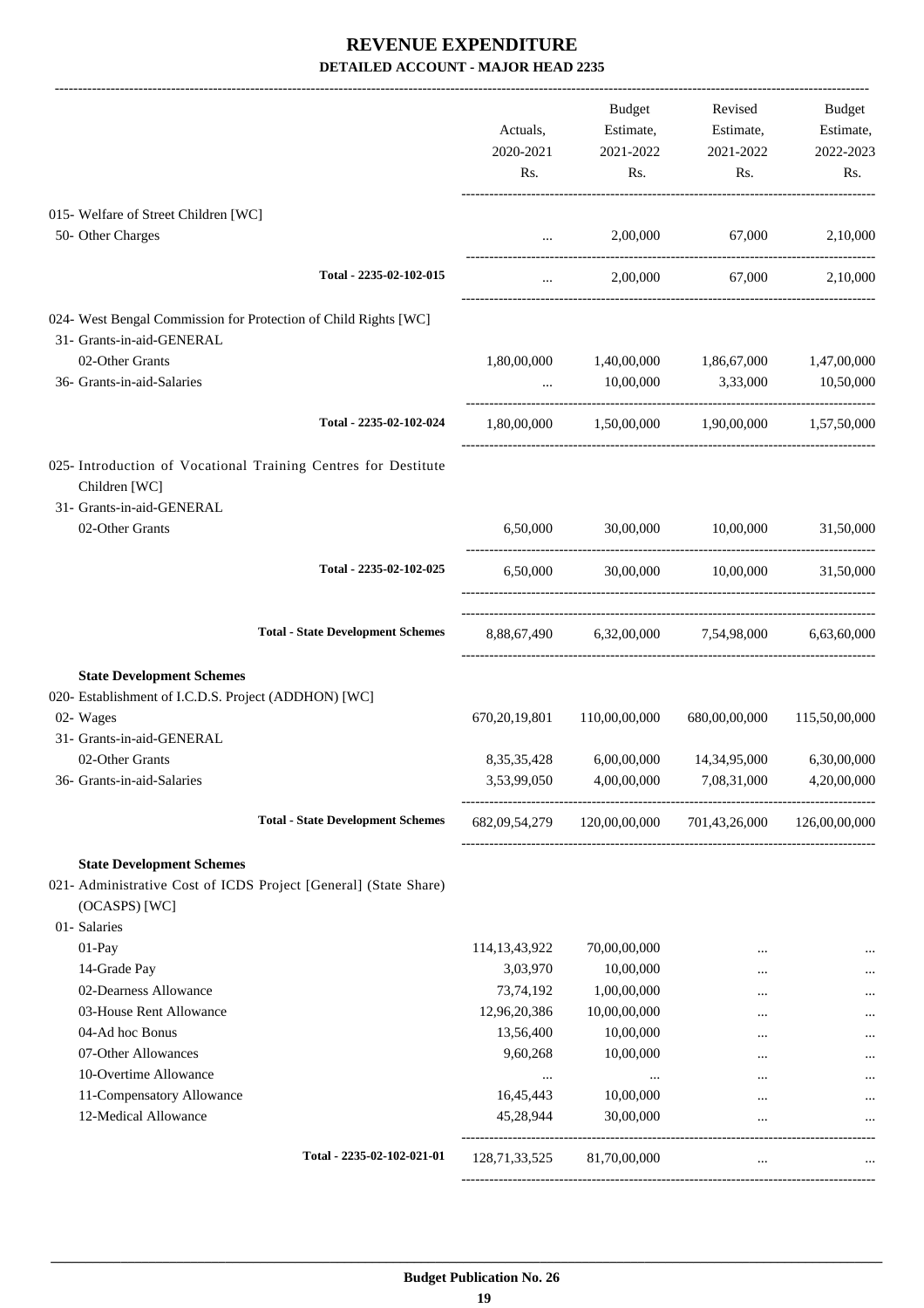# REVENUE EXPENDITURE

## DETAILED ACCOUNT - MAJOR HEAD 2235

| | Actuals, 2020-2021 Rs. | Budget Estimate, 2021-2022 Rs. | Revised Estimate, 2021-2022 Rs. | Budget Estimate, 2022-2023 Rs. |
|---|---|---|---|---|
| 015- Welfare of Street Children [WC] | | | | |
| 50- Other Charges | ... | 2,00,000 | 67,000 | 2,10,000 |
| Total - 2235-02-102-015 | ... | 2,00,000 | 67,000 | 2,10,000 |
| 024- West Bengal Commission for Protection of Child Rights [WC] | | | | |
| 31- Grants-in-aid-GENERAL | | | | |
| 02-Other Grants | 1,80,00,000 | 1,40,00,000 | 1,86,67,000 | 1,47,00,000 |
| 36- Grants-in-aid-Salaries | ... | 10,00,000 | 3,33,000 | 10,50,000 |
| Total - 2235-02-102-024 | 1,80,00,000 | 1,50,00,000 | 1,90,00,000 | 1,57,50,000 |
| 025- Introduction of Vocational Training Centres for Destitute Children [WC] | | | | |
| 31- Grants-in-aid-GENERAL | | | | |
| 02-Other Grants | 6,50,000 | 30,00,000 | 10,00,000 | 31,50,000 |
| Total - 2235-02-102-025 | 6,50,000 | 30,00,000 | 10,00,000 | 31,50,000 |
| Total - State Development Schemes | 8,88,67,490 | 6,32,00,000 | 7,54,98,000 | 6,63,60,000 |
| **State Development Schemes** | | | | |
| 020- Establishment of I.C.D.S. Project (ADDHON) [WC] | | | | |
| 02- Wages | 670,20,19,801 | 110,00,00,000 | 680,00,00,000 | 115,50,00,000 |
| 31- Grants-in-aid-GENERAL | | | | |
| 02-Other Grants | 8,35,35,428 | 6,00,00,000 | 14,34,95,000 | 6,30,00,000 |
| 36- Grants-in-aid-Salaries | 3,53,99,050 | 4,00,00,000 | 7,08,31,000 | 4,20,00,000 |
| Total - State Development Schemes | 682,09,54,279 | 120,00,00,000 | 701,43,26,000 | 126,00,00,000 |
| **State Development Schemes** | | | | |
| 021- Administrative Cost of ICDS Project [General] (State Share) (OCASPS) [WC] | | | | |
| 01- Salaries | | | | |
| 01-Pay | 114,13,43,922 | 70,00,00,000 | ... | ... |
| 14-Grade Pay | 3,03,970 | 10,00,000 | ... | ... |
| 02-Dearness Allowance | 73,74,192 | 1,00,00,000 | ... | ... |
| 03-House Rent Allowance | 12,96,20,386 | 10,00,00,000 | ... | ... |
| 04-Ad hoc Bonus | 13,56,400 | 10,00,000 | ... | ... |
| 07-Other Allowances | 9,60,268 | 10,00,000 | ... | ... |
| 10-Overtime Allowance | ... | ... | ... | ... |
| 11-Compensatory Allowance | 16,45,443 | 10,00,000 | ... | ... |
| 12-Medical Allowance | 45,28,944 | 30,00,000 | ... | ... |
| Total - 2235-02-102-021-01 | 128,71,33,525 | 81,70,00,000 | ... | ... |

Budget Publication No. 26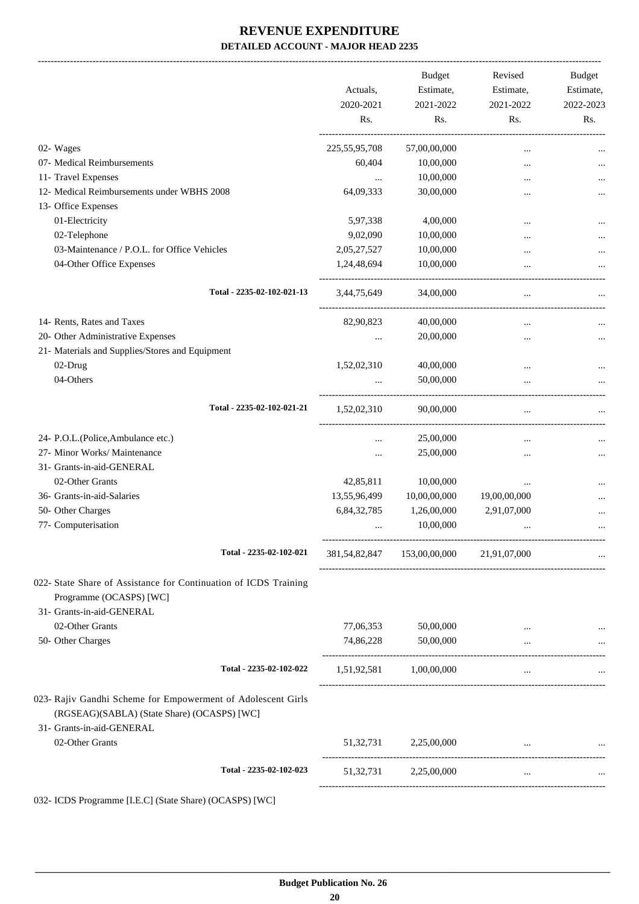# REVENUE EXPENDITURE

**DETAILED ACCOUNT - MAJOR HEAD 2235**

| | Actuals, 2020-2021 Rs. | Budget Estimate, 2021-2022 Rs. | Revised Estimate, 2021-2022 Rs. | Budget Estimate, 2022-2023 Rs. |
|---|---|---|---|---|
| 02- Wages | 225,55,95,708 | 57,00,00,000 | ... | ... |
| 07- Medical Reimbursements | 60,404 | 10,00,000 | ... | ... |
| 11- Travel Expenses | ... | 10,00,000 | ... | ... |
| 12- Medical Reimbursements under WBHS 2008 | 64,09,333 | 30,00,000 | ... | ... |
| 13- Office Expenses | | | | |
| 01-Electricity | 5,97,338 | 4,00,000 | ... | ... |
| 02-Telephone | 9,02,090 | 10,00,000 | ... | ... |
| 03-Maintenance / P.O.L. for Office Vehicles | 2,05,27,527 | 10,00,000 | ... | ... |
| 04-Other Office Expenses | 1,24,48,694 | 10,00,000 | ... | ... |
| Total - 2235-02-102-021-13 | 3,44,75,649 | 34,00,000 | ... | ... |
| 14- Rents, Rates and Taxes | 82,90,823 | 40,00,000 | ... | ... |
| 20- Other Administrative Expenses | ... | 20,00,000 | ... | ... |
| 21- Materials and Supplies/Stores and Equipment | | | | |
| 02-Drug | 1,52,02,310 | 40,00,000 | ... | ... |
| 04-Others | ... | 50,00,000 | ... | ... |
| Total - 2235-02-102-021-21 | 1,52,02,310 | 90,00,000 | ... | ... |
| 24- P.O.L.(Police,Ambulance etc.) | ... | 25,00,000 | ... | ... |
| 27- Minor Works/ Maintenance | ... | 25,00,000 | ... | ... |
| 31- Grants-in-aid-GENERAL | | | | |
| 02-Other Grants | 42,85,811 | 10,00,000 | ... | ... |
| 36- Grants-in-aid-Salaries | 13,55,96,499 | 10,00,00,000 | 19,00,00,000 | ... |
| 50- Other Charges | 6,84,32,785 | 1,26,00,000 | 2,91,07,000 | ... |
| 77- Computerisation | ... | 10,00,000 | ... | ... |
| Total - 2235-02-102-021 | 381,54,82,847 | 153,00,00,000 | 21,91,07,000 | ... |
| 022- State Share of Assistance for Continuation of ICDS Training Programme (OCASPS) [WC] | | | | |
| 31- Grants-in-aid-GENERAL | | | | |
| 02-Other Grants | 77,06,353 | 50,00,000 | ... | ... |
| 50- Other Charges | 74,86,228 | 50,00,000 | ... | ... |
| Total - 2235-02-102-022 | 1,51,92,581 | 1,00,00,000 | ... | ... |
| 023- Rajiv Gandhi Scheme for Empowerment of Adolescent Girls (RGSEAG)(SABLA) (State Share) (OCASPS) [WC] | | | | |
| 31- Grants-in-aid-GENERAL | | | | |
| 02-Other Grants | 51,32,731 | 2,25,00,000 | ... | ... |
| Total - 2235-02-102-023 | 51,32,731 | 2,25,00,000 | ... | ... |

032- ICDS Programme [I.E.C] (State Share) (OCASPS) [WC]

**Budget Publication No. 26**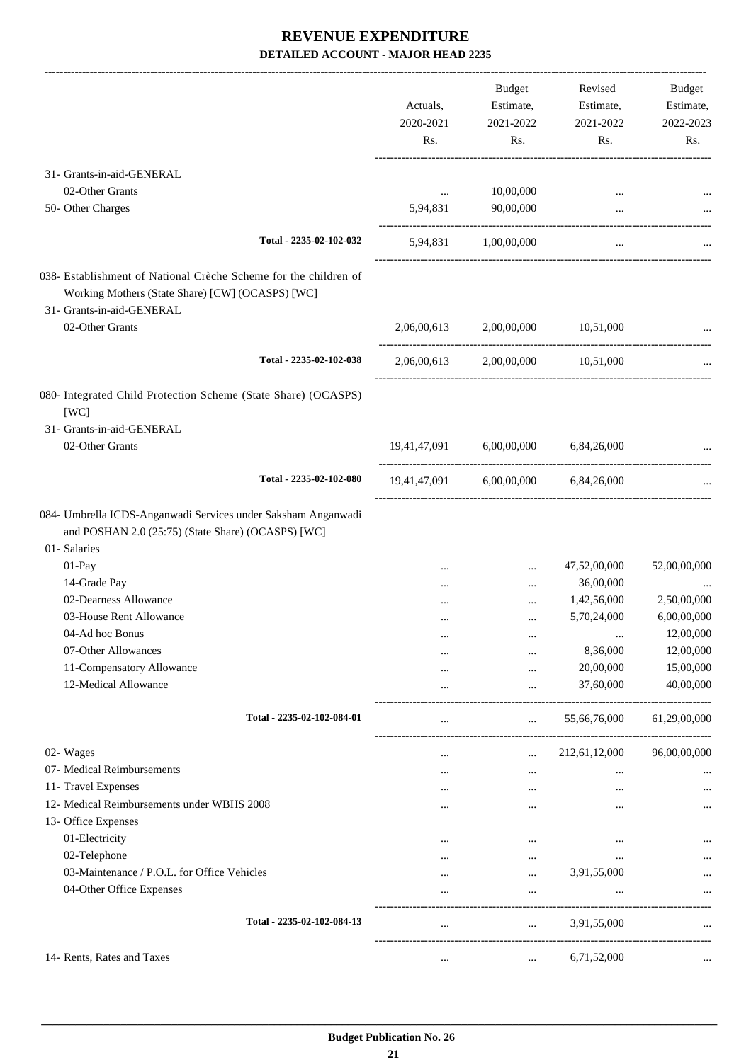# REVENUE EXPENDITURE

## DETAILED ACCOUNT - MAJOR HEAD 2235

| | Actuals, 2020-2021 Rs. | Budget Estimate, 2021-2022 Rs. | Revised Estimate, 2021-2022 Rs. | Budget Estimate, 2022-2023 Rs. |
|---|---|---|---|---|
| 31- Grants-in-aid-GENERAL | | | | |
| 02-Other Grants | ... | 10,00,000 | ... | ... |
| 50- Other Charges | 5,94,831 | 90,00,000 | ... | ... |
| Total - 2235-02-102-032 | 5,94,831 | 1,00,00,000 | ... | ... |
| 038- Establishment of National Crèche Scheme for the children of Working Mothers (State Share) [CW] (OCASPS) [WC] | | | | |
| 31- Grants-in-aid-GENERAL | | | | |
| 02-Other Grants | 2,06,00,613 | 2,00,00,000 | 10,51,000 | ... |
| Total - 2235-02-102-038 | 2,06,00,613 | 2,00,00,000 | 10,51,000 | ... |
| 080- Integrated Child Protection Scheme (State Share) (OCASPS) [WC] | | | | |
| 31- Grants-in-aid-GENERAL | | | | |
| 02-Other Grants | 19,41,47,091 | 6,00,00,000 | 6,84,26,000 | ... |
| Total - 2235-02-102-080 | 19,41,47,091 | 6,00,00,000 | 6,84,26,000 | ... |
| 084- Umbrella ICDS-Anganwadi Services under Saksham Anganwadi and POSHAN 2.0 (25:75) (State Share) (OCASPS) [WC] | | | | |
| 01- Salaries | | | | |
| 01-Pay | ... | ... | 47,52,00,000 | 52,00,00,000 |
| 14-Grade Pay | ... | ... | 36,00,000 | ... |
| 02-Dearness Allowance | ... | ... | 1,42,56,000 | 2,50,00,000 |
| 03-House Rent Allowance | ... | ... | 5,70,24,000 | 6,00,00,000 |
| 04-Ad hoc Bonus | ... | ... | ... | 12,00,000 |
| 07-Other Allowances | ... | ... | 8,36,000 | 12,00,000 |
| 11-Compensatory Allowance | ... | ... | 20,00,000 | 15,00,000 |
| 12-Medical Allowance | ... | ... | 37,60,000 | 40,00,000 |
| Total - 2235-02-102-084-01 | ... | ... | 55,66,76,000 | 61,29,00,000 |
| 02- Wages | ... | ... | 212,61,12,000 | 96,00,00,000 |
| 07- Medical Reimbursements | ... | ... | ... | ... |
| 11- Travel Expenses | ... | ... | ... | ... |
| 12- Medical Reimbursements under WBHS 2008 | ... | ... | ... | ... |
| 13- Office Expenses | | | | |
| 01-Electricity | ... | ... | ... | ... |
| 02-Telephone | ... | ... | ... | ... |
| 03-Maintenance / P.O.L. for Office Vehicles | ... | ... | 3,91,55,000 | ... |
| 04-Other Office Expenses | ... | ... | ... | ... |
| Total - 2235-02-102-084-13 | ... | ... | 3,91,55,000 | ... |
| 14- Rents, Rates and Taxes | ... | ... | 6,71,52,000 | ... |

**Budget Publication No. 26**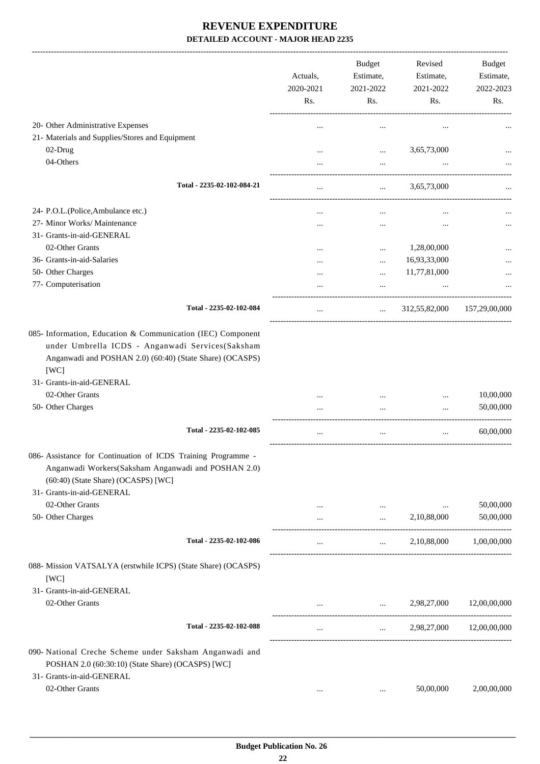# REVENUE EXPENDITURE

## DETAILED ACCOUNT - MAJOR HEAD 2235

| | Actuals, 2020-2021 Rs. | Budget Estimate, 2021-2022 Rs. | Revised Estimate, 2021-2022 Rs. | Budget Estimate, 2022-2023 Rs. |
|---|---|---|---|---|
| 20- Other Administrative Expenses | ... | ... | ... | ... |
| 21- Materials and Supplies/Stores and Equipment | | | | |
| 02-Drug | ... | ... | 3,65,73,000 | ... |
| 04-Others | ... | ... | ... | ... |
| **Total - 2235-02-102-084-21** | ... | ... | 3,65,73,000 | ... |
| 24- P.O.L.(Police,Ambulance etc.) | ... | ... | ... | ... |
| 27- Minor Works/ Maintenance | ... | ... | ... | ... |
| 31- Grants-in-aid-GENERAL | | | | |
| 02-Other Grants | ... | ... | 1,28,00,000 | ... |
| 36- Grants-in-aid-Salaries | ... | ... | 16,93,33,000 | ... |
| 50- Other Charges | ... | ... | 11,77,81,000 | ... |
| 77- Computerisation | ... | ... | ... | ... |
| **Total - 2235-02-102-084** | ... | ... | 312,55,82,000 | 157,29,00,000 |
| 085- Information, Education & Communication (IEC) Component under Umbrella ICDS - Anganwadi Services(Saksham Anganwadi and POSHAN 2.0) (60:40) (State Share) (OCASPS) [WC] | | | | |
| 31- Grants-in-aid-GENERAL | | | | |
| 02-Other Grants | ... | ... | ... | 10,00,000 |
| 50- Other Charges | ... | ... | ... | 50,00,000 |
| **Total - 2235-02-102-085** | ... | ... | ... | 60,00,000 |
| 086- Assistance for Continuation of ICDS Training Programme - Anganwadi Workers(Saksham Anganwadi and POSHAN 2.0) (60:40) (State Share) (OCASPS) [WC] | | | | |
| 31- Grants-in-aid-GENERAL | | | | |
| 02-Other Grants | ... | ... | ... | 50,00,000 |
| 50- Other Charges | ... | ... | 2,10,88,000 | 50,00,000 |
| **Total - 2235-02-102-086** | ... | ... | 2,10,88,000 | 1,00,00,000 |
| 088- Mission VATSALYA (erstwhile ICPS) (State Share) (OCASPS) [WC] | | | | |
| 31- Grants-in-aid-GENERAL | | | | |
| 02-Other Grants | ... | ... | 2,98,27,000 | 12,00,00,000 |
| **Total - 2235-02-102-088** | ... | ... | 2,98,27,000 | 12,00,00,000 |
| 090- National Creche Scheme under Saksham Anganwadi and POSHAN 2.0 (60:30:10) (State Share) (OCASPS) [WC] | | | | |
| 31- Grants-in-aid-GENERAL | | | | |
| 02-Other Grants | ... | ... | 50,00,000 | 2,00,00,000 |

Budget Publication No. 26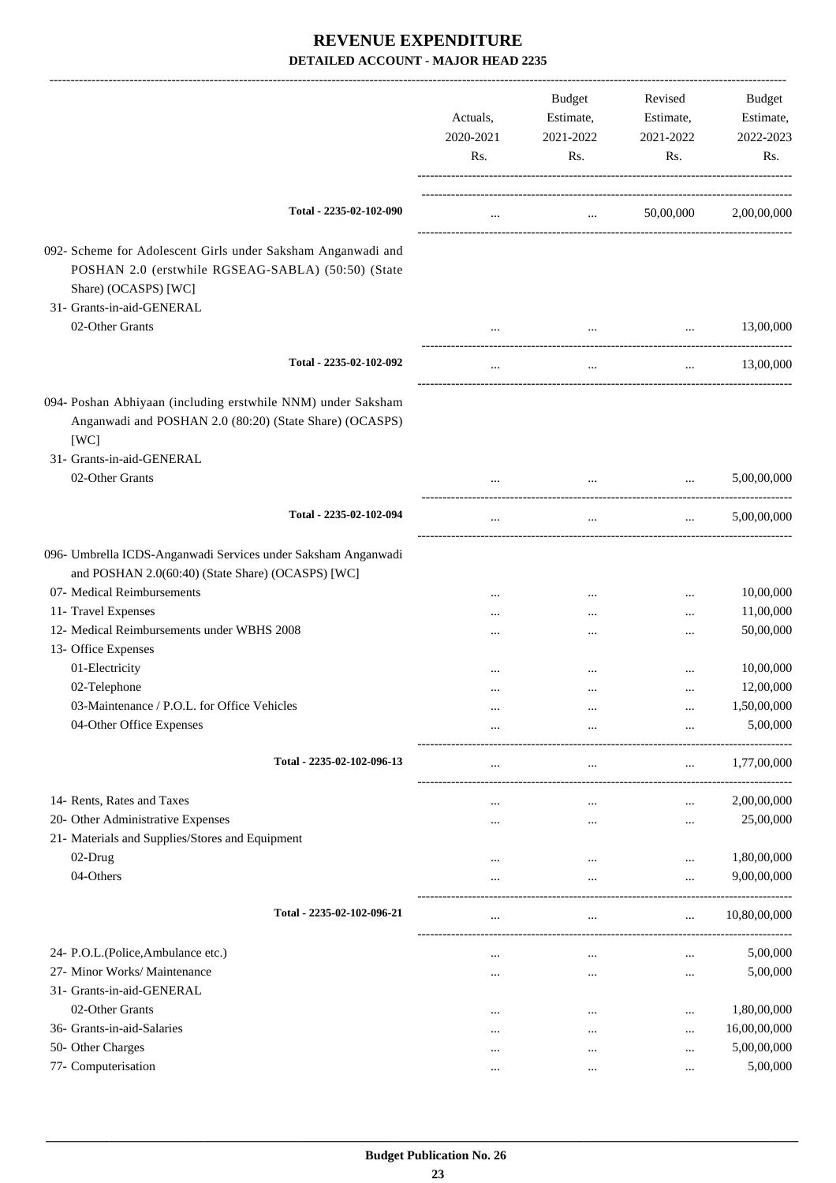# REVENUE EXPENDITURE

**DETAILED ACCOUNT - MAJOR HEAD 2235**

| | Actuals, 2020-2021 Rs. | Budget Estimate, 2021-2022 Rs. | Revised Estimate, 2021-2022 Rs. | Budget Estimate, 2022-2023 Rs. |
|---|---|---|---|---|
| **Total - 2235-02-102-090** | ... | ... | 50,00,000 | 2,00,00,000 |
| 092- Scheme for Adolescent Girls under Saksham Anganwadi and POSHAN 2.0 (erstwhile RGSEAG-SABLA) (50:50) (State Share) (OCASPS) [WC] | | | | |
| 31- Grants-in-aid-GENERAL | | | | |
| 02-Other Grants | ... | ... | ... | 13,00,000 |
| **Total - 2235-02-102-092** | ... | ... | ... | 13,00,000 |
| 094- Poshan Abhiyaan (including erstwhile NNM) under Saksham Anganwadi and POSHAN 2.0 (80:20) (State Share) (OCASPS) [WC] | | | | |
| 31- Grants-in-aid-GENERAL | | | | |
| 02-Other Grants | ... | ... | ... | 5,00,00,000 |
| **Total - 2235-02-102-094** | ... | ... | ... | 5,00,00,000 |
| 096- Umbrella ICDS-Anganwadi Services under Saksham Anganwadi and POSHAN 2.0(60:40) (State Share) (OCASPS) [WC] | | | | |
| 07- Medical Reimbursements | ... | ... | ... | 10,00,000 |
| 11- Travel Expenses | ... | ... | ... | 11,00,000 |
| 12- Medical Reimbursements under WBHS 2008 | ... | ... | ... | 50,00,000 |
| 13- Office Expenses | | | | |
| 01-Electricity | ... | ... | ... | 10,00,000 |
| 02-Telephone | ... | ... | ... | 12,00,000 |
| 03-Maintenance / P.O.L. for Office Vehicles | ... | ... | ... | 1,50,00,000 |
| 04-Other Office Expenses | ... | ... | ... | 5,00,000 |
| **Total - 2235-02-102-096-13** | ... | ... | ... | 1,77,00,000 |
| 14- Rents, Rates and Taxes | ... | ... | ... | 2,00,00,000 |
| 20- Other Administrative Expenses | ... | ... | ... | 25,00,000 |
| 21- Materials and Supplies/Stores and Equipment | | | | |
| 02-Drug | ... | ... | ... | 1,80,00,000 |
| 04-Others | ... | ... | ... | 9,00,00,000 |
| **Total - 2235-02-102-096-21** | ... | ... | ... | 10,80,00,000 |
| 24- P.O.L.(Police,Ambulance etc.) | ... | ... | ... | 5,00,000 |
| 27- Minor Works/ Maintenance | ... | ... | ... | 5,00,000 |
| 31- Grants-in-aid-GENERAL | | | | |
| 02-Other Grants | ... | ... | ... | 1,80,00,000 |
| 36- Grants-in-aid-Salaries | ... | ... | ... | 16,00,00,000 |
| 50- Other Charges | ... | ... | ... | 5,00,00,000 |
| 77- Computerisation | ... | ... | ... | 5,00,000 |

Budget Publication No. 26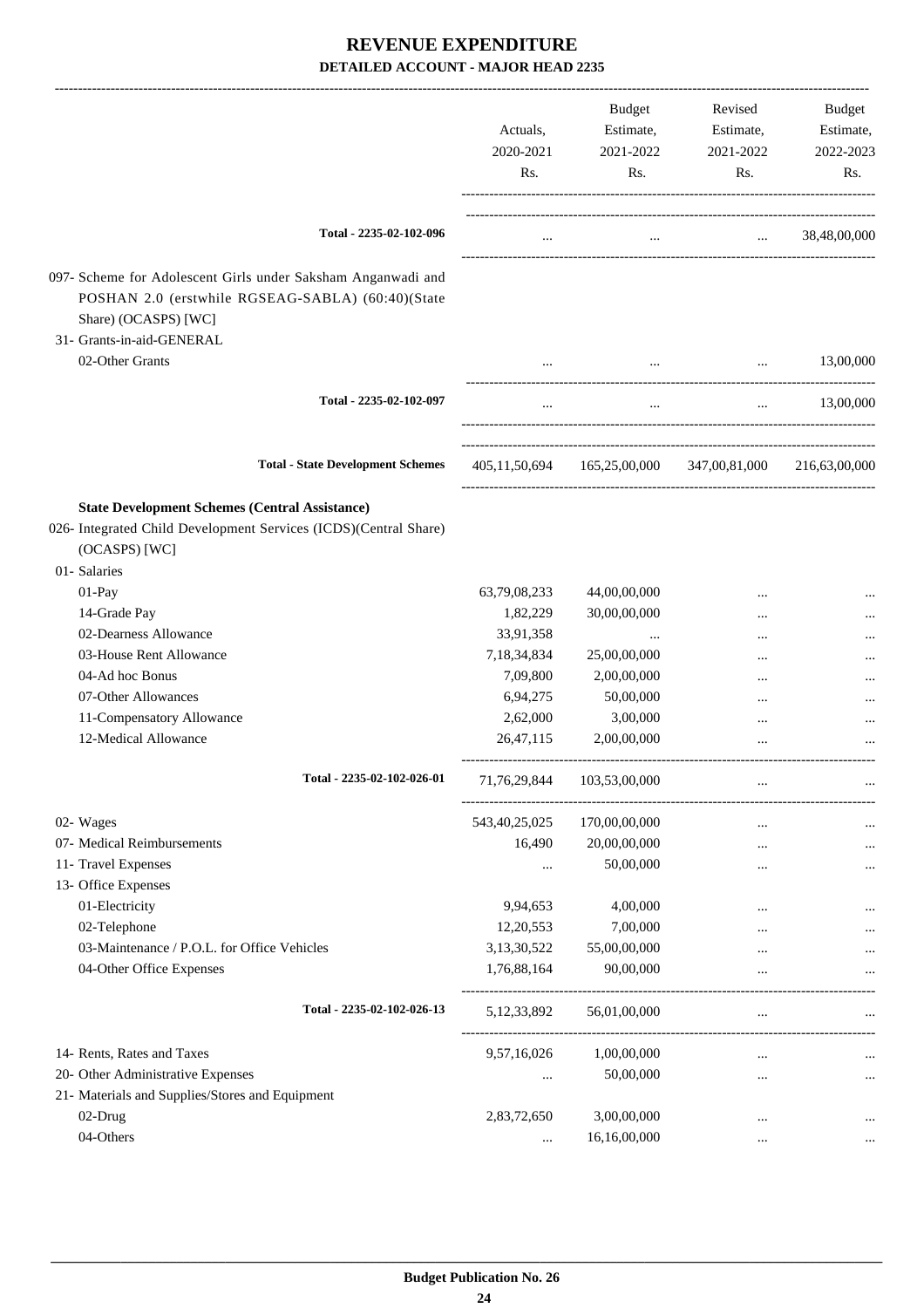# REVENUE EXPENDITURE

## DETAILED ACCOUNT - MAJOR HEAD 2235

| | Actuals, 2020-2021 Rs. | Budget Estimate, 2021-2022 Rs. | Revised Estimate, 2021-2022 Rs. | Budget Estimate, 2022-2023 Rs. |
|---|---|---|---|---|
| **Total - 2235-02-102-096** | ... | ... | ... | 38,48,00,000 |
| 097- Scheme for Adolescent Girls under Saksham Anganwadi and POSHAN 2.0 (erstwhile RGSEAG-SABLA) (60:40)(State Share) (OCASPS) [WC] | | | | |
| 31- Grants-in-aid-GENERAL | | | | |
| 02-Other Grants | ... | ... | ... | 13,00,000 |
| **Total - 2235-02-102-097** | ... | ... | ... | 13,00,000 |
| **Total - State Development Schemes** | 405,11,50,694 | 165,25,00,000 | 347,00,81,000 | 216,63,00,000 |
| **State Development Schemes (Central Assistance)** | | | | |
| 026- Integrated Child Development Services (ICDS)(Central Share) (OCASPS) [WC] | | | | |
| 01- Salaries | | | | |
| 01-Pay | 63,79,08,233 | 44,00,00,000 | ... | ... |
| 14-Grade Pay | 1,82,229 | 30,00,00,000 | ... | ... |
| 02-Dearness Allowance | 33,91,358 | ... | ... | ... |
| 03-House Rent Allowance | 7,18,34,834 | 25,00,00,000 | ... | ... |
| 04-Ad hoc Bonus | 7,09,800 | 2,00,00,000 | ... | ... |
| 07-Other Allowances | 6,94,275 | 50,00,000 | ... | ... |
| 11-Compensatory Allowance | 2,62,000 | 3,00,000 | ... | ... |
| 12-Medical Allowance | 26,47,115 | 2,00,00,000 | ... | ... |
| **Total - 2235-02-102-026-01** | 71,76,29,844 | 103,53,00,000 | ... | ... |
| 02- Wages | 543,40,25,025 | 170,00,00,000 | ... | ... |
| 07- Medical Reimbursements | 16,490 | 20,00,00,000 | ... | ... |
| 11- Travel Expenses | ... | 50,00,000 | ... | ... |
| 13- Office Expenses | | | | |
| 01-Electricity | 9,94,653 | 4,00,000 | ... | ... |
| 02-Telephone | 12,20,553 | 7,00,000 | ... | ... |
| 03-Maintenance / P.O.L. for Office Vehicles | 3,13,30,522 | 55,00,00,000 | ... | ... |
| 04-Other Office Expenses | 1,76,88,164 | 90,00,000 | ... | ... |
| **Total - 2235-02-102-026-13** | 5,12,33,892 | 56,01,00,000 | ... | ... |
| 14- Rents, Rates and Taxes | 9,57,16,026 | 1,00,00,000 | ... | ... |
| 20- Other Administrative Expenses | ... | 50,00,000 | ... | ... |
| 21- Materials and Supplies/Stores and Equipment | | | | |
| 02-Drug | 2,83,72,650 | 3,00,00,000 | ... | ... |
| 04-Others | ... | 16,16,00,000 | ... | ... |

**Budget Publication No. 26**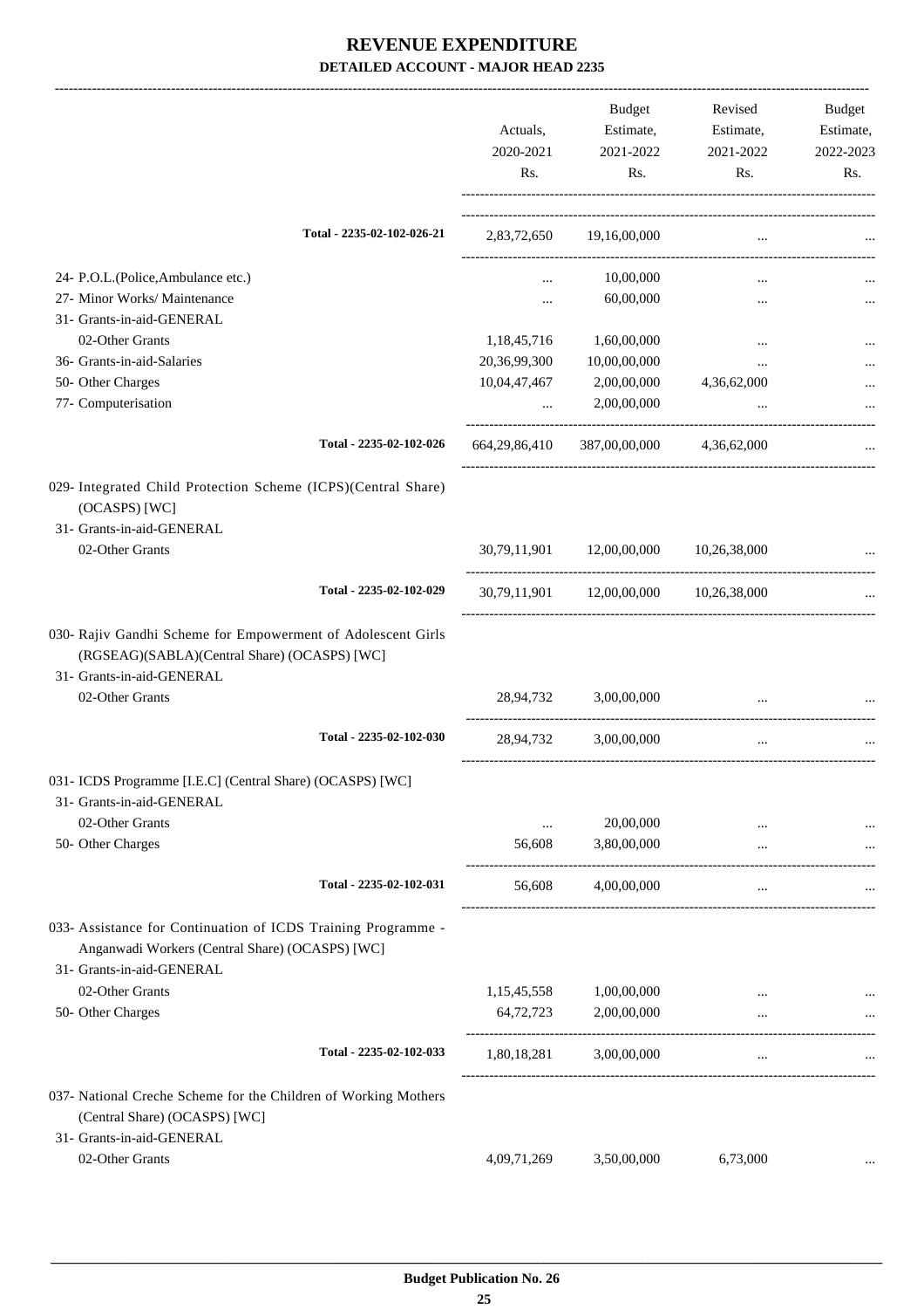# REVENUE EXPENDITURE
## DETAILED ACCOUNT - MAJOR HEAD 2235

| | Actuals, 2020-2021 Rs. | Budget Estimate, 2021-2022 Rs. | Revised Estimate, 2021-2022 Rs. | Budget Estimate, 2022-2023 Rs. |
|---|---|---|---|---|
| Total - 2235-02-102-026-21 | 2,83,72,650 | 19,16,00,000 | ... | ... |
| 24- P.O.L.(Police,Ambulance etc.) | ... | 10,00,000 | ... | ... |
| 27- Minor Works/ Maintenance | ... | 60,00,000 | ... | ... |
| 31- Grants-in-aid-GENERAL | | | | |
| 02-Other Grants | 1,18,45,716 | 1,60,00,000 | ... | ... |
| 36- Grants-in-aid-Salaries | 20,36,99,300 | 10,00,00,000 | ... | ... |
| 50- Other Charges | 10,04,47,467 | 2,00,00,000 | 4,36,62,000 | ... |
| 77- Computerisation | ... | 2,00,00,000 | ... | ... |
| Total - 2235-02-102-026 | 664,29,86,410 | 387,00,00,000 | 4,36,62,000 | ... |
| 029- Integrated Child Protection Scheme (ICPS)(Central Share) (OCASPS) [WC] | | | | |
| 31- Grants-in-aid-GENERAL | | | | |
| 02-Other Grants | 30,79,11,901 | 12,00,00,000 | 10,26,38,000 | ... |
| Total - 2235-02-102-029 | 30,79,11,901 | 12,00,00,000 | 10,26,38,000 | ... |
| 030- Rajiv Gandhi Scheme for Empowerment of Adolescent Girls (RGSEAG)(SABLA)(Central Share) (OCASPS) [WC] | | | | |
| 31- Grants-in-aid-GENERAL | | | | |
| 02-Other Grants | 28,94,732 | 3,00,00,000 | ... | ... |
| Total - 2235-02-102-030 | 28,94,732 | 3,00,00,000 | ... | ... |
| 031- ICDS Programme [I.E.C] (Central Share) (OCASPS) [WC] | | | | |
| 31- Grants-in-aid-GENERAL | | | | |
| 02-Other Grants | ... | 20,00,000 | ... | ... |
| 50- Other Charges | 56,608 | 3,80,00,000 | ... | ... |
| Total - 2235-02-102-031 | 56,608 | 4,00,00,000 | ... | ... |
| 033- Assistance for Continuation of ICDS Training Programme - Anganwadi Workers (Central Share) (OCASPS) [WC] | | | | |
| 31- Grants-in-aid-GENERAL | | | | |
| 02-Other Grants | 1,15,45,558 | 1,00,00,000 | ... | ... |
| 50- Other Charges | 64,72,723 | 2,00,00,000 | ... | ... |
| Total - 2235-02-102-033 | 1,80,18,281 | 3,00,00,000 | ... | ... |
| 037- National Creche Scheme for the Children of Working Mothers (Central Share) (OCASPS) [WC] | | | | |
| 31- Grants-in-aid-GENERAL | | | | |
| 02-Other Grants | 4,09,71,269 | 3,50,00,000 | 6,73,000 | ... |

Budget Publication No. 26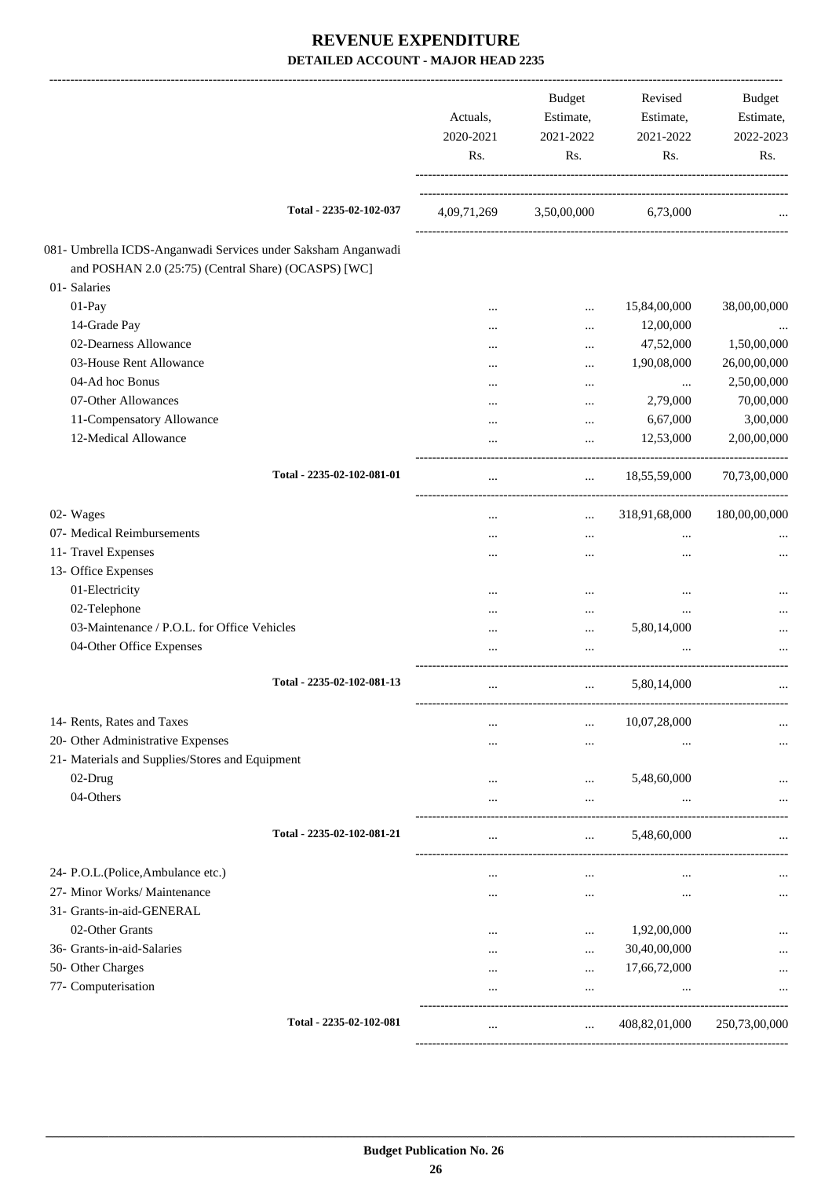# REVENUE EXPENDITURE
## DETAILED ACCOUNT - MAJOR HEAD 2235

| | Actuals, 2020-2021 Rs. | Budget Estimate, 2021-2022 Rs. | Revised Estimate, 2021-2022 Rs. | Budget Estimate, 2022-2023 Rs. |
|---|---|---|---|---|
| Total - 2235-02-102-037 | 4,09,71,269 | 3,50,00,000 | 6,73,000 | ... |
| 081- Umbrella ICDS-Anganwadi Services under Saksham Anganwadi and POSHAN 2.0 (25:75) (Central Share) (OCASPS) [WC] | | | | |
| 01- Salaries | | | | |
| 01-Pay | ... | ... | 15,84,00,000 | 38,00,00,000 |
| 14-Grade Pay | ... | ... | 12,00,000 | ... |
| 02-Dearness Allowance | ... | ... | 47,52,000 | 1,50,00,000 |
| 03-House Rent Allowance | ... | ... | 1,90,08,000 | 26,00,00,000 |
| 04-Ad hoc Bonus | ... | ... | ... | 2,50,00,000 |
| 07-Other Allowances | ... | ... | 2,79,000 | 70,00,000 |
| 11-Compensatory Allowance | ... | ... | 6,67,000 | 3,00,000 |
| 12-Medical Allowance | ... | ... | 12,53,000 | 2,00,00,000 |
| Total - 2235-02-102-081-01 | ... | ... | 18,55,59,000 | 70,73,00,000 |
| 02- Wages | ... | ... | 318,91,68,000 | 180,00,00,000 |
| 07- Medical Reimbursements | ... | ... | ... | ... |
| 11- Travel Expenses | ... | ... | ... | ... |
| 13- Office Expenses | | | | |
| 01-Electricity | ... | ... | ... | ... |
| 02-Telephone | ... | ... | ... | ... |
| 03-Maintenance / P.O.L. for Office Vehicles | ... | ... | 5,80,14,000 | ... |
| 04-Other Office Expenses | ... | ... | ... | ... |
| Total - 2235-02-102-081-13 | ... | ... | 5,80,14,000 | ... |
| 14- Rents, Rates and Taxes | ... | ... | 10,07,28,000 | ... |
| 20- Other Administrative Expenses | ... | ... | ... | ... |
| 21- Materials and Supplies/Stores and Equipment | | | | |
| 02-Drug | ... | ... | 5,48,60,000 | ... |
| 04-Others | ... | ... | ... | ... |
| Total - 2235-02-102-081-21 | ... | ... | 5,48,60,000 | ... |
| 24- P.O.L.(Police,Ambulance etc.) | ... | ... | ... | ... |
| 27- Minor Works/ Maintenance | ... | ... | ... | ... |
| 31- Grants-in-aid-GENERAL | | | | |
| 02-Other Grants | ... | ... | 1,92,00,000 | ... |
| 36- Grants-in-aid-Salaries | ... | ... | 30,40,00,000 | ... |
| 50- Other Charges | ... | ... | 17,66,72,000 | ... |
| 77- Computerisation | ... | ... | ... | ... |
| Total - 2235-02-102-081 | ... | ... | 408,82,01,000 | 250,73,00,000 |

Budget Publication No. 26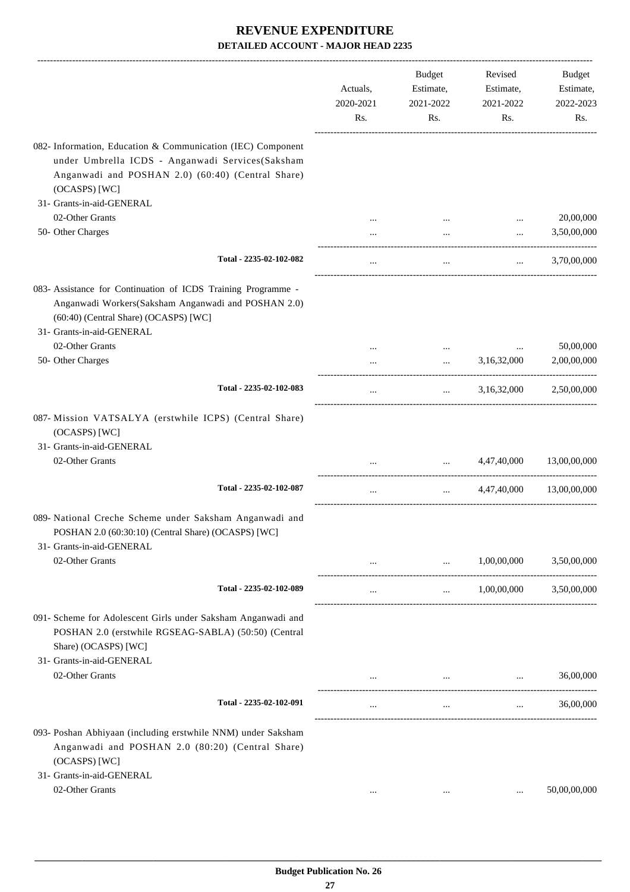# REVENUE EXPENDITURE

## DETAILED ACCOUNT - MAJOR HEAD 2235

| | Actuals, 2020-2021 Rs. | Budget Estimate, 2021-2022 Rs. | Revised Estimate, 2021-2022 Rs. | Budget Estimate, 2022-2023 Rs. |
|---|---|---|---|---|
| 082- Information, Education & Communication (IEC) Component under Umbrella ICDS - Anganwadi Services(Saksham Anganwadi and POSHAN 2.0) (60:40) (Central Share) (OCASPS) [WC] | | | | |
| 31- Grants-in-aid-GENERAL | | | | |
| 02-Other Grants | ... | ... | ... | 20,00,000 |
| 50- Other Charges | ... | ... | ... | 3,50,00,000 |
| **Total - 2235-02-102-082** | ... | ... | ... | 3,70,00,000 |
| 083- Assistance for Continuation of ICDS Training Programme - Anganwadi Workers(Saksham Anganwadi and POSHAN 2.0) (60:40) (Central Share) (OCASPS) [WC] | | | | |
| 31- Grants-in-aid-GENERAL | | | | |
| 02-Other Grants | ... | ... | ... | 50,00,000 |
| 50- Other Charges | ... | ... | 3,16,32,000 | 2,00,00,000 |
| **Total - 2235-02-102-083** | ... | ... | 3,16,32,000 | 2,50,00,000 |
| 087- Mission VATSALYA (erstwhile ICPS) (Central Share) (OCASPS) [WC] | | | | |
| 31- Grants-in-aid-GENERAL | | | | |
| 02-Other Grants | ... | ... | 4,47,40,000 | 13,00,00,000 |
| **Total - 2235-02-102-087** | ... | ... | 4,47,40,000 | 13,00,00,000 |
| 089- National Creche Scheme under Saksham Anganwadi and POSHAN 2.0 (60:30:10) (Central Share) (OCASPS) [WC] | | | | |
| 31- Grants-in-aid-GENERAL | | | | |
| 02-Other Grants | ... | ... | 1,00,00,000 | 3,50,00,000 |
| **Total - 2235-02-102-089** | ... | ... | 1,00,00,000 | 3,50,00,000 |
| 091- Scheme for Adolescent Girls under Saksham Anganwadi and POSHAN 2.0 (erstwhile RGSEAG-SABLA) (50:50) (Central Share) (OCASPS) [WC] | | | | |
| 31- Grants-in-aid-GENERAL | | | | |
| 02-Other Grants | ... | ... | ... | 36,00,000 |
| **Total - 2235-02-102-091** | ... | ... | ... | 36,00,000 |
| 093- Poshan Abhiyaan (including erstwhile NNM) under Saksham Anganwadi and POSHAN 2.0 (80:20) (Central Share) (OCASPS) [WC] | | | | |
| 31- Grants-in-aid-GENERAL | | | | |
| 02-Other Grants | ... | ... | ... | 50,00,00,000 |

**Budget Publication No. 26**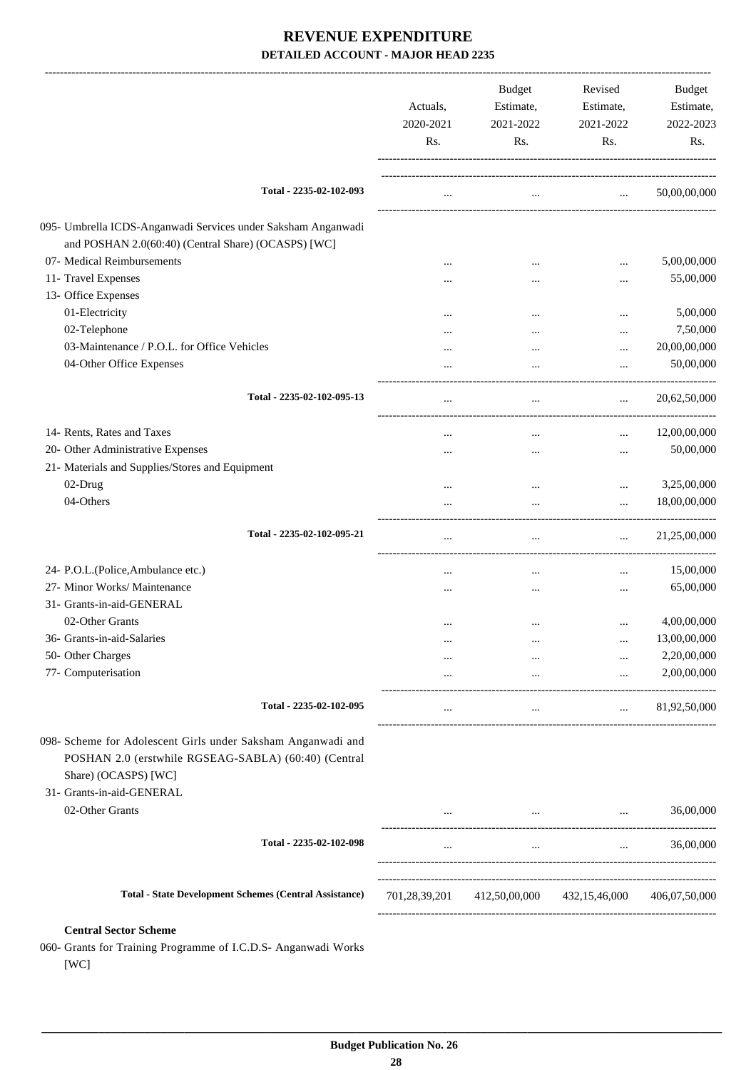# REVENUE EXPENDITURE

## DETAILED ACCOUNT - MAJOR HEAD 2235

| | Actuals, 2020-2021 Rs. | Budget Estimate, 2021-2022 Rs. | Revised Estimate, 2021-2022 Rs. | Budget Estimate, 2022-2023 Rs. |
|---|---|---|---|---|
| **Total - 2235-02-102-093** | ... | ... | ... | 50,00,00,000 |
| 095- Umbrella ICDS-Anganwadi Services under Saksham Anganwadi and POSHAN 2.0(60:40) (Central Share) (OCASPS) [WC] | | | | |
| 07- Medical Reimbursements | ... | ... | ... | 5,00,00,000 |
| 11- Travel Expenses | ... | ... | ... | 55,00,000 |
| 13- Office Expenses | | | | |
| 01-Electricity | ... | ... | ... | 5,00,000 |
| 02-Telephone | ... | ... | ... | 7,50,000 |
| 03-Maintenance / P.O.L. for Office Vehicles | ... | ... | ... | 20,00,00,000 |
| 04-Other Office Expenses | ... | ... | ... | 50,00,000 |
| **Total - 2235-02-102-095-13** | ... | ... | ... | 20,62,50,000 |
| 14- Rents, Rates and Taxes | ... | ... | ... | 12,00,00,000 |
| 20- Other Administrative Expenses | ... | ... | ... | 50,00,000 |
| 21- Materials and Supplies/Stores and Equipment | | | | |
| 02-Drug | ... | ... | ... | 3,25,00,000 |
| 04-Others | ... | ... | ... | 18,00,00,000 |
| **Total - 2235-02-102-095-21** | ... | ... | ... | 21,25,00,000 |
| 24- P.O.L.(Police,Ambulance etc.) | ... | ... | ... | 15,00,000 |
| 27- Minor Works/ Maintenance | ... | ... | ... | 65,00,000 |
| 31- Grants-in-aid-GENERAL | | | | |
| 02-Other Grants | ... | ... | ... | 4,00,00,000 |
| 36- Grants-in-aid-Salaries | ... | ... | ... | 13,00,00,000 |
| 50- Other Charges | ... | ... | ... | 2,20,00,000 |
| 77- Computerisation | ... | ... | ... | 2,00,00,000 |
| **Total - 2235-02-102-095** | ... | ... | ... | 81,92,50,000 |
| 098- Scheme for Adolescent Girls under Saksham Anganwadi and POSHAN 2.0 (erstwhile RGSEAG-SABLA) (60:40) (Central Share) (OCASPS) [WC] | | | | |
| 31- Grants-in-aid-GENERAL | | | | |
| 02-Other Grants | ... | ... | ... | 36,00,000 |
| **Total - 2235-02-102-098** | ... | ... | ... | 36,00,000 |
| **Total - State Development Schemes (Central Assistance)** | 701,28,39,201 | 412,50,00,000 | 432,15,46,000 | 406,07,50,000 |

**Central Sector Scheme**

060- Grants for Training Programme of I.C.D.S- Anganwadi Works [WC]

Budget Publication No. 26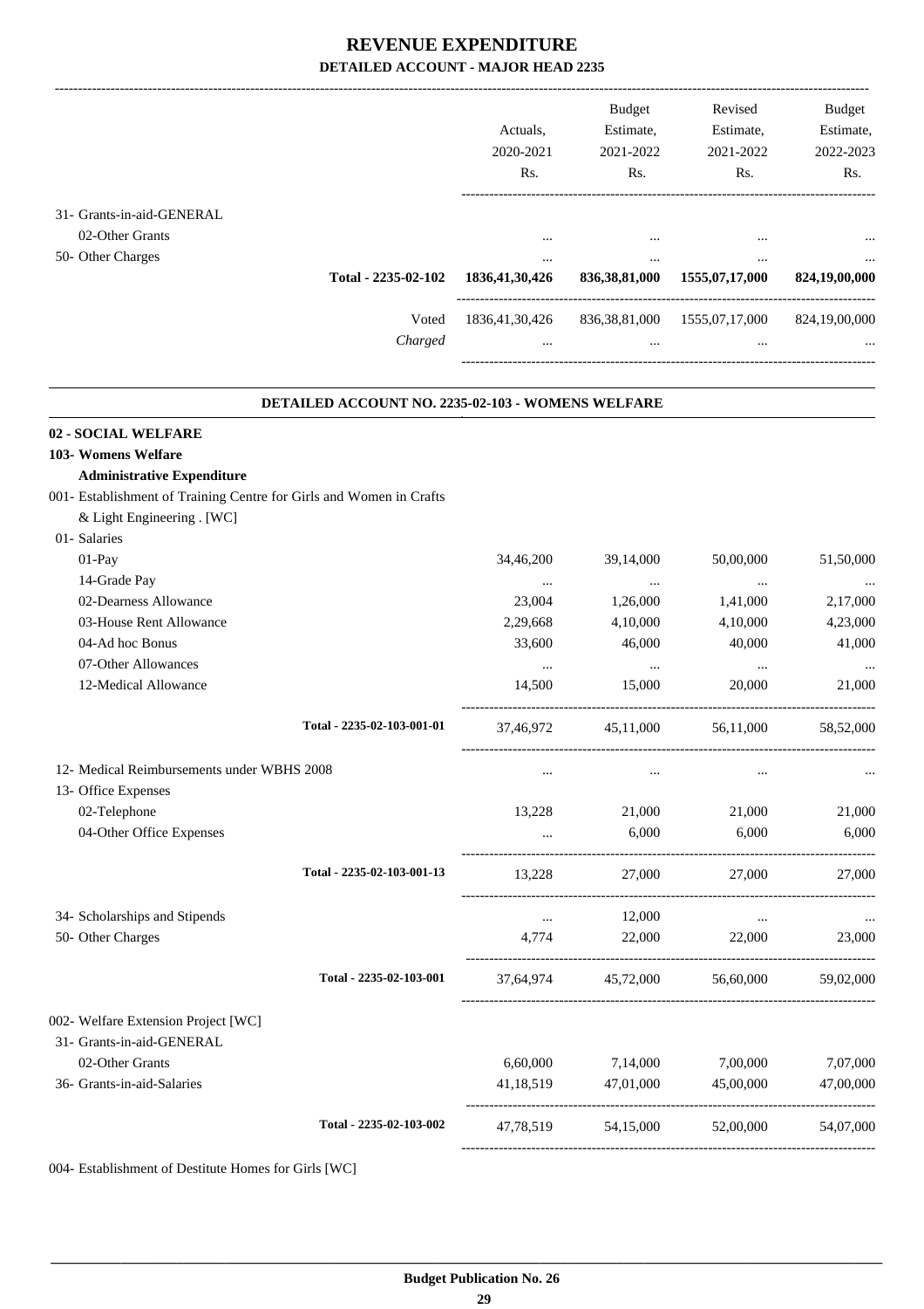# REVENUE EXPENDITURE

## DETAILED ACCOUNT - MAJOR HEAD 2235

| | Actuals, 2020-2021 Rs. | Budget Estimate, 2021-2022 Rs. | Revised Estimate, 2021-2022 Rs. | Budget Estimate, 2022-2023 Rs. |
|---|---|---|---|---|
| 31- Grants-in-aid-GENERAL | | | | |
| 02-Other Grants | ... | ... | ... | ... |
| 50- Other Charges | ... | ... | ... | ... |
| **Total - 2235-02-102** | **1836,41,30,426** | **836,38,81,000** | **1555,07,17,000** | **824,19,00,000** |
| Voted | 1836,41,30,426 | 836,38,81,000 | 1555,07,17,000 | 824,19,00,000 |
| *Charged* | ... | ... | ... | ... |

### DETAILED ACCOUNT NO. 2235-02-103 - WOMENS WELFARE

**02 - SOCIAL WELFARE**

**103- Womens Welfare**

**Administrative Expenditure**

| | Actuals, 2020-2021 Rs. | Budget Estimate, 2021-2022 Rs. | Revised Estimate, 2021-2022 Rs. | Budget Estimate, 2022-2023 Rs. |
|---|---|---|---|---|
| 001- Establishment of Training Centre for Girls and Women in Crafts & Light Engineering . [WC] | | | | |
| 01- Salaries | | | | |
| 01-Pay | 34,46,200 | 39,14,000 | 50,00,000 | 51,50,000 |
| 14-Grade Pay | ... | ... | ... | ... |
| 02-Dearness Allowance | 23,004 | 1,26,000 | 1,41,000 | 2,17,000 |
| 03-House Rent Allowance | 2,29,668 | 4,10,000 | 4,10,000 | 4,23,000 |
| 04-Ad hoc Bonus | 33,600 | 46,000 | 40,000 | 41,000 |
| 07-Other Allowances | ... | ... | ... | ... |
| 12-Medical Allowance | 14,500 | 15,000 | 20,000 | 21,000 |
| Total - 2235-02-103-001-01 | 37,46,972 | 45,11,000 | 56,11,000 | 58,52,000 |
| 12- Medical Reimbursements under WBHS 2008 | ... | ... | ... | ... |
| 13- Office Expenses | | | | |
| 02-Telephone | 13,228 | 21,000 | 21,000 | 21,000 |
| 04-Other Office Expenses | ... | 6,000 | 6,000 | 6,000 |
| Total - 2235-02-103-001-13 | 13,228 | 27,000 | 27,000 | 27,000 |
| 34- Scholarships and Stipends | ... | 12,000 | ... | ... |
| 50- Other Charges | 4,774 | 22,000 | 22,000 | 23,000 |
| Total - 2235-02-103-001 | 37,64,974 | 45,72,000 | 56,60,000 | 59,02,000 |
| 002- Welfare Extension Project [WC] | | | | |
| 31- Grants-in-aid-GENERAL | | | | |
| 02-Other Grants | 6,60,000 | 7,14,000 | 7,00,000 | 7,07,000 |
| 36- Grants-in-aid-Salaries | 41,18,519 | 47,01,000 | 45,00,000 | 47,00,000 |
| Total - 2235-02-103-002 | 47,78,519 | 54,15,000 | 52,00,000 | 54,07,000 |

004- Establishment of Destitute Homes for Girls [WC]

**Budget Publication No. 26**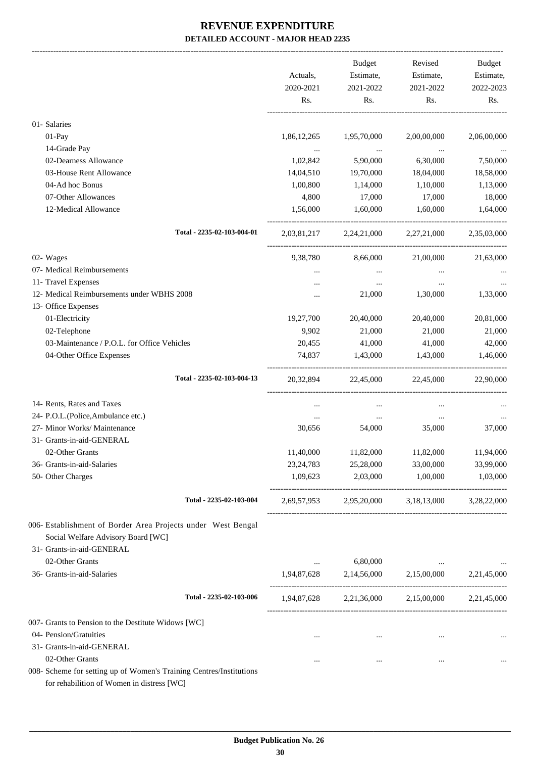# REVENUE EXPENDITURE

## DETAILED ACCOUNT - MAJOR HEAD 2235

| | Actuals, 2020-2021 Rs. | Budget Estimate, 2021-2022 Rs. | Revised Estimate, 2021-2022 Rs. | Budget Estimate, 2022-2023 Rs. |
|---|---|---|---|---|
| 01- Salaries | | | | |
| 01-Pay | 1,86,12,265 | 1,95,70,000 | 2,00,00,000 | 2,06,00,000 |
| 14-Grade Pay | ... | ... | ... | ... |
| 02-Dearness Allowance | 1,02,842 | 5,90,000 | 6,30,000 | 7,50,000 |
| 03-House Rent Allowance | 14,04,510 | 19,70,000 | 18,04,000 | 18,58,000 |
| 04-Ad hoc Bonus | 1,00,800 | 1,14,000 | 1,10,000 | 1,13,000 |
| 07-Other Allowances | 4,800 | 17,000 | 17,000 | 18,000 |
| 12-Medical Allowance | 1,56,000 | 1,60,000 | 1,60,000 | 1,64,000 |
| Total - 2235-02-103-004-01 | 2,03,81,217 | 2,24,21,000 | 2,27,21,000 | 2,35,03,000 |
| 02- Wages | 9,38,780 | 8,66,000 | 21,00,000 | 21,63,000 |
| 07- Medical Reimbursements | ... | ... | ... | ... |
| 11- Travel Expenses | ... | ... | ... | ... |
| 12- Medical Reimbursements under WBHS 2008 | ... | 21,000 | 1,30,000 | 1,33,000 |
| 13- Office Expenses | | | | |
| 01-Electricity | 19,27,700 | 20,40,000 | 20,40,000 | 20,81,000 |
| 02-Telephone | 9,902 | 21,000 | 21,000 | 21,000 |
| 03-Maintenance / P.O.L. for Office Vehicles | 20,455 | 41,000 | 41,000 | 42,000 |
| 04-Other Office Expenses | 74,837 | 1,43,000 | 1,43,000 | 1,46,000 |
| Total - 2235-02-103-004-13 | 20,32,894 | 22,45,000 | 22,45,000 | 22,90,000 |
| 14- Rents, Rates and Taxes | ... | ... | ... | ... |
| 24- P.O.L.(Police,Ambulance etc.) | ... | ... | ... | ... |
| 27- Minor Works/ Maintenance | 30,656 | 54,000 | 35,000 | 37,000 |
| 31- Grants-in-aid-GENERAL | | | | |
| 02-Other Grants | 11,40,000 | 11,82,000 | 11,82,000 | 11,94,000 |
| 36- Grants-in-aid-Salaries | 23,24,783 | 25,28,000 | 33,00,000 | 33,99,000 |
| 50- Other Charges | 1,09,623 | 2,03,000 | 1,00,000 | 1,03,000 |
| Total - 2235-02-103-004 | 2,69,57,953 | 2,95,20,000 | 3,18,13,000 | 3,28,22,000 |
| 006- Establishment of Border Area Projects under West Bengal Social Welfare Advisory Board [WC] | | | | |
| 31- Grants-in-aid-GENERAL | | | | |
| 02-Other Grants | ... | 6,80,000 | ... | ... |
| 36- Grants-in-aid-Salaries | 1,94,87,628 | 2,14,56,000 | 2,15,00,000 | 2,21,45,000 |
| Total - 2235-02-103-006 | 1,94,87,628 | 2,21,36,000 | 2,15,00,000 | 2,21,45,000 |
| 007- Grants to Pension to the Destitute Widows [WC] | | | | |
| 04- Pension/Gratuities | ... | ... | ... | ... |
| 31- Grants-in-aid-GENERAL | | | | |
| 02-Other Grants | ... | ... | ... | ... |
| 008- Scheme for setting up of Women's Training Centres/Institutions for rehabilition of Women in distress [WC] | | | | |

Budget Publication No. 26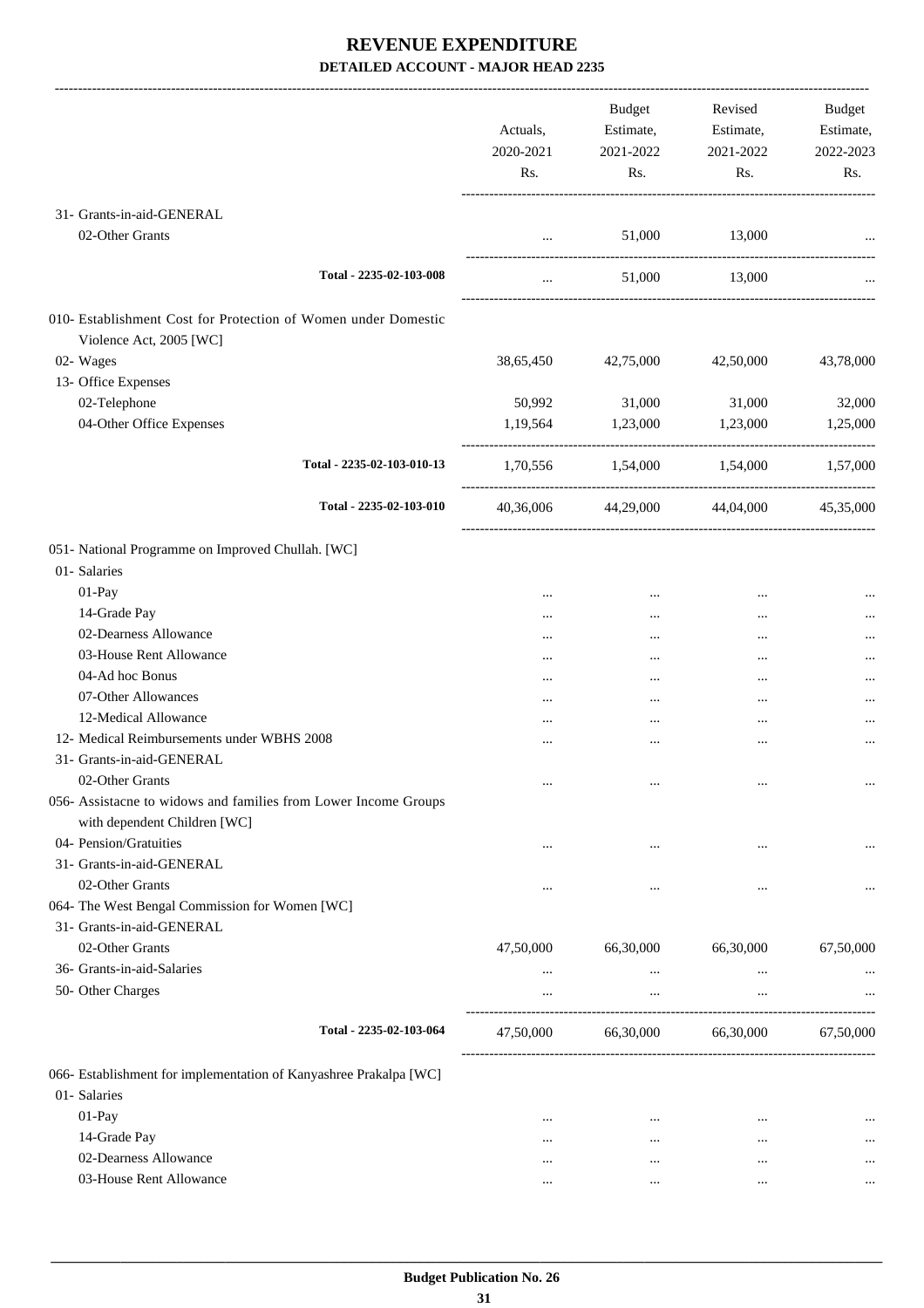# REVENUE EXPENDITURE
## DETAILED ACCOUNT - MAJOR HEAD 2235

| | Actuals, 2020-2021 Rs. | Budget Estimate, 2021-2022 Rs. | Revised Estimate, 2021-2022 Rs. | Budget Estimate, 2022-2023 Rs. |
|---|---|---|---|---|
| 31- Grants-in-aid-GENERAL | | | | |
| 02-Other Grants | ... | 51,000 | 13,000 | ... |
| Total - 2235-02-103-008 | ... | 51,000 | 13,000 | ... |
| 010- Establishment Cost for Protection of Women under Domestic Violence Act, 2005 [WC] | | | | |
| 02- Wages | 38,65,450 | 42,75,000 | 42,50,000 | 43,78,000 |
| 13- Office Expenses | | | | |
| 02-Telephone | 50,992 | 31,000 | 31,000 | 32,000 |
| 04-Other Office Expenses | 1,19,564 | 1,23,000 | 1,23,000 | 1,25,000 |
| Total - 2235-02-103-010-13 | 1,70,556 | 1,54,000 | 1,54,000 | 1,57,000 |
| Total - 2235-02-103-010 | 40,36,006 | 44,29,000 | 44,04,000 | 45,35,000 |
| 051- National Programme on Improved Chullah. [WC] | | | | |
| 01- Salaries | | | | |
| 01-Pay | ... | ... | ... | ... |
| 14-Grade Pay | ... | ... | ... | ... |
| 02-Dearness Allowance | ... | ... | ... | ... |
| 03-House Rent Allowance | ... | ... | ... | ... |
| 04-Ad hoc Bonus | ... | ... | ... | ... |
| 07-Other Allowances | ... | ... | ... | ... |
| 12-Medical Allowance | ... | ... | ... | ... |
| 12- Medical Reimbursements under WBHS 2008 | ... | ... | ... | ... |
| 31- Grants-in-aid-GENERAL | | | | |
| 02-Other Grants | ... | ... | ... | ... |
| 056- Assistacne to widows and families from Lower Income Groups with dependent Children [WC] | | | | |
| 04- Pension/Gratuities | ... | ... | ... | ... |
| 31- Grants-in-aid-GENERAL | | | | |
| 02-Other Grants | ... | ... | ... | ... |
| 064- The West Bengal Commission for Women [WC] | | | | |
| 31- Grants-in-aid-GENERAL | | | | |
| 02-Other Grants | 47,50,000 | 66,30,000 | 66,30,000 | 67,50,000 |
| 36- Grants-in-aid-Salaries | ... | ... | ... | ... |
| 50- Other Charges | ... | ... | ... | ... |
| Total - 2235-02-103-064 | 47,50,000 | 66,30,000 | 66,30,000 | 67,50,000 |
| 066- Establishment for implementation of Kanyashree Prakalpa [WC] | | | | |
| 01- Salaries | | | | |
| 01-Pay | ... | ... | ... | ... |
| 14-Grade Pay | ... | ... | ... | ... |
| 02-Dearness Allowance | ... | ... | ... | ... |
| 03-House Rent Allowance | ... | ... | ... | ... |

Budget Publication No. 26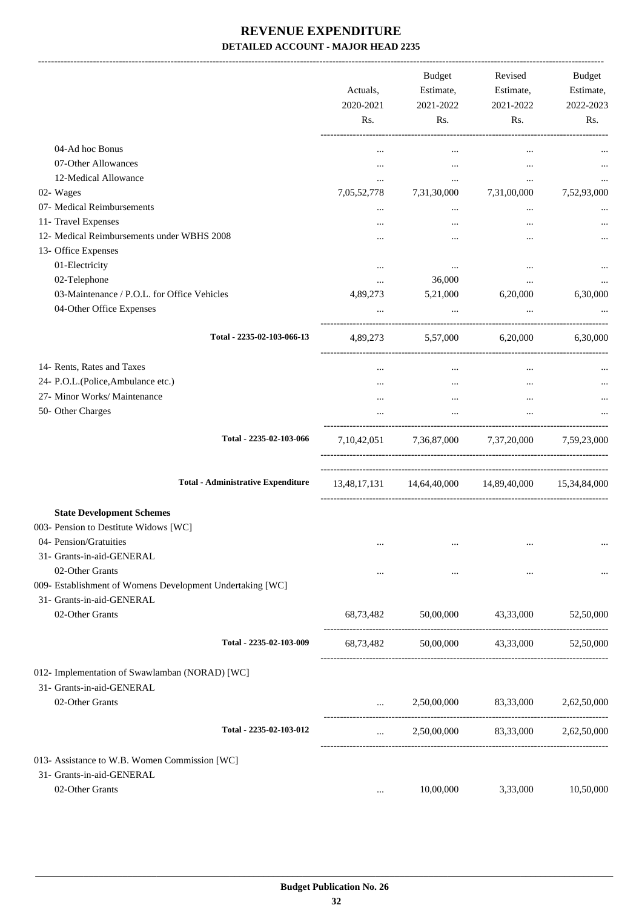# REVENUE EXPENDITURE

## DETAILED ACCOUNT - MAJOR HEAD 2235

| | Actuals, 2020-2021 Rs. | Budget Estimate, 2021-2022 Rs. | Revised Estimate, 2021-2022 Rs. | Budget Estimate, 2022-2023 Rs. |
|---|---|---|---|---|
| 04-Ad hoc Bonus | ... | ... | ... | ... |
| 07-Other Allowances | ... | ... | ... | ... |
| 12-Medical Allowance | ... | ... | ... | ... |
| 02- Wages | 7,05,52,778 | 7,31,30,000 | 7,31,00,000 | 7,52,93,000 |
| 07- Medical Reimbursements | ... | ... | ... | ... |
| 11- Travel Expenses | ... | ... | ... | ... |
| 12- Medical Reimbursements under WBHS 2008 | ... | ... | ... | ... |
| 13- Office Expenses | | | | |
| 01-Electricity | ... | ... | ... | ... |
| 02-Telephone | ... | 36,000 | ... | ... |
| 03-Maintenance / P.O.L. for Office Vehicles | 4,89,273 | 5,21,000 | 6,20,000 | 6,30,000 |
| 04-Other Office Expenses | ... | ... | ... | ... |
| **Total - 2235-02-103-066-13** | 4,89,273 | 5,57,000 | 6,20,000 | 6,30,000 |
| 14- Rents, Rates and Taxes | ... | ... | ... | ... |
| 24- P.O.L.(Police,Ambulance etc.) | ... | ... | ... | ... |
| 27- Minor Works/ Maintenance | ... | ... | ... | ... |
| 50- Other Charges | ... | ... | ... | ... |
| **Total - 2235-02-103-066** | 7,10,42,051 | 7,36,87,000 | 7,37,20,000 | 7,59,23,000 |
| **Total - Administrative Expenditure** | 13,48,17,131 | 14,64,40,000 | 14,89,40,000 | 15,34,84,000 |
| **State Development Schemes** | | | | |
| 003- Pension to Destitute Widows [WC] | | | | |
| 04- Pension/Gratuities | ... | ... | ... | ... |
| 31- Grants-in-aid-GENERAL | | | | |
| 02-Other Grants | ... | ... | ... | ... |
| 009- Establishment of Womens Development Undertaking [WC] | | | | |
| 31- Grants-in-aid-GENERAL | | | | |
| 02-Other Grants | 68,73,482 | 50,00,000 | 43,33,000 | 52,50,000 |
| **Total - 2235-02-103-009** | 68,73,482 | 50,00,000 | 43,33,000 | 52,50,000 |
| 012- Implementation of Swawlamban (NORAD) [WC] | | | | |
| 31- Grants-in-aid-GENERAL | | | | |
| 02-Other Grants | ... | 2,50,00,000 | 83,33,000 | 2,62,50,000 |
| **Total - 2235-02-103-012** | ... | 2,50,00,000 | 83,33,000 | 2,62,50,000 |
| 013- Assistance to W.B. Women Commission [WC] | | | | |
| 31- Grants-in-aid-GENERAL | | | | |
| 02-Other Grants | ... | 10,00,000 | 3,33,000 | 10,50,000 |

Budget Publication No. 26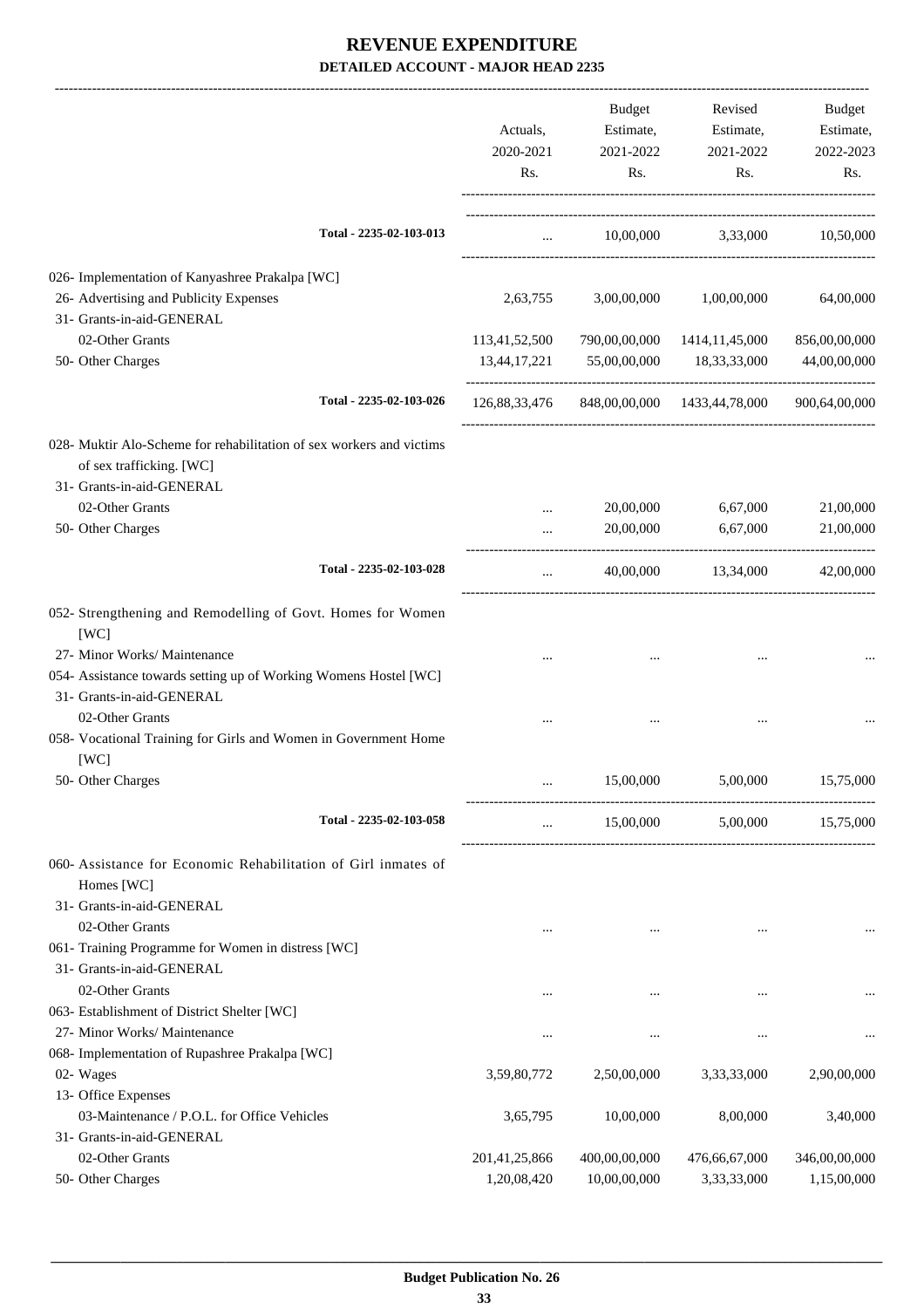# REVENUE EXPENDITURE

## DETAILED ACCOUNT - MAJOR HEAD 2235

| | Actuals, 2020-2021 Rs. | Budget Estimate, 2021-2022 Rs. | Revised Estimate, 2021-2022 Rs. | Budget Estimate, 2022-2023 Rs. |
|---|---|---|---|---|
| Total - 2235-02-103-013 | ... | 10,00,000 | 3,33,000 | 10,50,000 |
| 026- Implementation of Kanyashree Prakalpa [WC] | | | | |
| 26- Advertising and Publicity Expenses | 2,63,755 | 3,00,00,000 | 1,00,00,000 | 64,00,000 |
| 31- Grants-in-aid-GENERAL | | | | |
| 02-Other Grants | 113,41,52,500 | 790,00,00,000 | 1414,11,45,000 | 856,00,00,000 |
| 50- Other Charges | 13,44,17,221 | 55,00,00,000 | 18,33,33,000 | 44,00,00,000 |
| Total - 2235-02-103-026 | 126,88,33,476 | 848,00,00,000 | 1433,44,78,000 | 900,64,00,000 |
| 028- Muktir Alo-Scheme for rehabilitation of sex workers and victims of sex trafficking. [WC] | | | | |
| 31- Grants-in-aid-GENERAL | | | | |
| 02-Other Grants | ... | 20,00,000 | 6,67,000 | 21,00,000 |
| 50- Other Charges | ... | 20,00,000 | 6,67,000 | 21,00,000 |
| Total - 2235-02-103-028 | ... | 40,00,000 | 13,34,000 | 42,00,000 |
| 052- Strengthening and Remodelling of Govt. Homes for Women [WC] | | | | |
| 27- Minor Works/ Maintenance | ... | ... | ... | ... |
| 054- Assistance towards setting up of Working Womens Hostel [WC] | | | | |
| 31- Grants-in-aid-GENERAL | | | | |
| 02-Other Grants | ... | ... | ... | ... |
| 058- Vocational Training for Girls and Women in Government Home [WC] | | | | |
| 50- Other Charges | ... | 15,00,000 | 5,00,000 | 15,75,000 |
| Total - 2235-02-103-058 | ... | 15,00,000 | 5,00,000 | 15,75,000 |
| 060- Assistance for Economic Rehabilitation of Girl inmates of Homes [WC] | | | | |
| 31- Grants-in-aid-GENERAL | | | | |
| 02-Other Grants | ... | ... | ... | ... |
| 061- Training Programme for Women in distress [WC] | | | | |
| 31- Grants-in-aid-GENERAL | | | | |
| 02-Other Grants | ... | ... | ... | ... |
| 063- Establishment of District Shelter [WC] | | | | |
| 27- Minor Works/ Maintenance | ... | ... | ... | ... |
| 068- Implementation of Rupashree Prakalpa [WC] | | | | |
| 02- Wages | 3,59,80,772 | 2,50,00,000 | 3,33,33,000 | 2,90,00,000 |
| 13- Office Expenses | | | | |
| 03-Maintenance / P.O.L. for Office Vehicles | 3,65,795 | 10,00,000 | 8,00,000 | 3,40,000 |
| 31- Grants-in-aid-GENERAL | | | | |
| 02-Other Grants | 201,41,25,866 | 400,00,00,000 | 476,66,67,000 | 346,00,00,000 |
| 50- Other Charges | 1,20,08,420 | 10,00,00,000 | 3,33,33,000 | 1,15,00,000 |

Budget Publication No. 26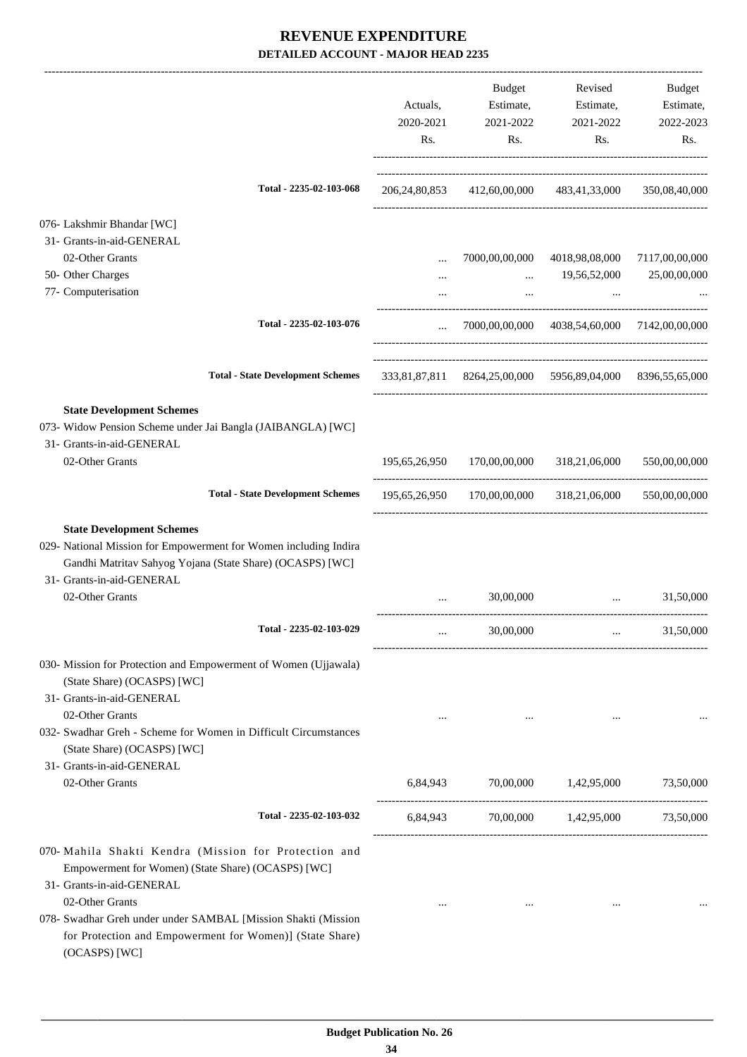# REVENUE EXPENDITURE

## DETAILED ACCOUNT - MAJOR HEAD 2235

| | Actuals, 2020-2021 Rs. | Budget Estimate, 2021-2022 Rs. | Revised Estimate, 2021-2022 Rs. | Budget Estimate, 2022-2023 Rs. |
|---|---|---|---|---|
| Total - 2235-02-103-068 | 206,24,80,853 | 412,60,00,000 | 483,41,33,000 | 350,08,40,000 |
| 076- Lakshmir Bhandar [WC] | | | | |
| 31- Grants-in-aid-GENERAL | | | | |
| 02-Other Grants | ... | 7000,00,00,000 | 4018,98,08,000 | 7117,00,00,000 |
| 50- Other Charges | ... | ... | 19,56,52,000 | 25,00,00,000 |
| 77- Computerisation | ... | ... | ... | ... |
| Total - 2235-02-103-076 | ... | 7000,00,00,000 | 4038,54,60,000 | 7142,00,00,000 |
| Total - State Development Schemes | 333,81,87,811 | 8264,25,00,000 | 5956,89,04,000 | 8396,55,65,000 |
| **State Development Schemes** | | | | |
| 073- Widow Pension Scheme under Jai Bangla (JAIBANGLA) [WC] | | | | |
| 31- Grants-in-aid-GENERAL | | | | |
| 02-Other Grants | 195,65,26,950 | 170,00,00,000 | 318,21,06,000 | 550,00,00,000 |
| Total - State Development Schemes | 195,65,26,950 | 170,00,00,000 | 318,21,06,000 | 550,00,00,000 |
| **State Development Schemes** | | | | |
| 029- National Mission for Empowerment for Women including Indira Gandhi Matritav Sahyog Yojana (State Share) (OCASPS) [WC] | | | | |
| 31- Grants-in-aid-GENERAL | | | | |
| 02-Other Grants | ... | 30,00,000 | ... | 31,50,000 |
| Total - 2235-02-103-029 | ... | 30,00,000 | ... | 31,50,000 |
| 030- Mission for Protection and Empowerment of Women (Ujjawala) (State Share) (OCASPS) [WC] | | | | |
| 31- Grants-in-aid-GENERAL | | | | |
| 02-Other Grants | ... | ... | ... | ... |
| 032- Swadhar Greh - Scheme for Women in Difficult Circumstances (State Share) (OCASPS) [WC] | | | | |
| 31- Grants-in-aid-GENERAL | | | | |
| 02-Other Grants | 6,84,943 | 70,00,000 | 1,42,95,000 | 73,50,000 |
| Total - 2235-02-103-032 | 6,84,943 | 70,00,000 | 1,42,95,000 | 73,50,000 |
| 070- Mahila Shakti Kendra (Mission for Protection and Empowerment for Women) (State Share) (OCASPS) [WC] | | | | |
| 31- Grants-in-aid-GENERAL | | | | |
| 02-Other Grants | ... | ... | ... | ... |
| 078- Swadhar Greh under under SAMBAL [Mission Shakti (Mission for Protection and Empowerment for Women)] (State Share) (OCASPS) [WC] | | | | |

Budget Publication No. 26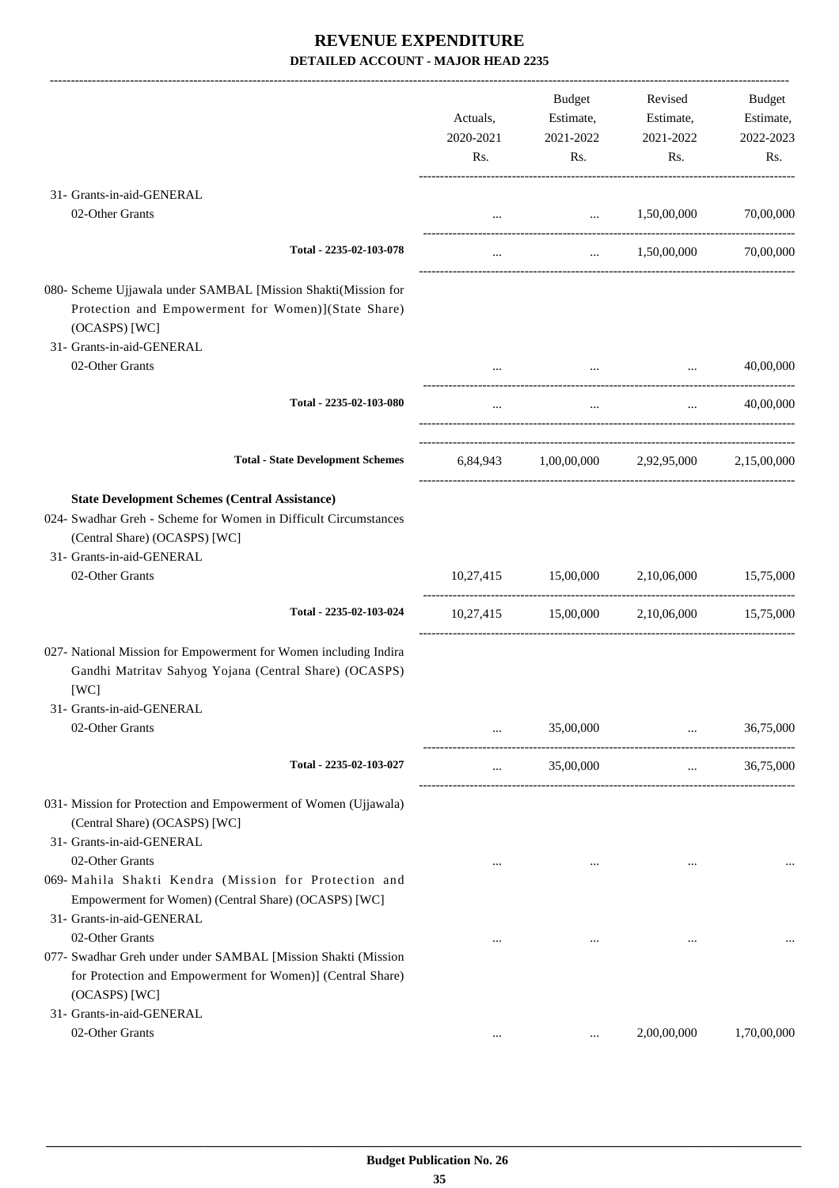# REVENUE EXPENDITURE

## DETAILED ACCOUNT - MAJOR HEAD 2235

| | Actuals, 2020-2021 Rs. | Budget Estimate, 2021-2022 Rs. | Revised Estimate, 2021-2022 Rs. | Budget Estimate, 2022-2023 Rs. |
|---|---|---|---|---|
| 31- Grants-in-aid-GENERAL | | | | |
| 02-Other Grants | ... | ... | 1,50,00,000 | 70,00,000 |
| **Total - 2235-02-103-078** | ... | ... | 1,50,00,000 | 70,00,000 |
| 080- Scheme Ujjawala under SAMBAL [Mission Shakti(Mission for Protection and Empowerment for Women)](State Share) (OCASPS) [WC] | | | | |
| 31- Grants-in-aid-GENERAL | | | | |
| 02-Other Grants | ... | ... | ... | 40,00,000 |
| **Total - 2235-02-103-080** | ... | ... | ... | 40,00,000 |
| **Total - State Development Schemes** | 6,84,943 | 1,00,00,000 | 2,92,95,000 | 2,15,00,000 |
| **State Development Schemes (Central Assistance)** | | | | |
| 024- Swadhar Greh - Scheme for Women in Difficult Circumstances (Central Share) (OCASPS) [WC] | | | | |
| 31- Grants-in-aid-GENERAL | | | | |
| 02-Other Grants | 10,27,415 | 15,00,000 | 2,10,06,000 | 15,75,000 |
| **Total - 2235-02-103-024** | 10,27,415 | 15,00,000 | 2,10,06,000 | 15,75,000 |
| 027- National Mission for Empowerment for Women including Indira Gandhi Matritav Sahyog Yojana (Central Share) (OCASPS) [WC] | | | | |
| 31- Grants-in-aid-GENERAL | | | | |
| 02-Other Grants | ... | 35,00,000 | ... | 36,75,000 |
| **Total - 2235-02-103-027** | ... | 35,00,000 | ... | 36,75,000 |
| 031- Mission for Protection and Empowerment of Women (Ujjawala) (Central Share) (OCASPS) [WC] | | | | |
| 31- Grants-in-aid-GENERAL | | | | |
| 02-Other Grants | ... | ... | ... | ... |
| 069- Mahila Shakti Kendra (Mission for Protection and Empowerment for Women) (Central Share) (OCASPS) [WC] | | | | |
| 31- Grants-in-aid-GENERAL | | | | |
| 02-Other Grants | ... | ... | ... | ... |
| 077- Swadhar Greh under under SAMBAL [Mission Shakti (Mission for Protection and Empowerment for Women)] (Central Share) (OCASPS) [WC] | | | | |
| 31- Grants-in-aid-GENERAL | | | | |
| 02-Other Grants | ... | ... | 2,00,00,000 | 1,70,00,000 |

Budget Publication No. 26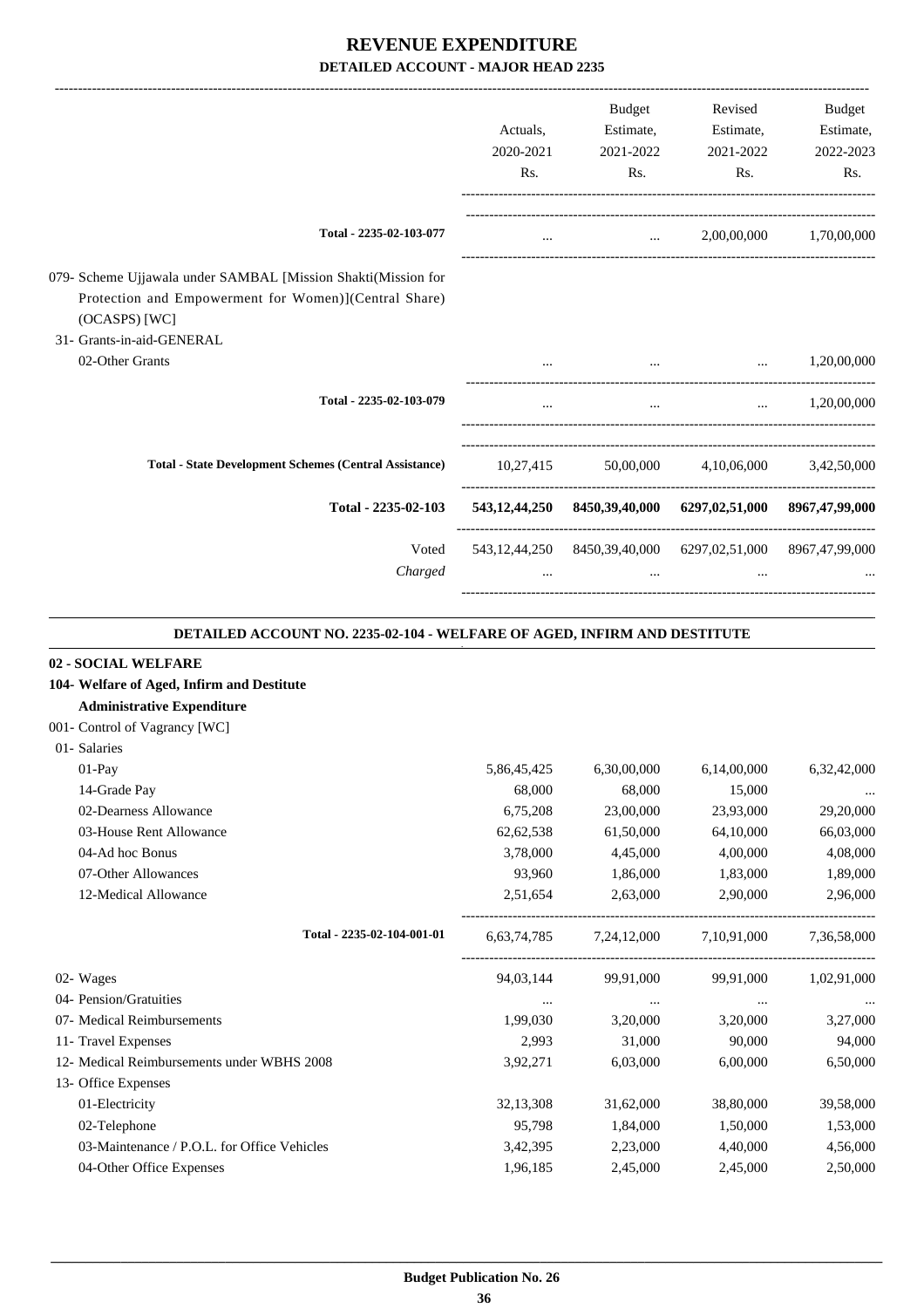# REVENUE EXPENDITURE

## DETAILED ACCOUNT - MAJOR HEAD 2235

| | Actuals, 2020-2021 Rs. | Budget Estimate, 2021-2022 Rs. | Revised Estimate, 2021-2022 Rs. | Budget Estimate, 2022-2023 Rs. |
|---|---|---|---|---|
| Total - 2235-02-103-077 | ... | ... | 2,00,00,000 | 1,70,00,000 |
| 079- Scheme Ujjawala under SAMBAL [Mission Shakti(Mission for Protection and Empowerment for Women)](Central Share) (OCASPS) [WC] | | | | |
| 31- Grants-in-aid-GENERAL | | | | |
| 02-Other Grants | ... | ... | ... | 1,20,00,000 |
| Total - 2235-02-103-079 | ... | ... | ... | 1,20,00,000 |
| Total - State Development Schemes (Central Assistance) | 10,27,415 | 50,00,000 | 4,10,06,000 | 3,42,50,000 |
| **Total - 2235-02-103** | **543,12,44,250** | **8450,39,40,000** | **6297,02,51,000** | **8967,47,99,000** |
| Voted | 543,12,44,250 | 8450,39,40,000 | 6297,02,51,000 | 8967,47,99,000 |
| *Charged* | ... | ... | ... | ... |

### DETAILED ACCOUNT NO. 2235-02-104 - WELFARE OF AGED, INFIRM AND DESTITUTE

**02 - SOCIAL WELFARE**

**104- Welfare of Aged, Infirm and Destitute**

**Administrative Expenditure**

| | Actuals, 2020-2021 Rs. | Budget Estimate, 2021-2022 Rs. | Revised Estimate, 2021-2022 Rs. | Budget Estimate, 2022-2023 Rs. |
|---|---|---|---|---|
| 001- Control of Vagrancy [WC] | | | | |
| 01- Salaries | | | | |
| 01-Pay | 5,86,45,425 | 6,30,00,000 | 6,14,00,000 | 6,32,42,000 |
| 14-Grade Pay | 68,000 | 68,000 | 15,000 | ... |
| 02-Dearness Allowance | 6,75,208 | 23,00,000 | 23,93,000 | 29,20,000 |
| 03-House Rent Allowance | 62,62,538 | 61,50,000 | 64,10,000 | 66,03,000 |
| 04-Ad hoc Bonus | 3,78,000 | 4,45,000 | 4,00,000 | 4,08,000 |
| 07-Other Allowances | 93,960 | 1,86,000 | 1,83,000 | 1,89,000 |
| 12-Medical Allowance | 2,51,654 | 2,63,000 | 2,90,000 | 2,96,000 |
| Total - 2235-02-104-001-01 | 6,63,74,785 | 7,24,12,000 | 7,10,91,000 | 7,36,58,000 |
| 02- Wages | 94,03,144 | 99,91,000 | 99,91,000 | 1,02,91,000 |
| 04- Pension/Gratuities | ... | ... | ... | ... |
| 07- Medical Reimbursements | 1,99,030 | 3,20,000 | 3,20,000 | 3,27,000 |
| 11- Travel Expenses | 2,993 | 31,000 | 90,000 | 94,000 |
| 12- Medical Reimbursements under WBHS 2008 | 3,92,271 | 6,03,000 | 6,00,000 | 6,50,000 |
| 13- Office Expenses | | | | |
| 01-Electricity | 32,13,308 | 31,62,000 | 38,80,000 | 39,58,000 |
| 02-Telephone | 95,798 | 1,84,000 | 1,50,000 | 1,53,000 |
| 03-Maintenance / P.O.L. for Office Vehicles | 3,42,395 | 2,23,000 | 4,40,000 | 4,56,000 |
| 04-Other Office Expenses | 1,96,185 | 2,45,000 | 2,45,000 | 2,50,000 |

Budget Publication No. 26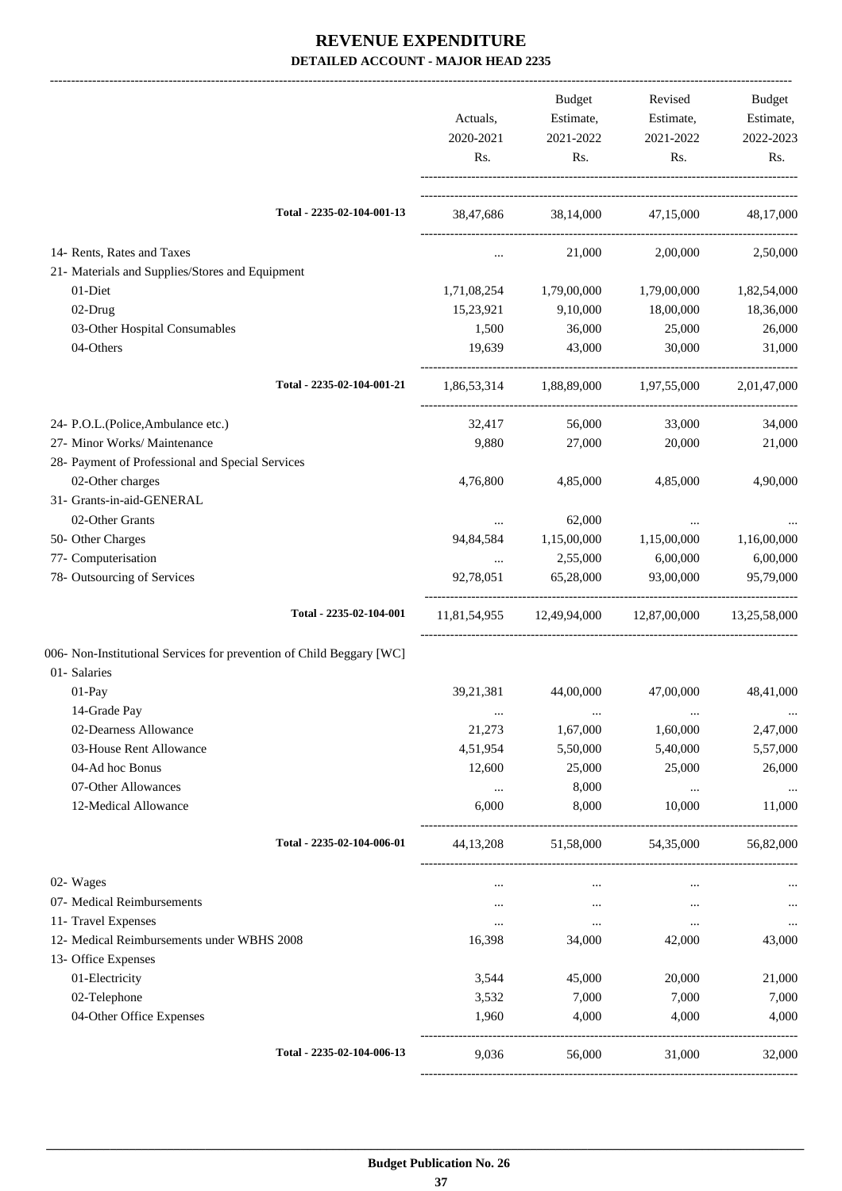# REVENUE EXPENDITURE

## DETAILED ACCOUNT - MAJOR HEAD 2235

| | Actuals, 2020-2021 Rs. | Budget Estimate, 2021-2022 Rs. | Revised Estimate, 2021-2022 Rs. | Budget Estimate, 2022-2023 Rs. |
|---|---|---|---|---|
| **Total - 2235-02-104-001-13** | 38,47,686 | 38,14,000 | 47,15,000 | 48,17,000 |
| 14- Rents, Rates and Taxes | ... | 21,000 | 2,00,000 | 2,50,000 |
| 21- Materials and Supplies/Stores and Equipment | | | | |
| 01-Diet | 1,71,08,254 | 1,79,00,000 | 1,79,00,000 | 1,82,54,000 |
| 02-Drug | 15,23,921 | 9,10,000 | 18,00,000 | 18,36,000 |
| 03-Other Hospital Consumables | 1,500 | 36,000 | 25,000 | 26,000 |
| 04-Others | 19,639 | 43,000 | 30,000 | 31,000 |
| **Total - 2235-02-104-001-21** | 1,86,53,314 | 1,88,89,000 | 1,97,55,000 | 2,01,47,000 |
| 24- P.O.L.(Police,Ambulance etc.) | 32,417 | 56,000 | 33,000 | 34,000 |
| 27- Minor Works/ Maintenance | 9,880 | 27,000 | 20,000 | 21,000 |
| 28- Payment of Professional and Special Services | | | | |
| 02-Other charges | 4,76,800 | 4,85,000 | 4,85,000 | 4,90,000 |
| 31- Grants-in-aid-GENERAL | | | | |
| 02-Other Grants | ... | 62,000 | ... | ... |
| 50- Other Charges | 94,84,584 | 1,15,00,000 | 1,15,00,000 | 1,16,00,000 |
| 77- Computerisation | ... | 2,55,000 | 6,00,000 | 6,00,000 |
| 78- Outsourcing of Services | 92,78,051 | 65,28,000 | 93,00,000 | 95,79,000 |
| **Total - 2235-02-104-001** | 11,81,54,955 | 12,49,94,000 | 12,87,00,000 | 13,25,58,000 |
| 006- Non-Institutional Services for prevention of Child Beggary [WC] | | | | |
| 01- Salaries | | | | |
| 01-Pay | 39,21,381 | 44,00,000 | 47,00,000 | 48,41,000 |
| 14-Grade Pay | ... | ... | ... | ... |
| 02-Dearness Allowance | 21,273 | 1,67,000 | 1,60,000 | 2,47,000 |
| 03-House Rent Allowance | 4,51,954 | 5,50,000 | 5,40,000 | 5,57,000 |
| 04-Ad hoc Bonus | 12,600 | 25,000 | 25,000 | 26,000 |
| 07-Other Allowances | ... | 8,000 | ... | ... |
| 12-Medical Allowance | 6,000 | 8,000 | 10,000 | 11,000 |
| **Total - 2235-02-104-006-01** | 44,13,208 | 51,58,000 | 54,35,000 | 56,82,000 |
| 02- Wages | ... | ... | ... | ... |
| 07- Medical Reimbursements | ... | ... | ... | ... |
| 11- Travel Expenses | ... | ... | ... | ... |
| 12- Medical Reimbursements under WBHS 2008 | 16,398 | 34,000 | 42,000 | 43,000 |
| 13- Office Expenses | | | | |
| 01-Electricity | 3,544 | 45,000 | 20,000 | 21,000 |
| 02-Telephone | 3,532 | 7,000 | 7,000 | 7,000 |
| 04-Other Office Expenses | 1,960 | 4,000 | 4,000 | 4,000 |
| **Total - 2235-02-104-006-13** | 9,036 | 56,000 | 31,000 | 32,000 |

**Budget Publication No. 26**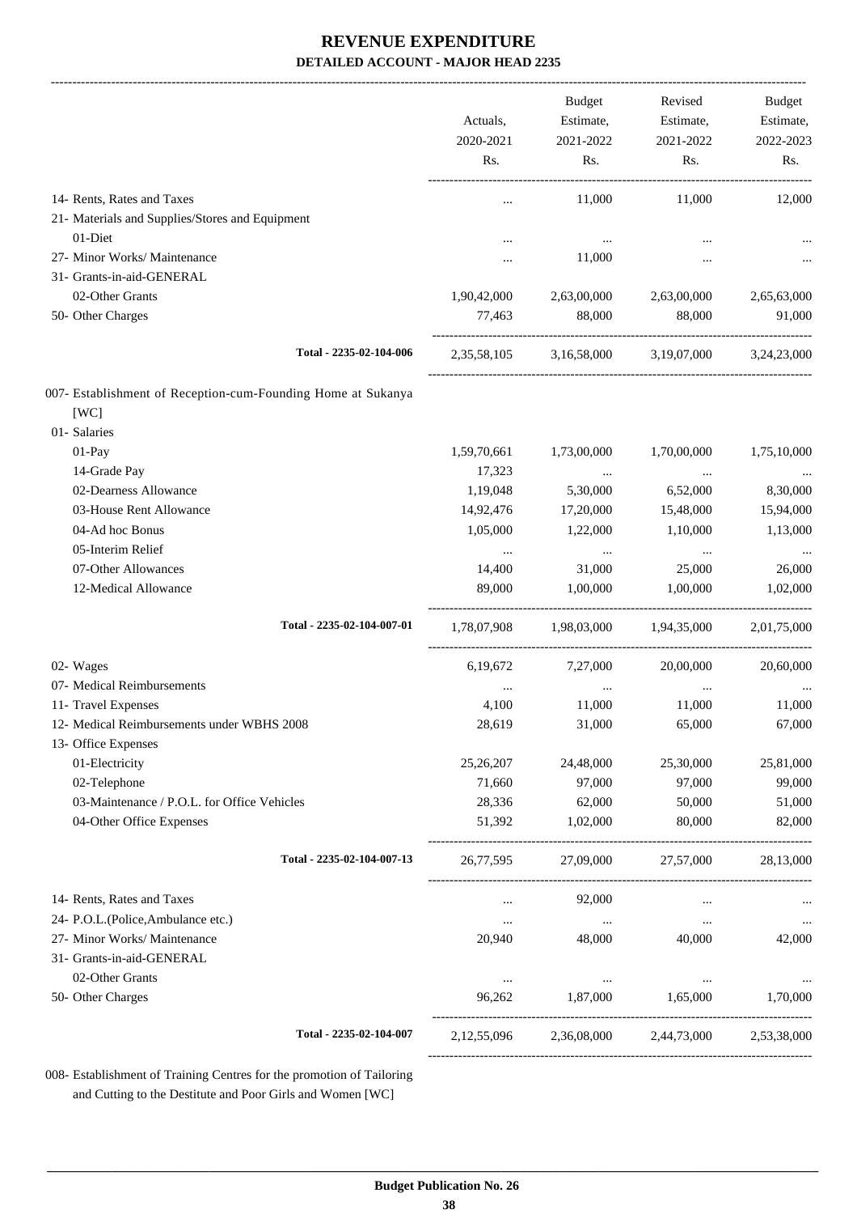# REVENUE EXPENDITURE

## DETAILED ACCOUNT - MAJOR HEAD 2235

| | Actuals, 2020-2021 Rs. | Budget Estimate, 2021-2022 Rs. | Revised Estimate, 2021-2022 Rs. | Budget Estimate, 2022-2023 Rs. |
|---|---|---|---|---|
| 14- Rents, Rates and Taxes | ... | 11,000 | 11,000 | 12,000 |
| 21- Materials and Supplies/Stores and Equipment | | | | |
| 01-Diet | ... | ... | ... | ... |
| 27- Minor Works/ Maintenance | ... | 11,000 | ... | ... |
| 31- Grants-in-aid-GENERAL | | | | |
| 02-Other Grants | 1,90,42,000 | 2,63,00,000 | 2,63,00,000 | 2,65,63,000 |
| 50- Other Charges | 77,463 | 88,000 | 88,000 | 91,000 |
| Total - 2235-02-104-006 | 2,35,58,105 | 3,16,58,000 | 3,19,07,000 | 3,24,23,000 |
| 007- Establishment of Reception-cum-Founding Home at Sukanya [WC] | | | | |
| 01- Salaries | | | | |
| 01-Pay | 1,59,70,661 | 1,73,00,000 | 1,70,00,000 | 1,75,10,000 |
| 14-Grade Pay | 17,323 | ... | ... | ... |
| 02-Dearness Allowance | 1,19,048 | 5,30,000 | 6,52,000 | 8,30,000 |
| 03-House Rent Allowance | 14,92,476 | 17,20,000 | 15,48,000 | 15,94,000 |
| 04-Ad hoc Bonus | 1,05,000 | 1,22,000 | 1,10,000 | 1,13,000 |
| 05-Interim Relief | ... | ... | ... | ... |
| 07-Other Allowances | 14,400 | 31,000 | 25,000 | 26,000 |
| 12-Medical Allowance | 89,000 | 1,00,000 | 1,00,000 | 1,02,000 |
| Total - 2235-02-104-007-01 | 1,78,07,908 | 1,98,03,000 | 1,94,35,000 | 2,01,75,000 |
| 02- Wages | 6,19,672 | 7,27,000 | 20,00,000 | 20,60,000 |
| 07- Medical Reimbursements | ... | ... | ... | ... |
| 11- Travel Expenses | 4,100 | 11,000 | 11,000 | 11,000 |
| 12- Medical Reimbursements under WBHS 2008 | 28,619 | 31,000 | 65,000 | 67,000 |
| 13- Office Expenses | | | | |
| 01-Electricity | 25,26,207 | 24,48,000 | 25,30,000 | 25,81,000 |
| 02-Telephone | 71,660 | 97,000 | 97,000 | 99,000 |
| 03-Maintenance / P.O.L. for Office Vehicles | 28,336 | 62,000 | 50,000 | 51,000 |
| 04-Other Office Expenses | 51,392 | 1,02,000 | 80,000 | 82,000 |
| Total - 2235-02-104-007-13 | 26,77,595 | 27,09,000 | 27,57,000 | 28,13,000 |
| 14- Rents, Rates and Taxes | ... | 92,000 | ... | ... |
| 24- P.O.L.(Police,Ambulance etc.) | ... | ... | ... | ... |
| 27- Minor Works/ Maintenance | 20,940 | 48,000 | 40,000 | 42,000 |
| 31- Grants-in-aid-GENERAL | | | | |
| 02-Other Grants | ... | ... | ... | ... |
| 50- Other Charges | 96,262 | 1,87,000 | 1,65,000 | 1,70,000 |
| Total - 2235-02-104-007 | 2,12,55,096 | 2,36,08,000 | 2,44,73,000 | 2,53,38,000 |

008- Establishment of Training Centres for the promotion of Tailoring and Cutting to the Destitute and Poor Girls and Women [WC]

Budget Publication No. 26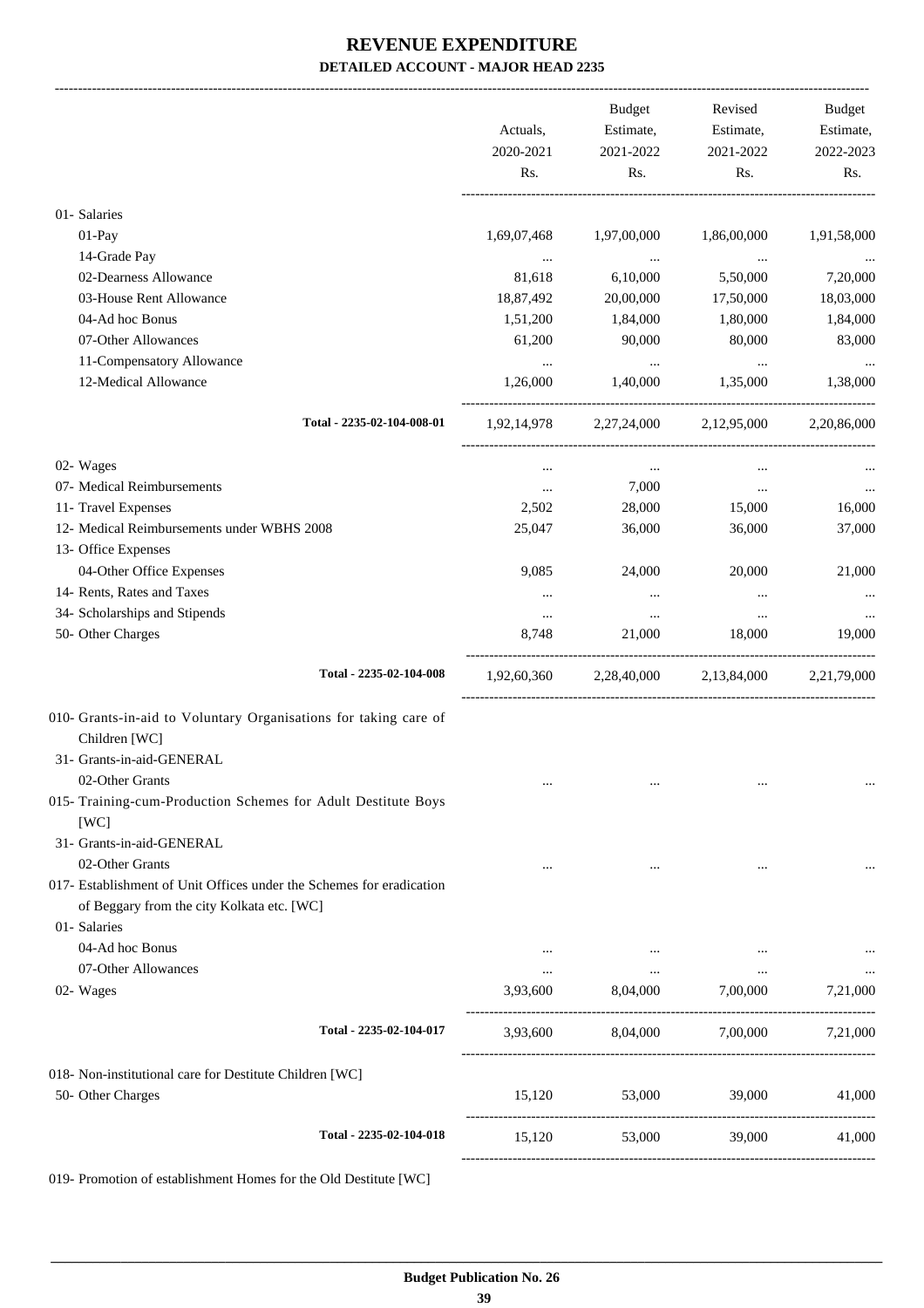# REVENUE EXPENDITURE
## DETAILED ACCOUNT - MAJOR HEAD 2235

| | Actuals, 2020-2021 Rs. | Budget Estimate, 2021-2022 Rs. | Revised Estimate, 2021-2022 Rs. | Budget Estimate, 2022-2023 Rs. |
|---|---|---|---|---|
| 01- Salaries | | | | |
| 01-Pay | 1,69,07,468 | 1,97,00,000 | 1,86,00,000 | 1,91,58,000 |
| 14-Grade Pay | ... | ... | ... | ... |
| 02-Dearness Allowance | 81,618 | 6,10,000 | 5,50,000 | 7,20,000 |
| 03-House Rent Allowance | 18,87,492 | 20,00,000 | 17,50,000 | 18,03,000 |
| 04-Ad hoc Bonus | 1,51,200 | 1,84,000 | 1,80,000 | 1,84,000 |
| 07-Other Allowances | 61,200 | 90,000 | 80,000 | 83,000 |
| 11-Compensatory Allowance | ... | ... | ... | ... |
| 12-Medical Allowance | 1,26,000 | 1,40,000 | 1,35,000 | 1,38,000 |
| Total - 2235-02-104-008-01 | 1,92,14,978 | 2,27,24,000 | 2,12,95,000 | 2,20,86,000 |
| 02- Wages | ... | ... | ... | ... |
| 07- Medical Reimbursements | ... | 7,000 | ... | ... |
| 11- Travel Expenses | 2,502 | 28,000 | 15,000 | 16,000 |
| 12- Medical Reimbursements under WBHS 2008 | 25,047 | 36,000 | 36,000 | 37,000 |
| 13- Office Expenses | | | | |
| 04-Other Office Expenses | 9,085 | 24,000 | 20,000 | 21,000 |
| 14- Rents, Rates and Taxes | ... | ... | ... | ... |
| 34- Scholarships and Stipends | ... | ... | ... | ... |
| 50- Other Charges | 8,748 | 21,000 | 18,000 | 19,000 |
| Total - 2235-02-104-008 | 1,92,60,360 | 2,28,40,000 | 2,13,84,000 | 2,21,79,000 |
| 010- Grants-in-aid to Voluntary Organisations for taking care of Children [WC] | | | | |
| 31- Grants-in-aid-GENERAL | | | | |
| 02-Other Grants | ... | ... | ... | ... |
| 015- Training-cum-Production Schemes for Adult Destitute Boys [WC] | | | | |
| 31- Grants-in-aid-GENERAL | | | | |
| 02-Other Grants | ... | ... | ... | ... |
| 017- Establishment of Unit Offices under the Schemes for eradication of Beggary from the city Kolkata etc. [WC] | | | | |
| 01- Salaries | | | | |
| 04-Ad hoc Bonus | ... | ... | ... | ... |
| 07-Other Allowances | ... | ... | ... | ... |
| 02- Wages | 3,93,600 | 8,04,000 | 7,00,000 | 7,21,000 |
| Total - 2235-02-104-017 | 3,93,600 | 8,04,000 | 7,00,000 | 7,21,000 |
| 018- Non-institutional care for Destitute Children [WC] | | | | |
| 50- Other Charges | 15,120 | 53,000 | 39,000 | 41,000 |
| Total - 2235-02-104-018 | 15,120 | 53,000 | 39,000 | 41,000 |

019- Promotion of establishment Homes for the Old Destitute [WC]

**Budget Publication No. 26**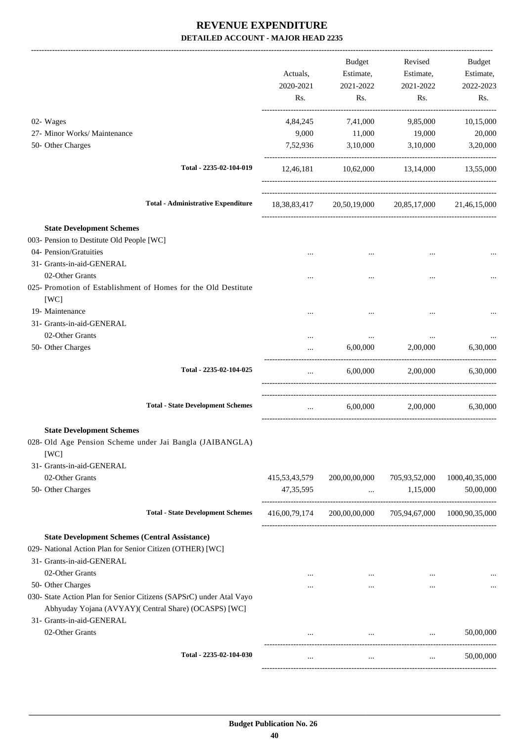# REVENUE EXPENDITURE

## DETAILED ACCOUNT - MAJOR HEAD 2235

| | Actuals, 2020-2021 Rs. | Budget Estimate, 2021-2022 Rs. | Revised Estimate, 2021-2022 Rs. | Budget Estimate, 2022-2023 Rs. |
|---|---|---|---|---|
| 02- Wages | 4,84,245 | 7,41,000 | 9,85,000 | 10,15,000 |
| 27- Minor Works/ Maintenance | 9,000 | 11,000 | 19,000 | 20,000 |
| 50- Other Charges | 7,52,936 | 3,10,000 | 3,10,000 | 3,20,000 |
| **Total - 2235-02-104-019** | 12,46,181 | 10,62,000 | 13,14,000 | 13,55,000 |
| **Total - Administrative Expenditure** | 18,38,83,417 | 20,50,19,000 | 20,85,17,000 | 21,46,15,000 |
| **State Development Schemes** | | | | |
| 003- Pension to Destitute Old People [WC] | | | | |
| 04- Pension/Gratuities | ... | ... | ... | ... |
| 31- Grants-in-aid-GENERAL | | | | |
| 02-Other Grants | ... | ... | ... | ... |
| 025- Promotion of Establishment of Homes for the Old Destitute [WC] | | | | |
| 19- Maintenance | ... | ... | ... | ... |
| 31- Grants-in-aid-GENERAL | | | | |
| 02-Other Grants | ... | ... | ... | ... |
| 50- Other Charges | ... | 6,00,000 | 2,00,000 | 6,30,000 |
| **Total - 2235-02-104-025** | ... | 6,00,000 | 2,00,000 | 6,30,000 |
| **Total - State Development Schemes** | ... | 6,00,000 | 2,00,000 | 6,30,000 |
| **State Development Schemes** | | | | |
| 028- Old Age Pension Scheme under Jai Bangla (JAIBANGLA) [WC] | | | | |
| 31- Grants-in-aid-GENERAL | | | | |
| 02-Other Grants | 415,53,43,579 | 200,00,00,000 | 705,93,52,000 | 1000,40,35,000 |
| 50- Other Charges | 47,35,595 | ... | 1,15,000 | 50,00,000 |
| **Total - State Development Schemes** | 416,00,79,174 | 200,00,00,000 | 705,94,67,000 | 1000,90,35,000 |
| **State Development Schemes (Central Assistance)** | | | | |
| 029- National Action Plan for Senior Citizen (OTHER) [WC] | | | | |
| 31- Grants-in-aid-GENERAL | | | | |
| 02-Other Grants | ... | ... | ... | ... |
| 50- Other Charges | ... | ... | ... | ... |
| 030- State Action Plan for Senior Citizens (SAPSrC) under Atal Vayo Abhyuday Yojana (AVYAY)( Central Share) (OCASPS) [WC] | | | | |
| 31- Grants-in-aid-GENERAL | | | | |
| 02-Other Grants | ... | ... | ... | 50,00,000 |
| **Total - 2235-02-104-030** | ... | ... | ... | 50,00,000 |

**Budget Publication No. 26**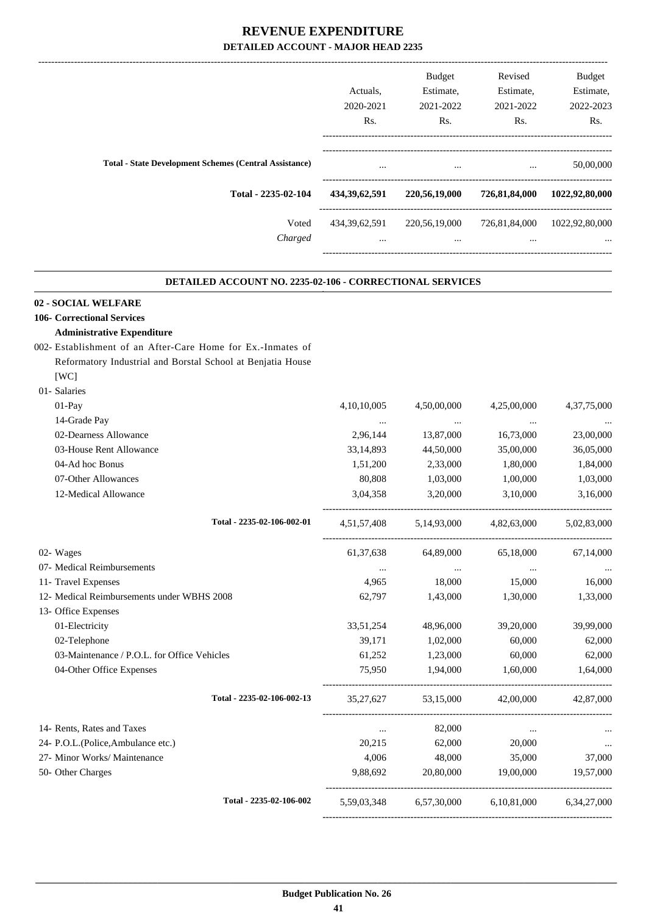# REVENUE EXPENDITURE

## DETAILED ACCOUNT - MAJOR HEAD 2235

| | Actuals, 2020-2021 Rs. | Budget Estimate, 2021-2022 Rs. | Revised Estimate, 2021-2022 Rs. | Budget Estimate, 2022-2023 Rs. |
|---|---|---|---|---|
| **Total - State Development Schemes (Central Assistance)** | ... | ... | ... | 50,00,000 |
| **Total - 2235-02-104** | **434,39,62,591** | **220,56,19,000** | **726,81,84,000** | **1022,92,80,000** |
| Voted | 434,39,62,591 | 220,56,19,000 | 726,81,84,000 | 1022,92,80,000 |
| *Charged* | ... | ... | ... | ... |

### DETAILED ACCOUNT NO. 2235-02-106 - CORRECTIONAL SERVICES

**02 - SOCIAL WELFARE**

**106- Correctional Services**

**Administrative Expenditure**

002- Establishment of an After-Care Home for Ex.-Inmates of Reformatory Industrial and Borstal School at Benjatia House [WC]

| | Actuals, 2020-2021 Rs. | Budget Estimate, 2021-2022 Rs. | Revised Estimate, 2021-2022 Rs. | Budget Estimate, 2022-2023 Rs. |
|---|---|---|---|---|
| 01- Salaries | | | | |
| 01-Pay | 4,10,10,005 | 4,50,00,000 | 4,25,00,000 | 4,37,75,000 |
| 14-Grade Pay | ... | ... | ... | ... |
| 02-Dearness Allowance | 2,96,144 | 13,87,000 | 16,73,000 | 23,00,000 |
| 03-House Rent Allowance | 33,14,893 | 44,50,000 | 35,00,000 | 36,05,000 |
| 04-Ad hoc Bonus | 1,51,200 | 2,33,000 | 1,80,000 | 1,84,000 |
| 07-Other Allowances | 80,808 | 1,03,000 | 1,00,000 | 1,03,000 |
| 12-Medical Allowance | 3,04,358 | 3,20,000 | 3,10,000 | 3,16,000 |
| Total - 2235-02-106-002-01 | 4,51,57,408 | 5,14,93,000 | 4,82,63,000 | 5,02,83,000 |
| 02- Wages | 61,37,638 | 64,89,000 | 65,18,000 | 67,14,000 |
| 07- Medical Reimbursements | ... | ... | ... | ... |
| 11- Travel Expenses | 4,965 | 18,000 | 15,000 | 16,000 |
| 12- Medical Reimbursements under WBHS 2008 | 62,797 | 1,43,000 | 1,30,000 | 1,33,000 |
| 13- Office Expenses | | | | |
| 01-Electricity | 33,51,254 | 48,96,000 | 39,20,000 | 39,99,000 |
| 02-Telephone | 39,171 | 1,02,000 | 60,000 | 62,000 |
| 03-Maintenance / P.O.L. for Office Vehicles | 61,252 | 1,23,000 | 60,000 | 62,000 |
| 04-Other Office Expenses | 75,950 | 1,94,000 | 1,60,000 | 1,64,000 |
| Total - 2235-02-106-002-13 | 35,27,627 | 53,15,000 | 42,00,000 | 42,87,000 |
| 14- Rents, Rates and Taxes | ... | 82,000 | ... | ... |
| 24- P.O.L.(Police,Ambulance etc.) | 20,215 | 62,000 | 20,000 | ... |
| 27- Minor Works/ Maintenance | 4,006 | 48,000 | 35,000 | 37,000 |
| 50- Other Charges | 9,88,692 | 20,80,000 | 19,00,000 | 19,57,000 |
| Total - 2235-02-106-002 | 5,59,03,348 | 6,57,30,000 | 6,10,81,000 | 6,34,27,000 |

**Budget Publication No. 26**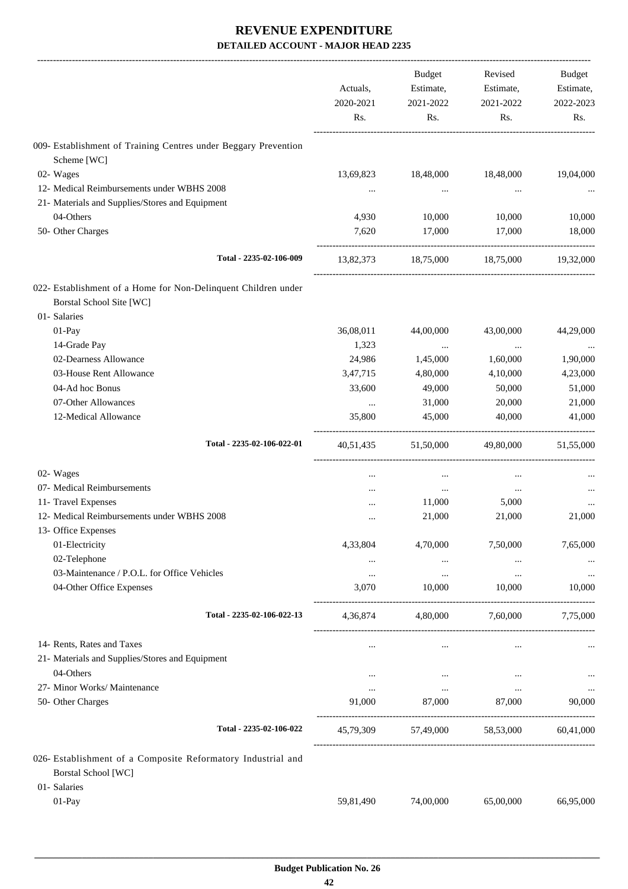# REVENUE EXPENDITURE

## DETAILED ACCOUNT - MAJOR HEAD 2235

| | Actuals, 2020-2021 Rs. | Budget Estimate, 2021-2022 Rs. | Revised Estimate, 2021-2022 Rs. | Budget Estimate, 2022-2023 Rs. |
|---|---|---|---|---|
| 009- Establishment of Training Centres under Beggary Prevention Scheme [WC] | | | | |
| 02- Wages | 13,69,823 | 18,48,000 | 18,48,000 | 19,04,000 |
| 12- Medical Reimbursements under WBHS 2008 | ... | ... | ... | ... |
| 21- Materials and Supplies/Stores and Equipment | | | | |
| 04-Others | 4,930 | 10,000 | 10,000 | 10,000 |
| 50- Other Charges | 7,620 | 17,000 | 17,000 | 18,000 |
| **Total - 2235-02-106-009** | 13,82,373 | 18,75,000 | 18,75,000 | 19,32,000 |
| 022- Establishment of a Home for Non-Delinquent Children under Borstal School Site [WC] | | | | |
| 01- Salaries | | | | |
| 01-Pay | 36,08,011 | 44,00,000 | 43,00,000 | 44,29,000 |
| 14-Grade Pay | 1,323 | ... | ... | ... |
| 02-Dearness Allowance | 24,986 | 1,45,000 | 1,60,000 | 1,90,000 |
| 03-House Rent Allowance | 3,47,715 | 4,80,000 | 4,10,000 | 4,23,000 |
| 04-Ad hoc Bonus | 33,600 | 49,000 | 50,000 | 51,000 |
| 07-Other Allowances | ... | 31,000 | 20,000 | 21,000 |
| 12-Medical Allowance | 35,800 | 45,000 | 40,000 | 41,000 |
| **Total - 2235-02-106-022-01** | 40,51,435 | 51,50,000 | 49,80,000 | 51,55,000 |
| 02- Wages | ... | ... | ... | ... |
| 07- Medical Reimbursements | ... | ... | ... | ... |
| 11- Travel Expenses | ... | 11,000 | 5,000 | ... |
| 12- Medical Reimbursements under WBHS 2008 | ... | 21,000 | 21,000 | 21,000 |
| 13- Office Expenses | | | | |
| 01-Electricity | 4,33,804 | 4,70,000 | 7,50,000 | 7,65,000 |
| 02-Telephone | ... | ... | ... | ... |
| 03-Maintenance / P.O.L. for Office Vehicles | ... | ... | ... | ... |
| 04-Other Office Expenses | 3,070 | 10,000 | 10,000 | 10,000 |
| **Total - 2235-02-106-022-13** | 4,36,874 | 4,80,000 | 7,60,000 | 7,75,000 |
| 14- Rents, Rates and Taxes | ... | ... | ... | ... |
| 21- Materials and Supplies/Stores and Equipment | | | | |
| 04-Others | ... | ... | ... | ... |
| 27- Minor Works/ Maintenance | ... | ... | ... | ... |
| 50- Other Charges | 91,000 | 87,000 | 87,000 | 90,000 |
| **Total - 2235-02-106-022** | 45,79,309 | 57,49,000 | 58,53,000 | 60,41,000 |
| 026- Establishment of a Composite Reformatory Industrial and Borstal School [WC] | | | | |
| 01- Salaries | | | | |
| 01-Pay | 59,81,490 | 74,00,000 | 65,00,000 | 66,95,000 |

Budget Publication No. 26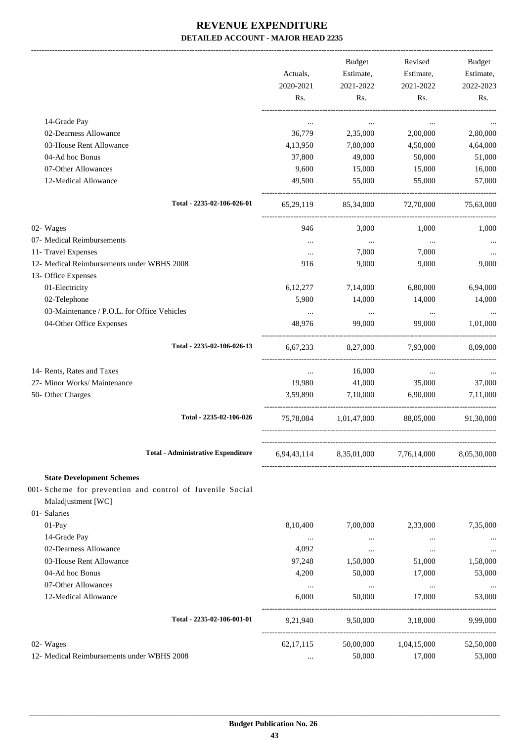# REVENUE EXPENDITURE

## DETAILED ACCOUNT - MAJOR HEAD 2235

| | Actuals, 2020-2021 Rs. | Budget Estimate, 2021-2022 Rs. | Revised Estimate, 2021-2022 Rs. | Budget Estimate, 2022-2023 Rs. |
|---|---|---|---|---|
| 14-Grade Pay | ... | ... | ... | ... |
| 02-Dearness Allowance | 36,779 | 2,35,000 | 2,00,000 | 2,80,000 |
| 03-House Rent Allowance | 4,13,950 | 7,80,000 | 4,50,000 | 4,64,000 |
| 04-Ad hoc Bonus | 37,800 | 49,000 | 50,000 | 51,000 |
| 07-Other Allowances | 9,600 | 15,000 | 15,000 | 16,000 |
| 12-Medical Allowance | 49,500 | 55,000 | 55,000 | 57,000 |
| **Total - 2235-02-106-026-01** | 65,29,119 | 85,34,000 | 72,70,000 | 75,63,000 |
| 02- Wages | 946 | 3,000 | 1,000 | 1,000 |
| 07- Medical Reimbursements | ... | ... | ... | ... |
| 11- Travel Expenses | ... | 7,000 | 7,000 | ... |
| 12- Medical Reimbursements under WBHS 2008 | 916 | 9,000 | 9,000 | 9,000 |
| 13- Office Expenses | | | | |
| 01-Electricity | 6,12,277 | 7,14,000 | 6,80,000 | 6,94,000 |
| 02-Telephone | 5,980 | 14,000 | 14,000 | 14,000 |
| 03-Maintenance / P.O.L. for Office Vehicles | ... | ... | ... | ... |
| 04-Other Office Expenses | 48,976 | 99,000 | 99,000 | 1,01,000 |
| **Total - 2235-02-106-026-13** | 6,67,233 | 8,27,000 | 7,93,000 | 8,09,000 |
| 14- Rents, Rates and Taxes | ... | 16,000 | ... | ... |
| 27- Minor Works/ Maintenance | 19,980 | 41,000 | 35,000 | 37,000 |
| 50- Other Charges | 3,59,890 | 7,10,000 | 6,90,000 | 7,11,000 |
| **Total - 2235-02-106-026** | 75,78,084 | 1,01,47,000 | 88,05,000 | 91,30,000 |
| **Total - Administrative Expenditure** | 6,94,43,114 | 8,35,01,000 | 7,76,14,000 | 8,05,30,000 |
| **State Development Schemes** | | | | |
| 001- Scheme for prevention and control of Juvenile Social Maladjustment [WC] | | | | |
| 01- Salaries | | | | |
| 01-Pay | 8,10,400 | 7,00,000 | 2,33,000 | 7,35,000 |
| 14-Grade Pay | ... | ... | ... | ... |
| 02-Dearness Allowance | 4,092 | ... | ... | ... |
| 03-House Rent Allowance | 97,248 | 1,50,000 | 51,000 | 1,58,000 |
| 04-Ad hoc Bonus | 4,200 | 50,000 | 17,000 | 53,000 |
| 07-Other Allowances | ... | ... | ... | ... |
| 12-Medical Allowance | 6,000 | 50,000 | 17,000 | 53,000 |
| **Total - 2235-02-106-001-01** | 9,21,940 | 9,50,000 | 3,18,000 | 9,99,000 |
| 02- Wages | 62,17,115 | 50,00,000 | 1,04,15,000 | 52,50,000 |
| 12- Medical Reimbursements under WBHS 2008 | ... | 50,000 | 17,000 | 53,000 |

**Budget Publication No. 26**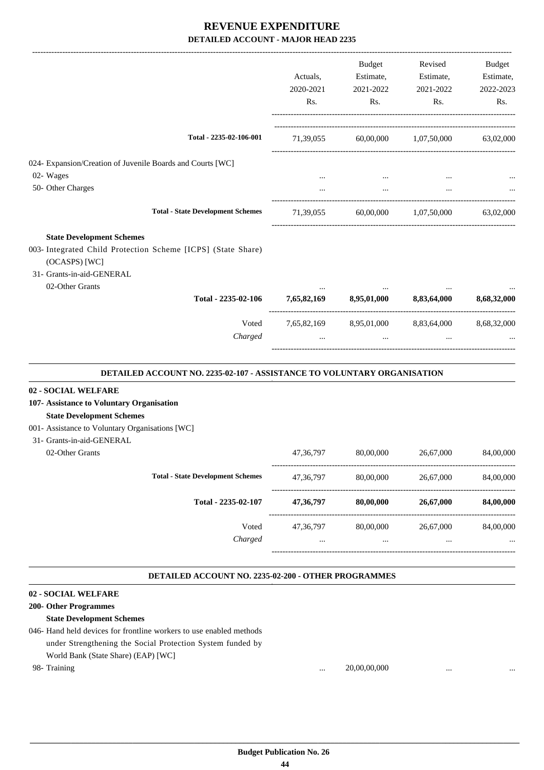# REVENUE EXPENDITURE

## DETAILED ACCOUNT - MAJOR HEAD 2235

| | Actuals, 2020-2021 Rs. | Budget Estimate, 2021-2022 Rs. | Revised Estimate, 2021-2022 Rs. | Budget Estimate, 2022-2023 Rs. |
|---|---|---|---|---|
| Total - 2235-02-106-001 | 71,39,055 | 60,00,000 | 1,07,50,000 | 63,02,000 |
| 024- Expansion/Creation of Juvenile Boards and Courts [WC] | | | | |
| 02- Wages | ... | ... | ... | ... |
| 50- Other Charges | ... | ... | ... | ... |
| Total - State Development Schemes | 71,39,055 | 60,00,000 | 1,07,50,000 | 63,02,000 |
| **State Development Schemes** | | | | |
| 003- Integrated Child Protection Scheme [ICPS] (State Share) (OCASPS) [WC] | | | | |
| 31- Grants-in-aid-GENERAL | | | | |
| 02-Other Grants | ... | ... | ... | ... |
| **Total - 2235-02-106** | **7,65,82,169** | **8,95,01,000** | **8,83,64,000** | **8,68,32,000** |
| Voted | 7,65,82,169 | 8,95,01,000 | 8,83,64,000 | 8,68,32,000 |
| *Charged* | ... | ... | ... | ... |

### DETAILED ACCOUNT NO. 2235-02-107 - ASSISTANCE TO VOLUNTARY ORGANISATION

| | Actuals, 2020-2021 Rs. | Budget Estimate, 2021-2022 Rs. | Revised Estimate, 2021-2022 Rs. | Budget Estimate, 2022-2023 Rs. |
|---|---|---|---|---|
| **02 - SOCIAL WELFARE** | | | | |
| **107- Assistance to Voluntary Organisation** | | | | |
| **State Development Schemes** | | | | |
| 001- Assistance to Voluntary Organisations [WC] | | | | |
| 31- Grants-in-aid-GENERAL | | | | |
| 02-Other Grants | 47,36,797 | 80,00,000 | 26,67,000 | 84,00,000 |
| Total - State Development Schemes | 47,36,797 | 80,00,000 | 26,67,000 | 84,00,000 |
| **Total - 2235-02-107** | **47,36,797** | **80,00,000** | **26,67,000** | **84,00,000** |
| Voted | 47,36,797 | 80,00,000 | 26,67,000 | 84,00,000 |
| *Charged* | ... | ... | ... | ... |

### DETAILED ACCOUNT NO. 2235-02-200 - OTHER PROGRAMMES

| | Actuals, 2020-2021 Rs. | Budget Estimate, 2021-2022 Rs. | Revised Estimate, 2021-2022 Rs. | Budget Estimate, 2022-2023 Rs. |
|---|---|---|---|---|
| **02 - SOCIAL WELFARE** | | | | |
| **200- Other Programmes** | | | | |
| **State Development Schemes** | | | | |
| 046- Hand held devices for frontline workers to use enabled methods under Strengthening the Social Protection System funded by World Bank (State Share) (EAP) [WC] | | | | |
| 98- Training | ... | 20,00,00,000 | ... | ... |

Budget Publication No. 26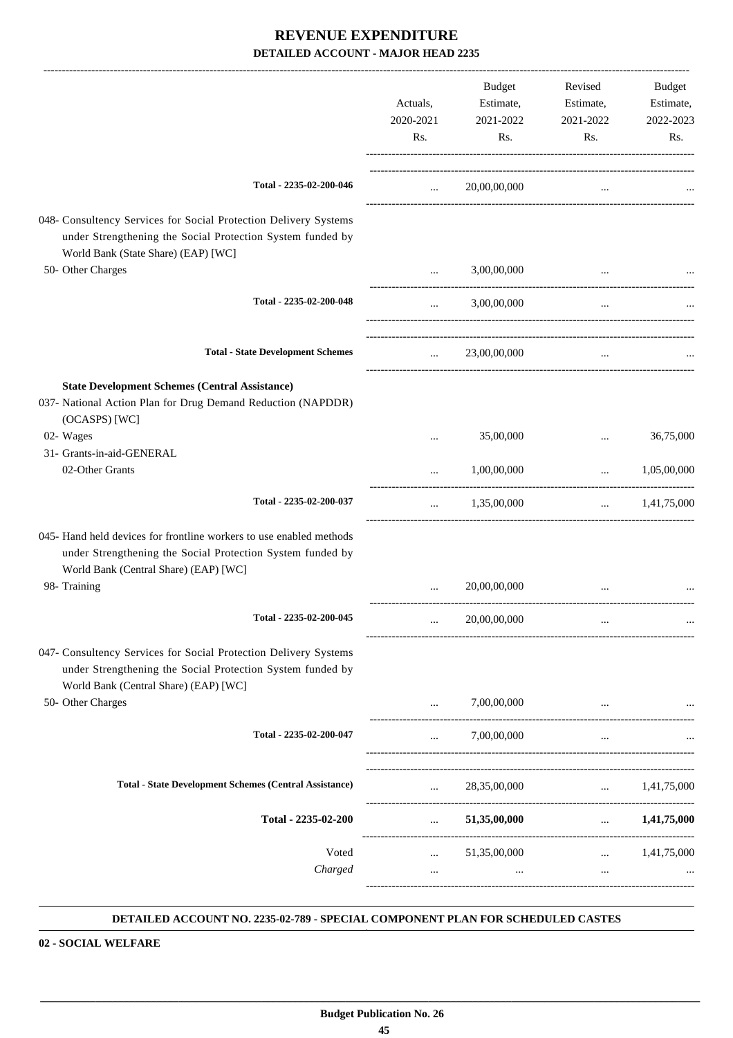# REVENUE EXPENDITURE

## DETAILED ACCOUNT - MAJOR HEAD 2235

| | Actuals, 2020-2021 Rs. | Budget Estimate, 2021-2022 Rs. | Revised Estimate, 2021-2022 Rs. | Budget Estimate, 2022-2023 Rs. |
|---|---|---|---|---|
| **Total - 2235-02-200-046** | ... | 20,00,00,000 | ... | ... |
| 048- Consultency Services for Social Protection Delivery Systems under Strengthening the Social Protection System funded by World Bank (State Share) (EAP) [WC] | | | | |
| 50- Other Charges | ... | 3,00,00,000 | ... | ... |
| **Total - 2235-02-200-048** | ... | 3,00,00,000 | ... | ... |
| **Total - State Development Schemes** | ... | 23,00,00,000 | ... | ... |
| **State Development Schemes (Central Assistance)** | | | | |
| 037- National Action Plan for Drug Demand Reduction (NAPDDR) (OCASPS) [WC] | | | | |
| 02- Wages | ... | 35,00,000 | ... | 36,75,000 |
| 31- Grants-in-aid-GENERAL | | | | |
| 02-Other Grants | ... | 1,00,00,000 | ... | 1,05,00,000 |
| **Total - 2235-02-200-037** | ... | 1,35,00,000 | ... | 1,41,75,000 |
| 045- Hand held devices for frontline workers to use enabled methods under Strengthening the Social Protection System funded by World Bank (Central Share) (EAP) [WC] | | | | |
| 98- Training | ... | 20,00,00,000 | ... | ... |
| **Total - 2235-02-200-045** | ... | 20,00,00,000 | ... | ... |
| 047- Consultency Services for Social Protection Delivery Systems under Strengthening the Social Protection System funded by World Bank (Central Share) (EAP) [WC] | | | | |
| 50- Other Charges | ... | 7,00,00,000 | ... | ... |
| **Total - 2235-02-200-047** | ... | 7,00,00,000 | ... | ... |
| **Total - State Development Schemes (Central Assistance)** | ... | 28,35,00,000 | ... | 1,41,75,000 |
| **Total - 2235-02-200** | ... | **51,35,00,000** | ... | **1,41,75,000** |
| Voted | ... | 51,35,00,000 | ... | 1,41,75,000 |
| *Charged* | ... | ... | ... | ... |

**DETAILED ACCOUNT NO. 2235-02-789 - SPECIAL COMPONENT PLAN FOR SCHEDULED CASTES**

**02 - SOCIAL WELFARE**

**Budget Publication No. 26**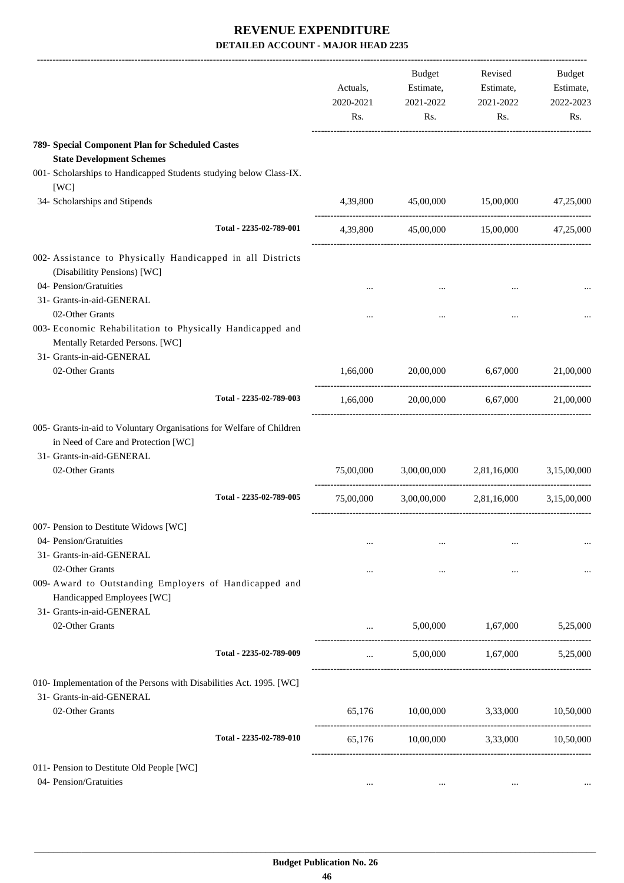# REVENUE EXPENDITURE

## DETAILED ACCOUNT - MAJOR HEAD 2235

| | Actuals, 2020-2021 Rs. | Budget Estimate, 2021-2022 Rs. | Revised Estimate, 2021-2022 Rs. | Budget Estimate, 2022-2023 Rs. |
|---|---|---|---|---|
| **789- Special Component Plan for Scheduled Castes** | | | | |
| **State Development Schemes** | | | | |
| 001- Scholarships to Handicapped Students studying below Class-IX. [WC] | | | | |
| 34- Scholarships and Stipends | 4,39,800 | 45,00,000 | 15,00,000 | 47,25,000 |
| Total - 2235-02-789-001 | 4,39,800 | 45,00,000 | 15,00,000 | 47,25,000 |
| 002- Assistance to Physically Handicapped in all Districts (Disabilitity Pensions) [WC] | | | | |
| 04- Pension/Gratuities | ... | ... | ... | ... |
| 31- Grants-in-aid-GENERAL | | | | |
| 02-Other Grants | ... | ... | ... | ... |
| 003- Economic Rehabilitation to Physically Handicapped and Mentally Retarded Persons. [WC] | | | | |
| 31- Grants-in-aid-GENERAL | | | | |
| 02-Other Grants | 1,66,000 | 20,00,000 | 6,67,000 | 21,00,000 |
| Total - 2235-02-789-003 | 1,66,000 | 20,00,000 | 6,67,000 | 21,00,000 |
| 005- Grants-in-aid to Voluntary Organisations for Welfare of Children in Need of Care and Protection [WC] | | | | |
| 31- Grants-in-aid-GENERAL | | | | |
| 02-Other Grants | 75,00,000 | 3,00,00,000 | 2,81,16,000 | 3,15,00,000 |
| Total - 2235-02-789-005 | 75,00,000 | 3,00,00,000 | 2,81,16,000 | 3,15,00,000 |
| 007- Pension to Destitute Widows [WC] | | | | |
| 04- Pension/Gratuities | ... | ... | ... | ... |
| 31- Grants-in-aid-GENERAL | | | | |
| 02-Other Grants | ... | ... | ... | ... |
| 009- Award to Outstanding Employers of Handicapped and Handicapped Employees [WC] | | | | |
| 31- Grants-in-aid-GENERAL | | | | |
| 02-Other Grants | ... | 5,00,000 | 1,67,000 | 5,25,000 |
| Total - 2235-02-789-009 | ... | 5,00,000 | 1,67,000 | 5,25,000 |
| 010- Implementation of the Persons with Disabilities Act. 1995. [WC] | | | | |
| 31- Grants-in-aid-GENERAL | | | | |
| 02-Other Grants | 65,176 | 10,00,000 | 3,33,000 | 10,50,000 |
| Total - 2235-02-789-010 | 65,176 | 10,00,000 | 3,33,000 | 10,50,000 |
| 011- Pension to Destitute Old People [WC] | | | | |
| 04- Pension/Gratuities | ... | ... | ... | ... |

Budget Publication No. 26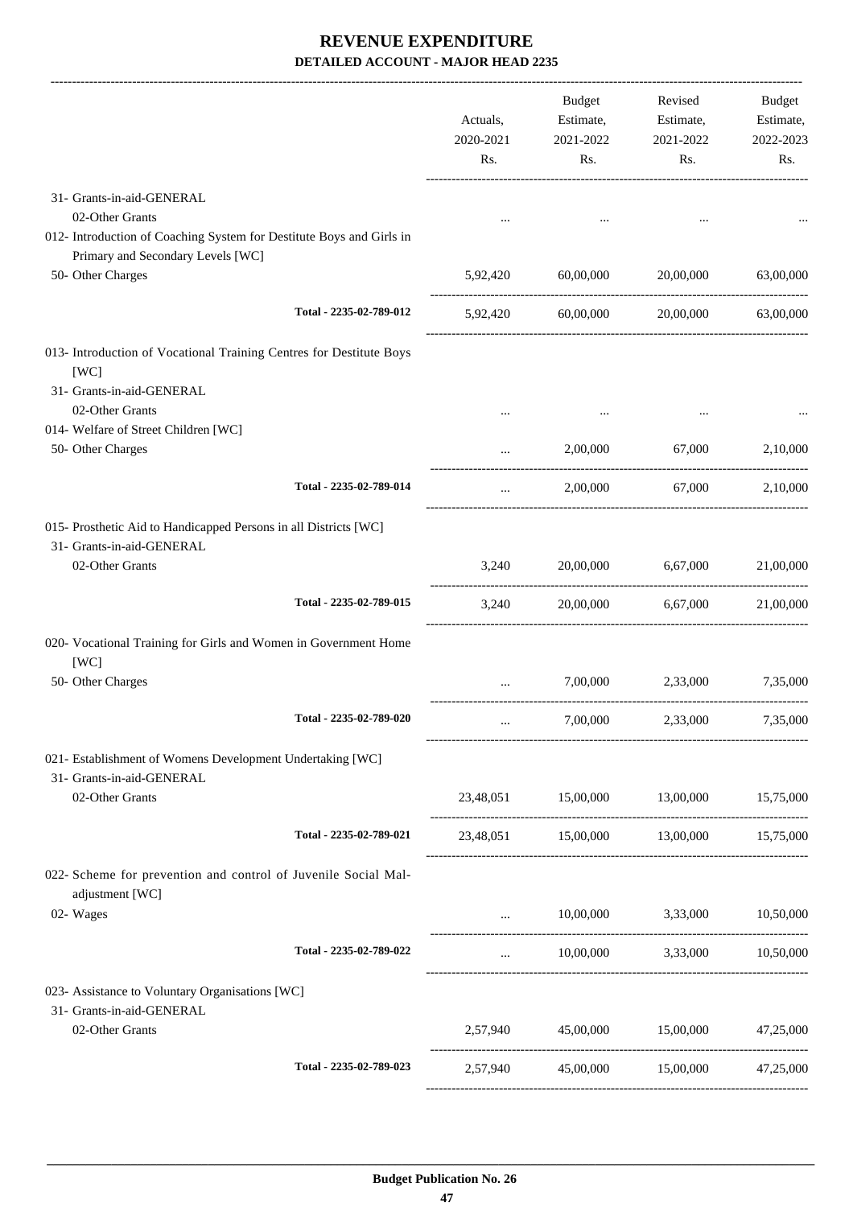# REVENUE EXPENDITURE

## DETAILED ACCOUNT - MAJOR HEAD 2235

| | Actuals, 2020-2021 Rs. | Budget Estimate, 2021-2022 Rs. | Revised Estimate, 2021-2022 Rs. | Budget Estimate, 2022-2023 Rs. |
|---|---|---|---|---|
| 31- Grants-in-aid-GENERAL | | | | |
| 02-Other Grants | ... | ... | ... | ... |
| 012- Introduction of Coaching System for Destitute Boys and Girls in Primary and Secondary Levels [WC] | | | | |
| 50- Other Charges | 5,92,420 | 60,00,000 | 20,00,000 | 63,00,000 |
| Total - 2235-02-789-012 | 5,92,420 | 60,00,000 | 20,00,000 | 63,00,000 |
| 013- Introduction of Vocational Training Centres for Destitute Boys [WC] | | | | |
| 31- Grants-in-aid-GENERAL | | | | |
| 02-Other Grants | ... | ... | ... | ... |
| 014- Welfare of Street Children [WC] | | | | |
| 50- Other Charges | ... | 2,00,000 | 67,000 | 2,10,000 |
| Total - 2235-02-789-014 | ... | 2,00,000 | 67,000 | 2,10,000 |
| 015- Prosthetic Aid to Handicapped Persons in all Districts [WC] | | | | |
| 31- Grants-in-aid-GENERAL | | | | |
| 02-Other Grants | 3,240 | 20,00,000 | 6,67,000 | 21,00,000 |
| Total - 2235-02-789-015 | 3,240 | 20,00,000 | 6,67,000 | 21,00,000 |
| 020- Vocational Training for Girls and Women in Government Home [WC] | | | | |
| 50- Other Charges | ... | 7,00,000 | 2,33,000 | 7,35,000 |
| Total - 2235-02-789-020 | ... | 7,00,000 | 2,33,000 | 7,35,000 |
| 021- Establishment of Womens Development Undertaking [WC] | | | | |
| 31- Grants-in-aid-GENERAL | | | | |
| 02-Other Grants | 23,48,051 | 15,00,000 | 13,00,000 | 15,75,000 |
| Total - 2235-02-789-021 | 23,48,051 | 15,00,000 | 13,00,000 | 15,75,000 |
| 022- Scheme for prevention and control of Juvenile Social Mal-adjustment [WC] | | | | |
| 02- Wages | ... | 10,00,000 | 3,33,000 | 10,50,000 |
| Total - 2235-02-789-022 | ... | 10,00,000 | 3,33,000 | 10,50,000 |
| 023- Assistance to Voluntary Organisations [WC] | | | | |
| 31- Grants-in-aid-GENERAL | | | | |
| 02-Other Grants | 2,57,940 | 45,00,000 | 15,00,000 | 47,25,000 |
| Total - 2235-02-789-023 | 2,57,940 | 45,00,000 | 15,00,000 | 47,25,000 |

**Budget Publication No. 26**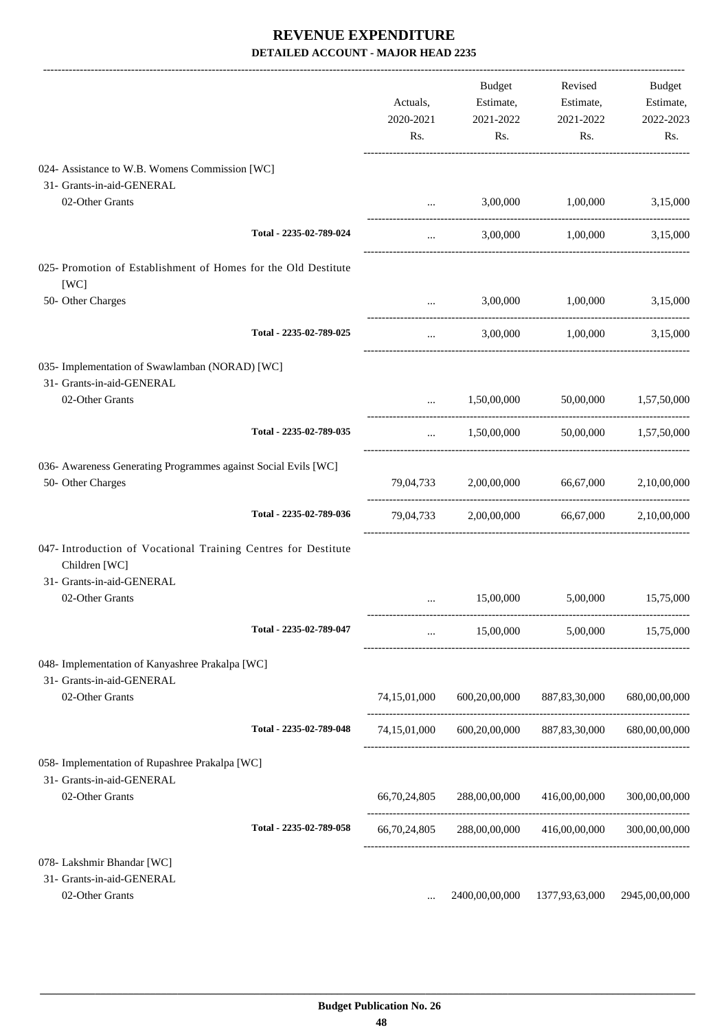# REVENUE EXPENDITURE

## DETAILED ACCOUNT - MAJOR HEAD 2235

| | Actuals, 2020-2021 Rs. | Budget Estimate, 2021-2022 Rs. | Revised Estimate, 2021-2022 Rs. | Budget Estimate, 2022-2023 Rs. |
|---|---|---|---|---|
| 024- Assistance to W.B. Womens Commission [WC] | | | | |
| 31- Grants-in-aid-GENERAL | | | | |
| 02-Other Grants | ... | 3,00,000 | 1,00,000 | 3,15,000 |
| Total - 2235-02-789-024 | ... | 3,00,000 | 1,00,000 | 3,15,000 |
| 025- Promotion of Establishment of Homes for the Old Destitute [WC] | | | | |
| 50- Other Charges | ... | 3,00,000 | 1,00,000 | 3,15,000 |
| Total - 2235-02-789-025 | ... | 3,00,000 | 1,00,000 | 3,15,000 |
| 035- Implementation of Swawlamban (NORAD) [WC] | | | | |
| 31- Grants-in-aid-GENERAL | | | | |
| 02-Other Grants | ... | 1,50,00,000 | 50,00,000 | 1,57,50,000 |
| Total - 2235-02-789-035 | ... | 1,50,00,000 | 50,00,000 | 1,57,50,000 |
| 036- Awareness Generating Programmes against Social Evils [WC] | | | | |
| 50- Other Charges | 79,04,733 | 2,00,00,000 | 66,67,000 | 2,10,00,000 |
| Total - 2235-02-789-036 | 79,04,733 | 2,00,00,000 | 66,67,000 | 2,10,00,000 |
| 047- Introduction of Vocational Training Centres for Destitute Children [WC] | | | | |
| 31- Grants-in-aid-GENERAL | | | | |
| 02-Other Grants | ... | 15,00,000 | 5,00,000 | 15,75,000 |
| Total - 2235-02-789-047 | ... | 15,00,000 | 5,00,000 | 15,75,000 |
| 048- Implementation of Kanyashree Prakalpa [WC] | | | | |
| 31- Grants-in-aid-GENERAL | | | | |
| 02-Other Grants | 74,15,01,000 | 600,20,00,000 | 887,83,30,000 | 680,00,00,000 |
| Total - 2235-02-789-048 | 74,15,01,000 | 600,20,00,000 | 887,83,30,000 | 680,00,00,000 |
| 058- Implementation of Rupashree Prakalpa [WC] | | | | |
| 31- Grants-in-aid-GENERAL | | | | |
| 02-Other Grants | 66,70,24,805 | 288,00,00,000 | 416,00,00,000 | 300,00,00,000 |
| Total - 2235-02-789-058 | 66,70,24,805 | 288,00,00,000 | 416,00,00,000 | 300,00,00,000 |
| 078- Lakshmir Bhandar [WC] | | | | |
| 31- Grants-in-aid-GENERAL | | | | |
| 02-Other Grants | ... | 2400,00,00,000 | 1377,93,63,000 | 2945,00,00,000 |

Budget Publication No. 26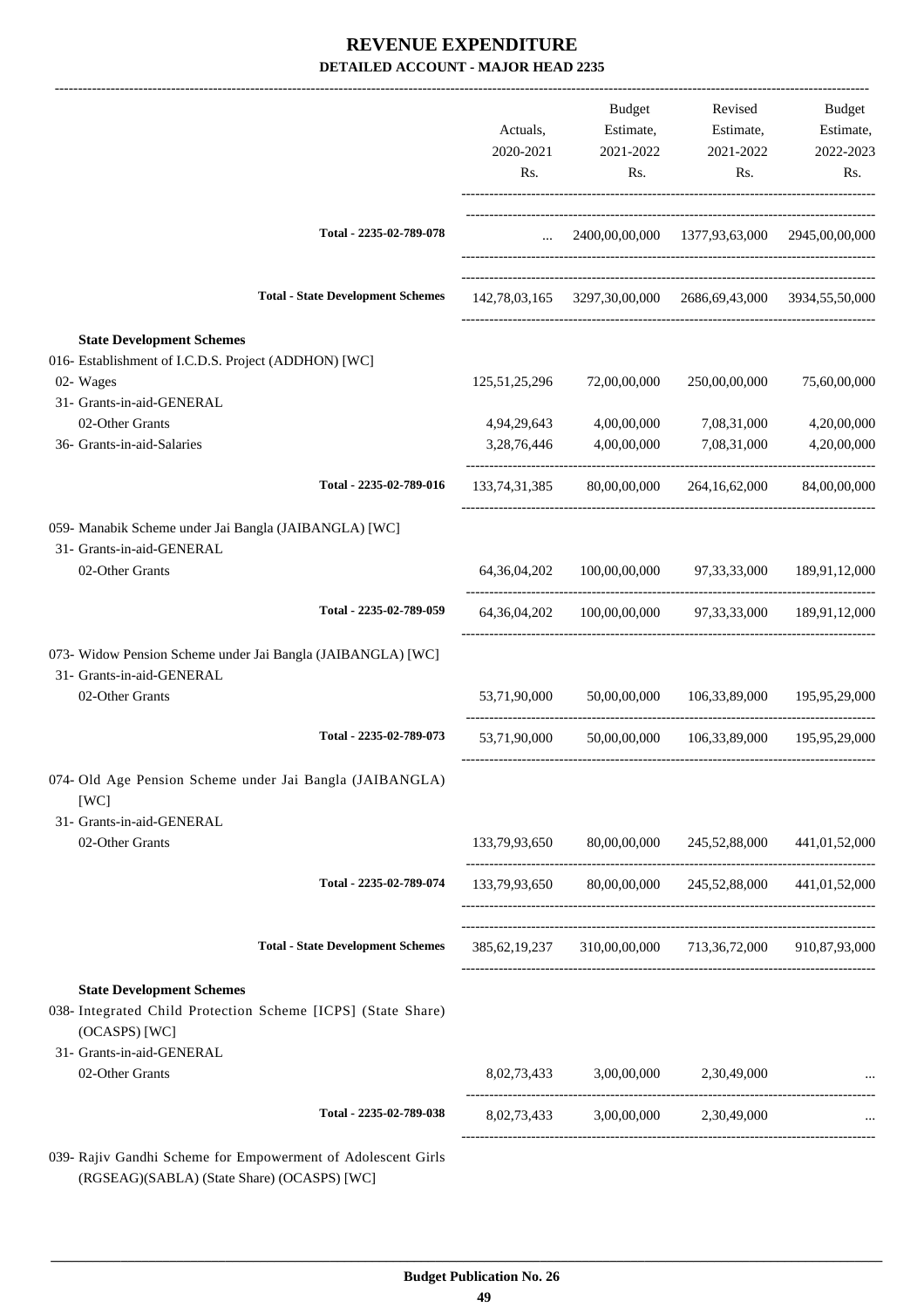# REVENUE EXPENDITURE

## DETAILED ACCOUNT - MAJOR HEAD 2235

| | Actuals, 2020-2021 Rs. | Budget Estimate, 2021-2022 Rs. | Revised Estimate, 2021-2022 Rs. | Budget Estimate, 2022-2023 Rs. |
|---|---|---|---|---|
| **Total - 2235-02-789-078** | ... | 2400,00,00,000 | 1377,93,63,000 | 2945,00,00,000 |
| **Total - State Development Schemes** | 142,78,03,165 | 3297,30,00,000 | 2686,69,43,000 | 3934,55,50,000 |
| **State Development Schemes** | | | | |
| 016- Establishment of I.C.D.S. Project (ADDHON) [WC] | | | | |
| 02- Wages | 125,51,25,296 | 72,00,00,000 | 250,00,00,000 | 75,60,00,000 |
| 31- Grants-in-aid-GENERAL | | | | |
| 02-Other Grants | 4,94,29,643 | 4,00,00,000 | 7,08,31,000 | 4,20,00,000 |
| 36- Grants-in-aid-Salaries | 3,28,76,446 | 4,00,00,000 | 7,08,31,000 | 4,20,00,000 |
| **Total - 2235-02-789-016** | 133,74,31,385 | 80,00,00,000 | 264,16,62,000 | 84,00,00,000 |
| 059- Manabik Scheme under Jai Bangla (JAIBANGLA) [WC] | | | | |
| 31- Grants-in-aid-GENERAL | | | | |
| 02-Other Grants | 64,36,04,202 | 100,00,00,000 | 97,33,33,000 | 189,91,12,000 |
| **Total - 2235-02-789-059** | 64,36,04,202 | 100,00,00,000 | 97,33,33,000 | 189,91,12,000 |
| 073- Widow Pension Scheme under Jai Bangla (JAIBANGLA) [WC] | | | | |
| 31- Grants-in-aid-GENERAL | | | | |
| 02-Other Grants | 53,71,90,000 | 50,00,00,000 | 106,33,89,000 | 195,95,29,000 |
| **Total - 2235-02-789-073** | 53,71,90,000 | 50,00,00,000 | 106,33,89,000 | 195,95,29,000 |
| 074- Old Age Pension Scheme under Jai Bangla (JAIBANGLA) [WC] | | | | |
| 31- Grants-in-aid-GENERAL | | | | |
| 02-Other Grants | 133,79,93,650 | 80,00,00,000 | 245,52,88,000 | 441,01,52,000 |
| **Total - 2235-02-789-074** | 133,79,93,650 | 80,00,00,000 | 245,52,88,000 | 441,01,52,000 |
| **Total - State Development Schemes** | 385,62,19,237 | 310,00,00,000 | 713,36,72,000 | 910,87,93,000 |
| **State Development Schemes** | | | | |
| 038- Integrated Child Protection Scheme [ICPS] (State Share) (OCASPS) [WC] | | | | |
| 31- Grants-in-aid-GENERAL | | | | |
| 02-Other Grants | 8,02,73,433 | 3,00,00,000 | 2,30,49,000 | ... |
| **Total - 2235-02-789-038** | 8,02,73,433 | 3,00,00,000 | 2,30,49,000 | ... |
| 039- Rajiv Gandhi Scheme for Empowerment of Adolescent Girls (RGSEAG)(SABLA) (State Share) (OCASPS) [WC] | | | | |

**Budget Publication No. 26**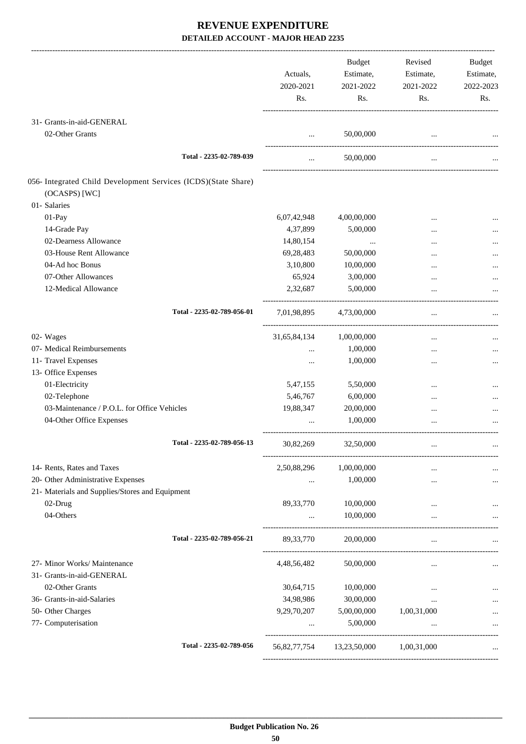# REVENUE EXPENDITURE
## DETAILED ACCOUNT - MAJOR HEAD 2235

| | Actuals, 2020-2021 Rs. | Budget Estimate, 2021-2022 Rs. | Revised Estimate, 2021-2022 Rs. | Budget Estimate, 2022-2023 Rs. |
|---|---|---|---|---|
| 31- Grants-in-aid-GENERAL | | | | |
| 02-Other Grants | ... | 50,00,000 | ... | ... |
| Total - 2235-02-789-039 | ... | 50,00,000 | ... | ... |
| 056- Integrated Child Development Services (ICDS)(State Share) (OCASPS) [WC] | | | | |
| 01- Salaries | | | | |
| 01-Pay | 6,07,42,948 | 4,00,00,000 | ... | ... |
| 14-Grade Pay | 4,37,899 | 5,00,000 | ... | ... |
| 02-Dearness Allowance | 14,80,154 | ... | ... | ... |
| 03-House Rent Allowance | 69,28,483 | 50,00,000 | ... | ... |
| 04-Ad hoc Bonus | 3,10,800 | 10,00,000 | ... | ... |
| 07-Other Allowances | 65,924 | 3,00,000 | ... | ... |
| 12-Medical Allowance | 2,32,687 | 5,00,000 | ... | ... |
| Total - 2235-02-789-056-01 | 7,01,98,895 | 4,73,00,000 | ... | ... |
| 02- Wages | 31,65,84,134 | 1,00,00,000 | ... | ... |
| 07- Medical Reimbursements | ... | 1,00,000 | ... | ... |
| 11- Travel Expenses | ... | 1,00,000 | ... | ... |
| 13- Office Expenses | | | | |
| 01-Electricity | 5,47,155 | 5,50,000 | ... | ... |
| 02-Telephone | 5,46,767 | 6,00,000 | ... | ... |
| 03-Maintenance / P.O.L. for Office Vehicles | 19,88,347 | 20,00,000 | ... | ... |
| 04-Other Office Expenses | ... | 1,00,000 | ... | ... |
| Total - 2235-02-789-056-13 | 30,82,269 | 32,50,000 | ... | ... |
| 14- Rents, Rates and Taxes | 2,50,88,296 | 1,00,00,000 | ... | ... |
| 20- Other Administrative Expenses | ... | 1,00,000 | ... | ... |
| 21- Materials and Supplies/Stores and Equipment | | | | |
| 02-Drug | 89,33,770 | 10,00,000 | ... | ... |
| 04-Others | ... | 10,00,000 | ... | ... |
| Total - 2235-02-789-056-21 | 89,33,770 | 20,00,000 | ... | ... |
| 27- Minor Works/ Maintenance | 4,48,56,482 | 50,00,000 | ... | ... |
| 31- Grants-in-aid-GENERAL | | | | |
| 02-Other Grants | 30,64,715 | 10,00,000 | ... | ... |
| 36- Grants-in-aid-Salaries | 34,98,986 | 30,00,000 | ... | ... |
| 50- Other Charges | 9,29,70,207 | 5,00,00,000 | 1,00,31,000 | ... |
| 77- Computerisation | ... | 5,00,000 | ... | ... |
| Total - 2235-02-789-056 | 56,82,77,754 | 13,23,50,000 | 1,00,31,000 | ... |

Budget Publication No. 26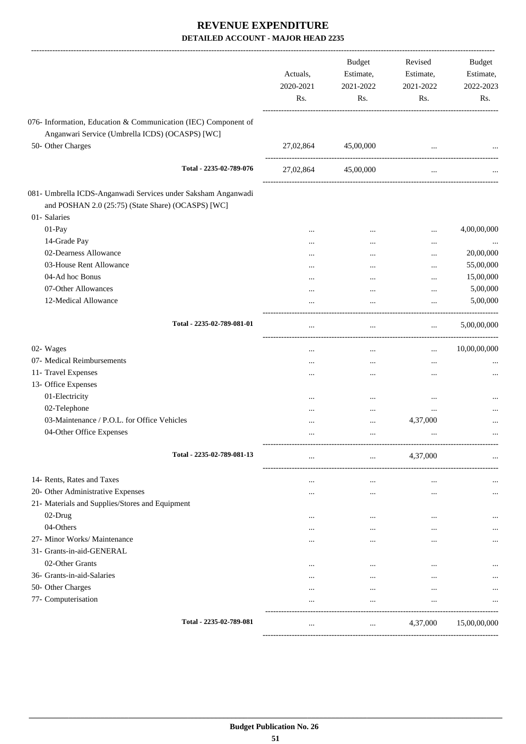# REVENUE EXPENDITURE

**DETAILED ACCOUNT - MAJOR HEAD 2235**

| | Actuals, 2020-2021 Rs. | Budget Estimate, 2021-2022 Rs. | Revised Estimate, 2021-2022 Rs. | Budget Estimate, 2022-2023 Rs. |
|---|---|---|---|---|
| 076- Information, Education & Communication (IEC) Component of Anganwari Service (Umbrella ICDS) (OCASPS) [WC] | | | | |
| 50- Other Charges | 27,02,864 | 45,00,000 | ... | ... |
| Total - 2235-02-789-076 | 27,02,864 | 45,00,000 | ... | ... |
| 081- Umbrella ICDS-Anganwadi Services under Saksham Anganwadi and POSHAN 2.0 (25:75) (State Share) (OCASPS) [WC] | | | | |
| 01- Salaries | | | | |
| 01-Pay | ... | ... | ... | 4,00,00,000 |
| 14-Grade Pay | ... | ... | ... | ... |
| 02-Dearness Allowance | ... | ... | ... | 20,00,000 |
| 03-House Rent Allowance | ... | ... | ... | 55,00,000 |
| 04-Ad hoc Bonus | ... | ... | ... | 15,00,000 |
| 07-Other Allowances | ... | ... | ... | 5,00,000 |
| 12-Medical Allowance | ... | ... | ... | 5,00,000 |
| Total - 2235-02-789-081-01 | ... | ... | ... | 5,00,00,000 |
| 02- Wages | ... | ... | ... | 10,00,00,000 |
| 07- Medical Reimbursements | ... | ... | ... | ... |
| 11- Travel Expenses | ... | ... | ... | ... |
| 13- Office Expenses | | | | |
| 01-Electricity | ... | ... | ... | ... |
| 02-Telephone | ... | ... | ... | ... |
| 03-Maintenance / P.O.L. for Office Vehicles | ... | ... | 4,37,000 | ... |
| 04-Other Office Expenses | ... | ... | ... | ... |
| Total - 2235-02-789-081-13 | ... | ... | 4,37,000 | ... |
| 14- Rents, Rates and Taxes | ... | ... | ... | ... |
| 20- Other Administrative Expenses | ... | ... | ... | ... |
| 21- Materials and Supplies/Stores and Equipment | | | | |
| 02-Drug | ... | ... | ... | ... |
| 04-Others | ... | ... | ... | ... |
| 27- Minor Works/ Maintenance | ... | ... | ... | ... |
| 31- Grants-in-aid-GENERAL | | | | |
| 02-Other Grants | ... | ... | ... | ... |
| 36- Grants-in-aid-Salaries | ... | ... | ... | ... |
| 50- Other Charges | ... | ... | ... | ... |
| 77- Computerisation | ... | ... | ... | ... |
| Total - 2235-02-789-081 | ... | ... | 4,37,000 | 15,00,00,000 |

**Budget Publication No. 26**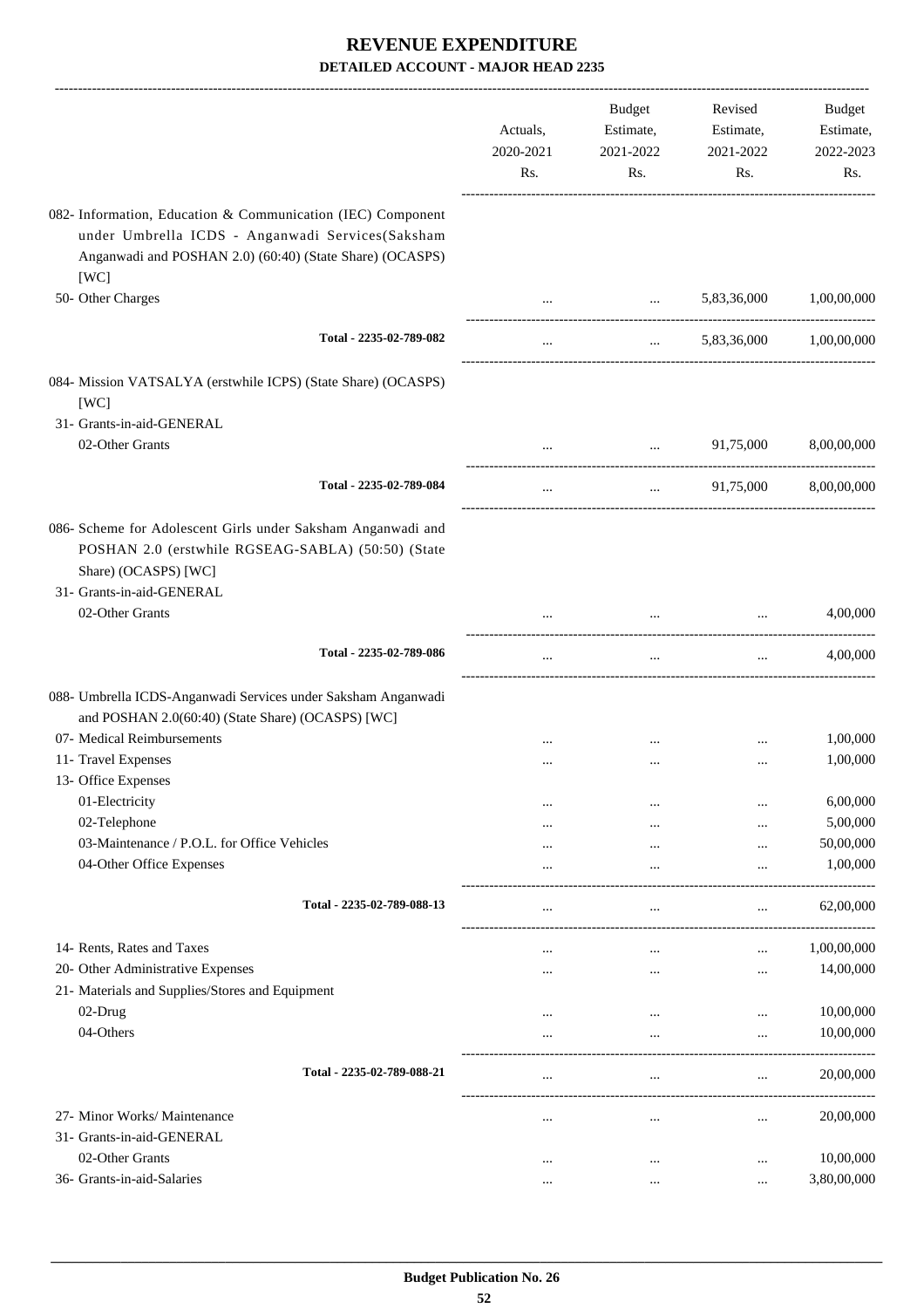# REVENUE EXPENDITURE

## DETAILED ACCOUNT - MAJOR HEAD 2235

| | Actuals, 2020-2021 Rs. | Budget Estimate, 2021-2022 Rs. | Revised Estimate, 2021-2022 Rs. | Budget Estimate, 2022-2023 Rs. |
|---|---|---|---|---|
| 082- Information, Education & Communication (IEC) Component under Umbrella ICDS - Anganwadi Services(Saksham Anganwadi and POSHAN 2.0) (60:40) (State Share) (OCASPS) [WC] | | | | |
| 50- Other Charges | ... | ... | 5,83,36,000 | 1,00,00,000 |
| **Total - 2235-02-789-082** | ... | ... | 5,83,36,000 | 1,00,00,000 |
| 084- Mission VATSALYA (erstwhile ICPS) (State Share) (OCASPS) [WC] | | | | |
| 31- Grants-in-aid-GENERAL | | | | |
| 02-Other Grants | ... | ... | 91,75,000 | 8,00,00,000 |
| **Total - 2235-02-789-084** | ... | ... | 91,75,000 | 8,00,00,000 |
| 086- Scheme for Adolescent Girls under Saksham Anganwadi and POSHAN 2.0 (erstwhile RGSEAG-SABLA) (50:50) (State Share) (OCASPS) [WC] | | | | |
| 31- Grants-in-aid-GENERAL | | | | |
| 02-Other Grants | ... | ... | ... | 4,00,000 |
| **Total - 2235-02-789-086** | ... | ... | ... | 4,00,000 |
| 088- Umbrella ICDS-Anganwadi Services under Saksham Anganwadi and POSHAN 2.0(60:40) (State Share) (OCASPS) [WC] | | | | |
| 07- Medical Reimbursements | ... | ... | ... | 1,00,000 |
| 11- Travel Expenses | ... | ... | ... | 1,00,000 |
| 13- Office Expenses | | | | |
| 01-Electricity | ... | ... | ... | 6,00,000 |
| 02-Telephone | ... | ... | ... | 5,00,000 |
| 03-Maintenance / P.O.L. for Office Vehicles | ... | ... | ... | 50,00,000 |
| 04-Other Office Expenses | ... | ... | ... | 1,00,000 |
| **Total - 2235-02-789-088-13** | ... | ... | ... | 62,00,000 |
| 14- Rents, Rates and Taxes | ... | ... | ... | 1,00,00,000 |
| 20- Other Administrative Expenses | ... | ... | ... | 14,00,000 |
| 21- Materials and Supplies/Stores and Equipment | | | | |
| 02-Drug | ... | ... | ... | 10,00,000 |
| 04-Others | ... | ... | ... | 10,00,000 |
| **Total - 2235-02-789-088-21** | ... | ... | ... | 20,00,000 |
| 27- Minor Works/ Maintenance | ... | ... | ... | 20,00,000 |
| 31- Grants-in-aid-GENERAL | | | | |
| 02-Other Grants | ... | ... | ... | 10,00,000 |
| 36- Grants-in-aid-Salaries | ... | ... | ... | 3,80,00,000 |

Budget Publication No. 26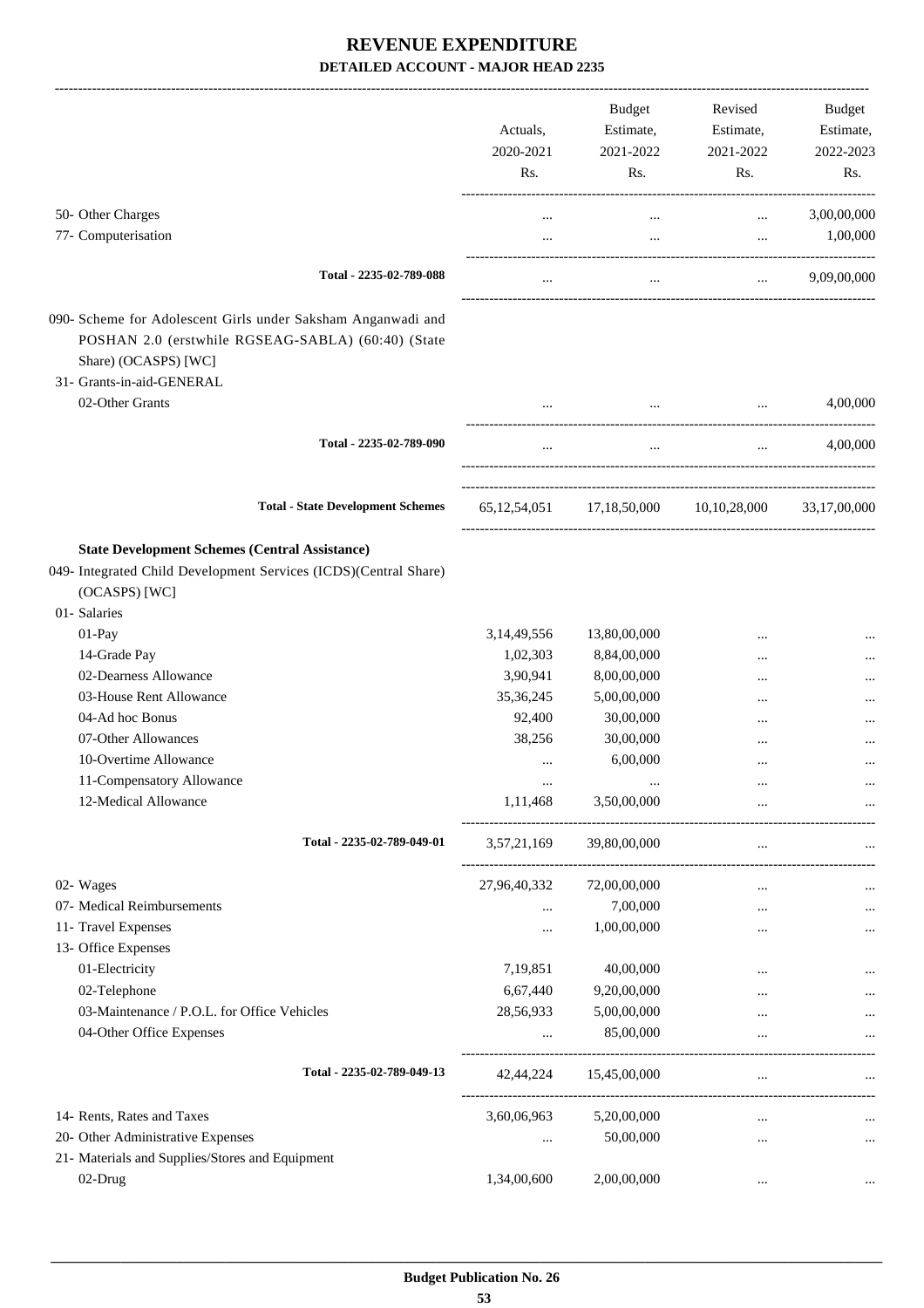# REVENUE EXPENDITURE

**DETAILED ACCOUNT - MAJOR HEAD 2235**

| | Actuals, 2020-2021 Rs. | Budget Estimate, 2021-2022 Rs. | Revised Estimate, 2021-2022 Rs. | Budget Estimate, 2022-2023 Rs. |
|---|---|---|---|---|
| 50- Other Charges | ... | ... | ... | 3,00,00,000 |
| 77- Computerisation | ... | ... | ... | 1,00,000 |
| **Total - 2235-02-789-088** | ... | ... | ... | 9,09,000 |
| 090- Scheme for Adolescent Girls under Saksham Anganwadi and POSHAN 2.0 (erstwhile RGSEAG-SABLA) (60:40) (State Share) (OCASPS) [WC] | | | | |
| 31- Grants-in-aid-GENERAL | | | | |
| 02-Other Grants | ... | ... | ... | 4,00,000 |
| **Total - 2235-02-789-090** | ... | ... | ... | 4,00,000 |
| **Total - State Development Schemes** | 65,12,54,051 | 17,18,50,000 | 10,10,28,000 | 33,17,00,000 |
| **State Development Schemes (Central Assistance)** | | | | |
| 049- Integrated Child Development Services (ICDS)(Central Share) (OCASPS) [WC] | | | | |
| 01- Salaries | | | | |
| 01-Pay | 3,14,49,556 | 13,80,00,000 | ... | ... |
| 14-Grade Pay | 1,02,303 | 8,84,00,000 | ... | ... |
| 02-Dearness Allowance | 3,90,941 | 8,00,00,000 | ... | ... |
| 03-House Rent Allowance | 35,36,245 | 5,00,00,000 | ... | ... |
| 04-Ad hoc Bonus | 92,400 | 30,00,000 | ... | ... |
| 07-Other Allowances | 38,256 | 30,00,000 | ... | ... |
| 10-Overtime Allowance | ... | 6,00,000 | ... | ... |
| 11-Compensatory Allowance | ... | ... | ... | ... |
| 12-Medical Allowance | 1,11,468 | 3,50,00,000 | ... | ... |
| **Total - 2235-02-789-049-01** | 3,57,21,169 | 39,80,00,000 | ... | ... |
| 02- Wages | 27,96,40,332 | 72,00,00,000 | ... | ... |
| 07- Medical Reimbursements | ... | 7,00,000 | ... | ... |
| 11- Travel Expenses | ... | 1,00,00,000 | ... | ... |
| 13- Office Expenses | | | | |
| 01-Electricity | 7,19,851 | 40,00,000 | ... | ... |
| 02-Telephone | 6,67,440 | 9,20,00,000 | ... | ... |
| 03-Maintenance / P.O.L. for Office Vehicles | 28,56,933 | 5,00,00,000 | ... | ... |
| 04-Other Office Expenses | ... | 85,00,000 | ... | ... |
| **Total - 2235-02-789-049-13** | 42,44,224 | 15,45,00,000 | ... | ... |
| 14- Rents, Rates and Taxes | 3,60,06,963 | 5,20,00,000 | ... | ... |
| 20- Other Administrative Expenses | ... | 50,00,000 | ... | ... |
| 21- Materials and Supplies/Stores and Equipment | | | | |
| 02-Drug | 1,34,00,600 | 2,00,00,000 | ... | ... |

Budget Publication No. 26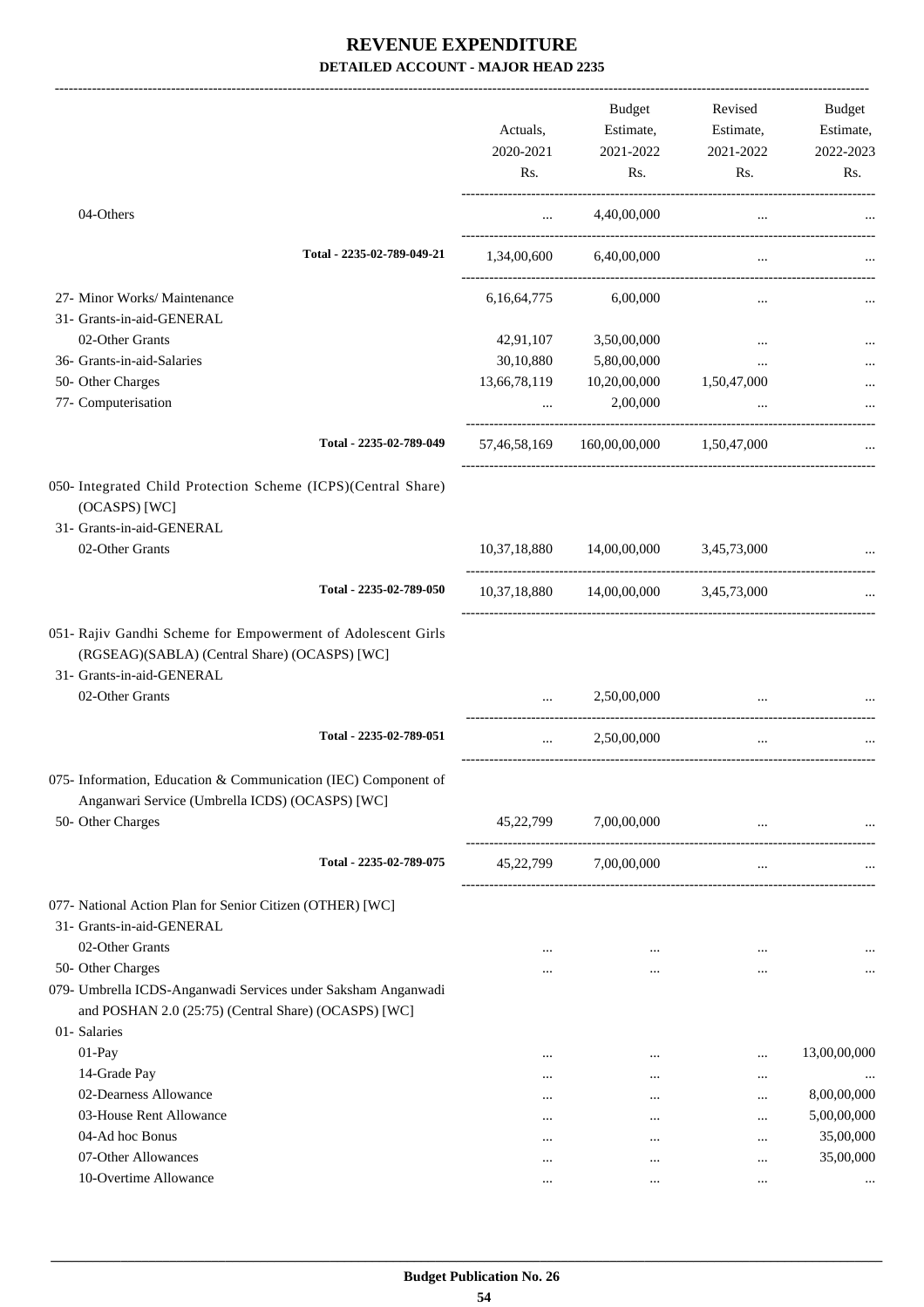# REVENUE EXPENDITURE
## DETAILED ACCOUNT - MAJOR HEAD 2235

| | Actuals, 2020-2021 Rs. | Budget Estimate, 2021-2022 Rs. | Revised Estimate, 2021-2022 Rs. | Budget Estimate, 2022-2023 Rs. |
|---|---|---|---|---|
| 04-Others | ... | 4,40,00,000 | ... | ... |
| Total - 2235-02-789-049-21 | 1,34,00,600 | 6,40,00,000 | ... | ... |
| 27- Minor Works/ Maintenance | 6,16,64,775 | 6,00,000 | ... | ... |
| 31- Grants-in-aid-GENERAL | | | | |
| 02-Other Grants | 42,91,107 | 3,50,00,000 | ... | ... |
| 36- Grants-in-aid-Salaries | 30,10,880 | 5,80,00,000 | ... | ... |
| 50- Other Charges | 13,66,78,119 | 10,20,00,000 | 1,50,47,000 | ... |
| 77- Computerisation | ... | 2,00,000 | ... | ... |
| Total - 2235-02-789-049 | 57,46,58,169 | 160,00,00,000 | 1,50,47,000 | ... |
| 050- Integrated Child Protection Scheme (ICPS)(Central Share) (OCASPS) [WC] | | | | |
| 31- Grants-in-aid-GENERAL | | | | |
| 02-Other Grants | 10,37,18,880 | 14,00,00,000 | 3,45,73,000 | ... |
| Total - 2235-02-789-050 | 10,37,18,880 | 14,00,00,000 | 3,45,73,000 | ... |
| 051- Rajiv Gandhi Scheme for Empowerment of Adolescent Girls (RGSEAG)(SABLA) (Central Share) (OCASPS) [WC] | | | | |
| 31- Grants-in-aid-GENERAL | | | | |
| 02-Other Grants | ... | 2,50,00,000 | ... | ... |
| Total - 2235-02-789-051 | ... | 2,50,00,000 | ... | ... |
| 075- Information, Education & Communication (IEC) Component of Anganwari Service (Umbrella ICDS) (OCASPS) [WC] | | | | |
| 50- Other Charges | 45,22,799 | 7,00,00,000 | ... | ... |
| Total - 2235-02-789-075 | 45,22,799 | 7,00,00,000 | ... | ... |
| 077- National Action Plan for Senior Citizen (OTHER) [WC] | | | | |
| 31- Grants-in-aid-GENERAL | | | | |
| 02-Other Grants | ... | ... | ... | ... |
| 50- Other Charges | ... | ... | ... | ... |
| 079- Umbrella ICDS-Anganwadi Services under Saksham Anganwadi and POSHAN 2.0 (25:75) (Central Share) (OCASPS) [WC] | | | | |
| 01- Salaries | | | | |
| 01-Pay | ... | ... | ... | 13,00,00,000 |
| 14-Grade Pay | ... | ... | ... | ... |
| 02-Dearness Allowance | ... | ... | ... | 8,00,00,000 |
| 03-House Rent Allowance | ... | ... | ... | 5,00,00,000 |
| 04-Ad hoc Bonus | ... | ... | ... | 35,00,000 |
| 07-Other Allowances | ... | ... | ... | 35,00,000 |
| 10-Overtime Allowance | ... | ... | ... | ... |

Budget Publication No. 26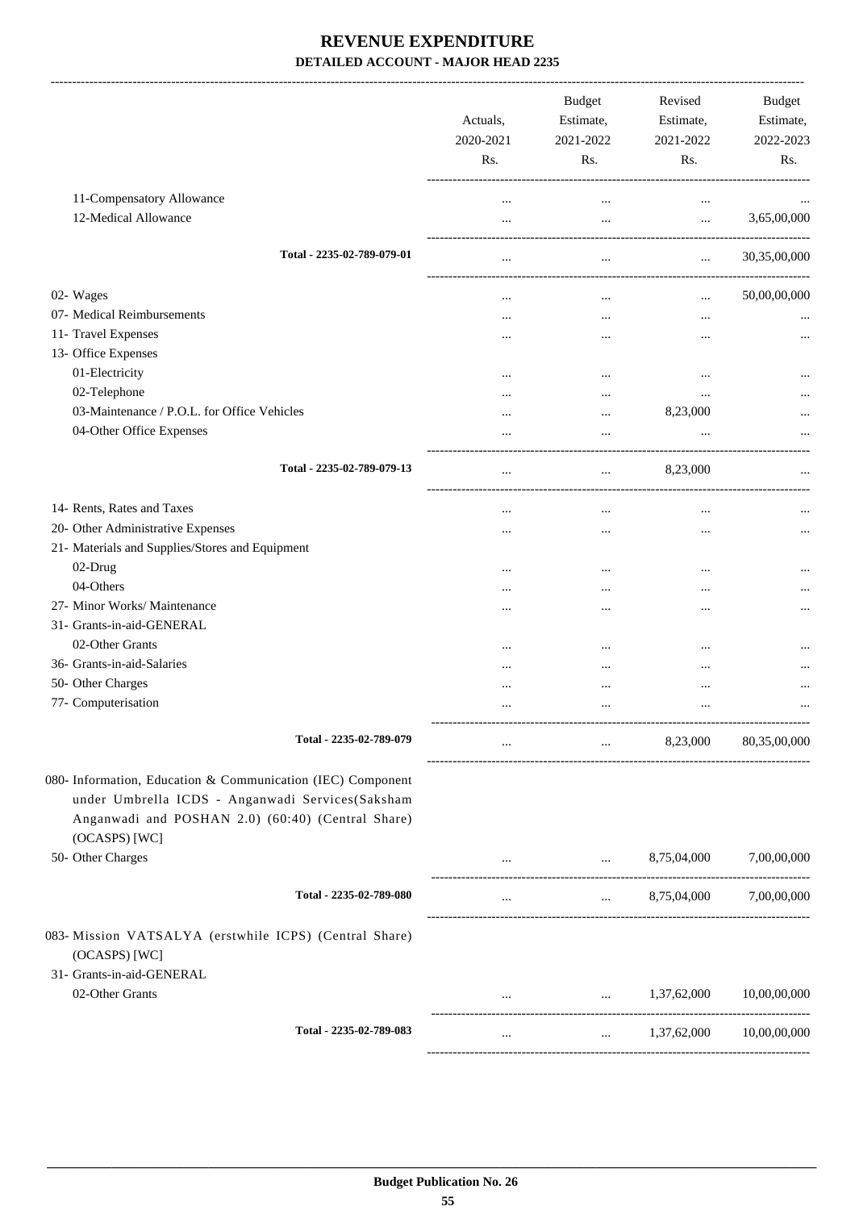# REVENUE EXPENDITURE

## DETAILED ACCOUNT - MAJOR HEAD 2235

| | Actuals, 2020-2021 Rs. | Budget Estimate, 2021-2022 Rs. | Revised Estimate, 2021-2022 Rs. | Budget Estimate, 2022-2023 Rs. |
|---|---|---|---|---|
| 11-Compensatory Allowance | ... | ... | ... | ... |
| 12-Medical Allowance | ... | ... | ... | 3,65,00,000 |
| **Total - 2235-02-789-079-01** | ... | ... | ... | 30,35,00,000 |
| 02- Wages | ... | ... | ... | 50,00,00,000 |
| 07- Medical Reimbursements | ... | ... | ... | ... |
| 11- Travel Expenses | ... | ... | ... | ... |
| 13- Office Expenses | | | | |
| 01-Electricity | ... | ... | ... | ... |
| 02-Telephone | ... | ... | ... | ... |
| 03-Maintenance / P.O.L. for Office Vehicles | ... | ... | 8,23,000 | ... |
| 04-Other Office Expenses | ... | ... | ... | ... |
| **Total - 2235-02-789-079-13** | ... | ... | 8,23,000 | ... |
| 14- Rents, Rates and Taxes | ... | ... | ... | ... |
| 20- Other Administrative Expenses | ... | ... | ... | ... |
| 21- Materials and Supplies/Stores and Equipment | | | | |
| 02-Drug | ... | ... | ... | ... |
| 04-Others | ... | ... | ... | ... |
| 27- Minor Works/ Maintenance | ... | ... | ... | ... |
| 31- Grants-in-aid-GENERAL | | | | |
| 02-Other Grants | ... | ... | ... | ... |
| 36- Grants-in-aid-Salaries | ... | ... | ... | ... |
| 50- Other Charges | ... | ... | ... | ... |
| 77- Computerisation | ... | ... | ... | ... |
| **Total - 2235-02-789-079** | ... | ... | 8,23,000 | 80,35,00,000 |
| 080- Information, Education & Communication (IEC) Component under Umbrella ICDS - Anganwadi Services(Saksham Anganwadi and POSHAN 2.0) (60:40) (Central Share) (OCASPS) [WC] | | | | |
| 50- Other Charges | ... | ... | 8,75,04,000 | 7,00,00,000 |
| **Total - 2235-02-789-080** | ... | ... | 8,75,04,000 | 7,00,00,000 |
| 083- Mission VATSALYA (erstwhile ICPS) (Central Share) (OCASPS) [WC] | | | | |
| 31- Grants-in-aid-GENERAL | | | | |
| 02-Other Grants | ... | ... | 1,37,62,000 | 10,00,00,000 |
| **Total - 2235-02-789-083** | ... | ... | 1,37,62,000 | 10,00,00,000 |

Budget Publication No. 26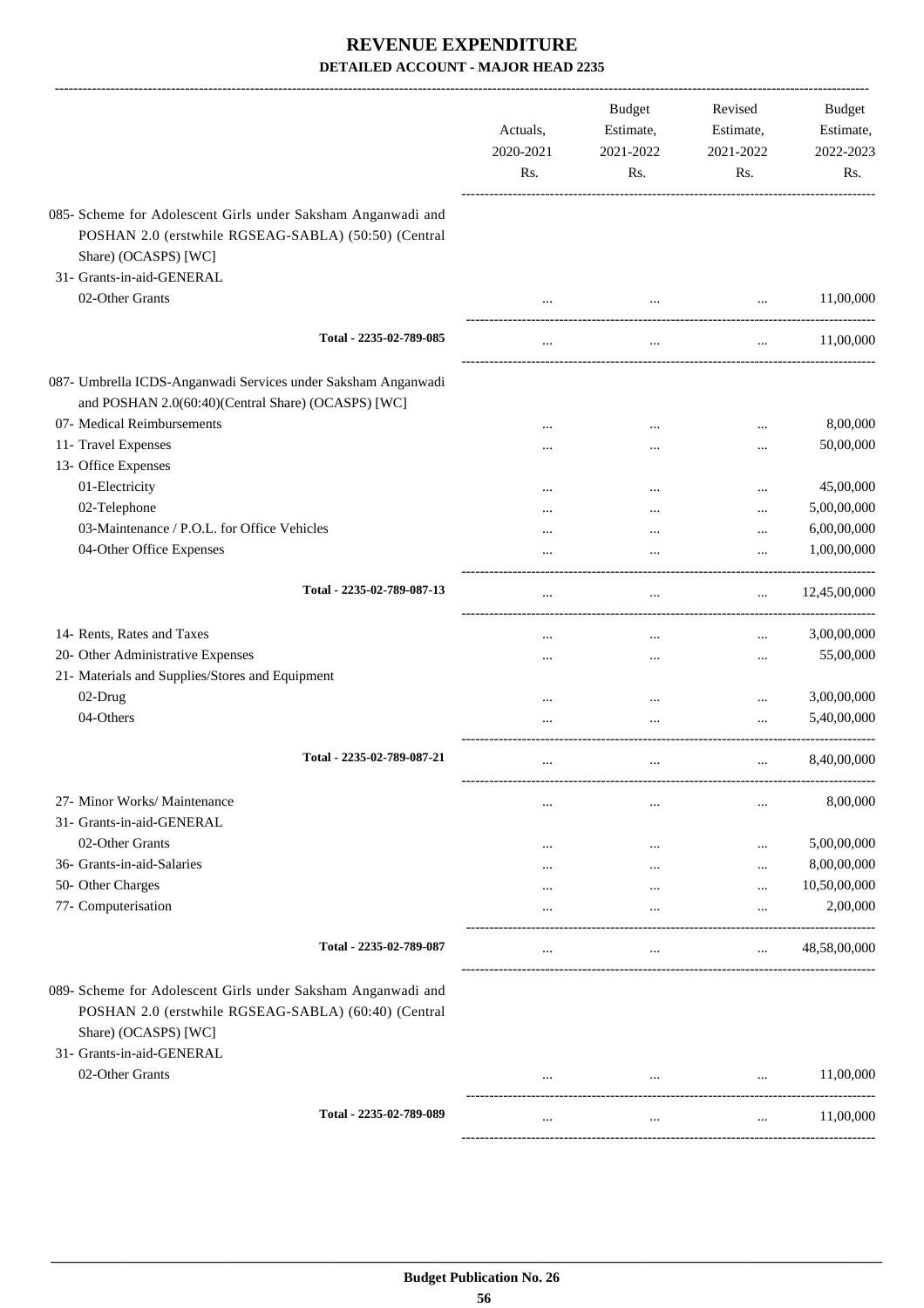# REVENUE EXPENDITURE

## DETAILED ACCOUNT - MAJOR HEAD 2235

| | Actuals, 2020-2021 Rs. | Budget Estimate, 2021-2022 Rs. | Revised Estimate, 2021-2022 Rs. | Budget Estimate, 2022-2023 Rs. |
|---|---|---|---|---|
| 085- Scheme for Adolescent Girls under Saksham Anganwadi and POSHAN 2.0 (erstwhile RGSEAG-SABLA) (50:50) (Central Share) (OCASPS) [WC] | | | | |
| 31- Grants-in-aid-GENERAL | | | | |
| 02-Other Grants | ... | ... | ... | 11,00,000 |
| **Total - 2235-02-789-085** | ... | ... | ... | 11,00,000 |
| 087- Umbrella ICDS-Anganwadi Services under Saksham Anganwadi and POSHAN 2.0(60:40)(Central Share) (OCASPS) [WC] | | | | |
| 07- Medical Reimbursements | ... | ... | ... | 8,00,000 |
| 11- Travel Expenses | ... | ... | ... | 50,00,000 |
| 13- Office Expenses | | | | |
| 01-Electricity | ... | ... | ... | 45,00,000 |
| 02-Telephone | ... | ... | ... | 5,00,00,000 |
| 03-Maintenance / P.O.L. for Office Vehicles | ... | ... | ... | 6,00,00,000 |
| 04-Other Office Expenses | ... | ... | ... | 1,00,00,000 |
| **Total - 2235-02-789-087-13** | ... | ... | ... | 12,45,00,000 |
| 14- Rents, Rates and Taxes | ... | ... | ... | 3,00,00,000 |
| 20- Other Administrative Expenses | ... | ... | ... | 55,00,000 |
| 21- Materials and Supplies/Stores and Equipment | | | | |
| 02-Drug | ... | ... | ... | 3,00,00,000 |
| 04-Others | ... | ... | ... | 5,40,00,000 |
| **Total - 2235-02-789-087-21** | ... | ... | ... | 8,40,00,000 |
| 27- Minor Works/ Maintenance | ... | ... | ... | 8,00,000 |
| 31- Grants-in-aid-GENERAL | | | | |
| 02-Other Grants | ... | ... | ... | 5,00,00,000 |
| 36- Grants-in-aid-Salaries | ... | ... | ... | 8,00,00,000 |
| 50- Other Charges | ... | ... | ... | 10,50,00,000 |
| 77- Computerisation | ... | ... | ... | 2,00,000 |
| **Total - 2235-02-789-087** | ... | ... | ... | 48,58,00,000 |
| 089- Scheme for Adolescent Girls under Saksham Anganwadi and POSHAN 2.0 (erstwhile RGSEAG-SABLA) (60:40) (Central Share) (OCASPS) [WC] | | | | |
| 31- Grants-in-aid-GENERAL | | | | |
| 02-Other Grants | ... | ... | ... | 11,00,000 |
| **Total - 2235-02-789-089** | ... | ... | ... | 11,00,000 |

**Budget Publication No. 26**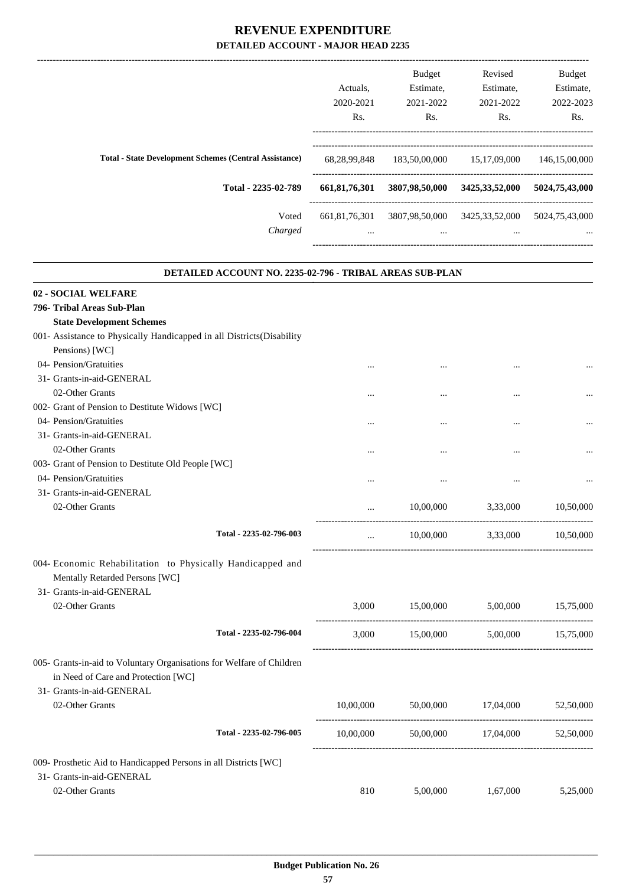# REVENUE EXPENDITURE

## DETAILED ACCOUNT - MAJOR HEAD 2235

| | Actuals, 2020-2021 Rs. | Budget Estimate, 2021-2022 Rs. | Revised Estimate, 2021-2022 Rs. | Budget Estimate, 2022-2023 Rs. |
|---|---|---|---|---|
| **Total - State Development Schemes (Central Assistance)** | 68,28,99,848 | 183,50,00,000 | 15,17,09,000 | 146,15,00,000 |
| **Total - 2235-02-789** | **661,81,76,301** | **3807,98,50,000** | **3425,33,52,000** | **5024,75,43,000** |
| Voted | 661,81,76,301 | 3807,98,50,000 | 3425,33,52,000 | 5024,75,43,000 |
| *Charged* | ... | ... | ... | ... |

### DETAILED ACCOUNT NO. 2235-02-796 - TRIBAL AREAS SUB-PLAN

| | Actuals, 2020-2021 Rs. | Budget Estimate, 2021-2022 Rs. | Revised Estimate, 2021-2022 Rs. | Budget Estimate, 2022-2023 Rs. |
|---|---|---|---|---|
| **02 - SOCIAL WELFARE** | | | | |
| **796- Tribal Areas Sub-Plan** | | | | |
| **State Development Schemes** | | | | |
| 001- Assistance to Physically Handicapped in all Districts(Disability Pensions) [WC] | | | | |
| 04- Pension/Gratuities | ... | ... | ... | ... |
| 31- Grants-in-aid-GENERAL | | | | |
| 02-Other Grants | ... | ... | ... | ... |
| 002- Grant of Pension to Destitute Widows [WC] | | | | |
| 04- Pension/Gratuities | ... | ... | ... | ... |
| 31- Grants-in-aid-GENERAL | | | | |
| 02-Other Grants | ... | ... | ... | ... |
| 003- Grant of Pension to Destitute Old People [WC] | | | | |
| 04- Pension/Gratuities | ... | ... | ... | ... |
| 31- Grants-in-aid-GENERAL | | | | |
| 02-Other Grants | ... | 10,00,000 | 3,33,000 | 10,50,000 |
| Total - 2235-02-796-003 | ... | 10,00,000 | 3,33,000 | 10,50,000 |
| 004- Economic Rehabilitation to Physically Handicapped and Mentally Retarded Persons [WC] | | | | |
| 31- Grants-in-aid-GENERAL | | | | |
| 02-Other Grants | 3,000 | 15,00,000 | 5,00,000 | 15,75,000 |
| Total - 2235-02-796-004 | 3,000 | 15,00,000 | 5,00,000 | 15,75,000 |
| 005- Grants-in-aid to Voluntary Organisations for Welfare of Children in Need of Care and Protection [WC] | | | | |
| 31- Grants-in-aid-GENERAL | | | | |
| 02-Other Grants | 10,00,000 | 50,00,000 | 17,04,000 | 52,50,000 |
| Total - 2235-02-796-005 | 10,00,000 | 50,00,000 | 17,04,000 | 52,50,000 |
| 009- Prosthetic Aid to Handicapped Persons in all Districts [WC] | | | | |
| 31- Grants-in-aid-GENERAL | | | | |
| 02-Other Grants | 810 | 5,00,000 | 1,67,000 | 5,25,000 |

**Budget Publication No. 26**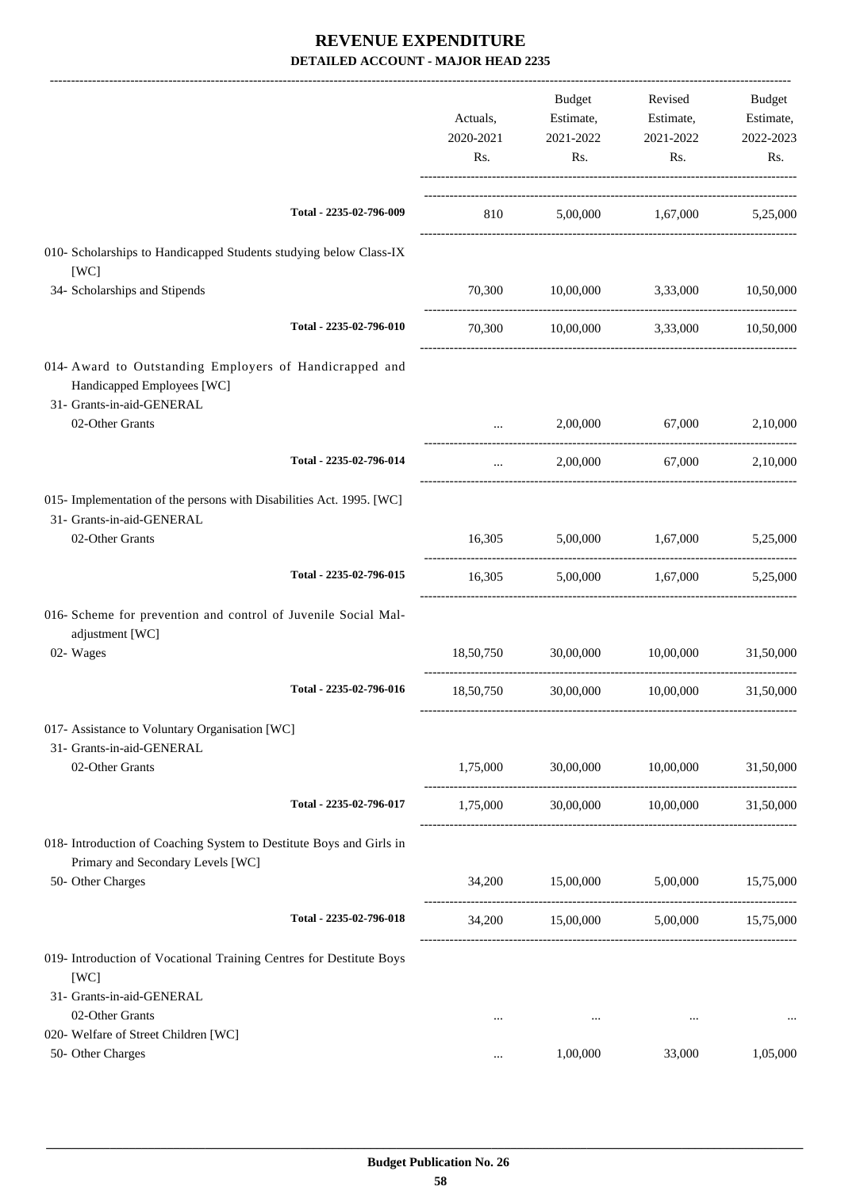# REVENUE EXPENDITURE

**DETAILED ACCOUNT - MAJOR HEAD 2235**

| | Actuals, 2020-2021 Rs. | Budget Estimate, 2021-2022 Rs. | Revised Estimate, 2021-2022 Rs. | Budget Estimate, 2022-2023 Rs. |
|---|---|---|---|---|
| Total - 2235-02-796-009 | 810 | 5,00,000 | 1,67,000 | 5,25,000 |
| 010- Scholarships to Handicapped Students studying below Class-IX [WC] | | | | |
| 34- Scholarships and Stipends | 70,300 | 10,00,000 | 3,33,000 | 10,50,000 |
| Total - 2235-02-796-010 | 70,300 | 10,00,000 | 3,33,000 | 10,50,000 |
| 014- Award to Outstanding Employers of Handicapped and Handicapped Employees [WC] | | | | |
| 31- Grants-in-aid-GENERAL | | | | |
| 02-Other Grants | ... | 2,00,000 | 67,000 | 2,10,000 |
| Total - 2235-02-796-014 | ... | 2,00,000 | 67,000 | 2,10,000 |
| 015- Implementation of the persons with Disabilities Act. 1995. [WC] | | | | |
| 31- Grants-in-aid-GENERAL | | | | |
| 02-Other Grants | 16,305 | 5,00,000 | 1,67,000 | 5,25,000 |
| Total - 2235-02-796-015 | 16,305 | 5,00,000 | 1,67,000 | 5,25,000 |
| 016- Scheme for prevention and control of Juvenile Social Mal-adjustment [WC] | | | | |
| 02- Wages | 18,50,750 | 30,00,000 | 10,00,000 | 31,50,000 |
| Total - 2235-02-796-016 | 18,50,750 | 30,00,000 | 10,00,000 | 31,50,000 |
| 017- Assistance to Voluntary Organisation [WC] | | | | |
| 31- Grants-in-aid-GENERAL | | | | |
| 02-Other Grants | 1,75,000 | 30,00,000 | 10,00,000 | 31,50,000 |
| Total - 2235-02-796-017 | 1,75,000 | 30,00,000 | 10,00,000 | 31,50,000 |
| 018- Introduction of Coaching System to Destitute Boys and Girls in Primary and Secondary Levels [WC] | | | | |
| 50- Other Charges | 34,200 | 15,00,000 | 5,00,000 | 15,75,000 |
| Total - 2235-02-796-018 | 34,200 | 15,00,000 | 5,00,000 | 15,75,000 |
| 019- Introduction of Vocational Training Centres for Destitute Boys [WC] | | | | |
| 31- Grants-in-aid-GENERAL | | | | |
| 02-Other Grants | ... | ... | ... | ... |
| 020- Welfare of Street Children [WC] | | | | |
| 50- Other Charges | ... | 1,00,000 | 33,000 | 1,05,000 |

**Budget Publication No. 26**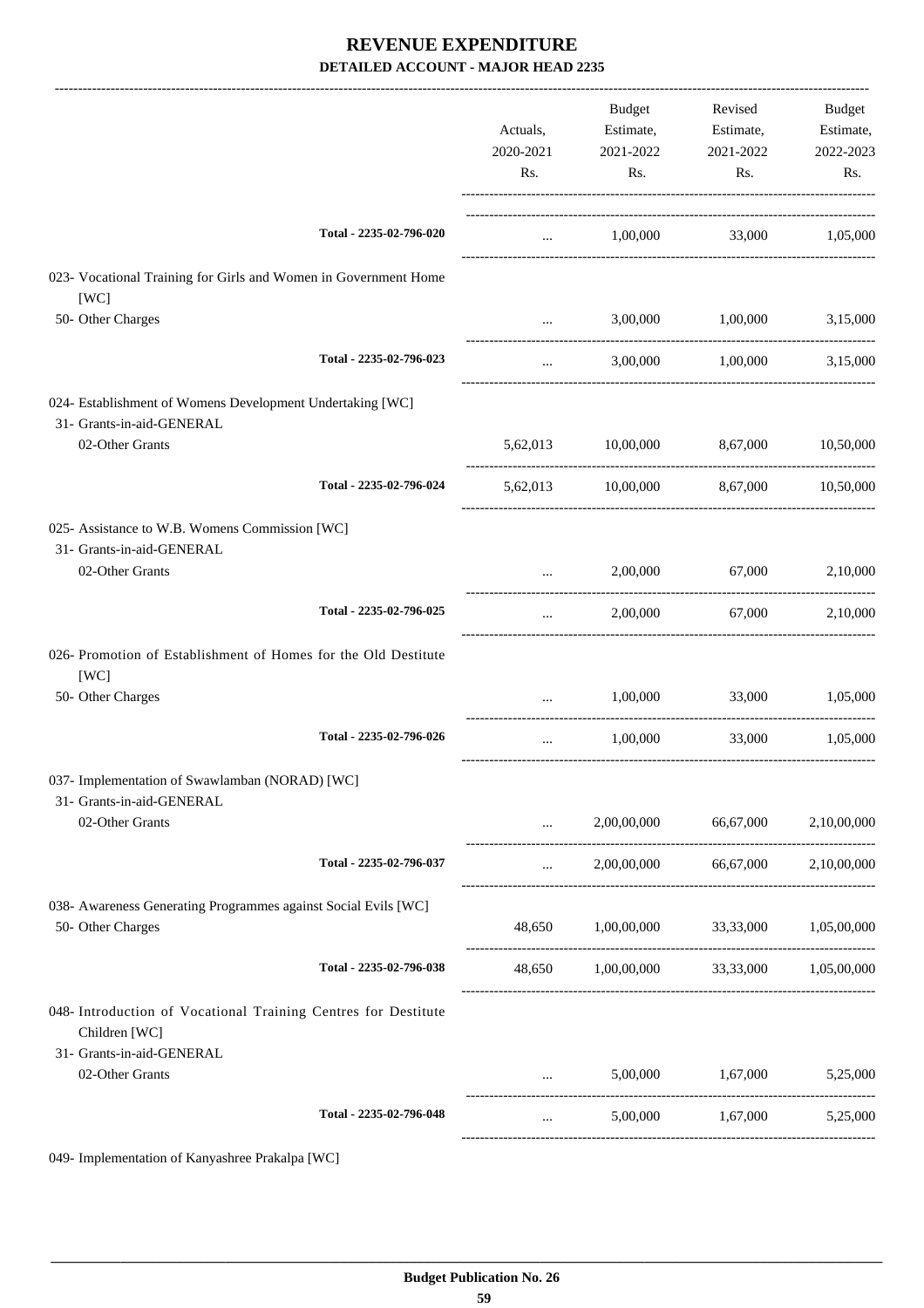# REVENUE EXPENDITURE

## DETAILED ACCOUNT - MAJOR HEAD 2235

| | Actuals, 2020-2021 Rs. | Budget Estimate, 2021-2022 Rs. | Revised Estimate, 2021-2022 Rs. | Budget Estimate, 2022-2023 Rs. |
|---|---|---|---|---|
| Total - 2235-02-796-020 | ... | 1,00,000 | 33,000 | 1,05,000 |
| 023- Vocational Training for Girls and Women in Government Home [WC] | | | | |
| 50- Other Charges | ... | 3,00,000 | 1,00,000 | 3,15,000 |
| Total - 2235-02-796-023 | ... | 3,00,000 | 1,00,000 | 3,15,000 |
| 024- Establishment of Womens Development Undertaking [WC] | | | | |
| 31- Grants-in-aid-GENERAL | | | | |
| 02-Other Grants | 5,62,013 | 10,00,000 | 8,67,000 | 10,50,000 |
| Total - 2235-02-796-024 | 5,62,013 | 10,00,000 | 8,67,000 | 10,50,000 |
| 025- Assistance to W.B. Womens Commission [WC] | | | | |
| 31- Grants-in-aid-GENERAL | | | | |
| 02-Other Grants | ... | 2,00,000 | 67,000 | 2,10,000 |
| Total - 2235-02-796-025 | ... | 2,00,000 | 67,000 | 2,10,000 |
| 026- Promotion of Establishment of Homes for the Old Destitute [WC] | | | | |
| 50- Other Charges | ... | 1,00,000 | 33,000 | 1,05,000 |
| Total - 2235-02-796-026 | ... | 1,00,000 | 33,000 | 1,05,000 |
| 037- Implementation of Swawlamban (NORAD) [WC] | | | | |
| 31- Grants-in-aid-GENERAL | | | | |
| 02-Other Grants | ... | 2,00,00,000 | 66,67,000 | 2,10,00,000 |
| Total - 2235-02-796-037 | ... | 2,00,00,000 | 66,67,000 | 2,10,00,000 |
| 038- Awareness Generating Programmes against Social Evils [WC] | | | | |
| 50- Other Charges | 48,650 | 1,00,00,000 | 33,33,000 | 1,05,00,000 |
| Total - 2235-02-796-038 | 48,650 | 1,00,00,000 | 33,33,000 | 1,05,00,000 |
| 048- Introduction of Vocational Training Centres for Destitute Children [WC] | | | | |
| 31- Grants-in-aid-GENERAL | | | | |
| 02-Other Grants | ... | 5,00,000 | 1,67,000 | 5,25,000 |
| Total - 2235-02-796-048 | ... | 5,00,000 | 1,67,000 | 5,25,000 |

049- Implementation of Kanyashree Prakalpa [WC]

**Budget Publication No. 26**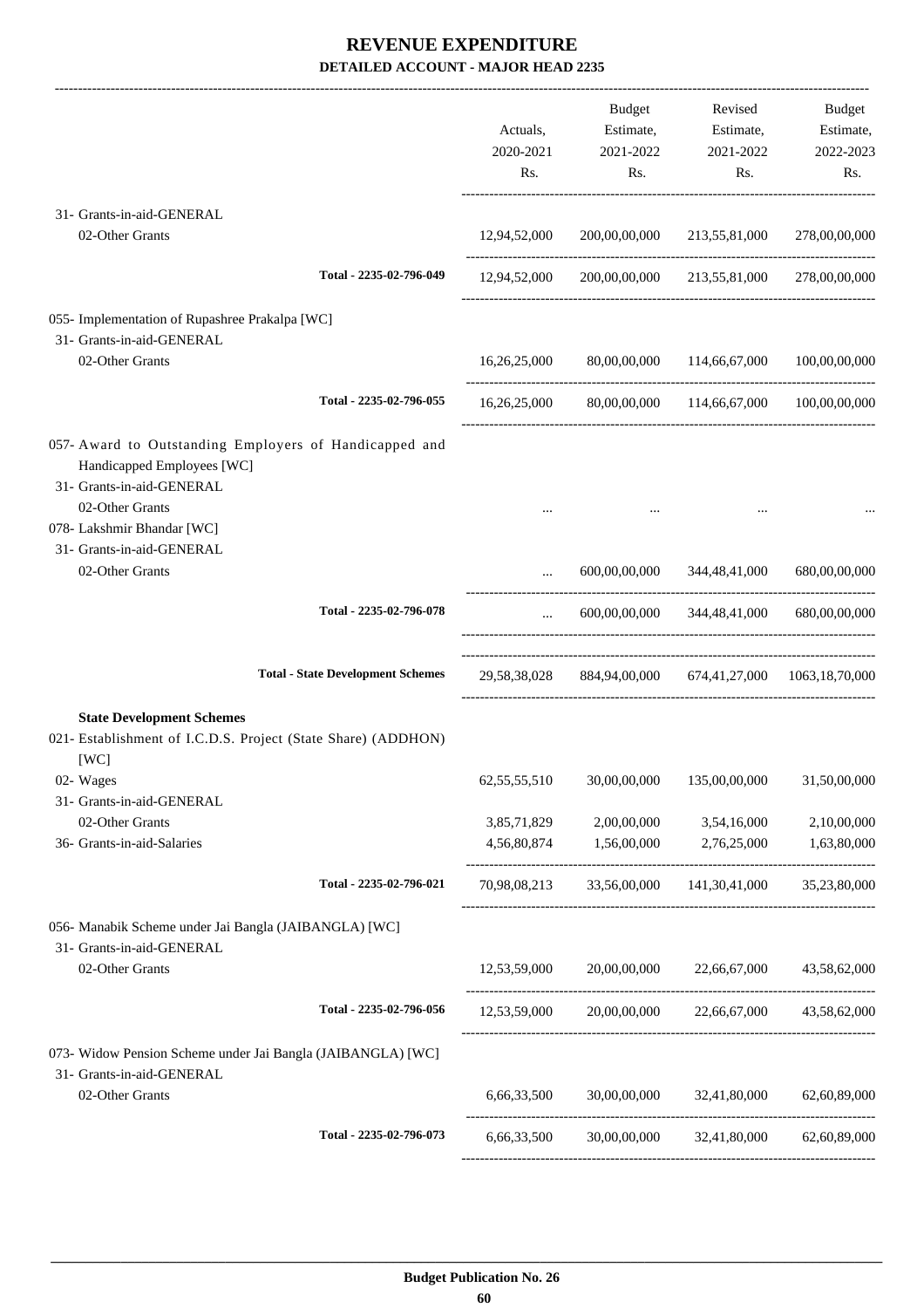# REVENUE EXPENDITURE

## DETAILED ACCOUNT - MAJOR HEAD 2235

| | Actuals, 2020-2021 Rs. | Budget Estimate, 2021-2022 Rs. | Revised Estimate, 2021-2022 Rs. | Budget Estimate, 2022-2023 Rs. |
|---|---|---|---|---|
| 31- Grants-in-aid-GENERAL | | | | |
| 02-Other Grants | 12,94,52,000 | 200,00,00,000 | 213,55,81,000 | 278,00,00,000 |
| Total - 2235-02-796-049 | 12,94,52,000 | 200,00,00,000 | 213,55,81,000 | 278,00,00,000 |
| 055- Implementation of Rupashree Prakalpa [WC] | | | | |
| 31- Grants-in-aid-GENERAL | | | | |
| 02-Other Grants | 16,26,25,000 | 80,00,00,000 | 114,66,67,000 | 100,00,00,000 |
| Total - 2235-02-796-055 | 16,26,25,000 | 80,00,00,000 | 114,66,67,000 | 100,00,00,000 |
| 057- Award to Outstanding Employers of Handicapped and Handicapped Employees [WC] | | | | |
| 31- Grants-in-aid-GENERAL | | | | |
| 02-Other Grants | ... | ... | ... | ... |
| 078- Lakshmir Bhandar [WC] | | | | |
| 31- Grants-in-aid-GENERAL | | | | |
| 02-Other Grants | ... | 600,00,00,000 | 344,48,41,000 | 680,00,00,000 |
| Total - 2235-02-796-078 | ... | 600,00,00,000 | 344,48,41,000 | 680,00,00,000 |
| **Total - State Development Schemes** | 29,58,38,028 | 884,94,00,000 | 674,41,27,000 | 1063,18,70,000 |
| **State Development Schemes** | | | | |
| 021- Establishment of I.C.D.S. Project (State Share) (ADDHON) [WC] | | | | |
| 02- Wages | 62,55,55,510 | 30,00,00,000 | 135,00,00,000 | 31,50,00,000 |
| 31- Grants-in-aid-GENERAL | | | | |
| 02-Other Grants | 3,85,71,829 | 2,00,00,000 | 3,54,16,000 | 2,10,00,000 |
| 36- Grants-in-aid-Salaries | 4,56,80,874 | 1,56,00,000 | 2,76,25,000 | 1,63,80,000 |
| Total - 2235-02-796-021 | 70,98,08,213 | 33,56,00,000 | 141,30,41,000 | 35,23,80,000 |
| 056- Manabik Scheme under Jai Bangla (JAIBANGLA) [WC] | | | | |
| 31- Grants-in-aid-GENERAL | | | | |
| 02-Other Grants | 12,53,59,000 | 20,00,00,000 | 22,66,67,000 | 43,58,62,000 |
| Total - 2235-02-796-056 | 12,53,59,000 | 20,00,00,000 | 22,66,67,000 | 43,58,62,000 |
| 073- Widow Pension Scheme under Jai Bangla (JAIBANGLA) [WC] | | | | |
| 31- Grants-in-aid-GENERAL | | | | |
| 02-Other Grants | 6,66,33,500 | 30,00,00,000 | 32,41,80,000 | 62,60,89,000 |
| Total - 2235-02-796-073 | 6,66,33,500 | 30,00,00,000 | 32,41,80,000 | 62,60,89,000 |

Budget Publication No. 26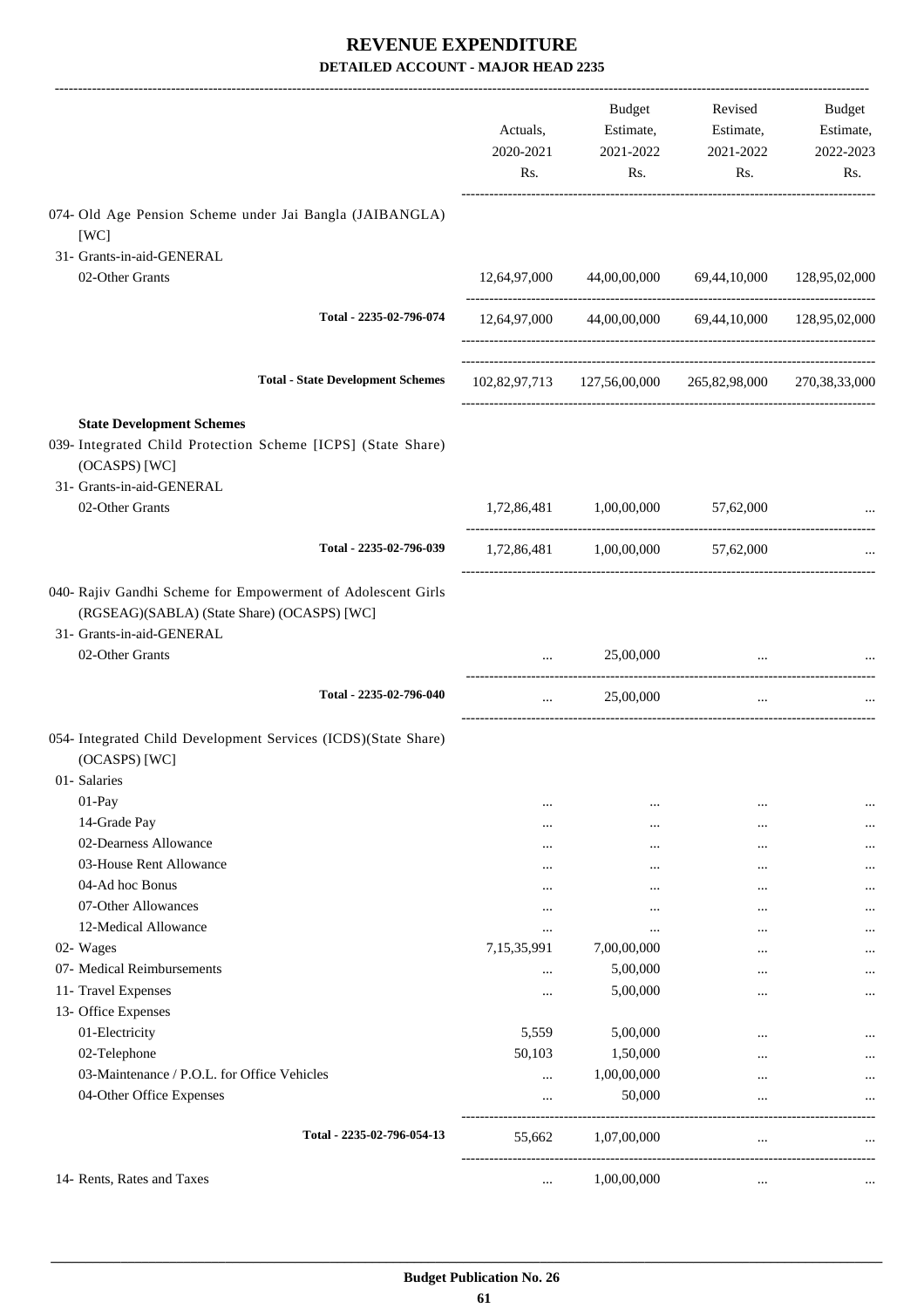# REVENUE EXPENDITURE

## DETAILED ACCOUNT - MAJOR HEAD 2235

| | Actuals, 2020-2021 Rs. | Budget Estimate, 2021-2022 Rs. | Revised Estimate, 2021-2022 Rs. | Budget Estimate, 2022-2023 Rs. |
|---|---|---|---|---|
| 074- Old Age Pension Scheme under Jai Bangla (JAIBANGLA) [WC] | | | | |
| 31- Grants-in-aid-GENERAL | | | | |
| 02-Other Grants | 12,64,97,000 | 44,00,00,000 | 69,44,10,000 | 128,95,02,000 |
| Total - 2235-02-796-074 | 12,64,97,000 | 44,00,00,000 | 69,44,10,000 | 128,95,02,000 |
| Total - State Development Schemes | 102,82,97,713 | 127,56,00,000 | 265,82,98,000 | 270,38,33,000 |
| **State Development Schemes** | | | | |
| 039- Integrated Child Protection Scheme [ICPS] (State Share) (OCASPS) [WC] | | | | |
| 31- Grants-in-aid-GENERAL | | | | |
| 02-Other Grants | 1,72,86,481 | 1,00,00,000 | 57,62,000 | ... |
| Total - 2235-02-796-039 | 1,72,86,481 | 1,00,00,000 | 57,62,000 | ... |
| 040- Rajiv Gandhi Scheme for Empowerment of Adolescent Girls (RGSEAG)(SABLA) (State Share) (OCASPS) [WC] | | | | |
| 31- Grants-in-aid-GENERAL | | | | |
| 02-Other Grants | ... | 25,00,000 | ... | ... |
| Total - 2235-02-796-040 | ... | 25,00,000 | ... | ... |
| 054- Integrated Child Development Services (ICDS)(State Share) (OCASPS) [WC] | | | | |
| 01- Salaries | | | | |
| 01-Pay | ... | ... | ... | ... |
| 14-Grade Pay | ... | ... | ... | ... |
| 02-Dearness Allowance | ... | ... | ... | ... |
| 03-House Rent Allowance | ... | ... | ... | ... |
| 04-Ad hoc Bonus | ... | ... | ... | ... |
| 07-Other Allowances | ... | ... | ... | ... |
| 12-Medical Allowance | ... | ... | ... | ... |
| 02- Wages | 7,15,35,991 | 7,00,00,000 | ... | ... |
| 07- Medical Reimbursements | ... | 5,00,000 | ... | ... |
| 11- Travel Expenses | ... | 5,00,000 | ... | ... |
| 13- Office Expenses | | | | |
| 01-Electricity | 5,559 | 5,00,000 | ... | ... |
| 02-Telephone | 50,103 | 1,50,000 | ... | ... |
| 03-Maintenance / P.O.L. for Office Vehicles | ... | 1,00,00,000 | ... | ... |
| 04-Other Office Expenses | ... | 50,000 | ... | ... |
| Total - 2235-02-796-054-13 | 55,662 | 1,07,00,000 | ... | ... |
| 14- Rents, Rates and Taxes | ... | 1,00,00,000 | ... | ... |

Budget Publication No. 26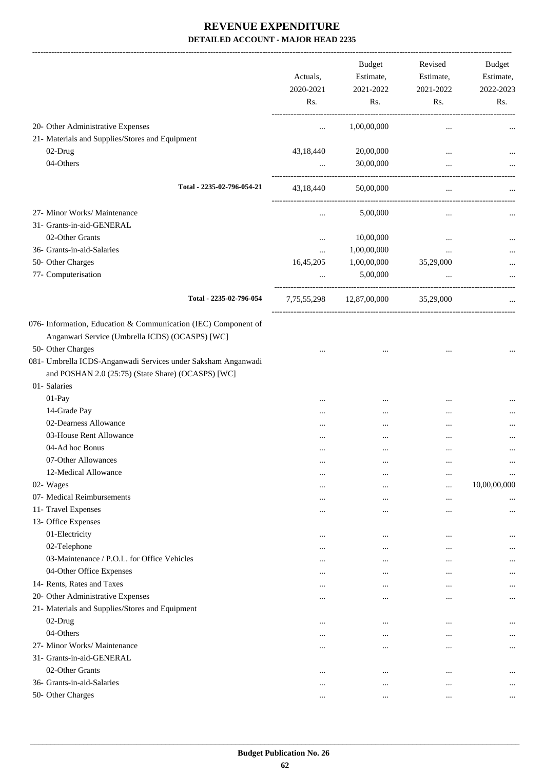# REVENUE EXPENDITURE

## DETAILED ACCOUNT - MAJOR HEAD 2235

| | Actuals, 2020-2021 Rs. | Budget Estimate, 2021-2022 Rs. | Revised Estimate, 2021-2022 Rs. | Budget Estimate, 2022-2023 Rs. |
|---|---|---|---|---|
| 20- Other Administrative Expenses | ... | 1,00,00,000 | ... | ... |
| 21- Materials and Supplies/Stores and Equipment | | | | |
| 02-Drug | 43,18,440 | 20,00,000 | ... | ... |
| 04-Others | ... | 30,00,000 | ... | ... |
| Total - 2235-02-796-054-21 | 43,18,440 | 50,00,000 | ... | ... |
| 27- Minor Works/ Maintenance | ... | 5,00,000 | ... | ... |
| 31- Grants-in-aid-GENERAL | | | | |
| 02-Other Grants | ... | 10,00,000 | ... | ... |
| 36- Grants-in-aid-Salaries | ... | 1,00,00,000 | ... | ... |
| 50- Other Charges | 16,45,205 | 1,00,00,000 | 35,29,000 | ... |
| 77- Computerisation | ... | 5,00,000 | ... | ... |
| Total - 2235-02-796-054 | 7,75,55,298 | 12,87,00,000 | 35,29,000 | ... |
| 076- Information, Education & Communication (IEC) Component of Anganwari Service (Umbrella ICDS) (OCASPS) [WC] | | | | |
| 50- Other Charges | ... | ... | ... | ... |
| 081- Umbrella ICDS-Anganwadi Services under Saksham Anganwadi and POSHAN 2.0 (25:75) (State Share) (OCASPS) [WC] | | | | |
| 01- Salaries | | | | |
| 01-Pay | ... | ... | ... | ... |
| 14-Grade Pay | ... | ... | ... | ... |
| 02-Dearness Allowance | ... | ... | ... | ... |
| 03-House Rent Allowance | ... | ... | ... | ... |
| 04-Ad hoc Bonus | ... | ... | ... | ... |
| 07-Other Allowances | ... | ... | ... | ... |
| 12-Medical Allowance | ... | ... | ... | ... |
| 02- Wages | ... | ... | ... | 10,00,00,000 |
| 07- Medical Reimbursements | ... | ... | ... | ... |
| 11- Travel Expenses | ... | ... | ... | ... |
| 13- Office Expenses | | | | |
| 01-Electricity | ... | ... | ... | ... |
| 02-Telephone | ... | ... | ... | ... |
| 03-Maintenance / P.O.L. for Office Vehicles | ... | ... | ... | ... |
| 04-Other Office Expenses | ... | ... | ... | ... |
| 14- Rents, Rates and Taxes | ... | ... | ... | ... |
| 20- Other Administrative Expenses | ... | ... | ... | ... |
| 21- Materials and Supplies/Stores and Equipment | | | | |
| 02-Drug | ... | ... | ... | ... |
| 04-Others | ... | ... | ... | ... |
| 27- Minor Works/ Maintenance | ... | ... | ... | ... |
| 31- Grants-in-aid-GENERAL | | | | |
| 02-Other Grants | ... | ... | ... | ... |
| 36- Grants-in-aid-Salaries | ... | ... | ... | ... |
| 50- Other Charges | ... | ... | ... | ... |

Budget Publication No. 26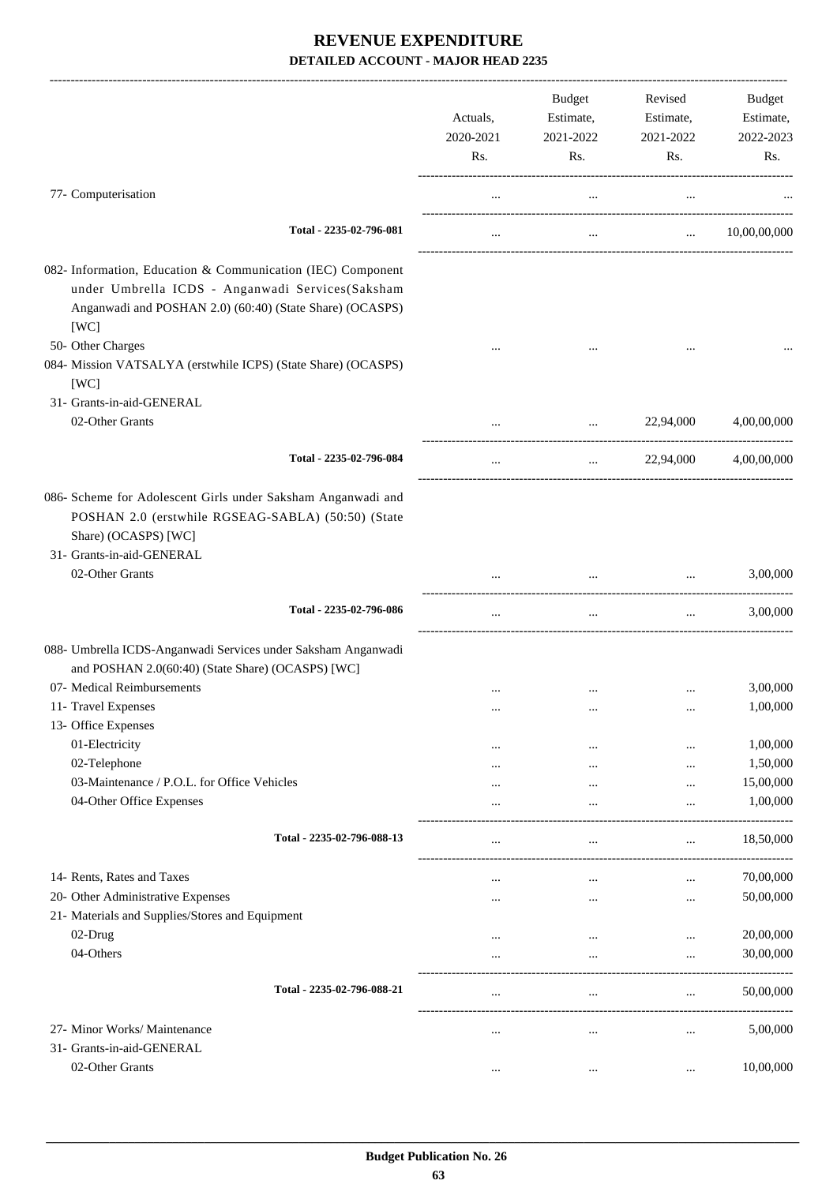# REVENUE EXPENDITURE

**DETAILED ACCOUNT - MAJOR HEAD 2235**

| | Actuals, 2020-2021 Rs. | Budget Estimate, 2021-2022 Rs. | Revised Estimate, 2021-2022 Rs. | Budget Estimate, 2022-2023 Rs. |
|---|---|---|---|---|
| 77- Computerisation | ... | ... | ... | ... |
| **Total - 2235-02-796-081** | ... | ... | ... | 10,00,00,000 |
| 082- Information, Education & Communication (IEC) Component under Umbrella ICDS - Anganwadi Services(Saksham Anganwadi and POSHAN 2.0) (60:40) (State Share) (OCASPS) [WC] | | | | |
| 50- Other Charges | ... | ... | ... | ... |
| 084- Mission VATSALYA (erstwhile ICPS) (State Share) (OCASPS) [WC] | | | | |
| 31- Grants-in-aid-GENERAL | | | | |
| 02-Other Grants | ... | ... | 22,94,000 | 4,00,00,000 |
| **Total - 2235-02-796-084** | ... | ... | 22,94,000 | 4,00,00,000 |
| 086- Scheme for Adolescent Girls under Saksham Anganwadi and POSHAN 2.0 (erstwhile RGSEAG-SABLA) (50:50) (State Share) (OCASPS) [WC] | | | | |
| 31- Grants-in-aid-GENERAL | | | | |
| 02-Other Grants | ... | ... | ... | 3,00,000 |
| **Total - 2235-02-796-086** | ... | ... | ... | 3,00,000 |
| 088- Umbrella ICDS-Anganwadi Services under Saksham Anganwadi and POSHAN 2.0(60:40) (State Share) (OCASPS) [WC] | | | | |
| 07- Medical Reimbursements | ... | ... | ... | 3,00,000 |
| 11- Travel Expenses | ... | ... | ... | 1,00,000 |
| 13- Office Expenses | | | | |
| 01-Electricity | ... | ... | ... | 1,00,000 |
| 02-Telephone | ... | ... | ... | 1,50,000 |
| 03-Maintenance / P.O.L. for Office Vehicles | ... | ... | ... | 15,00,000 |
| 04-Other Office Expenses | ... | ... | ... | 1,00,000 |
| **Total - 2235-02-796-088-13** | ... | ... | ... | 18,50,000 |
| 14- Rents, Rates and Taxes | ... | ... | ... | 70,00,000 |
| 20- Other Administrative Expenses | ... | ... | ... | 50,00,000 |
| 21- Materials and Supplies/Stores and Equipment | | | | |
| 02-Drug | ... | ... | ... | 20,00,000 |
| 04-Others | ... | ... | ... | 30,00,000 |
| **Total - 2235-02-796-088-21** | ... | ... | ... | 50,00,000 |
| 27- Minor Works/ Maintenance | ... | ... | ... | 5,00,000 |
| 31- Grants-in-aid-GENERAL | | | | |
| 02-Other Grants | ... | ... | ... | 10,00,000 |

**Budget Publication No. 26**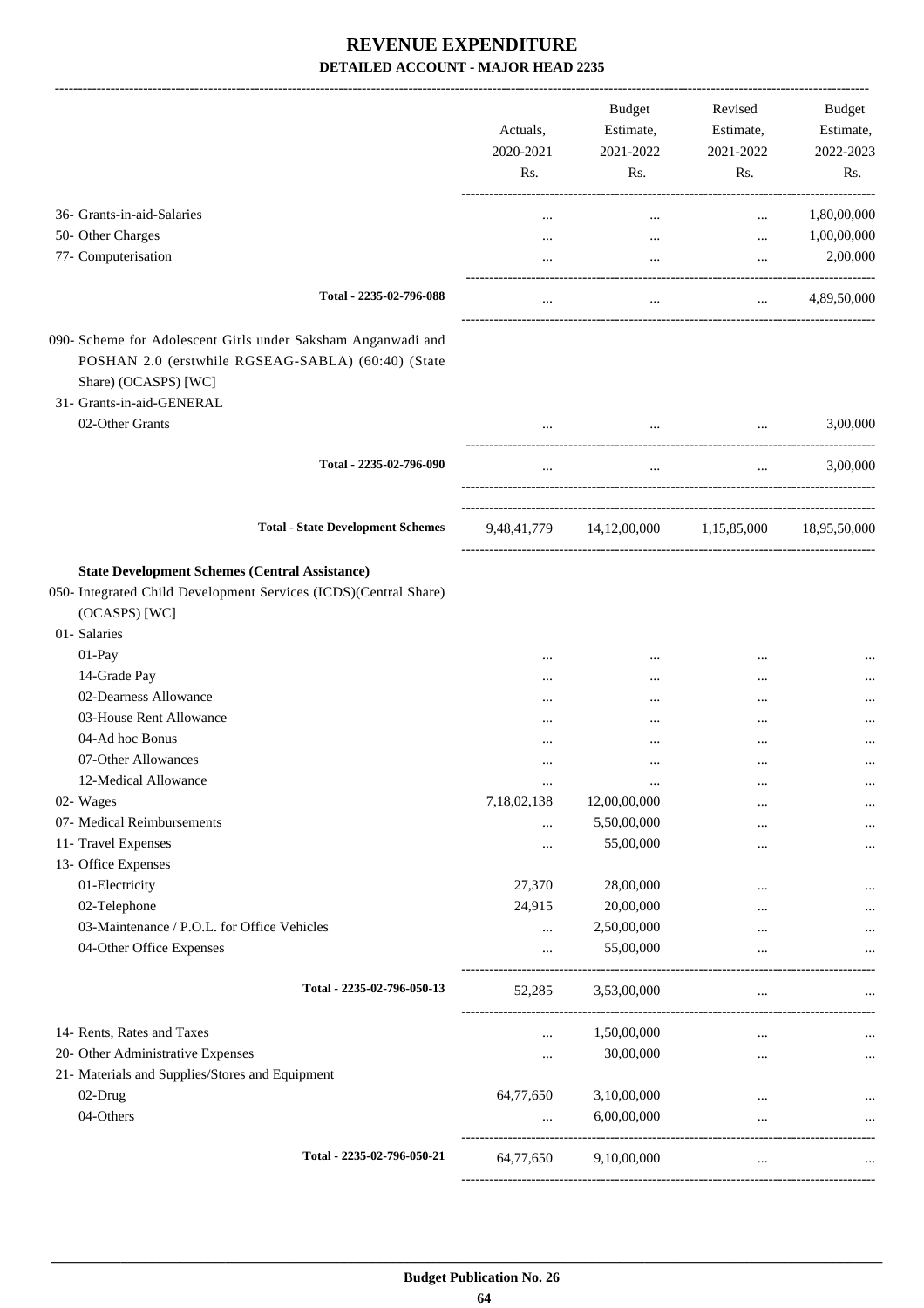# REVENUE EXPENDITURE

## DETAILED ACCOUNT - MAJOR HEAD 2235

| | Actuals, 2020-2021 Rs. | Budget Estimate, 2021-2022 Rs. | Revised Estimate, 2021-2022 Rs. | Budget Estimate, 2022-2023 Rs. |
|---|---|---|---|---|
| 36- Grants-in-aid-Salaries | ... | ... | ... | 1,80,00,000 |
| 50- Other Charges | ... | ... | ... | 1,00,00,000 |
| 77- Computerisation | ... | ... | ... | 2,00,000 |
| **Total - 2235-02-796-088** | ... | ... | ... | 4,89,50,000 |
| 090- Scheme for Adolescent Girls under Saksham Anganwadi and POSHAN 2.0 (erstwhile RGSEAG-SABLA) (60:40) (State Share) (OCASPS) [WC] | | | | |
| 31- Grants-in-aid-GENERAL | | | | |
| 02-Other Grants | ... | ... | ... | 3,00,000 |
| **Total - 2235-02-796-090** | ... | ... | ... | 3,00,000 |
| **Total - State Development Schemes** | 9,48,41,779 | 14,12,00,000 | 1,15,85,000 | 18,95,50,000 |
| **State Development Schemes (Central Assistance)** | | | | |
| 050- Integrated Child Development Services (ICDS)(Central Share) (OCASPS) [WC] | | | | |
| 01- Salaries | | | | |
| 01-Pay | ... | ... | ... | ... |
| 14-Grade Pay | ... | ... | ... | ... |
| 02-Dearness Allowance | ... | ... | ... | ... |
| 03-House Rent Allowance | ... | ... | ... | ... |
| 04-Ad hoc Bonus | ... | ... | ... | ... |
| 07-Other Allowances | ... | ... | ... | ... |
| 12-Medical Allowance | ... | ... | ... | ... |
| 02- Wages | 7,18,02,138 | 12,00,00,000 | ... | ... |
| 07- Medical Reimbursements | ... | 5,50,00,000 | ... | ... |
| 11- Travel Expenses | ... | 55,00,000 | ... | ... |
| 13- Office Expenses | | | | |
| 01-Electricity | 27,370 | 28,00,000 | ... | ... |
| 02-Telephone | 24,915 | 20,00,000 | ... | ... |
| 03-Maintenance / P.O.L. for Office Vehicles | ... | 2,50,00,000 | ... | ... |
| 04-Other Office Expenses | ... | 55,00,000 | ... | ... |
| **Total - 2235-02-796-050-13** | 52,285 | 3,53,00,000 | ... | ... |
| 14- Rents, Rates and Taxes | ... | 1,50,00,000 | ... | ... |
| 20- Other Administrative Expenses | ... | 30,00,000 | ... | ... |
| 21- Materials and Supplies/Stores and Equipment | | | | |
| 02-Drug | 64,77,650 | 3,10,00,000 | ... | ... |
| 04-Others | ... | 6,00,00,000 | ... | ... |
| **Total - 2235-02-796-050-21** | 64,77,650 | 9,10,00,000 | ... | ... |

Budget Publication No. 26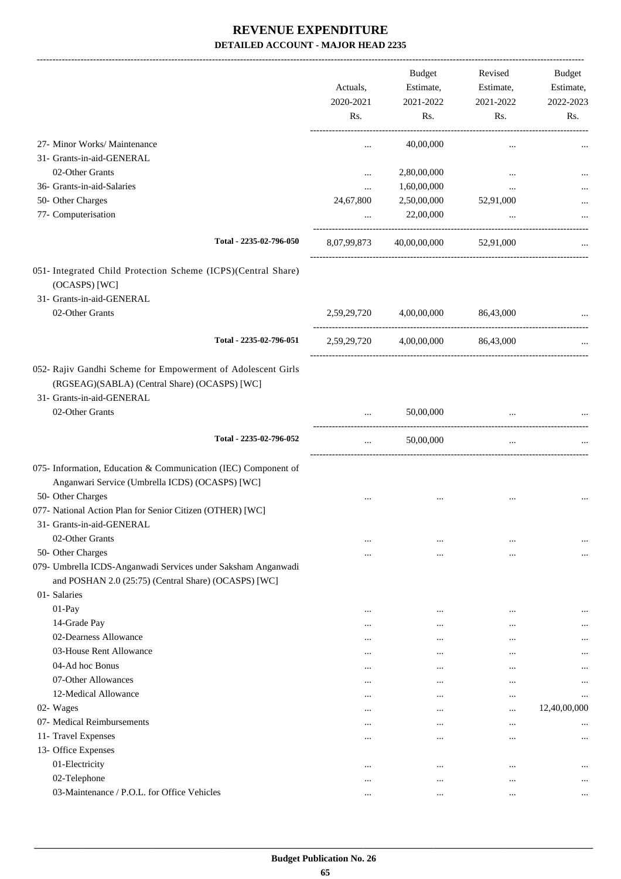# REVENUE EXPENDITURE

**DETAILED ACCOUNT - MAJOR HEAD 2235**

| | Actuals, 2020-2021 Rs. | Budget Estimate, 2021-2022 Rs. | Revised Estimate, 2021-2022 Rs. | Budget Estimate, 2022-2023 Rs. |
|---|---|---|---|---|
| 27- Minor Works/ Maintenance | ... | 40,00,000 | ... | ... |
| 31- Grants-in-aid-GENERAL | | | | |
| 02-Other Grants | ... | 2,80,00,000 | ... | ... |
| 36- Grants-in-aid-Salaries | ... | 1,60,00,000 | ... | ... |
| 50- Other Charges | 24,67,800 | 2,50,00,000 | 52,91,000 | ... |
| 77- Computerisation | ... | 22,00,000 | ... | ... |
| Total - 2235-02-796-050 | 8,07,99,873 | 40,00,00,000 | 52,91,000 | ... |
| 051- Integrated Child Protection Scheme (ICPS)(Central Share) (OCASPS) [WC] | | | | |
| 31- Grants-in-aid-GENERAL | | | | |
| 02-Other Grants | 2,59,29,720 | 4,00,00,000 | 86,43,000 | ... |
| Total - 2235-02-796-051 | 2,59,29,720 | 4,00,00,000 | 86,43,000 | ... |
| 052- Rajiv Gandhi Scheme for Empowerment of Adolescent Girls (RGSEAG)(SABLA) (Central Share) (OCASPS) [WC] | | | | |
| 31- Grants-in-aid-GENERAL | | | | |
| 02-Other Grants | ... | 50,00,000 | ... | ... |
| Total - 2235-02-796-052 | ... | 50,00,000 | ... | ... |
| 075- Information, Education & Communication (IEC) Component of Anganwari Service (Umbrella ICDS) (OCASPS) [WC] | | | | |
| 50- Other Charges | ... | ... | ... | ... |
| 077- National Action Plan for Senior Citizen (OTHER) [WC] | | | | |
| 31- Grants-in-aid-GENERAL | | | | |
| 02-Other Grants | ... | ... | ... | ... |
| 50- Other Charges | ... | ... | ... | ... |
| 079- Umbrella ICDS-Anganwadi Services under Saksham Anganwadi and POSHAN 2.0 (25:75) (Central Share) (OCASPS) [WC] | | | | |
| 01- Salaries | | | | |
| 01-Pay | ... | ... | ... | ... |
| 14-Grade Pay | ... | ... | ... | ... |
| 02-Dearness Allowance | ... | ... | ... | ... |
| 03-House Rent Allowance | ... | ... | ... | ... |
| 04-Ad hoc Bonus | ... | ... | ... | ... |
| 07-Other Allowances | ... | ... | ... | ... |
| 12-Medical Allowance | ... | ... | ... | ... |
| 02- Wages | ... | ... | ... | 12,40,00,000 |
| 07- Medical Reimbursements | ... | ... | ... | ... |
| 11- Travel Expenses | ... | ... | ... | ... |
| 13- Office Expenses | | | | |
| 01-Electricity | ... | ... | ... | ... |
| 02-Telephone | ... | ... | ... | ... |
| 03-Maintenance / P.O.L. for Office Vehicles | ... | ... | ... | ... |

**Budget Publication No. 26**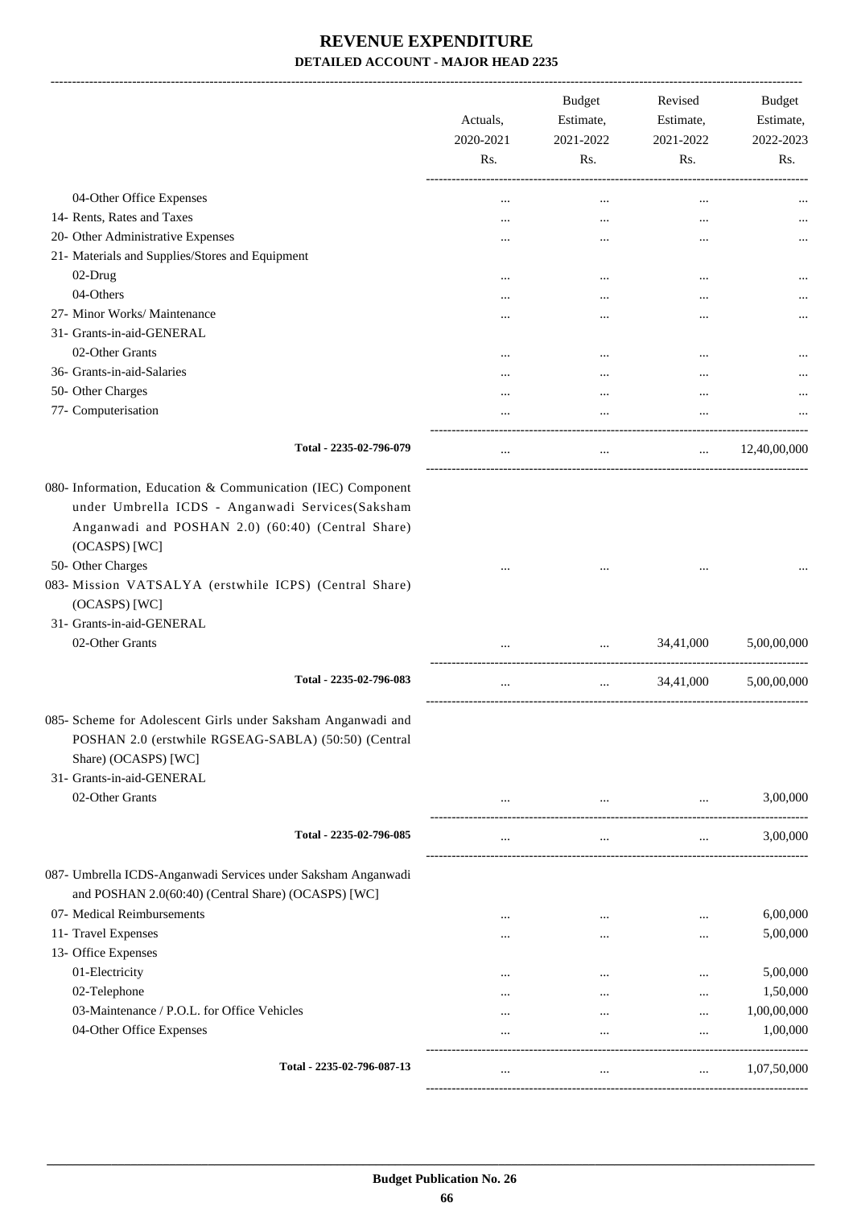# REVENUE EXPENDITURE

## DETAILED ACCOUNT - MAJOR HEAD 2235

| | Actuals, 2020-2021 Rs. | Budget Estimate, 2021-2022 Rs. | Revised Estimate, 2021-2022 Rs. | Budget Estimate, 2022-2023 Rs. |
|---|---|---|---|---|
| 04-Other Office Expenses | ... | ... | ... | ... |
| 14- Rents, Rates and Taxes | ... | ... | ... | ... |
| 20- Other Administrative Expenses | ... | ... | ... | ... |
| 21- Materials and Supplies/Stores and Equipment | | | | |
| 02-Drug | ... | ... | ... | ... |
| 04-Others | ... | ... | ... | ... |
| 27- Minor Works/ Maintenance | ... | ... | ... | ... |
| 31- Grants-in-aid-GENERAL | | | | |
| 02-Other Grants | ... | ... | ... | ... |
| 36- Grants-in-aid-Salaries | ... | ... | ... | ... |
| 50- Other Charges | ... | ... | ... | ... |
| 77- Computerisation | ... | ... | ... | ... |
| **Total - 2235-02-796-079** | ... | ... | ... | 12,40,00,000 |
| 080- Information, Education & Communication (IEC) Component under Umbrella ICDS - Anganwadi Services(Saksham Anganwadi and POSHAN 2.0) (60:40) (Central Share) (OCASPS) [WC] | | | | |
| 50- Other Charges | ... | ... | ... | ... |
| 083- Mission VATSALYA (erstwhile ICPS) (Central Share) (OCASPS) [WC] | | | | |
| 31- Grants-in-aid-GENERAL | | | | |
| 02-Other Grants | ... | ... | 34,41,000 | 5,00,00,000 |
| **Total - 2235-02-796-083** | ... | ... | 34,41,000 | 5,00,00,000 |
| 085- Scheme for Adolescent Girls under Saksham Anganwadi and POSHAN 2.0 (erstwhile RGSEAG-SABLA) (50:50) (Central Share) (OCASPS) [WC] | | | | |
| 31- Grants-in-aid-GENERAL | | | | |
| 02-Other Grants | ... | ... | ... | 3,00,000 |
| **Total - 2235-02-796-085** | ... | ... | ... | 3,00,000 |
| 087- Umbrella ICDS-Anganwadi Services under Saksham Anganwadi and POSHAN 2.0(60:40) (Central Share) (OCASPS) [WC] | | | | |
| 07- Medical Reimbursements | ... | ... | ... | 6,00,000 |
| 11- Travel Expenses | ... | ... | ... | 5,00,000 |
| 13- Office Expenses | | | | |
| 01-Electricity | ... | ... | ... | 5,00,000 |
| 02-Telephone | ... | ... | ... | 1,50,000 |
| 03-Maintenance / P.O.L. for Office Vehicles | ... | ... | ... | 1,00,00,000 |
| 04-Other Office Expenses | ... | ... | ... | 1,00,000 |
| **Total - 2235-02-796-087-13** | ... | ... | ... | 1,07,50,000 |

Budget Publication No. 26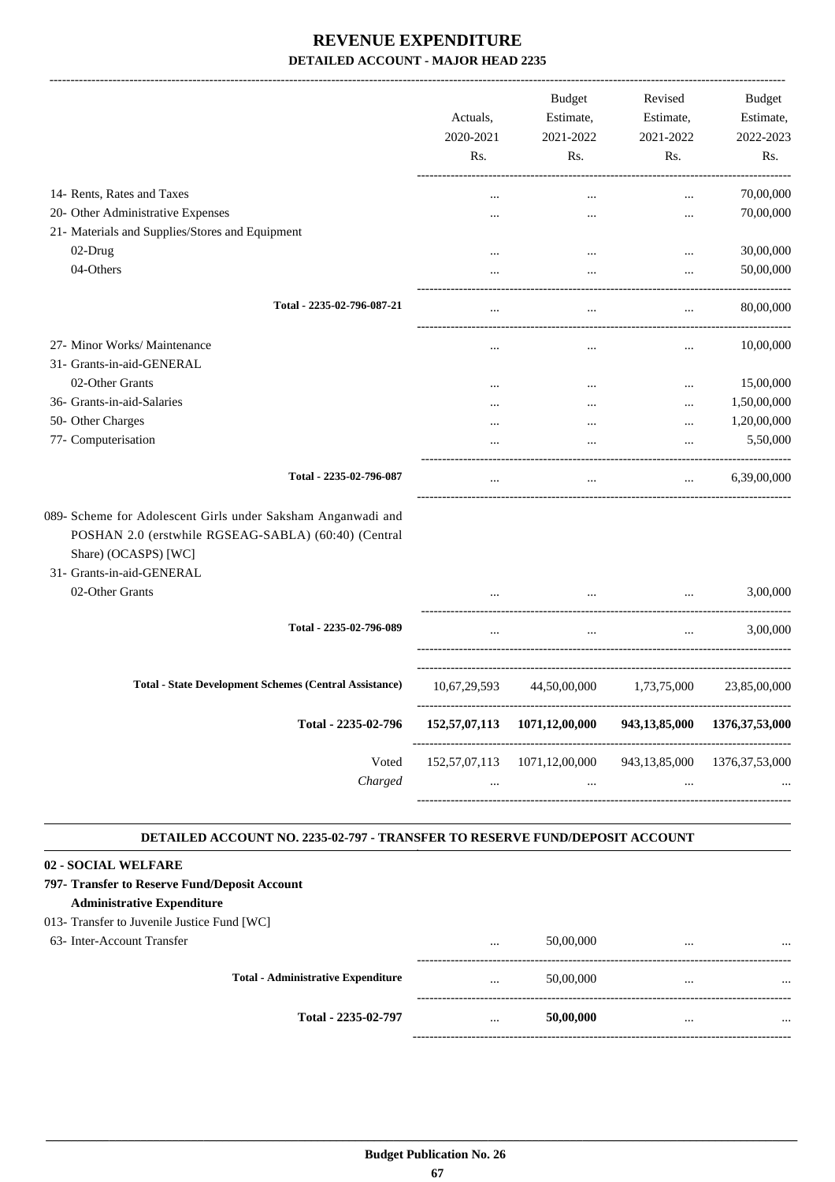# REVENUE EXPENDITURE

## DETAILED ACCOUNT - MAJOR HEAD 2235

| | Actuals, 2020-2021 Rs. | Budget Estimate, 2021-2022 Rs. | Revised Estimate, 2021-2022 Rs. | Budget Estimate, 2022-2023 Rs. |
|---|---|---|---|---|
| 14- Rents, Rates and Taxes | ... | ... | ... | 70,00,000 |
| 20- Other Administrative Expenses | ... | ... | ... | 70,00,000 |
| 21- Materials and Supplies/Stores and Equipment | | | | |
| 02-Drug | ... | ... | ... | 30,00,000 |
| 04-Others | ... | ... | ... | 50,00,000 |
| Total - 2235-02-796-087-21 | ... | ... | ... | 80,00,000 |
| 27- Minor Works/ Maintenance | ... | ... | ... | 10,00,000 |
| 31- Grants-in-aid-GENERAL | | | | |
| 02-Other Grants | ... | ... | ... | 15,00,000 |
| 36- Grants-in-aid-Salaries | ... | ... | ... | 1,50,00,000 |
| 50- Other Charges | ... | ... | ... | 1,20,00,000 |
| 77- Computerisation | ... | ... | ... | 5,50,000 |
| Total - 2235-02-796-087 | ... | ... | ... | 6,39,00,000 |
| 089- Scheme for Adolescent Girls under Saksham Anganwadi and POSHAN 2.0 (erstwhile RGSEAG-SABLA) (60:40) (Central Share) (OCASPS) [WC] | | | | |
| 31- Grants-in-aid-GENERAL | | | | |
| 02-Other Grants | ... | ... | ... | 3,00,000 |
| Total - 2235-02-796-089 | ... | ... | ... | 3,00,000 |
| Total - State Development Schemes (Central Assistance) | 10,67,29,593 | 44,50,00,000 | 1,73,75,000 | 23,85,00,000 |
| **Total - 2235-02-796** | **152,57,07,113** | **1071,12,00,000** | **943,13,85,000** | **1376,37,53,000** |
| Voted | 152,57,07,113 | 1071,12,00,000 | 943,13,85,000 | 1376,37,53,000 |
| *Charged* | ... | ... | ... | ... |

### DETAILED ACCOUNT NO. 2235-02-797 - TRANSFER TO RESERVE FUND/DEPOSIT ACCOUNT

| | Actuals, 2020-2021 Rs. | Budget Estimate, 2021-2022 Rs. | Revised Estimate, 2021-2022 Rs. | Budget Estimate, 2022-2023 Rs. |
|---|---|---|---|---|
| **02 - SOCIAL WELFARE** | | | | |
| **797- Transfer to Reserve Fund/Deposit Account** | | | | |
| **Administrative Expenditure** | | | | |
| 013- Transfer to Juvenile Justice Fund [WC] | | | | |
| 63- Inter-Account Transfer | ... | 50,00,000 | ... | ... |
| Total - Administrative Expenditure | ... | 50,00,000 | ... | ... |
| **Total - 2235-02-797** | ... | **50,00,000** | ... | ... |

Budget Publication No. 26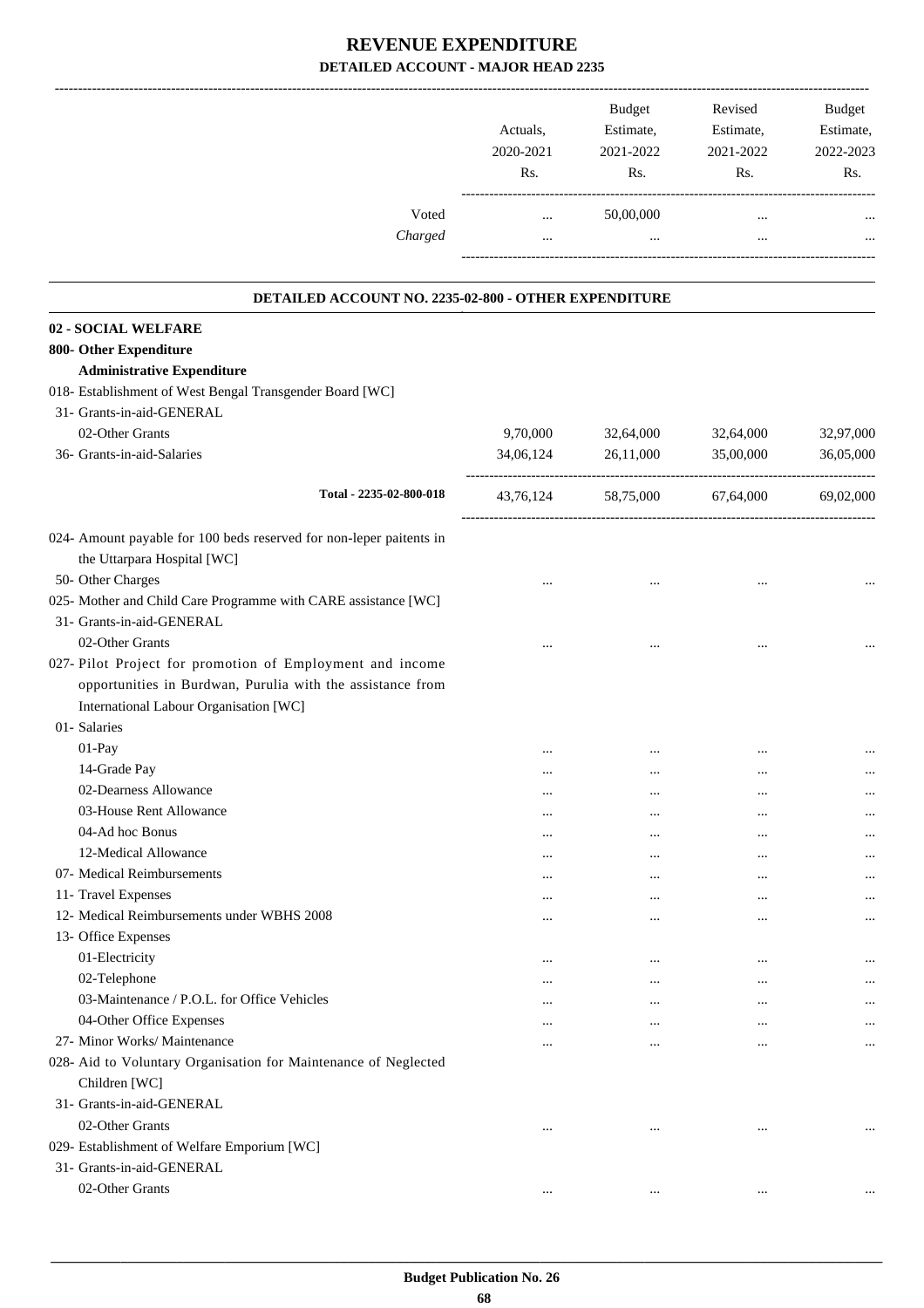# REVENUE EXPENDITURE

## DETAILED ACCOUNT - MAJOR HEAD 2235

| | Actuals, 2020-2021 Rs. | Budget Estimate, 2021-2022 Rs. | Revised Estimate, 2021-2022 Rs. | Budget Estimate, 2022-2023 Rs. |
|---|---|---|---|---|
| Voted | ... | 50,00,000 | ... | ... |
| *Charged* | ... | ... | ... | ... |

### DETAILED ACCOUNT NO. 2235-02-800 - OTHER EXPENDITURE

| | Actuals, 2020-2021 Rs. | Budget Estimate, 2021-2022 Rs. | Revised Estimate, 2021-2022 Rs. | Budget Estimate, 2022-2023 Rs. |
|---|---|---|---|---|
| **02 - SOCIAL WELFARE** | | | | |
| **800- Other Expenditure** | | | | |
| **Administrative Expenditure** | | | | |
| 018- Establishment of West Bengal Transgender Board [WC] | | | | |
| 31- Grants-in-aid-GENERAL | | | | |
| 02-Other Grants | 9,70,000 | 32,64,000 | 32,64,000 | 32,97,000 |
| 36- Grants-in-aid-Salaries | 34,06,124 | 26,11,000 | 35,00,000 | 36,05,000 |
| Total - 2235-02-800-018 | 43,76,124 | 58,75,000 | 67,64,000 | 69,02,000 |
| 024- Amount payable for 100 beds reserved for non-leper paitents in the Uttarpara Hospital [WC] | | | | |
| 50- Other Charges | ... | ... | ... | ... |
| 025- Mother and Child Care Programme with CARE assistance [WC] | | | | |
| 31- Grants-in-aid-GENERAL | | | | |
| 02-Other Grants | ... | ... | ... | ... |
| 027- Pilot Project for promotion of Employment and income opportunities in Burdwan, Purulia with the assistance from International Labour Organisation [WC] | | | | |
| 01- Salaries | | | | |
| 01-Pay | ... | ... | ... | ... |
| 14-Grade Pay | ... | ... | ... | ... |
| 02-Dearness Allowance | ... | ... | ... | ... |
| 03-House Rent Allowance | ... | ... | ... | ... |
| 04-Ad hoc Bonus | ... | ... | ... | ... |
| 12-Medical Allowance | ... | ... | ... | ... |
| 07- Medical Reimbursements | ... | ... | ... | ... |
| 11- Travel Expenses | ... | ... | ... | ... |
| 12- Medical Reimbursements under WBHS 2008 | ... | ... | ... | ... |
| 13- Office Expenses | | | | |
| 01-Electricity | ... | ... | ... | ... |
| 02-Telephone | ... | ... | ... | ... |
| 03-Maintenance / P.O.L. for Office Vehicles | ... | ... | ... | ... |
| 04-Other Office Expenses | ... | ... | ... | ... |
| 27- Minor Works/ Maintenance | ... | ... | ... | ... |
| 028- Aid to Voluntary Organisation for Maintenance of Neglected Children [WC] | | | | |
| 31- Grants-in-aid-GENERAL | | | | |
| 02-Other Grants | ... | ... | ... | ... |
| 029- Establishment of Welfare Emporium [WC] | | | | |
| 31- Grants-in-aid-GENERAL | | | | |
| 02-Other Grants | ... | ... | ... | ... |

**Budget Publication No. 26**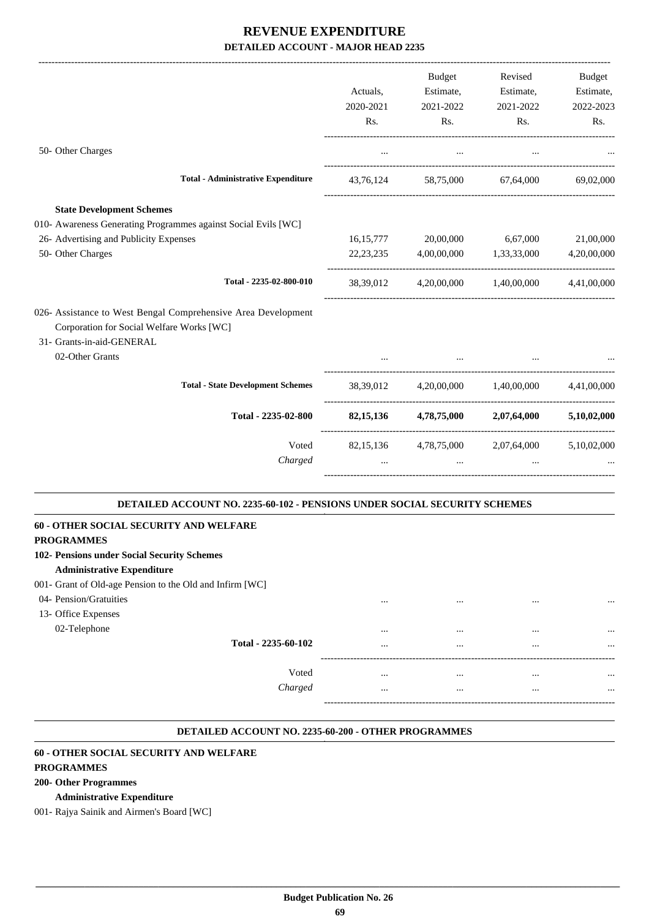# REVENUE EXPENDITURE

**DETAILED ACCOUNT - MAJOR HEAD 2235**

| | Actuals, 2020-2021 Rs. | Budget Estimate, 2021-2022 Rs. | Revised Estimate, 2021-2022 Rs. | Budget Estimate, 2022-2023 Rs. |
|---|---|---|---|---|
| 50- Other Charges | ... | ... | ... | ... |
| **Total - Administrative Expenditure** | 43,76,124 | 58,75,000 | 67,64,000 | 69,02,000 |
| **State Development Schemes** | | | | |
| 010- Awareness Generating Programmes against Social Evils [WC] | | | | |
| 26- Advertising and Publicity Expenses | 16,15,777 | 20,00,000 | 6,67,000 | 21,00,000 |
| 50- Other Charges | 22,23,235 | 4,00,00,000 | 1,33,33,000 | 4,20,00,000 |
| **Total - 2235-02-800-010** | 38,39,012 | 4,20,00,000 | 1,40,00,000 | 4,41,00,000 |
| 026- Assistance to West Bengal Comprehensive Area Development Corporation for Social Welfare Works [WC] | | | | |
| 31- Grants-in-aid-GENERAL | | | | |
| 02-Other Grants | ... | ... | ... | ... |
| **Total - State Development Schemes** | 38,39,012 | 4,20,00,000 | 1,40,00,000 | 4,41,00,000 |
| **Total - 2235-02-800** | **82,15,136** | **4,78,75,000** | **2,07,64,000** | **5,10,02,000** |
| Voted | 82,15,136 | 4,78,75,000 | 2,07,64,000 | 5,10,02,000 |
| *Charged* | ... | ... | ... | ... |

## DETAILED ACCOUNT NO. 2235-60-102 - PENSIONS UNDER SOCIAL SECURITY SCHEMES

**60 - OTHER SOCIAL SECURITY AND WELFARE PROGRAMMES**

**102- Pensions under Social Security Schemes**

**Administrative Expenditure**

| | | | | |
|---|---|---|---|---|
| 001- Grant of Old-age Pension to the Old and Infirm [WC] | | | | |
| 04- Pension/Gratuities | ... | ... | ... | ... |
| 13- Office Expenses | | | | |
| 02-Telephone | ... | ... | ... | ... |
| **Total - 2235-60-102** | ... | ... | ... | ... |
| Voted | ... | ... | ... | ... |
| *Charged* | ... | ... | ... | ... |

## DETAILED ACCOUNT NO. 2235-60-200 - OTHER PROGRAMMES

**60 - OTHER SOCIAL SECURITY AND WELFARE PROGRAMMES**

**200- Other Programmes**

**Administrative Expenditure**

001- Rajya Sainik and Airmen's Board [WC]

Budget Publication No. 26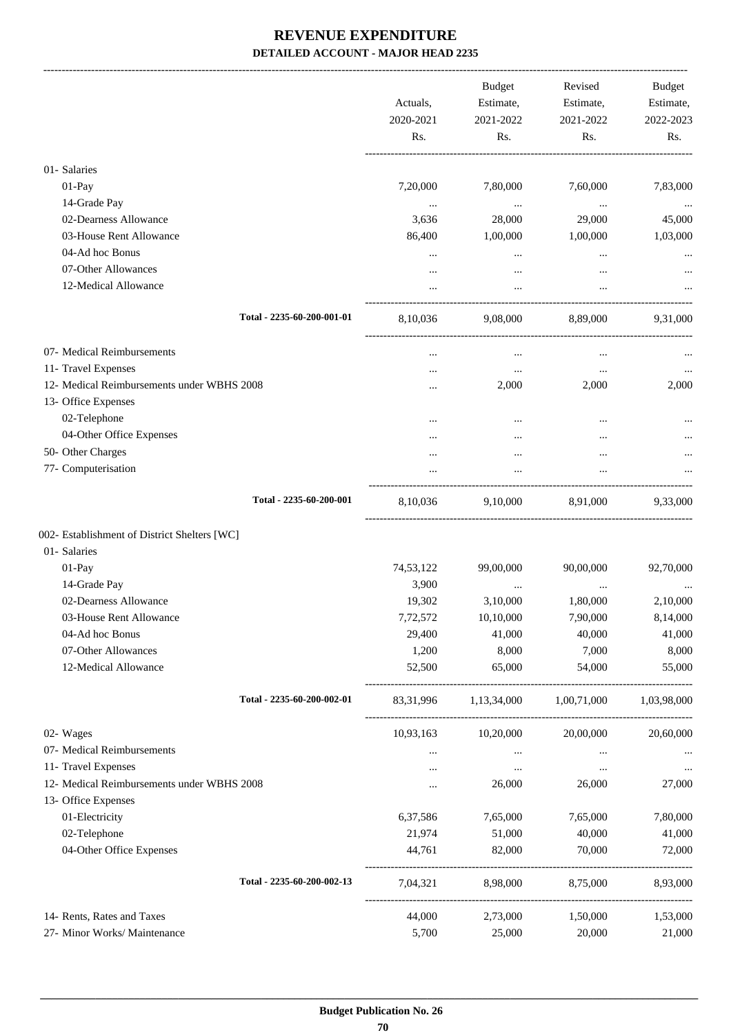# REVENUE EXPENDITURE

**DETAILED ACCOUNT - MAJOR HEAD 2235**

| | Actuals, 2020-2021 Rs. | Budget Estimate, 2021-2022 Rs. | Revised Estimate, 2021-2022 Rs. | Budget Estimate, 2022-2023 Rs. |
|---|---|---|---|---|
| 01- Salaries | | | | |
| 01-Pay | 7,20,000 | 7,80,000 | 7,60,000 | 7,83,000 |
| 14-Grade Pay | ... | ... | ... | ... |
| 02-Dearness Allowance | 3,636 | 28,000 | 29,000 | 45,000 |
| 03-House Rent Allowance | 86,400 | 1,00,000 | 1,00,000 | 1,03,000 |
| 04-Ad hoc Bonus | ... | ... | ... | ... |
| 07-Other Allowances | ... | ... | ... | ... |
| 12-Medical Allowance | ... | ... | ... | ... |
| Total - 2235-60-200-001-01 | 8,10,036 | 9,08,000 | 8,89,000 | 9,31,000 |
| 07- Medical Reimbursements | ... | ... | ... | ... |
| 11- Travel Expenses | ... | ... | ... | ... |
| 12- Medical Reimbursements under WBHS 2008 | ... | 2,000 | 2,000 | 2,000 |
| 13- Office Expenses | | | | |
| 02-Telephone | ... | ... | ... | ... |
| 04-Other Office Expenses | ... | ... | ... | ... |
| 50- Other Charges | ... | ... | ... | ... |
| 77- Computerisation | ... | ... | ... | ... |
| Total - 2235-60-200-001 | 8,10,036 | 9,10,000 | 8,91,000 | 9,33,000 |
| 002- Establishment of District Shelters [WC] | | | | |
| 01- Salaries | | | | |
| 01-Pay | 74,53,122 | 99,00,000 | 90,00,000 | 92,70,000 |
| 14-Grade Pay | 3,900 | ... | ... | ... |
| 02-Dearness Allowance | 19,302 | 3,10,000 | 1,80,000 | 2,10,000 |
| 03-House Rent Allowance | 7,72,572 | 10,10,000 | 7,90,000 | 8,14,000 |
| 04-Ad hoc Bonus | 29,400 | 41,000 | 40,000 | 41,000 |
| 07-Other Allowances | 1,200 | 8,000 | 7,000 | 8,000 |
| 12-Medical Allowance | 52,500 | 65,000 | 54,000 | 55,000 |
| Total - 2235-60-200-002-01 | 83,31,996 | 1,13,34,000 | 1,00,71,000 | 1,03,98,000 |
| 02- Wages | 10,93,163 | 10,20,000 | 20,00,000 | 20,60,000 |
| 07- Medical Reimbursements | ... | ... | ... | ... |
| 11- Travel Expenses | ... | ... | ... | ... |
| 12- Medical Reimbursements under WBHS 2008 | ... | 26,000 | 26,000 | 27,000 |
| 13- Office Expenses | | | | |
| 01-Electricity | 6,37,586 | 7,65,000 | 7,65,000 | 7,80,000 |
| 02-Telephone | 21,974 | 51,000 | 40,000 | 41,000 |
| 04-Other Office Expenses | 44,761 | 82,000 | 70,000 | 72,000 |
| Total - 2235-60-200-002-13 | 7,04,321 | 8,98,000 | 8,75,000 | 8,93,000 |
| 14- Rents, Rates and Taxes | 44,000 | 2,73,000 | 1,50,000 | 1,53,000 |
| 27- Minor Works/ Maintenance | 5,700 | 25,000 | 20,000 | 21,000 |

**Budget Publication No. 26**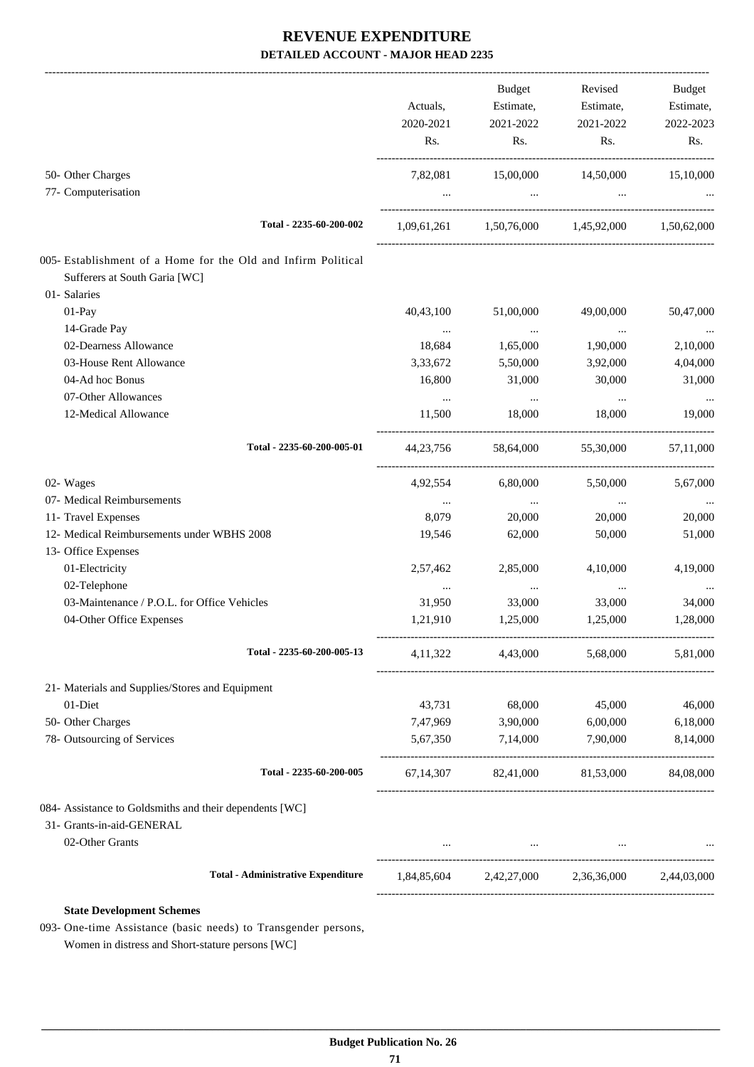# REVENUE EXPENDITURE

## DETAILED ACCOUNT - MAJOR HEAD 2235

| | Actuals, 2020-2021 Rs. | Budget Estimate, 2021-2022 Rs. | Revised Estimate, 2021-2022 Rs. | Budget Estimate, 2022-2023 Rs. |
|---|---|---|---|---|
| 50- Other Charges | 7,82,081 | 15,00,000 | 14,50,000 | 15,10,000 |
| 77- Computerisation | ... | ... | ... | ... |
| **Total - 2235-60-200-002** | 1,09,61,261 | 1,50,76,000 | 1,45,92,000 | 1,50,62,000 |
| 005- Establishment of a Home for the Old and Infirm Political Sufferers at South Garia [WC] | | | | |
| 01- Salaries | | | | |
| 01-Pay | 40,43,100 | 51,00,000 | 49,00,000 | 50,47,000 |
| 14-Grade Pay | ... | ... | ... | ... |
| 02-Dearness Allowance | 18,684 | 1,65,000 | 1,90,000 | 2,10,000 |
| 03-House Rent Allowance | 3,33,672 | 5,50,000 | 3,92,000 | 4,04,000 |
| 04-Ad hoc Bonus | 16,800 | 31,000 | 30,000 | 31,000 |
| 07-Other Allowances | ... | ... | ... | ... |
| 12-Medical Allowance | 11,500 | 18,000 | 18,000 | 19,000 |
| **Total - 2235-60-200-005-01** | 44,23,756 | 58,64,000 | 55,30,000 | 57,11,000 |
| 02- Wages | 4,92,554 | 6,80,000 | 5,50,000 | 5,67,000 |
| 07- Medical Reimbursements | ... | ... | ... | ... |
| 11- Travel Expenses | 8,079 | 20,000 | 20,000 | 20,000 |
| 12- Medical Reimbursements under WBHS 2008 | 19,546 | 62,000 | 50,000 | 51,000 |
| 13- Office Expenses | | | | |
| 01-Electricity | 2,57,462 | 2,85,000 | 4,10,000 | 4,19,000 |
| 02-Telephone | ... | ... | ... | ... |
| 03-Maintenance / P.O.L. for Office Vehicles | 31,950 | 33,000 | 33,000 | 34,000 |
| 04-Other Office Expenses | 1,21,910 | 1,25,000 | 1,25,000 | 1,28,000 |
| **Total - 2235-60-200-005-13** | 4,11,322 | 4,43,000 | 5,68,000 | 5,81,000 |
| 21- Materials and Supplies/Stores and Equipment | | | | |
| 01-Diet | 43,731 | 68,000 | 45,000 | 46,000 |
| 50- Other Charges | 7,47,969 | 3,90,000 | 6,00,000 | 6,18,000 |
| 78- Outsourcing of Services | 5,67,350 | 7,14,000 | 7,90,000 | 8,14,000 |
| **Total - 2235-60-200-005** | 67,14,307 | 82,41,000 | 81,53,000 | 84,08,000 |
| 084- Assistance to Goldsmiths and their dependents [WC] | | | | |
| 31- Grants-in-aid-GENERAL | | | | |
| 02-Other Grants | ... | ... | ... | ... |
| **Total - Administrative Expenditure** | 1,84,85,604 | 2,42,27,000 | 2,36,36,000 | 2,44,03,000 |

**State Development Schemes**

093- One-time Assistance (basic needs) to Transgender persons, Women in distress and Short-stature persons [WC]

**Budget Publication No. 26**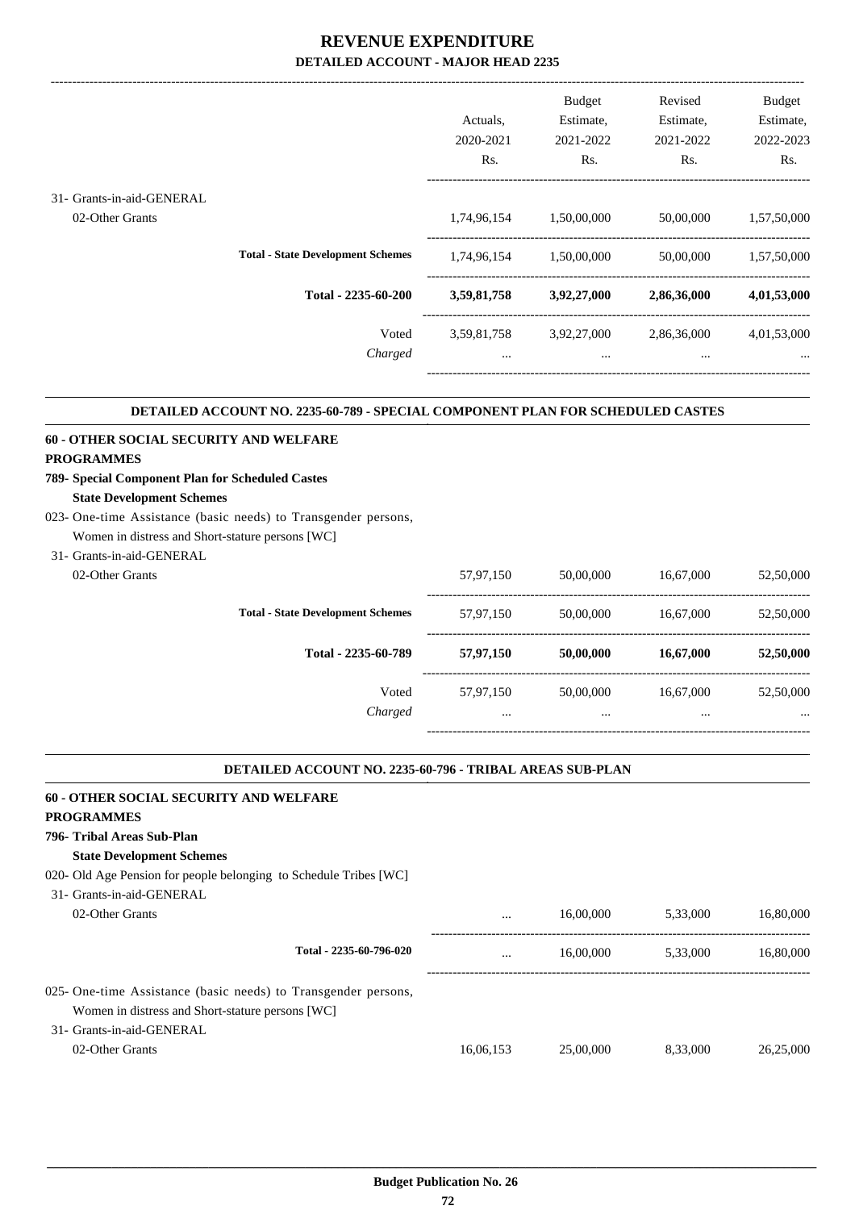# REVENUE EXPENDITURE

## DETAILED ACCOUNT - MAJOR HEAD 2235

| | Actuals, 2020-2021 Rs. | Budget Estimate, 2021-2022 Rs. | Revised Estimate, 2021-2022 Rs. | Budget Estimate, 2022-2023 Rs. |
|---|---|---|---|---|
| 31- Grants-in-aid-GENERAL | | | | |
| 02-Other Grants | 1,74,96,154 | 1,50,00,000 | 50,00,000 | 1,57,50,000 |
| **Total - State Development Schemes** | 1,74,96,154 | 1,50,00,000 | 50,00,000 | 1,57,50,000 |
| **Total - 2235-60-200** | **3,59,81,758** | **3,92,27,000** | **2,86,36,000** | **4,01,53,000** |
| Voted | 3,59,81,758 | 3,92,27,000 | 2,86,36,000 | 4,01,53,000 |
| *Charged* | ... | ... | ... | ... |

### DETAILED ACCOUNT NO. 2235-60-789 - SPECIAL COMPONENT PLAN FOR SCHEDULED CASTES

**60 - OTHER SOCIAL SECURITY AND WELFARE PROGRAMMES**

**789- Special Component Plan for Scheduled Castes**

**State Development Schemes**

023- One-time Assistance (basic needs) to Transgender persons, Women in distress and Short-stature persons [WC]

| | Actuals, 2020-2021 Rs. | Budget Estimate, 2021-2022 Rs. | Revised Estimate, 2021-2022 Rs. | Budget Estimate, 2022-2023 Rs. |
|---|---|---|---|---|
| 31- Grants-in-aid-GENERAL | | | | |
| 02-Other Grants | 57,97,150 | 50,00,000 | 16,67,000 | 52,50,000 |
| **Total - State Development Schemes** | 57,97,150 | 50,00,000 | 16,67,000 | 52,50,000 |
| **Total - 2235-60-789** | **57,97,150** | **50,00,000** | **16,67,000** | **52,50,000** |
| Voted | 57,97,150 | 50,00,000 | 16,67,000 | 52,50,000 |
| *Charged* | ... | ... | ... | ... |

### DETAILED ACCOUNT NO. 2235-60-796 - TRIBAL AREAS SUB-PLAN

**60 - OTHER SOCIAL SECURITY AND WELFARE PROGRAMMES**

**796- Tribal Areas Sub-Plan**

**State Development Schemes**

020- Old Age Pension for people belonging to Schedule Tribes [WC]

| | Actuals, 2020-2021 Rs. | Budget Estimate, 2021-2022 Rs. | Revised Estimate, 2021-2022 Rs. | Budget Estimate, 2022-2023 Rs. |
|---|---|---|---|---|
| 31- Grants-in-aid-GENERAL | | | | |
| 02-Other Grants | ... | 16,00,000 | 5,33,000 | 16,80,000 |
| Total - 2235-60-796-020 | ... | 16,00,000 | 5,33,000 | 16,80,000 |

025- One-time Assistance (basic needs) to Transgender persons, Women in distress and Short-stature persons [WC]

| | Actuals, 2020-2021 Rs. | Budget Estimate, 2021-2022 Rs. | Revised Estimate, 2021-2022 Rs. | Budget Estimate, 2022-2023 Rs. |
|---|---|---|---|---|
| 31- Grants-in-aid-GENERAL | | | | |
| 02-Other Grants | 16,06,153 | 25,00,000 | 8,33,000 | 26,25,000 |

Budget Publication No. 26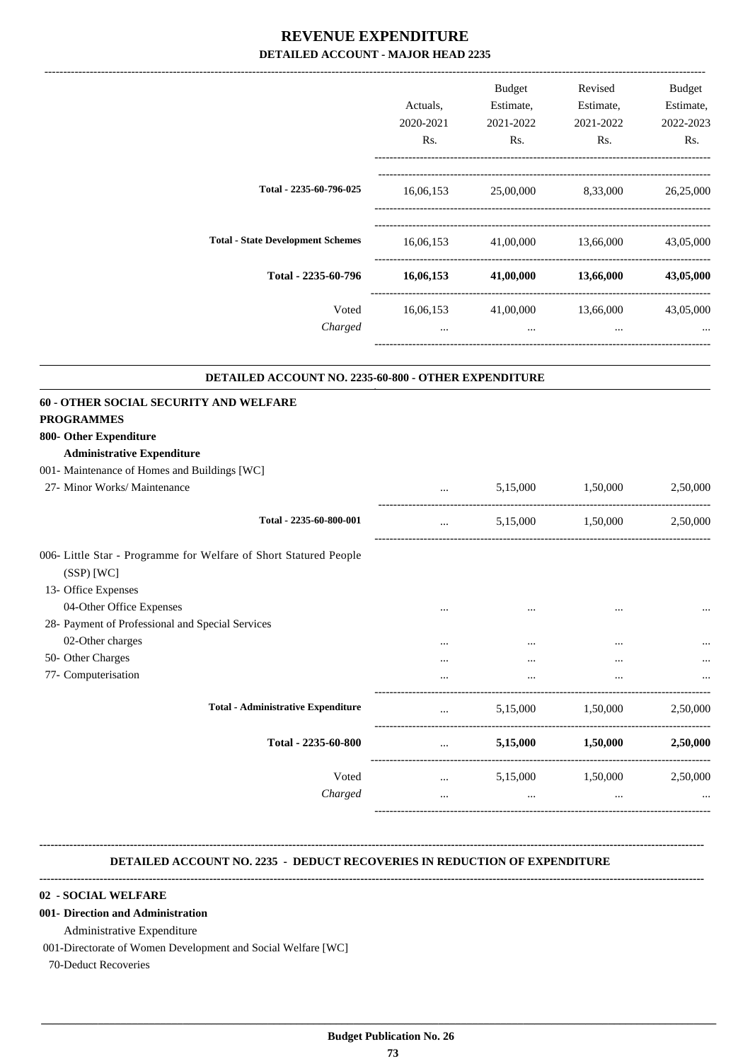# REVENUE EXPENDITURE

## DETAILED ACCOUNT - MAJOR HEAD 2235

| | Actuals, 2020-2021 Rs. | Budget Estimate, 2021-2022 Rs. | Revised Estimate, 2021-2022 Rs. | Budget Estimate, 2022-2023 Rs. |
|---|---|---|---|---|
| Total - 2235-60-796-025 | 16,06,153 | 25,00,000 | 8,33,000 | 26,25,000 |
| Total - State Development Schemes | 16,06,153 | 41,00,000 | 13,66,000 | 43,05,000 |
| **Total - 2235-60-796** | **16,06,153** | **41,00,000** | **13,66,000** | **43,05,000** |
| Voted | 16,06,153 | 41,00,000 | 13,66,000 | 43,05,000 |
| *Charged* | ... | ... | ... | ... |

### DETAILED ACCOUNT NO. 2235-60-800 - OTHER EXPENDITURE

| | Actuals, 2020-2021 Rs. | Budget Estimate, 2021-2022 Rs. | Revised Estimate, 2021-2022 Rs. | Budget Estimate, 2022-2023 Rs. |
|---|---|---|---|---|
| **60 - OTHER SOCIAL SECURITY AND WELFARE PROGRAMMES** | | | | |
| **800- Other Expenditure** | | | | |
| **Administrative Expenditure** | | | | |
| 001- Maintenance of Homes and Buildings [WC] | | | | |
| 27- Minor Works/ Maintenance | ... | 5,15,000 | 1,50,000 | 2,50,000 |
| Total - 2235-60-800-001 | ... | 5,15,000 | 1,50,000 | 2,50,000 |
| 006- Little Star - Programme for Welfare of Short Statured People (SSP) [WC] | | | | |
| 13- Office Expenses | | | | |
| 04-Other Office Expenses | ... | ... | ... | ... |
| 28- Payment of Professional and Special Services | | | | |
| 02-Other charges | ... | ... | ... | ... |
| 50- Other Charges | ... | ... | ... | ... |
| 77- Computerisation | ... | ... | ... | ... |
| Total - Administrative Expenditure | ... | 5,15,000 | 1,50,000 | 2,50,000 |
| **Total - 2235-60-800** | ... | **5,15,000** | **1,50,000** | **2,50,000** |
| Voted | ... | 5,15,000 | 1,50,000 | 2,50,000 |
| *Charged* | ... | ... | ... | ... |

### DETAILED ACCOUNT NO. 2235 - DEDUCT RECOVERIES IN REDUCTION OF EXPENDITURE

**02 - SOCIAL WELFARE**

**001- Direction and Administration**

Administrative Expenditure

001-Directorate of Women Development and Social Welfare [WC]

70-Deduct Recoveries

**Budget Publication No. 26**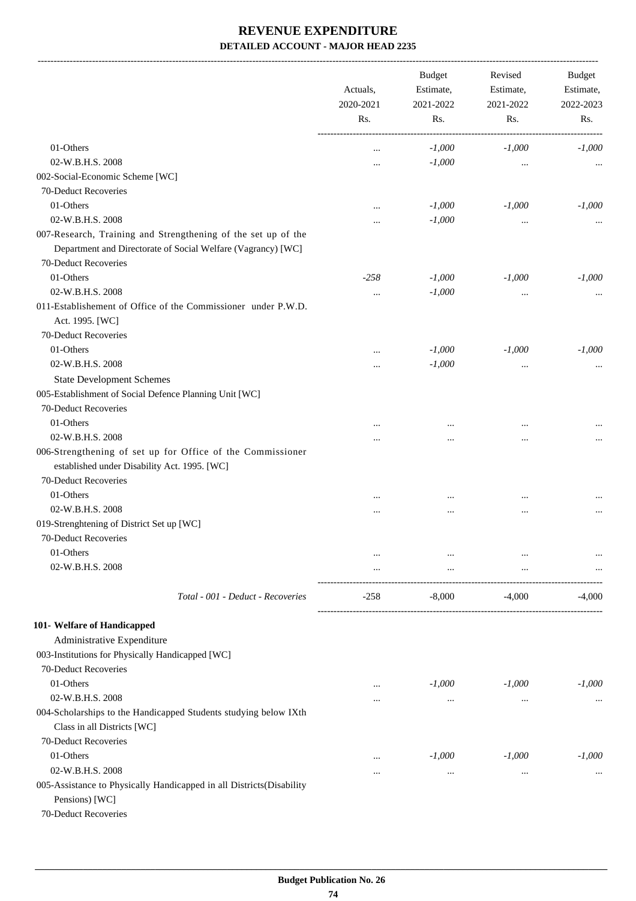# REVENUE EXPENDITURE

## DETAILED ACCOUNT - MAJOR HEAD 2235

| | Actuals, 2020-2021 Rs. | Budget Estimate, 2021-2022 Rs. | Revised Estimate, 2021-2022 Rs. | Budget Estimate, 2022-2023 Rs. |
|---|---|---|---|---|
| 01-Others | ... | -1,000 | -1,000 | -1,000 |
| 02-W.B.H.S. 2008 | ... | -1,000 | ... | ... |
| 002-Social-Economic Scheme [WC] | | | | |
| 70-Deduct Recoveries | | | | |
| 01-Others | ... | -1,000 | -1,000 | -1,000 |
| 02-W.B.H.S. 2008 | ... | -1,000 | ... | ... |
| 007-Research, Training and Strengthening of the set up of the Department and Directorate of Social Welfare (Vagrancy) [WC] | | | | |
| 70-Deduct Recoveries | | | | |
| 01-Others | -258 | -1,000 | -1,000 | -1,000 |
| 02-W.B.H.S. 2008 | ... | -1,000 | ... | ... |
| 011-Establishement of Office of the Commissioner under P.W.D. Act. 1995. [WC] | | | | |
| 70-Deduct Recoveries | | | | |
| 01-Others | ... | -1,000 | -1,000 | -1,000 |
| 02-W.B.H.S. 2008 | ... | -1,000 | ... | ... |
| State Development Schemes | | | | |
| 005-Establishment of Social Defence Planning Unit [WC] | | | | |
| 70-Deduct Recoveries | | | | |
| 01-Others | ... | ... | ... | ... |
| 02-W.B.H.S. 2008 | ... | ... | ... | ... |
| 006-Strengthening of set up for Office of the Commissioner established under Disability Act. 1995. [WC] | | | | |
| 70-Deduct Recoveries | | | | |
| 01-Others | ... | ... | ... | ... |
| 02-W.B.H.S. 2008 | ... | ... | ... | ... |
| 019-Strenghtening of District Set up [WC] | | | | |
| 70-Deduct Recoveries | | | | |
| 01-Others | ... | ... | ... | ... |
| 02-W.B.H.S. 2008 | ... | ... | ... | ... |
| *Total - 001 - Deduct - Recoveries* | -258 | -8,000 | -4,000 | -4,000 |
| **101- Welfare of Handicapped** | | | | |
| Administrative Expenditure | | | | |
| 003-Institutions for Physically Handicapped [WC] | | | | |
| 70-Deduct Recoveries | | | | |
| 01-Others | ... | -1,000 | -1,000 | -1,000 |
| 02-W.B.H.S. 2008 | ... | ... | ... | ... |
| 004-Scholarships to the Handicapped Students studying below IXth Class in all Districts [WC] | | | | |
| 70-Deduct Recoveries | | | | |
| 01-Others | ... | -1,000 | -1,000 | -1,000 |
| 02-W.B.H.S. 2008 | ... | ... | ... | ... |
| 005-Assistance to Physically Handicapped in all Districts(Disability Pensions) [WC] | | | | |
| 70-Deduct Recoveries | | | | |

Budget Publication No. 26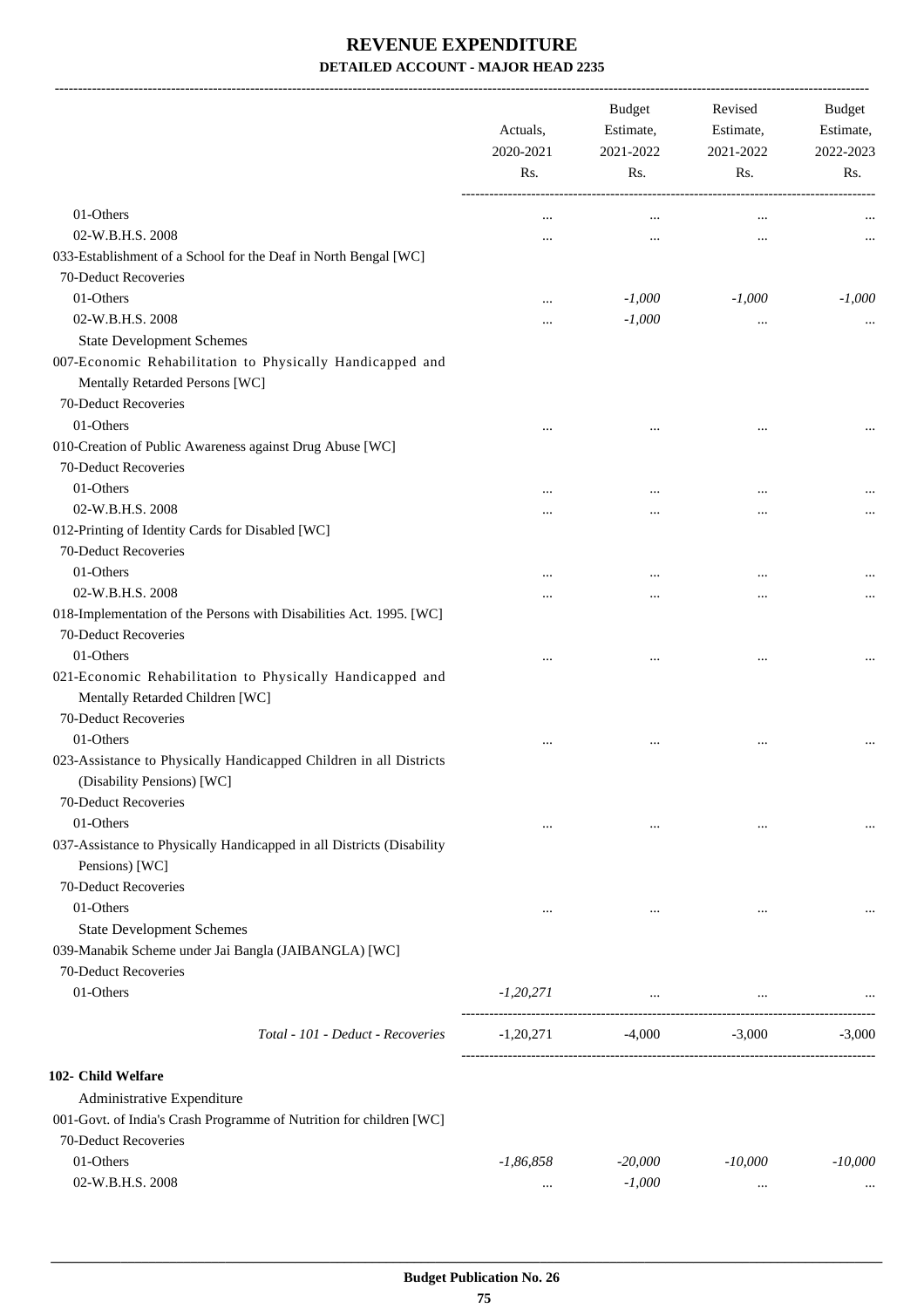# REVENUE EXPENDITURE

## DETAILED ACCOUNT - MAJOR HEAD 2235

| | Actuals, 2020-2021 Rs. | Budget Estimate, 2021-2022 Rs. | Revised Estimate, 2021-2022 Rs. | Budget Estimate, 2022-2023 Rs. |
|---|---|---|---|---|
| 01-Others | ... | ... | ... | ... |
| 02-W.B.H.S. 2008 | ... | ... | ... | ... |
| 033-Establishment of a School for the Deaf in North Bengal [WC] | | | | |
| 70-Deduct Recoveries | | | | |
| 01-Others | ... | -1,000 | -1,000 | -1,000 |
| 02-W.B.H.S. 2008 | ... | -1,000 | ... | ... |
| State Development Schemes | | | | |
| 007-Economic Rehabilitation to Physically Handicapped and Mentally Retarded Persons [WC] | | | | |
| 70-Deduct Recoveries | | | | |
| 01-Others | ... | ... | ... | ... |
| 010-Creation of Public Awareness against Drug Abuse [WC] | | | | |
| 70-Deduct Recoveries | | | | |
| 01-Others | ... | ... | ... | ... |
| 02-W.B.H.S. 2008 | ... | ... | ... | ... |
| 012-Printing of Identity Cards for Disabled [WC] | | | | |
| 70-Deduct Recoveries | | | | |
| 01-Others | ... | ... | ... | ... |
| 02-W.B.H.S. 2008 | ... | ... | ... | ... |
| 018-Implementation of the Persons with Disabilities Act. 1995. [WC] | | | | |
| 70-Deduct Recoveries | | | | |
| 01-Others | ... | ... | ... | ... |
| 021-Economic Rehabilitation to Physically Handicapped and Mentally Retarded Children [WC] | | | | |
| 70-Deduct Recoveries | | | | |
| 01-Others | ... | ... | ... | ... |
| 023-Assistance to Physically Handicapped Children in all Districts (Disability Pensions) [WC] | | | | |
| 70-Deduct Recoveries | | | | |
| 01-Others | ... | ... | ... | ... |
| 037-Assistance to Physically Handicapped in all Districts (Disability Pensions) [WC] | | | | |
| 70-Deduct Recoveries | | | | |
| 01-Others | ... | ... | ... | ... |
| State Development Schemes | | | | |
| 039-Manabik Scheme under Jai Bangla (JAIBANGLA) [WC] | | | | |
| 70-Deduct Recoveries | | | | |
| 01-Others | -1,20,271 | ... | ... | ... |
| *Total - 101 - Deduct - Recoveries* | -1,20,271 | -4,000 | -3,000 | -3,000 |
| **102- Child Welfare** | | | | |
| Administrative Expenditure | | | | |
| 001-Govt. of India's Crash Programme of Nutrition for children [WC] | | | | |
| 70-Deduct Recoveries | | | | |
| 01-Others | -1,86,858 | -20,000 | -10,000 | -10,000 |
| 02-W.B.H.S. 2008 | ... | -1,000 | ... | ... |

**Budget Publication No. 26**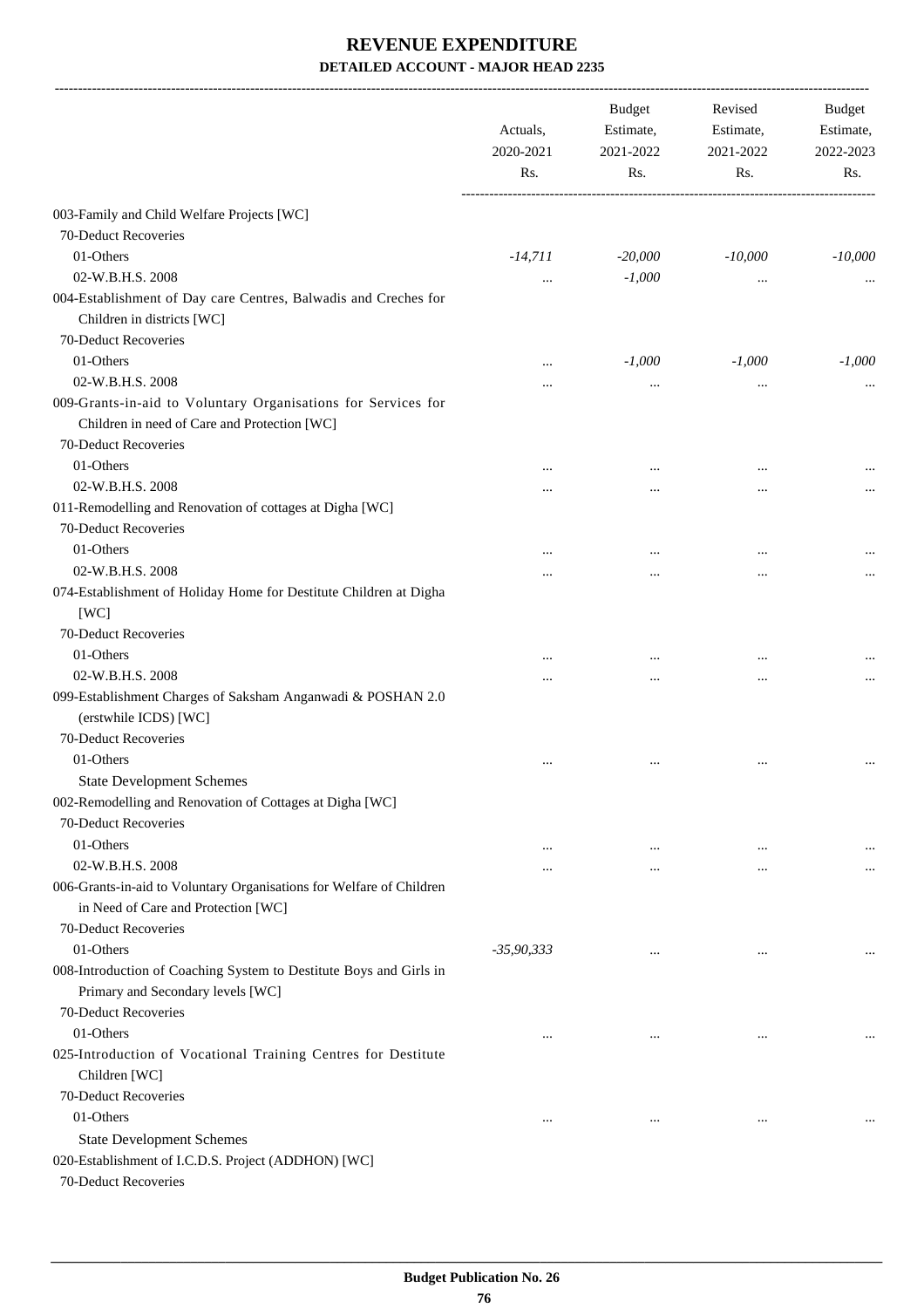# REVENUE EXPENDITURE

## DETAILED ACCOUNT - MAJOR HEAD 2235

| | Actuals, 2020-2021 Rs. | Budget Estimate, 2021-2022 Rs. | Revised Estimate, 2021-2022 Rs. | Budget Estimate, 2022-2023 Rs. |
|---|---|---|---|---|
| 003-Family and Child Welfare Projects [WC] | | | | |
| 70-Deduct Recoveries | | | | |
| 01-Others | *-14,711* | *-20,000* | *-10,000* | *-10,000* |
| 02-W.B.H.S. 2008 | ... | *-1,000* | ... | ... |
| 004-Establishment of Day care Centres, Balwadis and Creches for Children in districts [WC] | | | | |
| 70-Deduct Recoveries | | | | |
| 01-Others | ... | *-1,000* | *-1,000* | *-1,000* |
| 02-W.B.H.S. 2008 | ... | ... | ... | ... |
| 009-Grants-in-aid to Voluntary Organisations for Services for Children in need of Care and Protection [WC] | | | | |
| 70-Deduct Recoveries | | | | |
| 01-Others | ... | ... | ... | ... |
| 02-W.B.H.S. 2008 | ... | ... | ... | ... |
| 011-Remodelling and Renovation of cottages at Digha [WC] | | | | |
| 70-Deduct Recoveries | | | | |
| 01-Others | ... | ... | ... | ... |
| 02-W.B.H.S. 2008 | ... | ... | ... | ... |
| 074-Establishment of Holiday Home for Destitute Children at Digha [WC] | | | | |
| 70-Deduct Recoveries | | | | |
| 01-Others | ... | ... | ... | ... |
| 02-W.B.H.S. 2008 | ... | ... | ... | ... |
| 099-Establishment Charges of Saksham Anganwadi & POSHAN 2.0 (erstwhile ICDS) [WC] | | | | |
| 70-Deduct Recoveries | | | | |
| 01-Others | ... | ... | ... | ... |
| State Development Schemes | | | | |
| 002-Remodelling and Renovation of Cottages at Digha [WC] | | | | |
| 70-Deduct Recoveries | | | | |
| 01-Others | ... | ... | ... | ... |
| 02-W.B.H.S. 2008 | ... | ... | ... | ... |
| 006-Grants-in-aid to Voluntary Organisations for Welfare of Children in Need of Care and Protection [WC] | | | | |
| 70-Deduct Recoveries | | | | |
| 01-Others | *-35,90,333* | ... | ... | ... |
| 008-Introduction of Coaching System to Destitute Boys and Girls in Primary and Secondary levels [WC] | | | | |
| 70-Deduct Recoveries | | | | |
| 01-Others | ... | ... | ... | ... |
| 025-Introduction of Vocational Training Centres for Destitute Children [WC] | | | | |
| 70-Deduct Recoveries | | | | |
| 01-Others | ... | ... | ... | ... |
| State Development Schemes | | | | |
| 020-Establishment of I.C.D.S. Project (ADDHON) [WC] | | | | |
| 70-Deduct Recoveries | | | | |

**Budget Publication No. 26**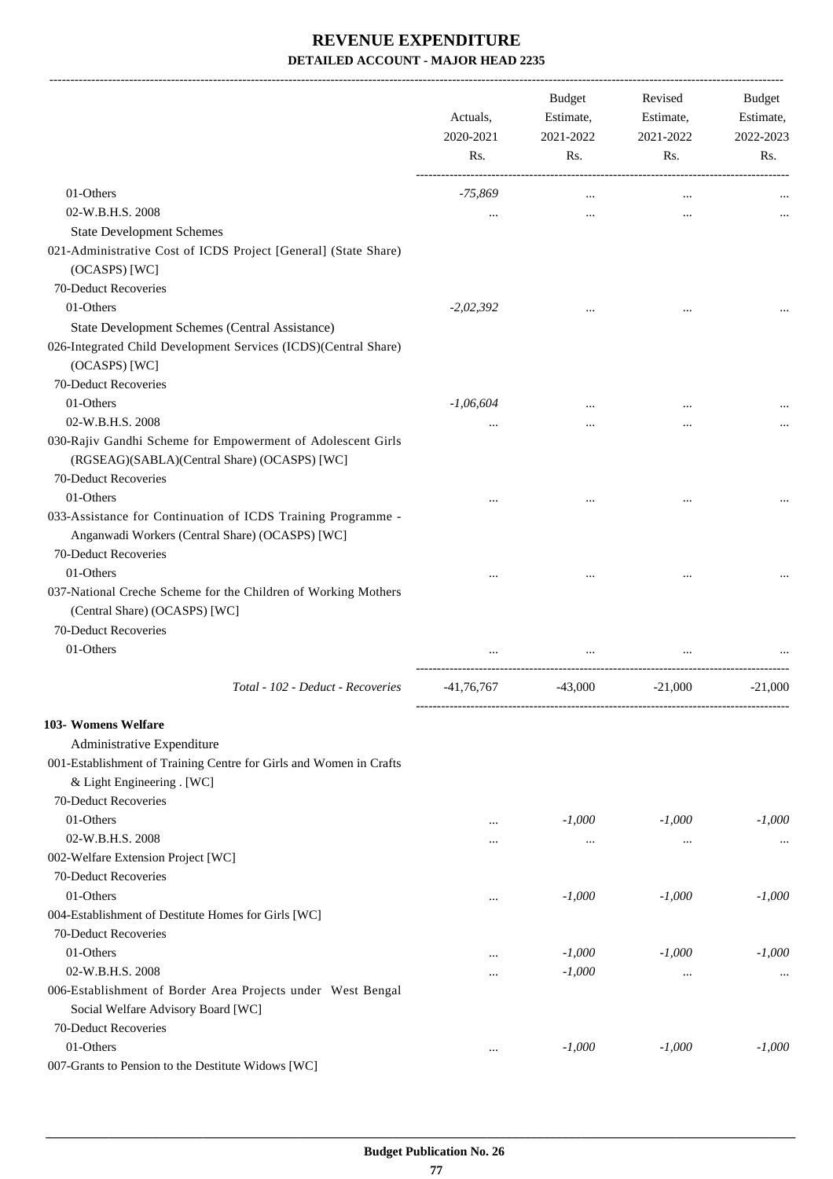# REVENUE EXPENDITURE

## DETAILED ACCOUNT - MAJOR HEAD 2235

| | Actuals, 2020-2021 Rs. | Budget Estimate, 2021-2022 Rs. | Revised Estimate, 2021-2022 Rs. | Budget Estimate, 2022-2023 Rs. |
|---|---|---|---|---|
| 01-Others | -75,869 | ... | ... | ... |
| 02-W.B.H.S. 2008 | ... | ... | ... | ... |
| State Development Schemes | | | | |
| 021-Administrative Cost of ICDS Project [General] (State Share) (OCASPS) [WC] | | | | |
| 70-Deduct Recoveries | | | | |
| 01-Others | -2,02,392 | ... | ... | ... |
| State Development Schemes (Central Assistance) | | | | |
| 026-Integrated Child Development Services (ICDS)(Central Share) (OCASPS) [WC] | | | | |
| 70-Deduct Recoveries | | | | |
| 01-Others | -1,06,604 | ... | ... | ... |
| 02-W.B.H.S. 2008 | ... | ... | ... | ... |
| 030-Rajiv Gandhi Scheme for Empowerment of Adolescent Girls (RGSEAG)(SABLA)(Central Share) (OCASPS) [WC] | | | | |
| 70-Deduct Recoveries | | | | |
| 01-Others | ... | ... | ... | ... |
| 033-Assistance for Continuation of ICDS Training Programme - Anganwadi Workers (Central Share) (OCASPS) [WC] | | | | |
| 70-Deduct Recoveries | | | | |
| 01-Others | ... | ... | ... | ... |
| 037-National Creche Scheme for the Children of Working Mothers (Central Share) (OCASPS) [WC] | | | | |
| 70-Deduct Recoveries | | | | |
| 01-Others | ... | ... | ... | ... |
| *Total - 102 - Deduct - Recoveries* | -41,76,767 | -43,000 | -21,000 | -21,000 |
| **103- Womens Welfare** | | | | |
| Administrative Expenditure | | | | |
| 001-Establishment of Training Centre for Girls and Women in Crafts & Light Engineering . [WC] | | | | |
| 70-Deduct Recoveries | | | | |
| 01-Others | ... | -1,000 | -1,000 | -1,000 |
| 02-W.B.H.S. 2008 | ... | ... | ... | ... |
| 002-Welfare Extension Project [WC] | | | | |
| 70-Deduct Recoveries | | | | |
| 01-Others | ... | -1,000 | -1,000 | -1,000 |
| 004-Establishment of Destitute Homes for Girls [WC] | | | | |
| 70-Deduct Recoveries | | | | |
| 01-Others | ... | -1,000 | -1,000 | -1,000 |
| 02-W.B.H.S. 2008 | ... | -1,000 | ... | ... |
| 006-Establishment of Border Area Projects under West Bengal Social Welfare Advisory Board [WC] | | | | |
| 70-Deduct Recoveries | | | | |
| 01-Others | ... | -1,000 | -1,000 | -1,000 |
| 007-Grants to Pension to the Destitute Widows [WC] | | | | |

Budget Publication No. 26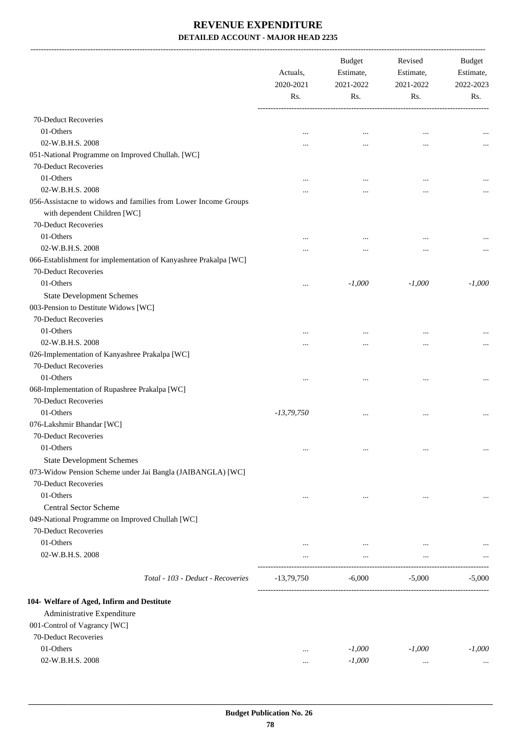# REVENUE EXPENDITURE

## DETAILED ACCOUNT - MAJOR HEAD 2235

| | Actuals, 2020-2021 Rs. | Budget Estimate, 2021-2022 Rs. | Revised Estimate, 2021-2022 Rs. | Budget Estimate, 2022-2023 Rs. |
|---|---|---|---|---|
| 70-Deduct Recoveries | | | | |
| 01-Others | ... | ... | ... | ... |
| 02-W.B.H.S. 2008 | ... | ... | ... | ... |
| 051-National Programme on Improved Chullah. [WC] | | | | |
| 70-Deduct Recoveries | | | | |
| 01-Others | ... | ... | ... | ... |
| 02-W.B.H.S. 2008 | ... | ... | ... | ... |
| 056-Assistacne to widows and families from Lower Income Groups with dependent Children [WC] | | | | |
| 70-Deduct Recoveries | | | | |
| 01-Others | ... | ... | ... | ... |
| 02-W.B.H.S. 2008 | ... | ... | ... | ... |
| 066-Establishment for implementation of Kanyashree Prakalpa [WC] | | | | |
| 70-Deduct Recoveries | | | | |
| 01-Others | ... | *-1,000* | *-1,000* | *-1,000* |
| State Development Schemes | | | | |
| 003-Pension to Destitute Widows [WC] | | | | |
| 70-Deduct Recoveries | | | | |
| 01-Others | ... | ... | ... | ... |
| 02-W.B.H.S. 2008 | ... | ... | ... | ... |
| 026-Implementation of Kanyashree Prakalpa [WC] | | | | |
| 70-Deduct Recoveries | | | | |
| 01-Others | ... | ... | ... | ... |
| 068-Implementation of Rupashree Prakalpa [WC] | | | | |
| 70-Deduct Recoveries | | | | |
| 01-Others | *-13,79,750* | ... | ... | ... |
| 076-Lakshmir Bhandar [WC] | | | | |
| 70-Deduct Recoveries | | | | |
| 01-Others | ... | ... | ... | ... |
| State Development Schemes | | | | |
| 073-Widow Pension Scheme under Jai Bangla (JAIBANGLA) [WC] | | | | |
| 70-Deduct Recoveries | | | | |
| 01-Others | ... | ... | ... | ... |
| Central Sector Scheme | | | | |
| 049-National Programme on Improved Chullah [WC] | | | | |
| 70-Deduct Recoveries | | | | |
| 01-Others | ... | ... | ... | ... |
| 02-W.B.H.S. 2008 | ... | ... | ... | ... |
| *Total - 103 - Deduct - Recoveries* | -13,79,750 | -6,000 | -5,000 | -5,000 |
| **104- Welfare of Aged, Infirm and Destitute** | | | | |
| Administrative Expenditure | | | | |
| 001-Control of Vagrancy [WC] | | | | |
| 70-Deduct Recoveries | | | | |
| 01-Others | ... | *-1,000* | *-1,000* | *-1,000* |
| 02-W.B.H.S. 2008 | ... | *-1,000* | ... | ... |

**Budget Publication No. 26**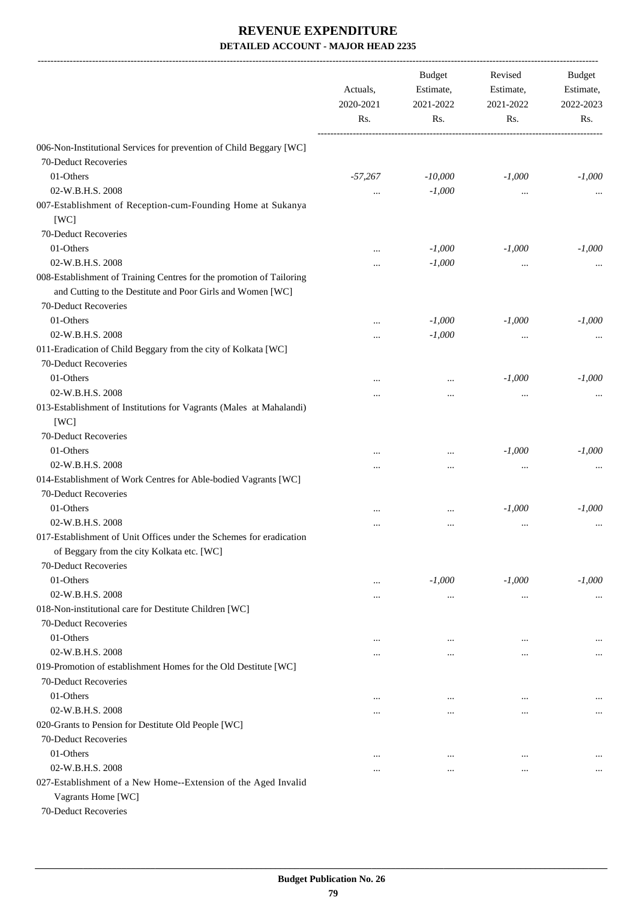# REVENUE EXPENDITURE

### DETAILED ACCOUNT - MAJOR HEAD 2235

| | Actuals, 2020-2021 Rs. | Budget Estimate, 2021-2022 Rs. | Revised Estimate, 2021-2022 Rs. | Budget Estimate, 2022-2023 Rs. |
|---|---|---|---|---|
| 006-Non-Institutional Services for prevention of Child Beggary [WC] | | | | |
| 70-Deduct Recoveries | | | | |
| 01-Others | *-57,267* | *-10,000* | *-1,000* | *-1,000* |
| 02-W.B.H.S. 2008 | ... | *-1,000* | ... | ... |
| 007-Establishment of Reception-cum-Founding Home at Sukanya [WC] | | | | |
| 70-Deduct Recoveries | | | | |
| 01-Others | ... | *-1,000* | *-1,000* | *-1,000* |
| 02-W.B.H.S. 2008 | ... | *-1,000* | ... | ... |
| 008-Establishment of Training Centres for the promotion of Tailoring and Cutting to the Destitute and Poor Girls and Women [WC] | | | | |
| 70-Deduct Recoveries | | | | |
| 01-Others | ... | *-1,000* | *-1,000* | *-1,000* |
| 02-W.B.H.S. 2008 | ... | *-1,000* | ... | ... |
| 011-Eradication of Child Beggary from the city of Kolkata [WC] | | | | |
| 70-Deduct Recoveries | | | | |
| 01-Others | ... | ... | *-1,000* | *-1,000* |
| 02-W.B.H.S. 2008 | ... | ... | ... | ... |
| 013-Establishment of Institutions for Vagrants (Males at Mahalandi) [WC] | | | | |
| 70-Deduct Recoveries | | | | |
| 01-Others | ... | ... | *-1,000* | *-1,000* |
| 02-W.B.H.S. 2008 | ... | ... | ... | ... |
| 014-Establishment of Work Centres for Able-bodied Vagrants [WC] | | | | |
| 70-Deduct Recoveries | | | | |
| 01-Others | ... | ... | *-1,000* | *-1,000* |
| 02-W.B.H.S. 2008 | ... | ... | ... | ... |
| 017-Establishment of Unit Offices under the Schemes for eradication of Beggary from the city Kolkata etc. [WC] | | | | |
| 70-Deduct Recoveries | | | | |
| 01-Others | ... | *-1,000* | *-1,000* | *-1,000* |
| 02-W.B.H.S. 2008 | ... | ... | ... | ... |
| 018-Non-institutional care for Destitute Children [WC] | | | | |
| 70-Deduct Recoveries | | | | |
| 01-Others | ... | ... | ... | ... |
| 02-W.B.H.S. 2008 | ... | ... | ... | ... |
| 019-Promotion of establishment Homes for the Old Destitute [WC] | | | | |
| 70-Deduct Recoveries | | | | |
| 01-Others | ... | ... | ... | ... |
| 02-W.B.H.S. 2008 | ... | ... | ... | ... |
| 020-Grants to Pension for Destitute Old People [WC] | | | | |
| 70-Deduct Recoveries | | | | |
| 01-Others | ... | ... | ... | ... |
| 02-W.B.H.S. 2008 | ... | ... | ... | ... |
| 027-Establishment of a New Home--Extension of the Aged Invalid Vagrants Home [WC] | | | | |
| 70-Deduct Recoveries | | | | |

**Budget Publication No. 26**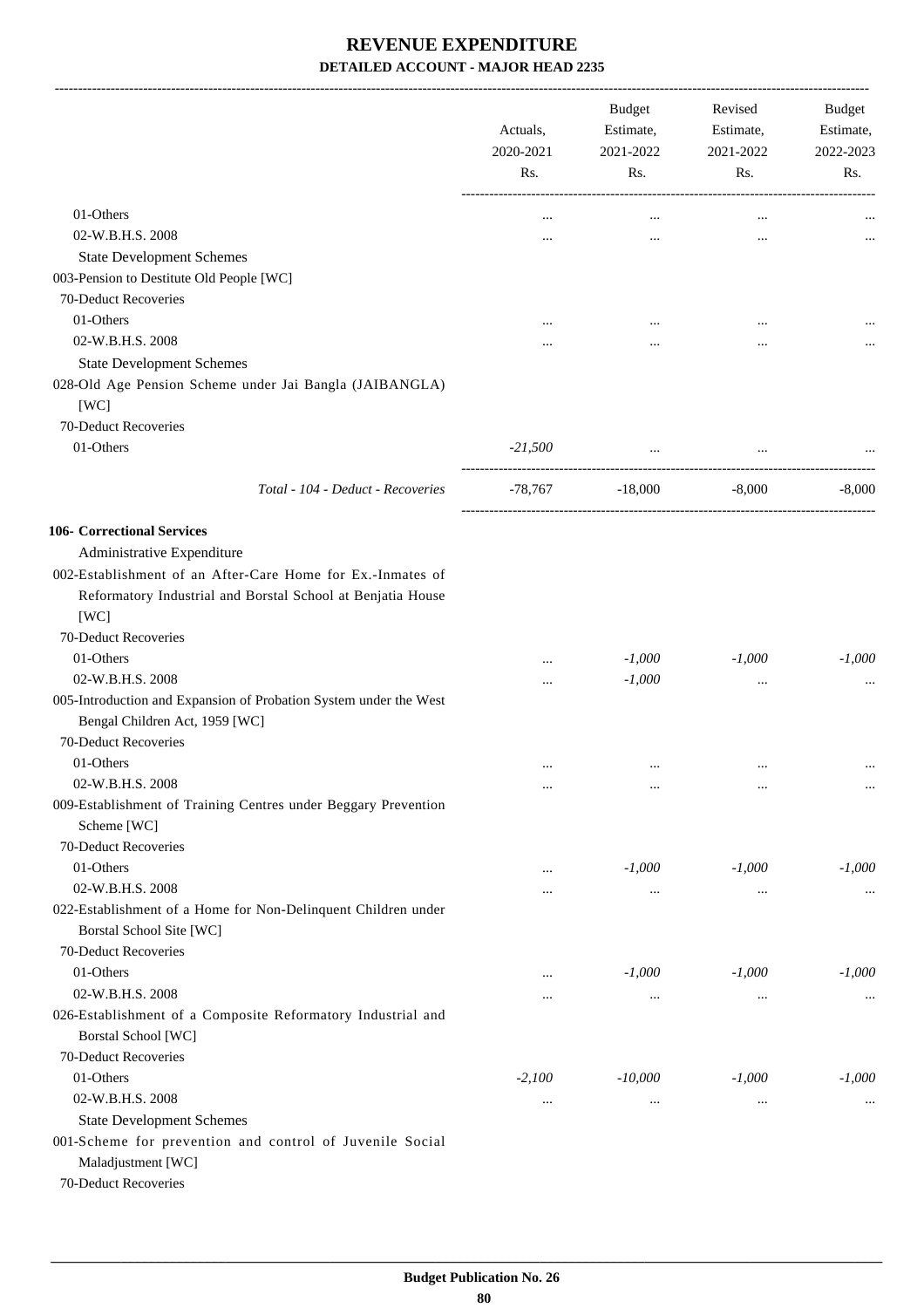# REVENUE EXPENDITURE

## DETAILED ACCOUNT - MAJOR HEAD 2235

| | Actuals, 2020-2021 Rs. | Budget Estimate, 2021-2022 Rs. | Revised Estimate, 2021-2022 Rs. | Budget Estimate, 2022-2023 Rs. |
|---|---|---|---|---|
| 01-Others | ... | ... | ... | ... |
| 02-W.B.H.S. 2008 | ... | ... | ... | ... |
| State Development Schemes | | | | |
| 003-Pension to Destitute Old People [WC] | | | | |
| 70-Deduct Recoveries | | | | |
| 01-Others | ... | ... | ... | ... |
| 02-W.B.H.S. 2008 | ... | ... | ... | ... |
| State Development Schemes | | | | |
| 028-Old Age Pension Scheme under Jai Bangla (JAIBANGLA) [WC] | | | | |
| 70-Deduct Recoveries | | | | |
| 01-Others | *-21,500* | ... | ... | ... |
| *Total - 104 - Deduct - Recoveries* | -78,767 | -18,000 | -8,000 | -8,000 |
| **106- Correctional Services** | | | | |
| Administrative Expenditure | | | | |
| 002-Establishment of an After-Care Home for Ex.-Inmates of Reformatory Industrial and Borstal School at Benjatia House [WC] | | | | |
| 70-Deduct Recoveries | | | | |
| 01-Others | ... | *-1,000* | *-1,000* | *-1,000* |
| 02-W.B.H.S. 2008 | ... | *-1,000* | ... | ... |
| 005-Introduction and Expansion of Probation System under the West Bengal Children Act, 1959 [WC] | | | | |
| 70-Deduct Recoveries | | | | |
| 01-Others | ... | ... | ... | ... |
| 02-W.B.H.S. 2008 | ... | ... | ... | ... |
| 009-Establishment of Training Centres under Beggary Prevention Scheme [WC] | | | | |
| 70-Deduct Recoveries | | | | |
| 01-Others | ... | *-1,000* | *-1,000* | *-1,000* |
| 02-W.B.H.S. 2008 | ... | ... | ... | ... |
| 022-Establishment of a Home for Non-Delinquent Children under Borstal School Site [WC] | | | | |
| 70-Deduct Recoveries | | | | |
| 01-Others | ... | *-1,000* | *-1,000* | *-1,000* |
| 02-W.B.H.S. 2008 | ... | ... | ... | ... |
| 026-Establishment of a Composite Reformatory Industrial and Borstal School [WC] | | | | |
| 70-Deduct Recoveries | | | | |
| 01-Others | *-2,100* | *-10,000* | *-1,000* | *-1,000* |
| 02-W.B.H.S. 2008 | ... | ... | ... | ... |
| State Development Schemes | | | | |
| 001-Scheme for prevention and control of Juvenile Social Maladjustment [WC] | | | | |
| 70-Deduct Recoveries | | | | |

**Budget Publication No. 26**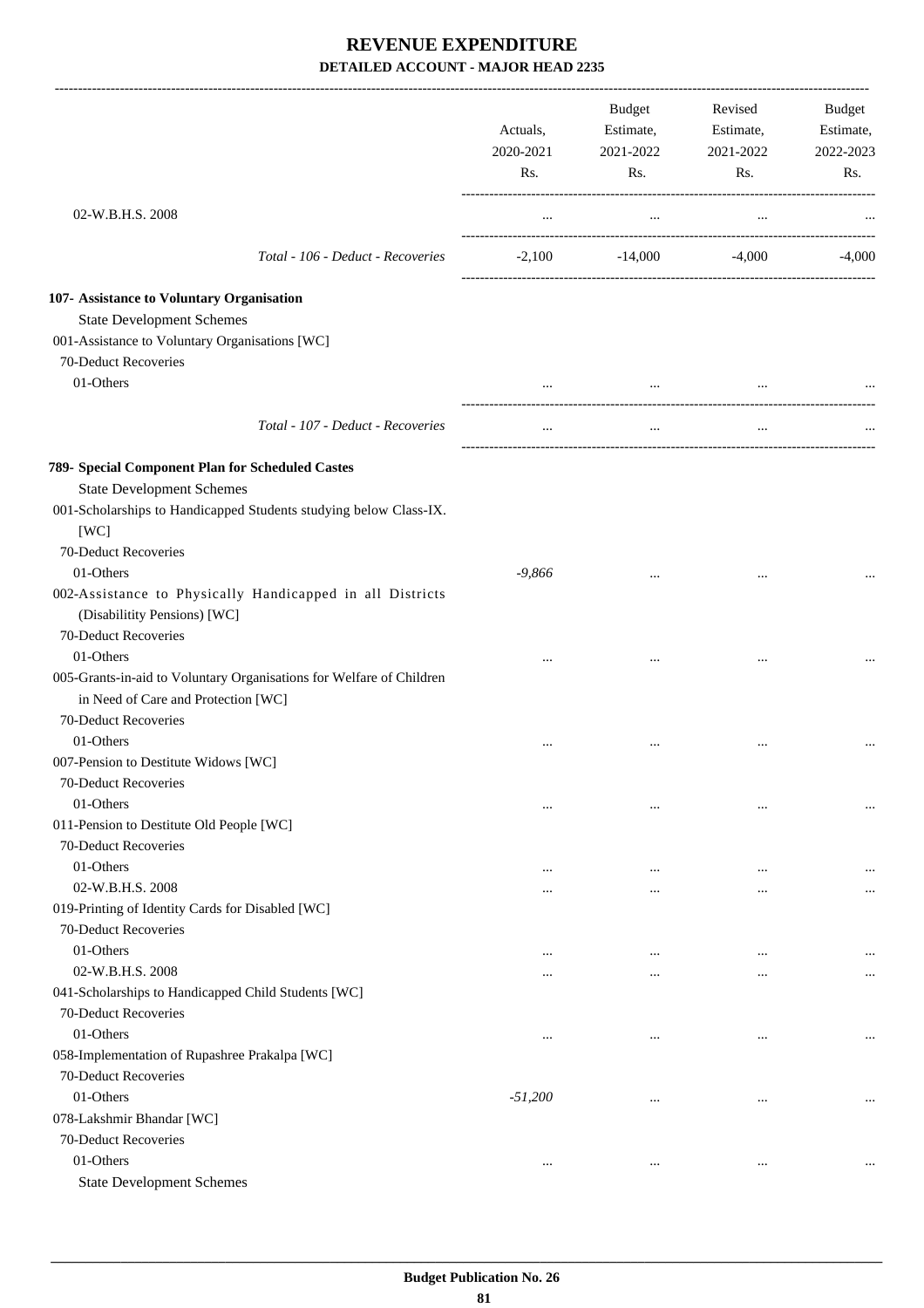# REVENUE EXPENDITURE

## DETAILED ACCOUNT - MAJOR HEAD 2235

| | Actuals, 2020-2021 Rs. | Budget Estimate, 2021-2022 Rs. | Revised Estimate, 2021-2022 Rs. | Budget Estimate, 2022-2023 Rs. |
|---|---|---|---|---|
| 02-W.B.H.S. 2008 | ... | ... | ... | ... |
| *Total - 106 - Deduct - Recoveries* | -2,100 | -14,000 | -4,000 | -4,000 |
| **107- Assistance to Voluntary Organisation** | | | | |
| State Development Schemes | | | | |
| 001-Assistance to Voluntary Organisations [WC] | | | | |
| 70-Deduct Recoveries | | | | |
| 01-Others | ... | ... | ... | ... |
| *Total - 107 - Deduct - Recoveries* | ... | ... | ... | ... |
| **789- Special Component Plan for Scheduled Castes** | | | | |
| State Development Schemes | | | | |
| 001-Scholarships to Handicapped Students studying below Class-IX. [WC] | | | | |
| 70-Deduct Recoveries | | | | |
| 01-Others | *-9,866* | ... | ... | ... |
| 002-Assistance to Physically Handicapped in all Districts (Disabilitity Pensions) [WC] | | | | |
| 70-Deduct Recoveries | | | | |
| 01-Others | ... | ... | ... | ... |
| 005-Grants-in-aid to Voluntary Organisations for Welfare of Children in Need of Care and Protection [WC] | | | | |
| 70-Deduct Recoveries | | | | |
| 01-Others | ... | ... | ... | ... |
| 007-Pension to Destitute Widows [WC] | | | | |
| 70-Deduct Recoveries | | | | |
| 01-Others | ... | ... | ... | ... |
| 011-Pension to Destitute Old People [WC] | | | | |
| 70-Deduct Recoveries | | | | |
| 01-Others | ... | ... | ... | ... |
| 02-W.B.H.S. 2008 | ... | ... | ... | ... |
| 019-Printing of Identity Cards for Disabled [WC] | | | | |
| 70-Deduct Recoveries | | | | |
| 01-Others | ... | ... | ... | ... |
| 02-W.B.H.S. 2008 | ... | ... | ... | ... |
| 041-Scholarships to Handicapped Child Students [WC] | | | | |
| 70-Deduct Recoveries | | | | |
| 01-Others | ... | ... | ... | ... |
| 058-Implementation of Rupashree Prakalpa [WC] | | | | |
| 70-Deduct Recoveries | | | | |
| 01-Others | *-51,200* | ... | ... | ... |
| 078-Lakshmir Bhandar [WC] | | | | |
| 70-Deduct Recoveries | | | | |
| 01-Others | ... | ... | ... | ... |
| State Development Schemes | | | | |

**Budget Publication No. 26**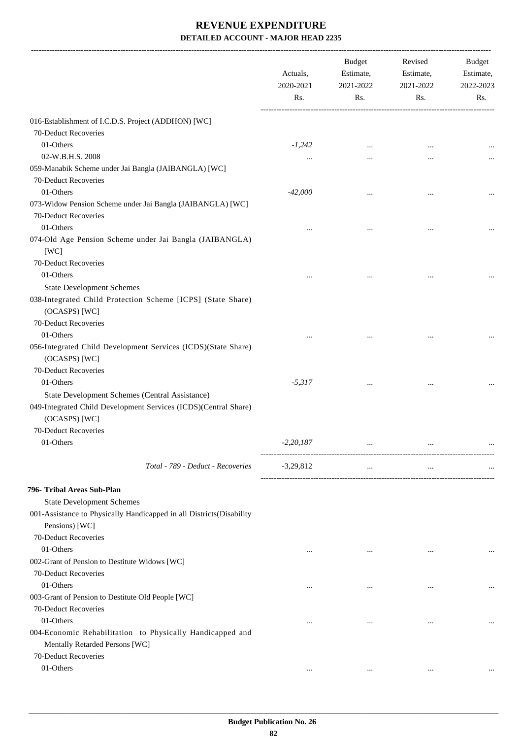# REVENUE EXPENDITURE

## DETAILED ACCOUNT - MAJOR HEAD 2235

| | Actuals, 2020-2021 Rs. | Budget Estimate, 2021-2022 Rs. | Revised Estimate, 2021-2022 Rs. | Budget Estimate, 2022-2023 Rs. |
|---|---|---|---|---|
| 016-Establishment of I.C.D.S. Project (ADDHON) [WC] | | | | |
| 70-Deduct Recoveries | | | | |
| 01-Others | *-1,242* | ... | ... | ... |
| 02-W.B.H.S. 2008 | ... | ... | ... | ... |
| 059-Manabik Scheme under Jai Bangla (JAIBANGLA) [WC] | | | | |
| 70-Deduct Recoveries | | | | |
| 01-Others | *-42,000* | ... | ... | ... |
| 073-Widow Pension Scheme under Jai Bangla (JAIBANGLA) [WC] | | | | |
| 70-Deduct Recoveries | | | | |
| 01-Others | ... | ... | ... | ... |
| 074-Old Age Pension Scheme under Jai Bangla (JAIBANGLA) [WC] | | | | |
| 70-Deduct Recoveries | | | | |
| 01-Others | ... | ... | ... | ... |
| State Development Schemes | | | | |
| 038-Integrated Child Protection Scheme [ICPS] (State Share) (OCASPS) [WC] | | | | |
| 70-Deduct Recoveries | | | | |
| 01-Others | ... | ... | ... | ... |
| 056-Integrated Child Development Services (ICDS)(State Share) (OCASPS) [WC] | | | | |
| 70-Deduct Recoveries | | | | |
| 01-Others | *-5,317* | ... | ... | ... |
| State Development Schemes (Central Assistance) | | | | |
| 049-Integrated Child Development Services (ICDS)(Central Share) (OCASPS) [WC] | | | | |
| 70-Deduct Recoveries | | | | |
| 01-Others | *-2,20,187* | ... | ... | ... |
| *Total - 789 - Deduct - Recoveries* | -3,29,812 | ... | ... | ... |
| **796- Tribal Areas Sub-Plan** | | | | |
| State Development Schemes | | | | |
| 001-Assistance to Physically Handicapped in all Districts(Disability Pensions) [WC] | | | | |
| 70-Deduct Recoveries | | | | |
| 01-Others | ... | ... | ... | ... |
| 002-Grant of Pension to Destitute Widows [WC] | | | | |
| 70-Deduct Recoveries | | | | |
| 01-Others | ... | ... | ... | ... |
| 003-Grant of Pension to Destitute Old People [WC] | | | | |
| 70-Deduct Recoveries | | | | |
| 01-Others | ... | ... | ... | ... |
| 004-Economic Rehabilitation to Physically Handicapped and Mentally Retarded Persons [WC] | | | | |
| 70-Deduct Recoveries | | | | |
| 01-Others | ... | ... | ... | ... |

**Budget Publication No. 26**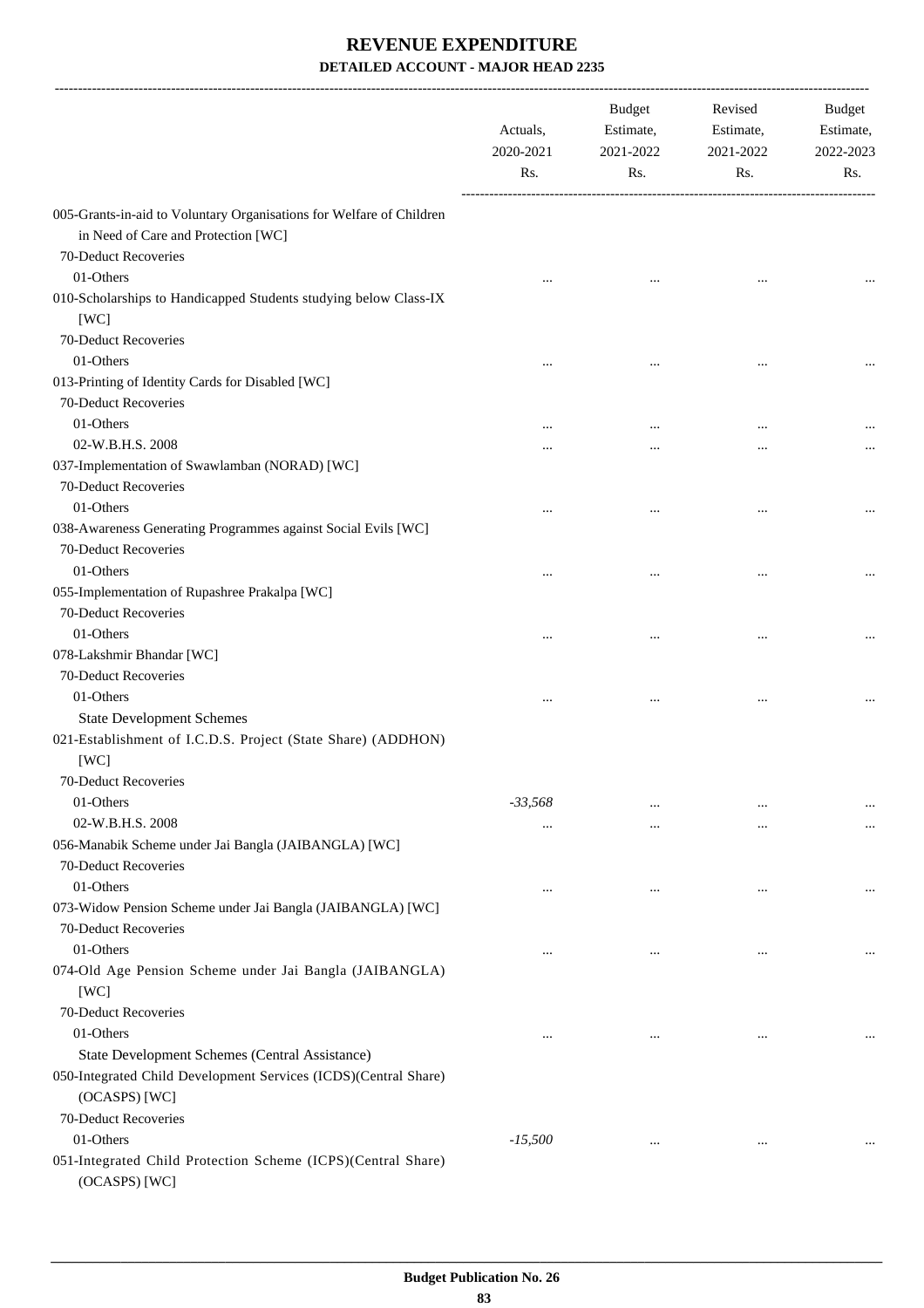# REVENUE EXPENDITURE

### DETAILED ACCOUNT - MAJOR HEAD 2235

| | Actuals, 2020-2021 Rs. | Budget Estimate, 2021-2022 Rs. | Revised Estimate, 2021-2022 Rs. | Budget Estimate, 2022-2023 Rs. |
|---|---|---|---|---|
| 005-Grants-in-aid to Voluntary Organisations for Welfare of Children in Need of Care and Protection [WC] | | | | |
| 70-Deduct Recoveries | | | | |
| 01-Others | ... | ... | ... | ... |
| 010-Scholarships to Handicapped Students studying below Class-IX [WC] | | | | |
| 70-Deduct Recoveries | | | | |
| 01-Others | ... | ... | ... | ... |
| 013-Printing of Identity Cards for Disabled [WC] | | | | |
| 70-Deduct Recoveries | | | | |
| 01-Others | ... | ... | ... | ... |
| 02-W.B.H.S. 2008 | ... | ... | ... | ... |
| 037-Implementation of Swawlamban (NORAD) [WC] | | | | |
| 70-Deduct Recoveries | | | | |
| 01-Others | ... | ... | ... | ... |
| 038-Awareness Generating Programmes against Social Evils [WC] | | | | |
| 70-Deduct Recoveries | | | | |
| 01-Others | ... | ... | ... | ... |
| 055-Implementation of Rupashree Prakalpa [WC] | | | | |
| 70-Deduct Recoveries | | | | |
| 01-Others | ... | ... | ... | ... |
| 078-Lakshmir Bhandar [WC] | | | | |
| 70-Deduct Recoveries | | | | |
| 01-Others | ... | ... | ... | ... |
| State Development Schemes | | | | |
| 021-Establishment of I.C.D.S. Project (State Share) (ADDHON) [WC] | | | | |
| 70-Deduct Recoveries | | | | |
| 01-Others | *-33,568* | ... | ... | ... |
| 02-W.B.H.S. 2008 | ... | ... | ... | ... |
| 056-Manabik Scheme under Jai Bangla (JAIBANGLA) [WC] | | | | |
| 70-Deduct Recoveries | | | | |
| 01-Others | ... | ... | ... | ... |
| 073-Widow Pension Scheme under Jai Bangla (JAIBANGLA) [WC] | | | | |
| 70-Deduct Recoveries | | | | |
| 01-Others | ... | ... | ... | ... |
| 074-Old Age Pension Scheme under Jai Bangla (JAIBANGLA) [WC] | | | | |
| 70-Deduct Recoveries | | | | |
| 01-Others | ... | ... | ... | ... |
| State Development Schemes (Central Assistance) | | | | |
| 050-Integrated Child Development Services (ICDS)(Central Share) (OCASPS) [WC] | | | | |
| 70-Deduct Recoveries | | | | |
| 01-Others | *-15,500* | ... | ... | ... |
| 051-Integrated Child Protection Scheme (ICPS)(Central Share) (OCASPS) [WC] | | | | |

**Budget Publication No. 26**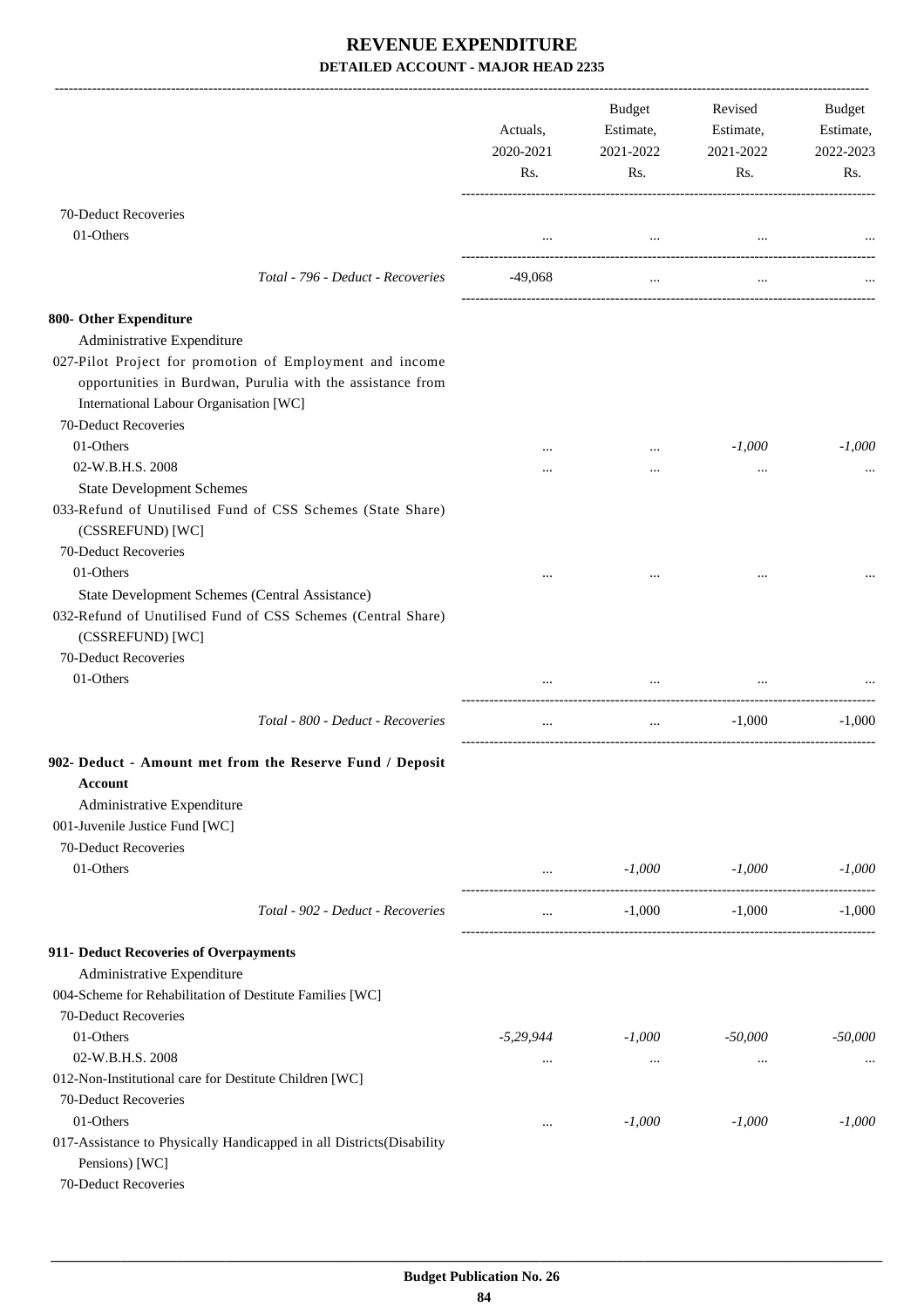# REVENUE EXPENDITURE

## DETAILED ACCOUNT - MAJOR HEAD 2235

| | Actuals, 2020-2021 Rs. | Budget Estimate, 2021-2022 Rs. | Revised Estimate, 2021-2022 Rs. | Budget Estimate, 2022-2023 Rs. |
|---|---|---|---|---|
| 70-Deduct Recoveries | | | | |
| 01-Others | ... | ... | ... | ... |
| *Total - 796 - Deduct - Recoveries* | -49,068 | ... | ... | ... |
| **800- Other Expenditure** | | | | |
| Administrative Expenditure | | | | |
| 027-Pilot Project for promotion of Employment and income opportunities in Burdwan, Purulia with the assistance from International Labour Organisation [WC] | | | | |
| 70-Deduct Recoveries | | | | |
| 01-Others | ... | ... | *-1,000* | *-1,000* |
| 02-W.B.H.S. 2008 | ... | ... | ... | ... |
| State Development Schemes | | | | |
| 033-Refund of Unutilised Fund of CSS Schemes (State Share) (CSSREFUND) [WC] | | | | |
| 70-Deduct Recoveries | | | | |
| 01-Others | ... | ... | ... | ... |
| State Development Schemes (Central Assistance) | | | | |
| 032-Refund of Unutilised Fund of CSS Schemes (Central Share) (CSSREFUND) [WC] | | | | |
| 70-Deduct Recoveries | | | | |
| 01-Others | ... | ... | ... | ... |
| *Total - 800 - Deduct - Recoveries* | ... | ... | -1,000 | -1,000 |
| **902- Deduct - Amount met from the Reserve Fund / Deposit Account** | | | | |
| Administrative Expenditure | | | | |
| 001-Juvenile Justice Fund [WC] | | | | |
| 70-Deduct Recoveries | | | | |
| 01-Others | ... | *-1,000* | *-1,000* | *-1,000* |
| *Total - 902 - Deduct - Recoveries* | ... | -1,000 | -1,000 | -1,000 |
| **911- Deduct Recoveries of Overpayments** | | | | |
| Administrative Expenditure | | | | |
| 004-Scheme for Rehabilitation of Destitute Families [WC] | | | | |
| 70-Deduct Recoveries | | | | |
| 01-Others | *-5,29,944* | *-1,000* | *-50,000* | *-50,000* |
| 02-W.B.H.S. 2008 | ... | ... | ... | ... |
| 012-Non-Institutional care for Destitute Children [WC] | | | | |
| 70-Deduct Recoveries | | | | |
| 01-Others | ... | *-1,000* | *-1,000* | *-1,000* |
| 017-Assistance to Physically Handicapped in all Districts(Disability Pensions) [WC] | | | | |
| 70-Deduct Recoveries | | | | |

Budget Publication No. 26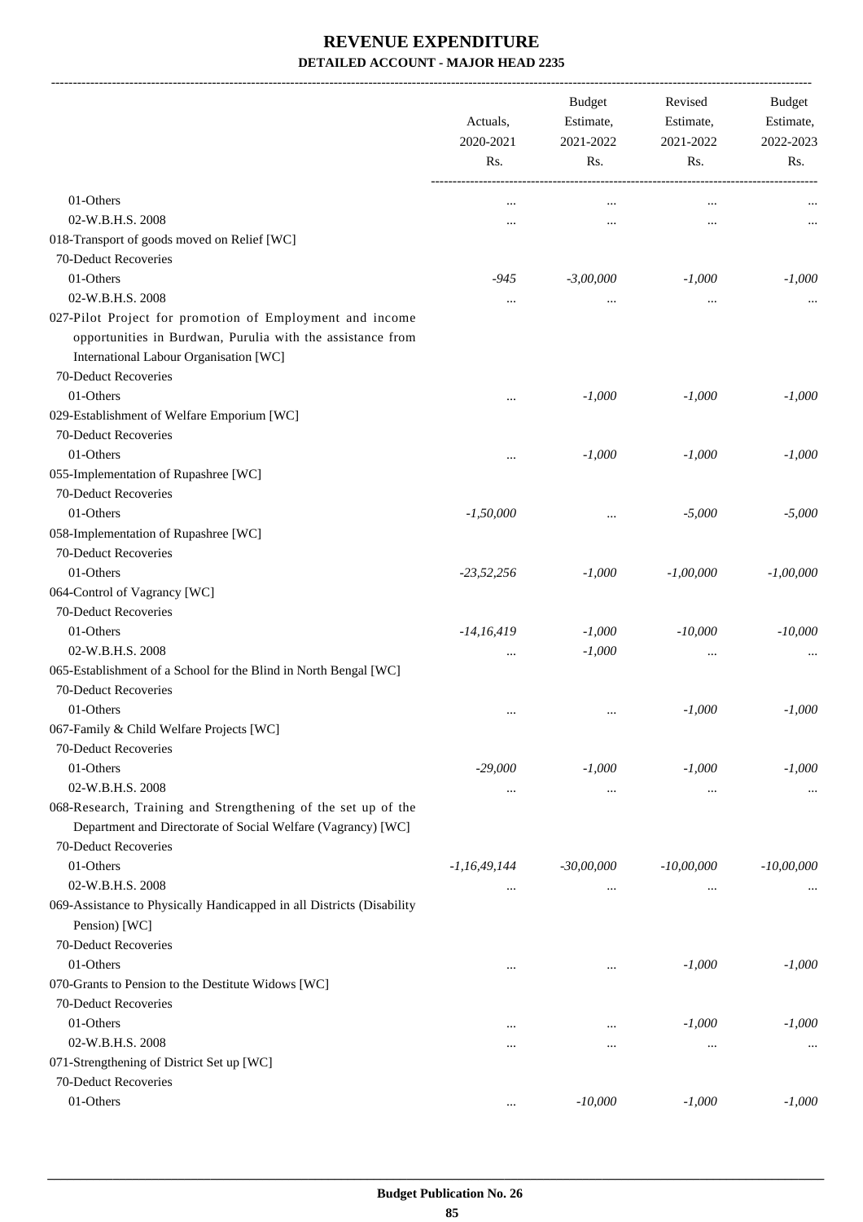# REVENUE EXPENDITURE

## DETAILED ACCOUNT - MAJOR HEAD 2235

| | Actuals, 2020-2021 Rs. | Budget Estimate, 2021-2022 Rs. | Revised Estimate, 2021-2022 Rs. | Budget Estimate, 2022-2023 Rs. |
|---|---|---|---|---|
| 01-Others | ... | ... | ... | ... |
| 02-W.B.H.S. 2008 | ... | ... | ... | ... |
| 018-Transport of goods moved on Relief [WC] | | | | |
| 70-Deduct Recoveries | | | | |
| 01-Others | -945 | -3,00,000 | -1,000 | -1,000 |
| 02-W.B.H.S. 2008 | ... | ... | ... | ... |
| 027-Pilot Project for promotion of Employment and income opportunities in Burdwan, Purulia with the assistance from International Labour Organisation [WC] | | | | |
| 70-Deduct Recoveries | | | | |
| 01-Others | ... | -1,000 | -1,000 | -1,000 |
| 029-Establishment of Welfare Emporium [WC] | | | | |
| 70-Deduct Recoveries | | | | |
| 01-Others | ... | -1,000 | -1,000 | -1,000 |
| 055-Implementation of Rupashree [WC] | | | | |
| 70-Deduct Recoveries | | | | |
| 01-Others | -1,50,000 | ... | -5,000 | -5,000 |
| 058-Implementation of Rupashree [WC] | | | | |
| 70-Deduct Recoveries | | | | |
| 01-Others | -23,52,256 | -1,000 | -1,00,000 | -1,00,000 |
| 064-Control of Vagrancy [WC] | | | | |
| 70-Deduct Recoveries | | | | |
| 01-Others | -14,16,419 | -1,000 | -10,000 | -10,000 |
| 02-W.B.H.S. 2008 | ... | -1,000 | ... | ... |
| 065-Establishment of a School for the Blind in North Bengal [WC] | | | | |
| 70-Deduct Recoveries | | | | |
| 01-Others | ... | ... | -1,000 | -1,000 |
| 067-Family & Child Welfare Projects [WC] | | | | |
| 70-Deduct Recoveries | | | | |
| 01-Others | -29,000 | -1,000 | -1,000 | -1,000 |
| 02-W.B.H.S. 2008 | ... | ... | ... | ... |
| 068-Research, Training and Strengthening of the set up of the Department and Directorate of Social Welfare (Vagrancy) [WC] | | | | |
| 70-Deduct Recoveries | | | | |
| 01-Others | -1,16,49,144 | -30,00,000 | -10,00,000 | -10,00,000 |
| 02-W.B.H.S. 2008 | ... | ... | ... | ... |
| 069-Assistance to Physically Handicapped in all Districts (Disability Pension) [WC] | | | | |
| 70-Deduct Recoveries | | | | |
| 01-Others | ... | ... | -1,000 | -1,000 |
| 070-Grants to Pension to the Destitute Widows [WC] | | | | |
| 70-Deduct Recoveries | | | | |
| 01-Others | ... | ... | -1,000 | -1,000 |
| 02-W.B.H.S. 2008 | ... | ... | ... | ... |
| 071-Strengthening of District Set up [WC] | | | | |
| 70-Deduct Recoveries | | | | |
| 01-Others | ... | -10,000 | -1,000 | -1,000 |

Budget Publication No. 26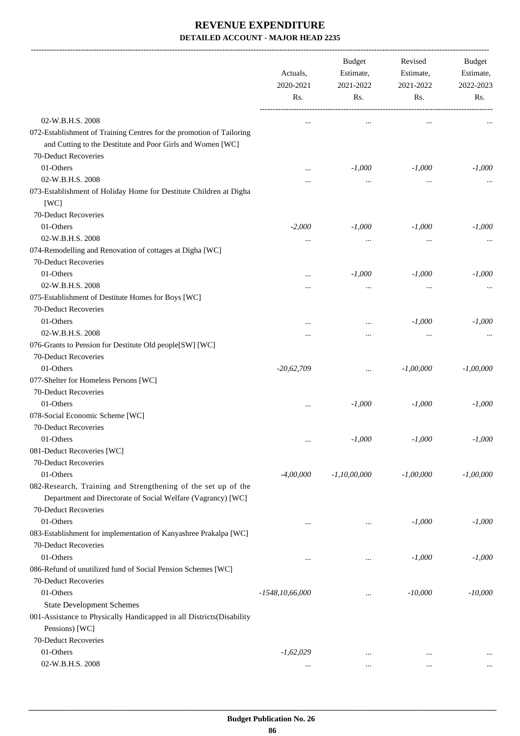# REVENUE EXPENDITURE

## DETAILED ACCOUNT - MAJOR HEAD 2235

| | Actuals, 2020-2021 Rs. | Budget Estimate, 2021-2022 Rs. | Revised Estimate, 2021-2022 Rs. | Budget Estimate, 2022-2023 Rs. |
|---|---|---|---|---|
| 02-W.B.H.S. 2008 | ... | ... | ... | ... |
| 072-Establishment of Training Centres for the promotion of Tailoring and Cutting to the Destitute and Poor Girls and Women [WC] | | | | |
| 70-Deduct Recoveries | | | | |
| 01-Others | ... | *-1,000* | *-1,000* | *-1,000* |
| 02-W.B.H.S. 2008 | ... | ... | ... | ... |
| 073-Establishment of Holiday Home for Destitute Children at Digha [WC] | | | | |
| 70-Deduct Recoveries | | | | |
| 01-Others | *-2,000* | *-1,000* | *-1,000* | *-1,000* |
| 02-W.B.H.S. 2008 | ... | ... | ... | ... |
| 074-Remodelling and Renovation of cottages at Digha [WC] | | | | |
| 70-Deduct Recoveries | | | | |
| 01-Others | ... | *-1,000* | *-1,000* | *-1,000* |
| 02-W.B.H.S. 2008 | ... | ... | ... | ... |
| 075-Establishment of Destitute Homes for Boys [WC] | | | | |
| 70-Deduct Recoveries | | | | |
| 01-Others | ... | ... | *-1,000* | *-1,000* |
| 02-W.B.H.S. 2008 | ... | ... | ... | ... |
| 076-Grants to Pension for Destitute Old people[SW] [WC] | | | | |
| 70-Deduct Recoveries | | | | |
| 01-Others | *-20,62,709* | ... | *-1,00,000* | *-1,00,000* |
| 077-Shelter for Homeless Persons [WC] | | | | |
| 70-Deduct Recoveries | | | | |
| 01-Others | ... | *-1,000* | *-1,000* | *-1,000* |
| 078-Social Economic Scheme [WC] | | | | |
| 70-Deduct Recoveries | | | | |
| 01-Others | ... | *-1,000* | *-1,000* | *-1,000* |
| 081-Deduct Recoveries [WC] | | | | |
| 70-Deduct Recoveries | | | | |
| 01-Others | *-4,00,000* | *-1,10,00,000* | *-1,00,000* | *-1,00,000* |
| 082-Research, Training and Strengthening of the set up of the Department and Directorate of Social Welfare (Vagrancy) [WC] | | | | |
| 70-Deduct Recoveries | | | | |
| 01-Others | ... | ... | *-1,000* | *-1,000* |
| 083-Establishment for implementation of Kanyashree Prakalpa [WC] | | | | |
| 70-Deduct Recoveries | | | | |
| 01-Others | ... | ... | *-1,000* | *-1,000* |
| 086-Refund of unutilized fund of Social Pension Schemes [WC] | | | | |
| 70-Deduct Recoveries | | | | |
| 01-Others | *-1548,10,66,000* | ... | *-10,000* | *-10,000* |
| State Development Schemes | | | | |
| 001-Assistance to Physically Handicapped in all Districts(Disability Pensions) [WC] | | | | |
| 70-Deduct Recoveries | | | | |
| 01-Others | *-1,62,029* | ... | ... | ... |
| 02-W.B.H.S. 2008 | ... | ... | ... | ... |

Budget Publication No. 26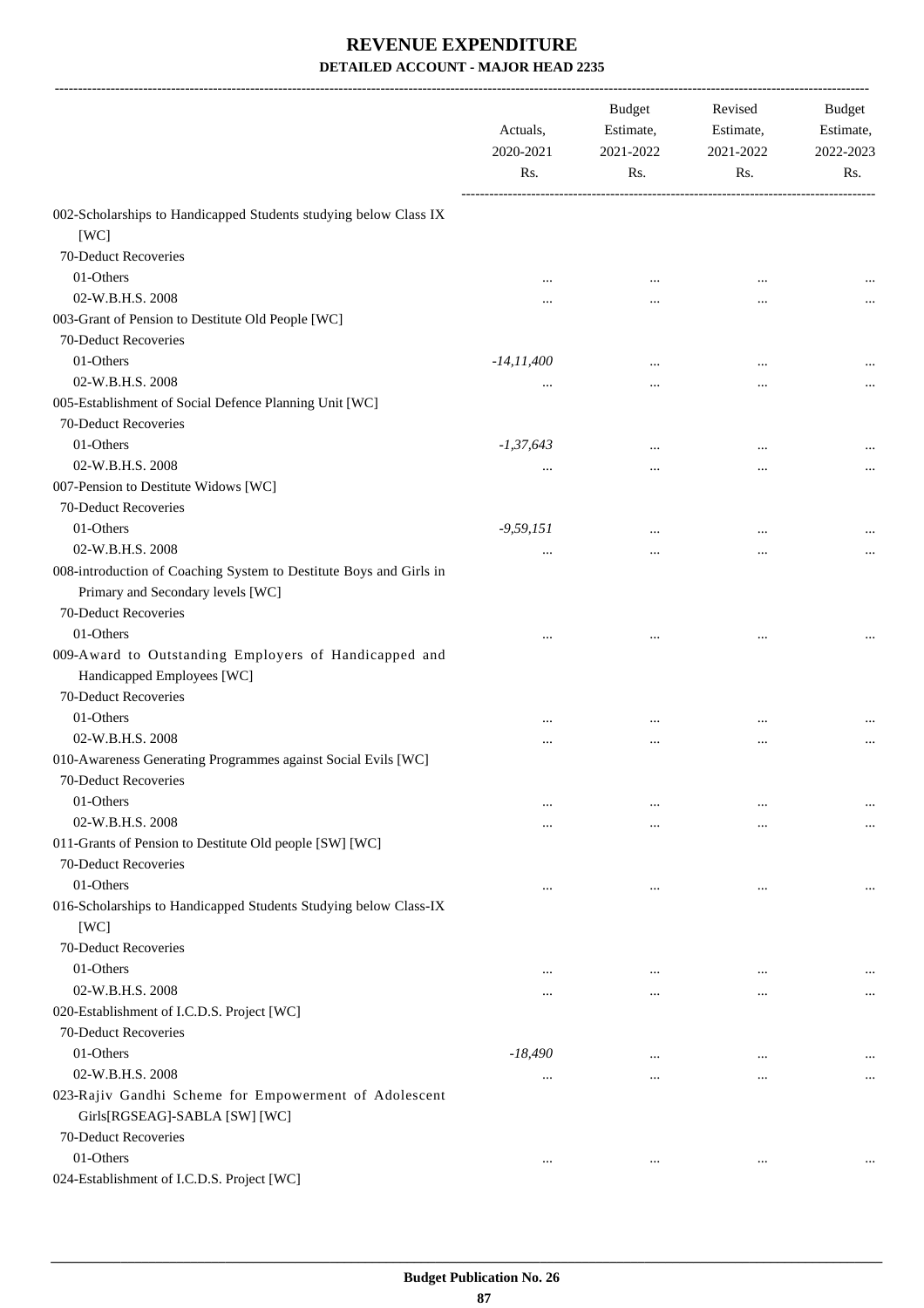# REVENUE EXPENDITURE

## DETAILED ACCOUNT - MAJOR HEAD 2235

| | Actuals, 2020-2021 Rs. | Budget Estimate, 2021-2022 Rs. | Revised Estimate, 2021-2022 Rs. | Budget Estimate, 2022-2023 Rs. |
|---|---|---|---|---|
| 002-Scholarships to Handicapped Students studying below Class IX [WC] | | | | |
| 70-Deduct Recoveries | | | | |
| 01-Others | ... | ... | ... | ... |
| 02-W.B.H.S. 2008 | ... | ... | ... | ... |
| 003-Grant of Pension to Destitute Old People [WC] | | | | |
| 70-Deduct Recoveries | | | | |
| 01-Others | *-14,11,400* | ... | ... | ... |
| 02-W.B.H.S. 2008 | ... | ... | ... | ... |
| 005-Establishment of Social Defence Planning Unit [WC] | | | | |
| 70-Deduct Recoveries | | | | |
| 01-Others | *-1,37,643* | ... | ... | ... |
| 02-W.B.H.S. 2008 | ... | ... | ... | ... |
| 007-Pension to Destitute Widows [WC] | | | | |
| 70-Deduct Recoveries | | | | |
| 01-Others | *-9,59,151* | ... | ... | ... |
| 02-W.B.H.S. 2008 | ... | ... | ... | ... |
| 008-introduction of Coaching System to Destitute Boys and Girls in Primary and Secondary levels [WC] | | | | |
| 70-Deduct Recoveries | | | | |
| 01-Others | ... | ... | ... | ... |
| 009-Award to Outstanding Employers of Handicapped and Handicapped Employees [WC] | | | | |
| 70-Deduct Recoveries | | | | |
| 01-Others | ... | ... | ... | ... |
| 02-W.B.H.S. 2008 | ... | ... | ... | ... |
| 010-Awareness Generating Programmes against Social Evils [WC] | | | | |
| 70-Deduct Recoveries | | | | |
| 01-Others | ... | ... | ... | ... |
| 02-W.B.H.S. 2008 | ... | ... | ... | ... |
| 011-Grants of Pension to Destitute Old people [SW] [WC] | | | | |
| 70-Deduct Recoveries | | | | |
| 01-Others | ... | ... | ... | ... |
| 016-Scholarships to Handicapped Students Studying below Class-IX [WC] | | | | |
| 70-Deduct Recoveries | | | | |
| 01-Others | ... | ... | ... | ... |
| 02-W.B.H.S. 2008 | ... | ... | ... | ... |
| 020-Establishment of I.C.D.S. Project [WC] | | | | |
| 70-Deduct Recoveries | | | | |
| 01-Others | *-18,490* | ... | ... | ... |
| 02-W.B.H.S. 2008 | ... | ... | ... | ... |
| 023-Rajiv Gandhi Scheme for Empowerment of Adolescent Girls[RGSEAG]-SABLA [SW] [WC] | | | | |
| 70-Deduct Recoveries | | | | |
| 01-Others | ... | ... | ... | ... |
| 024-Establishment of I.C.D.S. Project [WC] | | | | |

Budget Publication No. 26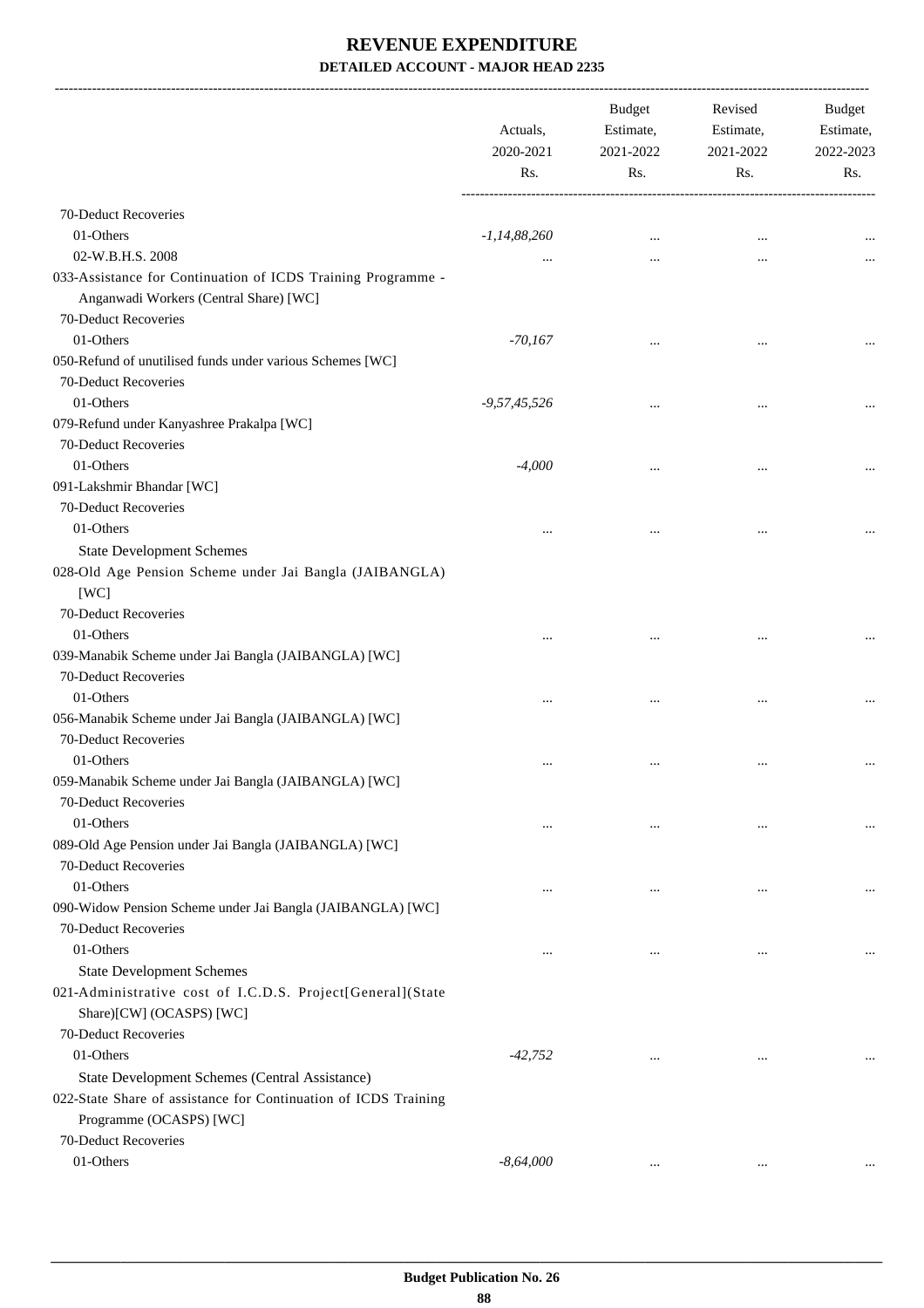# REVENUE EXPENDITURE

## DETAILED ACCOUNT - MAJOR HEAD 2235

| | Actuals, 2020-2021 Rs. | Budget Estimate, 2021-2022 Rs. | Revised Estimate, 2021-2022 Rs. | Budget Estimate, 2022-2023 Rs. |
|---|---|---|---|---|
| 70-Deduct Recoveries | | | | |
| 01-Others | -1,14,88,260 | ... | ... | ... |
| 02-W.B.H.S. 2008 | ... | ... | ... | ... |
| 033-Assistance for Continuation of ICDS Training Programme - Anganwadi Workers (Central Share) [WC] | | | | |
| 70-Deduct Recoveries | | | | |
| 01-Others | -70,167 | ... | ... | ... |
| 050-Refund of unutilised funds under various Schemes [WC] | | | | |
| 70-Deduct Recoveries | | | | |
| 01-Others | -9,57,45,526 | ... | ... | ... |
| 079-Refund under Kanyashree Prakalpa [WC] | | | | |
| 70-Deduct Recoveries | | | | |
| 01-Others | -4,000 | ... | ... | ... |
| 091-Lakshmir Bhandar [WC] | | | | |
| 70-Deduct Recoveries | | | | |
| 01-Others | ... | ... | ... | ... |
| State Development Schemes | | | | |
| 028-Old Age Pension Scheme under Jai Bangla (JAIBANGLA) [WC] | | | | |
| 70-Deduct Recoveries | | | | |
| 01-Others | ... | ... | ... | ... |
| 039-Manabik Scheme under Jai Bangla (JAIBANGLA) [WC] | | | | |
| 70-Deduct Recoveries | | | | |
| 01-Others | ... | ... | ... | ... |
| 056-Manabik Scheme under Jai Bangla (JAIBANGLA) [WC] | | | | |
| 70-Deduct Recoveries | | | | |
| 01-Others | ... | ... | ... | ... |
| 059-Manabik Scheme under Jai Bangla (JAIBANGLA) [WC] | | | | |
| 70-Deduct Recoveries | | | | |
| 01-Others | ... | ... | ... | ... |
| 089-Old Age Pension under Jai Bangla (JAIBANGLA) [WC] | | | | |
| 70-Deduct Recoveries | | | | |
| 01-Others | ... | ... | ... | ... |
| 090-Widow Pension Scheme under Jai Bangla (JAIBANGLA) [WC] | | | | |
| 70-Deduct Recoveries | | | | |
| 01-Others | ... | ... | ... | ... |
| State Development Schemes | | | | |
| 021-Administrative cost of I.C.D.S. Project[General](State Share)[CW] (OCASPS) [WC] | | | | |
| 70-Deduct Recoveries | | | | |
| 01-Others | -42,752 | ... | ... | ... |
| State Development Schemes (Central Assistance) | | | | |
| 022-State Share of assistance for Continuation of ICDS Training Programme (OCASPS) [WC] | | | | |
| 70-Deduct Recoveries | | | | |
| 01-Others | -8,64,000 | ... | ... | ... |

Budget Publication No. 26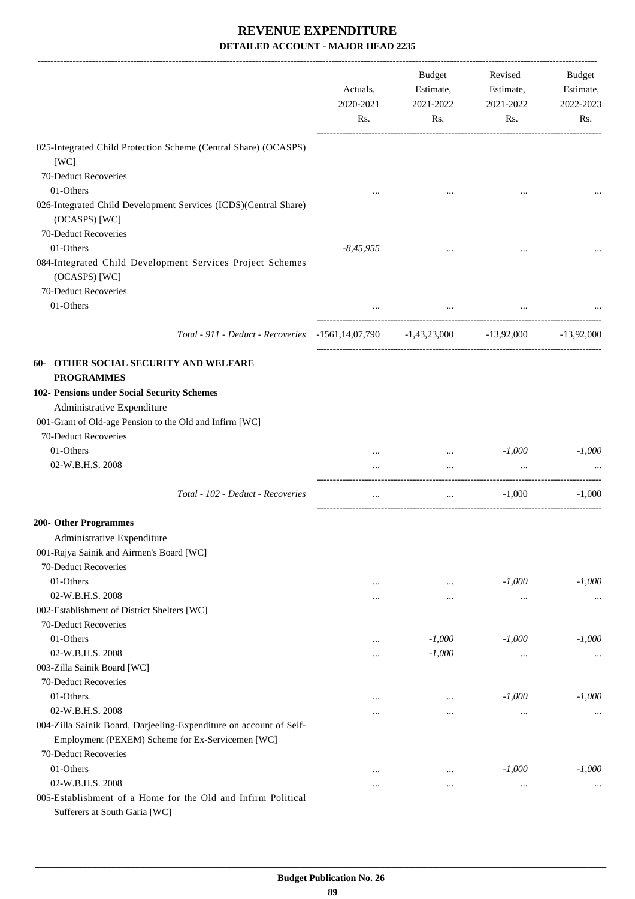# REVENUE EXPENDITURE

## DETAILED ACCOUNT - MAJOR HEAD 2235

| | Actuals, 2020-2021 Rs. | Budget Estimate, 2021-2022 Rs. | Revised Estimate, 2021-2022 Rs. | Budget Estimate, 2022-2023 Rs. |
|---|---|---|---|---|
| 025-Integrated Child Protection Scheme (Central Share) (OCASPS) [WC] | | | | |
| 70-Deduct Recoveries | | | | |
| 01-Others | ... | ... | ... | ... |
| 026-Integrated Child Development Services (ICDS)(Central Share) (OCASPS) [WC] | | | | |
| 70-Deduct Recoveries | | | | |
| 01-Others | *-8,45,955* | ... | ... | ... |
| 084-Integrated Child Development Services Project Schemes (OCASPS) [WC] | | | | |
| 70-Deduct Recoveries | | | | |
| 01-Others | ... | ... | ... | ... |
| *Total - 911 - Deduct - Recoveries* | -1561,14,07,790 | -1,43,23,000 | -13,92,000 | -13,92,000 |
| **60- OTHER SOCIAL SECURITY AND WELFARE PROGRAMMES** | | | | |
| **102- Pensions under Social Security Schemes** | | | | |
| Administrative Expenditure | | | | |
| 001-Grant of Old-age Pension to the Old and Infirm [WC] | | | | |
| 70-Deduct Recoveries | | | | |
| 01-Others | ... | ... | *-1,000* | *-1,000* |
| 02-W.B.H.S. 2008 | ... | ... | ... | ... |
| *Total - 102 - Deduct - Recoveries* | ... | ... | -1,000 | -1,000 |
| **200- Other Programmes** | | | | |
| Administrative Expenditure | | | | |
| 001-Rajya Sainik and Airmen's Board [WC] | | | | |
| 70-Deduct Recoveries | | | | |
| 01-Others | ... | ... | *-1,000* | *-1,000* |
| 02-W.B.H.S. 2008 | ... | ... | ... | ... |
| 002-Establishment of District Shelters [WC] | | | | |
| 70-Deduct Recoveries | | | | |
| 01-Others | ... | *-1,000* | *-1,000* | *-1,000* |
| 02-W.B.H.S. 2008 | ... | *-1,000* | ... | ... |
| 003-Zilla Sainik Board [WC] | | | | |
| 70-Deduct Recoveries | | | | |
| 01-Others | ... | ... | *-1,000* | *-1,000* |
| 02-W.B.H.S. 2008 | ... | ... | ... | ... |
| 004-Zilla Sainik Board, Darjeeling-Expenditure on account of Self-Employment (PEXEM) Scheme for Ex-Servicemen [WC] | | | | |
| 70-Deduct Recoveries | | | | |
| 01-Others | ... | ... | *-1,000* | *-1,000* |
| 02-W.B.H.S. 2008 | ... | ... | ... | ... |
| 005-Establishment of a Home for the Old and Infirm Political Sufferers at South Garia [WC] | | | | |

Budget Publication No. 26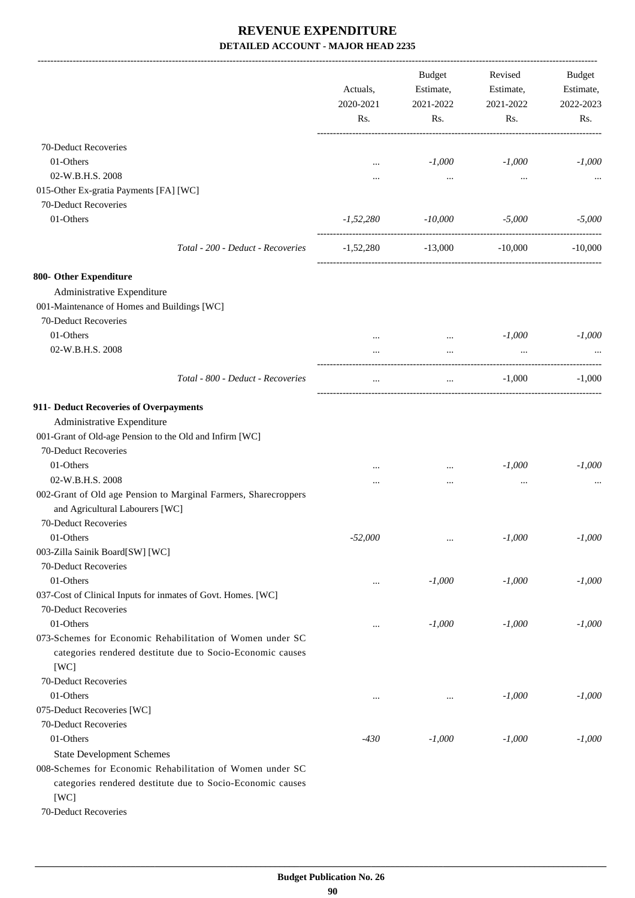# REVENUE EXPENDITURE

**DETAILED ACCOUNT - MAJOR HEAD 2235**

| | Actuals, 2020-2021 Rs. | Budget Estimate, 2021-2022 Rs. | Revised Estimate, 2021-2022 Rs. | Budget Estimate, 2022-2023 Rs. |
|---|---|---|---|---|
| 70-Deduct Recoveries | | | | |
| 01-Others | ... | *-1,000* | *-1,000* | *-1,000* |
| 02-W.B.H.S. 2008 | ... | ... | ... | ... |
| 015-Other Ex-gratia Payments [FA] [WC] | | | | |
| 70-Deduct Recoveries | | | | |
| 01-Others | *-1,52,280* | *-10,000* | *-5,000* | *-5,000* |
| *Total - 200 - Deduct - Recoveries* | -1,52,280 | -13,000 | -10,000 | -10,000 |
| **800- Other Expenditure** | | | | |
| Administrative Expenditure | | | | |
| 001-Maintenance of Homes and Buildings [WC] | | | | |
| 70-Deduct Recoveries | | | | |
| 01-Others | ... | ... | *-1,000* | *-1,000* |
| 02-W.B.H.S. 2008 | ... | ... | ... | ... |
| *Total - 800 - Deduct - Recoveries* | ... | ... | -1,000 | -1,000 |
| **911- Deduct Recoveries of Overpayments** | | | | |
| Administrative Expenditure | | | | |
| 001-Grant of Old-age Pension to the Old and Infirm [WC] | | | | |
| 70-Deduct Recoveries | | | | |
| 01-Others | ... | ... | *-1,000* | *-1,000* |
| 02-W.B.H.S. 2008 | ... | ... | ... | ... |
| 002-Grant of Old age Pension to Marginal Farmers, Sharecroppers and Agricultural Labourers [WC] | | | | |
| 70-Deduct Recoveries | | | | |
| 01-Others | *-52,000* | ... | *-1,000* | *-1,000* |
| 003-Zilla Sainik Board[SW] [WC] | | | | |
| 70-Deduct Recoveries | | | | |
| 01-Others | ... | *-1,000* | *-1,000* | *-1,000* |
| 037-Cost of Clinical Inputs for inmates of Govt. Homes. [WC] | | | | |
| 70-Deduct Recoveries | | | | |
| 01-Others | ... | *-1,000* | *-1,000* | *-1,000* |
| 073-Schemes for Economic Rehabilitation of Women under SC categories rendered destitute due to Socio-Economic causes [WC] | | | | |
| 70-Deduct Recoveries | | | | |
| 01-Others | ... | ... | *-1,000* | *-1,000* |
| 075-Deduct Recoveries [WC] | | | | |
| 70-Deduct Recoveries | | | | |
| 01-Others | *-430* | *-1,000* | *-1,000* | *-1,000* |
| State Development Schemes | | | | |
| 008-Schemes for Economic Rehabilitation of Women under SC categories rendered destitute due to Socio-Economic causes [WC] | | | | |
| 70-Deduct Recoveries | | | | |

**Budget Publication No. 26**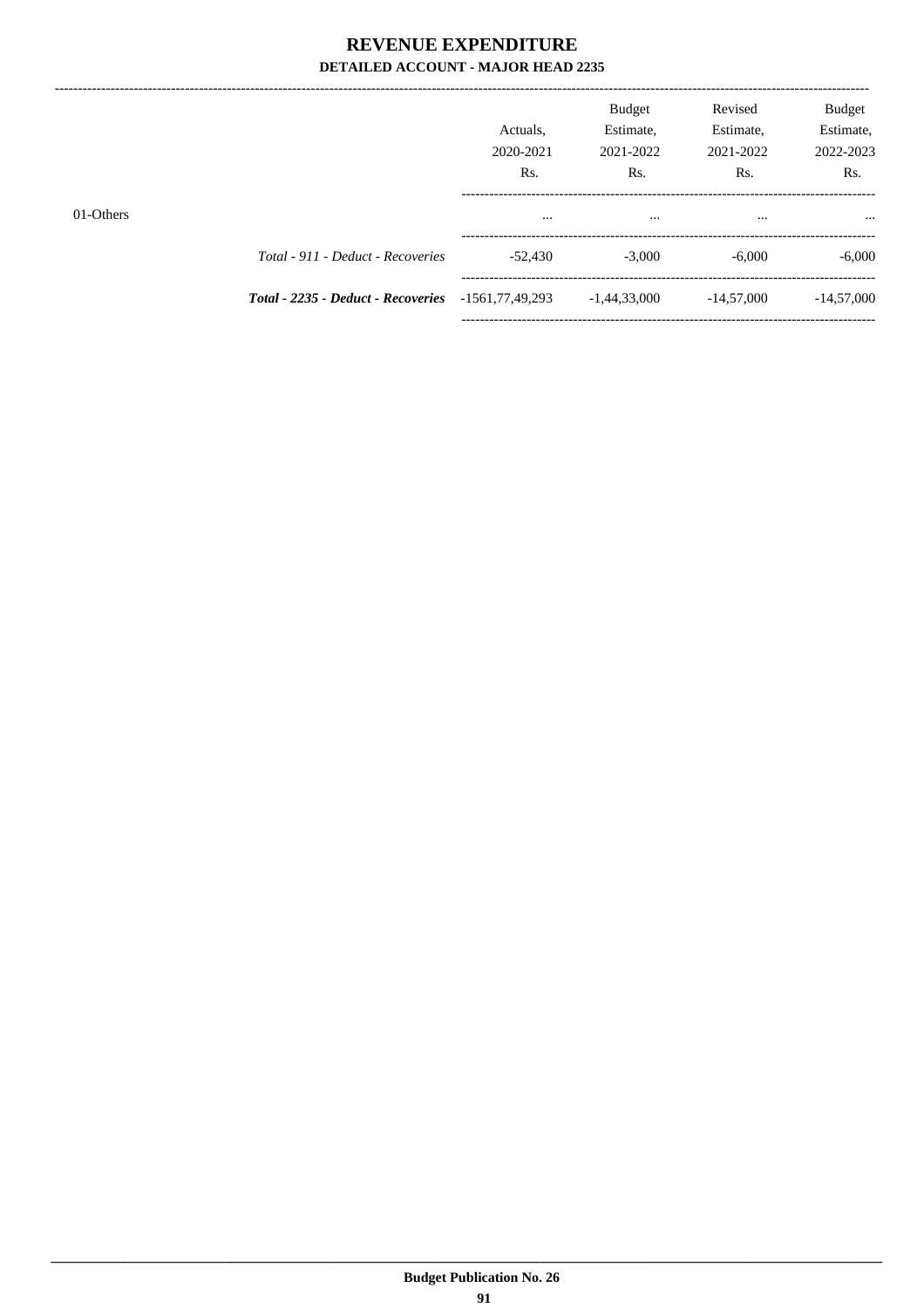# REVENUE EXPENDITURE

## DETAILED ACCOUNT - MAJOR HEAD 2235

| | Actuals, 2020-2021 Rs. | Budget Estimate, 2021-2022 Rs. | Revised Estimate, 2021-2022 Rs. | Budget Estimate, 2022-2023 Rs. |
|---|---|---|---|---|
| 01-Others | ... | ... | ... | ... |
| *Total - 911 - Deduct - Recoveries* | -52,430 | -3,000 | -6,000 | -6,000 |
| ***Total - 2235 - Deduct - Recoveries*** | -1561,77,49,293 | -1,44,33,000 | -14,57,000 | -14,57,000 |

**Budget Publication No. 26**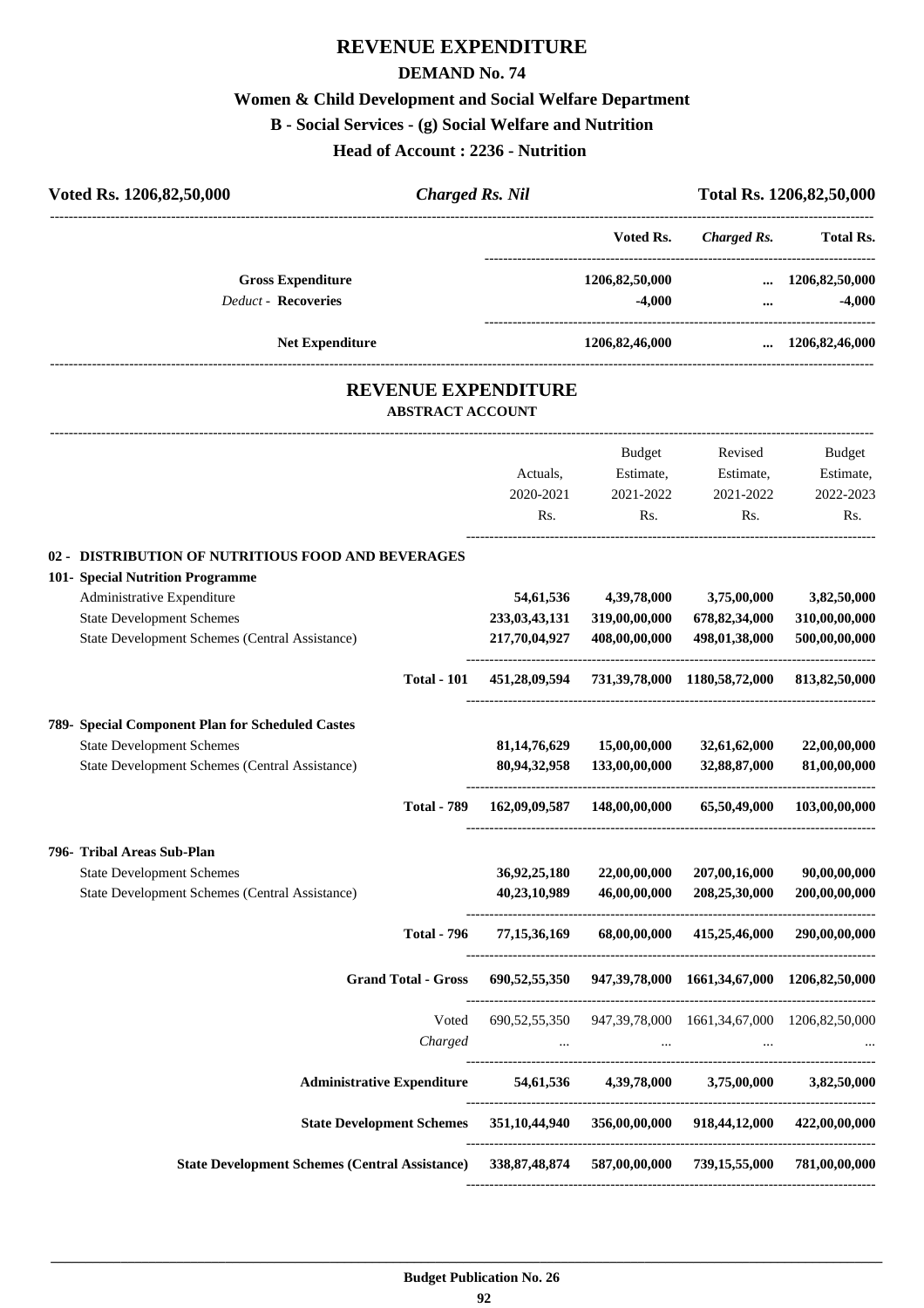# REVENUE EXPENDITURE

## DEMAND No. 74

### Women & Child Development and Social Welfare Department

### B - Social Services - (g) Social Welfare and Nutrition

### Head of Account : 2236 - Nutrition

| Voted Rs. 1206,82,50,000 | *Charged Rs. Nil* | Total Rs. 1206,82,50,000 |
|---|---|---|

| | Voted Rs. | *Charged Rs.* | Total Rs. |
|---|---|---|---|
| **Gross Expenditure** | **1206,82,50,000** | **...** | **1206,82,50,000** |
| *Deduct* - **Recoveries** | **-4,000** | **...** | **-4,000** |
| **Net Expenditure** | **1206,82,46,000** | **...** | **1206,82,46,000** |

## REVENUE EXPENDITURE

### ABSTRACT ACCOUNT

| | Actuals, 2020-2021 Rs. | Budget Estimate, 2021-2022 Rs. | Revised Estimate, 2021-2022 Rs. | Budget Estimate, 2022-2023 Rs. |
|---|---|---|---|---|
| **02 - DISTRIBUTION OF NUTRITIOUS FOOD AND BEVERAGES** | | | | |
| **101- Special Nutrition Programme** | | | | |
| Administrative Expenditure | **54,61,536** | **4,39,78,000** | **3,75,00,000** | **3,82,50,000** |
| State Development Schemes | **233,03,43,131** | **319,00,00,000** | **678,82,34,000** | **310,00,00,000** |
| State Development Schemes (Central Assistance) | **217,70,04,927** | **408,00,00,000** | **498,01,38,000** | **500,00,00,000** |
| **Total - 101** | **451,28,09,594** | **731,39,78,000** | **1180,58,72,000** | **813,82,50,000** |
| **789- Special Component Plan for Scheduled Castes** | | | | |
| State Development Schemes | **81,14,76,629** | **15,00,00,000** | **32,61,62,000** | **22,00,00,000** |
| State Development Schemes (Central Assistance) | **80,94,32,958** | **133,00,00,000** | **32,88,87,000** | **81,00,00,000** |
| **Total - 789** | **162,09,09,587** | **148,00,00,000** | **65,50,49,000** | **103,00,00,000** |
| **796- Tribal Areas Sub-Plan** | | | | |
| State Development Schemes | **36,92,25,180** | **22,00,00,000** | **207,00,16,000** | **90,00,00,000** |
| State Development Schemes (Central Assistance) | **40,23,10,989** | **46,00,00,000** | **208,25,30,000** | **200,00,00,000** |
| **Total - 796** | **77,15,36,169** | **68,00,00,000** | **415,25,46,000** | **290,00,00,000** |
| **Grand Total - Gross** | **690,52,55,350** | **947,39,78,000** | **1661,34,67,000** | **1206,82,50,000** |
| Voted | 690,52,55,350 | 947,39,78,000 | 1661,34,67,000 | 1206,82,50,000 |
| *Charged* | ... | ... | ... | ... |
| **Administrative Expenditure** | **54,61,536** | **4,39,78,000** | **3,75,00,000** | **3,82,50,000** |
| **State Development Schemes** | **351,10,44,940** | **356,00,00,000** | **918,44,12,000** | **422,00,00,000** |
| **State Development Schemes (Central Assistance)** | **338,87,48,874** | **587,00,00,000** | **739,15,55,000** | **781,00,00,000** |

**Budget Publication No. 26**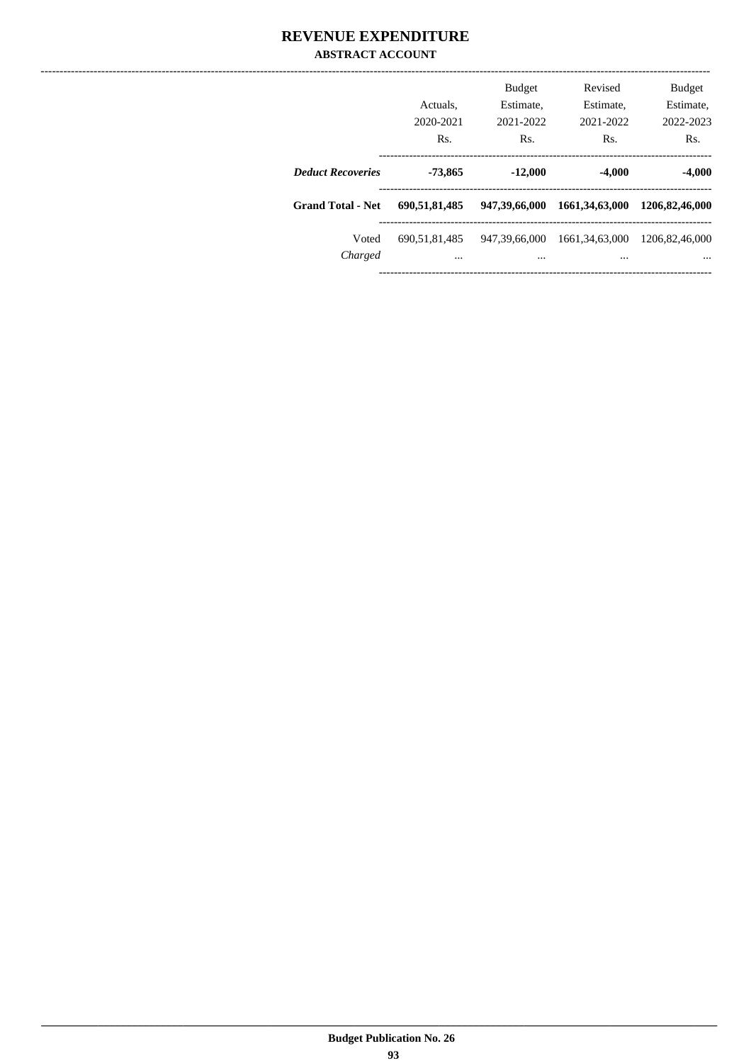# REVENUE EXPENDITURE

## ABSTRACT ACCOUNT

| | Actuals, 2020-2021 Rs. | Budget Estimate, 2021-2022 Rs. | Revised Estimate, 2021-2022 Rs. | Budget Estimate, 2022-2023 Rs. |
|---|---|---|---|---|
| ***Deduct Recoveries*** | **-73,865** | **-12,000** | **-4,000** | **-4,000** |
| **Grand Total - Net** | **690,51,81,485** | **947,39,66,000** | **1661,34,63,000** | **1206,82,46,000** |
| Voted | 690,51,81,485 | 947,39,66,000 | 1661,34,63,000 | 1206,82,46,000 |
| *Charged* | ... | ... | ... | ... |

**Budget Publication No. 26**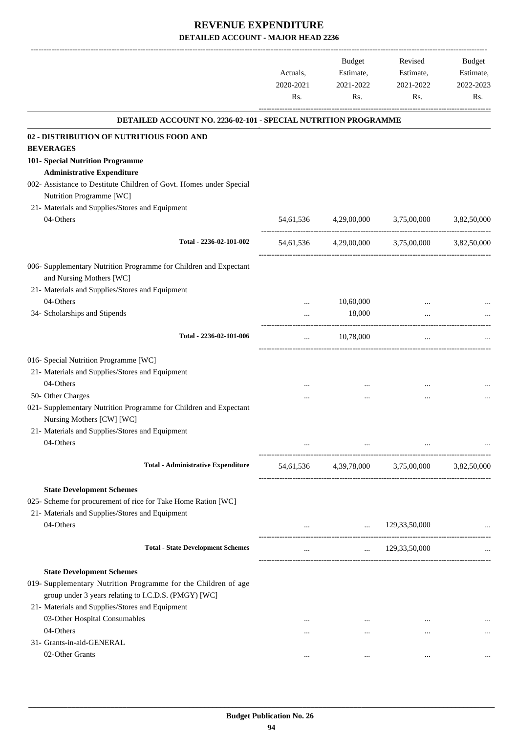# REVENUE EXPENDITURE

## DETAILED ACCOUNT - MAJOR HEAD 2236

| | Actuals, 2020-2021 Rs. | Budget Estimate, 2021-2022 Rs. | Revised Estimate, 2021-2022 Rs. | Budget Estimate, 2022-2023 Rs. |
|---|---|---|---|---|
| **DETAILED ACCOUNT NO. 2236-02-101 - SPECIAL NUTRITION PROGRAMME** | | | | |
| **02 - DISTRIBUTION OF NUTRITIOUS FOOD AND BEVERAGES** | | | | |
| **101- Special Nutrition Programme** | | | | |
| **Administrative Expenditure** | | | | |
| 002- Assistance to Destitute Children of Govt. Homes under Special Nutrition Programme [WC] | | | | |
| 21- Materials and Supplies/Stores and Equipment | | | | |
| 04-Others | 54,61,536 | 4,29,00,000 | 3,75,00,000 | 3,82,50,000 |
| **Total - 2236-02-101-002** | 54,61,536 | 4,29,00,000 | 3,75,00,000 | 3,82,50,000 |
| 006- Supplementary Nutrition Programme for Children and Expectant and Nursing Mothers [WC] | | | | |
| 21- Materials and Supplies/Stores and Equipment | | | | |
| 04-Others | ... | 10,60,000 | ... | ... |
| 34- Scholarships and Stipends | ... | 18,000 | ... | ... |
| **Total - 2236-02-101-006** | ... | 10,78,000 | ... | ... |
| 016- Special Nutrition Programme [WC] | | | | |
| 21- Materials and Supplies/Stores and Equipment | | | | |
| 04-Others | ... | ... | ... | ... |
| 50- Other Charges | ... | ... | ... | ... |
| 021- Supplementary Nutrition Programme for Children and Expectant Nursing Mothers [CW] [WC] | | | | |
| 21- Materials and Supplies/Stores and Equipment | | | | |
| 04-Others | ... | ... | ... | ... |
| **Total - Administrative Expenditure** | 54,61,536 | 4,39,78,000 | 3,75,00,000 | 3,82,50,000 |
| **State Development Schemes** | | | | |
| 025- Scheme for procurement of rice for Take Home Ration [WC] | | | | |
| 21- Materials and Supplies/Stores and Equipment | | | | |
| 04-Others | ... | ... | 129,33,50,000 | ... |
| **Total - State Development Schemes** | ... | ... | 129,33,50,000 | ... |
| **State Development Schemes** | | | | |
| 019- Supplementary Nutrition Programme for the Children of age group under 3 years relating to I.C.D.S. (PMGY) [WC] | | | | |
| 21- Materials and Supplies/Stores and Equipment | | | | |
| 03-Other Hospital Consumables | ... | ... | ... | ... |
| 04-Others | ... | ... | ... | ... |
| 31- Grants-in-aid-GENERAL | | | | |
| 02-Other Grants | ... | ... | ... | ... |

**Budget Publication No. 26**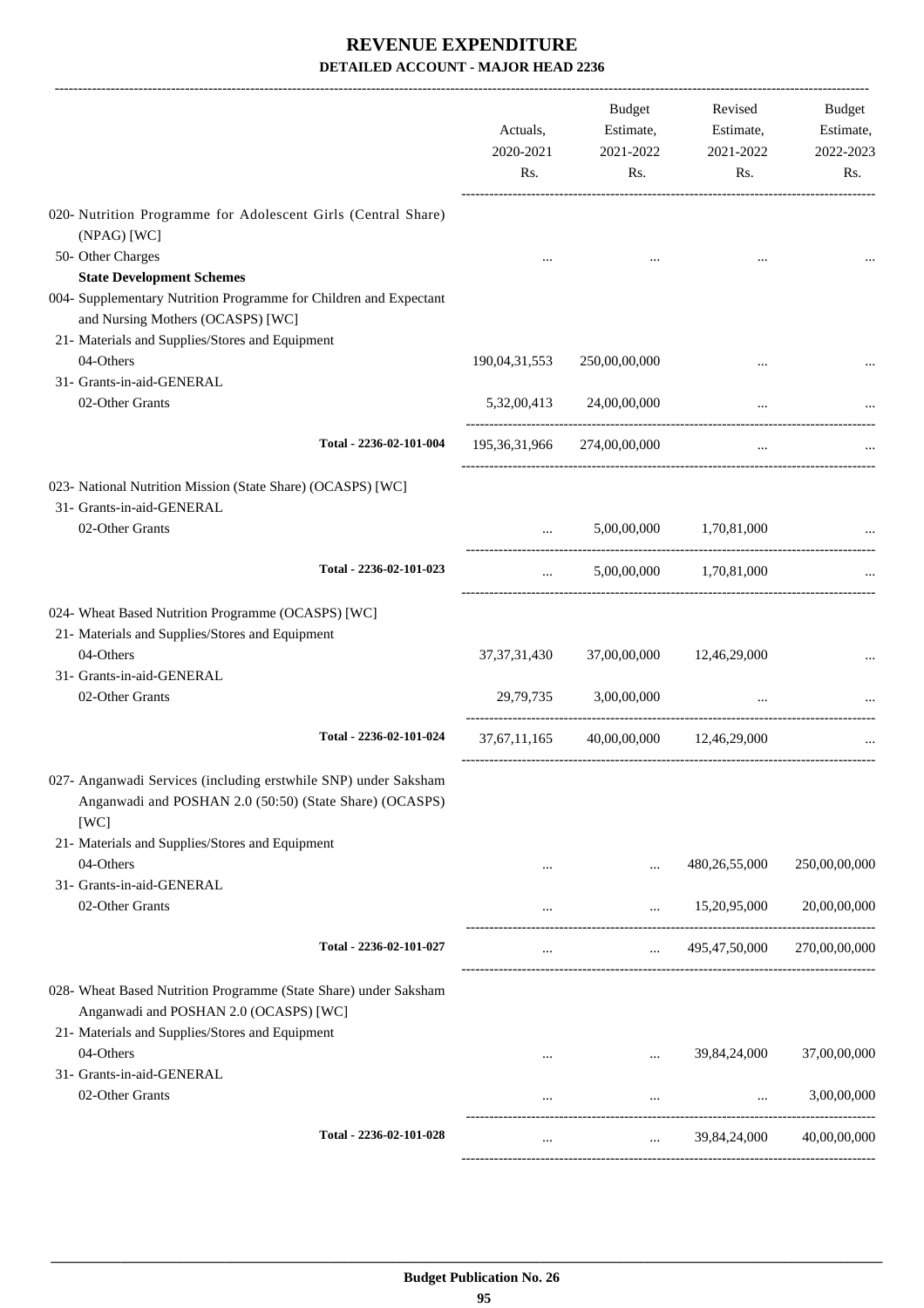# REVENUE EXPENDITURE

## DETAILED ACCOUNT - MAJOR HEAD 2236

| | Actuals, 2020-2021 Rs. | Budget Estimate, 2021-2022 Rs. | Revised Estimate, 2021-2022 Rs. | Budget Estimate, 2022-2023 Rs. |
|---|---|---|---|---|
| 020- Nutrition Programme for Adolescent Girls (Central Share) (NPAG) [WC] | | | | |
| 50- Other Charges | ... | ... | ... | ... |
| **State Development Schemes** | | | | |
| 004- Supplementary Nutrition Programme for Children and Expectant and Nursing Mothers (OCASPS) [WC] | | | | |
| 21- Materials and Supplies/Stores and Equipment | | | | |
| 04-Others | 190,04,31,553 | 250,00,00,000 | ... | ... |
| 31- Grants-in-aid-GENERAL | | | | |
| 02-Other Grants | 5,32,00,413 | 24,00,00,000 | ... | ... |
| Total - 2236-02-101-004 | 195,36,31,966 | 274,00,00,000 | ... | ... |
| 023- National Nutrition Mission (State Share) (OCASPS) [WC] | | | | |
| 31- Grants-in-aid-GENERAL | | | | |
| 02-Other Grants | ... | 5,00,00,000 | 1,70,81,000 | ... |
| Total - 2236-02-101-023 | ... | 5,00,00,000 | 1,70,81,000 | ... |
| 024- Wheat Based Nutrition Programme (OCASPS) [WC] | | | | |
| 21- Materials and Supplies/Stores and Equipment | | | | |
| 04-Others | 37,37,31,430 | 37,00,00,000 | 12,46,29,000 | ... |
| 31- Grants-in-aid-GENERAL | | | | |
| 02-Other Grants | 29,79,735 | 3,00,00,000 | ... | ... |
| Total - 2236-02-101-024 | 37,67,11,165 | 40,00,00,000 | 12,46,29,000 | ... |
| 027- Anganwadi Services (including erstwhile SNP) under Saksham Anganwadi and POSHAN 2.0 (50:50) (State Share) (OCASPS) [WC] | | | | |
| 21- Materials and Supplies/Stores and Equipment | | | | |
| 04-Others | ... | ... | 480,26,55,000 | 250,00,00,000 |
| 31- Grants-in-aid-GENERAL | | | | |
| 02-Other Grants | ... | ... | 15,20,95,000 | 20,00,00,000 |
| Total - 2236-02-101-027 | ... | ... | 495,47,50,000 | 270,00,00,000 |
| 028- Wheat Based Nutrition Programme (State Share) under Saksham Anganwadi and POSHAN 2.0 (OCASPS) [WC] | | | | |
| 21- Materials and Supplies/Stores and Equipment | | | | |
| 04-Others | ... | ... | 39,84,24,000 | 37,00,00,000 |
| 31- Grants-in-aid-GENERAL | | | | |
| 02-Other Grants | ... | ... | ... | 3,00,00,000 |
| Total - 2236-02-101-028 | ... | ... | 39,84,24,000 | 40,00,00,000 |

**Budget Publication No. 26**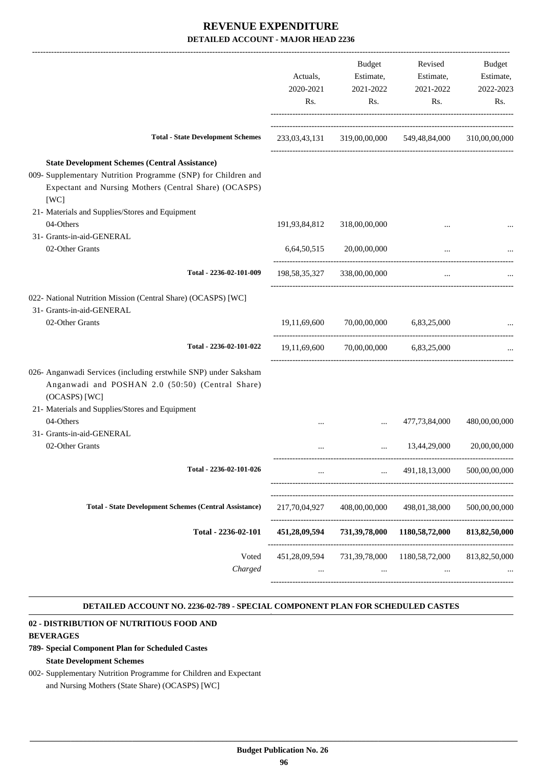# REVENUE EXPENDITURE

## DETAILED ACCOUNT - MAJOR HEAD 2236

| | Actuals, 2020-2021 Rs. | Budget Estimate, 2021-2022 Rs. | Revised Estimate, 2021-2022 Rs. | Budget Estimate, 2022-2023 Rs. |
|---|---|---|---|---|
| **Total - State Development Schemes** | 233,03,43,131 | 319,00,00,000 | 549,48,84,000 | 310,00,00,000 |
| **State Development Schemes (Central Assistance)** | | | | |
| 009- Supplementary Nutrition Programme (SNP) for Children and Expectant and Nursing Mothers (Central Share) (OCASPS) [WC] | | | | |
| 21- Materials and Supplies/Stores and Equipment | | | | |
| 04-Others | 191,93,84,812 | 318,00,00,000 | ... | ... |
| 31- Grants-in-aid-GENERAL | | | | |
| 02-Other Grants | 6,64,50,515 | 20,00,00,000 | ... | ... |
| **Total - 2236-02-101-009** | 198,58,35,327 | 338,00,00,000 | ... | ... |
| 022- National Nutrition Mission (Central Share) (OCASPS) [WC] | | | | |
| 31- Grants-in-aid-GENERAL | | | | |
| 02-Other Grants | 19,11,69,600 | 70,00,00,000 | 6,83,25,000 | ... |
| **Total - 2236-02-101-022** | 19,11,69,600 | 70,00,00,000 | 6,83,25,000 | ... |
| 026- Anganwadi Services (including erstwhile SNP) under Saksham Anganwadi and POSHAN 2.0 (50:50) (Central Share) (OCASPS) [WC] | | | | |
| 21- Materials and Supplies/Stores and Equipment | | | | |
| 04-Others | ... | ... | 477,73,84,000 | 480,00,00,000 |
| 31- Grants-in-aid-GENERAL | | | | |
| 02-Other Grants | ... | ... | 13,44,29,000 | 20,00,00,000 |
| **Total - 2236-02-101-026** | ... | ... | 491,18,13,000 | 500,00,00,000 |
| **Total - State Development Schemes (Central Assistance)** | 217,70,04,927 | 408,00,00,000 | 498,01,38,000 | 500,00,00,000 |
| **Total - 2236-02-101** | **451,28,09,594** | **731,39,78,000** | **1180,58,72,000** | **813,82,50,000** |
| Voted | 451,28,09,594 | 731,39,78,000 | 1180,58,72,000 | 813,82,50,000 |
| *Charged* | ... | ... | ... | ... |

**DETAILED ACCOUNT NO. 2236-02-789 - SPECIAL COMPONENT PLAN FOR SCHEDULED CASTES**

**02 - DISTRIBUTION OF NUTRITIOUS FOOD AND BEVERAGES**

**789- Special Component Plan for Scheduled Castes**

**State Development Schemes**

002- Supplementary Nutrition Programme for Children and Expectant and Nursing Mothers (State Share) (OCASPS) [WC]

**Budget Publication No. 26**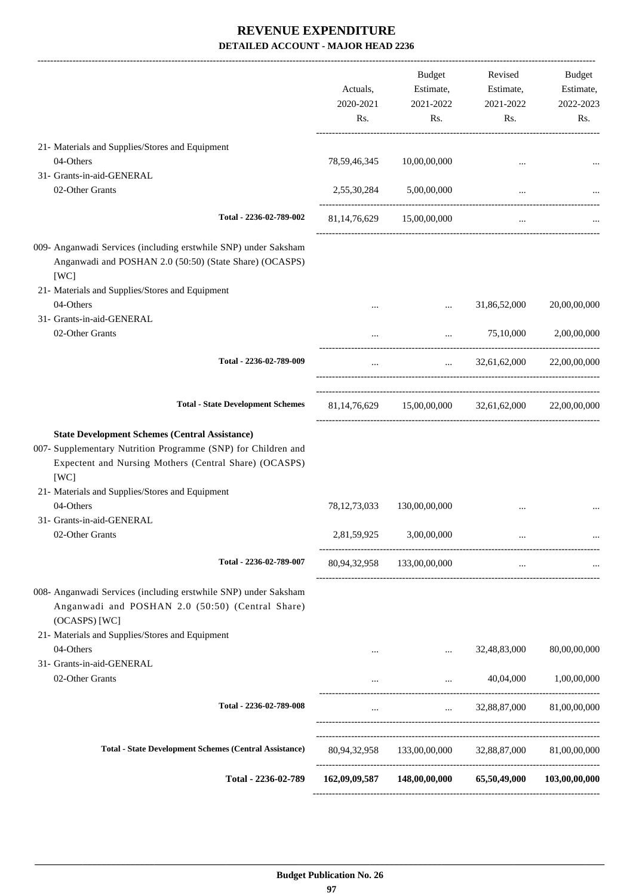# REVENUE EXPENDITURE

## DETAILED ACCOUNT - MAJOR HEAD 2236

| | Actuals, 2020-2021 Rs. | Budget Estimate, 2021-2022 Rs. | Revised Estimate, 2021-2022 Rs. | Budget Estimate, 2022-2023 Rs. |
|---|---|---|---|---|
| 21- Materials and Supplies/Stores and Equipment | | | | |
| 04-Others | 78,59,46,345 | 10,00,00,000 | ... | ... |
| 31- Grants-in-aid-GENERAL | | | | |
| 02-Other Grants | 2,55,30,284 | 5,00,00,000 | ... | ... |
| **Total - 2236-02-789-002** | 81,14,76,629 | 15,00,00,000 | ... | ... |
| 009- Anganwadi Services (including erstwhile SNP) under Saksham Anganwadi and POSHAN 2.0 (50:50) (State Share) (OCASPS) [WC] | | | | |
| 21- Materials and Supplies/Stores and Equipment | | | | |
| 04-Others | ... | ... | 31,86,52,000 | 20,00,00,000 |
| 31- Grants-in-aid-GENERAL | | | | |
| 02-Other Grants | ... | ... | 75,10,000 | 2,00,00,000 |
| **Total - 2236-02-789-009** | ... | ... | 32,61,62,000 | 22,00,00,000 |
| **Total - State Development Schemes** | 81,14,76,629 | 15,00,00,000 | 32,61,62,000 | 22,00,00,000 |
| **State Development Schemes (Central Assistance)** | | | | |
| 007- Supplementary Nutrition Programme (SNP) for Children and Expectent and Nursing Mothers (Central Share) (OCASPS) [WC] | | | | |
| 21- Materials and Supplies/Stores and Equipment | | | | |
| 04-Others | 78,12,73,033 | 130,00,00,000 | ... | ... |
| 31- Grants-in-aid-GENERAL | | | | |
| 02-Other Grants | 2,81,59,925 | 3,00,00,000 | ... | ... |
| **Total - 2236-02-789-007** | 80,94,32,958 | 133,00,00,000 | ... | ... |
| 008- Anganwadi Services (including erstwhile SNP) under Saksham Anganwadi and POSHAN 2.0 (50:50) (Central Share) (OCASPS) [WC] | | | | |
| 21- Materials and Supplies/Stores and Equipment | | | | |
| 04-Others | ... | ... | 32,48,83,000 | 80,00,00,000 |
| 31- Grants-in-aid-GENERAL | | | | |
| 02-Other Grants | ... | ... | 40,04,000 | 1,00,00,000 |
| **Total - 2236-02-789-008** | ... | ... | 32,88,87,000 | 81,00,00,000 |
| **Total - State Development Schemes (Central Assistance)** | 80,94,32,958 | 133,00,00,000 | 32,88,87,000 | 81,00,00,000 |
| **Total - 2236-02-789** | **162,09,09,587** | **148,00,00,000** | **65,50,49,000** | **103,00,00,000** |

**Budget Publication No. 26**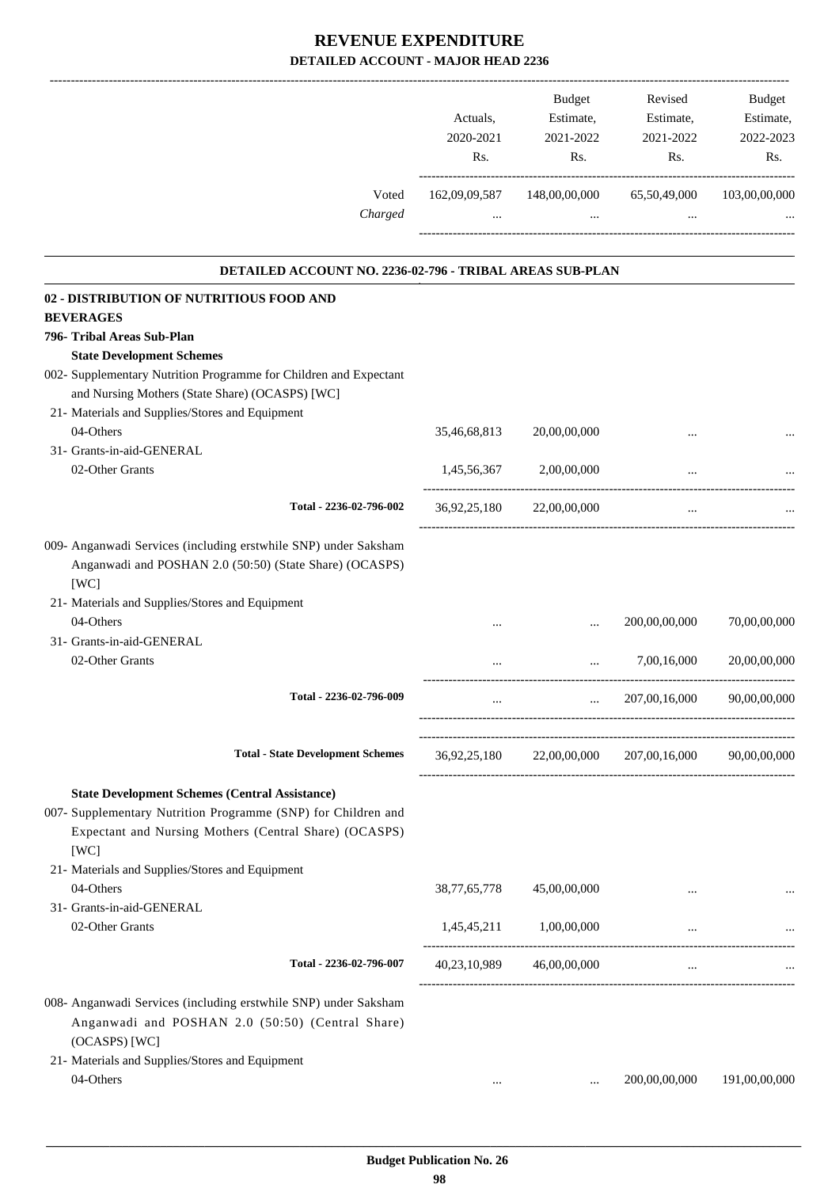# REVENUE EXPENDITURE

## DETAILED ACCOUNT - MAJOR HEAD 2236

| | Actuals, 2020-2021 Rs. | Budget Estimate, 2021-2022 Rs. | Revised Estimate, 2021-2022 Rs. | Budget Estimate, 2022-2023 Rs. |
|---|---|---|---|---|
| Voted | 162,09,09,587 | 148,00,00,000 | 65,50,49,000 | 103,00,00,000 |
| *Charged* | ... | ... | ... | ... |

### DETAILED ACCOUNT NO. 2236-02-796 - TRIBAL AREAS SUB-PLAN

| | Actuals, 2020-2021 Rs. | Budget Estimate, 2021-2022 Rs. | Revised Estimate, 2021-2022 Rs. | Budget Estimate, 2022-2023 Rs. |
|---|---|---|---|---|
| **02 - DISTRIBUTION OF NUTRITIOUS FOOD AND BEVERAGES** | | | | |
| **796- Tribal Areas Sub-Plan** | | | | |
| **State Development Schemes** | | | | |
| 002- Supplementary Nutrition Programme for Children and Expectant and Nursing Mothers (State Share) (OCASPS) [WC] | | | | |
| 21- Materials and Supplies/Stores and Equipment | | | | |
| 04-Others | 35,46,68,813 | 20,00,00,000 | ... | ... |
| 31- Grants-in-aid-GENERAL | | | | |
| 02-Other Grants | 1,45,56,367 | 2,00,00,000 | ... | ... |
| **Total - 2236-02-796-002** | 36,92,25,180 | 22,00,00,000 | ... | ... |
| 009- Anganwadi Services (including erstwhile SNP) under Saksham Anganwadi and POSHAN 2.0 (50:50) (State Share) (OCASPS) [WC] | | | | |
| 21- Materials and Supplies/Stores and Equipment | | | | |
| 04-Others | ... | ... | 200,00,00,000 | 70,00,00,000 |
| 31- Grants-in-aid-GENERAL | | | | |
| 02-Other Grants | ... | ... | 7,00,16,000 | 20,00,00,000 |
| **Total - 2236-02-796-009** | ... | ... | 207,00,16,000 | 90,00,00,000 |
| **Total - State Development Schemes** | 36,92,25,180 | 22,00,00,000 | 207,00,16,000 | 90,00,00,000 |
| **State Development Schemes (Central Assistance)** | | | | |
| 007- Supplementary Nutrition Programme (SNP) for Children and Expectant and Nursing Mothers (Central Share) (OCASPS) [WC] | | | | |
| 21- Materials and Supplies/Stores and Equipment | | | | |
| 04-Others | 38,77,65,778 | 45,00,00,000 | ... | ... |
| 31- Grants-in-aid-GENERAL | | | | |
| 02-Other Grants | 1,45,45,211 | 1,00,00,000 | ... | ... |
| **Total - 2236-02-796-007** | 40,23,10,989 | 46,00,00,000 | ... | ... |
| 008- Anganwadi Services (including erstwhile SNP) under Saksham Anganwadi and POSHAN 2.0 (50:50) (Central Share) (OCASPS) [WC] | | | | |
| 21- Materials and Supplies/Stores and Equipment | | | | |
| 04-Others | ... | ... | 200,00,00,000 | 191,00,00,000 |

**Budget Publication No. 26**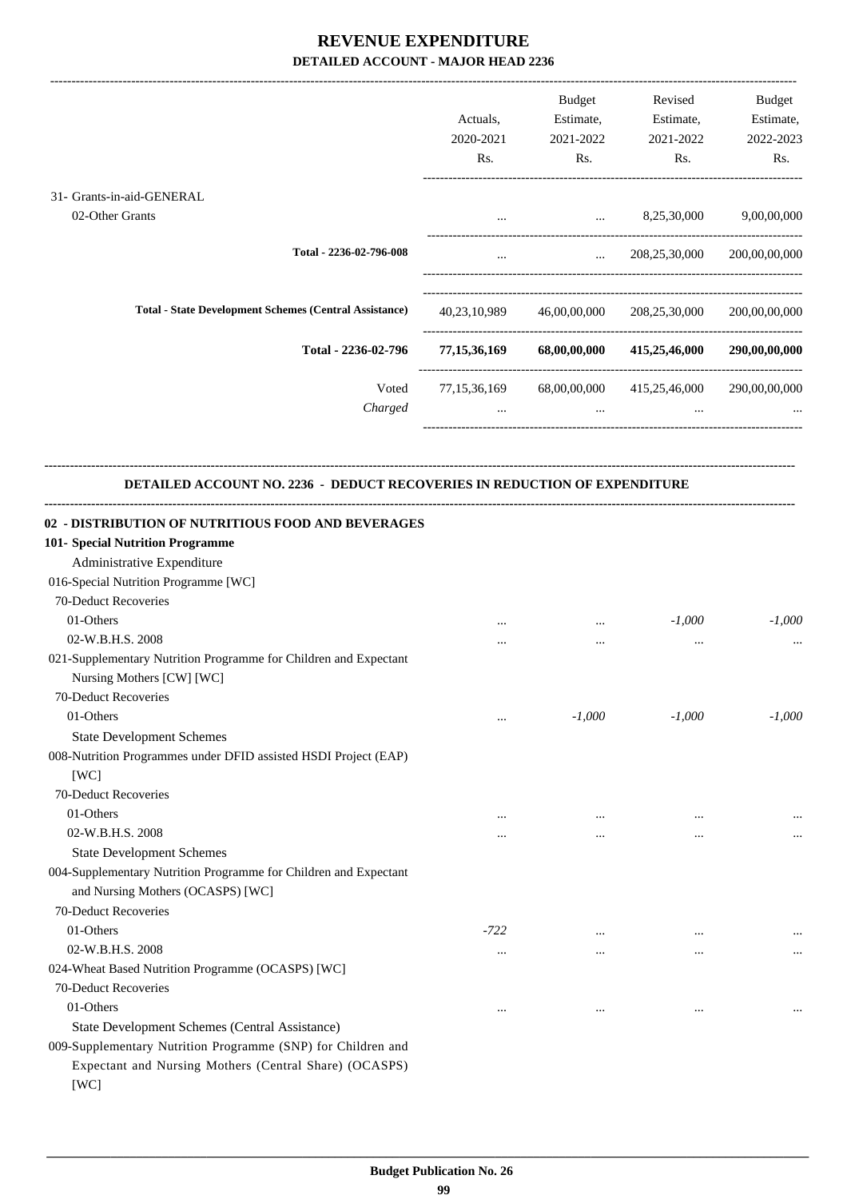# REVENUE EXPENDITURE

**DETAILED ACCOUNT - MAJOR HEAD 2236**

| | Actuals, 2020-2021 Rs. | Budget Estimate, 2021-2022 Rs. | Revised Estimate, 2021-2022 Rs. | Budget Estimate, 2022-2023 Rs. |
|---|---|---|---|---|
| 31- Grants-in-aid-GENERAL | | | | |
| 02-Other Grants | ... | ... | 8,25,30,000 | 9,00,00,000 |
| **Total - 2236-02-796-008** | ... | ... | 208,25,30,000 | 200,00,00,000 |
| **Total - State Development Schemes (Central Assistance)** | 40,23,10,989 | 46,00,00,000 | 208,25,30,000 | 200,00,00,000 |
| **Total - 2236-02-796** | **77,15,36,169** | **68,00,00,000** | **415,25,46,000** | **290,00,00,000** |
| Voted | 77,15,36,169 | 68,00,00,000 | 415,25,46,000 | 290,00,00,000 |
| *Charged* | ... | ... | ... | ... |

**DETAILED ACCOUNT NO. 2236 - DEDUCT RECOVERIES IN REDUCTION OF EXPENDITURE**

| | Actuals, 2020-2021 Rs. | Budget Estimate, 2021-2022 Rs. | Revised Estimate, 2021-2022 Rs. | Budget Estimate, 2022-2023 Rs. |
|---|---|---|---|---|
| **02 - DISTRIBUTION OF NUTRITIOUS FOOD AND BEVERAGES** | | | | |
| **101- Special Nutrition Programme** | | | | |
| Administrative Expenditure | | | | |
| 016-Special Nutrition Programme [WC] | | | | |
| 70-Deduct Recoveries | | | | |
| 01-Others | ... | ... | *-1,000* | *-1,000* |
| 02-W.B.H.S. 2008 | ... | ... | ... | ... |
| 021-Supplementary Nutrition Programme for Children and Expectant Nursing Mothers [CW] [WC] | | | | |
| 70-Deduct Recoveries | | | | |
| 01-Others | ... | *-1,000* | *-1,000* | *-1,000* |
| State Development Schemes | | | | |
| 008-Nutrition Programmes under DFID assisted HSDI Project (EAP) [WC] | | | | |
| 70-Deduct Recoveries | | | | |
| 01-Others | ... | ... | ... | ... |
| 02-W.B.H.S. 2008 | ... | ... | ... | ... |
| State Development Schemes | | | | |
| 004-Supplementary Nutrition Programme for Children and Expectant and Nursing Mothers (OCASPS) [WC] | | | | |
| 70-Deduct Recoveries | | | | |
| 01-Others | *-722* | ... | ... | ... |
| 02-W.B.H.S. 2008 | ... | ... | ... | ... |
| 024-Wheat Based Nutrition Programme (OCASPS) [WC] | | | | |
| 70-Deduct Recoveries | | | | |
| 01-Others | ... | ... | ... | ... |
| State Development Schemes (Central Assistance) | | | | |
| 009-Supplementary Nutrition Programme (SNP) for Children and Expectant and Nursing Mothers (Central Share) (OCASPS) [WC] | | | | |

**Budget Publication No. 26**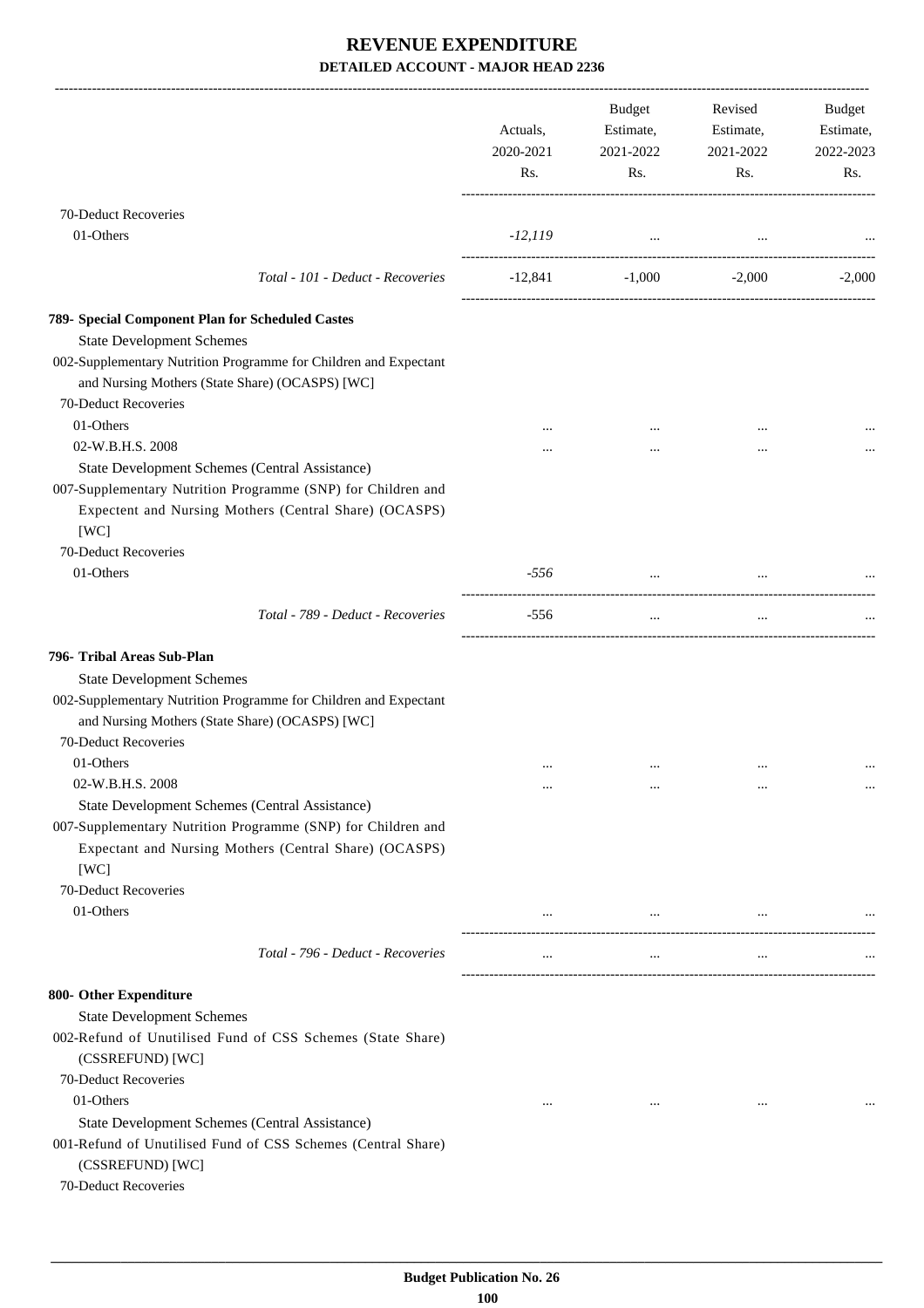# REVENUE EXPENDITURE
## DETAILED ACCOUNT - MAJOR HEAD 2236

| | Actuals, 2020-2021 Rs. | Budget Estimate, 2021-2022 Rs. | Revised Estimate, 2021-2022 Rs. | Budget Estimate, 2022-2023 Rs. |
|---|---|---|---|---|
| 70-Deduct Recoveries | | | | |
| 01-Others | *-12,119* | ... | ... | ... |
| *Total - 101 - Deduct - Recoveries* | -12,841 | -1,000 | -2,000 | -2,000 |
| **789- Special Component Plan for Scheduled Castes** | | | | |
| State Development Schemes | | | | |
| 002-Supplementary Nutrition Programme for Children and Expectant and Nursing Mothers (State Share) (OCASPS) [WC] | | | | |
| 70-Deduct Recoveries | | | | |
| 01-Others | ... | ... | ... | ... |
| 02-W.B.H.S. 2008 | ... | ... | ... | ... |
| State Development Schemes (Central Assistance) | | | | |
| 007-Supplementary Nutrition Programme (SNP) for Children and Expectent and Nursing Mothers (Central Share) (OCASPS) [WC] | | | | |
| 70-Deduct Recoveries | | | | |
| 01-Others | *-556* | ... | ... | ... |
| *Total - 789 - Deduct - Recoveries* | -556 | ... | ... | ... |
| **796- Tribal Areas Sub-Plan** | | | | |
| State Development Schemes | | | | |
| 002-Supplementary Nutrition Programme for Children and Expectant and Nursing Mothers (State Share) (OCASPS) [WC] | | | | |
| 70-Deduct Recoveries | | | | |
| 01-Others | ... | ... | ... | ... |
| 02-W.B.H.S. 2008 | ... | ... | ... | ... |
| State Development Schemes (Central Assistance) | | | | |
| 007-Supplementary Nutrition Programme (SNP) for Children and Expectant and Nursing Mothers (Central Share) (OCASPS) [WC] | | | | |
| 70-Deduct Recoveries | | | | |
| 01-Others | ... | ... | ... | ... |
| *Total - 796 - Deduct - Recoveries* | ... | ... | ... | ... |
| **800- Other Expenditure** | | | | |
| State Development Schemes | | | | |
| 002-Refund of Unutilised Fund of CSS Schemes (State Share) (CSSREFUND) [WC] | | | | |
| 70-Deduct Recoveries | | | | |
| 01-Others | ... | ... | ... | ... |
| State Development Schemes (Central Assistance) | | | | |
| 001-Refund of Unutilised Fund of CSS Schemes (Central Share) (CSSREFUND) [WC] | | | | |
| 70-Deduct Recoveries | | | | |

**Budget Publication No. 26**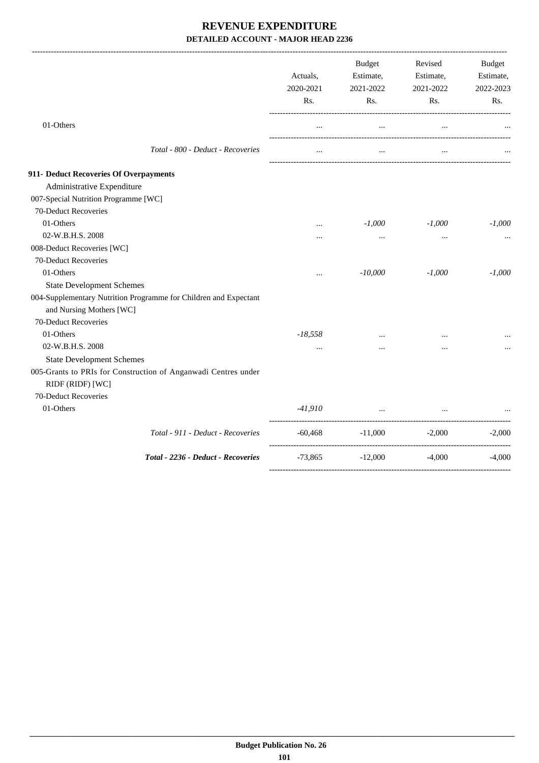# REVENUE EXPENDITURE

## DETAILED ACCOUNT - MAJOR HEAD 2236

| | Actuals, 2020-2021 Rs. | Budget Estimate, 2021-2022 Rs. | Revised Estimate, 2021-2022 Rs. | Budget Estimate, 2022-2023 Rs. |
|---|---|---|---|---|
| 01-Others | ... | ... | ... | ... |
| *Total - 800 - Deduct - Recoveries* | ... | ... | ... | ... |
| **911- Deduct Recoveries Of Overpayments** | | | | |
| Administrative Expenditure | | | | |
| 007-Special Nutrition Programme [WC] | | | | |
| 70-Deduct Recoveries | | | | |
| 01-Others | ... | *-1,000* | *-1,000* | *-1,000* |
| 02-W.B.H.S. 2008 | ... | ... | ... | ... |
| 008-Deduct Recoveries [WC] | | | | |
| 70-Deduct Recoveries | | | | |
| 01-Others | ... | *-10,000* | *-1,000* | *-1,000* |
| State Development Schemes | | | | |
| 004-Supplementary Nutrition Programme for Children and Expectant and Nursing Mothers [WC] | | | | |
| 70-Deduct Recoveries | | | | |
| 01-Others | *-18,558* | ... | ... | ... |
| 02-W.B.H.S. 2008 | ... | ... | ... | ... |
| State Development Schemes | | | | |
| 005-Grants to PRIs for Construction of Anganwadi Centres under RIDF (RIDF) [WC] | | | | |
| 70-Deduct Recoveries | | | | |
| 01-Others | *-41,910* | ... | ... | ... |
| *Total - 911 - Deduct - Recoveries* | -60,468 | -11,000 | -2,000 | -2,000 |
| ***Total - 2236 - Deduct - Recoveries*** | -73,865 | -12,000 | -4,000 | -4,000 |

**Budget Publication No. 26**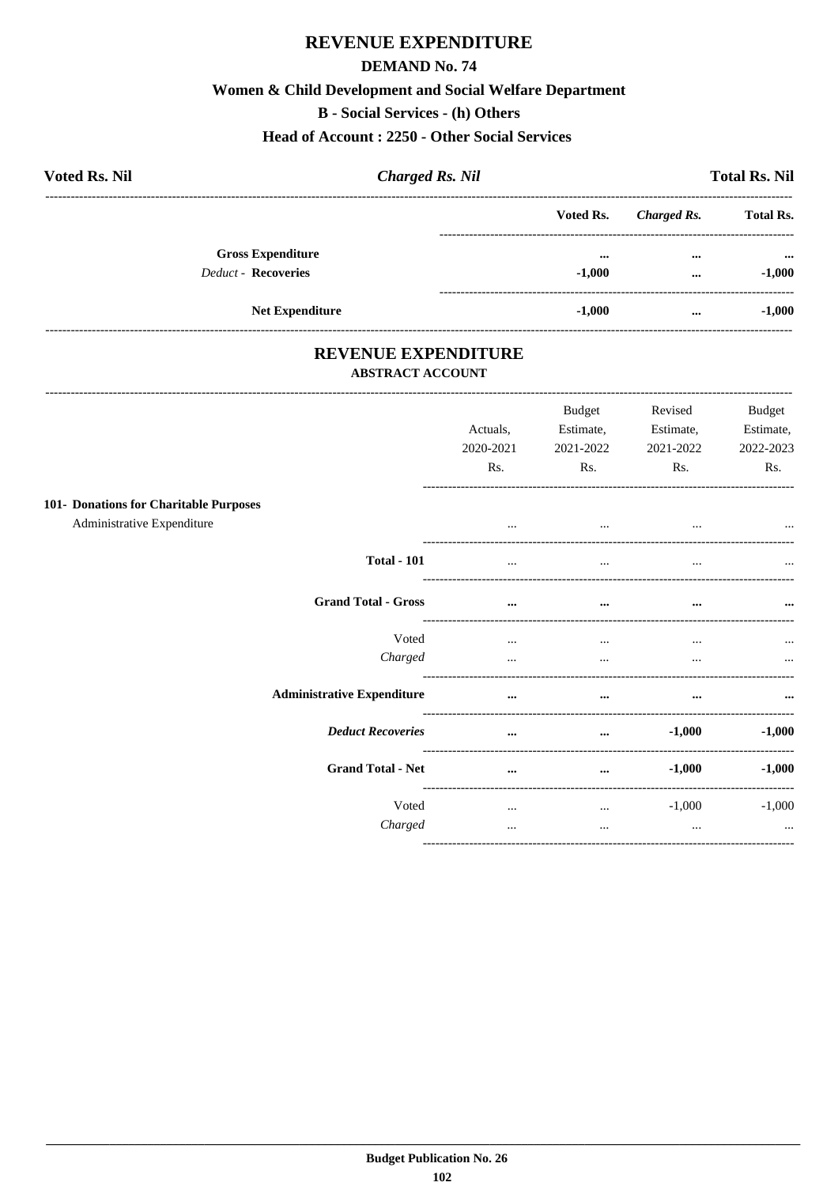# REVENUE EXPENDITURE

## DEMAND No. 74

### Women & Child Development and Social Welfare Department

### B - Social Services - (h) Others

### Head of Account : 2250 - Other Social Services

| Voted Rs. Nil | *Charged Rs. Nil* | Total Rs. Nil |
|---|---|---|

| | Voted Rs. | *Charged Rs.* | Total Rs. |
|---|---|---|---|
| **Gross Expenditure** | ... | ... | ... |
| *Deduct* - **Recoveries** | -1,000 | ... | -1,000 |
| **Net Expenditure** | -1,000 | ... | -1,000 |

## REVENUE EXPENDITURE

### ABSTRACT ACCOUNT

| | Actuals, 2020-2021 Rs. | Budget Estimate, 2021-2022 Rs. | Revised Estimate, 2021-2022 Rs. | Budget Estimate, 2022-2023 Rs. |
|---|---|---|---|---|
| **101- Donations for Charitable Purposes** | | | | |
| Administrative Expenditure | ... | ... | ... | ... |
| **Total - 101** | ... | ... | ... | ... |
| **Grand Total - Gross** | ... | ... | ... | ... |
| Voted | ... | ... | ... | ... |
| *Charged* | ... | ... | ... | ... |
| **Administrative Expenditure** | ... | ... | ... | ... |
| ***Deduct Recoveries*** | ... | ... | -1,000 | -1,000 |
| **Grand Total - Net** | ... | ... | -1,000 | -1,000 |
| Voted | ... | ... | -1,000 | -1,000 |
| *Charged* | ... | ... | ... | ... |

**Budget Publication No. 26**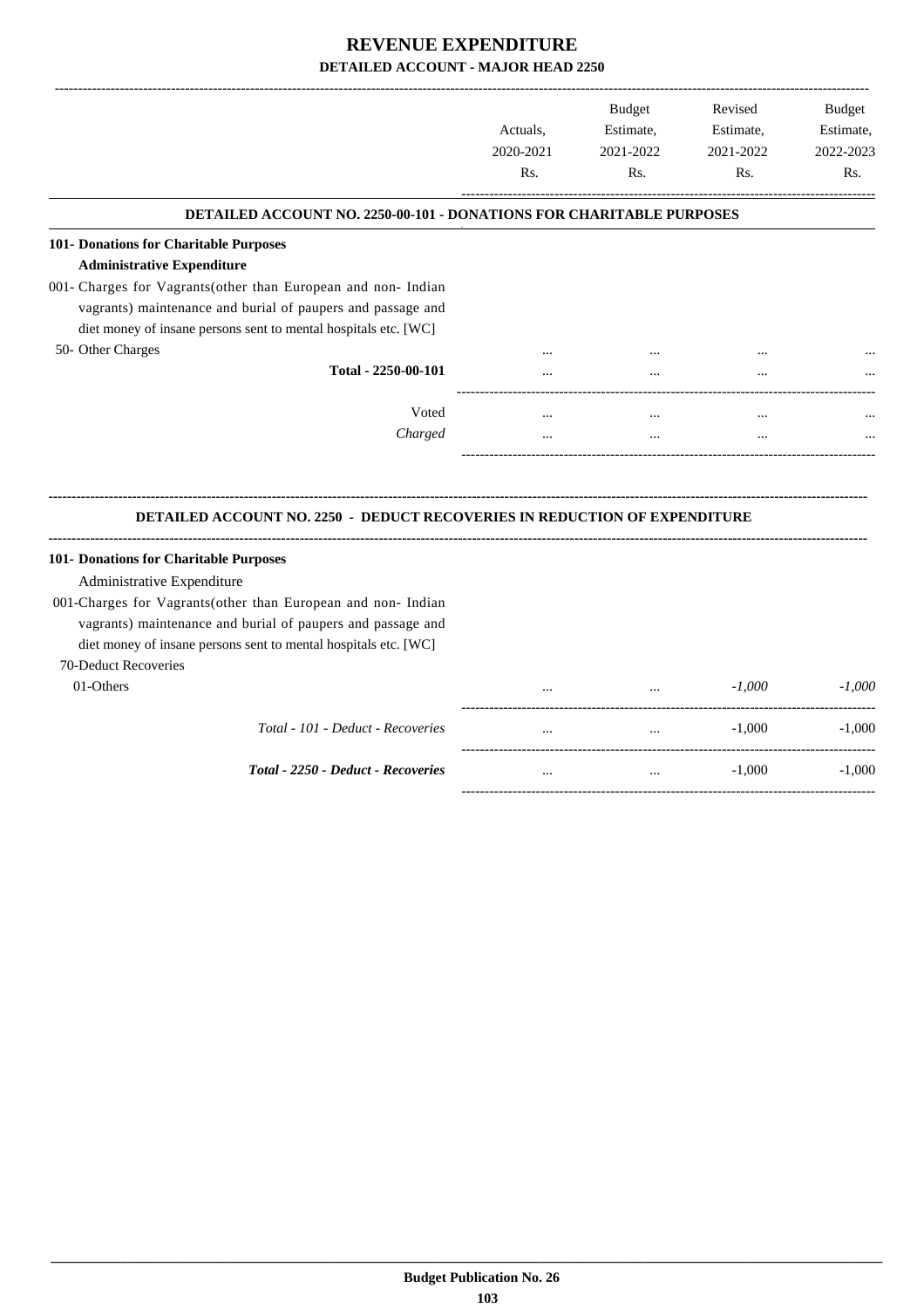# REVENUE EXPENDITURE

## DETAILED ACCOUNT - MAJOR HEAD 2250

| | Actuals, 2020-2021 Rs. | Budget Estimate, 2021-2022 Rs. | Revised Estimate, 2021-2022 Rs. | Budget Estimate, 2022-2023 Rs. |
|---|---|---|---|---|
| **DETAILED ACCOUNT NO. 2250-00-101 - DONATIONS FOR CHARITABLE PURPOSES** | | | | |
| **101- Donations for Charitable Purposes** | | | | |
| **Administrative Expenditure** | | | | |
| 001- Charges for Vagrants(other than European and non- Indian vagrants) maintenance and burial of paupers and passage and diet money of insane persons sent to mental hospitals etc. [WC] | | | | |
| 50- Other Charges | ... | ... | ... | ... |
| **Total - 2250-00-101** | ... | ... | ... | ... |
| Voted | ... | ... | ... | ... |
| *Charged* | ... | ... | ... | ... |

**DETAILED ACCOUNT NO. 2250 - DEDUCT RECOVERIES IN REDUCTION OF EXPENDITURE**

| | Actuals, 2020-2021 Rs. | Budget Estimate, 2021-2022 Rs. | Revised Estimate, 2021-2022 Rs. | Budget Estimate, 2022-2023 Rs. |
|---|---|---|---|---|
| **101- Donations for Charitable Purposes** | | | | |
| Administrative Expenditure | | | | |
| 001-Charges for Vagrants(other than European and non- Indian vagrants) maintenance and burial of paupers and passage and diet money of insane persons sent to mental hospitals etc. [WC] | | | | |
| 70-Deduct Recoveries | | | | |
| 01-Others | ... | ... | *-1,000* | *-1,000* |
| *Total - 101 - Deduct - Recoveries* | ... | ... | -1,000 | -1,000 |
| ***Total - 2250 - Deduct - Recoveries*** | ... | ... | -1,000 | -1,000 |

**Budget Publication No. 26**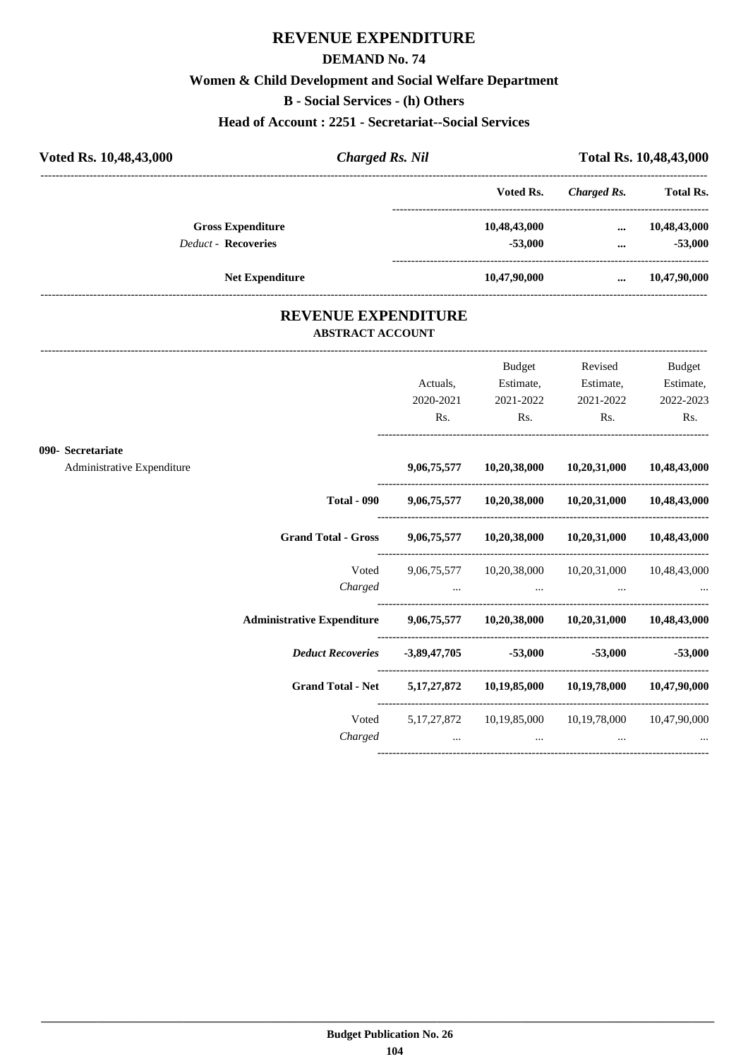# REVENUE EXPENDITURE

## DEMAND No. 74

### Women & Child Development and Social Welfare Department

### B - Social Services - (h) Others

### Head of Account : 2251 - Secretariat--Social Services

| **Voted Rs. 10,48,43,000** | ***Charged Rs. Nil*** | **Total Rs. 10,48,43,000** |
|---|---|---|

| | Voted Rs. | *Charged Rs.* | Total Rs. |
|---|---|---|---|
| **Gross Expenditure** | 10,48,43,000 | ... | 10,48,43,000 |
| *Deduct* - **Recoveries** | -53,000 | ... | -53,000 |
| **Net Expenditure** | 10,47,90,000 | ... | 10,47,90,000 |

## REVENUE EXPENDITURE

### ABSTRACT ACCOUNT

| | Actuals, 2020-2021 Rs. | Budget Estimate, 2021-2022 Rs. | Revised Estimate, 2021-2022 Rs. | Budget Estimate, 2022-2023 Rs. |
|---|---|---|---|---|
| **090- Secretariat** | | | | |
| Administrative Expenditure | **9,06,75,577** | **10,20,38,000** | **10,20,31,000** | **10,48,43,000** |
| **Total - 090** | **9,06,75,577** | **10,20,38,000** | **10,20,31,000** | **10,48,43,000** |
| **Grand Total - Gross** | **9,06,75,577** | **10,20,38,000** | **10,20,31,000** | **10,48,43,000** |
| Voted | 9,06,75,577 | 10,20,38,000 | 10,20,31,000 | 10,48,43,000 |
| *Charged* | ... | ... | ... | ... |
| **Administrative Expenditure** | **9,06,75,577** | **10,20,38,000** | **10,20,31,000** | **10,48,43,000** |
| ***Deduct Recoveries*** | **-3,89,47,705** | **-53,000** | **-53,000** | **-53,000** |
| **Grand Total - Net** | **5,17,27,872** | **10,19,85,000** | **10,19,78,000** | **10,47,90,000** |
| Voted | 5,17,27,872 | 10,19,85,000 | 10,19,78,000 | 10,47,90,000 |
| *Charged* | ... | ... | ... | ... |

**Budget Publication No. 26**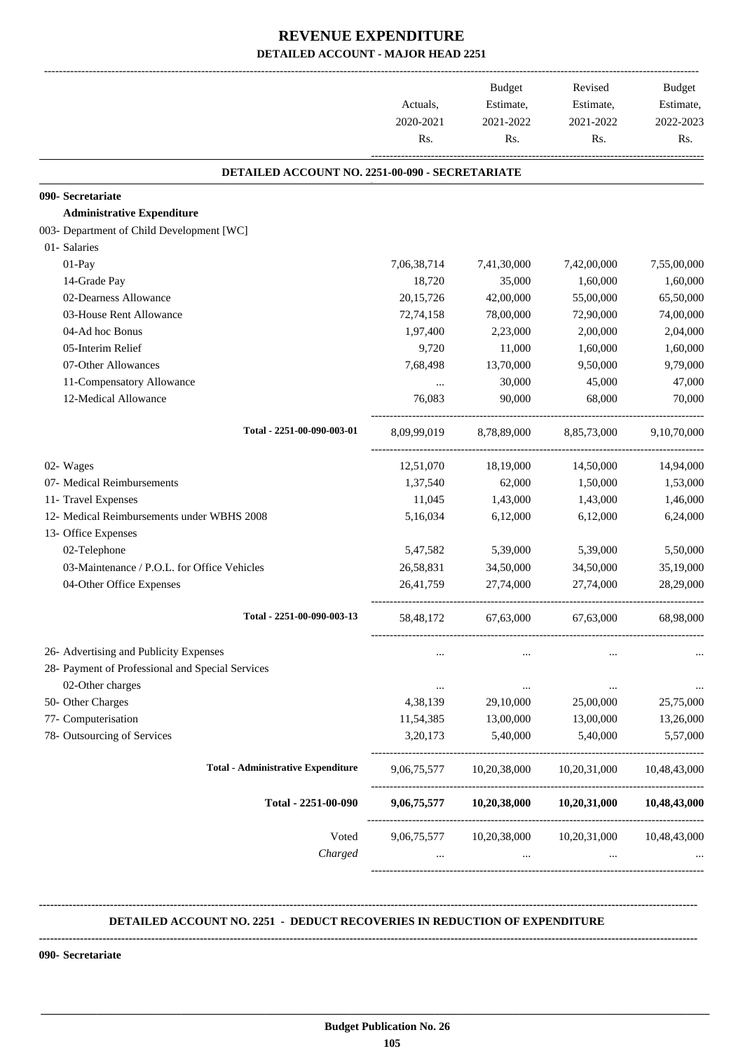# REVENUE EXPENDITURE

## DETAILED ACCOUNT - MAJOR HEAD 2251

| | Actuals, 2020-2021 Rs. | Budget Estimate, 2021-2022 Rs. | Revised Estimate, 2021-2022 Rs. | Budget Estimate, 2022-2023 Rs. |
|---|---|---|---|---|
| **DETAILED ACCOUNT NO. 2251-00-090 - SECRETARIATE** | | | | |
| **090- Secretariate** | | | | |
| **Administrative Expenditure** | | | | |
| 003- Department of Child Development [WC] | | | | |
| 01- Salaries | | | | |
| 01-Pay | 7,06,38,714 | 7,41,30,000 | 7,42,00,000 | 7,55,00,000 |
| 14-Grade Pay | 18,720 | 35,000 | 1,60,000 | 1,60,000 |
| 02-Dearness Allowance | 20,15,726 | 42,00,000 | 55,00,000 | 65,50,000 |
| 03-House Rent Allowance | 72,74,158 | 78,00,000 | 72,90,000 | 74,00,000 |
| 04-Ad hoc Bonus | 1,97,400 | 2,23,000 | 2,00,000 | 2,04,000 |
| 05-Interim Relief | 9,720 | 11,000 | 1,60,000 | 1,60,000 |
| 07-Other Allowances | 7,68,498 | 13,70,000 | 9,50,000 | 9,79,000 |
| 11-Compensatory Allowance | ... | 30,000 | 45,000 | 47,000 |
| 12-Medical Allowance | 76,083 | 90,000 | 68,000 | 70,000 |
| Total - 2251-00-090-003-01 | 8,09,99,019 | 8,78,89,000 | 8,85,73,000 | 9,10,70,000 |
| 02- Wages | 12,51,070 | 18,19,000 | 14,50,000 | 14,94,000 |
| 07- Medical Reimbursements | 1,37,540 | 62,000 | 1,50,000 | 1,53,000 |
| 11- Travel Expenses | 11,045 | 1,43,000 | 1,43,000 | 1,46,000 |
| 12- Medical Reimbursements under WBHS 2008 | 5,16,034 | 6,12,000 | 6,12,000 | 6,24,000 |
| 13- Office Expenses | | | | |
| 02-Telephone | 5,47,582 | 5,39,000 | 5,39,000 | 5,50,000 |
| 03-Maintenance / P.O.L. for Office Vehicles | 26,58,831 | 34,50,000 | 34,50,000 | 35,19,000 |
| 04-Other Office Expenses | 26,41,759 | 27,74,000 | 27,74,000 | 28,29,000 |
| Total - 2251-00-090-003-13 | 58,48,172 | 67,63,000 | 67,63,000 | 68,98,000 |
| 26- Advertising and Publicity Expenses | ... | ... | ... | ... |
| 28- Payment of Professional and Special Services | | | | |
| 02-Other charges | ... | ... | ... | ... |
| 50- Other Charges | 4,38,139 | 29,10,000 | 25,00,000 | 25,75,000 |
| 77- Computerisation | 11,54,385 | 13,00,000 | 13,00,000 | 13,26,000 |
| 78- Outsourcing of Services | 3,20,173 | 5,40,000 | 5,40,000 | 5,57,000 |
| **Total - Administrative Expenditure** | 9,06,75,577 | 10,20,38,000 | 10,20,31,000 | 10,48,43,000 |
| **Total - 2251-00-090** | **9,06,75,577** | **10,20,38,000** | **10,20,31,000** | **10,48,43,000** |
| Voted | 9,06,75,577 | 10,20,38,000 | 10,20,31,000 | 10,48,43,000 |
| *Charged* | ... | ... | ... | ... |

**DETAILED ACCOUNT NO. 2251 - DEDUCT RECOVERIES IN REDUCTION OF EXPENDITURE**

**090- Secretariate**

**Budget Publication No. 26**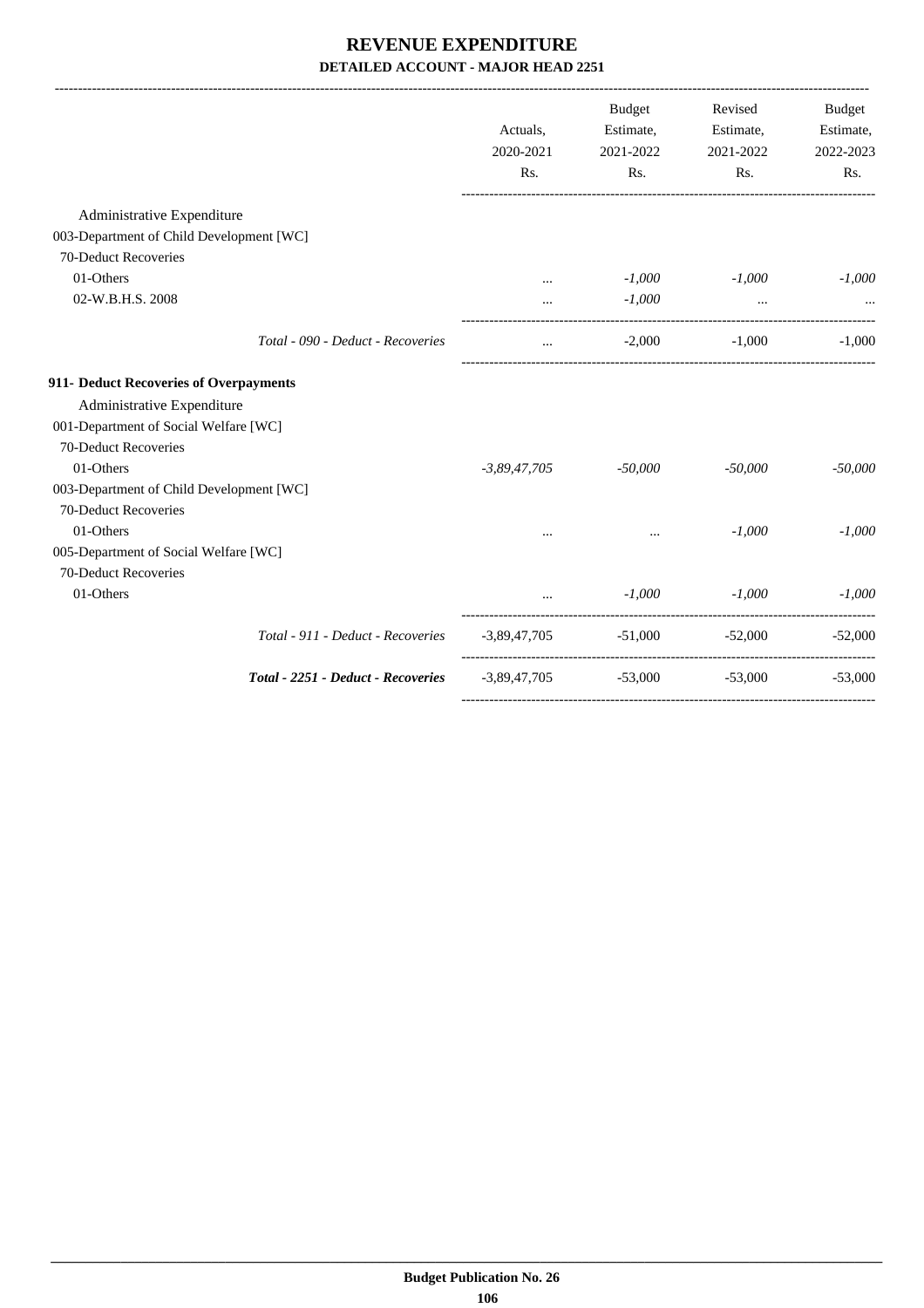# REVENUE EXPENDITURE

## DETAILED ACCOUNT - MAJOR HEAD 2251

| | Actuals, 2020-2021 Rs. | Budget Estimate, 2021-2022 Rs. | Revised Estimate, 2021-2022 Rs. | Budget Estimate, 2022-2023 Rs. |
|---|---|---|---|---|
| Administrative Expenditure | | | | |
| 003-Department of Child Development [WC] | | | | |
| 70-Deduct Recoveries | | | | |
| 01-Others | ... | *-1,000* | *-1,000* | *-1,000* |
| 02-W.B.H.S. 2008 | ... | *-1,000* | ... | ... |
| *Total - 090 - Deduct - Recoveries* | ... | -2,000 | -1,000 | -1,000 |
| **911- Deduct Recoveries of Overpayments** | | | | |
| Administrative Expenditure | | | | |
| 001-Department of Social Welfare [WC] | | | | |
| 70-Deduct Recoveries | | | | |
| 01-Others | *-3,89,47,705* | *-50,000* | *-50,000* | *-50,000* |
| 003-Department of Child Development [WC] | | | | |
| 70-Deduct Recoveries | | | | |
| 01-Others | ... | ... | *-1,000* | *-1,000* |
| 005-Department of Social Welfare [WC] | | | | |
| 70-Deduct Recoveries | | | | |
| 01-Others | ... | *-1,000* | *-1,000* | *-1,000* |
| *Total - 911 - Deduct - Recoveries* | -3,89,47,705 | -51,000 | -52,000 | -52,000 |
| ***Total - 2251 - Deduct - Recoveries*** | -3,89,47,705 | -53,000 | -53,000 | -53,000 |

**Budget Publication No. 26**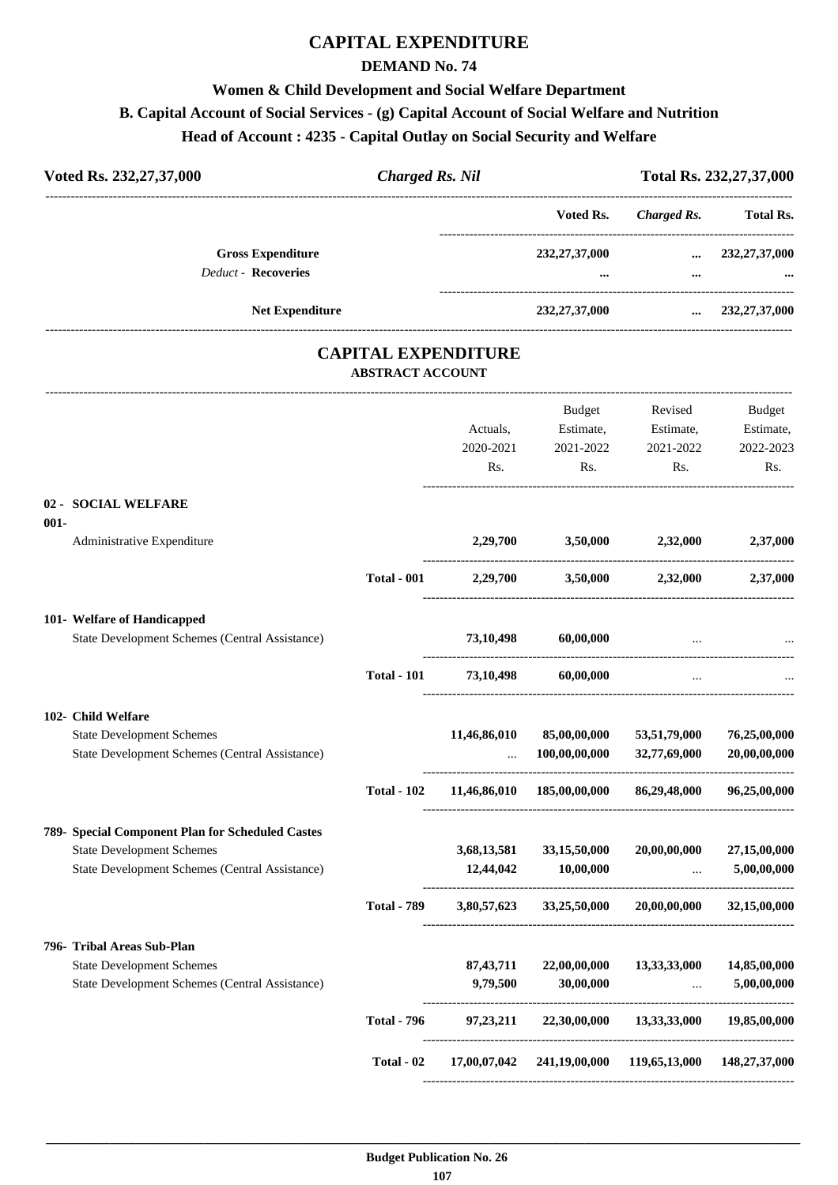# CAPITAL EXPENDITURE

## DEMAND No. 74

### Women & Child Development and Social Welfare Department

### B. Capital Account of Social Services - (g) Capital Account of Social Welfare and Nutrition

### Head of Account : 4235 - Capital Outlay on Social Security and Welfare

| Voted Rs. 232,27,37,000 | *Charged Rs. Nil* | Total Rs. 232,27,37,000 |
|---|---|---|

| | Voted Rs. | *Charged Rs.* | Total Rs. |
|---|---|---|---|
| **Gross Expenditure** | 232,27,37,000 | ... | 232,27,37,000 |
| *Deduct* - **Recoveries** | ... | ... | ... |
| **Net Expenditure** | 232,27,37,000 | ... | 232,27,37,000 |

## CAPITAL EXPENDITURE

### ABSTRACT ACCOUNT

| | | Actuals, 2020-2021 Rs. | Budget Estimate, 2021-2022 Rs. | Revised Estimate, 2021-2022 Rs. | Budget Estimate, 2022-2023 Rs. |
|---|---|---|---|---|---|
| **02 - SOCIAL WELFARE** | | | | | |
| **001-** | | | | | |
| Administrative Expenditure | | 2,29,700 | 3,50,000 | 2,32,000 | 2,37,000 |
| | **Total - 001** | 2,29,700 | 3,50,000 | 2,32,000 | 2,37,000 |
| **101- Welfare of Handicapped** | | | | | |
| State Development Schemes (Central Assistance) | | 73,10,498 | 60,00,000 | ... | ... |
| | **Total - 101** | 73,10,498 | 60,00,000 | ... | ... |
| **102- Child Welfare** | | | | | |
| State Development Schemes | | 11,46,86,010 | 85,00,00,000 | 53,51,79,000 | 76,25,00,000 |
| State Development Schemes (Central Assistance) | | ... | 100,00,00,000 | 32,77,69,000 | 20,00,00,000 |
| | **Total - 102** | 11,46,86,010 | 185,00,00,000 | 86,29,48,000 | 96,25,00,000 |
| **789- Special Component Plan for Scheduled Castes** | | | | | |
| State Development Schemes | | 3,68,13,581 | 33,15,50,000 | 20,00,00,000 | 27,15,00,000 |
| State Development Schemes (Central Assistance) | | 12,44,042 | 10,00,000 | ... | 5,00,00,000 |
| | **Total - 789** | 3,80,57,623 | 33,25,50,000 | 20,00,00,000 | 32,15,00,000 |
| **796- Tribal Areas Sub-Plan** | | | | | |
| State Development Schemes | | 87,43,711 | 22,00,00,000 | 13,33,33,000 | 14,85,00,000 |
| State Development Schemes (Central Assistance) | | 9,79,500 | 30,00,000 | ... | 5,00,00,000 |
| | **Total - 796** | 97,23,211 | 22,30,00,000 | 13,33,33,000 | 19,85,00,000 |
| | **Total - 02** | 17,00,07,042 | 241,19,00,000 | 119,65,13,000 | 148,27,37,000 |

**Budget Publication No. 26**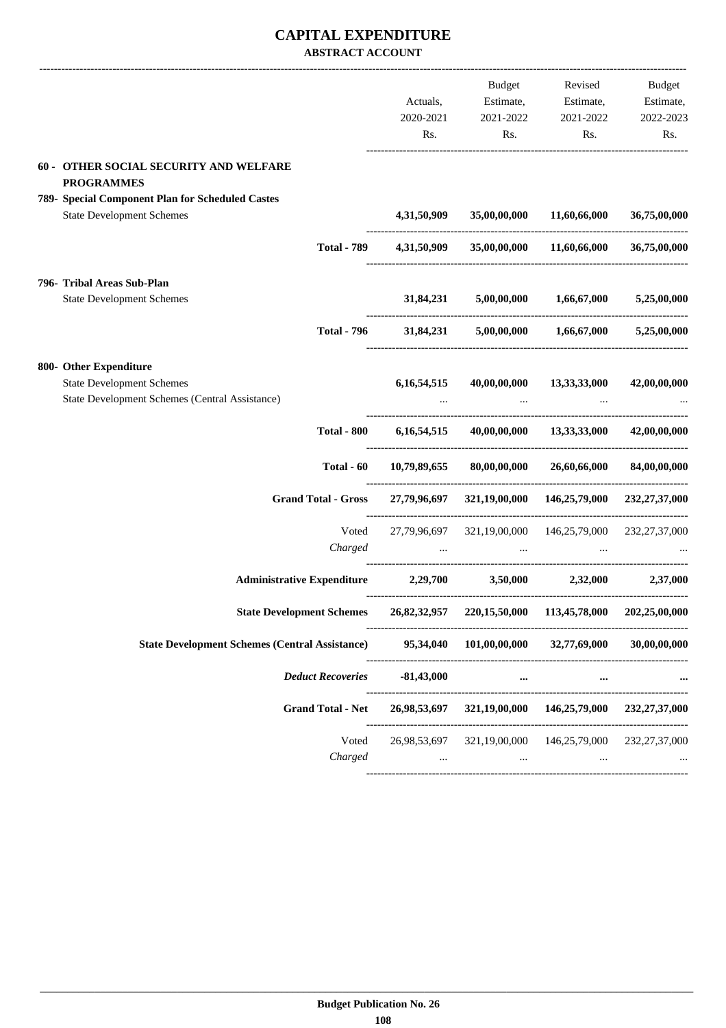# CAPITAL EXPENDITURE

## ABSTRACT ACCOUNT

| | Actuals, 2020-2021 Rs. | Budget Estimate, 2021-2022 Rs. | Revised Estimate, 2021-2022 Rs. | Budget Estimate, 2022-2023 Rs. |
|---|---|---|---|---|
| **60 - OTHER SOCIAL SECURITY AND WELFARE PROGRAMMES** | | | | |
| **789- Special Component Plan for Scheduled Castes** | | | | |
| State Development Schemes | **4,31,50,909** | **35,00,00,000** | **11,60,66,000** | **36,75,00,000** |
| **Total - 789** | **4,31,50,909** | **35,00,00,000** | **11,60,66,000** | **36,75,00,000** |
| **796- Tribal Areas Sub-Plan** | | | | |
| State Development Schemes | **31,84,231** | **5,00,00,000** | **1,66,67,000** | **5,25,00,000** |
| **Total - 796** | **31,84,231** | **5,00,00,000** | **1,66,67,000** | **5,25,00,000** |
| **800- Other Expenditure** | | | | |
| State Development Schemes | **6,16,54,515** | **40,00,00,000** | **13,33,33,000** | **42,00,00,000** |
| State Development Schemes (Central Assistance) | ... | ... | ... | ... |
| **Total - 800** | **6,16,54,515** | **40,00,00,000** | **13,33,33,000** | **42,00,00,000** |
| **Total - 60** | **10,79,89,655** | **80,00,00,000** | **26,60,66,000** | **84,00,00,000** |
| **Grand Total - Gross** | **27,79,96,697** | **321,19,00,000** | **146,25,79,000** | **232,27,37,000** |
| Voted | 27,79,96,697 | 321,19,00,000 | 146,25,79,000 | 232,27,37,000 |
| *Charged* | ... | ... | ... | ... |
| **Administrative Expenditure** | **2,29,700** | **3,50,000** | **2,32,000** | **2,37,000** |
| **State Development Schemes** | **26,82,32,957** | **220,15,50,000** | **113,45,78,000** | **202,25,00,000** |
| **State Development Schemes (Central Assistance)** | **95,34,040** | **101,00,00,000** | **32,77,69,000** | **30,00,00,000** |
| ***Deduct Recoveries*** | **-81,43,000** | **...** | **...** | **...** |
| **Grand Total - Net** | **26,98,53,697** | **321,19,00,000** | **146,25,79,000** | **232,27,37,000** |
| Voted | 26,98,53,697 | 321,19,00,000 | 146,25,79,000 | 232,27,37,000 |
| *Charged* | ... | ... | ... | ... |

**Budget Publication No. 26**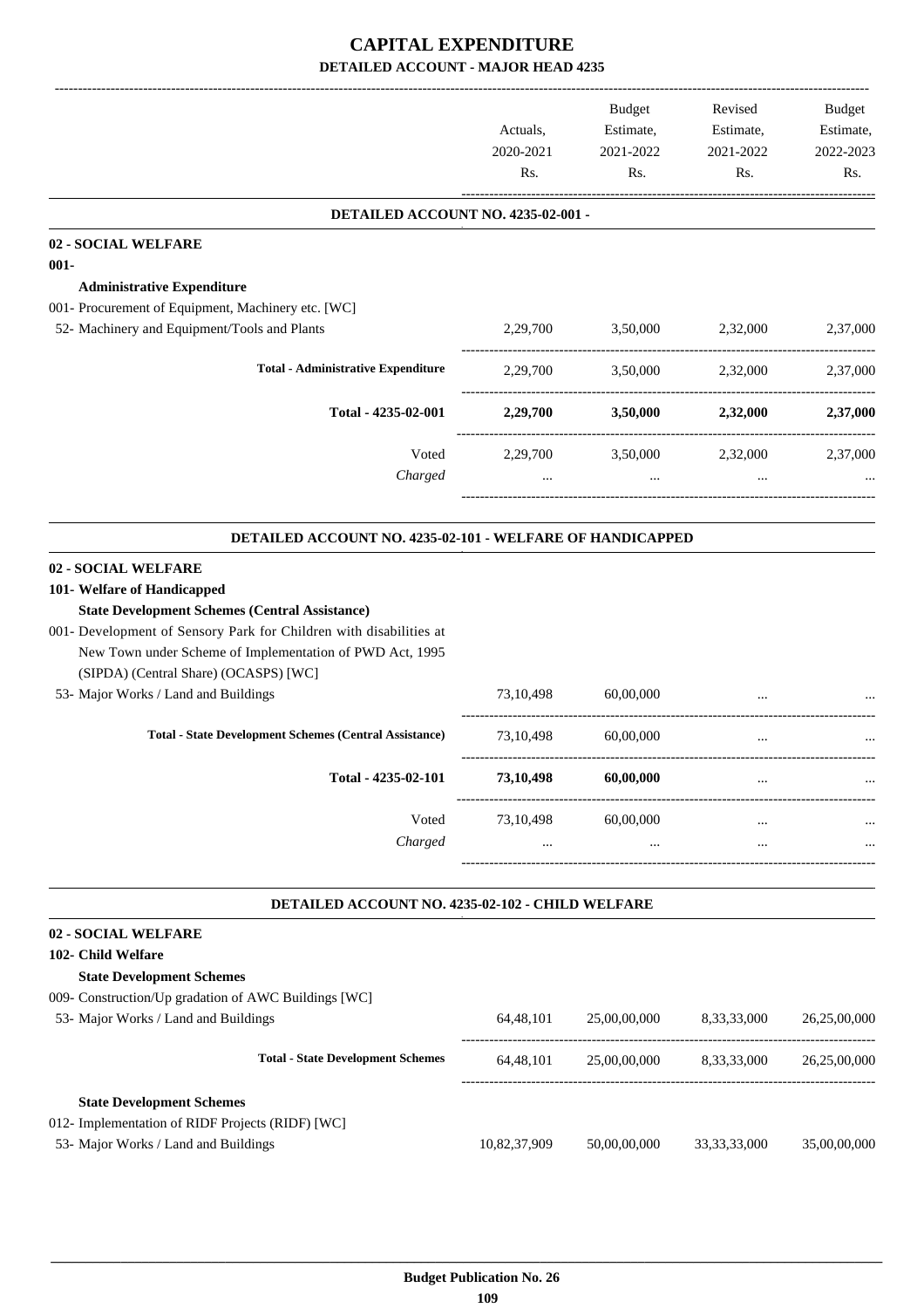# CAPITAL EXPENDITURE

## DETAILED ACCOUNT - MAJOR HEAD 4235

| | Actuals, 2020-2021 Rs. | Budget Estimate, 2021-2022 Rs. | Revised Estimate, 2021-2022 Rs. | Budget Estimate, 2022-2023 Rs. |
|---|---|---|---|---|
| **DETAILED ACCOUNT NO. 4235-02-001 -** | | | | |
| **02 - SOCIAL WELFARE** | | | | |
| **001-** | | | | |
| **Administrative Expenditure** | | | | |
| 001- Procurement of Equipment, Machinery etc. [WC] | | | | |
| 52- Machinery and Equipment/Tools and Plants | 2,29,700 | 3,50,000 | 2,32,000 | 2,37,000 |
| **Total - Administrative Expenditure** | 2,29,700 | 3,50,000 | 2,32,000 | 2,37,000 |
| **Total - 4235-02-001** | **2,29,700** | **3,50,000** | **2,32,000** | **2,37,000** |
| Voted | 2,29,700 | 3,50,000 | 2,32,000 | 2,37,000 |
| *Charged* | ... | ... | ... | ... |
| **DETAILED ACCOUNT NO. 4235-02-101 - WELFARE OF HANDICAPPED** | | | | |
| **02 - SOCIAL WELFARE** | | | | |
| **101- Welfare of Handicapped** | | | | |
| **State Development Schemes (Central Assistance)** | | | | |
| 001- Development of Sensory Park for Children with disabilities at New Town under Scheme of Implementation of PWD Act, 1995 (SIPDA) (Central Share) (OCASPS) [WC] | | | | |
| 53- Major Works / Land and Buildings | 73,10,498 | 60,00,000 | ... | ... |
| **Total - State Development Schemes (Central Assistance)** | 73,10,498 | 60,00,000 | ... | ... |
| **Total - 4235-02-101** | **73,10,498** | **60,00,000** | ... | ... |
| Voted | 73,10,498 | 60,00,000 | ... | ... |
| *Charged* | ... | ... | ... | ... |
| **DETAILED ACCOUNT NO. 4235-02-102 - CHILD WELFARE** | | | | |
| **02 - SOCIAL WELFARE** | | | | |
| **102- Child Welfare** | | | | |
| **State Development Schemes** | | | | |
| 009- Construction/Up gradation of AWC Buildings [WC] | | | | |
| 53- Major Works / Land and Buildings | 64,48,101 | 25,00,00,000 | 8,33,33,000 | 26,25,00,000 |
| **Total - State Development Schemes** | 64,48,101 | 25,00,00,000 | 8,33,33,000 | 26,25,00,000 |
| **State Development Schemes** | | | | |
| 012- Implementation of RIDF Projects (RIDF) [WC] | | | | |
| 53- Major Works / Land and Buildings | 10,82,37,909 | 50,00,00,000 | 33,33,33,000 | 35,00,00,000 |

**Budget Publication No. 26**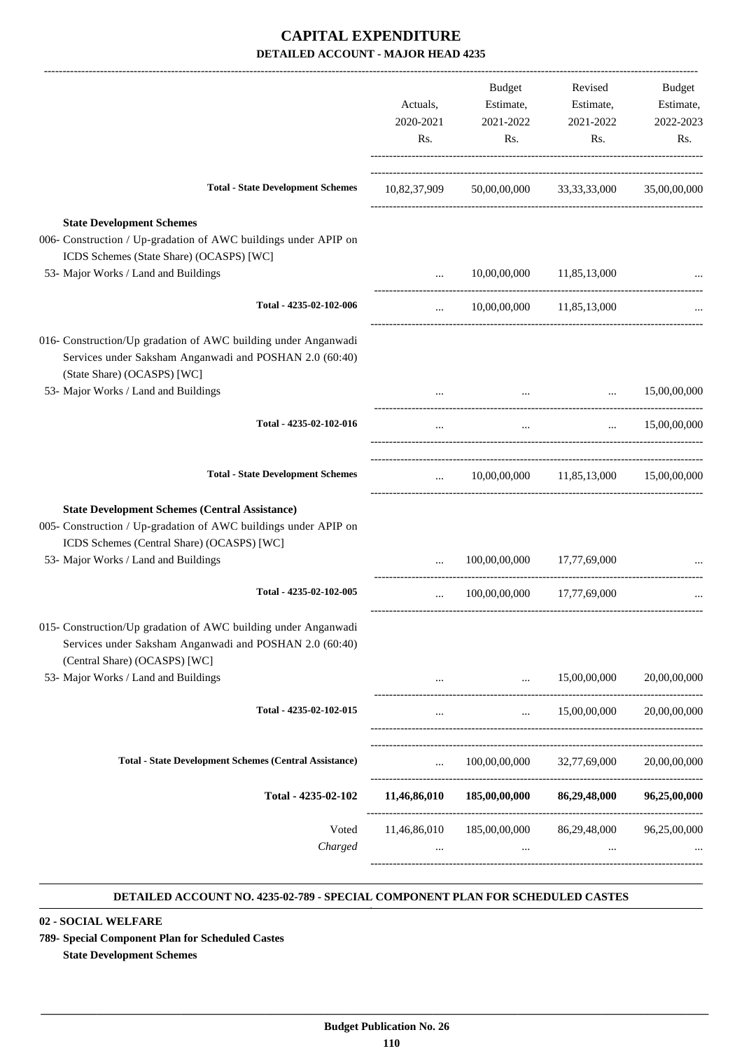# CAPITAL EXPENDITURE

**DETAILED ACCOUNT - MAJOR HEAD 4235**

| | Actuals, 2020-2021 Rs. | Budget Estimate, 2021-2022 Rs. | Revised Estimate, 2021-2022 Rs. | Budget Estimate, 2022-2023 Rs. |
|---|---|---|---|---|
| **Total - State Development Schemes** | 10,82,37,909 | 50,00,00,000 | 33,33,33,000 | 35,00,00,000 |
| **State Development Schemes** | | | | |
| 006- Construction / Up-gradation of AWC buildings under APIP on ICDS Schemes (State Share) (OCASPS) [WC] | | | | |
| 53- Major Works / Land and Buildings | ... | 10,00,00,000 | 11,85,13,000 | ... |
| **Total - 4235-02-102-006** | ... | 10,00,00,000 | 11,85,13,000 | ... |
| 016- Construction/Up gradation of AWC building under Anganwadi Services under Saksham Anganwadi and POSHAN 2.0 (60:40) (State Share) (OCASPS) [WC] | | | | |
| 53- Major Works / Land and Buildings | ... | ... | ... | 15,00,00,000 |
| **Total - 4235-02-102-016** | ... | ... | ... | 15,00,00,000 |
| **Total - State Development Schemes** | ... | 10,00,00,000 | 11,85,13,000 | 15,00,00,000 |
| **State Development Schemes (Central Assistance)** | | | | |
| 005- Construction / Up-gradation of AWC buildings under APIP on ICDS Schemes (Central Share) (OCASPS) [WC] | | | | |
| 53- Major Works / Land and Buildings | ... | 100,00,00,000 | 17,77,69,000 | ... |
| **Total - 4235-02-102-005** | ... | 100,00,00,000 | 17,77,69,000 | ... |
| 015- Construction/Up gradation of AWC building under Anganwadi Services under Saksham Anganwadi and POSHAN 2.0 (60:40) (Central Share) (OCASPS) [WC] | | | | |
| 53- Major Works / Land and Buildings | ... | ... | 15,00,00,000 | 20,00,00,000 |
| **Total - 4235-02-102-015** | ... | ... | 15,00,00,000 | 20,00,00,000 |
| **Total - State Development Schemes (Central Assistance)** | ... | 100,00,00,000 | 32,77,69,000 | 20,00,00,000 |
| **Total - 4235-02-102** | **11,46,86,010** | **185,00,00,000** | **86,29,48,000** | **96,25,00,000** |
| Voted | 11,46,86,010 | 185,00,00,000 | 86,29,48,000 | 96,25,00,000 |
| *Charged* | ... | ... | ... | ... |

**DETAILED ACCOUNT NO. 4235-02-789 - SPECIAL COMPONENT PLAN FOR SCHEDULED CASTES**

**02 - SOCIAL WELFARE**

**789- Special Component Plan for Scheduled Castes**

**State Development Schemes**

**Budget Publication No. 26**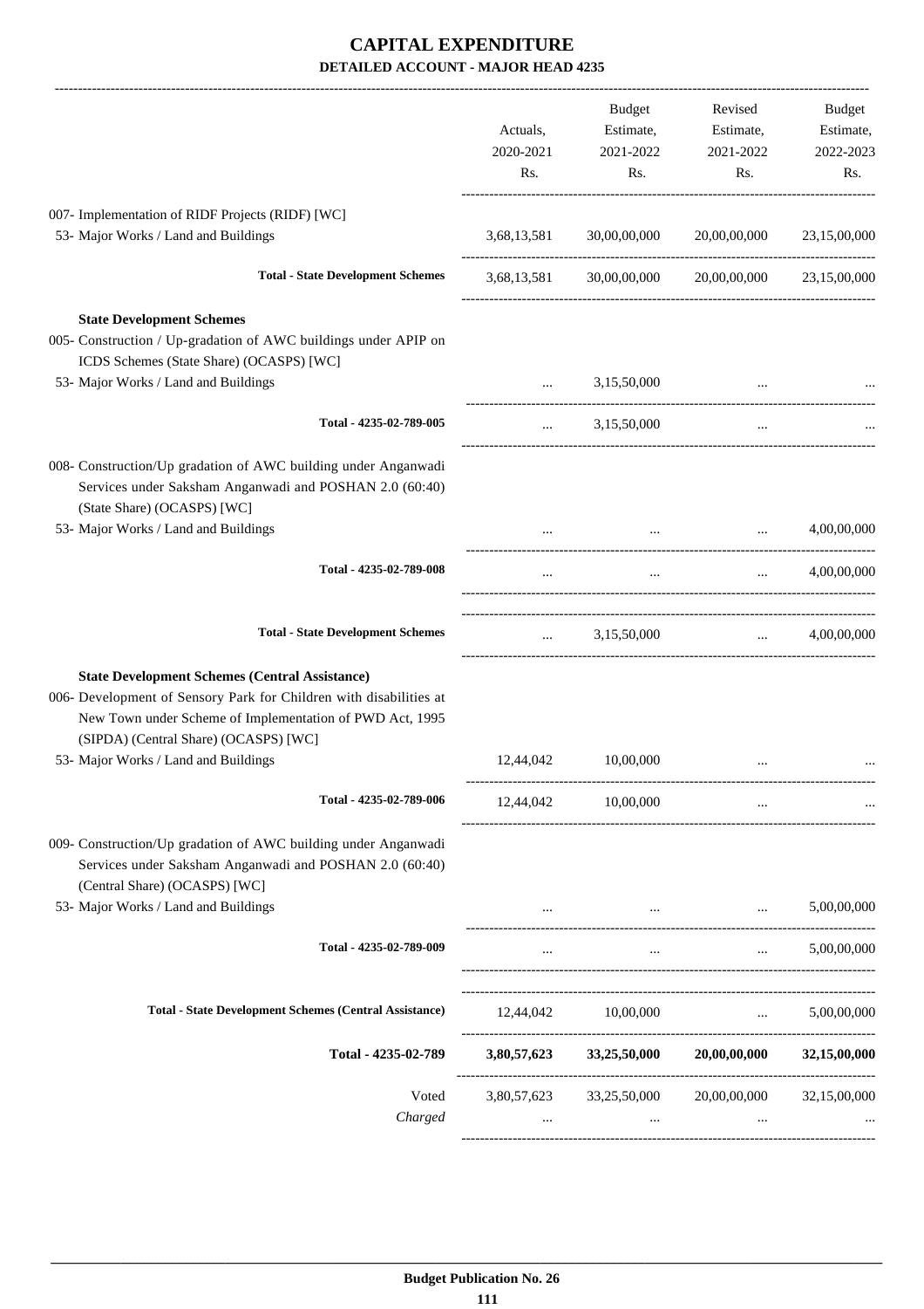# CAPITAL EXPENDITURE

## DETAILED ACCOUNT - MAJOR HEAD 4235

| | Actuals, 2020-2021 Rs. | Budget Estimate, 2021-2022 Rs. | Revised Estimate, 2021-2022 Rs. | Budget Estimate, 2022-2023 Rs. |
|---|---|---|---|---|
| 007- Implementation of RIDF Projects (RIDF) [WC] | | | | |
| 53- Major Works / Land and Buildings | 3,68,13,581 | 30,00,00,000 | 20,00,00,000 | 23,15,00,000 |
| **Total - State Development Schemes** | 3,68,13,581 | 30,00,00,000 | 20,00,00,000 | 23,15,00,000 |
| **State Development Schemes** | | | | |
| 005- Construction / Up-gradation of AWC buildings under APIP on ICDS Schemes (State Share) (OCASPS) [WC] | | | | |
| 53- Major Works / Land and Buildings | ... | 3,15,50,000 | ... | ... |
| **Total - 4235-02-789-005** | ... | 3,15,50,000 | ... | ... |
| 008- Construction/Up gradation of AWC building under Anganwadi Services under Saksham Anganwadi and POSHAN 2.0 (60:40) (State Share) (OCASPS) [WC] | | | | |
| 53- Major Works / Land and Buildings | ... | ... | ... | 4,00,00,000 |
| **Total - 4235-02-789-008** | ... | ... | ... | 4,00,00,000 |
| **Total - State Development Schemes** | ... | 3,15,50,000 | ... | 4,00,00,000 |
| **State Development Schemes (Central Assistance)** | | | | |
| 006- Development of Sensory Park for Children with disabilities at New Town under Scheme of Implementation of PWD Act, 1995 (SIPDA) (Central Share) (OCASPS) [WC] | | | | |
| 53- Major Works / Land and Buildings | 12,44,042 | 10,00,000 | ... | ... |
| **Total - 4235-02-789-006** | 12,44,042 | 10,00,000 | ... | ... |
| 009- Construction/Up gradation of AWC building under Anganwadi Services under Saksham Anganwadi and POSHAN 2.0 (60:40) (Central Share) (OCASPS) [WC] | | | | |
| 53- Major Works / Land and Buildings | ... | ... | ... | 5,00,00,000 |
| **Total - 4235-02-789-009** | ... | ... | ... | 5,00,00,000 |
| **Total - State Development Schemes (Central Assistance)** | 12,44,042 | 10,00,000 | ... | 5,00,00,000 |
| **Total - 4235-02-789** | **3,80,57,623** | **33,25,50,000** | **20,00,00,000** | **32,15,00,000** |
| Voted | 3,80,57,623 | 33,25,50,000 | 20,00,00,000 | 32,15,00,000 |
| *Charged* | ... | ... | ... | ... |

**Budget Publication No. 26**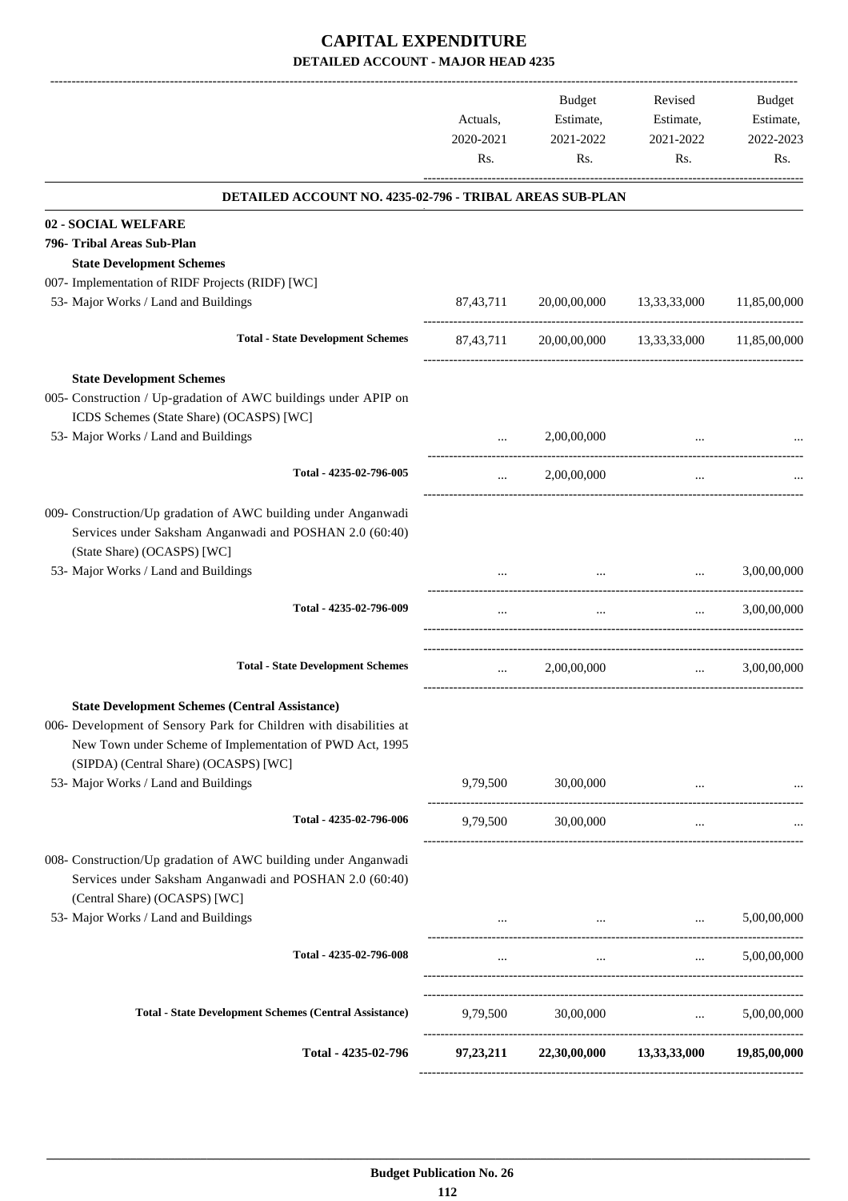# CAPITAL EXPENDITURE

## DETAILED ACCOUNT - MAJOR HEAD 4235

| | Actuals, 2020-2021 Rs. | Budget Estimate, 2021-2022 Rs. | Revised Estimate, 2021-2022 Rs. | Budget Estimate, 2022-2023 Rs. |
|---|---|---|---|---|
| **DETAILED ACCOUNT NO. 4235-02-796 - TRIBAL AREAS SUB-PLAN** | | | | |
| **02 - SOCIAL WELFARE** | | | | |
| **796- Tribal Areas Sub-Plan** | | | | |
| **State Development Schemes** | | | | |
| 007- Implementation of RIDF Projects (RIDF) [WC] | | | | |
| 53- Major Works / Land and Buildings | 87,43,711 | 20,00,00,000 | 13,33,33,000 | 11,85,00,000 |
| **Total - State Development Schemes** | 87,43,711 | 20,00,00,000 | 13,33,33,000 | 11,85,00,000 |
| **State Development Schemes** | | | | |
| 005- Construction / Up-gradation of AWC buildings under APIP on ICDS Schemes (State Share) (OCASPS) [WC] | | | | |
| 53- Major Works / Land and Buildings | ... | 2,00,00,000 | ... | ... |
| Total - 4235-02-796-005 | ... | 2,00,00,000 | ... | ... |
| 009- Construction/Up gradation of AWC building under Anganwadi Services under Saksham Anganwadi and POSHAN 2.0 (60:40) (State Share) (OCASPS) [WC] | | | | |
| 53- Major Works / Land and Buildings | ... | ... | ... | 3,00,00,000 |
| Total - 4235-02-796-009 | ... | ... | ... | 3,00,00,000 |
| **Total - State Development Schemes** | ... | 2,00,00,000 | ... | 3,00,00,000 |
| **State Development Schemes (Central Assistance)** | | | | |
| 006- Development of Sensory Park for Children with disabilities at New Town under Scheme of Implementation of PWD Act, 1995 (SIPDA) (Central Share) (OCASPS) [WC] | | | | |
| 53- Major Works / Land and Buildings | 9,79,500 | 30,00,000 | ... | ... |
| Total - 4235-02-796-006 | 9,79,500 | 30,00,000 | ... | ... |
| 008- Construction/Up gradation of AWC building under Anganwadi Services under Saksham Anganwadi and POSHAN 2.0 (60:40) (Central Share) (OCASPS) [WC] | | | | |
| 53- Major Works / Land and Buildings | ... | ... | ... | 5,00,00,000 |
| Total - 4235-02-796-008 | ... | ... | ... | 5,00,00,000 |
| **Total - State Development Schemes (Central Assistance)** | 9,79,500 | 30,00,000 | ... | 5,00,00,000 |
| **Total - 4235-02-796** | **97,23,211** | **22,30,00,000** | **13,33,33,000** | **19,85,00,000** |

**Budget Publication No. 26**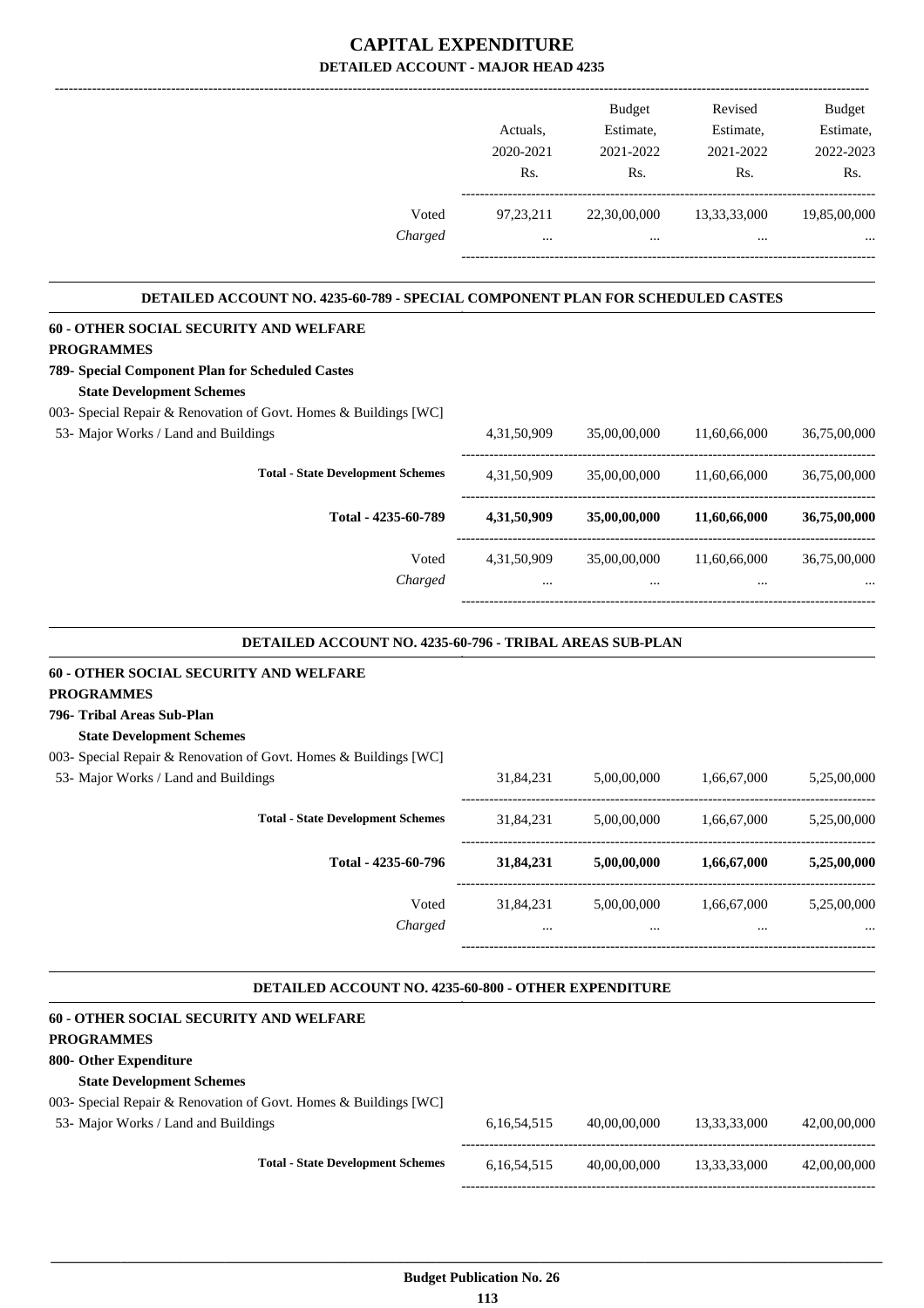# CAPITAL EXPENDITURE

## DETAILED ACCOUNT - MAJOR HEAD 4235

| | Actuals, 2020-2021 Rs. | Budget Estimate, 2021-2022 Rs. | Revised Estimate, 2021-2022 Rs. | Budget Estimate, 2022-2023 Rs. |
|---|---|---|---|---|
| Voted | 97,23,211 | 22,30,00,000 | 13,33,33,000 | 19,85,00,000 |
| *Charged* | ... | ... | ... | ... |

### DETAILED ACCOUNT NO. 4235-60-789 - SPECIAL COMPONENT PLAN FOR SCHEDULED CASTES

| | Actuals, 2020-2021 Rs. | Budget Estimate, 2021-2022 Rs. | Revised Estimate, 2021-2022 Rs. | Budget Estimate, 2022-2023 Rs. |
|---|---|---|---|---|
| **60 - OTHER SOCIAL SECURITY AND WELFARE PROGRAMMES** | | | | |
| **789- Special Component Plan for Scheduled Castes** | | | | |
| **State Development Schemes** | | | | |
| 003- Special Repair & Renovation of Govt. Homes & Buildings [WC] | | | | |
| 53- Major Works / Land and Buildings | 4,31,50,909 | 35,00,00,000 | 11,60,66,000 | 36,75,00,000 |
| **Total - State Development Schemes** | 4,31,50,909 | 35,00,00,000 | 11,60,66,000 | 36,75,00,000 |
| **Total - 4235-60-789** | **4,31,50,909** | **35,00,00,000** | **11,60,66,000** | **36,75,00,000** |
| Voted | 4,31,50,909 | 35,00,00,000 | 11,60,66,000 | 36,75,00,000 |
| *Charged* | ... | ... | ... | ... |

### DETAILED ACCOUNT NO. 4235-60-796 - TRIBAL AREAS SUB-PLAN

| | Actuals, 2020-2021 Rs. | Budget Estimate, 2021-2022 Rs. | Revised Estimate, 2021-2022 Rs. | Budget Estimate, 2022-2023 Rs. |
|---|---|---|---|---|
| **60 - OTHER SOCIAL SECURITY AND WELFARE PROGRAMMES** | | | | |
| **796- Tribal Areas Sub-Plan** | | | | |
| **State Development Schemes** | | | | |
| 003- Special Repair & Renovation of Govt. Homes & Buildings [WC] | | | | |
| 53- Major Works / Land and Buildings | 31,84,231 | 5,00,00,000 | 1,66,67,000 | 5,25,00,000 |
| **Total - State Development Schemes** | 31,84,231 | 5,00,00,000 | 1,66,67,000 | 5,25,00,000 |
| **Total - 4235-60-796** | **31,84,231** | **5,00,00,000** | **1,66,67,000** | **5,25,00,000** |
| Voted | 31,84,231 | 5,00,00,000 | 1,66,67,000 | 5,25,00,000 |
| *Charged* | ... | ... | ... | ... |

### DETAILED ACCOUNT NO. 4235-60-800 - OTHER EXPENDITURE

| | Actuals, 2020-2021 Rs. | Budget Estimate, 2021-2022 Rs. | Revised Estimate, 2021-2022 Rs. | Budget Estimate, 2022-2023 Rs. |
|---|---|---|---|---|
| **60 - OTHER SOCIAL SECURITY AND WELFARE PROGRAMMES** | | | | |
| **800- Other Expenditure** | | | | |
| **State Development Schemes** | | | | |
| 003- Special Repair & Renovation of Govt. Homes & Buildings [WC] | | | | |
| 53- Major Works / Land and Buildings | 6,16,54,515 | 40,00,00,000 | 13,33,33,000 | 42,00,00,000 |
| **Total - State Development Schemes** | 6,16,54,515 | 40,00,00,000 | 13,33,33,000 | 42,00,00,000 |

**Budget Publication No. 26**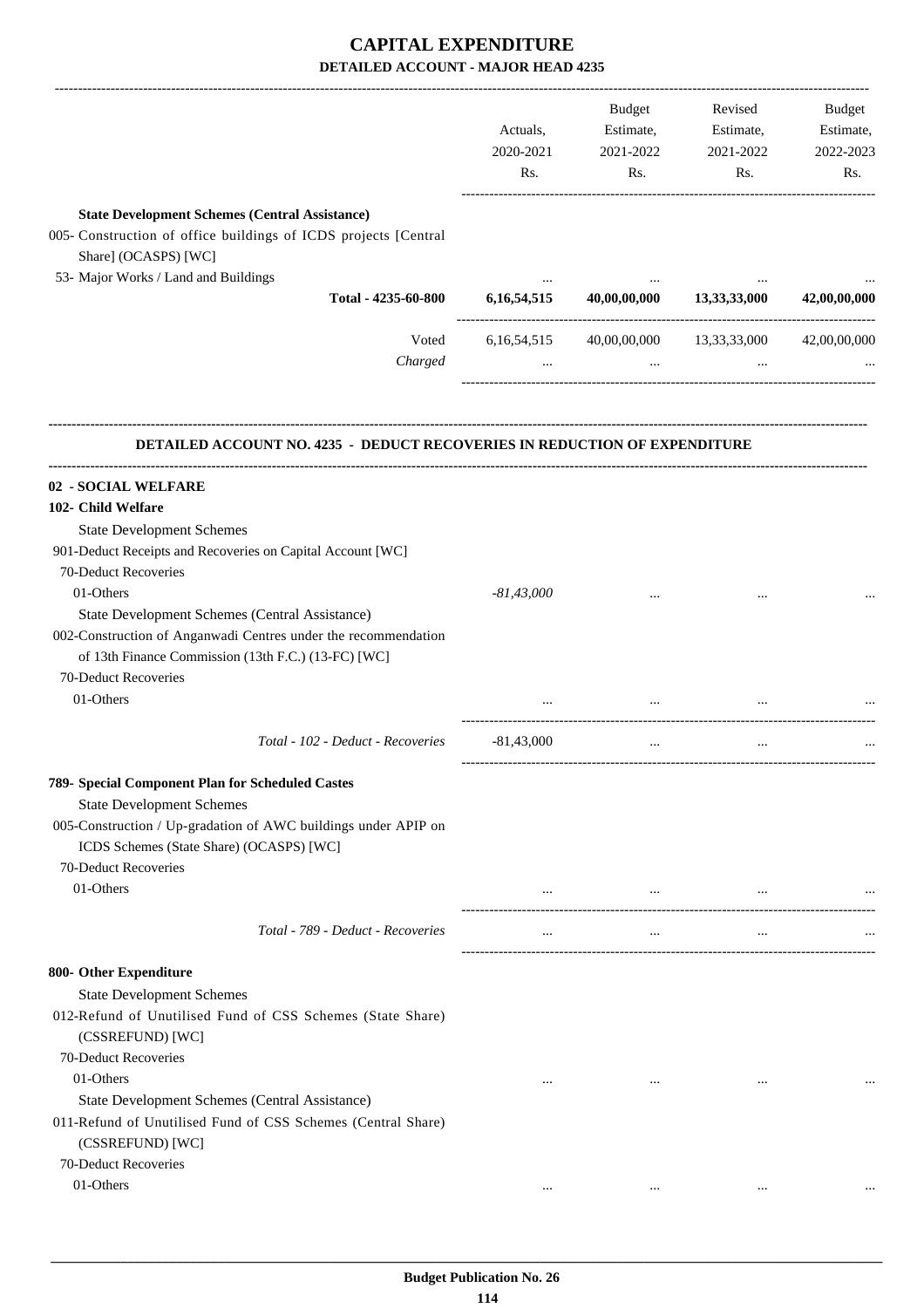# CAPITAL EXPENDITURE

## DETAILED ACCOUNT - MAJOR HEAD 4235

| | Actuals, 2020-2021 Rs. | Budget Estimate, 2021-2022 Rs. | Revised Estimate, 2021-2022 Rs. | Budget Estimate, 2022-2023 Rs. |
|---|---|---|---|---|
| **State Development Schemes (Central Assistance)** | | | | |
| 005- Construction of office buildings of ICDS projects [Central Share] (OCASPS) [WC] | | | | |
| 53- Major Works / Land and Buildings | ... | ... | ... | ... |
| **Total - 4235-60-800** | **6,16,54,515** | **40,00,00,000** | **13,33,33,000** | **42,00,00,000** |
| Voted | 6,16,54,515 | 40,00,00,000 | 13,33,33,000 | 42,00,00,000 |
| *Charged* | ... | ... | ... | ... |

### DETAILED ACCOUNT NO. 4235 - DEDUCT RECOVERIES IN REDUCTION OF EXPENDITURE

| | Actuals, 2020-2021 Rs. | Budget Estimate, 2021-2022 Rs. | Revised Estimate, 2021-2022 Rs. | Budget Estimate, 2022-2023 Rs. |
|---|---|---|---|---|
| **02 - SOCIAL WELFARE** | | | | |
| **102- Child Welfare** | | | | |
| State Development Schemes | | | | |
| 901-Deduct Receipts and Recoveries on Capital Account [WC] | | | | |
| 70-Deduct Recoveries | | | | |
| 01-Others | *-81,43,000* | ... | ... | ... |
| State Development Schemes (Central Assistance) | | | | |
| 002-Construction of Anganwadi Centres under the recommendation of 13th Finance Commission (13th F.C.) (13-FC) [WC] | | | | |
| 70-Deduct Recoveries | | | | |
| 01-Others | ... | ... | ... | ... |
| *Total - 102 - Deduct - Recoveries* | -81,43,000 | ... | ... | ... |
| **789- Special Component Plan for Scheduled Castes** | | | | |
| State Development Schemes | | | | |
| 005-Construction / Up-gradation of AWC buildings under APIP on ICDS Schemes (State Share) (OCASPS) [WC] | | | | |
| 70-Deduct Recoveries | | | | |
| 01-Others | ... | ... | ... | ... |
| *Total - 789 - Deduct - Recoveries* | ... | ... | ... | ... |
| **800- Other Expenditure** | | | | |
| State Development Schemes | | | | |
| 012-Refund of Unutilised Fund of CSS Schemes (State Share) (CSSREFUND) [WC] | | | | |
| 70-Deduct Recoveries | | | | |
| 01-Others | ... | ... | ... | ... |
| State Development Schemes (Central Assistance) | | | | |
| 011-Refund of Unutilised Fund of CSS Schemes (Central Share) (CSSREFUND) [WC] | | | | |
| 70-Deduct Recoveries | | | | |
| 01-Others | ... | ... | ... | ... |

Budget Publication No. 26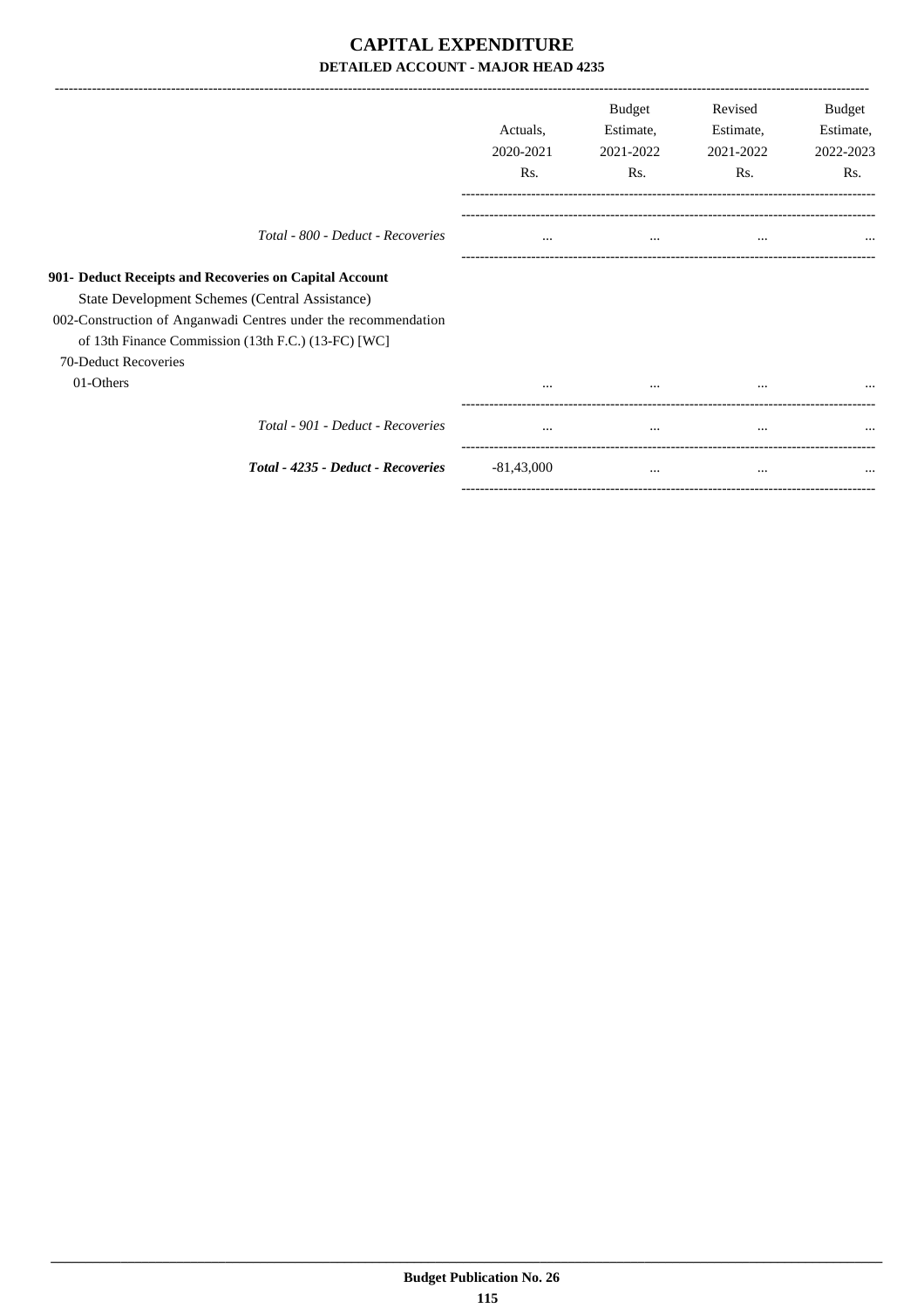# CAPITAL EXPENDITURE

## DETAILED ACCOUNT - MAJOR HEAD 4235

| | Actuals, 2020-2021 Rs. | Budget Estimate, 2021-2022 Rs. | Revised Estimate, 2021-2022 Rs. | Budget Estimate, 2022-2023 Rs. |
|---|---|---|---|---|
| *Total - 800 - Deduct - Recoveries* | ... | ... | ... | ... |
| **901- Deduct Receipts and Recoveries on Capital Account** | | | | |
| State Development Schemes (Central Assistance) | | | | |
| 002-Construction of Anganwadi Centres under the recommendation of 13th Finance Commission (13th F.C.) (13-FC) [WC] | | | | |
| 70-Deduct Recoveries | | | | |
| 01-Others | ... | ... | ... | ... |
| *Total - 901 - Deduct - Recoveries* | ... | ... | ... | ... |
| ***Total - 4235 - Deduct - Recoveries*** | -81,43,000 | ... | ... | ... |

**Budget Publication No. 26**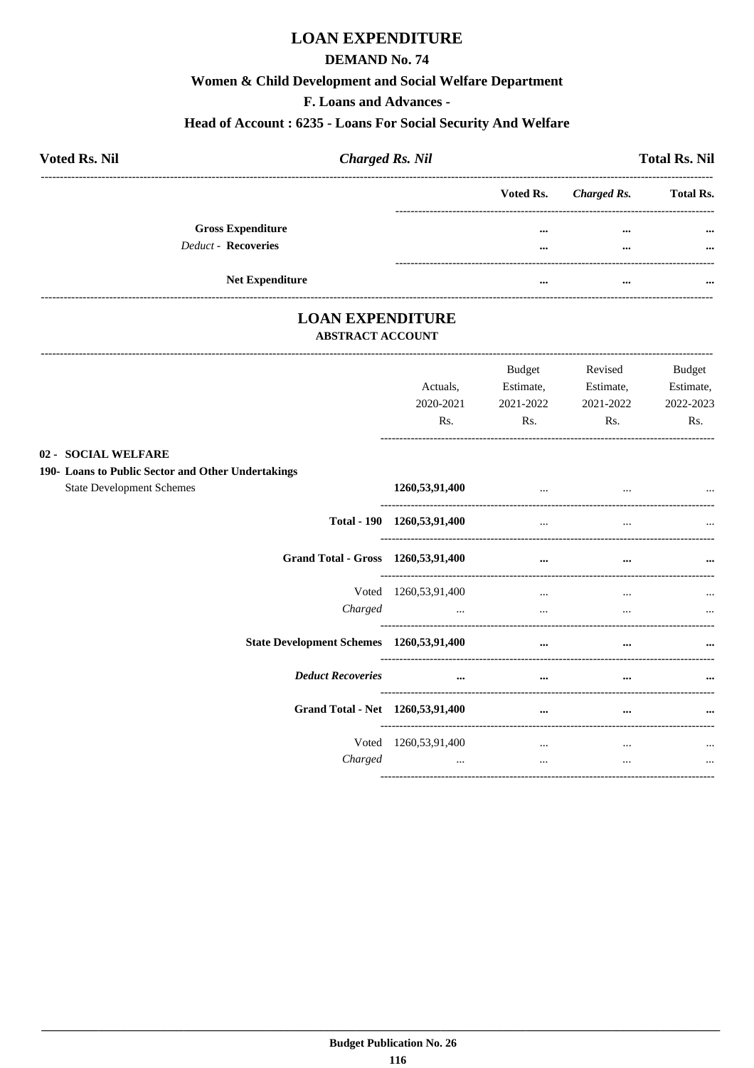# LOAN EXPENDITURE

## DEMAND No. 74

### Women & Child Development and Social Welfare Department

### F. Loans and Advances -

### Head of Account : 6235 - Loans For Social Security And Welfare

| **Voted Rs. Nil** | ***Charged Rs. Nil*** | **Total Rs. Nil** |
|---|---|---|

| | Voted Rs. | *Charged Rs.* | Total Rs. |
|---|---|---|---|
| **Gross Expenditure** | ... | ... | ... |
| *Deduct -* **Recoveries** | ... | ... | ... |
| **Net Expenditure** | ... | ... | ... |

# LOAN EXPENDITURE

## ABSTRACT ACCOUNT

| | Actuals, 2020-2021 Rs. | Budget Estimate, 2021-2022 Rs. | Revised Estimate, 2021-2022 Rs. | Budget Estimate, 2022-2023 Rs. |
|---|---|---|---|---|
| **02 - SOCIAL WELFARE** | | | | |
| **190- Loans to Public Sector and Other Undertakings** | | | | |
| State Development Schemes | **1260,53,91,400** | ... | ... | ... |
| **Total - 190** | **1260,53,91,400** | ... | ... | ... |
| **Grand Total - Gross** | **1260,53,91,400** | **...** | **...** | **...** |
| Voted | 1260,53,91,400 | ... | ... | ... |
| *Charged* | ... | ... | ... | ... |
| **State Development Schemes** | **1260,53,91,400** | **...** | **...** | **...** |
| ***Deduct Recoveries*** | **...** | **...** | **...** | **...** |
| **Grand Total - Net** | **1260,53,91,400** | **...** | **...** | **...** |
| Voted | 1260,53,91,400 | ... | ... | ... |
| *Charged* | ... | ... | ... | ... |

**Budget Publication No. 26**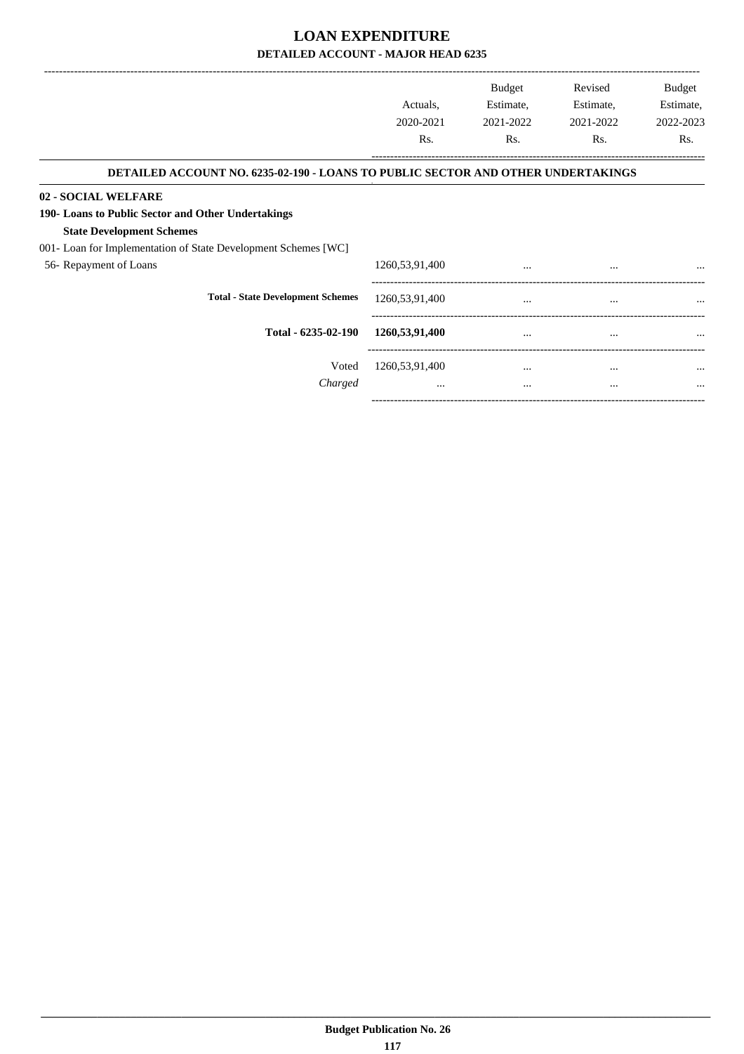# LOAN EXPENDITURE

## DETAILED ACCOUNT - MAJOR HEAD 6235

| | Actuals, 2020-2021 Rs. | Budget Estimate, 2021-2022 Rs. | Revised Estimate, 2021-2022 Rs. | Budget Estimate, 2022-2023 Rs. |
|---|---|---|---|---|
| **DETAILED ACCOUNT NO. 6235-02-190 - LOANS TO PUBLIC SECTOR AND OTHER UNDERTAKINGS** | | | | |
| **02 - SOCIAL WELFARE** | | | | |
| **190- Loans to Public Sector and Other Undertakings** | | | | |
| **State Development Schemes** | | | | |
| 001- Loan for Implementation of State Development Schemes [WC] | | | | |
| 56- Repayment of Loans | 1260,53,91,400 | ... | ... | ... |
| **Total - State Development Schemes** | 1260,53,91,400 | ... | ... | ... |
| **Total - 6235-02-190** | **1260,53,91,400** | ... | ... | ... |
| Voted | 1260,53,91,400 | ... | ... | ... |
| *Charged* | ... | ... | ... | ... |

**Budget Publication No. 26**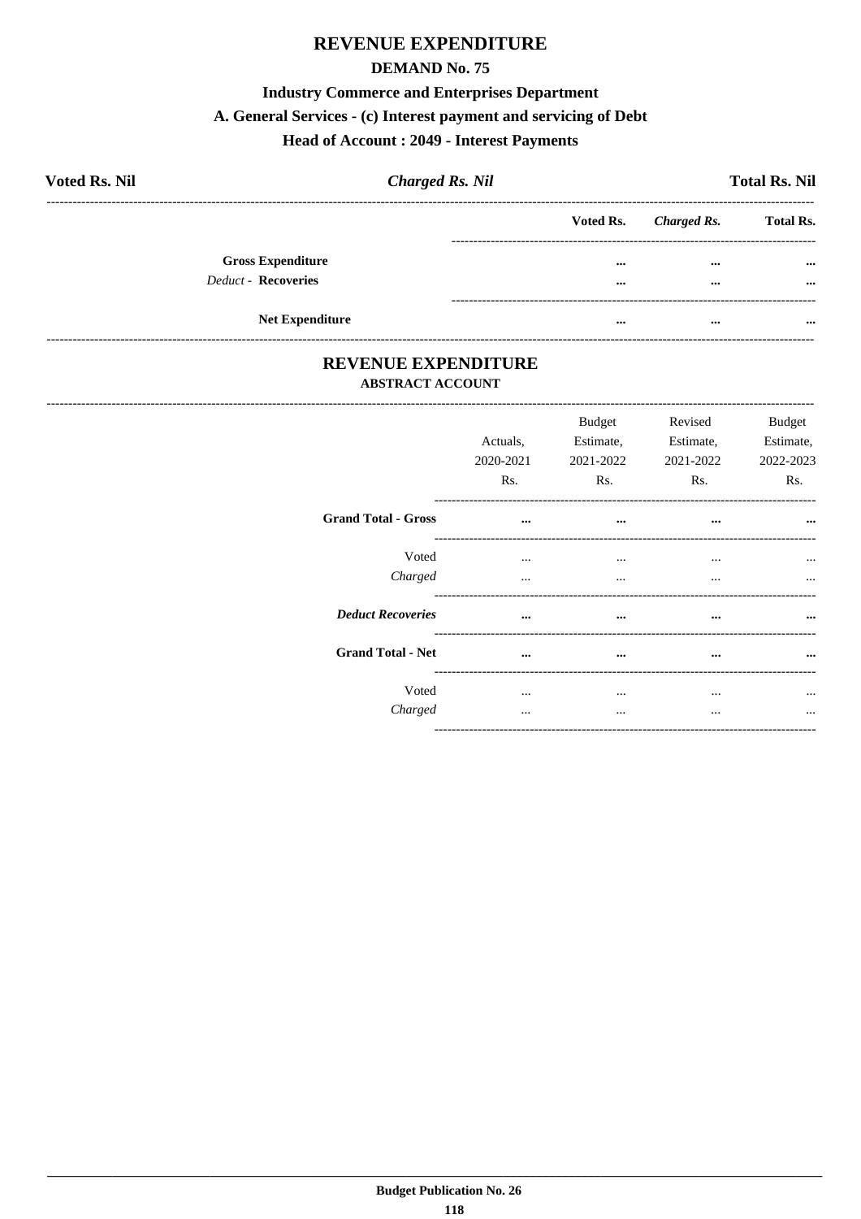# REVENUE EXPENDITURE

## DEMAND No. 75

### Industry Commerce and Enterprises Department

### A. General Services - (c) Interest payment and servicing of Debt

### Head of Account : 2049 - Interest Payments

| **Voted Rs. Nil** | ***Charged Rs. Nil*** | **Total Rs. Nil** |
|---|---|---|

| | **Voted Rs.** | ***Charged Rs.*** | **Total Rs.** |
|---|---|---|---|
| **Gross Expenditure** | ... | ... | ... |
| *Deduct* - **Recoveries** | ... | ... | ... |
| **Net Expenditure** | ... | ... | ... |

# REVENUE EXPENDITURE

### ABSTRACT ACCOUNT

| | Actuals, 2020-2021 Rs. | Budget Estimate, 2021-2022 Rs. | Revised Estimate, 2021-2022 Rs. | Budget Estimate, 2022-2023 Rs. |
|---|---|---|---|---|
| **Grand Total - Gross** | ... | ... | ... | ... |
| Voted | ... | ... | ... | ... |
| *Charged* | ... | ... | ... | ... |
| ***Deduct Recoveries*** | ... | ... | ... | ... |
| **Grand Total - Net** | ... | ... | ... | ... |
| Voted | ... | ... | ... | ... |
| *Charged* | ... | ... | ... | ... |

**Budget Publication No. 26**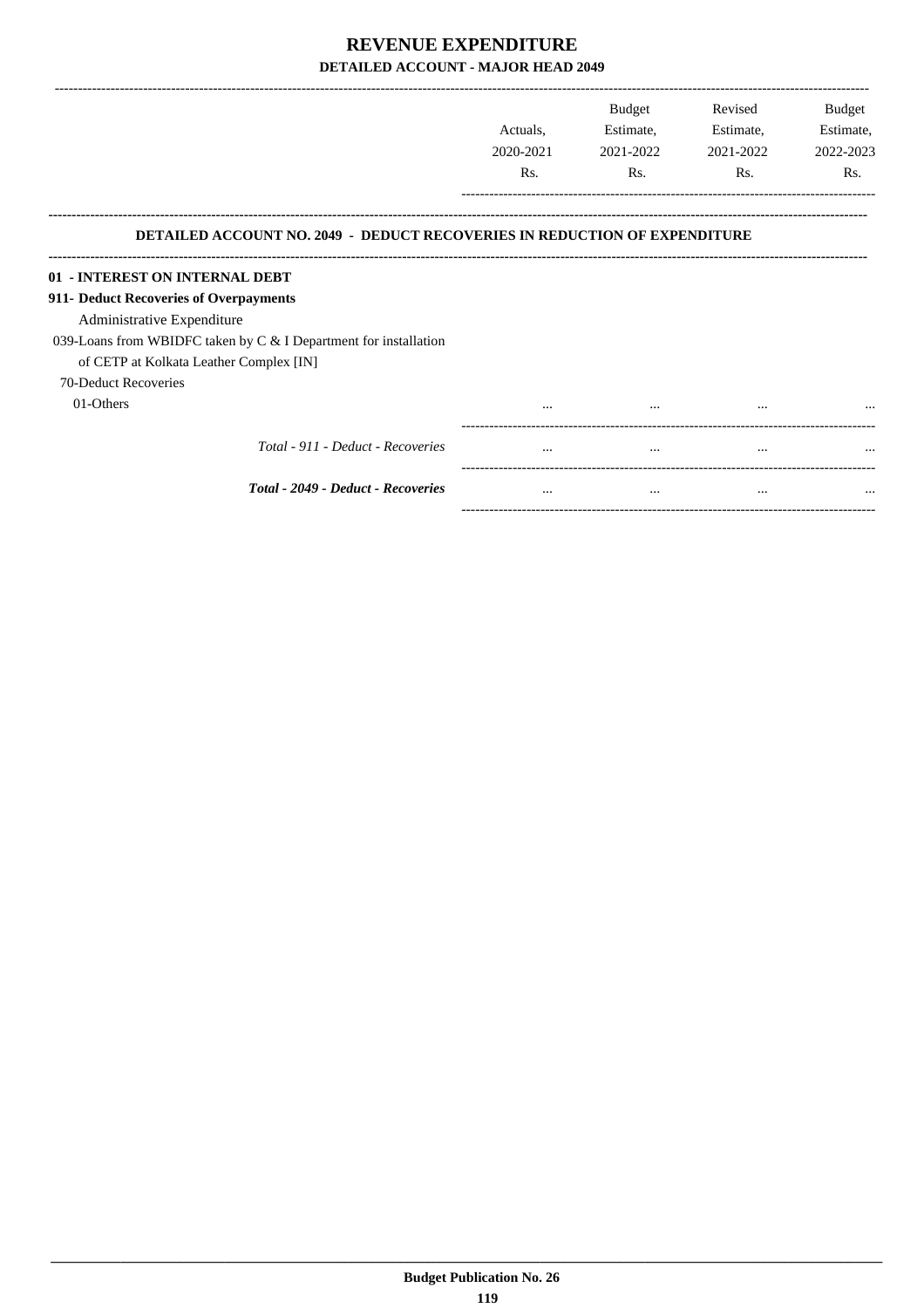# REVENUE EXPENDITURE

## DETAILED ACCOUNT - MAJOR HEAD 2049

| | Actuals, 2020-2021 Rs. | Budget Estimate, 2021-2022 Rs. | Revised Estimate, 2021-2022 Rs. | Budget Estimate, 2022-2023 Rs. |
|---|---|---|---|---|
| **DETAILED ACCOUNT NO. 2049 - DEDUCT RECOVERIES IN REDUCTION OF EXPENDITURE** | | | | |
| **01 - INTEREST ON INTERNAL DEBT** | | | | |
| **911- Deduct Recoveries of Overpayments** | | | | |
| Administrative Expenditure | | | | |
| 039-Loans from WBIDFC taken by C & I Department for installation of CETP at Kolkata Leather Complex [IN] | | | | |
| 70-Deduct Recoveries | | | | |
| 01-Others | ... | ... | ... | ... |
| *Total - 911 - Deduct - Recoveries* | ... | ... | ... | ... |
| ***Total - 2049 - Deduct - Recoveries*** | ... | ... | ... | ... |

**Budget Publication No. 26**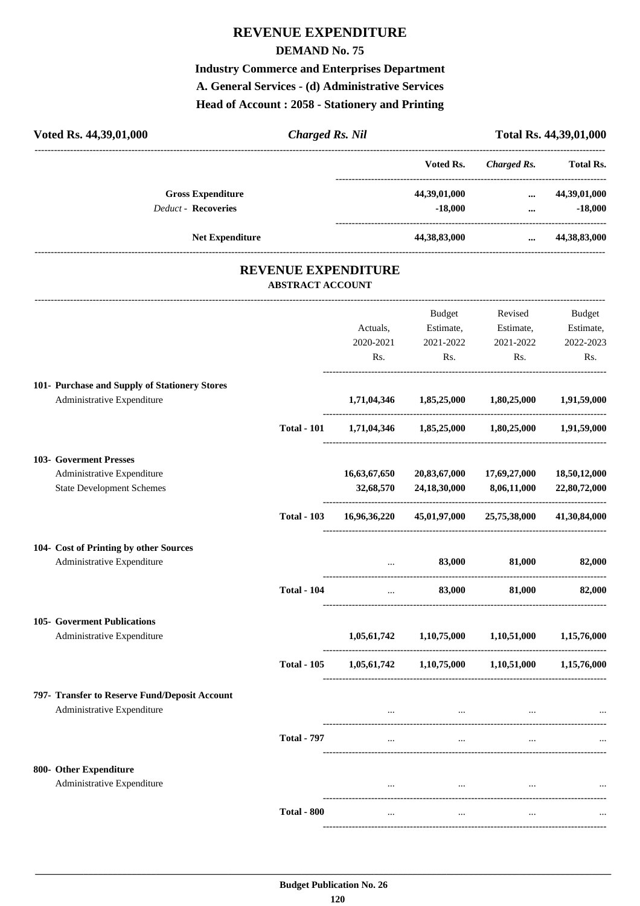# REVENUE EXPENDITURE

## DEMAND No. 75

### Industry Commerce and Enterprises Department

### A. General Services - (d) Administrative Services

### Head of Account : 2058 - Stationery and Printing

**Voted Rs. 44,39,01,000** | ***Charged Rs. Nil*** | **Total Rs. 44,39,01,000**

| | Voted Rs. | Charged Rs. | Total Rs. |
|---|---|---|---|
| **Gross Expenditure** | 44,39,01,000 | ... | 44,39,01,000 |
| *Deduct -* **Recoveries** | -18,000 | ... | -18,000 |
| **Net Expenditure** | 44,38,83,000 | ... | 44,38,83,000 |

## REVENUE EXPENDITURE

### ABSTRACT ACCOUNT

| | | Actuals, 2020-2021 Rs. | Budget Estimate, 2021-2022 Rs. | Revised Estimate, 2021-2022 Rs. | Budget Estimate, 2022-2023 Rs. |
|---|---|---|---|---|---|
| **101- Purchase and Supply of Stationery Stores** | | | | | |
| Administrative Expenditure | | 1,71,04,346 | 1,85,25,000 | 1,80,25,000 | 1,91,59,000 |
| | **Total - 101** | 1,71,04,346 | 1,85,25,000 | 1,80,25,000 | 1,91,59,000 |
| **103- Goverment Presses** | | | | | |
| Administrative Expenditure | | 16,63,67,650 | 20,83,67,000 | 17,69,27,000 | 18,50,12,000 |
| State Development Schemes | | 32,68,570 | 24,18,30,000 | 8,06,11,000 | 22,80,72,000 |
| | **Total - 103** | 16,96,36,220 | 45,01,97,000 | 25,75,38,000 | 41,30,84,000 |
| **104- Cost of Printing by other Sources** | | | | | |
| Administrative Expenditure | | ... | 83,000 | 81,000 | 82,000 |
| | **Total - 104** | ... | 83,000 | 81,000 | 82,000 |
| **105- Goverment Publications** | | | | | |
| Administrative Expenditure | | 1,05,61,742 | 1,10,75,000 | 1,10,51,000 | 1,15,76,000 |
| | **Total - 105** | 1,05,61,742 | 1,10,75,000 | 1,10,51,000 | 1,15,76,000 |
| **797- Transfer to Reserve Fund/Deposit Account** | | | | | |
| Administrative Expenditure | | ... | ... | ... | ... |
| | **Total - 797** | ... | ... | ... | ... |
| **800- Other Expenditure** | | | | | |
| Administrative Expenditure | | ... | ... | ... | ... |
| | **Total - 800** | ... | ... | ... | ... |

**Budget Publication No. 26**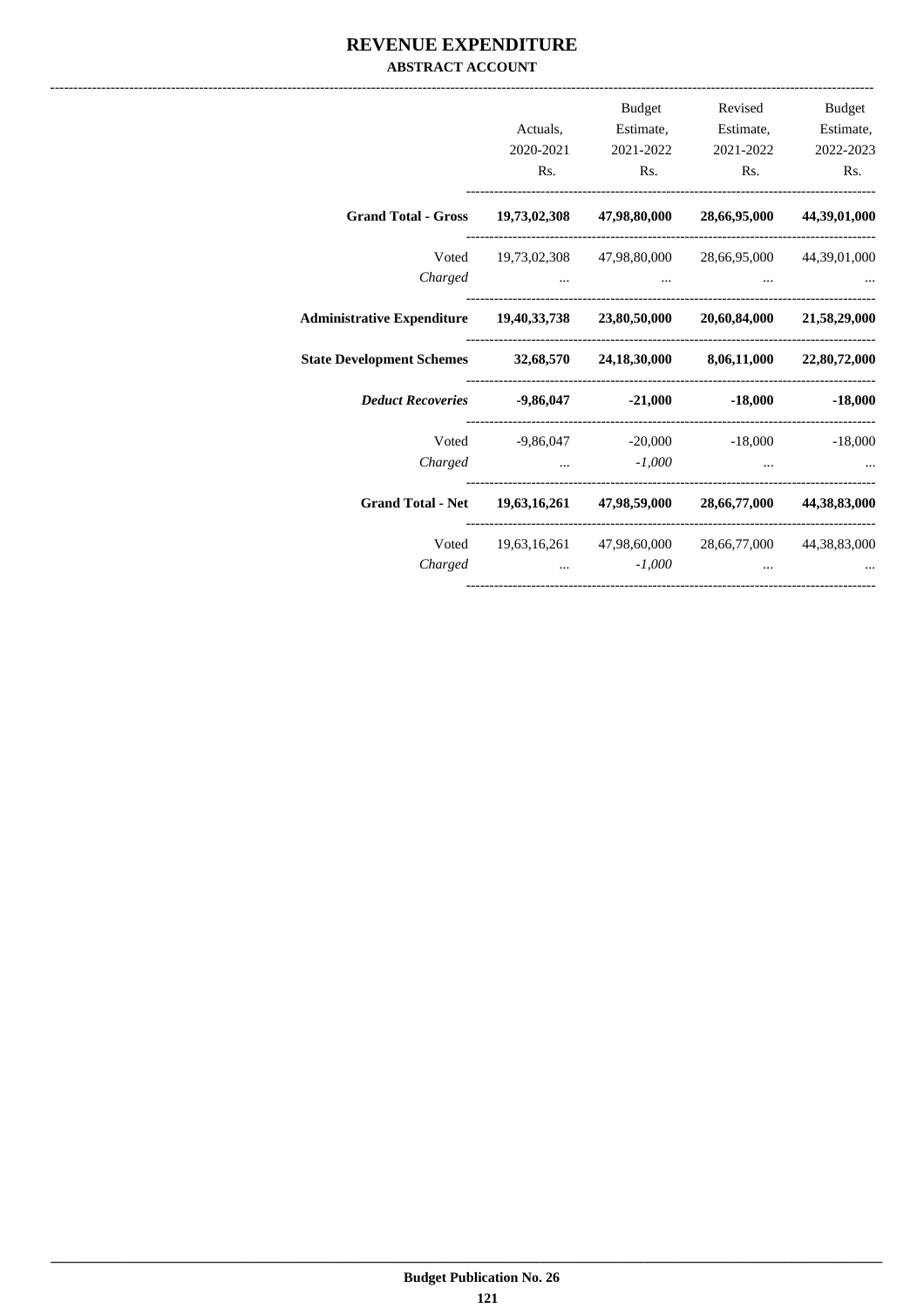# REVENUE EXPENDITURE

## ABSTRACT ACCOUNT

| | Actuals, 2020-2021 Rs. | Budget Estimate, 2021-2022 Rs. | Revised Estimate, 2021-2022 Rs. | Budget Estimate, 2022-2023 Rs. |
|---|---|---|---|---|
| **Grand Total - Gross** | **19,73,02,308** | **47,98,80,000** | **28,66,95,000** | **44,39,01,000** |
| Voted | 19,73,02,308 | 47,98,80,000 | 28,66,95,000 | 44,39,01,000 |
| *Charged* | ... | ... | ... | ... |
| **Administrative Expenditure** | **19,40,33,738** | **23,80,50,000** | **20,60,84,000** | **21,58,29,000** |
| **State Development Schemes** | **32,68,570** | **24,18,30,000** | **8,06,11,000** | **22,80,72,000** |
| ***Deduct Recoveries*** | **-9,86,047** | **-21,000** | **-18,000** | **-18,000** |
| Voted | -9,86,047 | -20,000 | -18,000 | -18,000 |
| *Charged* | ... | *-1,000* | ... | ... |
| **Grand Total - Net** | **19,63,16,261** | **47,98,59,000** | **28,66,77,000** | **44,38,83,000** |
| Voted | 19,63,16,261 | 47,98,60,000 | 28,66,77,000 | 44,38,83,000 |
| *Charged* | ... | *-1,000* | ... | ... |

Budget Publication No. 26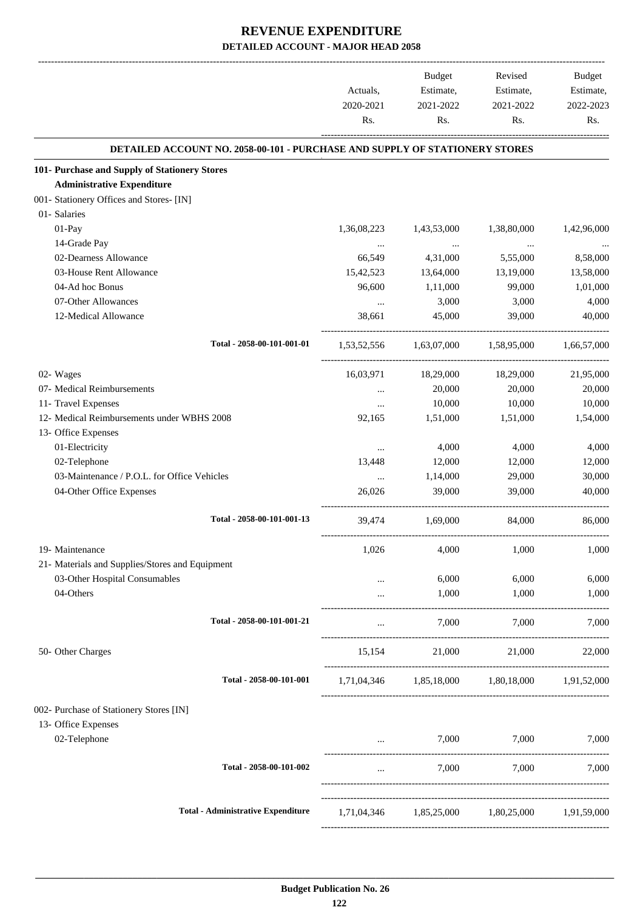# REVENUE EXPENDITURE
## DETAILED ACCOUNT - MAJOR HEAD 2058

| | Actuals, 2020-2021 Rs. | Budget Estimate, 2021-2022 Rs. | Revised Estimate, 2021-2022 Rs. | Budget Estimate, 2022-2023 Rs. |
|---|---|---|---|---|
| **DETAILED ACCOUNT NO. 2058-00-101 - PURCHASE AND SUPPLY OF STATIONERY STORES** | | | | |
| **101- Purchase and Supply of Stationery Stores** | | | | |
| **Administrative Expenditure** | | | | |
| 001- Stationery Offices and Stores- [IN] | | | | |
| 01- Salaries | | | | |
| 01-Pay | 1,36,08,223 | 1,43,53,000 | 1,38,80,000 | 1,42,96,000 |
| 14-Grade Pay | ... | ... | ... | ... |
| 02-Dearness Allowance | 66,549 | 4,31,000 | 5,55,000 | 8,58,000 |
| 03-House Rent Allowance | 15,42,523 | 13,64,000 | 13,19,000 | 13,58,000 |
| 04-Ad hoc Bonus | 96,600 | 1,11,000 | 99,000 | 1,01,000 |
| 07-Other Allowances | ... | 3,000 | 3,000 | 4,000 |
| 12-Medical Allowance | 38,661 | 45,000 | 39,000 | 40,000 |
| Total - 2058-00-101-001-01 | 1,53,52,556 | 1,63,07,000 | 1,58,95,000 | 1,66,57,000 |
| 02- Wages | 16,03,971 | 18,29,000 | 18,29,000 | 21,95,000 |
| 07- Medical Reimbursements | ... | 20,000 | 20,000 | 20,000 |
| 11- Travel Expenses | ... | 10,000 | 10,000 | 10,000 |
| 12- Medical Reimbursements under WBHS 2008 | 92,165 | 1,51,000 | 1,51,000 | 1,54,000 |
| 13- Office Expenses | | | | |
| 01-Electricity | ... | 4,000 | 4,000 | 4,000 |
| 02-Telephone | 13,448 | 12,000 | 12,000 | 12,000 |
| 03-Maintenance / P.O.L. for Office Vehicles | ... | 1,14,000 | 29,000 | 30,000 |
| 04-Other Office Expenses | 26,026 | 39,000 | 39,000 | 40,000 |
| Total - 2058-00-101-001-13 | 39,474 | 1,69,000 | 84,000 | 86,000 |
| 19- Maintenance | 1,026 | 4,000 | 1,000 | 1,000 |
| 21- Materials and Supplies/Stores and Equipment | | | | |
| 03-Other Hospital Consumables | ... | 6,000 | 6,000 | 6,000 |
| 04-Others | ... | 1,000 | 1,000 | 1,000 |
| Total - 2058-00-101-001-21 | ... | 7,000 | 7,000 | 7,000 |
| 50- Other Charges | 15,154 | 21,000 | 21,000 | 22,000 |
| Total - 2058-00-101-001 | 1,71,04,346 | 1,85,18,000 | 1,80,18,000 | 1,91,52,000 |
| 002- Purchase of Stationery Stores [IN] | | | | |
| 13- Office Expenses | | | | |
| 02-Telephone | ... | 7,000 | 7,000 | 7,000 |
| Total - 2058-00-101-002 | ... | 7,000 | 7,000 | 7,000 |
| **Total - Administrative Expenditure** | 1,71,04,346 | 1,85,25,000 | 1,80,25,000 | 1,91,59,000 |

**Budget Publication No. 26**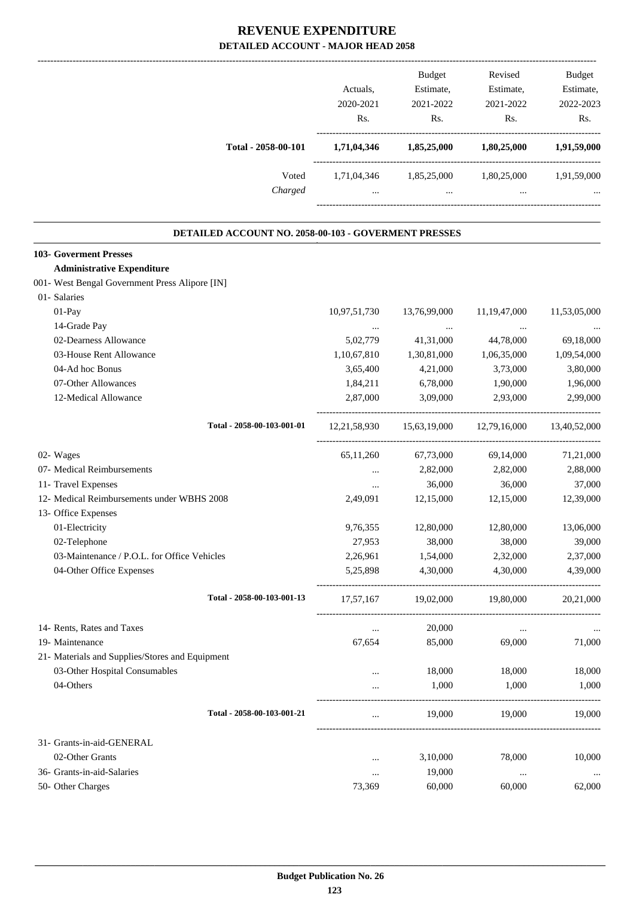# REVENUE EXPENDITURE

## DETAILED ACCOUNT - MAJOR HEAD 2058

| | Actuals, 2020-2021 Rs. | Budget Estimate, 2021-2022 Rs. | Revised Estimate, 2021-2022 Rs. | Budget Estimate, 2022-2023 Rs. |
|---|---|---|---|---|
| **Total - 2058-00-101** | **1,71,04,346** | **1,85,25,000** | **1,80,25,000** | **1,91,59,000** |
| Voted | 1,71,04,346 | 1,85,25,000 | 1,80,25,000 | 1,91,59,000 |
| *Charged* | ... | ... | ... | ... |

### DETAILED ACCOUNT NO. 2058-00-103 - GOVERMENT PRESSES

| | Actuals, 2020-2021 Rs. | Budget Estimate, 2021-2022 Rs. | Revised Estimate, 2021-2022 Rs. | Budget Estimate, 2022-2023 Rs. |
|---|---|---|---|---|
| **103- Goverment Presses** | | | | |
| **Administrative Expenditure** | | | | |
| 001- West Bengal Government Press Alipore [IN] | | | | |
| 01- Salaries | | | | |
| 01-Pay | 10,97,51,730 | 13,76,99,000 | 11,19,47,000 | 11,53,05,000 |
| 14-Grade Pay | ... | ... | ... | ... |
| 02-Dearness Allowance | 5,02,779 | 41,31,000 | 44,78,000 | 69,18,000 |
| 03-House Rent Allowance | 1,10,67,810 | 1,30,81,000 | 1,06,35,000 | 1,09,54,000 |
| 04-Ad hoc Bonus | 3,65,400 | 4,21,000 | 3,73,000 | 3,80,000 |
| 07-Other Allowances | 1,84,211 | 6,78,000 | 1,90,000 | 1,96,000 |
| 12-Medical Allowance | 2,87,000 | 3,09,000 | 2,93,000 | 2,99,000 |
| Total - 2058-00-103-001-01 | 12,21,58,930 | 15,63,19,000 | 12,79,16,000 | 13,40,52,000 |
| 02- Wages | 65,11,260 | 67,73,000 | 69,14,000 | 71,21,000 |
| 07- Medical Reimbursements | ... | 2,82,000 | 2,82,000 | 2,88,000 |
| 11- Travel Expenses | ... | 36,000 | 36,000 | 37,000 |
| 12- Medical Reimbursements under WBHS 2008 | 2,49,091 | 12,15,000 | 12,15,000 | 12,39,000 |
| 13- Office Expenses | | | | |
| 01-Electricity | 9,76,355 | 12,80,000 | 12,80,000 | 13,06,000 |
| 02-Telephone | 27,953 | 38,000 | 38,000 | 39,000 |
| 03-Maintenance / P.O.L. for Office Vehicles | 2,26,961 | 1,54,000 | 2,32,000 | 2,37,000 |
| 04-Other Office Expenses | 5,25,898 | 4,30,000 | 4,30,000 | 4,39,000 |
| Total - 2058-00-103-001-13 | 17,57,167 | 19,02,000 | 19,80,000 | 20,21,000 |
| 14- Rents, Rates and Taxes | ... | 20,000 | ... | ... |
| 19- Maintenance | 67,654 | 85,000 | 69,000 | 71,000 |
| 21- Materials and Supplies/Stores and Equipment | | | | |
| 03-Other Hospital Consumables | ... | 18,000 | 18,000 | 18,000 |
| 04-Others | ... | 1,000 | 1,000 | 1,000 |
| Total - 2058-00-103-001-21 | ... | 19,000 | 19,000 | 19,000 |
| 31- Grants-in-aid-GENERAL | | | | |
| 02-Other Grants | ... | 3,10,000 | 78,000 | 10,000 |
| 36- Grants-in-aid-Salaries | ... | 19,000 | ... | ... |
| 50- Other Charges | 73,369 | 60,000 | 60,000 | 62,000 |

Budget Publication No. 26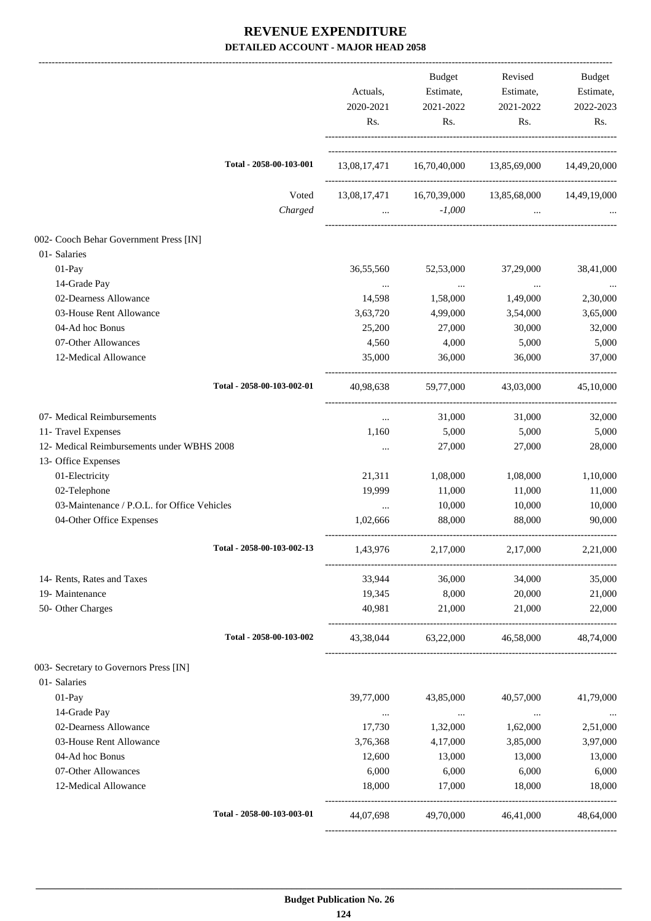# REVENUE EXPENDITURE

## DETAILED ACCOUNT - MAJOR HEAD 2058

| | Actuals, 2020-2021 Rs. | Budget Estimate, 2021-2022 Rs. | Revised Estimate, 2021-2022 Rs. | Budget Estimate, 2022-2023 Rs. |
|---|---|---|---|---|
| **Total - 2058-00-103-001** | 13,08,17,471 | 16,70,40,000 | 13,85,69,000 | 14,49,20,000 |
| Voted | 13,08,17,471 | 16,70,39,000 | 13,85,68,000 | 14,49,19,000 |
| *Charged* | ... | *-1,000* | ... | ... |
| 002- Cooch Behar Government Press [IN] | | | | |
| 01- Salaries | | | | |
| 01-Pay | 36,55,560 | 52,53,000 | 37,29,000 | 38,41,000 |
| 14-Grade Pay | ... | ... | ... | ... |
| 02-Dearness Allowance | 14,598 | 1,58,000 | 1,49,000 | 2,30,000 |
| 03-House Rent Allowance | 3,63,720 | 4,99,000 | 3,54,000 | 3,65,000 |
| 04-Ad hoc Bonus | 25,200 | 27,000 | 30,000 | 32,000 |
| 07-Other Allowances | 4,560 | 4,000 | 5,000 | 5,000 |
| 12-Medical Allowance | 35,000 | 36,000 | 36,000 | 37,000 |
| **Total - 2058-00-103-002-01** | 40,98,638 | 59,77,000 | 43,03,000 | 45,10,000 |
| 07- Medical Reimbursements | ... | 31,000 | 31,000 | 32,000 |
| 11- Travel Expenses | 1,160 | 5,000 | 5,000 | 5,000 |
| 12- Medical Reimbursements under WBHS 2008 | ... | 27,000 | 27,000 | 28,000 |
| 13- Office Expenses | | | | |
| 01-Electricity | 21,311 | 1,08,000 | 1,08,000 | 1,10,000 |
| 02-Telephone | 19,999 | 11,000 | 11,000 | 11,000 |
| 03-Maintenance / P.O.L. for Office Vehicles | ... | 10,000 | 10,000 | 10,000 |
| 04-Other Office Expenses | 1,02,666 | 88,000 | 88,000 | 90,000 |
| **Total - 2058-00-103-002-13** | 1,43,976 | 2,17,000 | 2,17,000 | 2,21,000 |
| 14- Rents, Rates and Taxes | 33,944 | 36,000 | 34,000 | 35,000 |
| 19- Maintenance | 19,345 | 8,000 | 20,000 | 21,000 |
| 50- Other Charges | 40,981 | 21,000 | 21,000 | 22,000 |
| **Total - 2058-00-103-002** | 43,38,044 | 63,22,000 | 46,58,000 | 48,74,000 |
| 003- Secretary to Governors Press [IN] | | | | |
| 01- Salaries | | | | |
| 01-Pay | 39,77,000 | 43,85,000 | 40,57,000 | 41,79,000 |
| 14-Grade Pay | ... | ... | ... | ... |
| 02-Dearness Allowance | 17,730 | 1,32,000 | 1,62,000 | 2,51,000 |
| 03-House Rent Allowance | 3,76,368 | 4,17,000 | 3,85,000 | 3,97,000 |
| 04-Ad hoc Bonus | 12,600 | 13,000 | 13,000 | 13,000 |
| 07-Other Allowances | 6,000 | 6,000 | 6,000 | 6,000 |
| 12-Medical Allowance | 18,000 | 17,000 | 18,000 | 18,000 |
| **Total - 2058-00-103-003-01** | 44,07,698 | 49,70,000 | 46,41,000 | 48,64,000 |

**Budget Publication No. 26**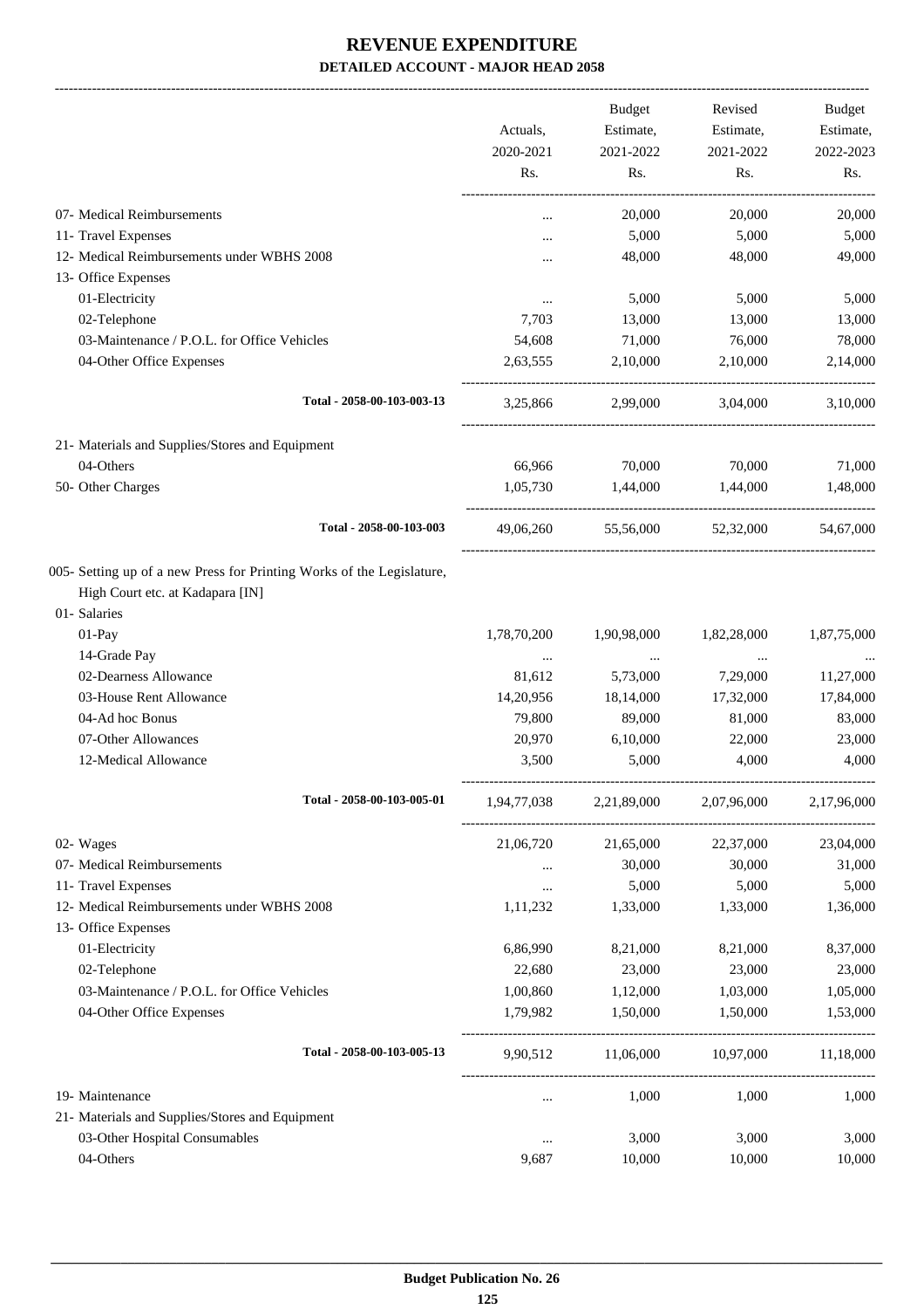# REVENUE EXPENDITURE

**DETAILED ACCOUNT - MAJOR HEAD 2058**

| | Actuals, 2020-2021 Rs. | Budget Estimate, 2021-2022 Rs. | Revised Estimate, 2021-2022 Rs. | Budget Estimate, 2022-2023 Rs. |
|---|---|---|---|---|
| 07- Medical Reimbursements | ... | 20,000 | 20,000 | 20,000 |
| 11- Travel Expenses | ... | 5,000 | 5,000 | 5,000 |
| 12- Medical Reimbursements under WBHS 2008 | ... | 48,000 | 48,000 | 49,000 |
| 13- Office Expenses | | | | |
| 01-Electricity | ... | 5,000 | 5,000 | 5,000 |
| 02-Telephone | 7,703 | 13,000 | 13,000 | 13,000 |
| 03-Maintenance / P.O.L. for Office Vehicles | 54,608 | 71,000 | 76,000 | 78,000 |
| 04-Other Office Expenses | 2,63,555 | 2,10,000 | 2,10,000 | 2,14,000 |
| **Total - 2058-00-103-003-13** | 3,25,866 | 2,99,000 | 3,04,000 | 3,10,000 |
| 21- Materials and Supplies/Stores and Equipment | | | | |
| 04-Others | 66,966 | 70,000 | 70,000 | 71,000 |
| 50- Other Charges | 1,05,730 | 1,44,000 | 1,44,000 | 1,48,000 |
| **Total - 2058-00-103-003** | 49,06,260 | 55,56,000 | 52,32,000 | 54,67,000 |
| 005- Setting up of a new Press for Printing Works of the Legislature, High Court etc. at Kadapara [IN] | | | | |
| 01- Salaries | | | | |
| 01-Pay | 1,78,70,200 | 1,90,98,000 | 1,82,28,000 | 1,87,75,000 |
| 14-Grade Pay | ... | ... | ... | ... |
| 02-Dearness Allowance | 81,612 | 5,73,000 | 7,29,000 | 11,27,000 |
| 03-House Rent Allowance | 14,20,956 | 18,14,000 | 17,32,000 | 17,84,000 |
| 04-Ad hoc Bonus | 79,800 | 89,000 | 81,000 | 83,000 |
| 07-Other Allowances | 20,970 | 6,10,000 | 22,000 | 23,000 |
| 12-Medical Allowance | 3,500 | 5,000 | 4,000 | 4,000 |
| **Total - 2058-00-103-005-01** | 1,94,77,038 | 2,21,89,000 | 2,07,96,000 | 2,17,96,000 |
| 02- Wages | 21,06,720 | 21,65,000 | 22,37,000 | 23,04,000 |
| 07- Medical Reimbursements | ... | 30,000 | 30,000 | 31,000 |
| 11- Travel Expenses | ... | 5,000 | 5,000 | 5,000 |
| 12- Medical Reimbursements under WBHS 2008 | 1,11,232 | 1,33,000 | 1,33,000 | 1,36,000 |
| 13- Office Expenses | | | | |
| 01-Electricity | 6,86,990 | 8,21,000 | 8,21,000 | 8,37,000 |
| 02-Telephone | 22,680 | 23,000 | 23,000 | 23,000 |
| 03-Maintenance / P.O.L. for Office Vehicles | 1,00,860 | 1,12,000 | 1,03,000 | 1,05,000 |
| 04-Other Office Expenses | 1,79,982 | 1,50,000 | 1,50,000 | 1,53,000 |
| **Total - 2058-00-103-005-13** | 9,90,512 | 11,06,000 | 10,97,000 | 11,18,000 |
| 19- Maintenance | ... | 1,000 | 1,000 | 1,000 |
| 21- Materials and Supplies/Stores and Equipment | | | | |
| 03-Other Hospital Consumables | ... | 3,000 | 3,000 | 3,000 |
| 04-Others | 9,687 | 10,000 | 10,000 | 10,000 |

**Budget Publication No. 26**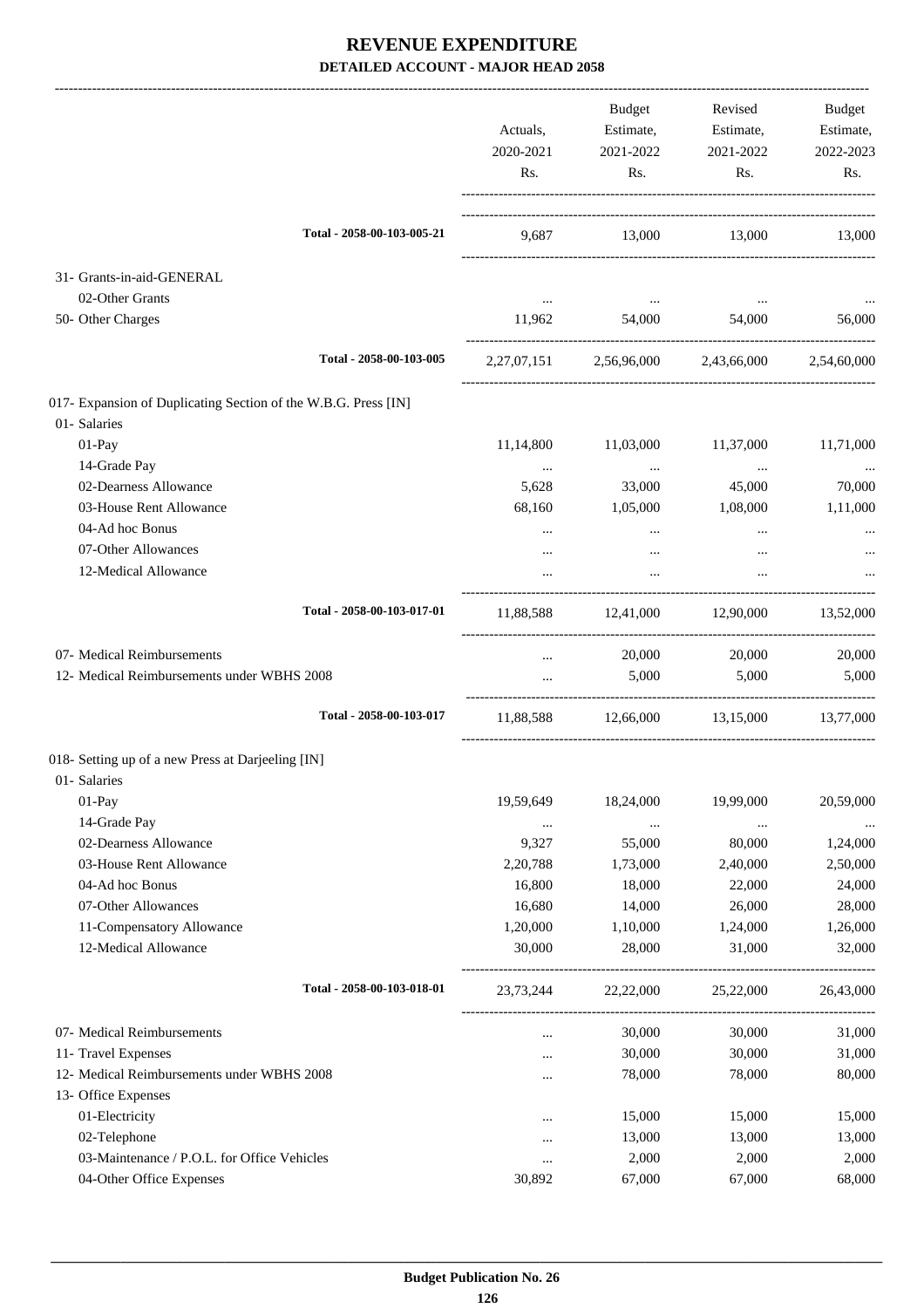# REVENUE EXPENDITURE

### DETAILED ACCOUNT - MAJOR HEAD 2058

| | Actuals, 2020-2021 Rs. | Budget Estimate, 2021-2022 Rs. | Revised Estimate, 2021-2022 Rs. | Budget Estimate, 2022-2023 Rs. |
|---|---|---|---|---|
| Total - 2058-00-103-005-21 | 9,687 | 13,000 | 13,000 | 13,000 |
| 31- Grants-in-aid-GENERAL | | | | |
| 02-Other Grants | ... | ... | ... | ... |
| 50- Other Charges | 11,962 | 54,000 | 54,000 | 56,000 |
| Total - 2058-00-103-005 | 2,27,07,151 | 2,56,96,000 | 2,43,66,000 | 2,54,60,000 |
| 017- Expansion of Duplicating Section of the W.B.G. Press [IN] | | | | |
| 01- Salaries | | | | |
| 01-Pay | 11,14,800 | 11,03,000 | 11,37,000 | 11,71,000 |
| 14-Grade Pay | ... | ... | ... | ... |
| 02-Dearness Allowance | 5,628 | 33,000 | 45,000 | 70,000 |
| 03-House Rent Allowance | 68,160 | 1,05,000 | 1,08,000 | 1,11,000 |
| 04-Ad hoc Bonus | ... | ... | ... | ... |
| 07-Other Allowances | ... | ... | ... | ... |
| 12-Medical Allowance | ... | ... | ... | ... |
| Total - 2058-00-103-017-01 | 11,88,588 | 12,41,000 | 12,90,000 | 13,52,000 |
| 07- Medical Reimbursements | ... | 20,000 | 20,000 | 20,000 |
| 12- Medical Reimbursements under WBHS 2008 | ... | 5,000 | 5,000 | 5,000 |
| Total - 2058-00-103-017 | 11,88,588 | 12,66,000 | 13,15,000 | 13,77,000 |
| 018- Setting up of a new Press at Darjeeling [IN] | | | | |
| 01- Salaries | | | | |
| 01-Pay | 19,59,649 | 18,24,000 | 19,99,000 | 20,59,000 |
| 14-Grade Pay | ... | ... | ... | ... |
| 02-Dearness Allowance | 9,327 | 55,000 | 80,000 | 1,24,000 |
| 03-House Rent Allowance | 2,20,788 | 1,73,000 | 2,40,000 | 2,50,000 |
| 04-Ad hoc Bonus | 16,800 | 18,000 | 22,000 | 24,000 |
| 07-Other Allowances | 16,680 | 14,000 | 26,000 | 28,000 |
| 11-Compensatory Allowance | 1,20,000 | 1,10,000 | 1,24,000 | 1,26,000 |
| 12-Medical Allowance | 30,000 | 28,000 | 31,000 | 32,000 |
| Total - 2058-00-103-018-01 | 23,73,244 | 22,22,000 | 25,22,000 | 26,43,000 |
| 07- Medical Reimbursements | ... | 30,000 | 30,000 | 31,000 |
| 11- Travel Expenses | ... | 30,000 | 30,000 | 31,000 |
| 12- Medical Reimbursements under WBHS 2008 | ... | 78,000 | 78,000 | 80,000 |
| 13- Office Expenses | | | | |
| 01-Electricity | ... | 15,000 | 15,000 | 15,000 |
| 02-Telephone | ... | 13,000 | 13,000 | 13,000 |
| 03-Maintenance / P.O.L. for Office Vehicles | ... | 2,000 | 2,000 | 2,000 |
| 04-Other Office Expenses | 30,892 | 67,000 | 67,000 | 68,000 |

**Budget Publication No. 26**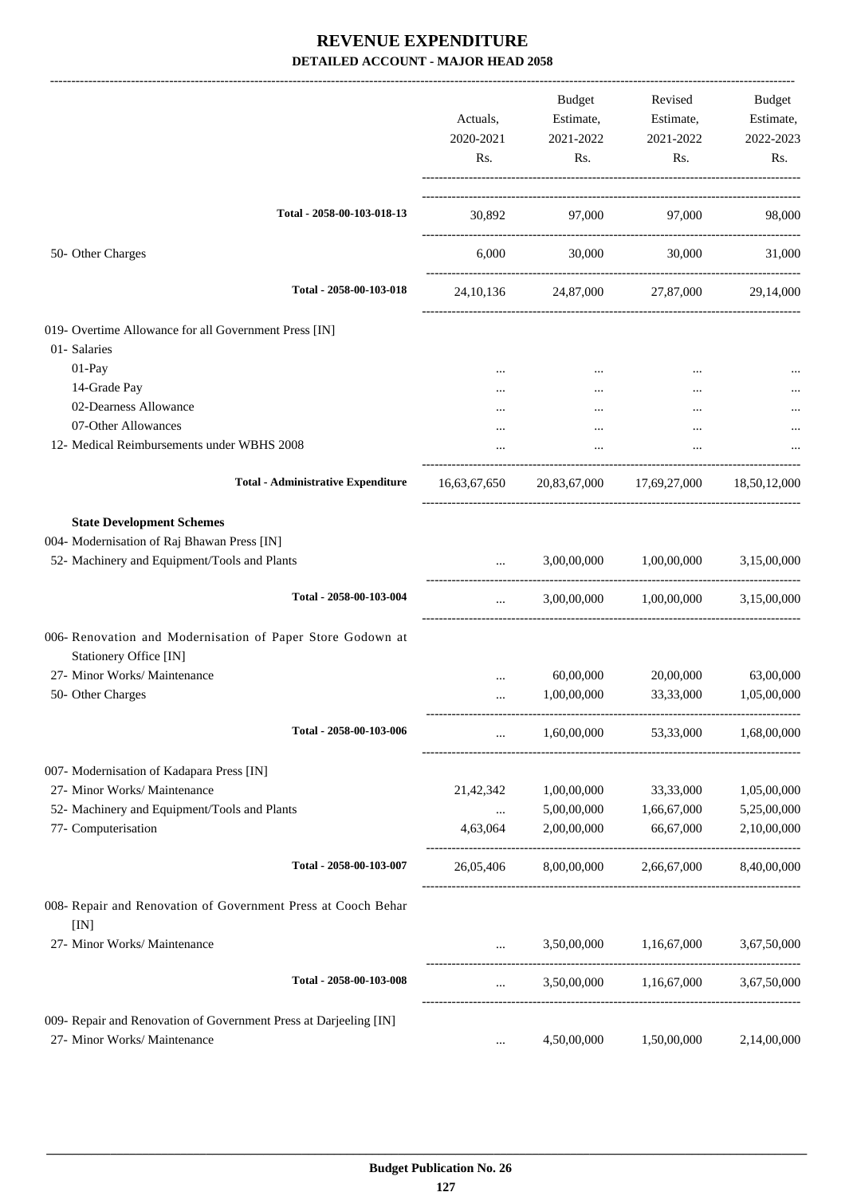# REVENUE EXPENDITURE

**DETAILED ACCOUNT - MAJOR HEAD 2058**

| | Actuals, 2020-2021 Rs. | Budget Estimate, 2021-2022 Rs. | Revised Estimate, 2021-2022 Rs. | Budget Estimate, 2022-2023 Rs. |
|---|---|---|---|---|
| **Total - 2058-00-103-018-13** | 30,892 | 97,000 | 97,000 | 98,000 |
| 50- Other Charges | 6,000 | 30,000 | 30,000 | 31,000 |
| **Total - 2058-00-103-018** | 24,10,136 | 24,87,000 | 27,87,000 | 29,14,000 |
| 019- Overtime Allowance for all Government Press [IN] | | | | |
| 01- Salaries | | | | |
| 01-Pay | ... | ... | ... | ... |
| 14-Grade Pay | ... | ... | ... | ... |
| 02-Dearness Allowance | ... | ... | ... | ... |
| 07-Other Allowances | ... | ... | ... | ... |
| 12- Medical Reimbursements under WBHS 2008 | ... | ... | ... | ... |
| **Total - Administrative Expenditure** | 16,63,67,650 | 20,83,67,000 | 17,69,27,000 | 18,50,12,000 |
| **State Development Schemes** | | | | |
| 004- Modernisation of Raj Bhawan Press [IN] | | | | |
| 52- Machinery and Equipment/Tools and Plants | ... | 3,00,00,000 | 1,00,00,000 | 3,15,00,000 |
| **Total - 2058-00-103-004** | ... | 3,00,00,000 | 1,00,00,000 | 3,15,00,000 |
| 006- Renovation and Modernisation of Paper Store Godown at Stationery Office [IN] | | | | |
| 27- Minor Works/ Maintenance | ... | 60,00,000 | 20,00,000 | 63,00,000 |
| 50- Other Charges | ... | 1,00,00,000 | 33,33,000 | 1,05,00,000 |
| **Total - 2058-00-103-006** | ... | 1,60,00,000 | 53,33,000 | 1,68,00,000 |
| 007- Modernisation of Kadapara Press [IN] | | | | |
| 27- Minor Works/ Maintenance | 21,42,342 | 1,00,00,000 | 33,33,000 | 1,05,00,000 |
| 52- Machinery and Equipment/Tools and Plants | ... | 5,00,00,000 | 1,66,67,000 | 5,25,00,000 |
| 77- Computerisation | 4,63,064 | 2,00,00,000 | 66,67,000 | 2,10,00,000 |
| **Total - 2058-00-103-007** | 26,05,406 | 8,00,00,000 | 2,66,67,000 | 8,40,00,000 |
| 008- Repair and Renovation of Government Press at Cooch Behar [IN] | | | | |
| 27- Minor Works/ Maintenance | ... | 3,50,00,000 | 1,16,67,000 | 3,67,50,000 |
| **Total - 2058-00-103-008** | ... | 3,50,00,000 | 1,16,67,000 | 3,67,50,000 |
| 009- Repair and Renovation of Government Press at Darjeeling [IN] | | | | |
| 27- Minor Works/ Maintenance | ... | 4,50,00,000 | 1,50,00,000 | 2,14,00,000 |

**Budget Publication No. 26**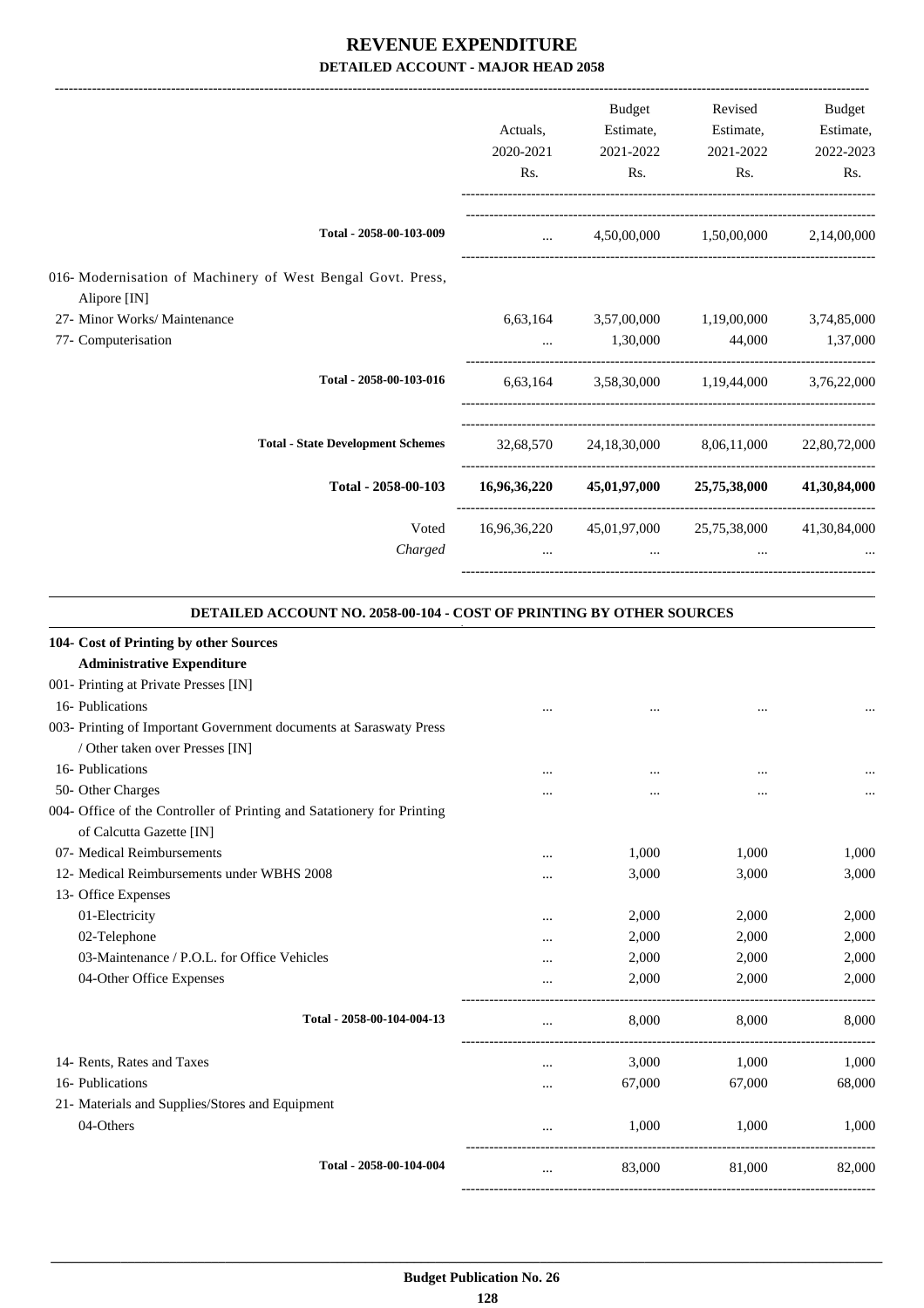# REVENUE EXPENDITURE

## DETAILED ACCOUNT - MAJOR HEAD 2058

| | Actuals, 2020-2021 Rs. | Budget Estimate, 2021-2022 Rs. | Revised Estimate, 2021-2022 Rs. | Budget Estimate, 2022-2023 Rs. |
|---|---|---|---|---|
| **Total - 2058-00-103-009** | ... | 4,50,00,000 | 1,50,00,000 | 2,14,00,000 |
| 016- Modernisation of Machinery of West Bengal Govt. Press, Alipore [IN] | | | | |
| 27- Minor Works/ Maintenance | 6,63,164 | 3,57,00,000 | 1,19,00,000 | 3,74,85,000 |
| 77- Computerisation | ... | 1,30,000 | 44,000 | 1,37,000 |
| **Total - 2058-00-103-016** | 6,63,164 | 3,58,30,000 | 1,19,44,000 | 3,76,22,000 |
| **Total - State Development Schemes** | 32,68,570 | 24,18,30,000 | 8,06,11,000 | 22,80,72,000 |
| **Total - 2058-00-103** | **16,96,36,220** | **45,01,97,000** | **25,75,38,000** | **41,30,84,000** |
| Voted | 16,96,36,220 | 45,01,97,000 | 25,75,38,000 | 41,30,84,000 |
| *Charged* | ... | ... | ... | ... |

### DETAILED ACCOUNT NO. 2058-00-104 - COST OF PRINTING BY OTHER SOURCES

| | Actuals, 2020-2021 Rs. | Budget Estimate, 2021-2022 Rs. | Revised Estimate, 2021-2022 Rs. | Budget Estimate, 2022-2023 Rs. |
|---|---|---|---|---|
| **104- Cost of Printing by other Sources** | | | | |
| **Administrative Expenditure** | | | | |
| 001- Printing at Private Presses [IN] | | | | |
| 16- Publications | ... | ... | ... | ... |
| 003- Printing of Important Government documents at Saraswaty Press / Other taken over Presses [IN] | | | | |
| 16- Publications | ... | ... | ... | ... |
| 50- Other Charges | ... | ... | ... | ... |
| 004- Office of the Controller of Printing and Satationery for Printing of Calcutta Gazette [IN] | | | | |
| 07- Medical Reimbursements | ... | 1,000 | 1,000 | 1,000 |
| 12- Medical Reimbursements under WBHS 2008 | ... | 3,000 | 3,000 | 3,000 |
| 13- Office Expenses | | | | |
| 01-Electricity | ... | 2,000 | 2,000 | 2,000 |
| 02-Telephone | ... | 2,000 | 2,000 | 2,000 |
| 03-Maintenance / P.O.L. for Office Vehicles | ... | 2,000 | 2,000 | 2,000 |
| 04-Other Office Expenses | ... | 2,000 | 2,000 | 2,000 |
| **Total - 2058-00-104-004-13** | ... | 8,000 | 8,000 | 8,000 |
| 14- Rents, Rates and Taxes | ... | 3,000 | 1,000 | 1,000 |
| 16- Publications | ... | 67,000 | 67,000 | 68,000 |
| 21- Materials and Supplies/Stores and Equipment | | | | |
| 04-Others | ... | 1,000 | 1,000 | 1,000 |
| **Total - 2058-00-104-004** | ... | 83,000 | 81,000 | 82,000 |

Budget Publication No. 26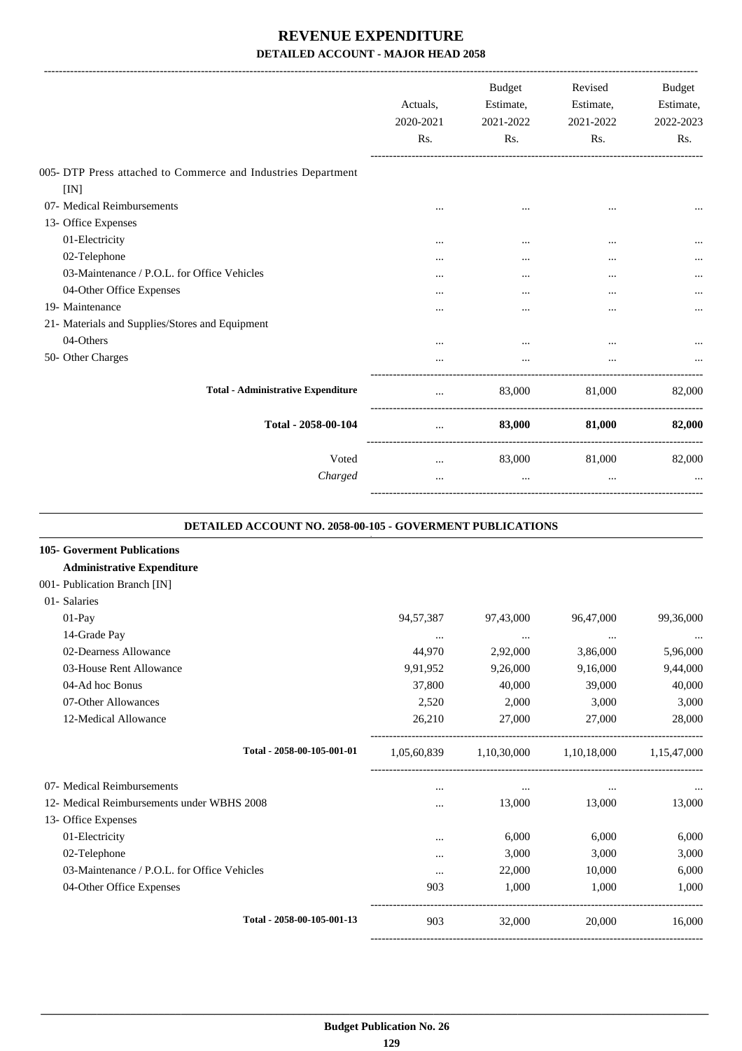# REVENUE EXPENDITURE
## DETAILED ACCOUNT - MAJOR HEAD 2058

| | Actuals, 2020-2021 Rs. | Budget Estimate, 2021-2022 Rs. | Revised Estimate, 2021-2022 Rs. | Budget Estimate, 2022-2023 Rs. |
|---|---|---|---|---|
| 005- DTP Press attached to Commerce and Industries Department [IN] | | | | |
| 07- Medical Reimbursements | ... | ... | ... | ... |
| 13- Office Expenses | | | | |
| 01-Electricity | ... | ... | ... | ... |
| 02-Telephone | ... | ... | ... | ... |
| 03-Maintenance / P.O.L. for Office Vehicles | ... | ... | ... | ... |
| 04-Other Office Expenses | ... | ... | ... | ... |
| 19- Maintenance | ... | ... | ... | ... |
| 21- Materials and Supplies/Stores and Equipment | | | | |
| 04-Others | ... | ... | ... | ... |
| 50- Other Charges | ... | ... | ... | ... |
| **Total - Administrative Expenditure** | ... | 83,000 | 81,000 | 82,000 |
| **Total - 2058-00-104** | ... | **83,000** | **81,000** | **82,000** |
| Voted | ... | 83,000 | 81,000 | 82,000 |
| *Charged* | ... | ... | ... | ... |

**DETAILED ACCOUNT NO. 2058-00-105 - GOVERMENT PUBLICATIONS**

| | Actuals, 2020-2021 Rs. | Budget Estimate, 2021-2022 Rs. | Revised Estimate, 2021-2022 Rs. | Budget Estimate, 2022-2023 Rs. |
|---|---|---|---|---|
| **105- Goverment Publications** | | | | |
| **Administrative Expenditure** | | | | |
| 001- Publication Branch [IN] | | | | |
| 01- Salaries | | | | |
| 01-Pay | 94,57,387 | 97,43,000 | 96,47,000 | 99,36,000 |
| 14-Grade Pay | ... | ... | ... | ... |
| 02-Dearness Allowance | 44,970 | 2,92,000 | 3,86,000 | 5,96,000 |
| 03-House Rent Allowance | 9,91,952 | 9,26,000 | 9,16,000 | 9,44,000 |
| 04-Ad hoc Bonus | 37,800 | 40,000 | 39,000 | 40,000 |
| 07-Other Allowances | 2,520 | 2,000 | 3,000 | 3,000 |
| 12-Medical Allowance | 26,210 | 27,000 | 27,000 | 28,000 |
| **Total - 2058-00-105-001-01** | 1,05,60,839 | 1,10,30,000 | 1,10,18,000 | 1,15,47,000 |
| 07- Medical Reimbursements | ... | ... | ... | ... |
| 12- Medical Reimbursements under WBHS 2008 | ... | 13,000 | 13,000 | 13,000 |
| 13- Office Expenses | | | | |
| 01-Electricity | ... | 6,000 | 6,000 | 6,000 |
| 02-Telephone | ... | 3,000 | 3,000 | 3,000 |
| 03-Maintenance / P.O.L. for Office Vehicles | ... | 22,000 | 10,000 | 6,000 |
| 04-Other Office Expenses | 903 | 1,000 | 1,000 | 1,000 |
| **Total - 2058-00-105-001-13** | 903 | 32,000 | 20,000 | 16,000 |

**Budget Publication No. 26**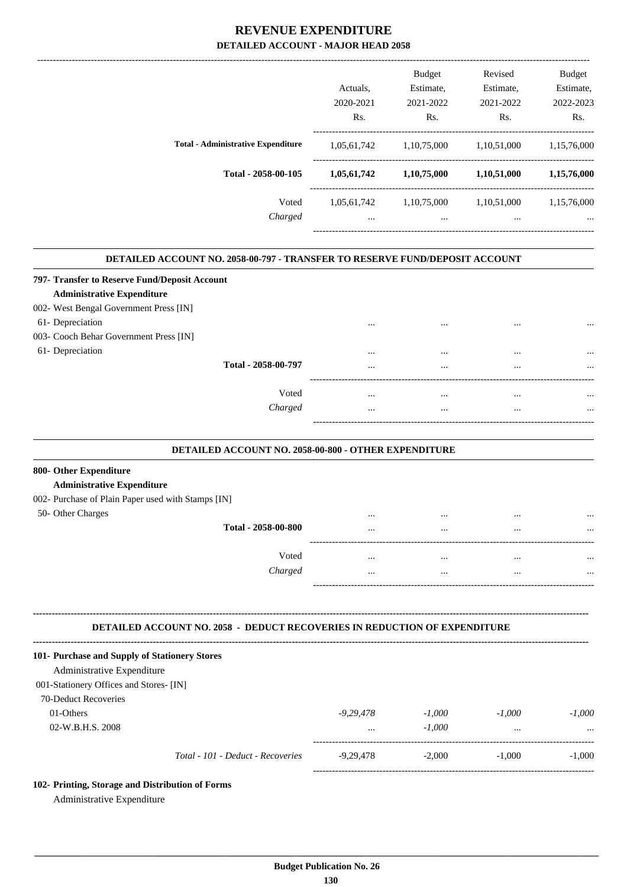# REVENUE EXPENDITURE

## DETAILED ACCOUNT - MAJOR HEAD 2058

| | Actuals, 2020-2021 Rs. | Budget Estimate, 2021-2022 Rs. | Revised Estimate, 2021-2022 Rs. | Budget Estimate, 2022-2023 Rs. |
|---|---|---|---|---|
| **Total - Administrative Expenditure** | 1,05,61,742 | 1,10,75,000 | 1,10,51,000 | 1,15,76,000 |
| **Total - 2058-00-105** | **1,05,61,742** | **1,10,75,000** | **1,10,51,000** | **1,15,76,000** |
| Voted | 1,05,61,742 | 1,10,75,000 | 1,10,51,000 | 1,15,76,000 |
| *Charged* | ... | ... | ... | ... |

### DETAILED ACCOUNT NO. 2058-00-797 - TRANSFER TO RESERVE FUND/DEPOSIT ACCOUNT

| | Actuals, 2020-2021 Rs. | Budget Estimate, 2021-2022 Rs. | Revised Estimate, 2021-2022 Rs. | Budget Estimate, 2022-2023 Rs. |
|---|---|---|---|---|
| **797- Transfer to Reserve Fund/Deposit Account** | | | | |
| **Administrative Expenditure** | | | | |
| 002- West Bengal Government Press [IN] | | | | |
| 61- Depreciation | ... | ... | ... | ... |
| 003- Cooch Behar Government Press [IN] | | | | |
| 61- Depreciation | ... | ... | ... | ... |
| **Total - 2058-00-797** | ... | ... | ... | ... |
| Voted | ... | ... | ... | ... |
| *Charged* | ... | ... | ... | ... |

### DETAILED ACCOUNT NO. 2058-00-800 - OTHER EXPENDITURE

| | Actuals, 2020-2021 Rs. | Budget Estimate, 2021-2022 Rs. | Revised Estimate, 2021-2022 Rs. | Budget Estimate, 2022-2023 Rs. |
|---|---|---|---|---|
| **800- Other Expenditure** | | | | |
| **Administrative Expenditure** | | | | |
| 002- Purchase of Plain Paper used with Stamps [IN] | | | | |
| 50- Other Charges | ... | ... | ... | ... |
| **Total - 2058-00-800** | ... | ... | ... | ... |
| Voted | ... | ... | ... | ... |
| *Charged* | ... | ... | ... | ... |

### DETAILED ACCOUNT NO. 2058 - DEDUCT RECOVERIES IN REDUCTION OF EXPENDITURE

| | Actuals, 2020-2021 Rs. | Budget Estimate, 2021-2022 Rs. | Revised Estimate, 2021-2022 Rs. | Budget Estimate, 2022-2023 Rs. |
|---|---|---|---|---|
| **101- Purchase and Supply of Stationery Stores** | | | | |
| Administrative Expenditure | | | | |
| 001-Stationery Offices and Stores- [IN] | | | | |
| 70-Deduct Recoveries | | | | |
| 01-Others | *-9,29,478* | *-1,000* | *-1,000* | *-1,000* |
| 02-W.B.H.S. 2008 | ... | *-1,000* | ... | ... |
| *Total - 101 - Deduct - Recoveries* | -9,29,478 | -2,000 | -1,000 | -1,000 |

**102- Printing, Storage and Distribution of Forms**

Administrative Expenditure

Budget Publication No. 26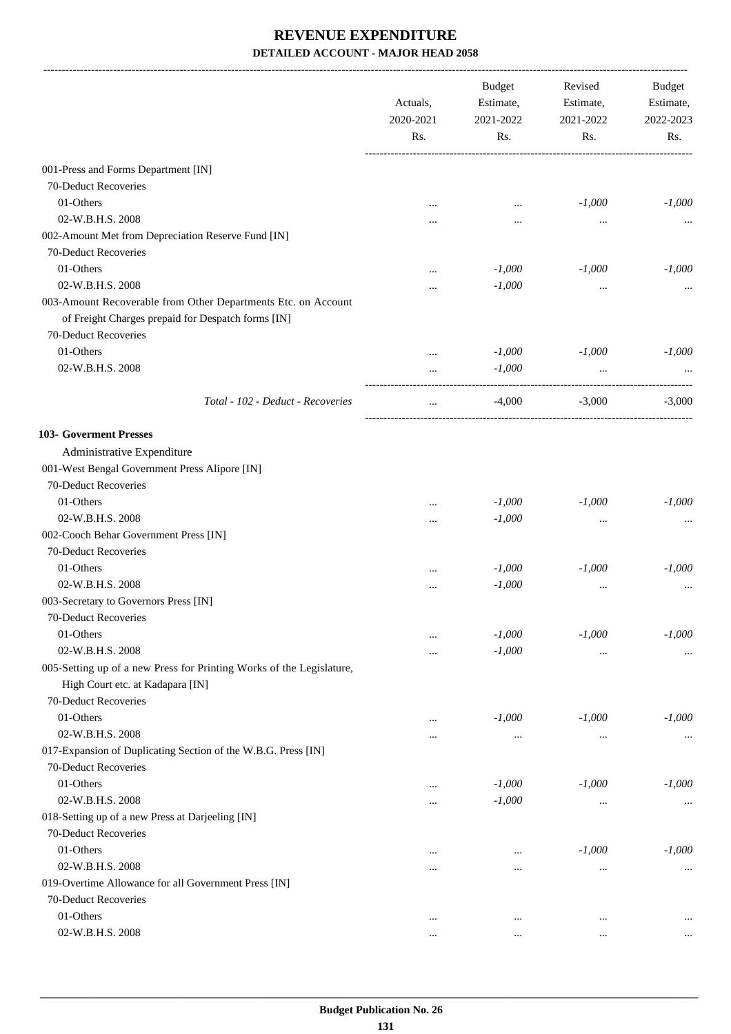# REVENUE EXPENDITURE

### DETAILED ACCOUNT - MAJOR HEAD 2058

| | Actuals, 2020-2021 Rs. | Budget Estimate, 2021-2022 Rs. | Revised Estimate, 2021-2022 Rs. | Budget Estimate, 2022-2023 Rs. |
|---|---|---|---|---|
| 001-Press and Forms Department [IN] | | | | |
| 70-Deduct Recoveries | | | | |
| 01-Others | ... | ... | *-1,000* | *-1,000* |
| 02-W.B.H.S. 2008 | ... | ... | ... | ... |
| 002-Amount Met from Depreciation Reserve Fund [IN] | | | | |
| 70-Deduct Recoveries | | | | |
| 01-Others | ... | *-1,000* | *-1,000* | *-1,000* |
| 02-W.B.H.S. 2008 | ... | *-1,000* | ... | ... |
| 003-Amount Recoverable from Other Departments Etc. on Account of Freight Charges prepaid for Despatch forms [IN] | | | | |
| 70-Deduct Recoveries | | | | |
| 01-Others | ... | *-1,000* | *-1,000* | *-1,000* |
| 02-W.B.H.S. 2008 | ... | *-1,000* | ... | ... |
| *Total - 102 - Deduct - Recoveries* | ... | -4,000 | -3,000 | -3,000 |
| **103- Goverment Presses** | | | | |
| Administrative Expenditure | | | | |
| 001-West Bengal Government Press Alipore [IN] | | | | |
| 70-Deduct Recoveries | | | | |
| 01-Others | ... | *-1,000* | *-1,000* | *-1,000* |
| 02-W.B.H.S. 2008 | ... | *-1,000* | ... | ... |
| 002-Cooch Behar Government Press [IN] | | | | |
| 70-Deduct Recoveries | | | | |
| 01-Others | ... | *-1,000* | *-1,000* | *-1,000* |
| 02-W.B.H.S. 2008 | ... | *-1,000* | ... | ... |
| 003-Secretary to Governors Press [IN] | | | | |
| 70-Deduct Recoveries | | | | |
| 01-Others | ... | *-1,000* | *-1,000* | *-1,000* |
| 02-W.B.H.S. 2008 | ... | *-1,000* | ... | ... |
| 005-Setting up of a new Press for Printing Works of the Legislature, High Court etc. at Kadapara [IN] | | | | |
| 70-Deduct Recoveries | | | | |
| 01-Others | ... | *-1,000* | *-1,000* | *-1,000* |
| 02-W.B.H.S. 2008 | ... | ... | ... | ... |
| 017-Expansion of Duplicating Section of the W.B.G. Press [IN] | | | | |
| 70-Deduct Recoveries | | | | |
| 01-Others | ... | *-1,000* | *-1,000* | *-1,000* |
| 02-W.B.H.S. 2008 | ... | *-1,000* | ... | ... |
| 018-Setting up of a new Press at Darjeeling [IN] | | | | |
| 70-Deduct Recoveries | | | | |
| 01-Others | ... | ... | *-1,000* | *-1,000* |
| 02-W.B.H.S. 2008 | ... | ... | ... | ... |
| 019-Overtime Allowance for all Government Press [IN] | | | | |
| 70-Deduct Recoveries | | | | |
| 01-Others | ... | ... | ... | ... |
| 02-W.B.H.S. 2008 | ... | ... | ... | ... |

**Budget Publication No. 26**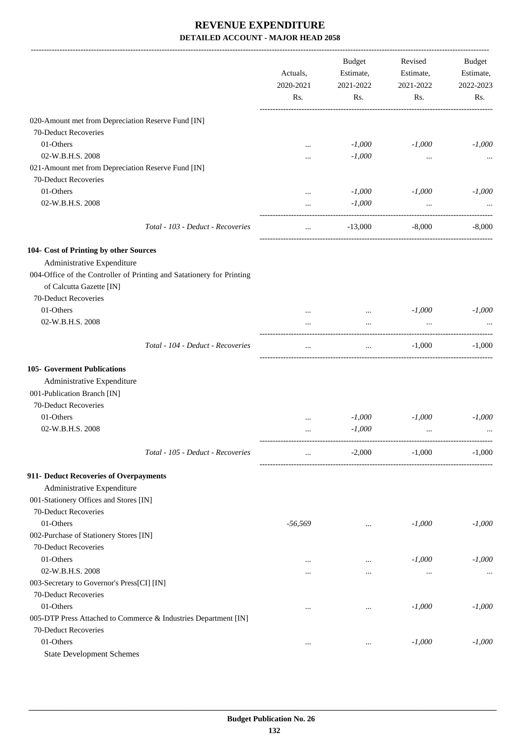# REVENUE EXPENDITURE

## DETAILED ACCOUNT - MAJOR HEAD 2058

| | Actuals, 2020-2021 Rs. | Budget Estimate, 2021-2022 Rs. | Revised Estimate, 2021-2022 Rs. | Budget Estimate, 2022-2023 Rs. |
|---|---|---|---|---|
| 020-Amount met from Depreciation Reserve Fund [IN] | | | | |
| 70-Deduct Recoveries | | | | |
| 01-Others | ... | *-1,000* | *-1,000* | *-1,000* |
| 02-W.B.H.S. 2008 | ... | *-1,000* | ... | ... |
| 021-Amount met from Depreciation Reserve Fund [IN] | | | | |
| 70-Deduct Recoveries | | | | |
| 01-Others | ... | *-1,000* | *-1,000* | *-1,000* |
| 02-W.B.H.S. 2008 | ... | *-1,000* | ... | ... |
| *Total - 103 - Deduct - Recoveries* | ... | -13,000 | -8,000 | -8,000 |
| **104- Cost of Printing by other Sources** | | | | |
| Administrative Expenditure | | | | |
| 004-Office of the Controller of Printing and Satationery for Printing of Calcutta Gazette [IN] | | | | |
| 70-Deduct Recoveries | | | | |
| 01-Others | ... | ... | *-1,000* | *-1,000* |
| 02-W.B.H.S. 2008 | ... | ... | ... | ... |
| *Total - 104 - Deduct - Recoveries* | ... | ... | -1,000 | -1,000 |
| **105- Goverment Publications** | | | | |
| Administrative Expenditure | | | | |
| 001-Publication Branch [IN] | | | | |
| 70-Deduct Recoveries | | | | |
| 01-Others | ... | *-1,000* | *-1,000* | *-1,000* |
| 02-W.B.H.S. 2008 | ... | *-1,000* | ... | ... |
| *Total - 105 - Deduct - Recoveries* | ... | -2,000 | -1,000 | -1,000 |
| **911- Deduct Recoveries of Overpayments** | | | | |
| Administrative Expenditure | | | | |
| 001-Stationery Offices and Stores [IN] | | | | |
| 70-Deduct Recoveries | | | | |
| 01-Others | *-56,569* | ... | *-1,000* | *-1,000* |
| 002-Purchase of Stationery Stores [IN] | | | | |
| 70-Deduct Recoveries | | | | |
| 01-Others | ... | ... | *-1,000* | *-1,000* |
| 02-W.B.H.S. 2008 | ... | ... | ... | ... |
| 003-Secretary to Governor's Press[CI] [IN] | | | | |
| 70-Deduct Recoveries | | | | |
| 01-Others | ... | ... | *-1,000* | *-1,000* |
| 005-DTP Press Attached to Commerce & Industries Department [IN] | | | | |
| 70-Deduct Recoveries | | | | |
| 01-Others | ... | ... | *-1,000* | *-1,000* |
| State Development Schemes | | | | |

Budget Publication No. 26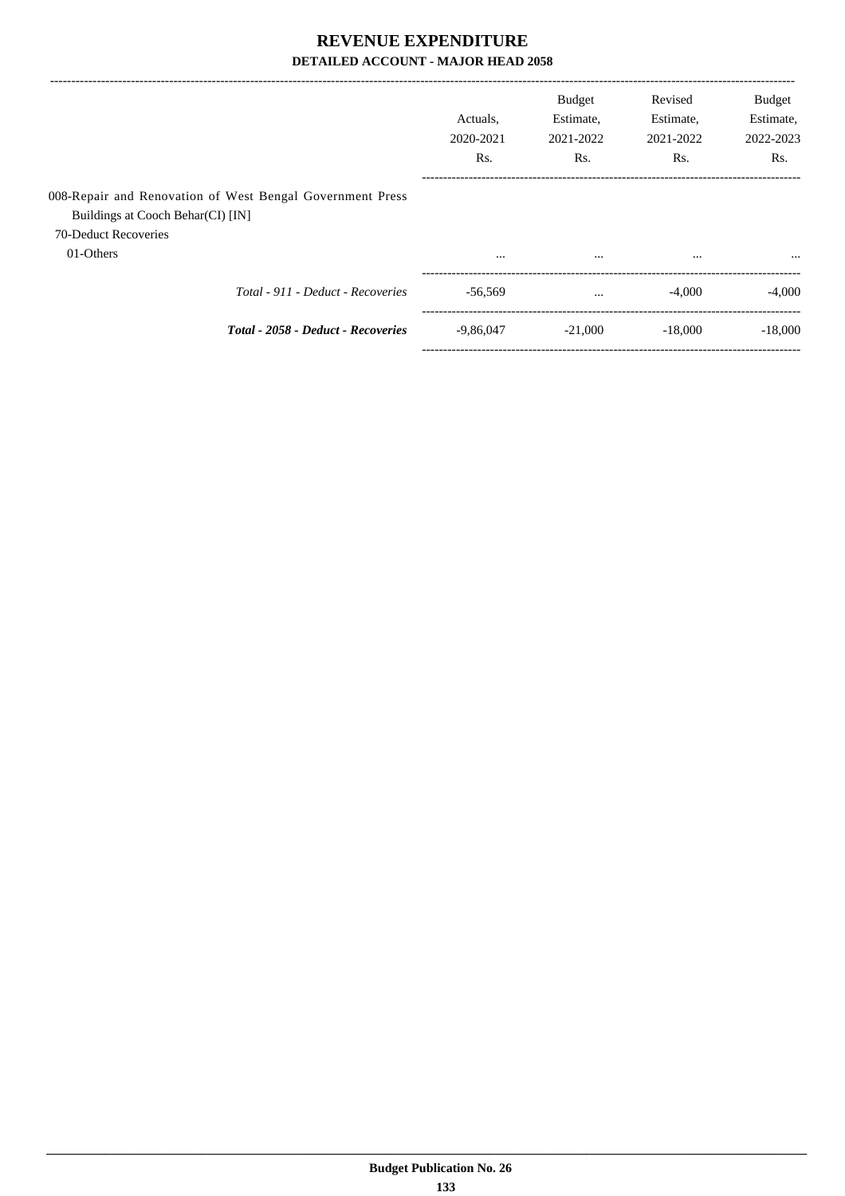# REVENUE EXPENDITURE

## DETAILED ACCOUNT - MAJOR HEAD 2058

| | Actuals, 2020-2021 Rs. | Budget Estimate, 2021-2022 Rs. | Revised Estimate, 2021-2022 Rs. | Budget Estimate, 2022-2023 Rs. |
|---|---|---|---|---|
| 008-Repair and Renovation of West Bengal Government Press Buildings at Cooch Behar(CI) [IN] | | | | |
| 70-Deduct Recoveries | | | | |
| 01-Others | ... | ... | ... | ... |
| *Total - 911 - Deduct - Recoveries* | -56,569 | ... | -4,000 | -4,000 |
| ***Total - 2058 - Deduct - Recoveries*** | -9,86,047 | -21,000 | -18,000 | -18,000 |

**Budget Publication No. 26**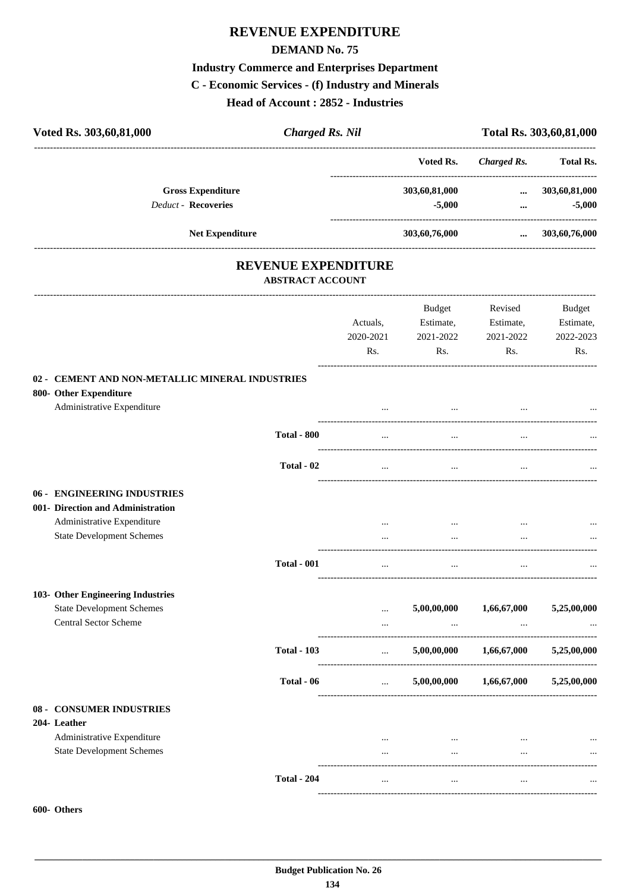# REVENUE EXPENDITURE

## DEMAND No. 75

### Industry Commerce and Enterprises Department

### C - Economic Services - (f) Industry and Minerals

### Head of Account : 2852 - Industries

| Voted Rs. 303,60,81,000 | *Charged Rs. Nil* | Total Rs. 303,60,81,000 |
|---|---|---|

| | Voted Rs. | *Charged Rs.* | Total Rs. |
|---|---|---|---|
| **Gross Expenditure** | 303,60,81,000 | ... | 303,60,81,000 |
| *Deduct* - **Recoveries** | -5,000 | ... | -5,000 |
| **Net Expenditure** | 303,60,76,000 | ... | 303,60,76,000 |

## REVENUE EXPENDITURE

### ABSTRACT ACCOUNT

| | | Actuals, 2020-2021 Rs. | Budget Estimate, 2021-2022 Rs. | Revised Estimate, 2021-2022 Rs. | Budget Estimate, 2022-2023 Rs. |
|---|---|---|---|---|---|
| **02 - CEMENT AND NON-METALLIC MINERAL INDUSTRIES** | | | | | |
| **800- Other Expenditure** | | | | | |
| Administrative Expenditure | | ... | ... | ... | ... |
| | **Total - 800** | ... | ... | ... | ... |
| | **Total - 02** | ... | ... | ... | ... |
| **06 - ENGINEERING INDUSTRIES** | | | | | |
| **001- Direction and Administration** | | | | | |
| Administrative Expenditure | | ... | ... | ... | ... |
| State Development Schemes | | ... | ... | ... | ... |
| | **Total - 001** | ... | ... | ... | ... |
| **103- Other Engineering Industries** | | | | | |
| State Development Schemes | | ... | 5,00,00,000 | 1,66,67,000 | 5,25,00,000 |
| Central Sector Scheme | | ... | ... | ... | ... |
| | **Total - 103** | ... | 5,00,00,000 | 1,66,67,000 | 5,25,00,000 |
| | **Total - 06** | ... | 5,00,00,000 | 1,66,67,000 | 5,25,00,000 |
| **08 - CONSUMER INDUSTRIES** | | | | | |
| **204- Leather** | | | | | |
| Administrative Expenditure | | ... | ... | ... | ... |
| State Development Schemes | | ... | ... | ... | ... |
| | **Total - 204** | ... | ... | ... | ... |

**600- Others**

Budget Publication No. 26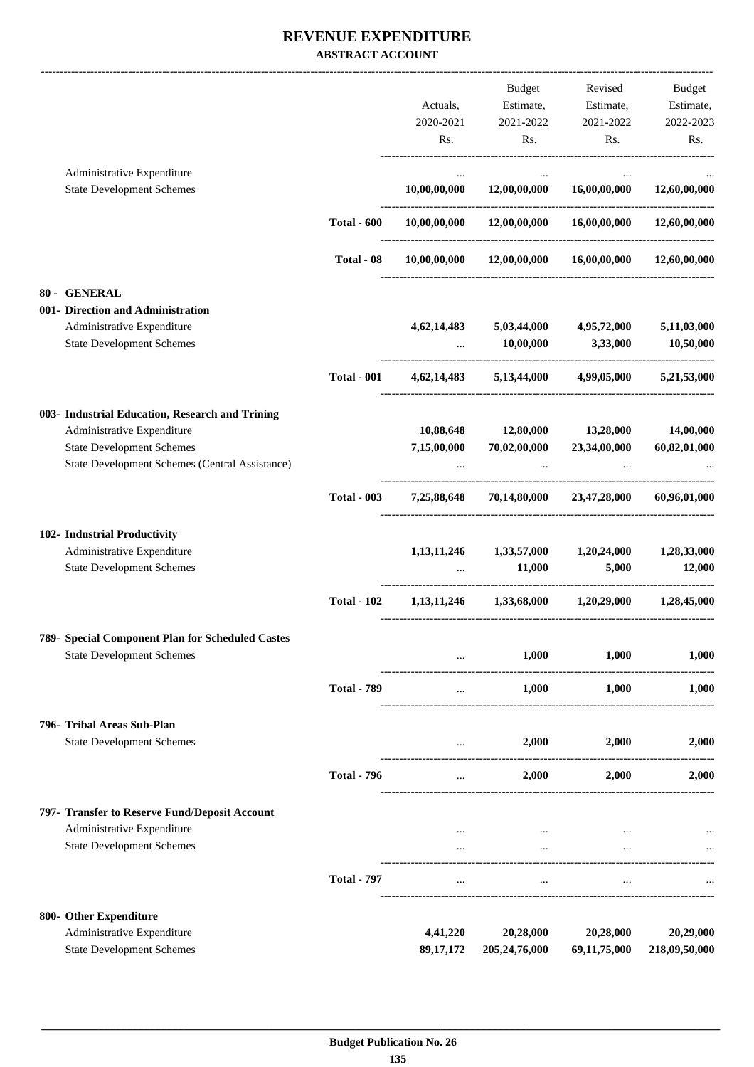# REVENUE EXPENDITURE

**ABSTRACT ACCOUNT**

| | | Actuals, 2020-2021 Rs. | Budget Estimate, 2021-2022 Rs. | Revised Estimate, 2021-2022 Rs. | Budget Estimate, 2022-2023 Rs. |
|---|---|---|---|---|---|
| Administrative Expenditure | | ... | ... | ... | ... |
| State Development Schemes | | **10,00,00,000** | **12,00,00,000** | **16,00,00,000** | **12,60,00,000** |
| | **Total - 600** | **10,00,00,000** | **12,00,00,000** | **16,00,00,000** | **12,60,00,000** |
| | **Total - 08** | **10,00,00,000** | **12,00,00,000** | **16,00,00,000** | **12,60,00,000** |
| **80 - GENERAL** | | | | | |
| **001- Direction and Administration** | | | | | |
| Administrative Expenditure | | **4,62,14,483** | **5,03,44,000** | **4,95,72,000** | **5,11,03,000** |
| State Development Schemes | | ... | **10,00,000** | **3,33,000** | **10,50,000** |
| | **Total - 001** | **4,62,14,483** | **5,13,44,000** | **4,99,05,000** | **5,21,53,000** |
| **003- Industrial Education, Research and Trining** | | | | | |
| Administrative Expenditure | | **10,88,648** | **12,80,000** | **13,28,000** | **14,00,000** |
| State Development Schemes | | **7,15,00,000** | **70,02,00,000** | **23,34,00,000** | **60,82,01,000** |
| State Development Schemes (Central Assistance) | | ... | ... | ... | ... |
| | **Total - 003** | **7,25,88,648** | **70,14,80,000** | **23,47,28,000** | **60,96,01,000** |
| **102- Industrial Productivity** | | | | | |
| Administrative Expenditure | | **1,13,11,246** | **1,33,57,000** | **1,20,24,000** | **1,28,33,000** |
| State Development Schemes | | ... | **11,000** | **5,000** | **12,000** |
| | **Total - 102** | **1,13,11,246** | **1,33,68,000** | **1,20,29,000** | **1,28,45,000** |
| **789- Special Component Plan for Scheduled Castes** | | | | | |
| State Development Schemes | | ... | **1,000** | **1,000** | **1,000** |
| | **Total - 789** | ... | **1,000** | **1,000** | **1,000** |
| **796- Tribal Areas Sub-Plan** | | | | | |
| State Development Schemes | | ... | **2,000** | **2,000** | **2,000** |
| | **Total - 796** | ... | **2,000** | **2,000** | **2,000** |
| **797- Transfer to Reserve Fund/Deposit Account** | | | | | |
| Administrative Expenditure | | ... | ... | ... | ... |
| State Development Schemes | | ... | ... | ... | ... |
| | **Total - 797** | ... | ... | ... | ... |
| **800- Other Expenditure** | | | | | |
| Administrative Expenditure | | **4,41,220** | **20,28,000** | **20,28,000** | **20,29,000** |
| State Development Schemes | | **89,17,172** | **205,24,76,000** | **69,11,75,000** | **218,09,50,000** |

**Budget Publication No. 26**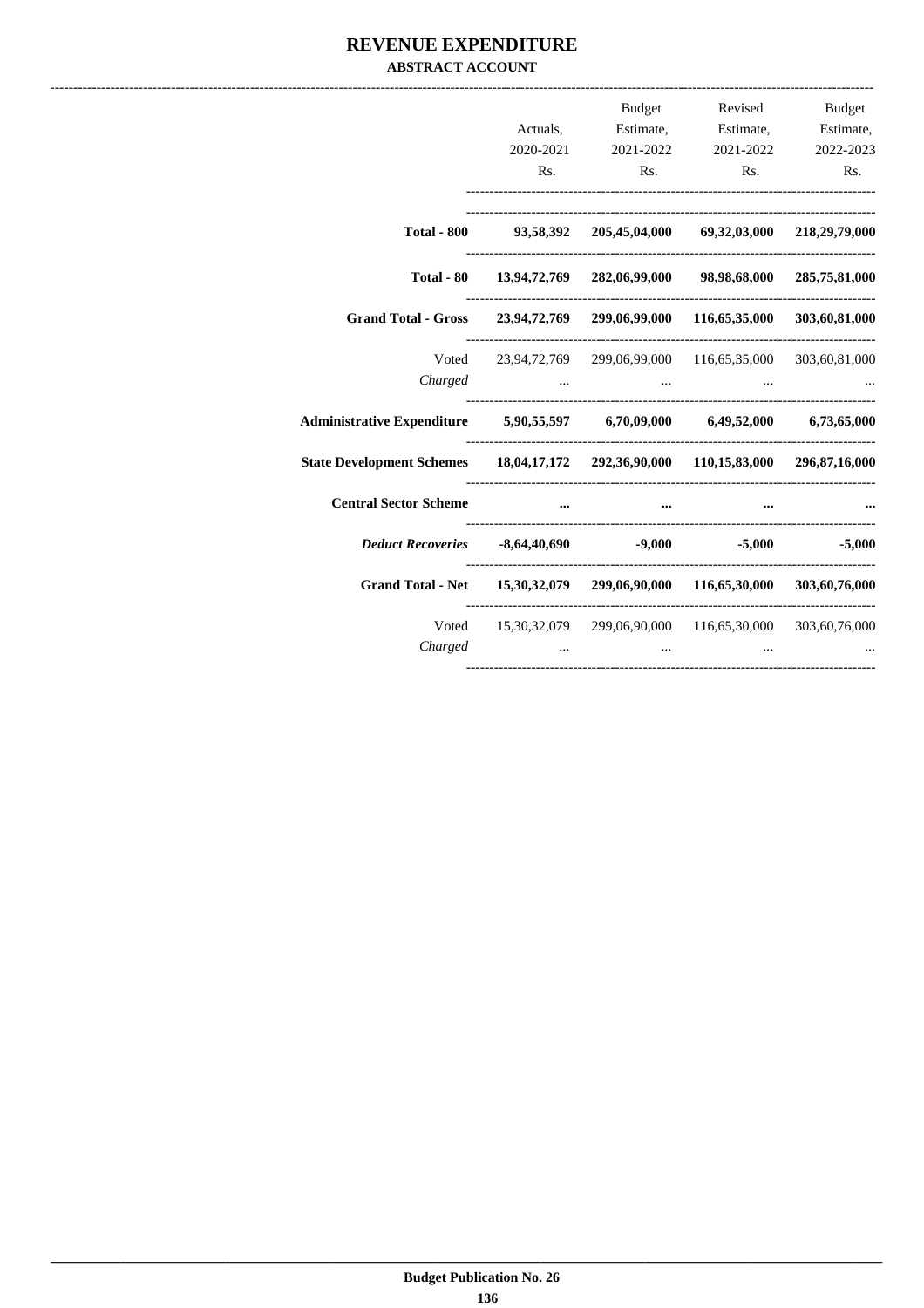# REVENUE EXPENDITURE

## ABSTRACT ACCOUNT

| | Actuals, 2020-2021 Rs. | Budget Estimate, 2021-2022 Rs. | Revised Estimate, 2021-2022 Rs. | Budget Estimate, 2022-2023 Rs. |
|---|---|---|---|---|
| **Total - 800** | **93,58,392** | **205,45,04,000** | **69,32,03,000** | **218,29,79,000** |
| **Total - 80** | **13,94,72,769** | **282,06,99,000** | **98,98,68,000** | **285,75,81,000** |
| **Grand Total - Gross** | **23,94,72,769** | **299,06,99,000** | **116,65,35,000** | **303,60,81,000** |
| Voted | 23,94,72,769 | 299,06,99,000 | 116,65,35,000 | 303,60,81,000 |
| *Charged* | ... | ... | ... | ... |
| **Administrative Expenditure** | **5,90,55,597** | **6,70,09,000** | **6,49,52,000** | **6,73,65,000** |
| **State Development Schemes** | **18,04,17,172** | **292,36,90,000** | **110,15,83,000** | **296,87,16,000** |
| **Central Sector Scheme** | **...** | **...** | **...** | **...** |
| ***Deduct Recoveries*** | **-8,64,40,690** | **-9,000** | **-5,000** | **-5,000** |
| **Grand Total - Net** | **15,30,32,079** | **299,06,90,000** | **116,65,30,000** | **303,60,76,000** |
| Voted | 15,30,32,079 | 299,06,90,000 | 116,65,30,000 | 303,60,76,000 |
| *Charged* | ... | ... | ... | ... |

**Budget Publication No. 26**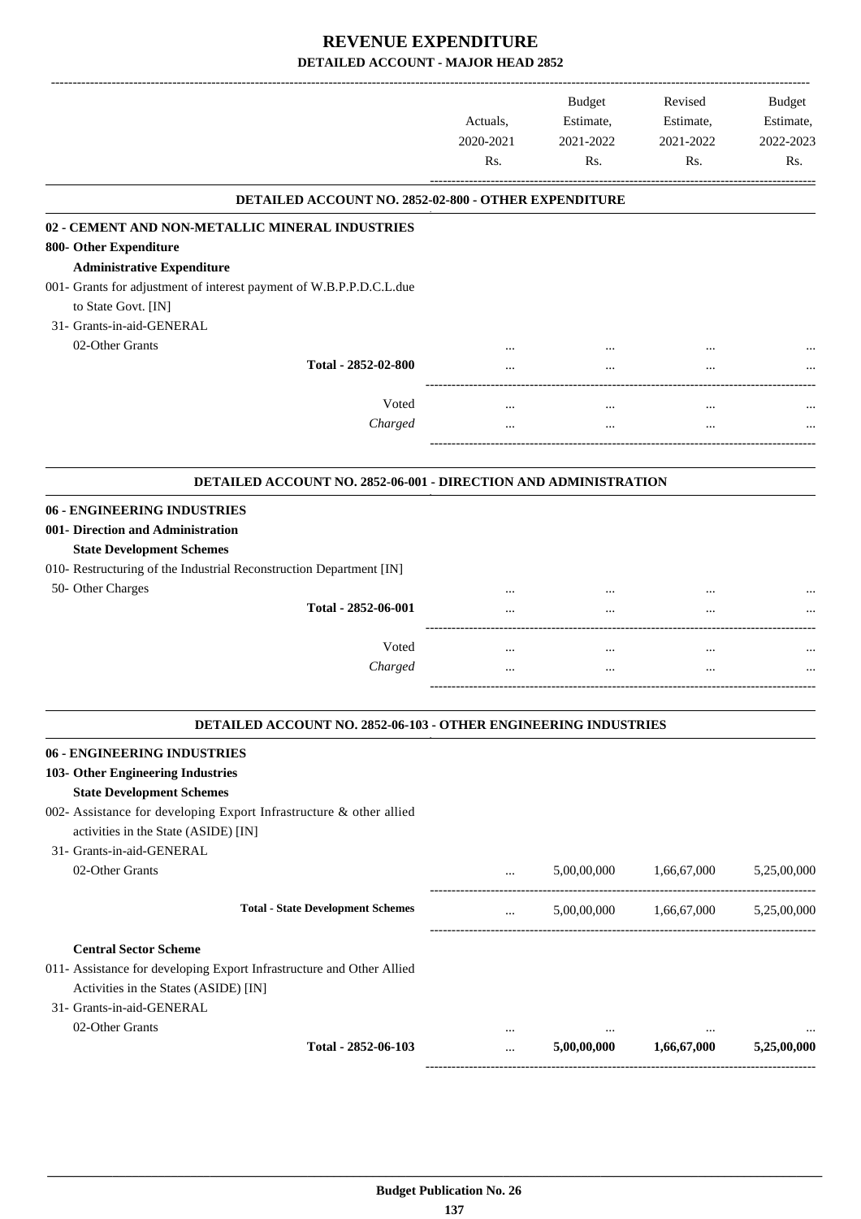# REVENUE EXPENDITURE

## DETAILED ACCOUNT - MAJOR HEAD 2852

| | Actuals, 2020-2021 Rs. | Budget Estimate, 2021-2022 Rs. | Revised Estimate, 2021-2022 Rs. | Budget Estimate, 2022-2023 Rs. |
|---|---|---|---|---|
| **DETAILED ACCOUNT NO. 2852-02-800 - OTHER EXPENDITURE** | | | | |
| **02 - CEMENT AND NON-METALLIC MINERAL INDUSTRIES** | | | | |
| **800- Other Expenditure** | | | | |
| **Administrative Expenditure** | | | | |
| 001- Grants for adjustment of interest payment of W.B.P.P.D.C.L.due to State Govt. [IN] | | | | |
| 31- Grants-in-aid-GENERAL | | | | |
| 02-Other Grants | ... | ... | ... | ... |
| Total - 2852-02-800 | ... | ... | ... | ... |
| Voted | ... | ... | ... | ... |
| *Charged* | ... | ... | ... | ... |
| **DETAILED ACCOUNT NO. 2852-06-001 - DIRECTION AND ADMINISTRATION** | | | | |
| **06 - ENGINEERING INDUSTRIES** | | | | |
| **001- Direction and Administration** | | | | |
| **State Development Schemes** | | | | |
| 010- Restructuring of the Industrial Reconstruction Department [IN] | | | | |
| 50- Other Charges | ... | ... | ... | ... |
| Total - 2852-06-001 | ... | ... | ... | ... |
| Voted | ... | ... | ... | ... |
| *Charged* | ... | ... | ... | ... |
| **DETAILED ACCOUNT NO. 2852-06-103 - OTHER ENGINEERING INDUSTRIES** | | | | |
| **06 - ENGINEERING INDUSTRIES** | | | | |
| **103- Other Engineering Industries** | | | | |
| **State Development Schemes** | | | | |
| 002- Assistance for developing Export Infrastructure & other allied activities in the State (ASIDE) [IN] | | | | |
| 31- Grants-in-aid-GENERAL | | | | |
| 02-Other Grants | ... | 5,00,00,000 | 1,66,67,000 | 5,25,00,000 |
| **Total - State Development Schemes** | ... | 5,00,00,000 | 1,66,67,000 | 5,25,00,000 |
| **Central Sector Scheme** | | | | |
| 011- Assistance for developing Export Infrastructure and Other Allied Activities in the States (ASIDE) [IN] | | | | |
| 31- Grants-in-aid-GENERAL | | | | |
| 02-Other Grants | ... | ... | ... | ... |
| Total - 2852-06-103 | ... | **5,00,00,000** | **1,66,67,000** | **5,25,00,000** |

**Budget Publication No. 26**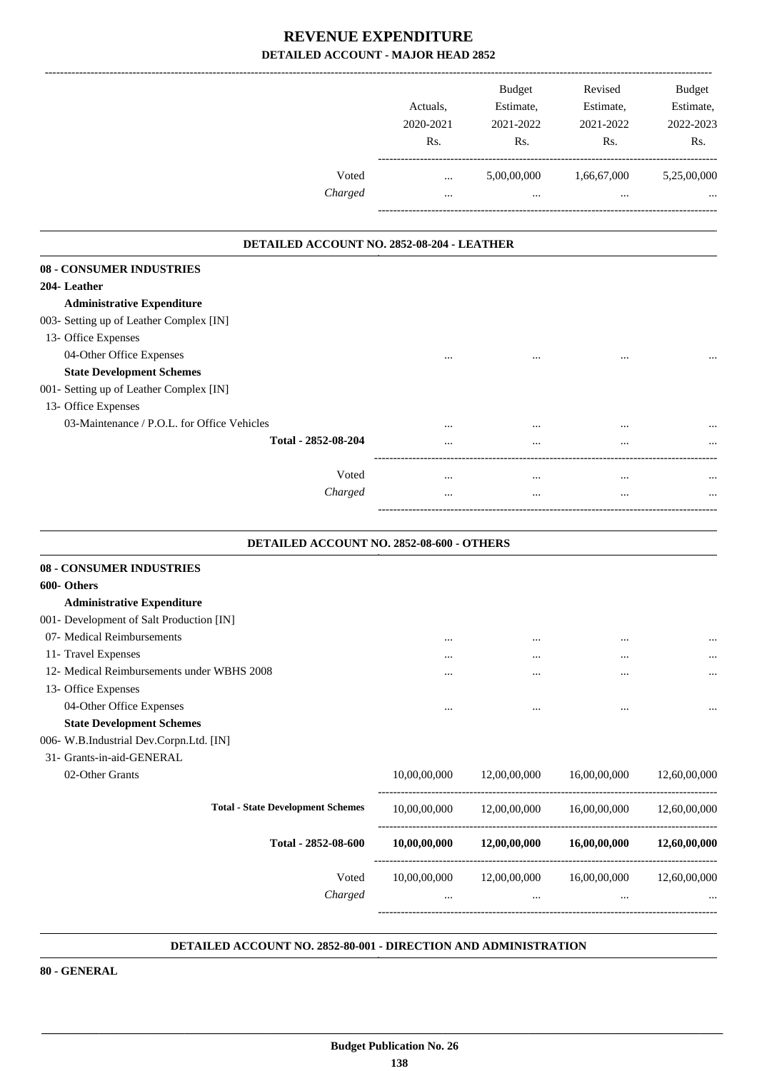# REVENUE EXPENDITURE
## DETAILED ACCOUNT - MAJOR HEAD 2852

| | Actuals, 2020-2021 Rs. | Budget Estimate, 2021-2022 Rs. | Revised Estimate, 2021-2022 Rs. | Budget Estimate, 2022-2023 Rs. |
|---|---|---|---|---|
| Voted | ... | 5,00,00,000 | 1,66,67,000 | 5,25,00,000 |
| *Charged* | ... | ... | ... | ... |

### DETAILED ACCOUNT NO. 2852-08-204 - LEATHER

| | Actuals, 2020-2021 Rs. | Budget Estimate, 2021-2022 Rs. | Revised Estimate, 2021-2022 Rs. | Budget Estimate, 2022-2023 Rs. |
|---|---|---|---|---|
| **08 - CONSUMER INDUSTRIES** | | | | |
| **204- Leather** | | | | |
| **Administrative Expenditure** | | | | |
| 003- Setting up of Leather Complex [IN] | | | | |
| 13- Office Expenses | | | | |
| 04-Other Office Expenses | ... | ... | ... | ... |
| **State Development Schemes** | | | | |
| 001- Setting up of Leather Complex [IN] | | | | |
| 13- Office Expenses | | | | |
| 03-Maintenance / P.O.L. for Office Vehicles | ... | ... | ... | ... |
| **Total - 2852-08-204** | ... | ... | ... | ... |
| Voted | ... | ... | ... | ... |
| *Charged* | ... | ... | ... | ... |

### DETAILED ACCOUNT NO. 2852-08-600 - OTHERS

| | Actuals, 2020-2021 Rs. | Budget Estimate, 2021-2022 Rs. | Revised Estimate, 2021-2022 Rs. | Budget Estimate, 2022-2023 Rs. |
|---|---|---|---|---|
| **08 - CONSUMER INDUSTRIES** | | | | |
| **600- Others** | | | | |
| **Administrative Expenditure** | | | | |
| 001- Development of Salt Production [IN] | | | | |
| 07- Medical Reimbursements | ... | ... | ... | ... |
| 11- Travel Expenses | ... | ... | ... | ... |
| 12- Medical Reimbursements under WBHS 2008 | ... | ... | ... | ... |
| 13- Office Expenses | | | | |
| 04-Other Office Expenses | ... | ... | ... | ... |
| **State Development Schemes** | | | | |
| 006- W.B.Industrial Dev.Corpn.Ltd. [IN] | | | | |
| 31- Grants-in-aid-GENERAL | | | | |
| 02-Other Grants | 10,00,00,000 | 12,00,00,000 | 16,00,00,000 | 12,60,00,000 |
| **Total - State Development Schemes** | 10,00,00,000 | 12,00,00,000 | 16,00,00,000 | 12,60,00,000 |
| **Total - 2852-08-600** | **10,00,00,000** | **12,00,00,000** | **16,00,00,000** | **12,60,00,000** |
| Voted | 10,00,00,000 | 12,00,00,000 | 16,00,00,000 | 12,60,00,000 |
| *Charged* | ... | ... | ... | ... |

### DETAILED ACCOUNT NO. 2852-80-001 - DIRECTION AND ADMINISTRATION

**80 - GENERAL**

Budget Publication No. 26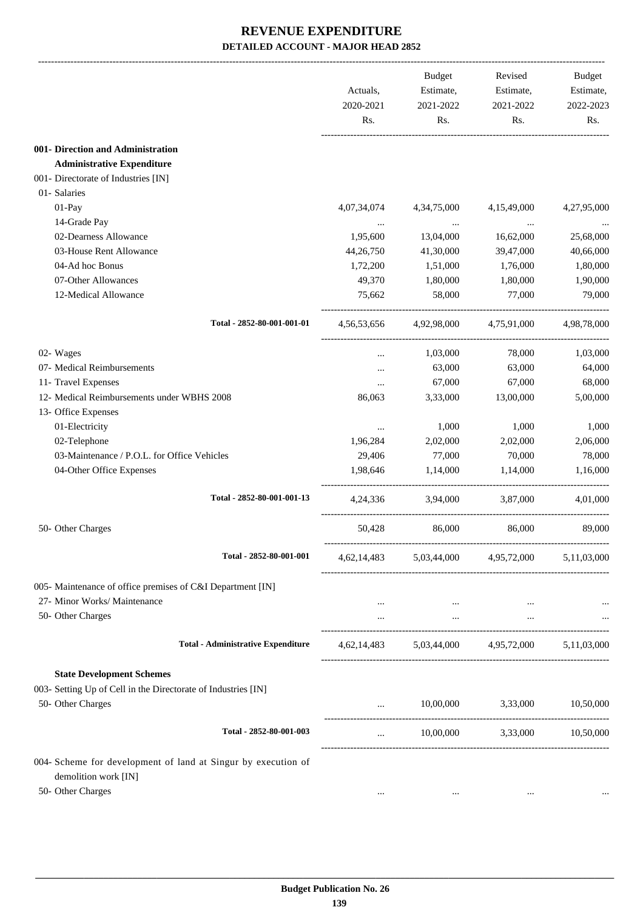# REVENUE EXPENDITURE

**DETAILED ACCOUNT - MAJOR HEAD 2852**

| | Actuals, 2020-2021 Rs. | Budget Estimate, 2021-2022 Rs. | Revised Estimate, 2021-2022 Rs. | Budget Estimate, 2022-2023 Rs. |
|---|---|---|---|---|
| **001- Direction and Administration** | | | | |
| **Administrative Expenditure** | | | | |
| 001- Directorate of Industries [IN] | | | | |
| 01- Salaries | | | | |
| 01-Pay | 4,07,34,074 | 4,34,75,000 | 4,15,49,000 | 4,27,95,000 |
| 14-Grade Pay | ... | ... | ... | ... |
| 02-Dearness Allowance | 1,95,600 | 13,04,000 | 16,62,000 | 25,68,000 |
| 03-House Rent Allowance | 44,26,750 | 41,30,000 | 39,47,000 | 40,66,000 |
| 04-Ad hoc Bonus | 1,72,200 | 1,51,000 | 1,76,000 | 1,80,000 |
| 07-Other Allowances | 49,370 | 1,80,000 | 1,80,000 | 1,90,000 |
| 12-Medical Allowance | 75,662 | 58,000 | 77,000 | 79,000 |
| **Total - 2852-80-001-001-01** | 4,56,53,656 | 4,92,98,000 | 4,75,91,000 | 4,98,78,000 |
| 02- Wages | ... | 1,03,000 | 78,000 | 1,03,000 |
| 07- Medical Reimbursements | ... | 63,000 | 63,000 | 64,000 |
| 11- Travel Expenses | ... | 67,000 | 67,000 | 68,000 |
| 12- Medical Reimbursements under WBHS 2008 | 86,063 | 3,33,000 | 13,00,000 | 5,00,000 |
| 13- Office Expenses | | | | |
| 01-Electricity | ... | 1,000 | 1,000 | 1,000 |
| 02-Telephone | 1,96,284 | 2,02,000 | 2,02,000 | 2,06,000 |
| 03-Maintenance / P.O.L. for Office Vehicles | 29,406 | 77,000 | 70,000 | 78,000 |
| 04-Other Office Expenses | 1,98,646 | 1,14,000 | 1,14,000 | 1,16,000 |
| **Total - 2852-80-001-001-13** | 4,24,336 | 3,94,000 | 3,87,000 | 4,01,000 |
| 50- Other Charges | 50,428 | 86,000 | 86,000 | 89,000 |
| **Total - 2852-80-001-001** | 4,62,14,483 | 5,03,44,000 | 4,95,72,000 | 5,11,03,000 |
| 005- Maintenance of office premises of C&I Department [IN] | | | | |
| 27- Minor Works/ Maintenance | ... | ... | ... | ... |
| 50- Other Charges | ... | ... | ... | ... |
| **Total - Administrative Expenditure** | 4,62,14,483 | 5,03,44,000 | 4,95,72,000 | 5,11,03,000 |
| **State Development Schemes** | | | | |
| 003- Setting Up of Cell in the Directorate of Industries [IN] | | | | |
| 50- Other Charges | ... | 10,00,000 | 3,33,000 | 10,50,000 |
| **Total - 2852-80-001-003** | ... | 10,00,000 | 3,33,000 | 10,50,000 |
| 004- Scheme for development of land at Singur by execution of demolition work [IN] | | | | |
| 50- Other Charges | ... | ... | ... | ... |

**Budget Publication No. 26**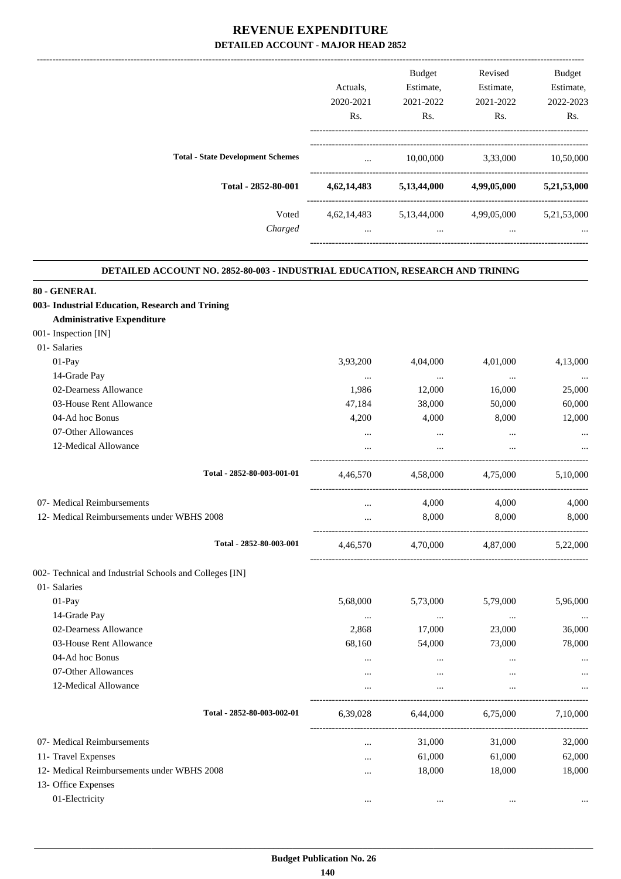# REVENUE EXPENDITURE
## DETAILED ACCOUNT - MAJOR HEAD 2852

| | Actuals, 2020-2021 Rs. | Budget Estimate, 2021-2022 Rs. | Revised Estimate, 2021-2022 Rs. | Budget Estimate, 2022-2023 Rs. |
|---|---|---|---|---|
| **Total - State Development Schemes** | ... | 10,00,000 | 3,33,000 | 10,50,000 |
| **Total - 2852-80-001** | **4,62,14,483** | **5,13,44,000** | **4,99,05,000** | **5,21,53,000** |
| Voted | 4,62,14,483 | 5,13,44,000 | 4,99,05,000 | 5,21,53,000 |
| *Charged* | ... | ... | ... | ... |

### DETAILED ACCOUNT NO. 2852-80-003 - INDUSTRIAL EDUCATION, RESEARCH AND TRINING

| | Actuals, 2020-2021 Rs. | Budget Estimate, 2021-2022 Rs. | Revised Estimate, 2021-2022 Rs. | Budget Estimate, 2022-2023 Rs. |
|---|---|---|---|---|
| **80 - GENERAL** | | | | |
| **003- Industrial Education, Research and Trining** | | | | |
| **Administrative Expenditure** | | | | |
| 001- Inspection [IN] | | | | |
| 01- Salaries | | | | |
| 01-Pay | 3,93,200 | 4,04,000 | 4,01,000 | 4,13,000 |
| 14-Grade Pay | ... | ... | ... | ... |
| 02-Dearness Allowance | 1,986 | 12,000 | 16,000 | 25,000 |
| 03-House Rent Allowance | 47,184 | 38,000 | 50,000 | 60,000 |
| 04-Ad hoc Bonus | 4,200 | 4,000 | 8,000 | 12,000 |
| 07-Other Allowances | ... | ... | ... | ... |
| 12-Medical Allowance | ... | ... | ... | ... |
| **Total - 2852-80-003-001-01** | 4,46,570 | 4,58,000 | 4,75,000 | 5,10,000 |
| 07- Medical Reimbursements | ... | 4,000 | 4,000 | 4,000 |
| 12- Medical Reimbursements under WBHS 2008 | ... | 8,000 | 8,000 | 8,000 |
| **Total - 2852-80-003-001** | 4,46,570 | 4,70,000 | 4,87,000 | 5,22,000 |
| 002- Technical and Industrial Schools and Colleges [IN] | | | | |
| 01- Salaries | | | | |
| 01-Pay | 5,68,000 | 5,73,000 | 5,79,000 | 5,96,000 |
| 14-Grade Pay | ... | ... | ... | ... |
| 02-Dearness Allowance | 2,868 | 17,000 | 23,000 | 36,000 |
| 03-House Rent Allowance | 68,160 | 54,000 | 73,000 | 78,000 |
| 04-Ad hoc Bonus | ... | ... | ... | ... |
| 07-Other Allowances | ... | ... | ... | ... |
| 12-Medical Allowance | ... | ... | ... | ... |
| **Total - 2852-80-003-002-01** | 6,39,028 | 6,44,000 | 6,75,000 | 7,10,000 |
| 07- Medical Reimbursements | ... | 31,000 | 31,000 | 32,000 |
| 11- Travel Expenses | ... | 61,000 | 61,000 | 62,000 |
| 12- Medical Reimbursements under WBHS 2008 | ... | 18,000 | 18,000 | 18,000 |
| 13- Office Expenses | | | | |
| 01-Electricity | ... | ... | ... | ... |

**Budget Publication No. 26**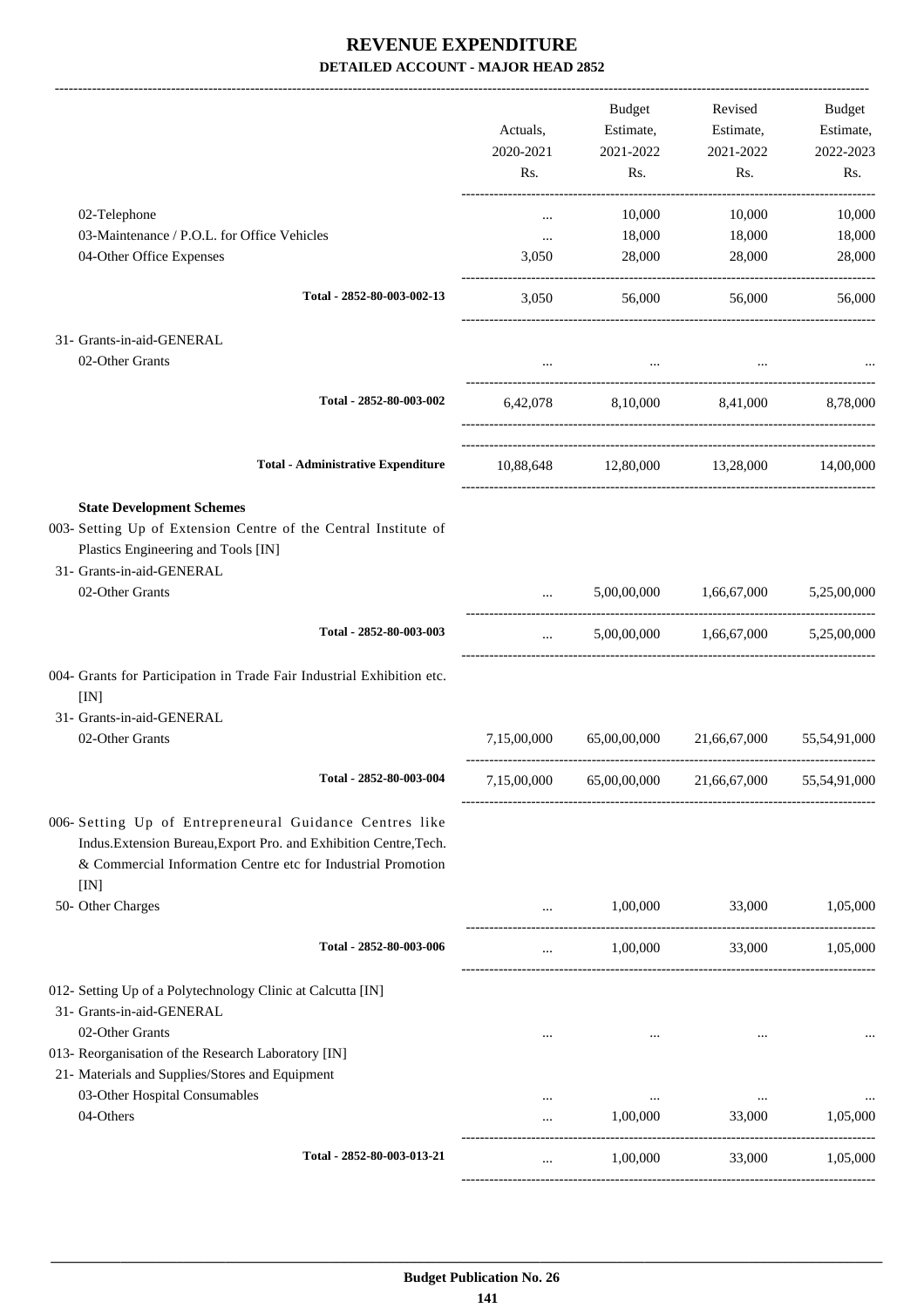# REVENUE EXPENDITURE

**DETAILED ACCOUNT - MAJOR HEAD 2852**

| | Actuals, 2020-2021 Rs. | Budget Estimate, 2021-2022 Rs. | Revised Estimate, 2021-2022 Rs. | Budget Estimate, 2022-2023 Rs. |
|---|---|---|---|---|
| 02-Telephone | ... | 10,000 | 10,000 | 10,000 |
| 03-Maintenance / P.O.L. for Office Vehicles | ... | 18,000 | 18,000 | 18,000 |
| 04-Other Office Expenses | 3,050 | 28,000 | 28,000 | 28,000 |
| **Total - 2852-80-003-002-13** | 3,050 | 56,000 | 56,000 | 56,000 |
| 31- Grants-in-aid-GENERAL | | | | |
| 02-Other Grants | ... | ... | ... | ... |
| **Total - 2852-80-003-002** | 6,42,078 | 8,10,000 | 8,41,000 | 8,78,000 |
| **Total - Administrative Expenditure** | 10,88,648 | 12,80,000 | 13,28,000 | 14,00,000 |
| **State Development Schemes** | | | | |
| 003- Setting Up of Extension Centre of the Central Institute of Plastics Engineering and Tools [IN] | | | | |
| 31- Grants-in-aid-GENERAL | | | | |
| 02-Other Grants | ... | 5,00,00,000 | 1,66,67,000 | 5,25,00,000 |
| **Total - 2852-80-003-003** | ... | 5,00,00,000 | 1,66,67,000 | 5,25,00,000 |
| 004- Grants for Participation in Trade Fair Industrial Exhibition etc. [IN] | | | | |
| 31- Grants-in-aid-GENERAL | | | | |
| 02-Other Grants | 7,15,00,000 | 65,00,00,000 | 21,66,67,000 | 55,54,91,000 |
| **Total - 2852-80-003-004** | 7,15,00,000 | 65,00,00,000 | 21,66,67,000 | 55,54,91,000 |
| 006- Setting Up of Entrepreneural Guidance Centres like Indus.Extension Bureau,Export Pro. and Exhibition Centre,Tech. & Commercial Information Centre etc for Industrial Promotion [IN] | | | | |
| 50- Other Charges | ... | 1,00,000 | 33,000 | 1,05,000 |
| **Total - 2852-80-003-006** | ... | 1,00,000 | 33,000 | 1,05,000 |
| 012- Setting Up of a Polytechnology Clinic at Calcutta [IN] | | | | |
| 31- Grants-in-aid-GENERAL | | | | |
| 02-Other Grants | ... | ... | ... | ... |
| 013- Reorganisation of the Research Laboratory [IN] | | | | |
| 21- Materials and Supplies/Stores and Equipment | | | | |
| 03-Other Hospital Consumables | ... | ... | ... | ... |
| 04-Others | ... | 1,00,000 | 33,000 | 1,05,000 |
| **Total - 2852-80-003-013-21** | ... | 1,00,000 | 33,000 | 1,05,000 |

**Budget Publication No. 26**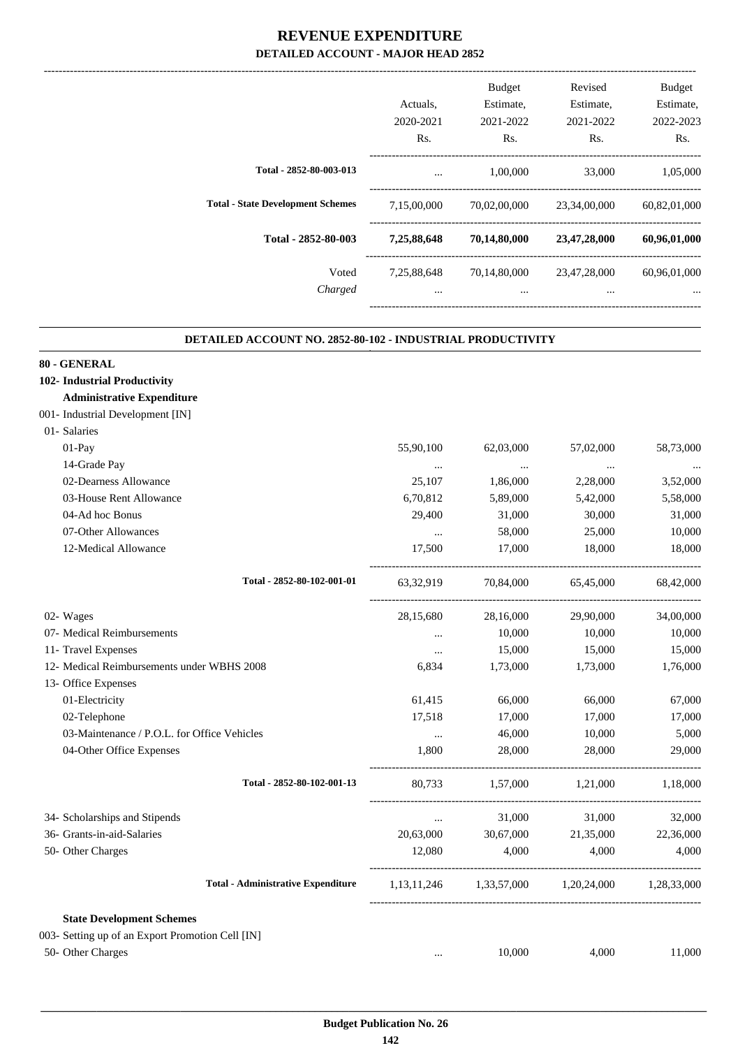# REVENUE EXPENDITURE

## DETAILED ACCOUNT - MAJOR HEAD 2852

| | Actuals, 2020-2021 Rs. | Budget Estimate, 2021-2022 Rs. | Revised Estimate, 2021-2022 Rs. | Budget Estimate, 2022-2023 Rs. |
|---|---|---|---|---|
| Total - 2852-80-003-013 | ... | 1,00,000 | 33,000 | 1,05,000 |
| Total - State Development Schemes | 7,15,00,000 | 70,02,00,000 | 23,34,00,000 | 60,82,01,000 |
| **Total - 2852-80-003** | **7,25,88,648** | **70,14,80,000** | **23,47,28,000** | **60,96,01,000** |
| Voted | 7,25,88,648 | 70,14,80,000 | 23,47,28,000 | 60,96,01,000 |
| *Charged* | ... | ... | ... | ... |

### DETAILED ACCOUNT NO. 2852-80-102 - INDUSTRIAL PRODUCTIVITY

| | Actuals, 2020-2021 Rs. | Budget Estimate, 2021-2022 Rs. | Revised Estimate, 2021-2022 Rs. | Budget Estimate, 2022-2023 Rs. |
|---|---|---|---|---|
| **80 - GENERAL** | | | | |
| **102- Industrial Productivity** | | | | |
| **Administrative Expenditure** | | | | |
| 001- Industrial Development [IN] | | | | |
| 01- Salaries | | | | |
| 01-Pay | 55,90,100 | 62,03,000 | 57,02,000 | 58,73,000 |
| 14-Grade Pay | ... | ... | ... | ... |
| 02-Dearness Allowance | 25,107 | 1,86,000 | 2,28,000 | 3,52,000 |
| 03-House Rent Allowance | 6,70,812 | 5,89,000 | 5,42,000 | 5,58,000 |
| 04-Ad hoc Bonus | 29,400 | 31,000 | 30,000 | 31,000 |
| 07-Other Allowances | ... | 58,000 | 25,000 | 10,000 |
| 12-Medical Allowance | 17,500 | 17,000 | 18,000 | 18,000 |
| Total - 2852-80-102-001-01 | 63,32,919 | 70,84,000 | 65,45,000 | 68,42,000 |
| 02- Wages | 28,15,680 | 28,16,000 | 29,90,000 | 34,00,000 |
| 07- Medical Reimbursements | ... | 10,000 | 10,000 | 10,000 |
| 11- Travel Expenses | ... | 15,000 | 15,000 | 15,000 |
| 12- Medical Reimbursements under WBHS 2008 | 6,834 | 1,73,000 | 1,73,000 | 1,76,000 |
| 13- Office Expenses | | | | |
| 01-Electricity | 61,415 | 66,000 | 66,000 | 67,000 |
| 02-Telephone | 17,518 | 17,000 | 17,000 | 17,000 |
| 03-Maintenance / P.O.L. for Office Vehicles | ... | 46,000 | 10,000 | 5,000 |
| 04-Other Office Expenses | 1,800 | 28,000 | 28,000 | 29,000 |
| Total - 2852-80-102-001-13 | 80,733 | 1,57,000 | 1,21,000 | 1,18,000 |
| 34- Scholarships and Stipends | ... | 31,000 | 31,000 | 32,000 |
| 36- Grants-in-aid-Salaries | 20,63,000 | 30,67,000 | 21,35,000 | 22,36,000 |
| 50- Other Charges | 12,080 | 4,000 | 4,000 | 4,000 |
| **Total - Administrative Expenditure** | 1,13,11,246 | 1,33,57,000 | 1,20,24,000 | 1,28,33,000 |
| **State Development Schemes** | | | | |
| 003- Setting up of an Export Promotion Cell [IN] | | | | |
| 50- Other Charges | ... | 10,000 | 4,000 | 11,000 |

Budget Publication No. 26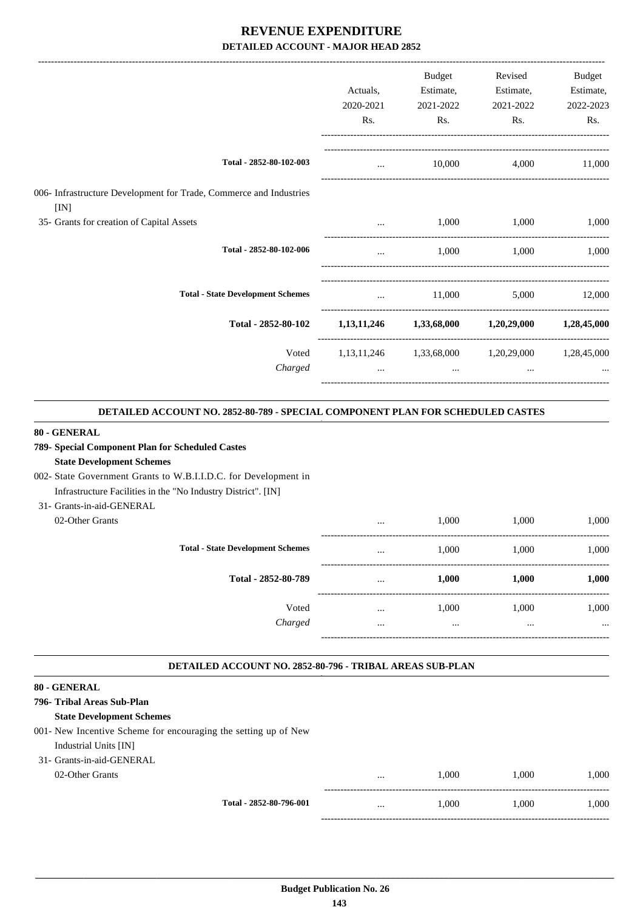# REVENUE EXPENDITURE

## DETAILED ACCOUNT - MAJOR HEAD 2852

| | Actuals, 2020-2021 Rs. | Budget Estimate, 2021-2022 Rs. | Revised Estimate, 2021-2022 Rs. | Budget Estimate, 2022-2023 Rs. |
|---|---|---|---|---|
| **Total - 2852-80-102-003** | ... | 10,000 | 4,000 | 11,000 |
| 006- Infrastructure Development for Trade, Commerce and Industries [IN] | | | | |
| 35- Grants for creation of Capital Assets | ... | 1,000 | 1,000 | 1,000 |
| **Total - 2852-80-102-006** | ... | 1,000 | 1,000 | 1,000 |
| **Total - State Development Schemes** | ... | 11,000 | 5,000 | 12,000 |
| **Total - 2852-80-102** | **1,13,11,246** | **1,33,68,000** | **1,20,29,000** | **1,28,45,000** |
| Voted | 1,13,11,246 | 1,33,68,000 | 1,20,29,000 | 1,28,45,000 |
| *Charged* | ... | ... | ... | ... |

### DETAILED ACCOUNT NO. 2852-80-789 - SPECIAL COMPONENT PLAN FOR SCHEDULED CASTES

**80 - GENERAL**

**789- Special Component Plan for Scheduled Castes**

**State Development Schemes**

| | Actuals, 2020-2021 Rs. | Budget Estimate, 2021-2022 Rs. | Revised Estimate, 2021-2022 Rs. | Budget Estimate, 2022-2023 Rs. |
|---|---|---|---|---|
| 002- State Government Grants to W.B.I.I.D.C. for Development in Infrastructure Facilities in the "No Industry District". [IN] | | | | |
| 31- Grants-in-aid-GENERAL | | | | |
| 02-Other Grants | ... | 1,000 | 1,000 | 1,000 |
| **Total - State Development Schemes** | ... | 1,000 | 1,000 | 1,000 |
| **Total - 2852-80-789** | ... | **1,000** | **1,000** | **1,000** |
| Voted | ... | 1,000 | 1,000 | 1,000 |
| *Charged* | ... | ... | ... | ... |

### DETAILED ACCOUNT NO. 2852-80-796 - TRIBAL AREAS SUB-PLAN

**80 - GENERAL**

**796- Tribal Areas Sub-Plan**

**State Development Schemes**

| | Actuals, 2020-2021 Rs. | Budget Estimate, 2021-2022 Rs. | Revised Estimate, 2021-2022 Rs. | Budget Estimate, 2022-2023 Rs. |
|---|---|---|---|---|
| 001- New Incentive Scheme for encouraging the setting up of New Industrial Units [IN] | | | | |
| 31- Grants-in-aid-GENERAL | | | | |
| 02-Other Grants | ... | 1,000 | 1,000 | 1,000 |
| **Total - 2852-80-796-001** | ... | 1,000 | 1,000 | 1,000 |

Budget Publication No. 26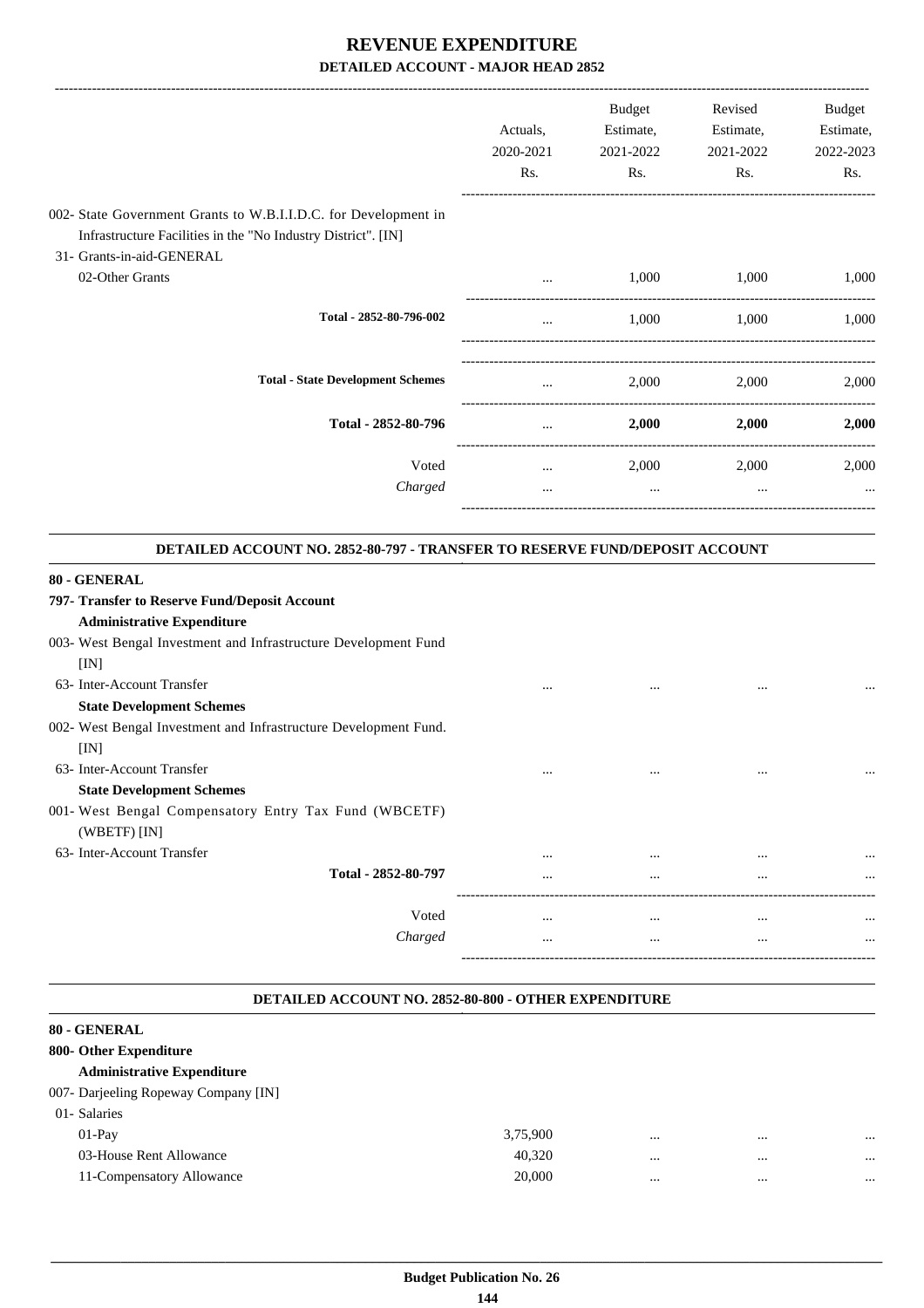# REVENUE EXPENDITURE

## DETAILED ACCOUNT - MAJOR HEAD 2852

| | Actuals, 2020-2021 Rs. | Budget Estimate, 2021-2022 Rs. | Revised Estimate, 2021-2022 Rs. | Budget Estimate, 2022-2023 Rs. |
|---|---|---|---|---|
| 002- State Government Grants to W.B.I.I.D.C. for Development in Infrastructure Facilities in the "No Industry District". [IN] | | | | |
| 31- Grants-in-aid-GENERAL | | | | |
| 02-Other Grants | ... | 1,000 | 1,000 | 1,000 |
| **Total - 2852-80-796-002** | ... | 1,000 | 1,000 | 1,000 |
| **Total - State Development Schemes** | ... | 2,000 | 2,000 | 2,000 |
| **Total - 2852-80-796** | ... | **2,000** | **2,000** | **2,000** |
| Voted | ... | 2,000 | 2,000 | 2,000 |
| *Charged* | ... | ... | ... | ... |

### DETAILED ACCOUNT NO. 2852-80-797 - TRANSFER TO RESERVE FUND/DEPOSIT ACCOUNT

| | Actuals, 2020-2021 Rs. | Budget Estimate, 2021-2022 Rs. | Revised Estimate, 2021-2022 Rs. | Budget Estimate, 2022-2023 Rs. |
|---|---|---|---|---|
| **80 - GENERAL** | | | | |
| **797- Transfer to Reserve Fund/Deposit Account** | | | | |
| **Administrative Expenditure** | | | | |
| 003- West Bengal Investment and Infrastructure Development Fund [IN] | | | | |
| 63- Inter-Account Transfer | ... | ... | ... | ... |
| **State Development Schemes** | | | | |
| 002- West Bengal Investment and Infrastructure Development Fund. [IN] | | | | |
| 63- Inter-Account Transfer | ... | ... | ... | ... |
| **State Development Schemes** | | | | |
| 001- West Bengal Compensatory Entry Tax Fund (WBCETF) (WBETF) [IN] | | | | |
| 63- Inter-Account Transfer | ... | ... | ... | ... |
| **Total - 2852-80-797** | ... | ... | ... | ... |
| Voted | ... | ... | ... | ... |
| *Charged* | ... | ... | ... | ... |

### DETAILED ACCOUNT NO. 2852-80-800 - OTHER EXPENDITURE

| | Actuals, 2020-2021 Rs. | Budget Estimate, 2021-2022 Rs. | Revised Estimate, 2021-2022 Rs. | Budget Estimate, 2022-2023 Rs. |
|---|---|---|---|---|
| **80 - GENERAL** | | | | |
| **800- Other Expenditure** | | | | |
| **Administrative Expenditure** | | | | |
| 007- Darjeeling Ropeway Company [IN] | | | | |
| 01- Salaries | | | | |
| 01-Pay | 3,75,900 | ... | ... | ... |
| 03-House Rent Allowance | 40,320 | ... | ... | ... |
| 11-Compensatory Allowance | 20,000 | ... | ... | ... |

Budget Publication No. 26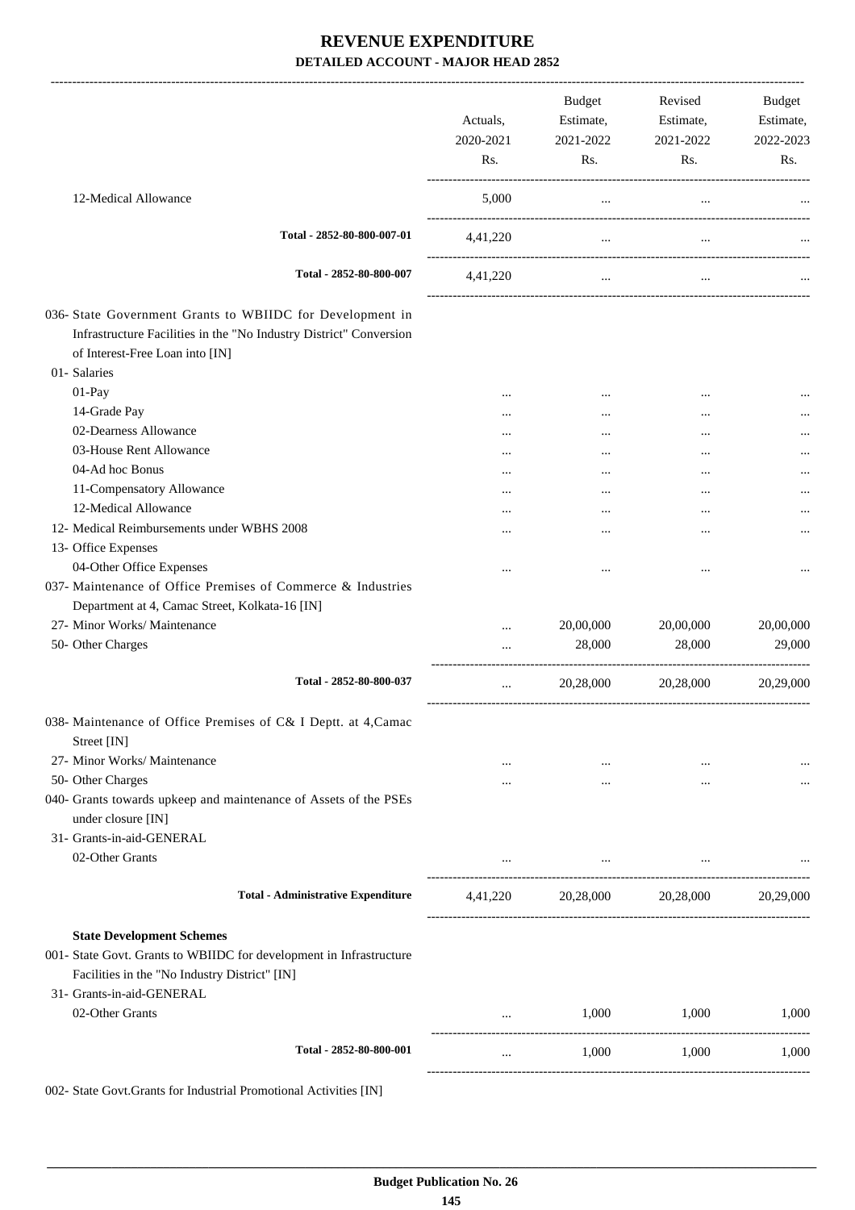# REVENUE EXPENDITURE

**DETAILED ACCOUNT - MAJOR HEAD 2852**

| | Actuals, 2020-2021 Rs. | Budget Estimate, 2021-2022 Rs. | Revised Estimate, 2021-2022 Rs. | Budget Estimate, 2022-2023 Rs. |
|---|---|---|---|---|
| 12-Medical Allowance | 5,000 | ... | ... | ... |
| **Total - 2852-80-800-007-01** | 4,41,220 | ... | ... | ... |
| **Total - 2852-80-800-007** | 4,41,220 | ... | ... | ... |
| 036- State Government Grants to WBIIDC for Development in Infrastructure Facilities in the "No Industry District" Conversion of Interest-Free Loan into [IN] | | | | |
| 01- Salaries | | | | |
| 01-Pay | ... | ... | ... | ... |
| 14-Grade Pay | ... | ... | ... | ... |
| 02-Dearness Allowance | ... | ... | ... | ... |
| 03-House Rent Allowance | ... | ... | ... | ... |
| 04-Ad hoc Bonus | ... | ... | ... | ... |
| 11-Compensatory Allowance | ... | ... | ... | ... |
| 12-Medical Allowance | ... | ... | ... | ... |
| 12- Medical Reimbursements under WBHS 2008 | ... | ... | ... | ... |
| 13- Office Expenses | | | | |
| 04-Other Office Expenses | ... | ... | ... | ... |
| 037- Maintenance of Office Premises of Commerce & Industries Department at 4, Camac Street, Kolkata-16 [IN] | | | | |
| 27- Minor Works/ Maintenance | ... | 20,00,000 | 20,00,000 | 20,00,000 |
| 50- Other Charges | ... | 28,000 | 28,000 | 29,000 |
| **Total - 2852-80-800-037** | ... | 20,28,000 | 20,28,000 | 20,29,000 |
| 038- Maintenance of Office Premises of C& I Deptt. at 4,Camac Street [IN] | | | | |
| 27- Minor Works/ Maintenance | ... | ... | ... | ... |
| 50- Other Charges | ... | ... | ... | ... |
| 040- Grants towards upkeep and maintenance of Assets of the PSEs under closure [IN] | | | | |
| 31- Grants-in-aid-GENERAL | | | | |
| 02-Other Grants | ... | ... | ... | ... |
| **Total - Administrative Expenditure** | 4,41,220 | 20,28,000 | 20,28,000 | 20,29,000 |
| **State Development Schemes** | | | | |
| 001- State Govt. Grants to WBIIDC for development in Infrastructure Facilities in the "No Industry District" [IN] | | | | |
| 31- Grants-in-aid-GENERAL | | | | |
| 02-Other Grants | ... | 1,000 | 1,000 | 1,000 |
| **Total - 2852-80-800-001** | ... | 1,000 | 1,000 | 1,000 |
| 002- State Govt.Grants for Industrial Promotional Activities [IN] | | | | |

Budget Publication No. 26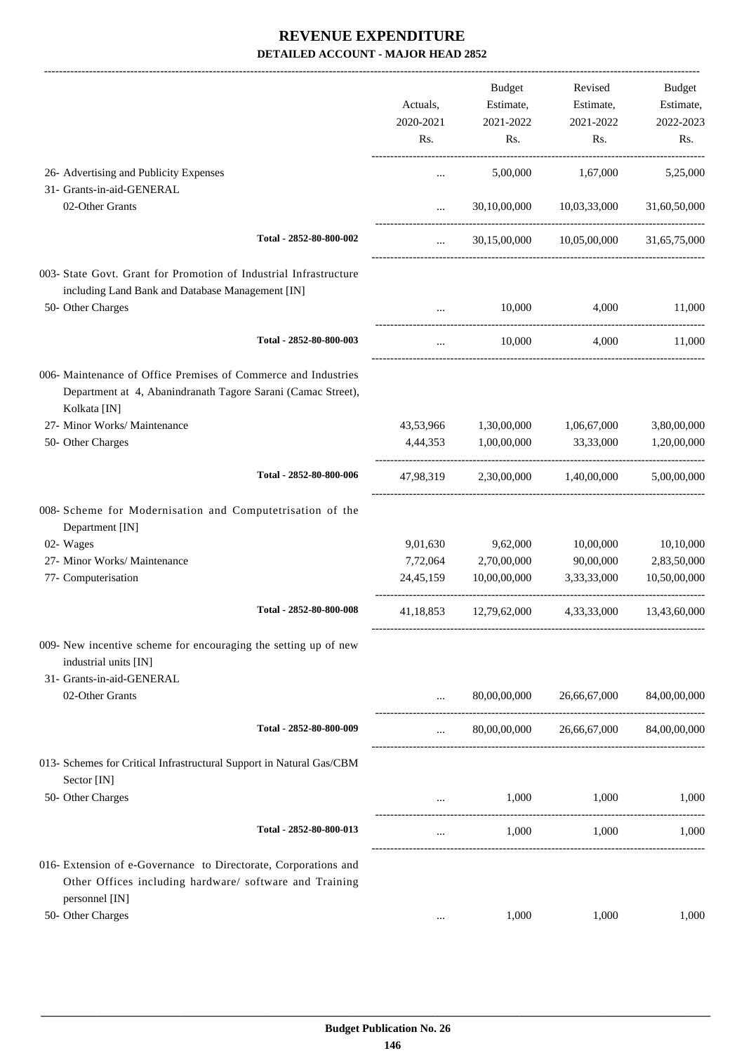# REVENUE EXPENDITURE

## DETAILED ACCOUNT - MAJOR HEAD 2852

| | Actuals, 2020-2021 Rs. | Budget Estimate, 2021-2022 Rs. | Revised Estimate, 2021-2022 Rs. | Budget Estimate, 2022-2023 Rs. |
|---|---|---|---|---|
| 26- Advertising and Publicity Expenses | ... | 5,00,000 | 1,67,000 | 5,25,000 |
| 31- Grants-in-aid-GENERAL | | | | |
| 02-Other Grants | ... | 30,10,00,000 | 10,03,33,000 | 31,60,50,000 |
| **Total - 2852-80-800-002** | ... | 30,15,00,000 | 10,05,00,000 | 31,65,75,000 |
| 003- State Govt. Grant for Promotion of Industrial Infrastructure including Land Bank and Database Management [IN] | | | | |
| 50- Other Charges | ... | 10,000 | 4,000 | 11,000 |
| **Total - 2852-80-800-003** | ... | 10,000 | 4,000 | 11,000 |
| 006- Maintenance of Office Premises of Commerce and Industries Department at 4, Abanindranath Tagore Sarani (Camac Street), Kolkata [IN] | | | | |
| 27- Minor Works/ Maintenance | 43,53,966 | 1,30,00,000 | 1,06,67,000 | 3,80,00,000 |
| 50- Other Charges | 4,44,353 | 1,00,00,000 | 33,33,000 | 1,20,00,000 |
| **Total - 2852-80-800-006** | 47,98,319 | 2,30,00,000 | 1,40,00,000 | 5,00,00,000 |
| 008- Scheme for Modernisation and Computetrisation of the Department [IN] | | | | |
| 02- Wages | 9,01,630 | 9,62,000 | 10,00,000 | 10,10,000 |
| 27- Minor Works/ Maintenance | 7,72,064 | 2,70,00,000 | 90,00,000 | 2,83,50,000 |
| 77- Computerisation | 24,45,159 | 10,00,00,000 | 3,33,33,000 | 10,50,00,000 |
| **Total - 2852-80-800-008** | 41,18,853 | 12,79,62,000 | 4,33,33,000 | 13,43,60,000 |
| 009- New incentive scheme for encouraging the setting up of new industrial units [IN] | | | | |
| 31- Grants-in-aid-GENERAL | | | | |
| 02-Other Grants | ... | 80,00,00,000 | 26,66,67,000 | 84,00,00,000 |
| **Total - 2852-80-800-009** | ... | 80,00,00,000 | 26,66,67,000 | 84,00,00,000 |
| 013- Schemes for Critical Infrastructural Support in Natural Gas/CBM Sector [IN] | | | | |
| 50- Other Charges | ... | 1,000 | 1,000 | 1,000 |
| **Total - 2852-80-800-013** | ... | 1,000 | 1,000 | 1,000 |
| 016- Extension of e-Governance to Directorate, Corporations and Other Offices including hardware/ software and Training personnel [IN] | | | | |
| 50- Other Charges | ... | 1,000 | 1,000 | 1,000 |

Budget Publication No. 26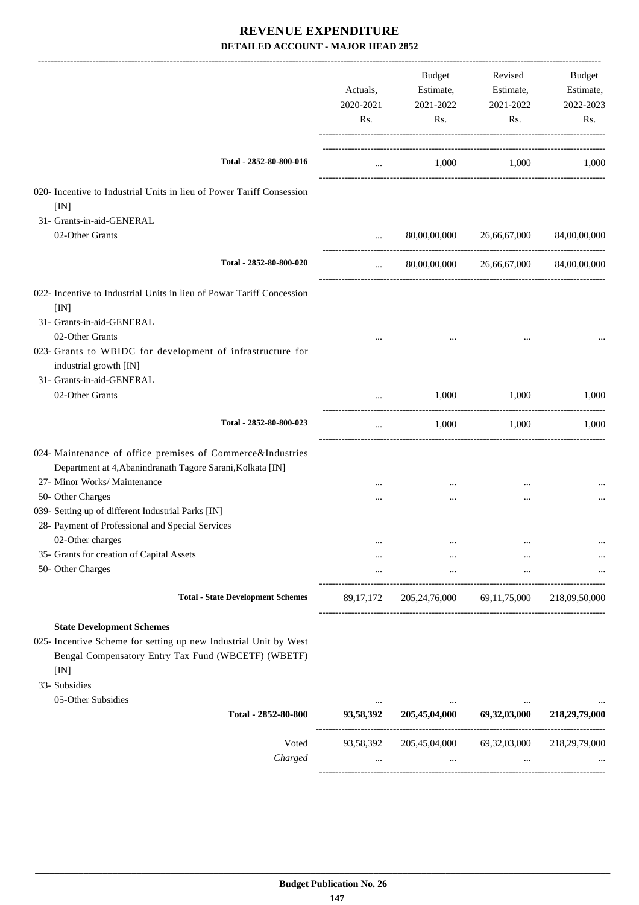# REVENUE EXPENDITURE

**DETAILED ACCOUNT - MAJOR HEAD 2852**

| | Actuals, 2020-2021 Rs. | Budget Estimate, 2021-2022 Rs. | Revised Estimate, 2021-2022 Rs. | Budget Estimate, 2022-2023 Rs. |
|---|---|---|---|---|
| Total - 2852-80-800-016 | ... | 1,000 | 1,000 | 1,000 |
| 020- Incentive to Industrial Units in lieu of Power Tariff Consession [IN] | | | | |
| 31- Grants-in-aid-GENERAL | | | | |
| 02-Other Grants | ... | 80,00,00,000 | 26,66,67,000 | 84,00,00,000 |
| Total - 2852-80-800-020 | ... | 80,00,00,000 | 26,66,67,000 | 84,00,00,000 |
| 022- Incentive to Industrial Units in lieu of Powar Tariff Concession [IN] | | | | |
| 31- Grants-in-aid-GENERAL | | | | |
| 02-Other Grants | ... | ... | ... | ... |
| 023- Grants to WBIDC for development of infrastructure for industrial growth [IN] | | | | |
| 31- Grants-in-aid-GENERAL | | | | |
| 02-Other Grants | ... | 1,000 | 1,000 | 1,000 |
| Total - 2852-80-800-023 | ... | 1,000 | 1,000 | 1,000 |
| 024- Maintenance of office premises of Commerce&Industries Department at 4,Abanindranath Tagore Sarani,Kolkata [IN] | | | | |
| 27- Minor Works/ Maintenance | ... | ... | ... | ... |
| 50- Other Charges | ... | ... | ... | ... |
| 039- Setting up of different Industrial Parks [IN] | | | | |
| 28- Payment of Professional and Special Services | | | | |
| 02-Other charges | ... | ... | ... | ... |
| 35- Grants for creation of Capital Assets | ... | ... | ... | ... |
| 50- Other Charges | ... | ... | ... | ... |
| **Total - State Development Schemes** | 89,17,172 | 205,24,76,000 | 69,11,75,000 | 218,09,50,000 |
| **State Development Schemes** | | | | |
| 025- Incentive Scheme for setting up new Industrial Unit by West Bengal Compensatory Entry Tax Fund (WBCETF) (WBETF) [IN] | | | | |
| 33- Subsidies | | | | |
| 05-Other Subsidies | ... | ... | ... | ... |
| **Total - 2852-80-800** | **93,58,392** | **205,45,04,000** | **69,32,03,000** | **218,29,79,000** |
| Voted | 93,58,392 | 205,45,04,000 | 69,32,03,000 | 218,29,79,000 |
| *Charged* | ... | ... | ... | ... |

**Budget Publication No. 26**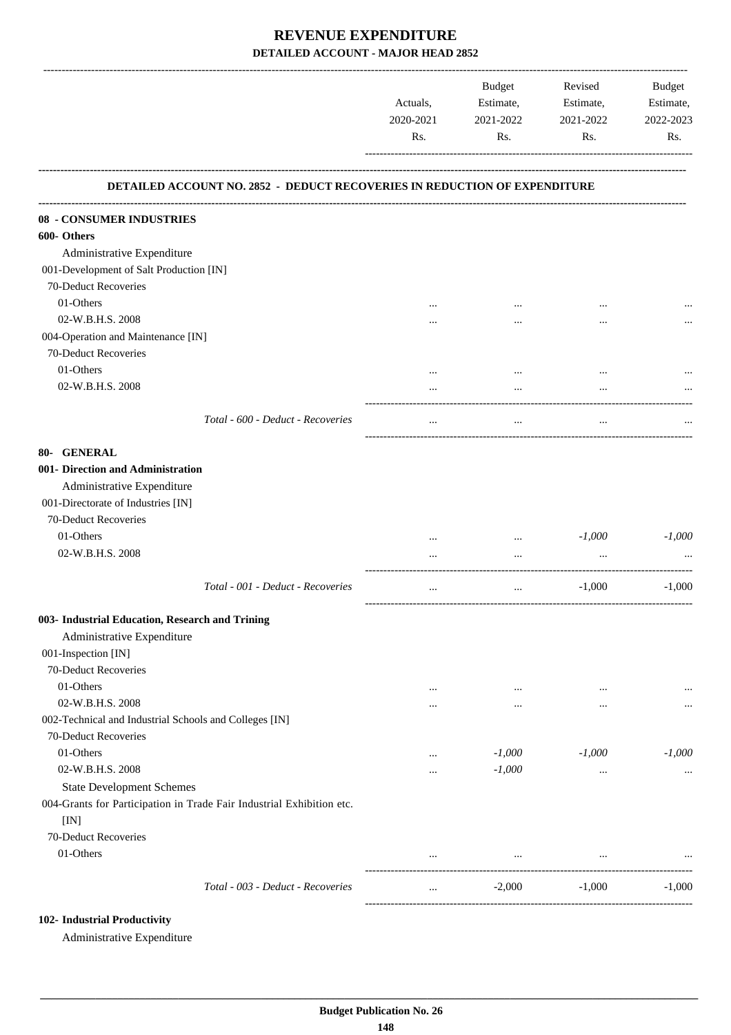# REVENUE EXPENDITURE

## DETAILED ACCOUNT - MAJOR HEAD 2852

| | Actuals, 2020-2021 Rs. | Budget Estimate, 2021-2022 Rs. | Revised Estimate, 2021-2022 Rs. | Budget Estimate, 2022-2023 Rs. |
|---|---|---|---|---|
| **DETAILED ACCOUNT NO. 2852 - DEDUCT RECOVERIES IN REDUCTION OF EXPENDITURE** | | | | |
| **08 - CONSUMER INDUSTRIES** | | | | |
| **600- Others** | | | | |
| Administrative Expenditure | | | | |
| 001-Development of Salt Production [IN] | | | | |
| 70-Deduct Recoveries | | | | |
| 01-Others | ... | ... | ... | ... |
| 02-W.B.H.S. 2008 | ... | ... | ... | ... |
| 004-Operation and Maintenance [IN] | | | | |
| 70-Deduct Recoveries | | | | |
| 01-Others | ... | ... | ... | ... |
| 02-W.B.H.S. 2008 | ... | ... | ... | ... |
| *Total - 600 - Deduct - Recoveries* | ... | ... | ... | ... |
| **80- GENERAL** | | | | |
| **001- Direction and Administration** | | | | |
| Administrative Expenditure | | | | |
| 001-Directorate of Industries [IN] | | | | |
| 70-Deduct Recoveries | | | | |
| 01-Others | ... | ... | *-1,000* | *-1,000* |
| 02-W.B.H.S. 2008 | ... | ... | ... | ... |
| *Total - 001 - Deduct - Recoveries* | ... | ... | -1,000 | -1,000 |
| **003- Industrial Education, Research and Trining** | | | | |
| Administrative Expenditure | | | | |
| 001-Inspection [IN] | | | | |
| 70-Deduct Recoveries | | | | |
| 01-Others | ... | ... | ... | ... |
| 02-W.B.H.S. 2008 | ... | ... | ... | ... |
| 002-Technical and Industrial Schools and Colleges [IN] | | | | |
| 70-Deduct Recoveries | | | | |
| 01-Others | ... | *-1,000* | *-1,000* | *-1,000* |
| 02-W.B.H.S. 2008 | ... | *-1,000* | ... | ... |
| State Development Schemes | | | | |
| 004-Grants for Participation in Trade Fair Industrial Exhibition etc. [IN] | | | | |
| 70-Deduct Recoveries | | | | |
| 01-Others | ... | ... | ... | ... |
| *Total - 003 - Deduct - Recoveries* | ... | -2,000 | -1,000 | -1,000 |
| **102- Industrial Productivity** | | | | |
| Administrative Expenditure | | | | |

Budget Publication No. 26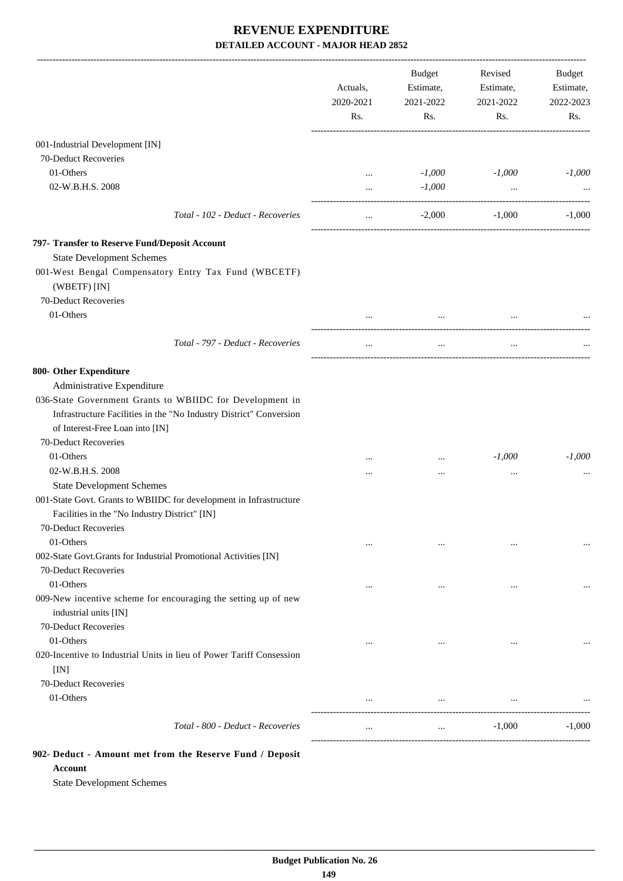# REVENUE EXPENDITURE

## DETAILED ACCOUNT - MAJOR HEAD 2852

| | Actuals, 2020-2021 Rs. | Budget Estimate, 2021-2022 Rs. | Revised Estimate, 2021-2022 Rs. | Budget Estimate, 2022-2023 Rs. |
|---|---|---|---|---|
| 001-Industrial Development [IN] | | | | |
| 70-Deduct Recoveries | | | | |
| 01-Others | ... | *-1,000* | *-1,000* | *-1,000* |
| 02-W.B.H.S. 2008 | ... | *-1,000* | ... | ... |
| *Total - 102 - Deduct - Recoveries* | ... | -2,000 | -1,000 | -1,000 |
| **797- Transfer to Reserve Fund/Deposit Account** | | | | |
| State Development Schemes | | | | |
| 001-West Bengal Compensatory Entry Tax Fund (WBCETF) (WBETF) [IN] | | | | |
| 70-Deduct Recoveries | | | | |
| 01-Others | ... | ... | ... | ... |
| *Total - 797 - Deduct - Recoveries* | ... | ... | ... | ... |
| **800- Other Expenditure** | | | | |
| Administrative Expenditure | | | | |
| 036-State Government Grants to WBIIDC for Development in Infrastructure Facilities in the "No Industry District" Conversion of Interest-Free Loan into [IN] | | | | |
| 70-Deduct Recoveries | | | | |
| 01-Others | ... | ... | *-1,000* | *-1,000* |
| 02-W.B.H.S. 2008 | ... | ... | ... | ... |
| State Development Schemes | | | | |
| 001-State Govt. Grants to WBIIDC for development in Infrastructure Facilities in the "No Industry District" [IN] | | | | |
| 70-Deduct Recoveries | | | | |
| 01-Others | ... | ... | ... | ... |
| 002-State Govt.Grants for Industrial Promotional Activities [IN] | | | | |
| 70-Deduct Recoveries | | | | |
| 01-Others | ... | ... | ... | ... |
| 009-New incentive scheme for encouraging the setting up of new industrial units [IN] | | | | |
| 70-Deduct Recoveries | | | | |
| 01-Others | ... | ... | ... | ... |
| 020-Incentive to Industrial Units in lieu of Power Tariff Consession [IN] | | | | |
| 70-Deduct Recoveries | | | | |
| 01-Others | ... | ... | ... | ... |
| *Total - 800 - Deduct - Recoveries* | ... | ... | -1,000 | -1,000 |

**902- Deduct - Amount met from the Reserve Fund / Deposit Account**

State Development Schemes

Budget Publication No. 26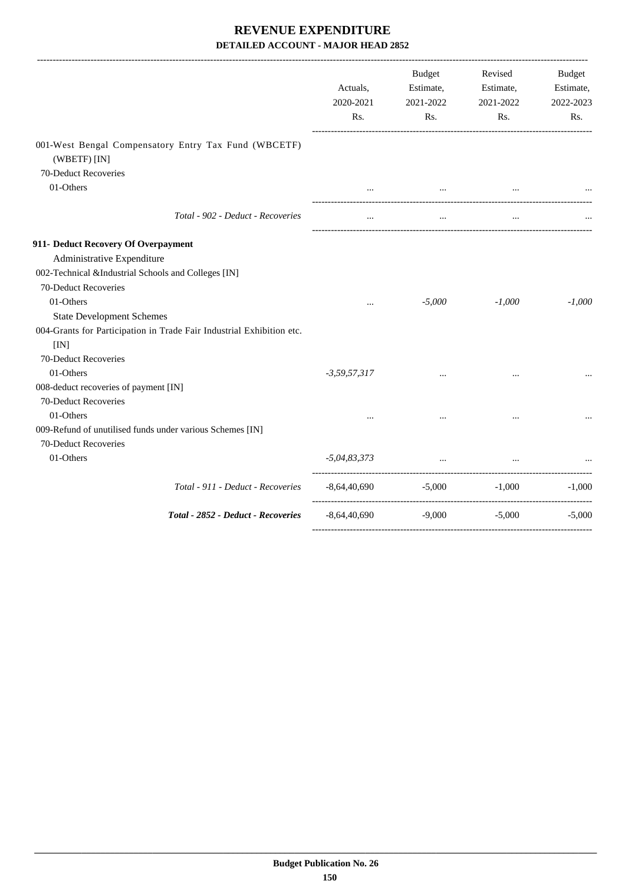# REVENUE EXPENDITURE

## DETAILED ACCOUNT - MAJOR HEAD 2852

| | Actuals, 2020-2021 Rs. | Budget Estimate, 2021-2022 Rs. | Revised Estimate, 2021-2022 Rs. | Budget Estimate, 2022-2023 Rs. |
|---|---|---|---|---|
| 001-West Bengal Compensatory Entry Tax Fund (WBCETF) (WBETF) [IN] | | | | |
| 70-Deduct Recoveries | | | | |
| 01-Others | ... | ... | ... | ... |
| *Total - 902 - Deduct - Recoveries* | ... | ... | ... | ... |
| **911- Deduct Recovery Of Overpayment** | | | | |
| Administrative Expenditure | | | | |
| 002-Technical &Industrial Schools and Colleges [IN] | | | | |
| 70-Deduct Recoveries | | | | |
| 01-Others | ... | *-5,000* | *-1,000* | *-1,000* |
| State Development Schemes | | | | |
| 004-Grants for Participation in Trade Fair Industrial Exhibition etc. [IN] | | | | |
| 70-Deduct Recoveries | | | | |
| 01-Others | *-3,59,57,317* | ... | ... | ... |
| 008-deduct recoveries of payment [IN] | | | | |
| 70-Deduct Recoveries | | | | |
| 01-Others | ... | ... | ... | ... |
| 009-Refund of unutilised funds under various Schemes [IN] | | | | |
| 70-Deduct Recoveries | | | | |
| 01-Others | *-5,04,83,373* | ... | ... | ... |
| *Total - 911 - Deduct - Recoveries* | -8,64,40,690 | -5,000 | -1,000 | -1,000 |
| ***Total - 2852 - Deduct - Recoveries*** | -8,64,40,690 | -9,000 | -5,000 | -5,000 |

**Budget Publication No. 26**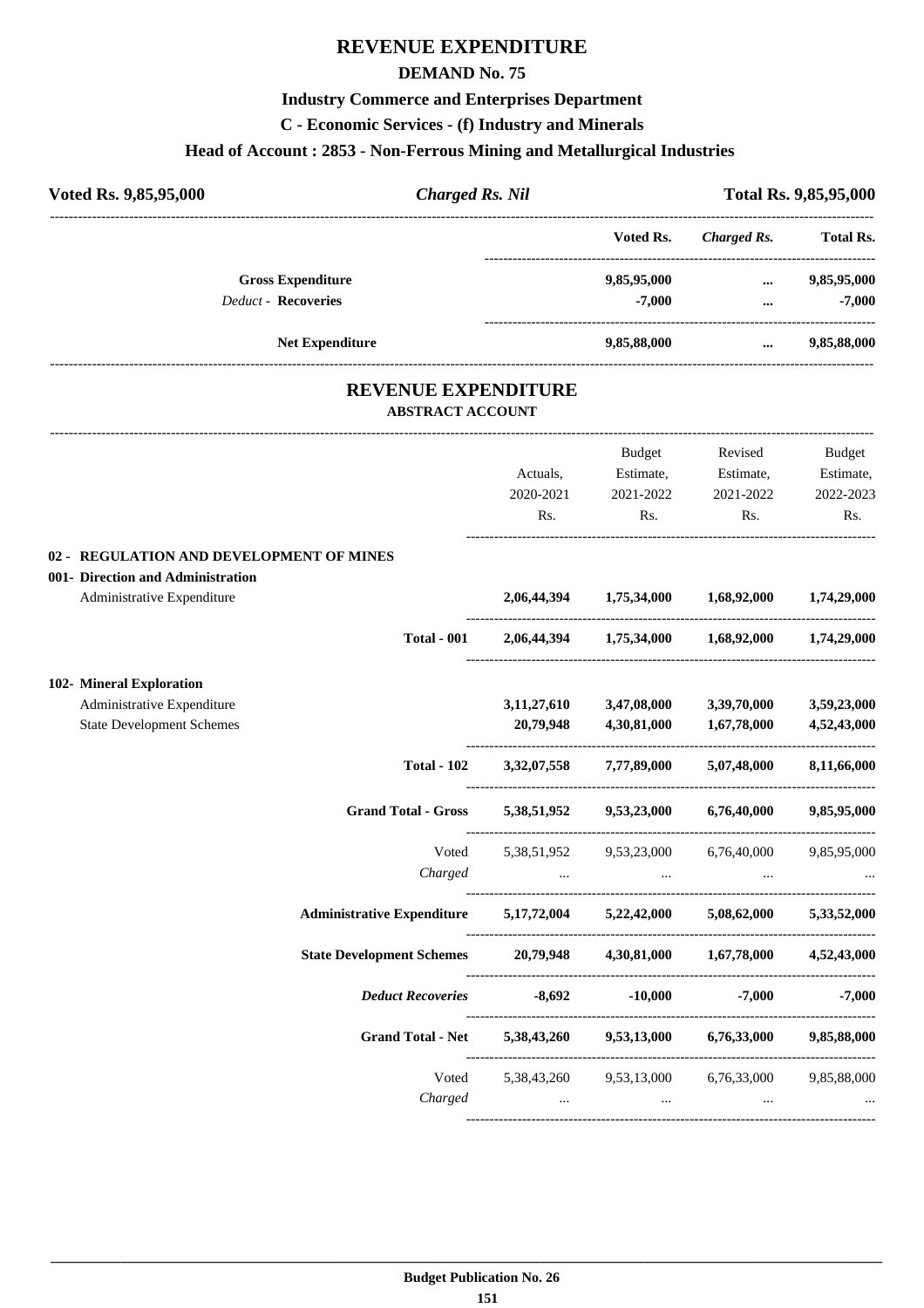# REVENUE EXPENDITURE

## DEMAND No. 75

### Industry Commerce and Enterprises Department

### C - Economic Services - (f) Industry and Minerals

### Head of Account : 2853 - Non-Ferrous Mining and Metallurgical Industries

**Voted Rs. 9,85,95,000** | ***Charged Rs. Nil*** | **Total Rs. 9,85,95,000**

| | Voted Rs. | *Charged Rs.* | Total Rs. |
|---|---|---|---|
| **Gross Expenditure** | **9,85,95,000** | **...** | **9,85,95,000** |
| *Deduct -* **Recoveries** | **-7,000** | **...** | **-7,000** |
| **Net Expenditure** | **9,85,88,000** | **...** | **9,85,88,000** |

## REVENUE EXPENDITURE

### ABSTRACT ACCOUNT

| | Actuals, 2020-2021 Rs. | Budget Estimate, 2021-2022 Rs. | Revised Estimate, 2021-2022 Rs. | Budget Estimate, 2022-2023 Rs. |
|---|---|---|---|---|
| **02 - REGULATION AND DEVELOPMENT OF MINES** | | | | |
| **001- Direction and Administration** | | | | |
| Administrative Expenditure | **2,06,44,394** | **1,75,34,000** | **1,68,92,000** | **1,74,29,000** |
| **Total - 001** | **2,06,44,394** | **1,75,34,000** | **1,68,92,000** | **1,74,29,000** |
| **102- Mineral Exploration** | | | | |
| Administrative Expenditure | **3,11,27,610** | **3,47,08,000** | **3,39,70,000** | **3,59,23,000** |
| State Development Schemes | **20,79,948** | **4,30,81,000** | **1,67,78,000** | **4,52,43,000** |
| **Total - 102** | **3,32,07,558** | **7,77,89,000** | **5,07,48,000** | **8,11,66,000** |
| **Grand Total - Gross** | **5,38,51,952** | **9,53,23,000** | **6,76,40,000** | **9,85,95,000** |
| Voted | 5,38,51,952 | 9,53,23,000 | 6,76,40,000 | 9,85,95,000 |
| *Charged* | ... | ... | ... | ... |
| **Administrative Expenditure** | **5,17,72,004** | **5,22,42,000** | **5,08,62,000** | **5,33,52,000** |
| **State Development Schemes** | **20,79,948** | **4,30,81,000** | **1,67,78,000** | **4,52,43,000** |
| ***Deduct Recoveries*** | **-8,692** | **-10,000** | **-7,000** | **-7,000** |
| **Grand Total - Net** | **5,38,43,260** | **9,53,13,000** | **6,76,33,000** | **9,85,88,000** |
| Voted | 5,38,43,260 | 9,53,13,000 | 6,76,33,000 | 9,85,88,000 |
| *Charged* | ... | ... | ... | ... |

**Budget Publication No. 26**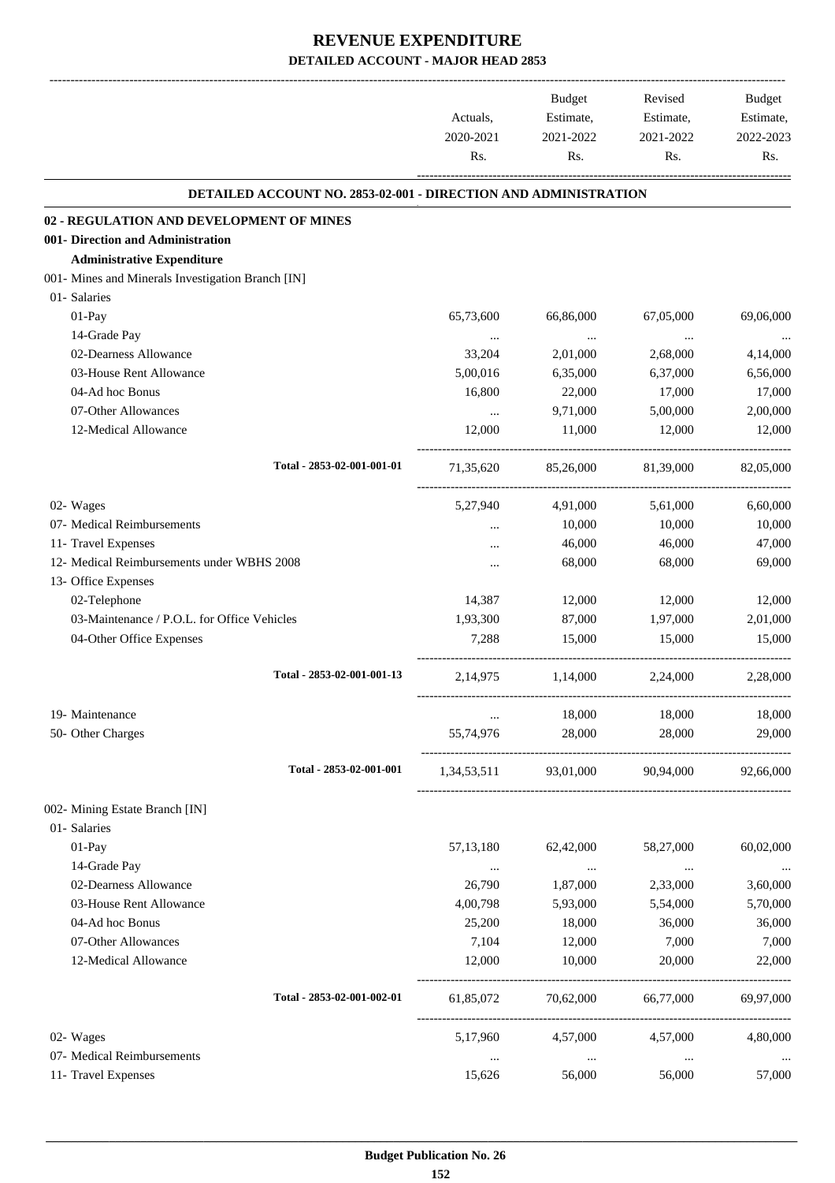# REVENUE EXPENDITURE

## DETAILED ACCOUNT - MAJOR HEAD 2853

| | Actuals, 2020-2021 Rs. | Budget Estimate, 2021-2022 Rs. | Revised Estimate, 2021-2022 Rs. | Budget Estimate, 2022-2023 Rs. |
|---|---|---|---|---|
| **DETAILED ACCOUNT NO. 2853-02-001 - DIRECTION AND ADMINISTRATION** | | | | |
| **02 - REGULATION AND DEVELOPMENT OF MINES** | | | | |
| **001- Direction and Administration** | | | | |
| **Administrative Expenditure** | | | | |
| 001- Mines and Minerals Investigation Branch [IN] | | | | |
| 01- Salaries | | | | |
| 01-Pay | 65,73,600 | 66,86,000 | 67,05,000 | 69,06,000 |
| 14-Grade Pay | ... | ... | ... | ... |
| 02-Dearness Allowance | 33,204 | 2,01,000 | 2,68,000 | 4,14,000 |
| 03-House Rent Allowance | 5,00,016 | 6,35,000 | 6,37,000 | 6,56,000 |
| 04-Ad hoc Bonus | 16,800 | 22,000 | 17,000 | 17,000 |
| 07-Other Allowances | ... | 9,71,000 | 5,00,000 | 2,00,000 |
| 12-Medical Allowance | 12,000 | 11,000 | 12,000 | 12,000 |
| Total - 2853-02-001-001-01 | 71,35,620 | 85,26,000 | 81,39,000 | 82,05,000 |
| 02- Wages | 5,27,940 | 4,91,000 | 5,61,000 | 6,60,000 |
| 07- Medical Reimbursements | ... | 10,000 | 10,000 | 10,000 |
| 11- Travel Expenses | ... | 46,000 | 46,000 | 47,000 |
| 12- Medical Reimbursements under WBHS 2008 | ... | 68,000 | 68,000 | 69,000 |
| 13- Office Expenses | | | | |
| 02-Telephone | 14,387 | 12,000 | 12,000 | 12,000 |
| 03-Maintenance / P.O.L. for Office Vehicles | 1,93,300 | 87,000 | 1,97,000 | 2,01,000 |
| 04-Other Office Expenses | 7,288 | 15,000 | 15,000 | 15,000 |
| Total - 2853-02-001-001-13 | 2,14,975 | 1,14,000 | 2,24,000 | 2,28,000 |
| 19- Maintenance | ... | 18,000 | 18,000 | 18,000 |
| 50- Other Charges | 55,74,976 | 28,000 | 28,000 | 29,000 |
| Total - 2853-02-001-001 | 1,34,53,511 | 93,01,000 | 90,94,000 | 92,66,000 |
| 002- Mining Estate Branch [IN] | | | | |
| 01- Salaries | | | | |
| 01-Pay | 57,13,180 | 62,42,000 | 58,27,000 | 60,02,000 |
| 14-Grade Pay | ... | ... | ... | ... |
| 02-Dearness Allowance | 26,790 | 1,87,000 | 2,33,000 | 3,60,000 |
| 03-House Rent Allowance | 4,00,798 | 5,93,000 | 5,54,000 | 5,70,000 |
| 04-Ad hoc Bonus | 25,200 | 18,000 | 36,000 | 36,000 |
| 07-Other Allowances | 7,104 | 12,000 | 7,000 | 7,000 |
| 12-Medical Allowance | 12,000 | 10,000 | 20,000 | 22,000 |
| Total - 2853-02-001-002-01 | 61,85,072 | 70,62,000 | 66,77,000 | 69,97,000 |
| 02- Wages | 5,17,960 | 4,57,000 | 4,57,000 | 4,80,000 |
| 07- Medical Reimbursements | ... | ... | ... | ... |
| 11- Travel Expenses | 15,626 | 56,000 | 56,000 | 57,000 |

Budget Publication No. 26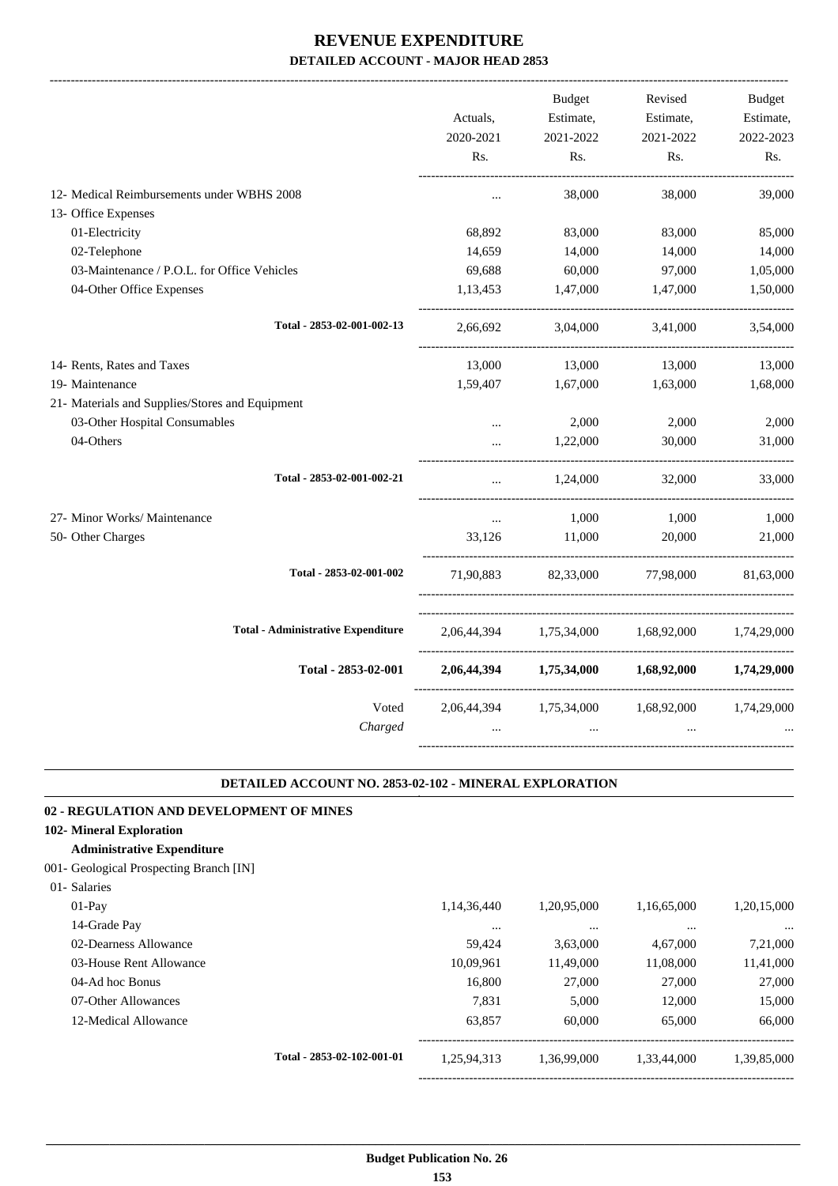# REVENUE EXPENDITURE

## DETAILED ACCOUNT - MAJOR HEAD 2853

| | Actuals, 2020-2021 Rs. | Budget Estimate, 2021-2022 Rs. | Revised Estimate, 2021-2022 Rs. | Budget Estimate, 2022-2023 Rs. |
|---|---|---|---|---|
| 12- Medical Reimbursements under WBHS 2008 | ... | 38,000 | 38,000 | 39,000 |
| 13- Office Expenses | | | | |
| 01-Electricity | 68,892 | 83,000 | 83,000 | 85,000 |
| 02-Telephone | 14,659 | 14,000 | 14,000 | 14,000 |
| 03-Maintenance / P.O.L. for Office Vehicles | 69,688 | 60,000 | 97,000 | 1,05,000 |
| 04-Other Office Expenses | 1,13,453 | 1,47,000 | 1,47,000 | 1,50,000 |
| Total - 2853-02-001-002-13 | 2,66,692 | 3,04,000 | 3,41,000 | 3,54,000 |
| 14- Rents, Rates and Taxes | 13,000 | 13,000 | 13,000 | 13,000 |
| 19- Maintenance | 1,59,407 | 1,67,000 | 1,63,000 | 1,68,000 |
| 21- Materials and Supplies/Stores and Equipment | | | | |
| 03-Other Hospital Consumables | ... | 2,000 | 2,000 | 2,000 |
| 04-Others | ... | 1,22,000 | 30,000 | 31,000 |
| Total - 2853-02-001-002-21 | ... | 1,24,000 | 32,000 | 33,000 |
| 27- Minor Works/ Maintenance | ... | 1,000 | 1,000 | 1,000 |
| 50- Other Charges | 33,126 | 11,000 | 20,000 | 21,000 |
| Total - 2853-02-001-002 | 71,90,883 | 82,33,000 | 77,98,000 | 81,63,000 |
| Total - Administrative Expenditure | 2,06,44,394 | 1,75,34,000 | 1,68,92,000 | 1,74,29,000 |
| **Total - 2853-02-001** | **2,06,44,394** | **1,75,34,000** | **1,68,92,000** | **1,74,29,000** |
| Voted | 2,06,44,394 | 1,75,34,000 | 1,68,92,000 | 1,74,29,000 |
| *Charged* | ... | ... | ... | ... |

### DETAILED ACCOUNT NO. 2853-02-102 - MINERAL EXPLORATION

**02 - REGULATION AND DEVELOPMENT OF MINES**

**102- Mineral Exploration**

**Administrative Expenditure**

| | Actuals, 2020-2021 Rs. | Budget Estimate, 2021-2022 Rs. | Revised Estimate, 2021-2022 Rs. | Budget Estimate, 2022-2023 Rs. |
|---|---|---|---|---|
| 001- Geological Prospecting Branch [IN] | | | | |
| 01- Salaries | | | | |
| 01-Pay | 1,14,36,440 | 1,20,95,000 | 1,16,65,000 | 1,20,15,000 |
| 14-Grade Pay | ... | ... | ... | ... |
| 02-Dearness Allowance | 59,424 | 3,63,000 | 4,67,000 | 7,21,000 |
| 03-House Rent Allowance | 10,09,961 | 11,49,000 | 11,08,000 | 11,41,000 |
| 04-Ad hoc Bonus | 16,800 | 27,000 | 27,000 | 27,000 |
| 07-Other Allowances | 7,831 | 5,000 | 12,000 | 15,000 |
| 12-Medical Allowance | 63,857 | 60,000 | 65,000 | 66,000 |
| Total - 2853-02-102-001-01 | 1,25,94,313 | 1,36,99,000 | 1,33,44,000 | 1,39,85,000 |

**Budget Publication No. 26**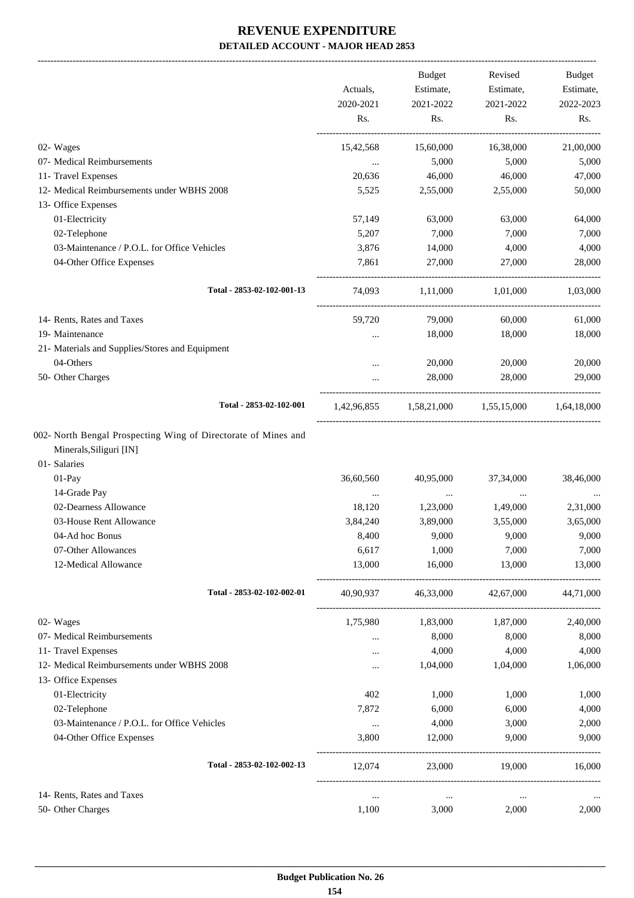# REVENUE EXPENDITURE

## DETAILED ACCOUNT - MAJOR HEAD 2853

| | Actuals, 2020-2021 Rs. | Budget Estimate, 2021-2022 Rs. | Revised Estimate, 2021-2022 Rs. | Budget Estimate, 2022-2023 Rs. |
|---|---|---|---|---|
| 02- Wages | 15,42,568 | 15,60,000 | 16,38,000 | 21,00,000 |
| 07- Medical Reimbursements | ... | 5,000 | 5,000 | 5,000 |
| 11- Travel Expenses | 20,636 | 46,000 | 46,000 | 47,000 |
| 12- Medical Reimbursements under WBHS 2008 | 5,525 | 2,55,000 | 2,55,000 | 50,000 |
| 13- Office Expenses | | | | |
| 01-Electricity | 57,149 | 63,000 | 63,000 | 64,000 |
| 02-Telephone | 5,207 | 7,000 | 7,000 | 7,000 |
| 03-Maintenance / P.O.L. for Office Vehicles | 3,876 | 14,000 | 4,000 | 4,000 |
| 04-Other Office Expenses | 7,861 | 27,000 | 27,000 | 28,000 |
| Total - 2853-02-102-001-13 | 74,093 | 1,11,000 | 1,01,000 | 1,03,000 |
| 14- Rents, Rates and Taxes | 59,720 | 79,000 | 60,000 | 61,000 |
| 19- Maintenance | ... | 18,000 | 18,000 | 18,000 |
| 21- Materials and Supplies/Stores and Equipment | | | | |
| 04-Others | ... | 20,000 | 20,000 | 20,000 |
| 50- Other Charges | ... | 28,000 | 28,000 | 29,000 |
| Total - 2853-02-102-001 | 1,42,96,855 | 1,58,21,000 | 1,55,15,000 | 1,64,18,000 |
| 002- North Bengal Prospecting Wing of Directorate of Mines and Minerals,Siliguri [IN] | | | | |
| 01- Salaries | | | | |
| 01-Pay | 36,60,560 | 40,95,000 | 37,34,000 | 38,46,000 |
| 14-Grade Pay | ... | ... | ... | ... |
| 02-Dearness Allowance | 18,120 | 1,23,000 | 1,49,000 | 2,31,000 |
| 03-House Rent Allowance | 3,84,240 | 3,89,000 | 3,55,000 | 3,65,000 |
| 04-Ad hoc Bonus | 8,400 | 9,000 | 9,000 | 9,000 |
| 07-Other Allowances | 6,617 | 1,000 | 7,000 | 7,000 |
| 12-Medical Allowance | 13,000 | 16,000 | 13,000 | 13,000 |
| Total - 2853-02-102-002-01 | 40,90,937 | 46,33,000 | 42,67,000 | 44,71,000 |
| 02- Wages | 1,75,980 | 1,83,000 | 1,87,000 | 2,40,000 |
| 07- Medical Reimbursements | ... | 8,000 | 8,000 | 8,000 |
| 11- Travel Expenses | ... | 4,000 | 4,000 | 4,000 |
| 12- Medical Reimbursements under WBHS 2008 | ... | 1,04,000 | 1,04,000 | 1,06,000 |
| 13- Office Expenses | | | | |
| 01-Electricity | 402 | 1,000 | 1,000 | 1,000 |
| 02-Telephone | 7,872 | 6,000 | 6,000 | 4,000 |
| 03-Maintenance / P.O.L. for Office Vehicles | ... | 4,000 | 3,000 | 2,000 |
| 04-Other Office Expenses | 3,800 | 12,000 | 9,000 | 9,000 |
| Total - 2853-02-102-002-13 | 12,074 | 23,000 | 19,000 | 16,000 |
| 14- Rents, Rates and Taxes | ... | ... | ... | ... |
| 50- Other Charges | 1,100 | 3,000 | 2,000 | 2,000 |

Budget Publication No. 26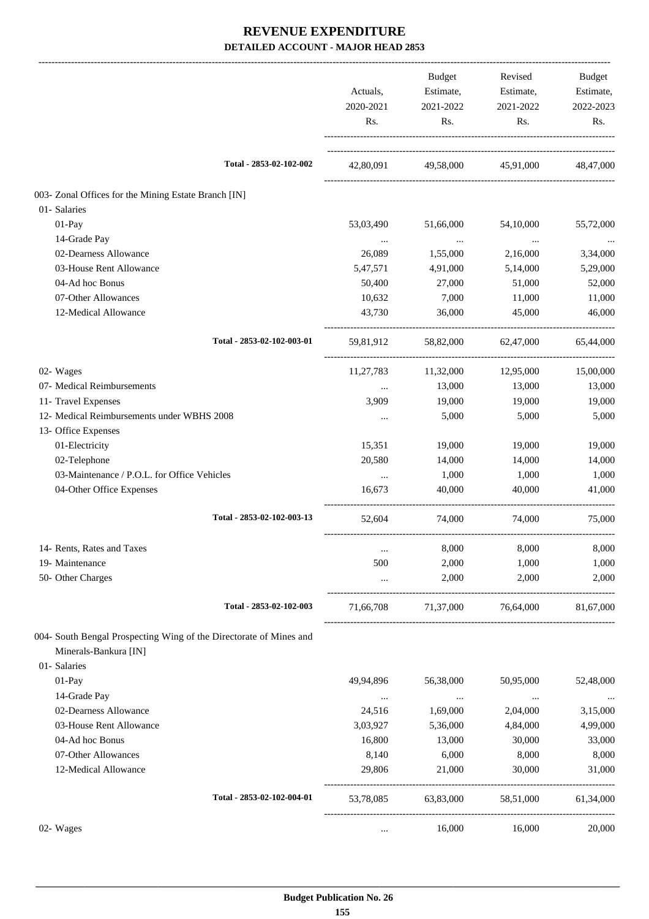# REVENUE EXPENDITURE
## DETAILED ACCOUNT - MAJOR HEAD 2853

| | Actuals, 2020-2021 Rs. | Budget Estimate, 2021-2022 Rs. | Revised Estimate, 2021-2022 Rs. | Budget Estimate, 2022-2023 Rs. |
|---|---|---|---|---|
| Total - 2853-02-102-002 | 42,80,091 | 49,58,000 | 45,91,000 | 48,47,000 |
| 003- Zonal Offices for the Mining Estate Branch [IN] | | | | |
| 01- Salaries | | | | |
| 01-Pay | 53,03,490 | 51,66,000 | 54,10,000 | 55,72,000 |
| 14-Grade Pay | ... | ... | ... | ... |
| 02-Dearness Allowance | 26,089 | 1,55,000 | 2,16,000 | 3,34,000 |
| 03-House Rent Allowance | 5,47,571 | 4,91,000 | 5,14,000 | 5,29,000 |
| 04-Ad hoc Bonus | 50,400 | 27,000 | 51,000 | 52,000 |
| 07-Other Allowances | 10,632 | 7,000 | 11,000 | 11,000 |
| 12-Medical Allowance | 43,730 | 36,000 | 45,000 | 46,000 |
| Total - 2853-02-102-003-01 | 59,81,912 | 58,82,000 | 62,47,000 | 65,44,000 |
| 02- Wages | 11,27,783 | 11,32,000 | 12,95,000 | 15,00,000 |
| 07- Medical Reimbursements | ... | 13,000 | 13,000 | 13,000 |
| 11- Travel Expenses | 3,909 | 19,000 | 19,000 | 19,000 |
| 12- Medical Reimbursements under WBHS 2008 | ... | 5,000 | 5,000 | 5,000 |
| 13- Office Expenses | | | | |
| 01-Electricity | 15,351 | 19,000 | 19,000 | 19,000 |
| 02-Telephone | 20,580 | 14,000 | 14,000 | 14,000 |
| 03-Maintenance / P.O.L. for Office Vehicles | ... | 1,000 | 1,000 | 1,000 |
| 04-Other Office Expenses | 16,673 | 40,000 | 40,000 | 41,000 |
| Total - 2853-02-102-003-13 | 52,604 | 74,000 | 74,000 | 75,000 |
| 14- Rents, Rates and Taxes | ... | 8,000 | 8,000 | 8,000 |
| 19- Maintenance | 500 | 2,000 | 1,000 | 1,000 |
| 50- Other Charges | ... | 2,000 | 2,000 | 2,000 |
| Total - 2853-02-102-003 | 71,66,708 | 71,37,000 | 76,64,000 | 81,67,000 |
| 004- South Bengal Prospecting Wing of the Directorate of Mines and Minerals-Bankura [IN] | | | | |
| 01- Salaries | | | | |
| 01-Pay | 49,94,896 | 56,38,000 | 50,95,000 | 52,48,000 |
| 14-Grade Pay | ... | ... | ... | ... |
| 02-Dearness Allowance | 24,516 | 1,69,000 | 2,04,000 | 3,15,000 |
| 03-House Rent Allowance | 3,03,927 | 5,36,000 | 4,84,000 | 4,99,000 |
| 04-Ad hoc Bonus | 16,800 | 13,000 | 30,000 | 33,000 |
| 07-Other Allowances | 8,140 | 6,000 | 8,000 | 8,000 |
| 12-Medical Allowance | 29,806 | 21,000 | 30,000 | 31,000 |
| Total - 2853-02-102-004-01 | 53,78,085 | 63,83,000 | 58,51,000 | 61,34,000 |
| 02- Wages | ... | 16,000 | 16,000 | 20,000 |

Budget Publication No. 26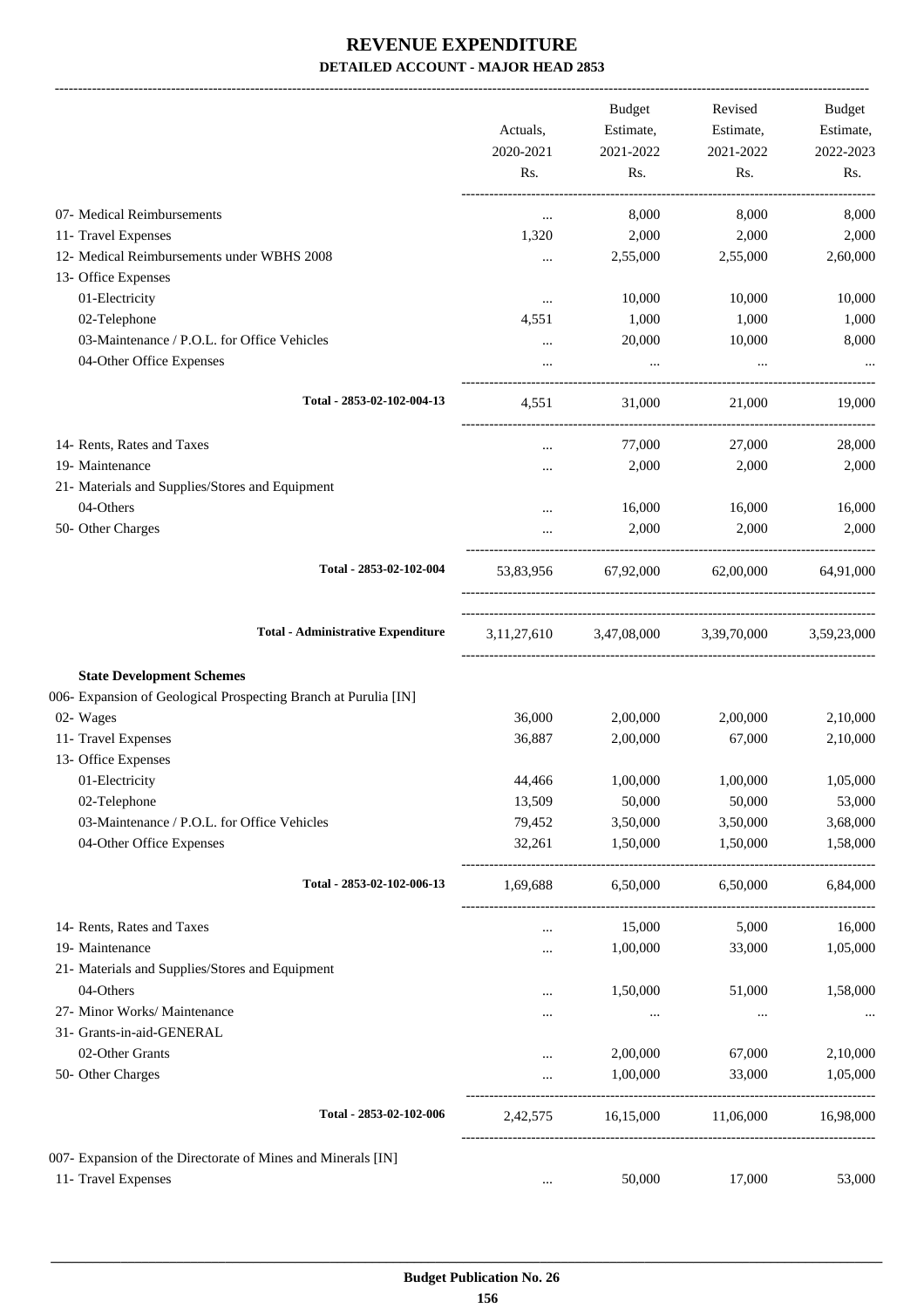# REVENUE EXPENDITURE

## DETAILED ACCOUNT - MAJOR HEAD 2853

| | Actuals, 2020-2021 Rs. | Budget Estimate, 2021-2022 Rs. | Revised Estimate, 2021-2022 Rs. | Budget Estimate, 2022-2023 Rs. |
|---|---|---|---|---|
| 07- Medical Reimbursements | ... | 8,000 | 8,000 | 8,000 |
| 11- Travel Expenses | 1,320 | 2,000 | 2,000 | 2,000 |
| 12- Medical Reimbursements under WBHS 2008 | ... | 2,55,000 | 2,55,000 | 2,60,000 |
| 13- Office Expenses | | | | |
| 01-Electricity | ... | 10,000 | 10,000 | 10,000 |
| 02-Telephone | 4,551 | 1,000 | 1,000 | 1,000 |
| 03-Maintenance / P.O.L. for Office Vehicles | ... | 20,000 | 10,000 | 8,000 |
| 04-Other Office Expenses | ... | ... | ... | ... |
| **Total - 2853-02-102-004-13** | 4,551 | 31,000 | 21,000 | 19,000 |
| 14- Rents, Rates and Taxes | ... | 77,000 | 27,000 | 28,000 |
| 19- Maintenance | ... | 2,000 | 2,000 | 2,000 |
| 21- Materials and Supplies/Stores and Equipment | | | | |
| 04-Others | ... | 16,000 | 16,000 | 16,000 |
| 50- Other Charges | ... | 2,000 | 2,000 | 2,000 |
| **Total - 2853-02-102-004** | 53,83,956 | 67,92,000 | 62,00,000 | 64,91,000 |
| **Total - Administrative Expenditure** | 3,11,27,610 | 3,47,08,000 | 3,39,70,000 | 3,59,23,000 |
| **State Development Schemes** | | | | |
| 006- Expansion of Geological Prospecting Branch at Purulia [IN] | | | | |
| 02- Wages | 36,000 | 2,00,000 | 2,00,000 | 2,10,000 |
| 11- Travel Expenses | 36,887 | 2,00,000 | 67,000 | 2,10,000 |
| 13- Office Expenses | | | | |
| 01-Electricity | 44,466 | 1,00,000 | 1,00,000 | 1,05,000 |
| 02-Telephone | 13,509 | 50,000 | 50,000 | 53,000 |
| 03-Maintenance / P.O.L. for Office Vehicles | 79,452 | 3,50,000 | 3,50,000 | 3,68,000 |
| 04-Other Office Expenses | 32,261 | 1,50,000 | 1,50,000 | 1,58,000 |
| **Total - 2853-02-102-006-13** | 1,69,688 | 6,50,000 | 6,50,000 | 6,84,000 |
| 14- Rents, Rates and Taxes | ... | 15,000 | 5,000 | 16,000 |
| 19- Maintenance | ... | 1,00,000 | 33,000 | 1,05,000 |
| 21- Materials and Supplies/Stores and Equipment | | | | |
| 04-Others | ... | 1,50,000 | 51,000 | 1,58,000 |
| 27- Minor Works/ Maintenance | ... | ... | ... | ... |
| 31- Grants-in-aid-GENERAL | | | | |
| 02-Other Grants | ... | 2,00,000 | 67,000 | 2,10,000 |
| 50- Other Charges | ... | 1,00,000 | 33,000 | 1,05,000 |
| **Total - 2853-02-102-006** | 2,42,575 | 16,15,000 | 11,06,000 | 16,98,000 |
| 007- Expansion of the Directorate of Mines and Minerals [IN] | | | | |
| 11- Travel Expenses | ... | 50,000 | 17,000 | 53,000 |

**Budget Publication No. 26**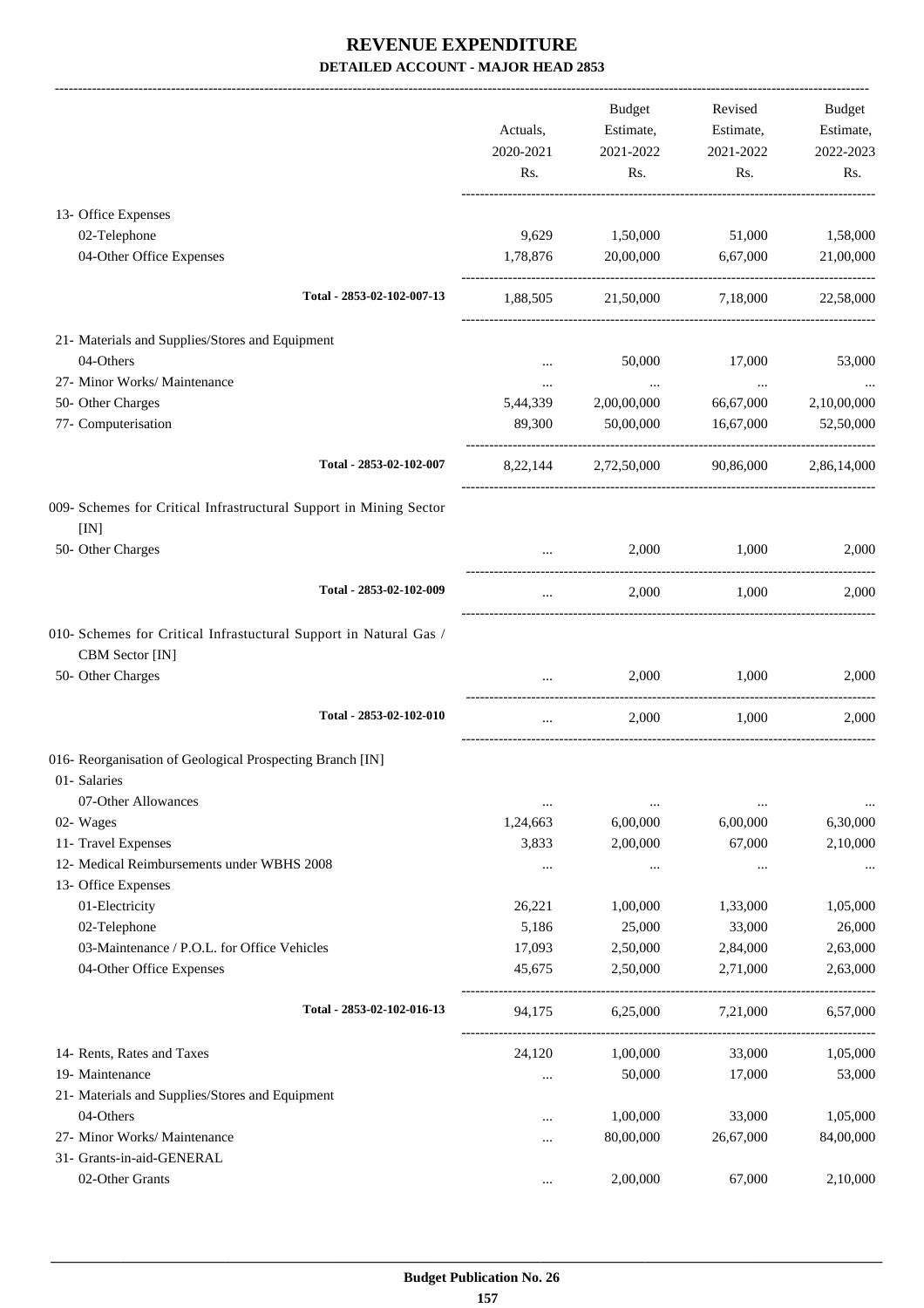# REVENUE EXPENDITURE

## DETAILED ACCOUNT - MAJOR HEAD 2853

| | Actuals, 2020-2021 Rs. | Budget Estimate, 2021-2022 Rs. | Revised Estimate, 2021-2022 Rs. | Budget Estimate, 2022-2023 Rs. |
|---|---|---|---|---|
| 13- Office Expenses | | | | |
| 02-Telephone | 9,629 | 1,50,000 | 51,000 | 1,58,000 |
| 04-Other Office Expenses | 1,78,876 | 20,00,000 | 6,67,000 | 21,00,000 |
| Total - 2853-02-102-007-13 | 1,88,505 | 21,50,000 | 7,18,000 | 22,58,000 |
| 21- Materials and Supplies/Stores and Equipment | | | | |
| 04-Others | ... | 50,000 | 17,000 | 53,000 |
| 27- Minor Works/ Maintenance | ... | ... | ... | ... |
| 50- Other Charges | 5,44,339 | 2,00,00,000 | 66,67,000 | 2,10,00,000 |
| 77- Computerisation | 89,300 | 50,00,000 | 16,67,000 | 52,50,000 |
| Total - 2853-02-102-007 | 8,22,144 | 2,72,50,000 | 90,86,000 | 2,86,14,000 |
| 009- Schemes for Critical Infrastructural Support in Mining Sector [IN] | | | | |
| 50- Other Charges | ... | 2,000 | 1,000 | 2,000 |
| Total - 2853-02-102-009 | ... | 2,000 | 1,000 | 2,000 |
| 010- Schemes for Critical Infrastuctural Support in Natural Gas / CBM Sector [IN] | | | | |
| 50- Other Charges | ... | 2,000 | 1,000 | 2,000 |
| Total - 2853-02-102-010 | ... | 2,000 | 1,000 | 2,000 |
| 016- Reorganisation of Geological Prospecting Branch [IN] | | | | |
| 01- Salaries | | | | |
| 07-Other Allowances | ... | ... | ... | ... |
| 02- Wages | 1,24,663 | 6,00,000 | 6,00,000 | 6,30,000 |
| 11- Travel Expenses | 3,833 | 2,00,000 | 67,000 | 2,10,000 |
| 12- Medical Reimbursements under WBHS 2008 | ... | ... | ... | ... |
| 13- Office Expenses | | | | |
| 01-Electricity | 26,221 | 1,00,000 | 1,33,000 | 1,05,000 |
| 02-Telephone | 5,186 | 25,000 | 33,000 | 26,000 |
| 03-Maintenance / P.O.L. for Office Vehicles | 17,093 | 2,50,000 | 2,84,000 | 2,63,000 |
| 04-Other Office Expenses | 45,675 | 2,50,000 | 2,71,000 | 2,63,000 |
| Total - 2853-02-102-016-13 | 94,175 | 6,25,000 | 7,21,000 | 6,57,000 |
| 14- Rents, Rates and Taxes | 24,120 | 1,00,000 | 33,000 | 1,05,000 |
| 19- Maintenance | ... | 50,000 | 17,000 | 53,000 |
| 21- Materials and Supplies/Stores and Equipment | | | | |
| 04-Others | ... | 1,00,000 | 33,000 | 1,05,000 |
| 27- Minor Works/ Maintenance | ... | 80,00,000 | 26,67,000 | 84,00,000 |
| 31- Grants-in-aid-GENERAL | | | | |
| 02-Other Grants | ... | 2,00,000 | 67,000 | 2,10,000 |

**Budget Publication No. 26**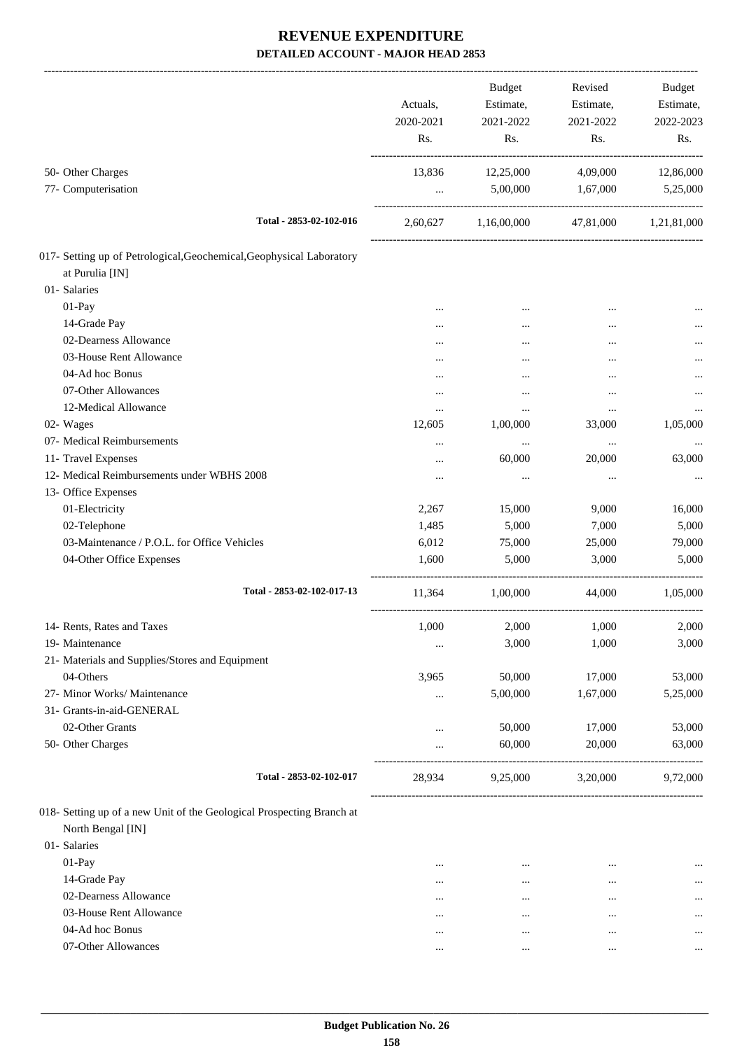# REVENUE EXPENDITURE

**DETAILED ACCOUNT - MAJOR HEAD 2853**

| | Actuals, 2020-2021 Rs. | Budget Estimate, 2021-2022 Rs. | Revised Estimate, 2021-2022 Rs. | Budget Estimate, 2022-2023 Rs. |
|---|---|---|---|---|
| 50- Other Charges | 13,836 | 12,25,000 | 4,09,000 | 12,86,000 |
| 77- Computerisation | ... | 5,00,000 | 1,67,000 | 5,25,000 |
| Total - 2853-02-102-016 | 2,60,627 | 1,16,00,000 | 47,81,000 | 1,21,81,000 |
| 017- Setting up of Petrological,Geochemical,Geophysical Laboratory at Purulia [IN] | | | | |
| 01- Salaries | | | | |
| 01-Pay | ... | ... | ... | ... |
| 14-Grade Pay | ... | ... | ... | ... |
| 02-Dearness Allowance | ... | ... | ... | ... |
| 03-House Rent Allowance | ... | ... | ... | ... |
| 04-Ad hoc Bonus | ... | ... | ... | ... |
| 07-Other Allowances | ... | ... | ... | ... |
| 12-Medical Allowance | ... | ... | ... | ... |
| 02- Wages | 12,605 | 1,00,000 | 33,000 | 1,05,000 |
| 07- Medical Reimbursements | ... | ... | ... | ... |
| 11- Travel Expenses | ... | 60,000 | 20,000 | 63,000 |
| 12- Medical Reimbursements under WBHS 2008 | ... | ... | ... | ... |
| 13- Office Expenses | | | | |
| 01-Electricity | 2,267 | 15,000 | 9,000 | 16,000 |
| 02-Telephone | 1,485 | 5,000 | 7,000 | 5,000 |
| 03-Maintenance / P.O.L. for Office Vehicles | 6,012 | 75,000 | 25,000 | 79,000 |
| 04-Other Office Expenses | 1,600 | 5,000 | 3,000 | 5,000 |
| Total - 2853-02-102-017-13 | 11,364 | 1,00,000 | 44,000 | 1,05,000 |
| 14- Rents, Rates and Taxes | 1,000 | 2,000 | 1,000 | 2,000 |
| 19- Maintenance | ... | 3,000 | 1,000 | 3,000 |
| 21- Materials and Supplies/Stores and Equipment | | | | |
| 04-Others | 3,965 | 50,000 | 17,000 | 53,000 |
| 27- Minor Works/ Maintenance | ... | 5,00,000 | 1,67,000 | 5,25,000 |
| 31- Grants-in-aid-GENERAL | | | | |
| 02-Other Grants | ... | 50,000 | 17,000 | 53,000 |
| 50- Other Charges | ... | 60,000 | 20,000 | 63,000 |
| Total - 2853-02-102-017 | 28,934 | 9,25,000 | 3,20,000 | 9,72,000 |
| 018- Setting up of a new Unit of the Geological Prospecting Branch at North Bengal [IN] | | | | |
| 01- Salaries | | | | |
| 01-Pay | ... | ... | ... | ... |
| 14-Grade Pay | ... | ... | ... | ... |
| 02-Dearness Allowance | ... | ... | ... | ... |
| 03-House Rent Allowance | ... | ... | ... | ... |
| 04-Ad hoc Bonus | ... | ... | ... | ... |
| 07-Other Allowances | ... | ... | ... | ... |

**Budget Publication No. 26**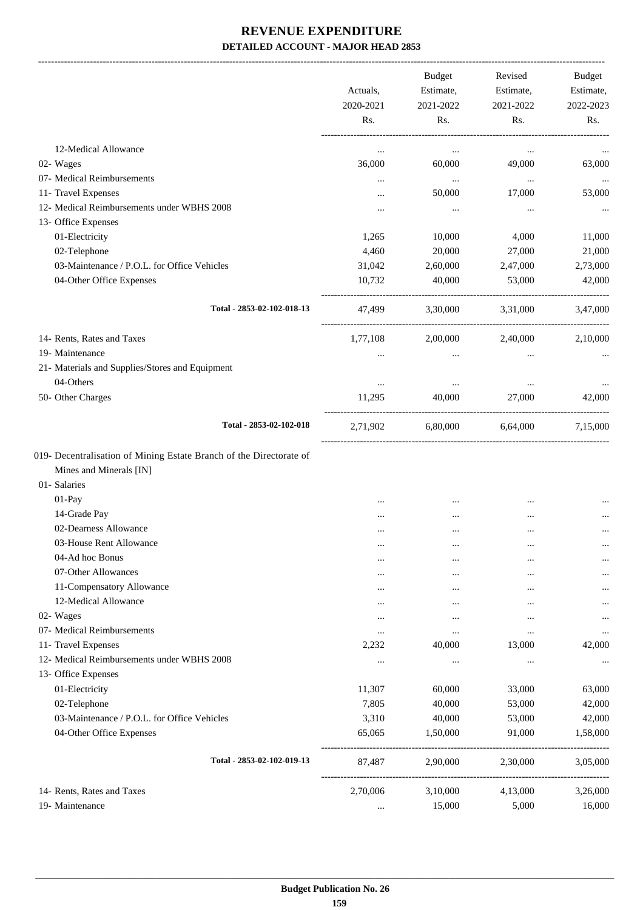# REVENUE EXPENDITURE

## DETAILED ACCOUNT - MAJOR HEAD 2853

| | Actuals, 2020-2021 Rs. | Budget Estimate, 2021-2022 Rs. | Revised Estimate, 2021-2022 Rs. | Budget Estimate, 2022-2023 Rs. |
|---|---|---|---|---|
| 12-Medical Allowance | ... | ... | ... | ... |
| 02- Wages | 36,000 | 60,000 | 49,000 | 63,000 |
| 07- Medical Reimbursements | ... | ... | ... | ... |
| 11- Travel Expenses | ... | 50,000 | 17,000 | 53,000 |
| 12- Medical Reimbursements under WBHS 2008 | ... | ... | ... | ... |
| 13- Office Expenses | | | | |
| 01-Electricity | 1,265 | 10,000 | 4,000 | 11,000 |
| 02-Telephone | 4,460 | 20,000 | 27,000 | 21,000 |
| 03-Maintenance / P.O.L. for Office Vehicles | 31,042 | 2,60,000 | 2,47,000 | 2,73,000 |
| 04-Other Office Expenses | 10,732 | 40,000 | 53,000 | 42,000 |
| **Total - 2853-02-102-018-13** | 47,499 | 3,30,000 | 3,31,000 | 3,47,000 |
| 14- Rents, Rates and Taxes | 1,77,108 | 2,00,000 | 2,40,000 | 2,10,000 |
| 19- Maintenance | ... | ... | ... | ... |
| 21- Materials and Supplies/Stores and Equipment | | | | |
| 04-Others | ... | ... | ... | ... |
| 50- Other Charges | 11,295 | 40,000 | 27,000 | 42,000 |
| **Total - 2853-02-102-018** | 2,71,902 | 6,80,000 | 6,64,000 | 7,15,000 |
| 019- Decentralisation of Mining Estate Branch of the Directorate of Mines and Minerals [IN] | | | | |
| 01- Salaries | | | | |
| 01-Pay | ... | ... | ... | ... |
| 14-Grade Pay | ... | ... | ... | ... |
| 02-Dearness Allowance | ... | ... | ... | ... |
| 03-House Rent Allowance | ... | ... | ... | ... |
| 04-Ad hoc Bonus | ... | ... | ... | ... |
| 07-Other Allowances | ... | ... | ... | ... |
| 11-Compensatory Allowance | ... | ... | ... | ... |
| 12-Medical Allowance | ... | ... | ... | ... |
| 02- Wages | ... | ... | ... | ... |
| 07- Medical Reimbursements | ... | ... | ... | ... |
| 11- Travel Expenses | 2,232 | 40,000 | 13,000 | 42,000 |
| 12- Medical Reimbursements under WBHS 2008 | ... | ... | ... | ... |
| 13- Office Expenses | | | | |
| 01-Electricity | 11,307 | 60,000 | 33,000 | 63,000 |
| 02-Telephone | 7,805 | 40,000 | 53,000 | 42,000 |
| 03-Maintenance / P.O.L. for Office Vehicles | 3,310 | 40,000 | 53,000 | 42,000 |
| 04-Other Office Expenses | 65,065 | 1,50,000 | 91,000 | 1,58,000 |
| **Total - 2853-02-102-019-13** | 87,487 | 2,90,000 | 2,30,000 | 3,05,000 |
| 14- Rents, Rates and Taxes | 2,70,006 | 3,10,000 | 4,13,000 | 3,26,000 |
| 19- Maintenance | ... | 15,000 | 5,000 | 16,000 |

**Budget Publication No. 26**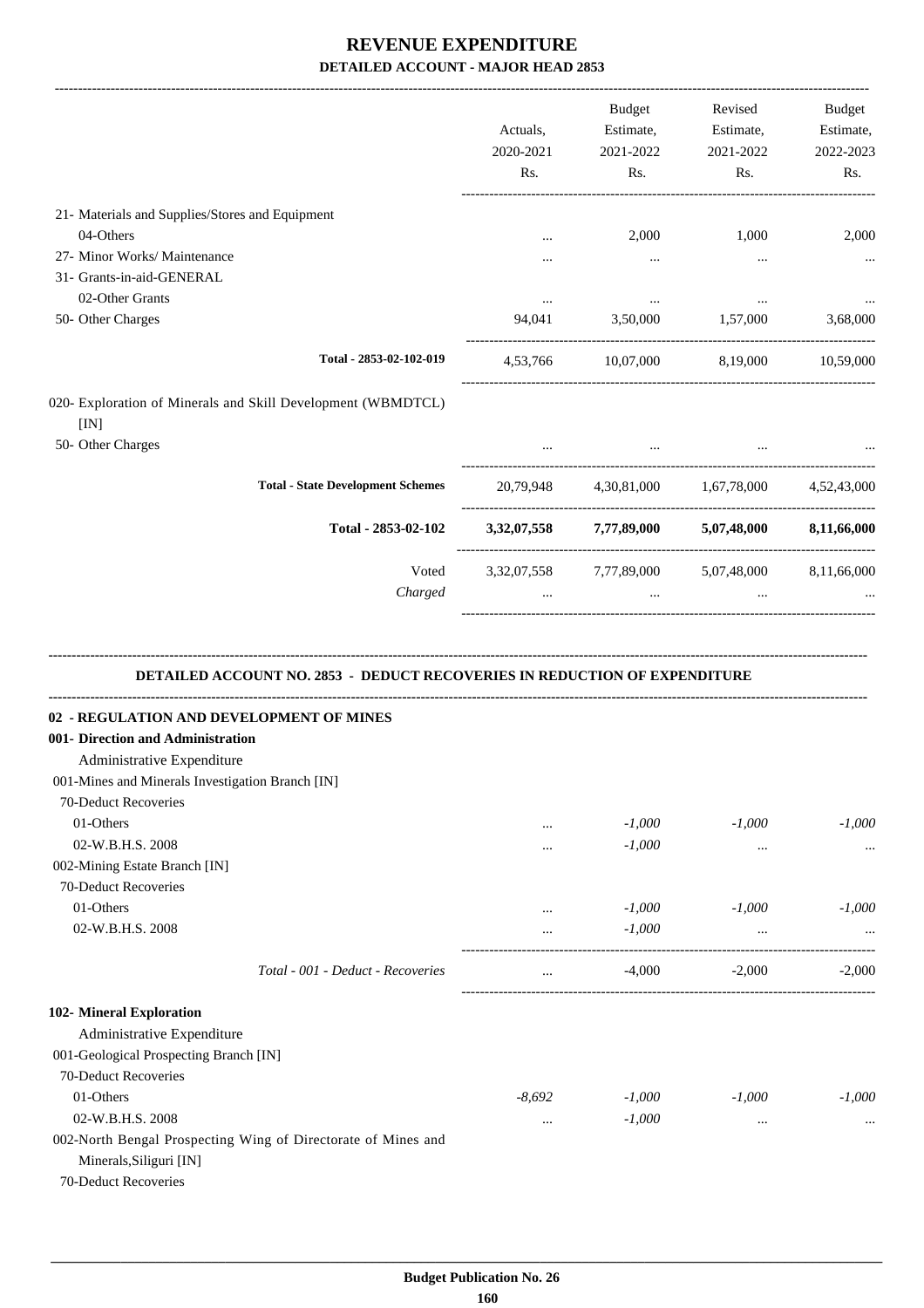# REVENUE EXPENDITURE

## DETAILED ACCOUNT - MAJOR HEAD 2853

| | Actuals, 2020-2021 Rs. | Budget Estimate, 2021-2022 Rs. | Revised Estimate, 2021-2022 Rs. | Budget Estimate, 2022-2023 Rs. |
|---|---|---|---|---|
| 21- Materials and Supplies/Stores and Equipment | | | | |
| 04-Others | ... | 2,000 | 1,000 | 2,000 |
| 27- Minor Works/ Maintenance | ... | ... | ... | ... |
| 31- Grants-in-aid-GENERAL | | | | |
| 02-Other Grants | ... | ... | ... | ... |
| 50- Other Charges | 94,041 | 3,50,000 | 1,57,000 | 3,68,000 |
| **Total - 2853-02-102-019** | 4,53,766 | 10,07,000 | 8,19,000 | 10,59,000 |
| 020- Exploration of Minerals and Skill Development (WBMDTCL) [IN] | | | | |
| 50- Other Charges | ... | ... | ... | ... |
| **Total - State Development Schemes** | 20,79,948 | 4,30,81,000 | 1,67,78,000 | 4,52,43,000 |
| **Total - 2853-02-102** | **3,32,07,558** | **7,77,89,000** | **5,07,48,000** | **8,11,66,000** |
| Voted | 3,32,07,558 | 7,77,89,000 | 5,07,48,000 | 8,11,66,000 |
| *Charged* | ... | ... | ... | ... |

### DETAILED ACCOUNT NO. 2853 - DEDUCT RECOVERIES IN REDUCTION OF EXPENDITURE

| | Actuals, 2020-2021 Rs. | Budget Estimate, 2021-2022 Rs. | Revised Estimate, 2021-2022 Rs. | Budget Estimate, 2022-2023 Rs. |
|---|---|---|---|---|
| **02 - REGULATION AND DEVELOPMENT OF MINES** | | | | |
| **001- Direction and Administration** | | | | |
| Administrative Expenditure | | | | |
| 001-Mines and Minerals Investigation Branch [IN] | | | | |
| 70-Deduct Recoveries | | | | |
| 01-Others | ... | *-1,000* | *-1,000* | *-1,000* |
| 02-W.B.H.S. 2008 | ... | *-1,000* | ... | ... |
| 002-Mining Estate Branch [IN] | | | | |
| 70-Deduct Recoveries | | | | |
| 01-Others | ... | *-1,000* | *-1,000* | *-1,000* |
| 02-W.B.H.S. 2008 | ... | *-1,000* | ... | ... |
| *Total - 001 - Deduct - Recoveries* | ... | -4,000 | -2,000 | -2,000 |
| **102- Mineral Exploration** | | | | |
| Administrative Expenditure | | | | |
| 001-Geological Prospecting Branch [IN] | | | | |
| 70-Deduct Recoveries | | | | |
| 01-Others | *-8,692* | *-1,000* | *-1,000* | *-1,000* |
| 02-W.B.H.S. 2008 | ... | *-1,000* | ... | ... |
| 002-North Bengal Prospecting Wing of Directorate of Mines and Minerals,Siliguri [IN] | | | | |
| 70-Deduct Recoveries | | | | |

**Budget Publication No. 26**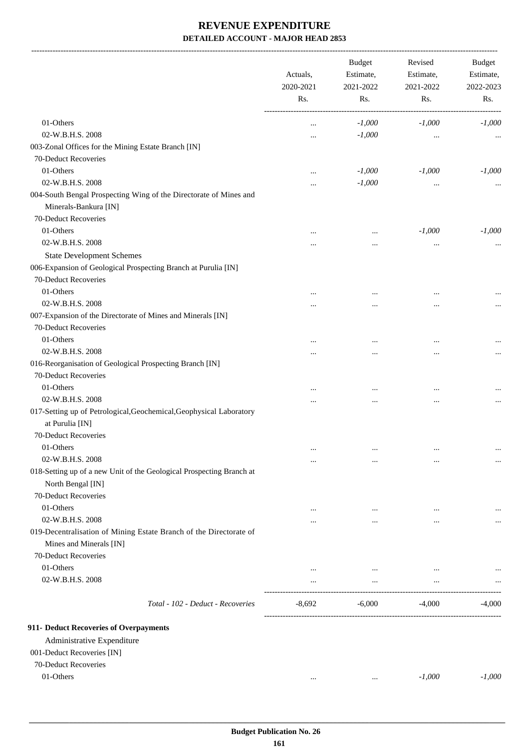# REVENUE EXPENDITURE

## DETAILED ACCOUNT - MAJOR HEAD 2853

| | Actuals, 2020-2021 Rs. | Budget Estimate, 2021-2022 Rs. | Revised Estimate, 2021-2022 Rs. | Budget Estimate, 2022-2023 Rs. |
|---|---|---|---|---|
| 01-Others | ... | -1,000 | -1,000 | -1,000 |
| 02-W.B.H.S. 2008 | ... | -1,000 | ... | ... |
| 003-Zonal Offices for the Mining Estate Branch [IN] | | | | |
| 70-Deduct Recoveries | | | | |
| 01-Others | ... | -1,000 | -1,000 | -1,000 |
| 02-W.B.H.S. 2008 | ... | -1,000 | ... | ... |
| 004-South Bengal Prospecting Wing of the Directorate of Mines and Minerals-Bankura [IN] | | | | |
| 70-Deduct Recoveries | | | | |
| 01-Others | ... | ... | -1,000 | -1,000 |
| 02-W.B.H.S. 2008 | ... | ... | ... | ... |
| State Development Schemes | | | | |
| 006-Expansion of Geological Prospecting Branch at Purulia [IN] | | | | |
| 70-Deduct Recoveries | | | | |
| 01-Others | ... | ... | ... | ... |
| 02-W.B.H.S. 2008 | ... | ... | ... | ... |
| 007-Expansion of the Directorate of Mines and Minerals [IN] | | | | |
| 70-Deduct Recoveries | | | | |
| 01-Others | ... | ... | ... | ... |
| 02-W.B.H.S. 2008 | ... | ... | ... | ... |
| 016-Reorganisation of Geological Prospecting Branch [IN] | | | | |
| 70-Deduct Recoveries | | | | |
| 01-Others | ... | ... | ... | ... |
| 02-W.B.H.S. 2008 | ... | ... | ... | ... |
| 017-Setting up of Petrological,Geochemical,Geophysical Laboratory at Purulia [IN] | | | | |
| 70-Deduct Recoveries | | | | |
| 01-Others | ... | ... | ... | ... |
| 02-W.B.H.S. 2008 | ... | ... | ... | ... |
| 018-Setting up of a new Unit of the Geological Prospecting Branch at North Bengal [IN] | | | | |
| 70-Deduct Recoveries | | | | |
| 01-Others | ... | ... | ... | ... |
| 02-W.B.H.S. 2008 | ... | ... | ... | ... |
| 019-Decentralisation of Mining Estate Branch of the Directorate of Mines and Minerals [IN] | | | | |
| 70-Deduct Recoveries | | | | |
| 01-Others | ... | ... | ... | ... |
| 02-W.B.H.S. 2008 | ... | ... | ... | ... |
| *Total - 102 - Deduct - Recoveries* | -8,692 | -6,000 | -4,000 | -4,000 |
| **911- Deduct Recoveries of Overpayments** | | | | |
| Administrative Expenditure | | | | |
| 001-Deduct Recoveries [IN] | | | | |
| 70-Deduct Recoveries | | | | |
| 01-Others | ... | ... | -1,000 | -1,000 |

Budget Publication No. 26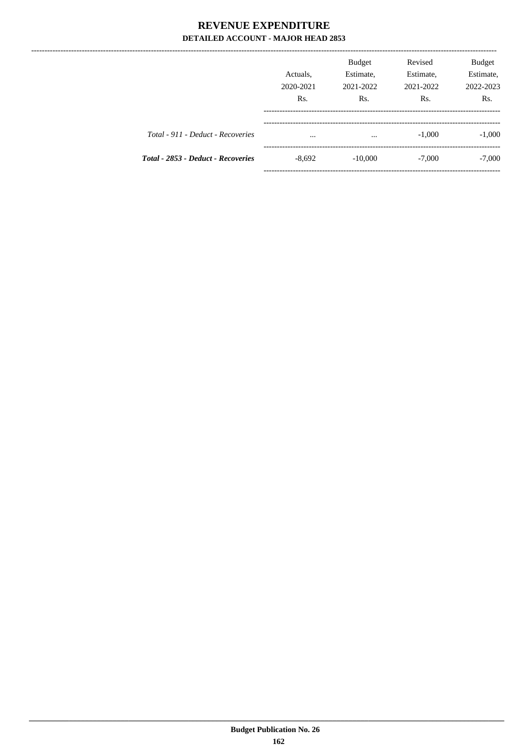# REVENUE EXPENDITURE

## DETAILED ACCOUNT - MAJOR HEAD 2853

| | Actuals, 2020-2021 Rs. | Budget Estimate, 2021-2022 Rs. | Revised Estimate, 2021-2022 Rs. | Budget Estimate, 2022-2023 Rs. |
|---|---|---|---|---|
| *Total - 911 - Deduct - Recoveries* | ... | ... | -1,000 | -1,000 |
| ***Total - 2853 - Deduct - Recoveries*** | -8,692 | -10,000 | -7,000 | -7,000 |

**Budget Publication No. 26**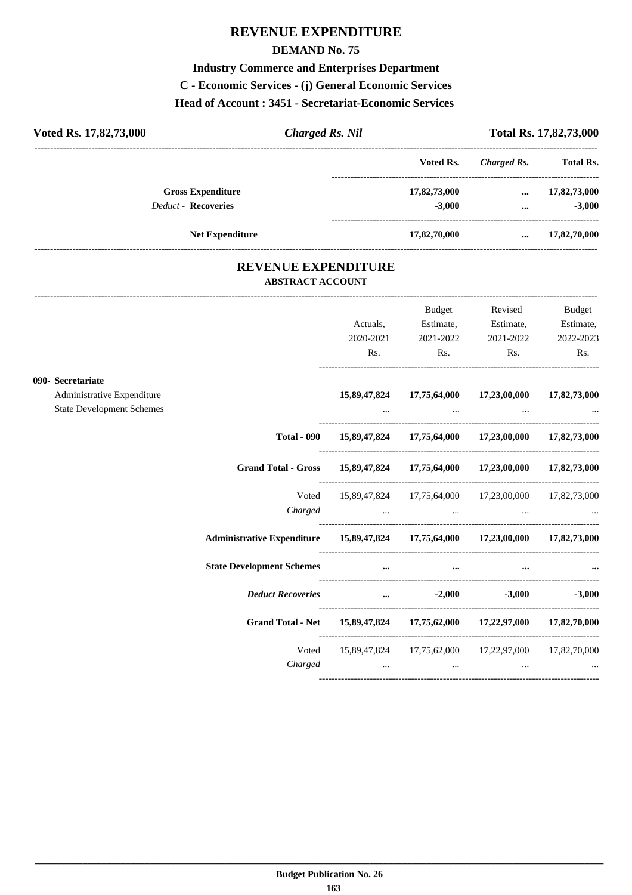# REVENUE EXPENDITURE

## DEMAND No. 75

### Industry Commerce and Enterprises Department

### C - Economic Services - (j) General Economic Services

### Head of Account : 3451 - Secretariat-Economic Services

**Voted Rs. 17,82,73,000** | ***Charged Rs. Nil*** | **Total Rs. 17,82,73,000**

| | Voted Rs. | *Charged Rs.* | Total Rs. |
|---|---|---|---|
| **Gross Expenditure** | 17,82,73,000 | ... | 17,82,73,000 |
| *Deduct -* **Recoveries** | -3,000 | ... | -3,000 |
| **Net Expenditure** | 17,82,70,000 | ... | 17,82,70,000 |

## REVENUE EXPENDITURE

### ABSTRACT ACCOUNT

| | Actuals, 2020-2021 Rs. | Budget Estimate, 2021-2022 Rs. | Revised Estimate, 2021-2022 Rs. | Budget Estimate, 2022-2023 Rs. |
|---|---|---|---|---|
| **090- Secretariat** | | | | |
| Administrative Expenditure | 15,89,47,824 | 17,75,64,000 | 17,23,00,000 | 17,82,73,000 |
| State Development Schemes | ... | ... | ... | ... |
| **Total - 090** | 15,89,47,824 | 17,75,64,000 | 17,23,00,000 | 17,82,73,000 |
| **Grand Total - Gross** | 15,89,47,824 | 17,75,64,000 | 17,23,00,000 | 17,82,73,000 |
| Voted | 15,89,47,824 | 17,75,64,000 | 17,23,00,000 | 17,82,73,000 |
| *Charged* | ... | ... | ... | ... |
| **Administrative Expenditure** | 15,89,47,824 | 17,75,64,000 | 17,23,00,000 | 17,82,73,000 |
| **State Development Schemes** | ... | ... | ... | ... |
| ***Deduct Recoveries*** | ... | -2,000 | -3,000 | -3,000 |
| **Grand Total - Net** | 15,89,47,824 | 17,75,62,000 | 17,22,97,000 | 17,82,70,000 |
| Voted | 15,89,47,824 | 17,75,62,000 | 17,22,97,000 | 17,82,70,000 |
| *Charged* | ... | ... | ... | ... |

**Budget Publication No. 26**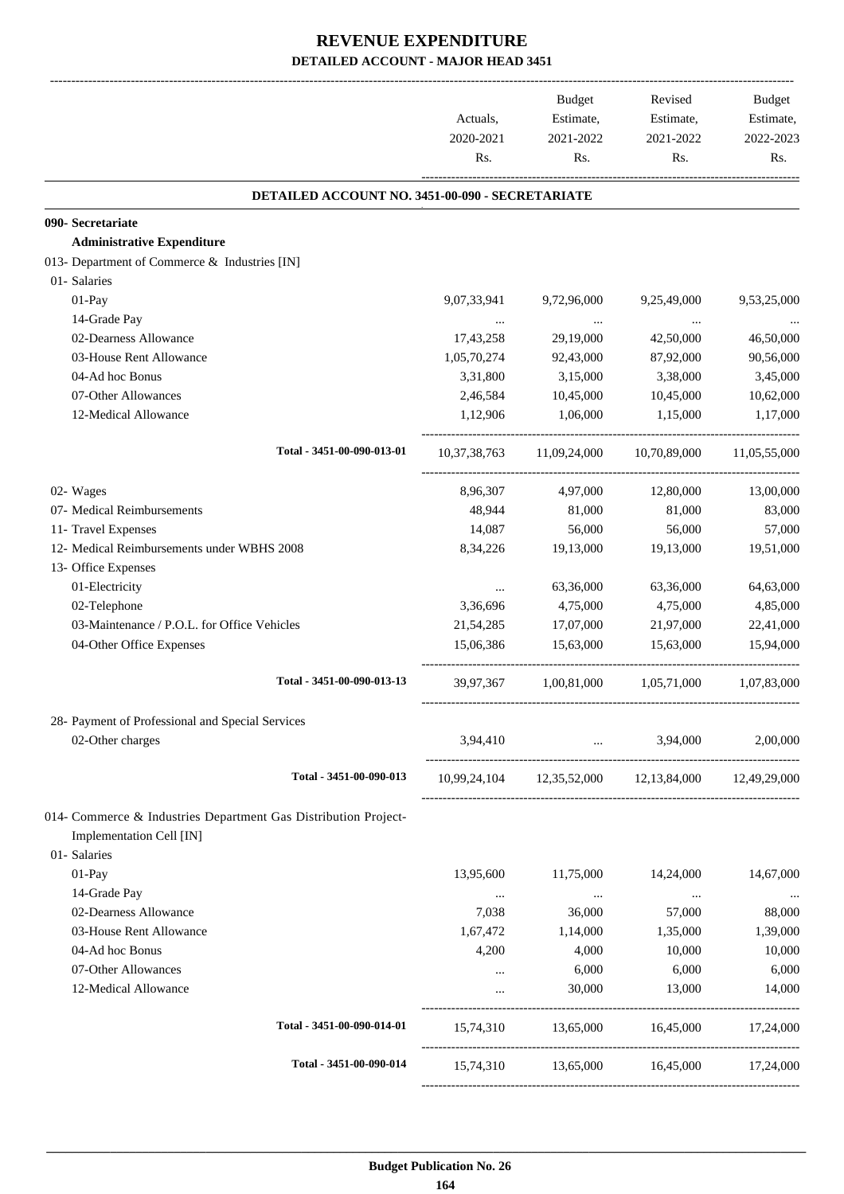# REVENUE EXPENDITURE

## DETAILED ACCOUNT - MAJOR HEAD 3451

| | Actuals, 2020-2021 Rs. | Budget Estimate, 2021-2022 Rs. | Revised Estimate, 2021-2022 Rs. | Budget Estimate, 2022-2023 Rs. |
|---|---|---|---|---|
| **DETAILED ACCOUNT NO. 3451-00-090 - SECRETARIATE** | | | | |
| **090- Secretariate** | | | | |
| **Administrative Expenditure** | | | | |
| 013- Department of Commerce & Industries [IN] | | | | |
| 01- Salaries | | | | |
| 01-Pay | 9,07,33,941 | 9,72,96,000 | 9,25,49,000 | 9,53,25,000 |
| 14-Grade Pay | ... | ... | ... | ... |
| 02-Dearness Allowance | 17,43,258 | 29,19,000 | 42,50,000 | 46,50,000 |
| 03-House Rent Allowance | 1,05,70,274 | 92,43,000 | 87,92,000 | 90,56,000 |
| 04-Ad hoc Bonus | 3,31,800 | 3,15,000 | 3,38,000 | 3,45,000 |
| 07-Other Allowances | 2,46,584 | 10,45,000 | 10,45,000 | 10,62,000 |
| 12-Medical Allowance | 1,12,906 | 1,06,000 | 1,15,000 | 1,17,000 |
| Total - 3451-00-090-013-01 | 10,37,38,763 | 11,09,24,000 | 10,70,89,000 | 11,05,55,000 |
| 02- Wages | 8,96,307 | 4,97,000 | 12,80,000 | 13,00,000 |
| 07- Medical Reimbursements | 48,944 | 81,000 | 81,000 | 83,000 |
| 11- Travel Expenses | 14,087 | 56,000 | 56,000 | 57,000 |
| 12- Medical Reimbursements under WBHS 2008 | 8,34,226 | 19,13,000 | 19,13,000 | 19,51,000 |
| 13- Office Expenses | | | | |
| 01-Electricity | ... | 63,36,000 | 63,36,000 | 64,63,000 |
| 02-Telephone | 3,36,696 | 4,75,000 | 4,75,000 | 4,85,000 |
| 03-Maintenance / P.O.L. for Office Vehicles | 21,54,285 | 17,07,000 | 21,97,000 | 22,41,000 |
| 04-Other Office Expenses | 15,06,386 | 15,63,000 | 15,63,000 | 15,94,000 |
| Total - 3451-00-090-013-13 | 39,97,367 | 1,00,81,000 | 1,05,71,000 | 1,07,83,000 |
| 28- Payment of Professional and Special Services | | | | |
| 02-Other charges | 3,94,410 | ... | 3,94,000 | 2,00,000 |
| Total - 3451-00-090-013 | 10,99,24,104 | 12,35,52,000 | 12,13,84,000 | 12,49,29,000 |
| 014- Commerce & Industries Department Gas Distribution Project-Implementation Cell [IN] | | | | |
| 01- Salaries | | | | |
| 01-Pay | 13,95,600 | 11,75,000 | 14,24,000 | 14,67,000 |
| 14-Grade Pay | ... | ... | ... | ... |
| 02-Dearness Allowance | 7,038 | 36,000 | 57,000 | 88,000 |
| 03-House Rent Allowance | 1,67,472 | 1,14,000 | 1,35,000 | 1,39,000 |
| 04-Ad hoc Bonus | 4,200 | 4,000 | 10,000 | 10,000 |
| 07-Other Allowances | ... | 6,000 | 6,000 | 6,000 |
| 12-Medical Allowance | ... | 30,000 | 13,000 | 14,000 |
| Total - 3451-00-090-014-01 | 15,74,310 | 13,65,000 | 16,45,000 | 17,24,000 |
| Total - 3451-00-090-014 | 15,74,310 | 13,65,000 | 16,45,000 | 17,24,000 |

Budget Publication No. 26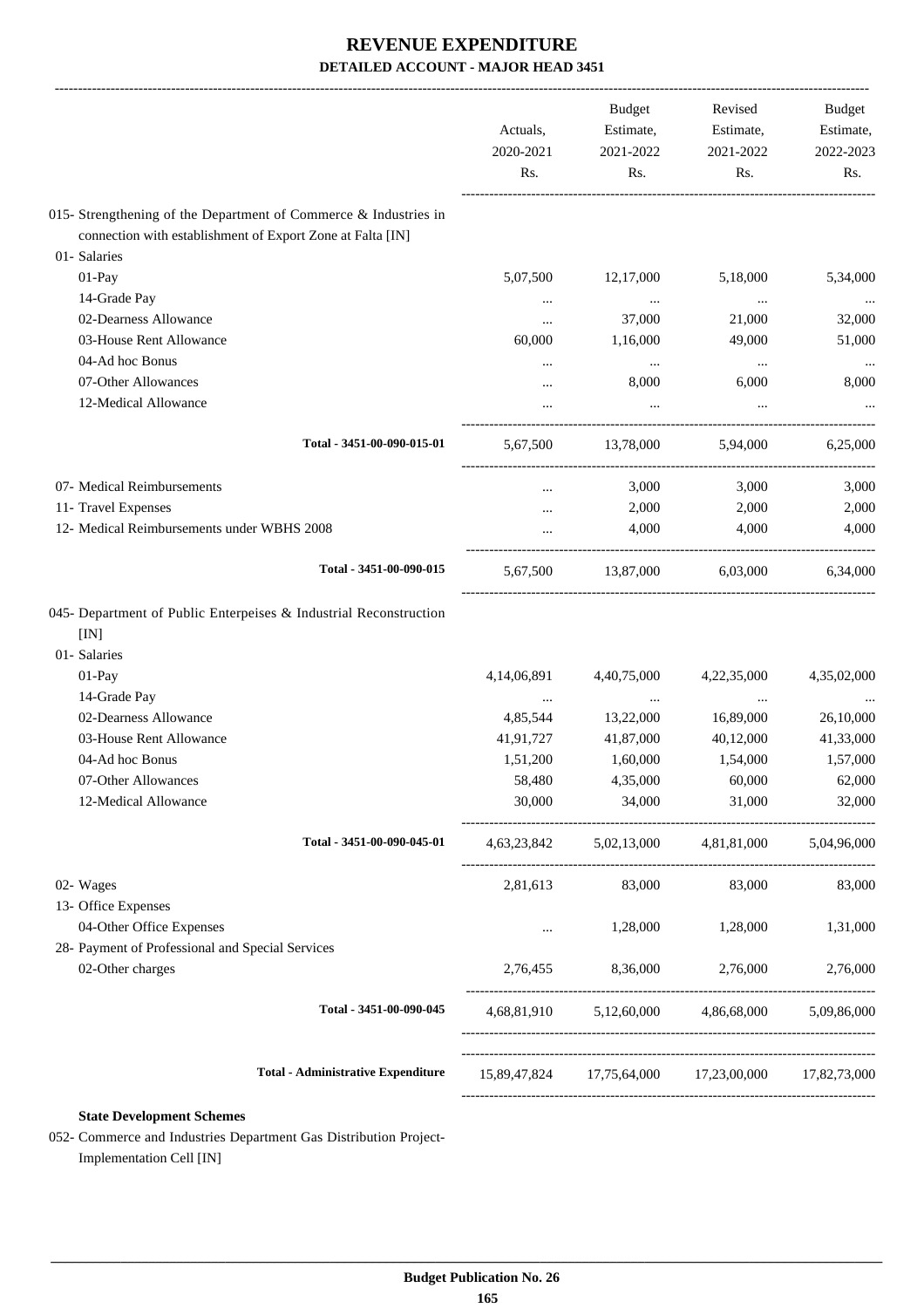# REVENUE EXPENDITURE

## DETAILED ACCOUNT - MAJOR HEAD 3451

| | Actuals, 2020-2021 Rs. | Budget Estimate, 2021-2022 Rs. | Revised Estimate, 2021-2022 Rs. | Budget Estimate, 2022-2023 Rs. |
|---|---|---|---|---|
| 015- Strengthening of the Department of Commerce & Industries in connection with establishment of Export Zone at Falta [IN] | | | | |
| 01- Salaries | | | | |
| 01-Pay | 5,07,500 | 12,17,000 | 5,18,000 | 5,34,000 |
| 14-Grade Pay | ... | ... | ... | ... |
| 02-Dearness Allowance | ... | 37,000 | 21,000 | 32,000 |
| 03-House Rent Allowance | 60,000 | 1,16,000 | 49,000 | 51,000 |
| 04-Ad hoc Bonus | ... | ... | ... | ... |
| 07-Other Allowances | ... | 8,000 | 6,000 | 8,000 |
| 12-Medical Allowance | ... | ... | ... | ... |
| **Total - 3451-00-090-015-01** | 5,67,500 | 13,78,000 | 5,94,000 | 6,25,000 |
| 07- Medical Reimbursements | ... | 3,000 | 3,000 | 3,000 |
| 11- Travel Expenses | ... | 2,000 | 2,000 | 2,000 |
| 12- Medical Reimbursements under WBHS 2008 | ... | 4,000 | 4,000 | 4,000 |
| **Total - 3451-00-090-015** | 5,67,500 | 13,87,000 | 6,03,000 | 6,34,000 |
| 045- Department of Public Enterpeises & Industrial Reconstruction [IN] | | | | |
| 01- Salaries | | | | |
| 01-Pay | 4,14,06,891 | 4,40,75,000 | 4,22,35,000 | 4,35,02,000 |
| 14-Grade Pay | ... | ... | ... | ... |
| 02-Dearness Allowance | 4,85,544 | 13,22,000 | 16,89,000 | 26,10,000 |
| 03-House Rent Allowance | 41,91,727 | 41,87,000 | 40,12,000 | 41,33,000 |
| 04-Ad hoc Bonus | 1,51,200 | 1,60,000 | 1,54,000 | 1,57,000 |
| 07-Other Allowances | 58,480 | 4,35,000 | 60,000 | 62,000 |
| 12-Medical Allowance | 30,000 | 34,000 | 31,000 | 32,000 |
| **Total - 3451-00-090-045-01** | 4,63,23,842 | 5,02,13,000 | 4,81,81,000 | 5,04,96,000 |
| 02- Wages | 2,81,613 | 83,000 | 83,000 | 83,000 |
| 13- Office Expenses | | | | |
| 04-Other Office Expenses | ... | 1,28,000 | 1,28,000 | 1,31,000 |
| 28- Payment of Professional and Special Services | | | | |
| 02-Other charges | 2,76,455 | 8,36,000 | 2,76,000 | 2,76,000 |
| **Total - 3451-00-090-045** | 4,68,81,910 | 5,12,60,000 | 4,86,68,000 | 5,09,86,000 |
| **Total - Administrative Expenditure** | 15,89,47,824 | 17,75,64,000 | 17,23,00,000 | 17,82,73,000 |

**State Development Schemes**

052- Commerce and Industries Department Gas Distribution Project-Implementation Cell [IN]

**Budget Publication No. 26**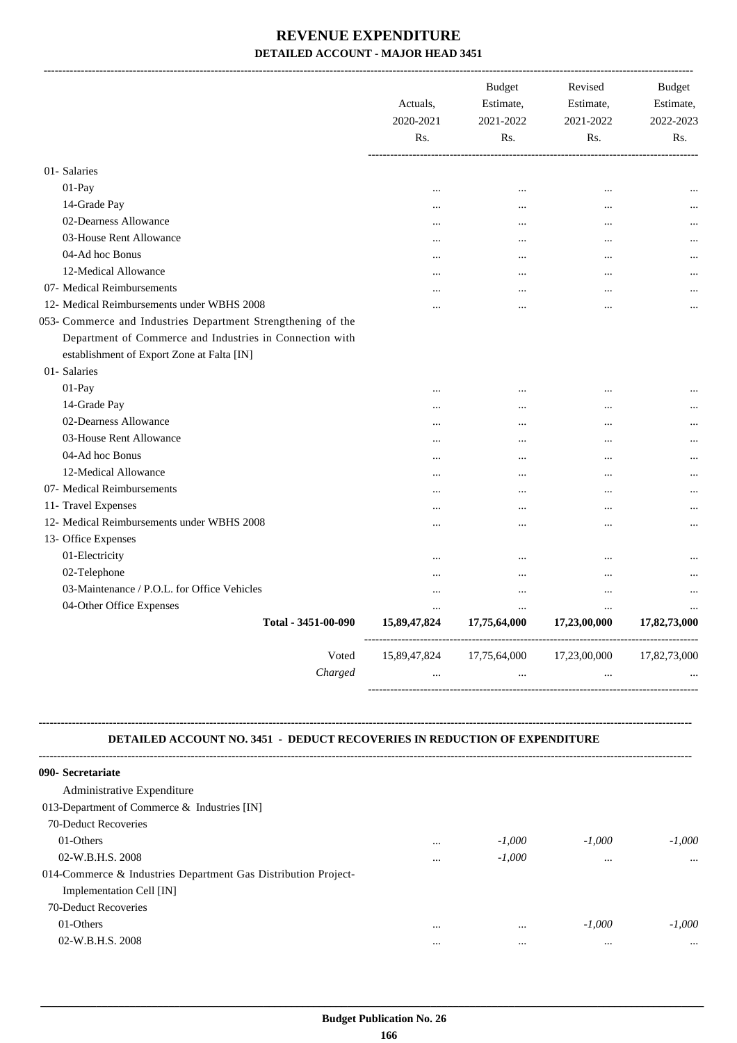# REVENUE EXPENDITURE

## DETAILED ACCOUNT - MAJOR HEAD 3451

| | Actuals, 2020-2021 Rs. | Budget Estimate, 2021-2022 Rs. | Revised Estimate, 2021-2022 Rs. | Budget Estimate, 2022-2023 Rs. |
|---|---|---|---|---|
| 01- Salaries | | | | |
| 01-Pay | ... | ... | ... | ... |
| 14-Grade Pay | ... | ... | ... | ... |
| 02-Dearness Allowance | ... | ... | ... | ... |
| 03-House Rent Allowance | ... | ... | ... | ... |
| 04-Ad hoc Bonus | ... | ... | ... | ... |
| 12-Medical Allowance | ... | ... | ... | ... |
| 07- Medical Reimbursements | ... | ... | ... | ... |
| 12- Medical Reimbursements under WBHS 2008 | ... | ... | ... | ... |
| 053- Commerce and Industries Department Strengthening of the Department of Commerce and Industries in Connection with establishment of Export Zone at Falta [IN] | | | | |
| 01- Salaries | | | | |
| 01-Pay | ... | ... | ... | ... |
| 14-Grade Pay | ... | ... | ... | ... |
| 02-Dearness Allowance | ... | ... | ... | ... |
| 03-House Rent Allowance | ... | ... | ... | ... |
| 04-Ad hoc Bonus | ... | ... | ... | ... |
| 12-Medical Allowance | ... | ... | ... | ... |
| 07- Medical Reimbursements | ... | ... | ... | ... |
| 11- Travel Expenses | ... | ... | ... | ... |
| 12- Medical Reimbursements under WBHS 2008 | ... | ... | ... | ... |
| 13- Office Expenses | | | | |
| 01-Electricity | ... | ... | ... | ... |
| 02-Telephone | ... | ... | ... | ... |
| 03-Maintenance / P.O.L. for Office Vehicles | ... | ... | ... | ... |
| 04-Other Office Expenses | ... | ... | ... | ... |
| **Total - 3451-00-090** | **15,89,47,824** | **17,75,64,000** | **17,23,00,000** | **17,82,73,000** |
| Voted | 15,89,47,824 | 17,75,64,000 | 17,23,00,000 | 17,82,73,000 |
| *Charged* | ... | ... | ... | ... |

### DETAILED ACCOUNT NO. 3451 - DEDUCT RECOVERIES IN REDUCTION OF EXPENDITURE

| | Actuals, 2020-2021 Rs. | Budget Estimate, 2021-2022 Rs. | Revised Estimate, 2021-2022 Rs. | Budget Estimate, 2022-2023 Rs. |
|---|---|---|---|---|
| **090- Secretariat** | | | | |
| Administrative Expenditure | | | | |
| 013-Department of Commerce & Industries [IN] | | | | |
| 70-Deduct Recoveries | | | | |
| 01-Others | ... | -1,000 | -1,000 | -1,000 |
| 02-W.B.H.S. 2008 | ... | -1,000 | ... | ... |
| 014-Commerce & Industries Department Gas Distribution Project-Implementation Cell [IN] | | | | |
| 70-Deduct Recoveries | | | | |
| 01-Others | ... | ... | -1,000 | -1,000 |
| 02-W.B.H.S. 2008 | ... | ... | ... | ... |

**Budget Publication No. 26**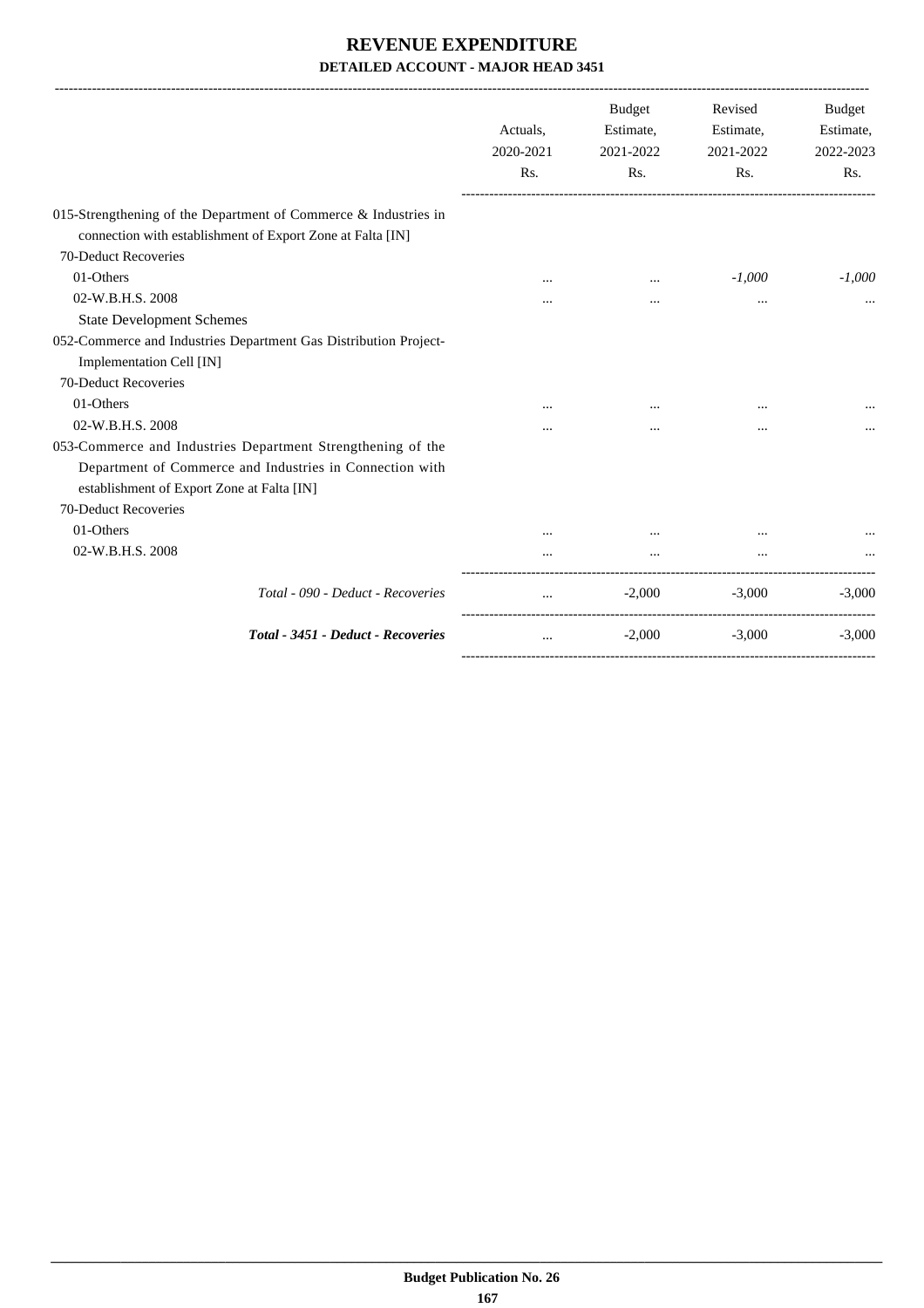# REVENUE EXPENDITURE

## DETAILED ACCOUNT - MAJOR HEAD 3451

| | Actuals, 2020-2021 Rs. | Budget Estimate, 2021-2022 Rs. | Revised Estimate, 2021-2022 Rs. | Budget Estimate, 2022-2023 Rs. |
|---|---|---|---|---|
| 015-Strengthening of the Department of Commerce & Industries in connection with establishment of Export Zone at Falta [IN] | | | | |
| 70-Deduct Recoveries | | | | |
| 01-Others | ... | ... | *-1,000* | *-1,000* |
| 02-W.B.H.S. 2008 | ... | ... | ... | ... |
| State Development Schemes | | | | |
| 052-Commerce and Industries Department Gas Distribution Project-Implementation Cell [IN] | | | | |
| 70-Deduct Recoveries | | | | |
| 01-Others | ... | ... | ... | ... |
| 02-W.B.H.S. 2008 | ... | ... | ... | ... |
| 053-Commerce and Industries Department Strengthening of the Department of Commerce and Industries in Connection with establishment of Export Zone at Falta [IN] | | | | |
| 70-Deduct Recoveries | | | | |
| 01-Others | ... | ... | ... | ... |
| 02-W.B.H.S. 2008 | ... | ... | ... | ... |
| *Total - 090 - Deduct - Recoveries* | ... | -2,000 | -3,000 | -3,000 |
| ***Total - 3451 - Deduct - Recoveries*** | ... | -2,000 | -3,000 | -3,000 |

**Budget Publication No. 26**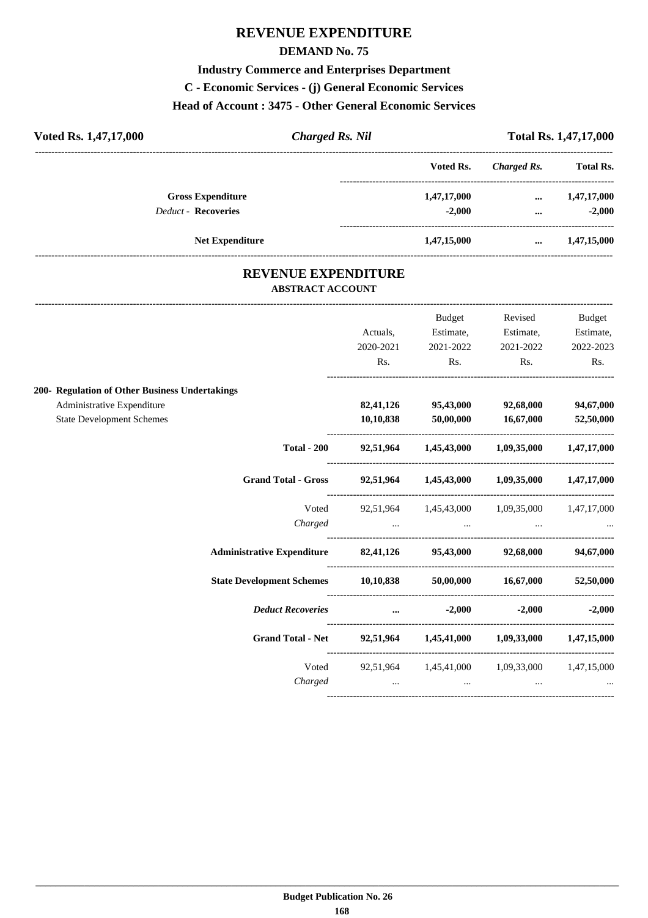# REVENUE EXPENDITURE

## DEMAND No. 75

### Industry Commerce and Enterprises Department

### C - Economic Services - (j) General Economic Services

### Head of Account : 3475 - Other General Economic Services

**Voted Rs. 1,47,17,000** | ***Charged Rs. Nil*** | **Total Rs. 1,47,17,000**

| | Voted Rs. | *Charged Rs.* | Total Rs. |
|---|---|---|---|
| **Gross Expenditure** | **1,47,17,000** | **...** | **1,47,17,000** |
| *Deduct* - **Recoveries** | **-2,000** | **...** | **-2,000** |
| **Net Expenditure** | **1,47,15,000** | **...** | **1,47,15,000** |

## REVENUE EXPENDITURE

### ABSTRACT ACCOUNT

| | Actuals, 2020-2021 Rs. | Budget Estimate, 2021-2022 Rs. | Revised Estimate, 2021-2022 Rs. | Budget Estimate, 2022-2023 Rs. |
|---|---|---|---|---|
| **200- Regulation of Other Business Undertakings** | | | | |
| Administrative Expenditure | **82,41,126** | **95,43,000** | **92,68,000** | **94,67,000** |
| State Development Schemes | **10,10,838** | **50,00,000** | **16,67,000** | **52,50,000** |
| **Total - 200** | **92,51,964** | **1,45,43,000** | **1,09,35,000** | **1,47,17,000** |
| **Grand Total - Gross** | **92,51,964** | **1,45,43,000** | **1,09,35,000** | **1,47,17,000** |
| Voted | 92,51,964 | 1,45,43,000 | 1,09,35,000 | 1,47,17,000 |
| *Charged* | ... | ... | ... | ... |
| **Administrative Expenditure** | **82,41,126** | **95,43,000** | **92,68,000** | **94,67,000** |
| **State Development Schemes** | **10,10,838** | **50,00,000** | **16,67,000** | **52,50,000** |
| ***Deduct Recoveries*** | **...** | **-2,000** | **-2,000** | **-2,000** |
| **Grand Total - Net** | **92,51,964** | **1,45,41,000** | **1,09,33,000** | **1,47,15,000** |
| Voted | 92,51,964 | 1,45,41,000 | 1,09,33,000 | 1,47,15,000 |
| *Charged* | ... | ... | ... | ... |

**Budget Publication No. 26**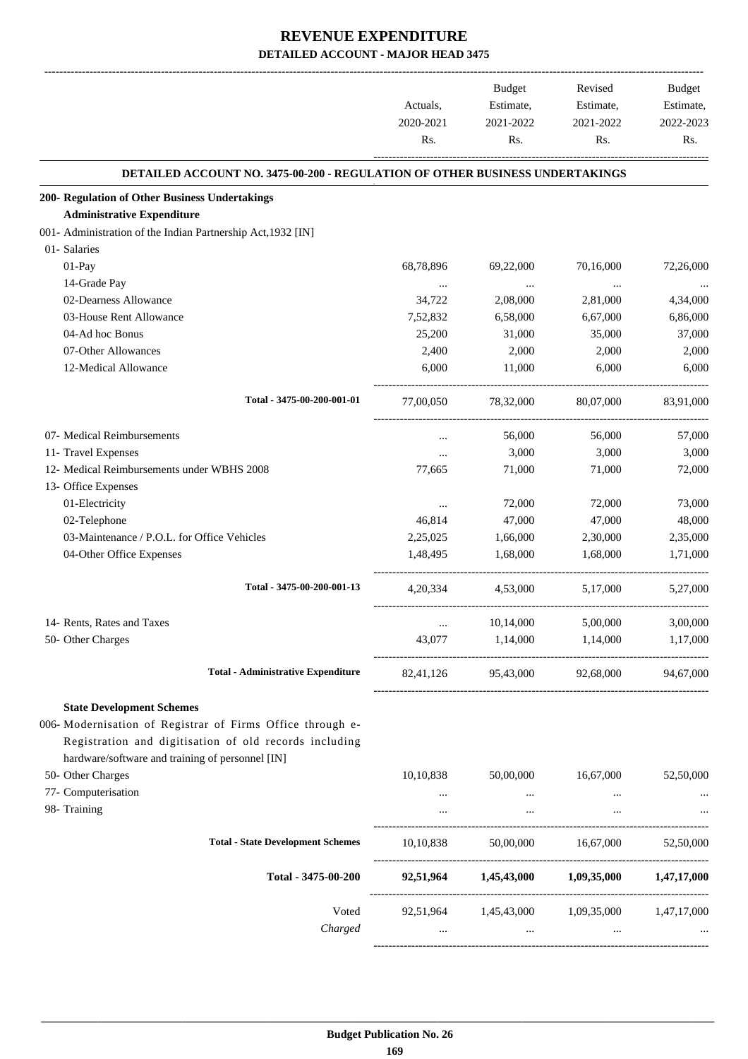# REVENUE EXPENDITURE

## DETAILED ACCOUNT - MAJOR HEAD 3475

| | Actuals, 2020-2021 Rs. | Budget Estimate, 2021-2022 Rs. | Revised Estimate, 2021-2022 Rs. | Budget Estimate, 2022-2023 Rs. |
|---|---|---|---|---|
| **DETAILED ACCOUNT NO. 3475-00-200 - REGULATION OF OTHER BUSINESS UNDERTAKINGS** | | | | |
| **200- Regulation of Other Business Undertakings** | | | | |
| **Administrative Expenditure** | | | | |
| 001- Administration of the Indian Partnership Act,1932 [IN] | | | | |
| 01- Salaries | | | | |
| 01-Pay | 68,78,896 | 69,22,000 | 70,16,000 | 72,26,000 |
| 14-Grade Pay | ... | ... | ... | ... |
| 02-Dearness Allowance | 34,722 | 2,08,000 | 2,81,000 | 4,34,000 |
| 03-House Rent Allowance | 7,52,832 | 6,58,000 | 6,67,000 | 6,86,000 |
| 04-Ad hoc Bonus | 25,200 | 31,000 | 35,000 | 37,000 |
| 07-Other Allowances | 2,400 | 2,000 | 2,000 | 2,000 |
| 12-Medical Allowance | 6,000 | 11,000 | 6,000 | 6,000 |
| **Total - 3475-00-200-001-01** | 77,00,050 | 78,32,000 | 80,07,000 | 83,91,000 |
| 07- Medical Reimbursements | ... | 56,000 | 56,000 | 57,000 |
| 11- Travel Expenses | ... | 3,000 | 3,000 | 3,000 |
| 12- Medical Reimbursements under WBHS 2008 | 77,665 | 71,000 | 71,000 | 72,000 |
| 13- Office Expenses | | | | |
| 01-Electricity | ... | 72,000 | 72,000 | 73,000 |
| 02-Telephone | 46,814 | 47,000 | 47,000 | 48,000 |
| 03-Maintenance / P.O.L. for Office Vehicles | 2,25,025 | 1,66,000 | 2,30,000 | 2,35,000 |
| 04-Other Office Expenses | 1,48,495 | 1,68,000 | 1,68,000 | 1,71,000 |
| **Total - 3475-00-200-001-13** | 4,20,334 | 4,53,000 | 5,17,000 | 5,27,000 |
| 14- Rents, Rates and Taxes | ... | 10,14,000 | 5,00,000 | 3,00,000 |
| 50- Other Charges | 43,077 | 1,14,000 | 1,14,000 | 1,17,000 |
| **Total - Administrative Expenditure** | 82,41,126 | 95,43,000 | 92,68,000 | 94,67,000 |
| **State Development Schemes** | | | | |
| 006- Modernisation of Registrar of Firms Office through e-Registration and digitisation of old records including hardware/software and training of personnel [IN] | | | | |
| 50- Other Charges | 10,10,838 | 50,00,000 | 16,67,000 | 52,50,000 |
| 77- Computerisation | ... | ... | ... | ... |
| 98- Training | ... | ... | ... | ... |
| **Total - State Development Schemes** | 10,10,838 | 50,00,000 | 16,67,000 | 52,50,000 |
| **Total - 3475-00-200** | **92,51,964** | **1,45,43,000** | **1,09,35,000** | **1,47,17,000** |
| Voted | 92,51,964 | 1,45,43,000 | 1,09,35,000 | 1,47,17,000 |
| *Charged* | ... | ... | ... | ... |

**Budget Publication No. 26**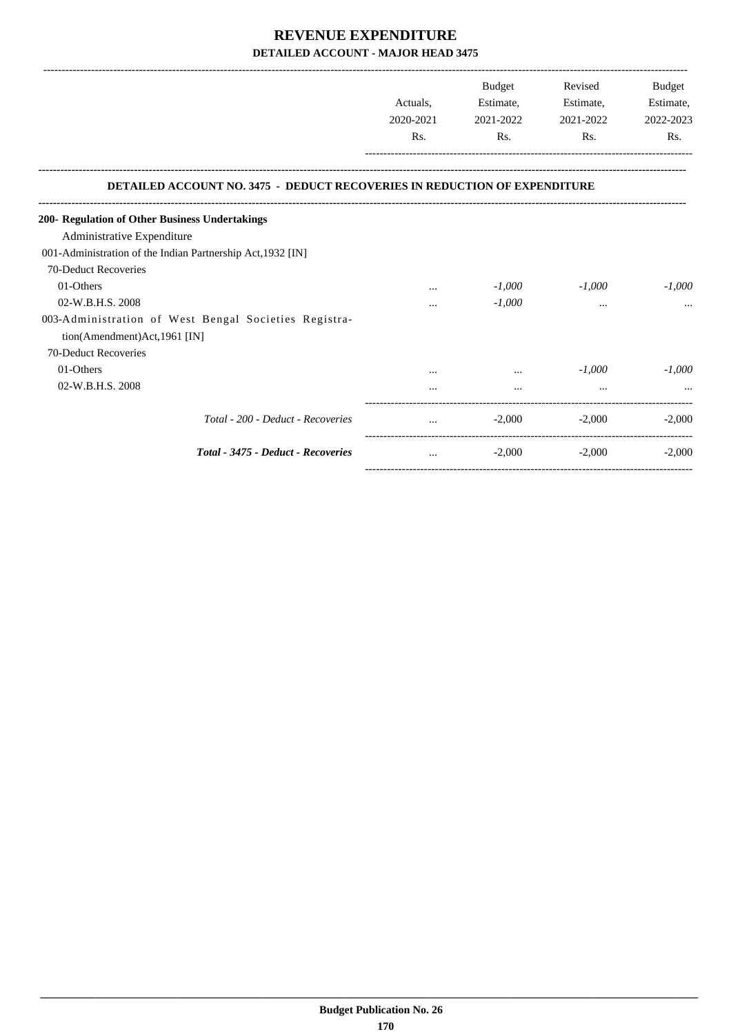# REVENUE EXPENDITURE

## DETAILED ACCOUNT - MAJOR HEAD 3475

| | Actuals, 2020-2021 Rs. | Budget Estimate, 2021-2022 Rs. | Revised Estimate, 2021-2022 Rs. | Budget Estimate, 2022-2023 Rs. |
|---|---|---|---|---|
| **DETAILED ACCOUNT NO. 3475 - DEDUCT RECOVERIES IN REDUCTION OF EXPENDITURE** | | | | |
| **200- Regulation of Other Business Undertakings** | | | | |
| Administrative Expenditure | | | | |
| 001-Administration of the Indian Partnership Act,1932 [IN] | | | | |
| 70-Deduct Recoveries | | | | |
| 01-Others | ... | *-1,000* | *-1,000* | *-1,000* |
| 02-W.B.H.S. 2008 | ... | *-1,000* | ... | ... |
| 003-Administration of West Bengal Societies Registration(Amendment)Act,1961 [IN] | | | | |
| 70-Deduct Recoveries | | | | |
| 01-Others | ... | ... | *-1,000* | *-1,000* |
| 02-W.B.H.S. 2008 | ... | ... | ... | ... |
| *Total - 200 - Deduct - Recoveries* | ... | -2,000 | -2,000 | -2,000 |
| ***Total - 3475 - Deduct - Recoveries*** | ... | -2,000 | -2,000 | -2,000 |

**Budget Publication No. 26**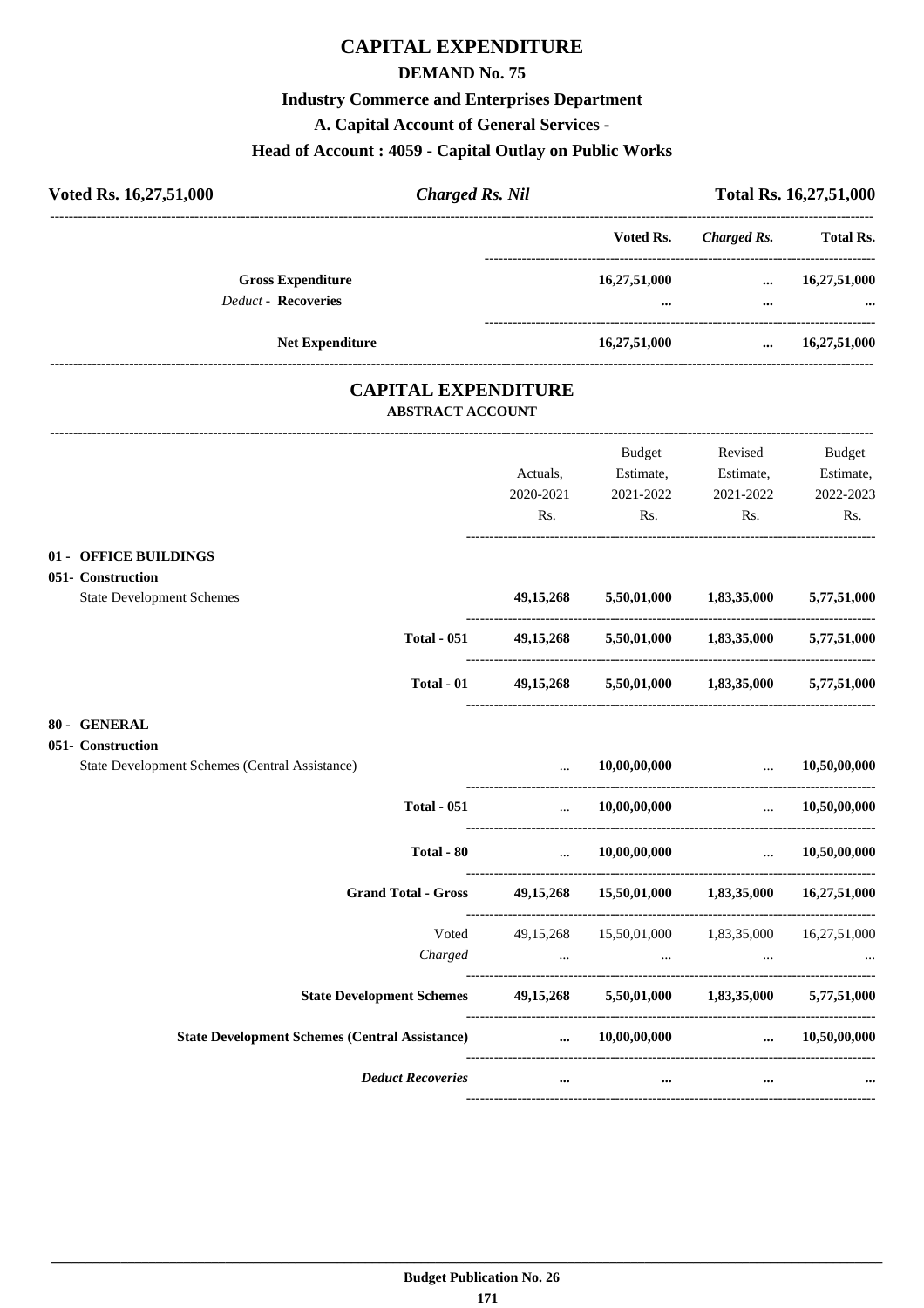# CAPITAL EXPENDITURE

## DEMAND No. 75

### Industry Commerce and Enterprises Department

### A. Capital Account of General Services -

### Head of Account : 4059 - Capital Outlay on Public Works

| **Voted Rs. 16,27,51,000** | ***Charged Rs. Nil*** | **Total Rs. 16,27,51,000** |
|---|---|---|

| | Voted Rs. | *Charged Rs.* | Total Rs. |
|---|---|---|---|
| **Gross Expenditure** | **16,27,51,000** | **...** | **16,27,51,000** |
| *Deduct* - **Recoveries** | **...** | **...** | **...** |
| **Net Expenditure** | **16,27,51,000** | **...** | **16,27,51,000** |

## CAPITAL EXPENDITURE

### ABSTRACT ACCOUNT

| | Actuals, 2020-2021 Rs. | Budget Estimate, 2021-2022 Rs. | Revised Estimate, 2021-2022 Rs. | Budget Estimate, 2022-2023 Rs. |
|---|---|---|---|---|
| **01 - OFFICE BUILDINGS** | | | | |
| **051- Construction** | | | | |
| State Development Schemes | **49,15,268** | **5,50,01,000** | **1,83,35,000** | **5,77,51,000** |
| **Total - 051** | **49,15,268** | **5,50,01,000** | **1,83,35,000** | **5,77,51,000** |
| **Total - 01** | **49,15,268** | **5,50,01,000** | **1,83,35,000** | **5,77,51,000** |
| **80 - GENERAL** | | | | |
| **051- Construction** | | | | |
| State Development Schemes (Central Assistance) | ... | **10,00,00,000** | ... | **10,50,00,000** |
| **Total - 051** | ... | **10,00,00,000** | ... | **10,50,00,000** |
| **Total - 80** | ... | **10,00,00,000** | ... | **10,50,00,000** |
| **Grand Total - Gross** | **49,15,268** | **15,50,01,000** | **1,83,35,000** | **16,27,51,000** |
| Voted | 49,15,268 | 15,50,01,000 | 1,83,35,000 | 16,27,51,000 |
| *Charged* | ... | ... | ... | ... |
| **State Development Schemes** | **49,15,268** | **5,50,01,000** | **1,83,35,000** | **5,77,51,000** |
| **State Development Schemes (Central Assistance)** | **...** | **10,00,00,000** | **...** | **10,50,00,000** |
| ***Deduct Recoveries*** | **...** | **...** | **...** | **...** |

**Budget Publication No. 26**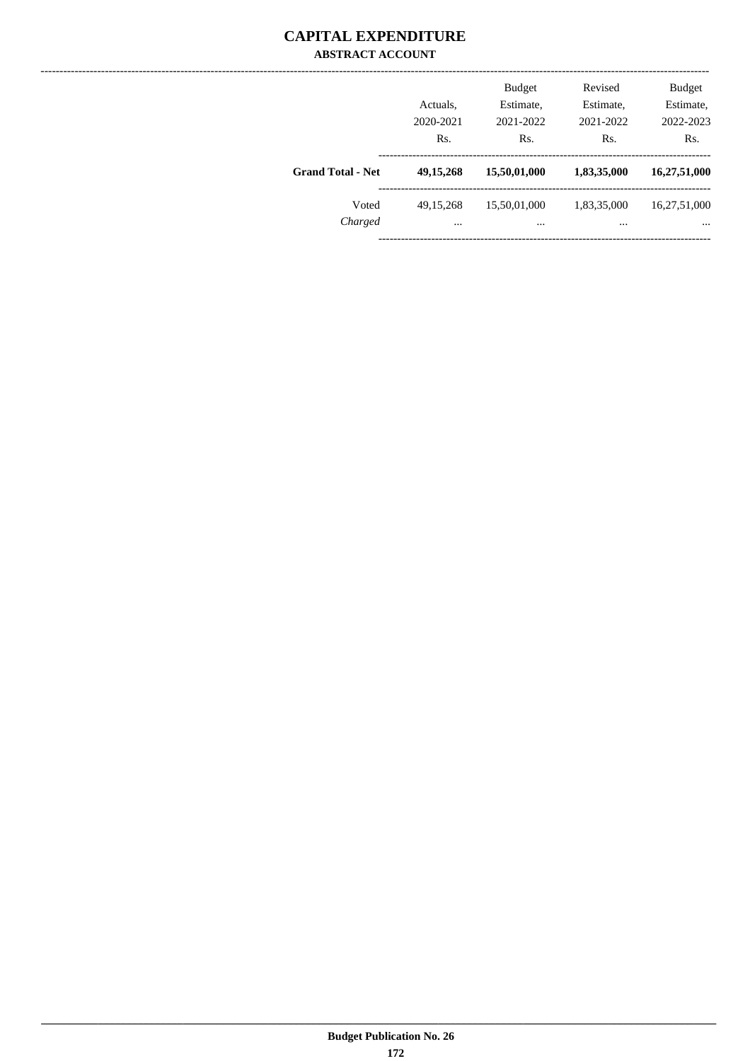# CAPITAL EXPENDITURE

## ABSTRACT ACCOUNT

| | Actuals, 2020-2021 Rs. | Budget Estimate, 2021-2022 Rs. | Revised Estimate, 2021-2022 Rs. | Budget Estimate, 2022-2023 Rs. |
|---|---|---|---|---|
| **Grand Total - Net** | **49,15,268** | **15,50,01,000** | **1,83,35,000** | **16,27,51,000** |
| Voted | 49,15,268 | 15,50,01,000 | 1,83,35,000 | 16,27,51,000 |
| *Charged* | ... | ... | ... | ... |

**Budget Publication No. 26**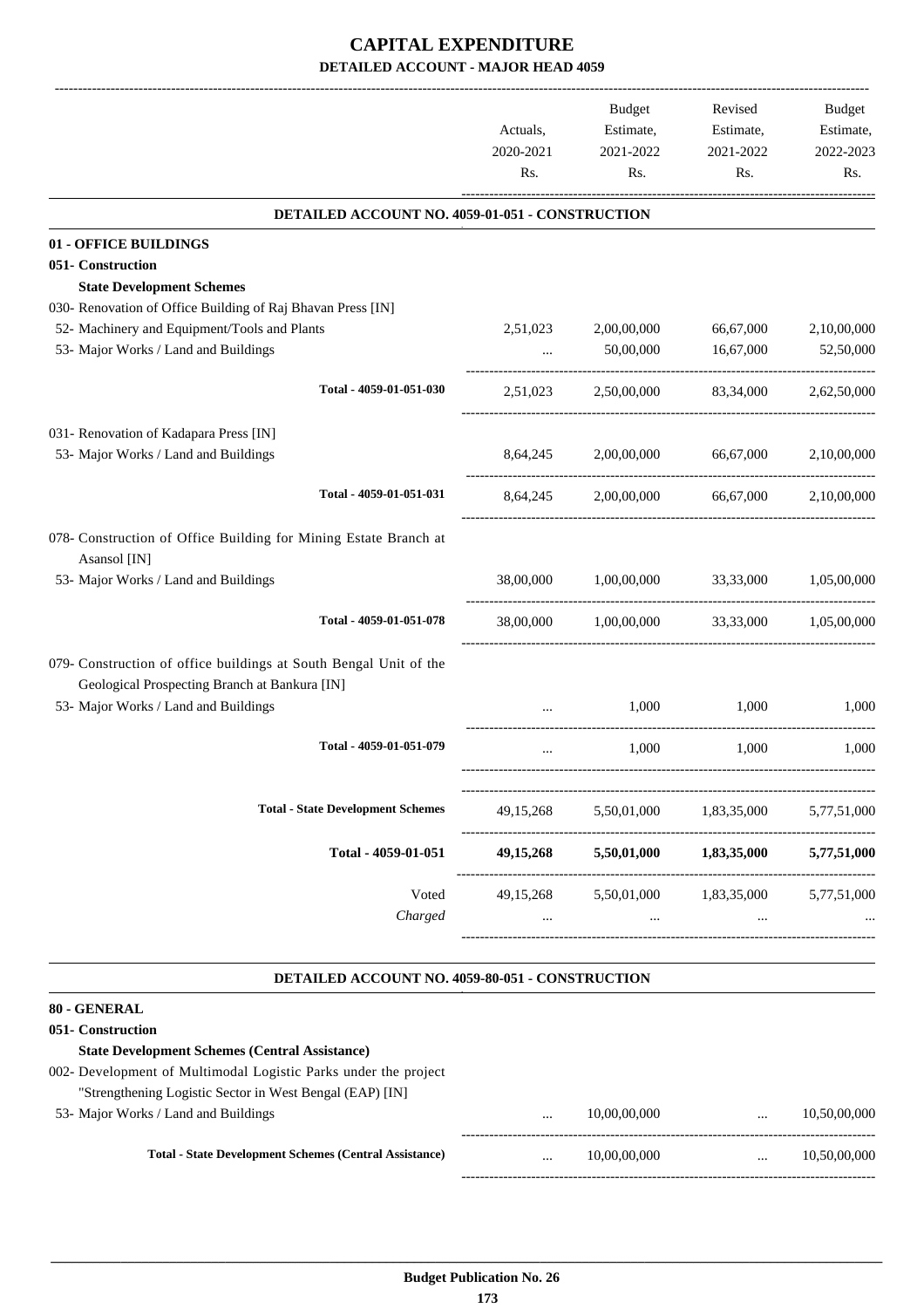# CAPITAL EXPENDITURE

## DETAILED ACCOUNT - MAJOR HEAD 4059

| | Actuals, 2020-2021 Rs. | Budget Estimate, 2021-2022 Rs. | Revised Estimate, 2021-2022 Rs. | Budget Estimate, 2022-2023 Rs. |
|---|---|---|---|---|
| **DETAILED ACCOUNT NO. 4059-01-051 - CONSTRUCTION** | | | | |
| **01 - OFFICE BUILDINGS** | | | | |
| **051- Construction** | | | | |
| **State Development Schemes** | | | | |
| 030- Renovation of Office Building of Raj Bhavan Press [IN] | | | | |
| 52- Machinery and Equipment/Tools and Plants | 2,51,023 | 2,00,00,000 | 66,67,000 | 2,10,00,000 |
| 53- Major Works / Land and Buildings | ... | 50,00,000 | 16,67,000 | 52,50,000 |
| Total - 4059-01-051-030 | 2,51,023 | 2,50,00,000 | 83,34,000 | 2,62,50,000 |
| 031- Renovation of Kadapara Press [IN] | | | | |
| 53- Major Works / Land and Buildings | 8,64,245 | 2,00,00,000 | 66,67,000 | 2,10,00,000 |
| Total - 4059-01-051-031 | 8,64,245 | 2,00,00,000 | 66,67,000 | 2,10,00,000 |
| 078- Construction of Office Building for Mining Estate Branch at Asansol [IN] | | | | |
| 53- Major Works / Land and Buildings | 38,00,000 | 1,00,00,000 | 33,33,000 | 1,05,00,000 |
| Total - 4059-01-051-078 | 38,00,000 | 1,00,00,000 | 33,33,000 | 1,05,00,000 |
| 079- Construction of office buildings at South Bengal Unit of the Geological Prospecting Branch at Bankura [IN] | | | | |
| 53- Major Works / Land and Buildings | ... | 1,000 | 1,000 | 1,000 |
| Total - 4059-01-051-079 | ... | 1,000 | 1,000 | 1,000 |
| **Total - State Development Schemes** | 49,15,268 | 5,50,01,000 | 1,83,35,000 | 5,77,51,000 |
| **Total - 4059-01-051** | **49,15,268** | **5,50,01,000** | **1,83,35,000** | **5,77,51,000** |
| Voted | 49,15,268 | 5,50,01,000 | 1,83,35,000 | 5,77,51,000 |
| *Charged* | ... | ... | ... | ... |
| **DETAILED ACCOUNT NO. 4059-80-051 - CONSTRUCTION** | | | | |
| **80 - GENERAL** | | | | |
| **051- Construction** | | | | |
| **State Development Schemes (Central Assistance)** | | | | |
| 002- Development of Multimodal Logistic Parks under the project "Strengthening Logistic Sector in West Bengal (EAP) [IN] | | | | |
| 53- Major Works / Land and Buildings | ... | 10,00,00,000 | ... | 10,50,00,000 |
| **Total - State Development Schemes (Central Assistance)** | ... | 10,00,00,000 | ... | 10,50,00,000 |

Budget Publication No. 26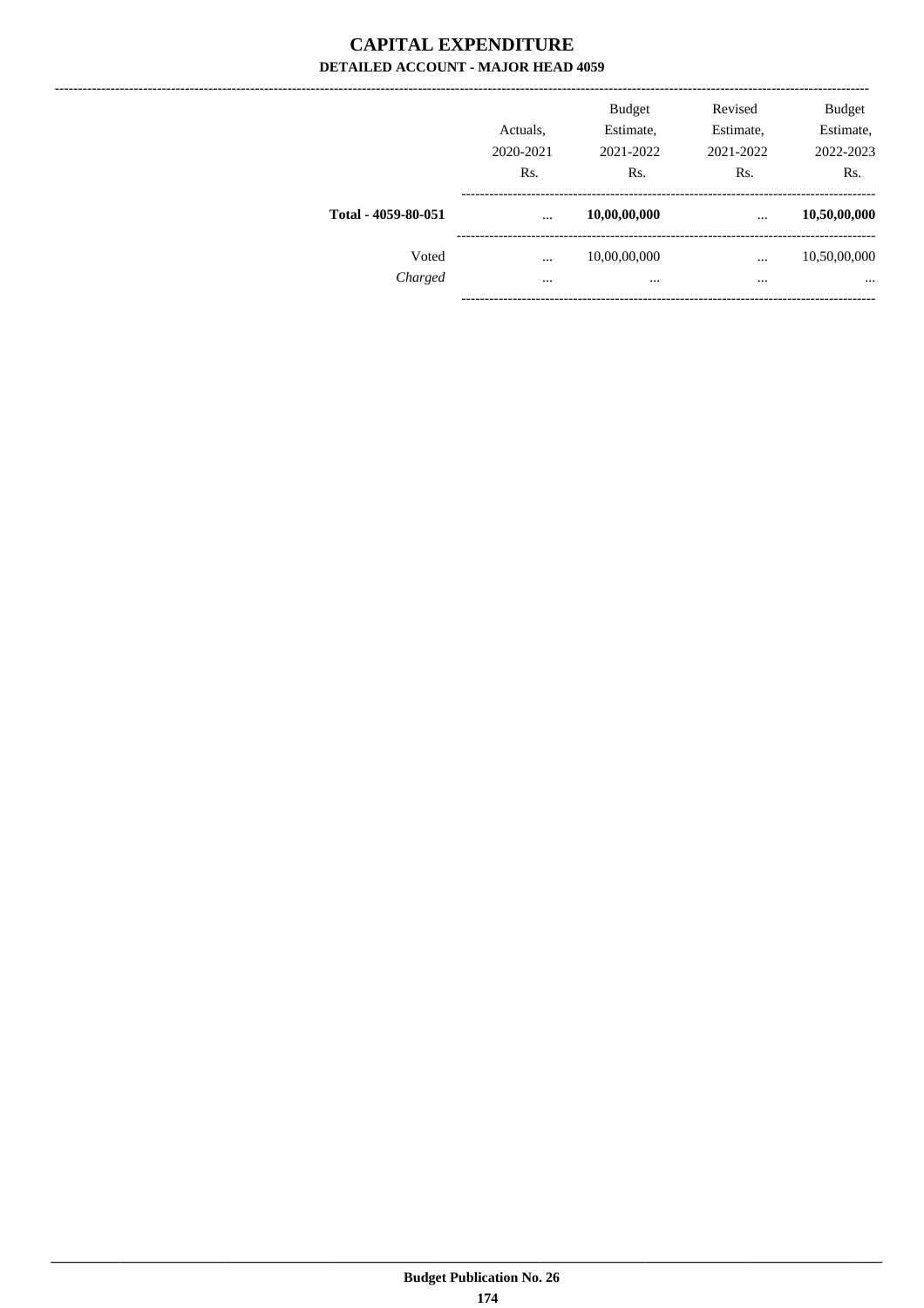# CAPITAL EXPENDITURE

## DETAILED ACCOUNT - MAJOR HEAD 4059

| | Actuals, 2020-2021 Rs. | Budget Estimate, 2021-2022 Rs. | Revised Estimate, 2021-2022 Rs. | Budget Estimate, 2022-2023 Rs. |
|---|---|---|---|---|
| **Total - 4059-80-051** | ... | **10,00,00,000** | ... | **10,50,00,000** |
| Voted | ... | 10,00,00,000 | ... | 10,50,00,000 |
| *Charged* | ... | ... | ... | ... |

Budget Publication No. 26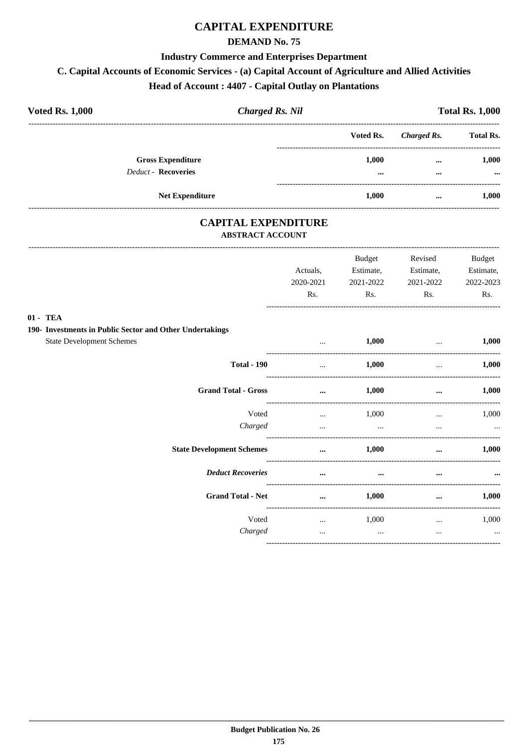# CAPITAL EXPENDITURE

## DEMAND No. 75

### Industry Commerce and Enterprises Department

### C. Capital Accounts of Economic Services - (a) Capital Account of Agriculture and Allied Activities

### Head of Account : 4407 - Capital Outlay on Plantations

**Voted Rs. 1,000** *Charged Rs. Nil* **Total Rs. 1,000**

| | Voted Rs. | *Charged Rs.* | Total Rs. |
|---|---|---|---|
| **Gross Expenditure** | 1,000 | ... | 1,000 |
| *Deduct* - **Recoveries** | ... | ... | ... |
| **Net Expenditure** | 1,000 | ... | 1,000 |

## CAPITAL EXPENDITURE

### ABSTRACT ACCOUNT

| | Actuals, 2020-2021 Rs. | Budget Estimate, 2021-2022 Rs. | Revised Estimate, 2021-2022 Rs. | Budget Estimate, 2022-2023 Rs. |
|---|---|---|---|---|
| **01 - TEA** | | | | |
| **190- Investments in Public Sector and Other Undertakings** | | | | |
| State Development Schemes | ... | 1,000 | ... | 1,000 |
| **Total - 190** | ... | 1,000 | ... | 1,000 |
| **Grand Total - Gross** | ... | 1,000 | ... | 1,000 |
| Voted | ... | 1,000 | ... | 1,000 |
| *Charged* | ... | ... | ... | ... |
| **State Development Schemes** | ... | 1,000 | ... | 1,000 |
| ***Deduct Recoveries*** | ... | ... | ... | ... |
| **Grand Total - Net** | ... | 1,000 | ... | 1,000 |
| Voted | ... | 1,000 | ... | 1,000 |
| *Charged* | ... | ... | ... | ... |

**Budget Publication No. 26**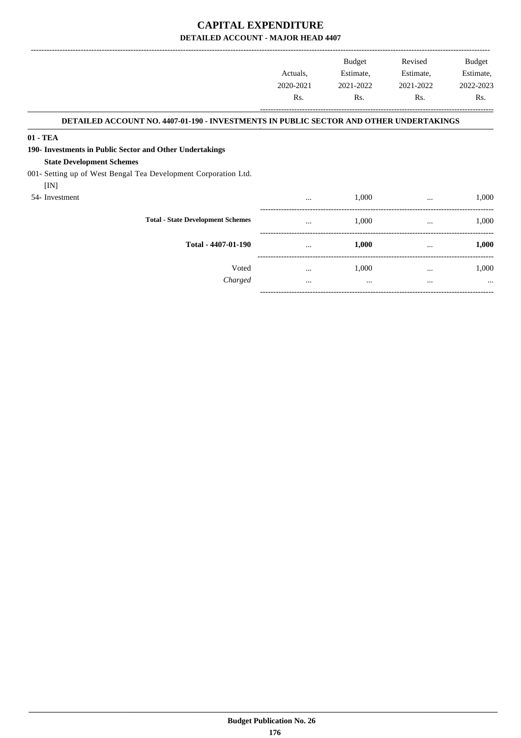# CAPITAL EXPENDITURE

## DETAILED ACCOUNT - MAJOR HEAD 4407

| | Actuals, 2020-2021 Rs. | Budget Estimate, 2021-2022 Rs. | Revised Estimate, 2021-2022 Rs. | Budget Estimate, 2022-2023 Rs. |
|---|---|---|---|---|
| **DETAILED ACCOUNT NO. 4407-01-190 - INVESTMENTS IN PUBLIC SECTOR AND OTHER UNDERTAKINGS** | | | | |
| **01 - TEA** | | | | |
| **190- Investments in Public Sector and Other Undertakings** | | | | |
| **State Development Schemes** | | | | |
| 001- Setting up of West Bengal Tea Development Corporation Ltd. [IN] | | | | |
| 54- Investment | ... | 1,000 | ... | 1,000 |
| **Total - State Development Schemes** | ... | 1,000 | ... | 1,000 |
| **Total - 4407-01-190** | ... | **1,000** | ... | **1,000** |
| Voted | ... | 1,000 | ... | 1,000 |
| *Charged* | ... | ... | ... | ... |

**Budget Publication No. 26**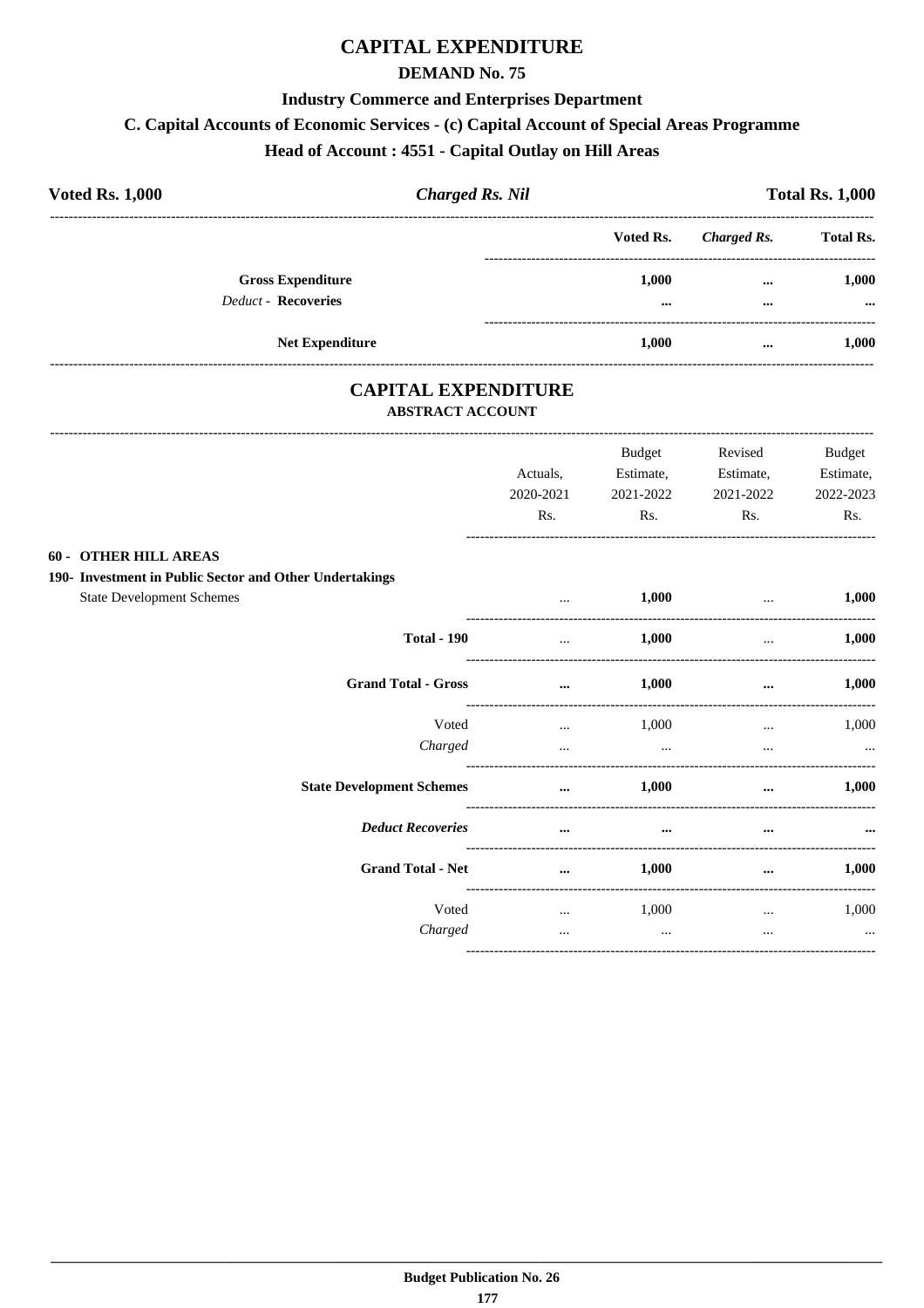# CAPITAL EXPENDITURE

## DEMAND No. 75

### Industry Commerce and Enterprises Department

### C. Capital Accounts of Economic Services - (c) Capital Account of Special Areas Programme

### Head of Account : 4551 - Capital Outlay on Hill Areas

**Voted Rs. 1,000** | ***Charged Rs. Nil*** | **Total Rs. 1,000**

| | Voted Rs. | *Charged Rs.* | Total Rs. |
|---|---|---|---|
| **Gross Expenditure** | 1,000 | ... | 1,000 |
| *Deduct* - **Recoveries** | ... | ... | ... |
| **Net Expenditure** | 1,000 | ... | 1,000 |

# CAPITAL EXPENDITURE

## ABSTRACT ACCOUNT

| | Actuals, 2020-2021 Rs. | Budget Estimate, 2021-2022 Rs. | Revised Estimate, 2021-2022 Rs. | Budget Estimate, 2022-2023 Rs. |
|---|---|---|---|---|
| **60 - OTHER HILL AREAS** | | | | |
| **190- Investment in Public Sector and Other Undertakings** | | | | |
| State Development Schemes | ... | 1,000 | ... | 1,000 |
| **Total - 190** | ... | 1,000 | ... | 1,000 |
| **Grand Total - Gross** | ... | 1,000 | ... | 1,000 |
| Voted | ... | 1,000 | ... | 1,000 |
| *Charged* | ... | ... | ... | ... |
| **State Development Schemes** | ... | 1,000 | ... | 1,000 |
| ***Deduct Recoveries*** | ... | ... | ... | ... |
| **Grand Total - Net** | ... | 1,000 | ... | 1,000 |
| Voted | ... | 1,000 | ... | 1,000 |
| *Charged* | ... | ... | ... | ... |

Budget Publication No. 26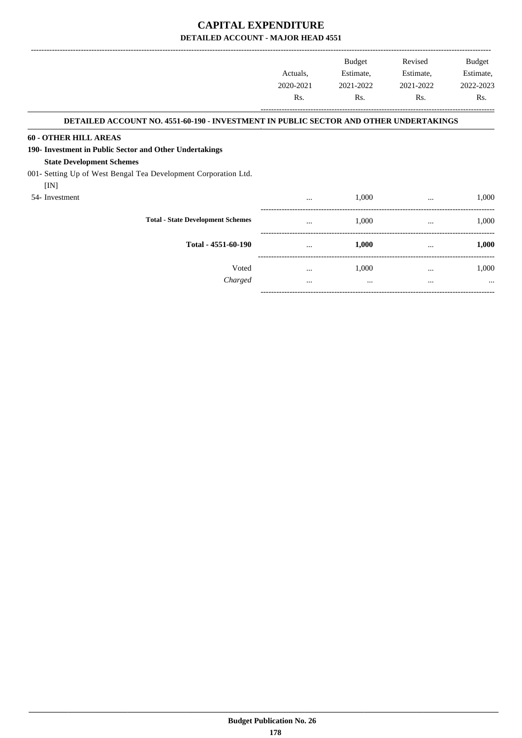# CAPITAL EXPENDITURE

## DETAILED ACCOUNT - MAJOR HEAD 4551

| | Actuals, 2020-2021 Rs. | Budget Estimate, 2021-2022 Rs. | Revised Estimate, 2021-2022 Rs. | Budget Estimate, 2022-2023 Rs. |
|---|---|---|---|---|
| **DETAILED ACCOUNT NO. 4551-60-190 - INVESTMENT IN PUBLIC SECTOR AND OTHER UNDERTAKINGS** | | | | |
| **60 - OTHER HILL AREAS** | | | | |
| **190- Investment in Public Sector and Other Undertakings** | | | | |
| **State Development Schemes** | | | | |
| 001- Setting Up of West Bengal Tea Development Corporation Ltd. [IN] | | | | |
| 54- Investment | ... | 1,000 | ... | 1,000 |
| **Total - State Development Schemes** | ... | 1,000 | ... | 1,000 |
| **Total - 4551-60-190** | ... | **1,000** | ... | **1,000** |
| Voted | ... | 1,000 | ... | 1,000 |
| *Charged* | ... | ... | ... | ... |

**Budget Publication No. 26**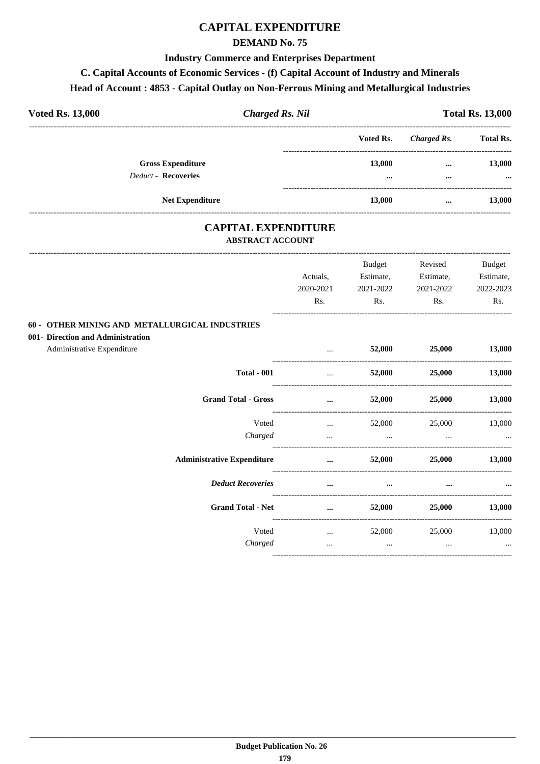# CAPITAL EXPENDITURE

## DEMAND No. 75

### Industry Commerce and Enterprises Department

### C. Capital Accounts of Economic Services - (f) Capital Account of Industry and Minerals

### Head of Account : 4853 - Capital Outlay on Non-Ferrous Mining and Metallurgical Industries

| **Voted Rs. 13,000** | ***Charged Rs. Nil*** | **Total Rs. 13,000** |
|---|---|---|

| | Voted Rs. | *Charged Rs.* | Total Rs. |
|---|---|---|---|
| **Gross Expenditure** | **13,000** | **...** | **13,000** |
| *Deduct* - **Recoveries** | **...** | **...** | **...** |
| **Net Expenditure** | **13,000** | **...** | **13,000** |

# CAPITAL EXPENDITURE

## ABSTRACT ACCOUNT

| | Actuals, 2020-2021 Rs. | Budget Estimate, 2021-2022 Rs. | Revised Estimate, 2021-2022 Rs. | Budget Estimate, 2022-2023 Rs. |
|---|---|---|---|---|
| **60 - OTHER MINING AND METALLURGICAL INDUSTRIES** | | | | |
| **001- Direction and Administration** | | | | |
| Administrative Expenditure | ... | **52,000** | **25,000** | **13,000** |
| **Total - 001** | ... | **52,000** | **25,000** | **13,000** |
| **Grand Total - Gross** | **...** | **52,000** | **25,000** | **13,000** |
| Voted | ... | 52,000 | 25,000 | 13,000 |
| *Charged* | ... | ... | ... | ... |
| **Administrative Expenditure** | **...** | **52,000** | **25,000** | **13,000** |
| ***Deduct Recoveries*** | **...** | **...** | **...** | **...** |
| **Grand Total - Net** | **...** | **52,000** | **25,000** | **13,000** |
| Voted | ... | 52,000 | 25,000 | 13,000 |
| *Charged* | ... | ... | ... | ... |

**Budget Publication No. 26**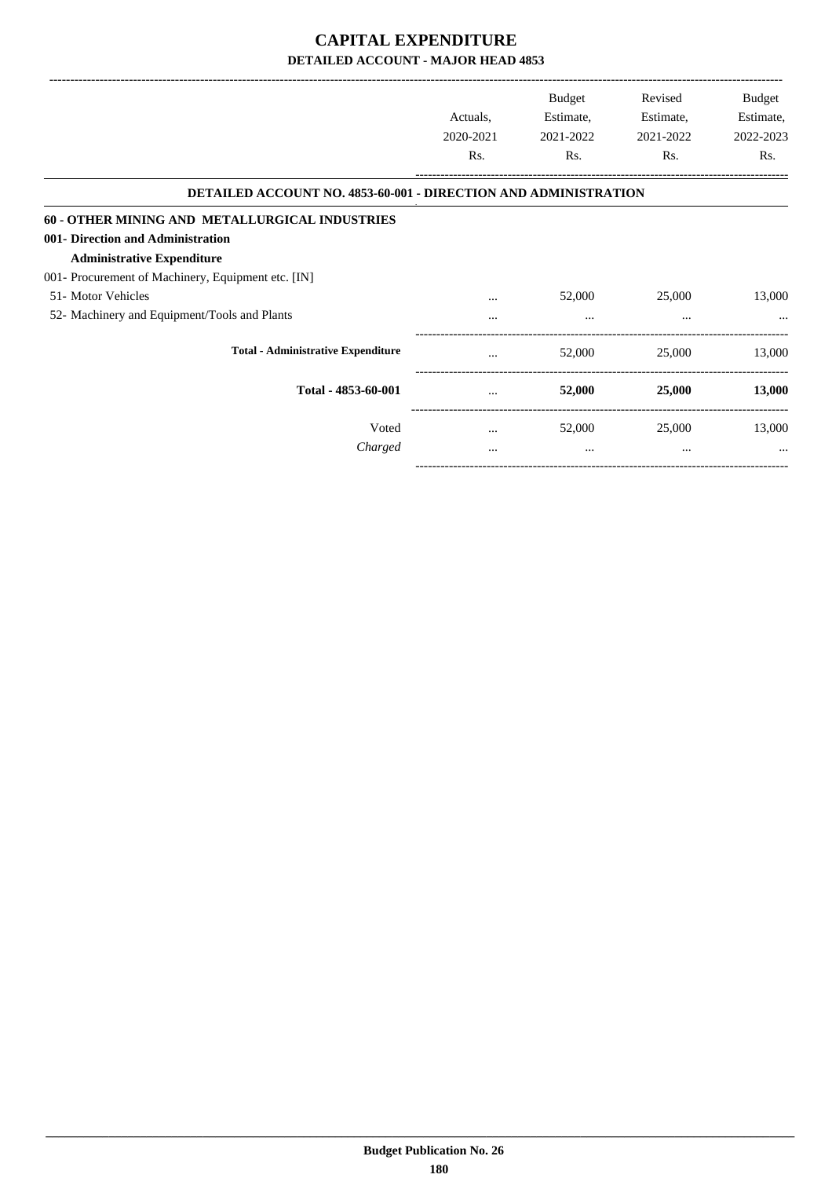# CAPITAL EXPENDITURE

## DETAILED ACCOUNT - MAJOR HEAD 4853

| | Actuals, 2020-2021 Rs. | Budget Estimate, 2021-2022 Rs. | Revised Estimate, 2021-2022 Rs. | Budget Estimate, 2022-2023 Rs. |
|---|---|---|---|---|
| **DETAILED ACCOUNT NO. 4853-60-001 - DIRECTION AND ADMINISTRATION** | | | | |
| **60 - OTHER MINING AND METALLURGICAL INDUSTRIES** | | | | |
| **001- Direction and Administration** | | | | |
| **Administrative Expenditure** | | | | |
| 001- Procurement of Machinery, Equipment etc. [IN] | | | | |
| 51- Motor Vehicles | ... | 52,000 | 25,000 | 13,000 |
| 52- Machinery and Equipment/Tools and Plants | ... | ... | ... | ... |
| **Total - Administrative Expenditure** | ... | 52,000 | 25,000 | 13,000 |
| **Total - 4853-60-001** | ... | **52,000** | **25,000** | **13,000** |
| Voted | ... | 52,000 | 25,000 | 13,000 |
| *Charged* | ... | ... | ... | ... |

**Budget Publication No. 26**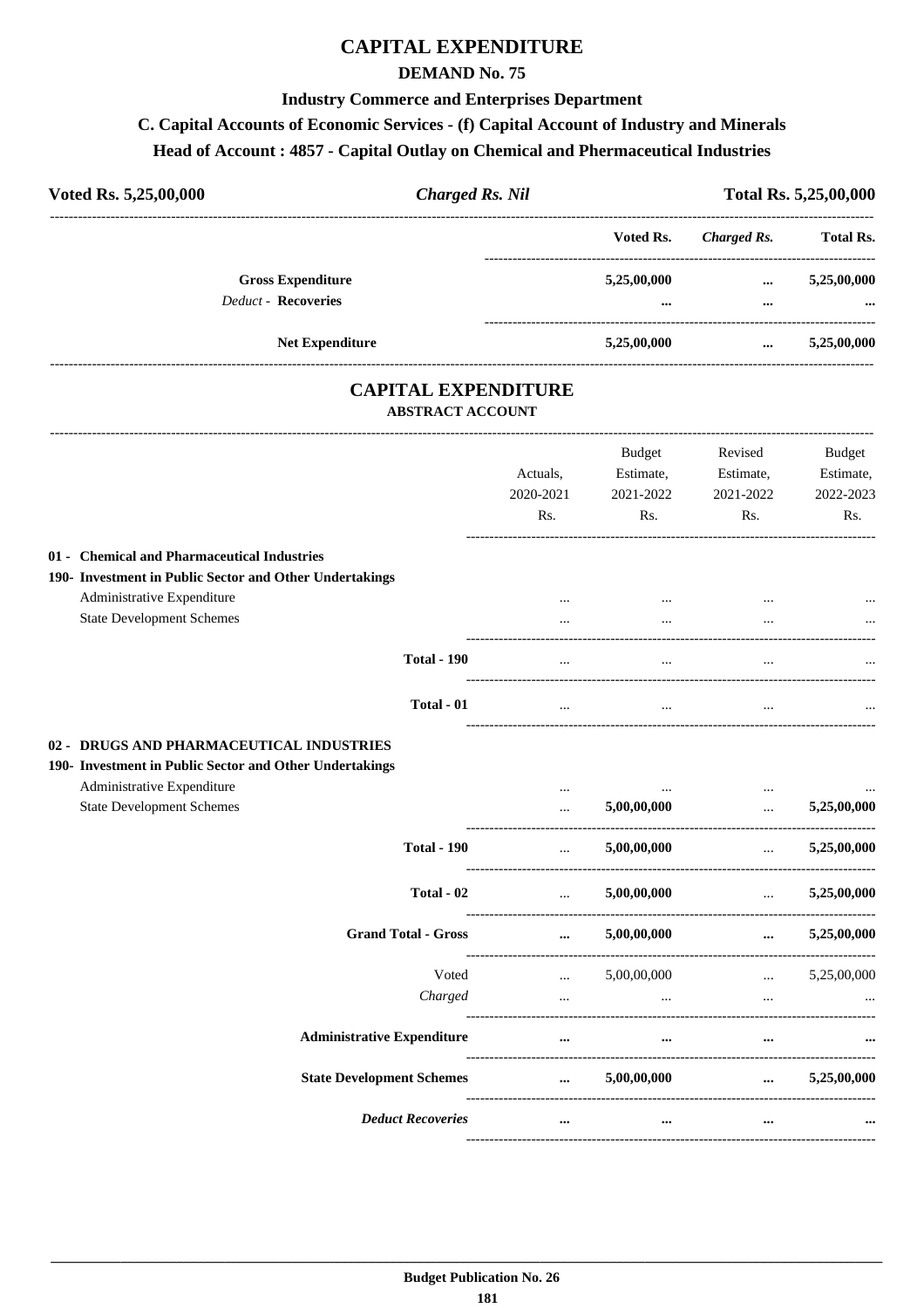# CAPITAL EXPENDITURE

## DEMAND No. 75

### Industry Commerce and Enterprises Department

### C. Capital Accounts of Economic Services - (f) Capital Account of Industry and Minerals

### Head of Account : 4857 - Capital Outlay on Chemical and Pharmaceutical Industries

| Voted Rs. 5,25,00,000 | *Charged Rs. Nil* | Total Rs. 5,25,00,000 |
|---|---|---|

| | Voted Rs. | *Charged Rs.* | Total Rs. |
|---|---|---|---|
| **Gross Expenditure** | **5,25,00,000** | **...** | **5,25,00,000** |
| *Deduct* - **Recoveries** | **...** | **...** | **...** |
| **Net Expenditure** | **5,25,00,000** | **...** | **5,25,00,000** |

## CAPITAL EXPENDITURE

### ABSTRACT ACCOUNT

| | Actuals, 2020-2021 Rs. | Budget Estimate, 2021-2022 Rs. | Revised Estimate, 2021-2022 Rs. | Budget Estimate, 2022-2023 Rs. |
|---|---|---|---|---|
| **01 - Chemical and Pharmaceutical Industries** | | | | |
| **190- Investment in Public Sector and Other Undertakings** | | | | |
| Administrative Expenditure | ... | ... | ... | ... |
| State Development Schemes | ... | ... | ... | ... |
| **Total - 190** | ... | ... | ... | ... |
| **Total - 01** | ... | ... | ... | ... |
| **02 - DRUGS AND PHARMACEUTICAL INDUSTRIES** | | | | |
| **190- Investment in Public Sector and Other Undertakings** | | | | |
| Administrative Expenditure | ... | ... | ... | ... |
| State Development Schemes | ... | **5,00,00,000** | ... | **5,25,00,000** |
| **Total - 190** | ... | **5,00,00,000** | ... | **5,25,00,000** |
| **Total - 02** | ... | **5,00,00,000** | ... | **5,25,00,000** |
| **Grand Total - Gross** | **...** | **5,00,00,000** | **...** | **5,25,00,000** |
| Voted | ... | 5,00,00,000 | ... | 5,25,00,000 |
| *Charged* | ... | ... | ... | ... |
| **Administrative Expenditure** | **...** | **...** | **...** | **...** |
| **State Development Schemes** | **...** | **5,00,00,000** | **...** | **5,25,00,000** |
| ***Deduct Recoveries*** | **...** | **...** | **...** | **...** |

**Budget Publication No. 26**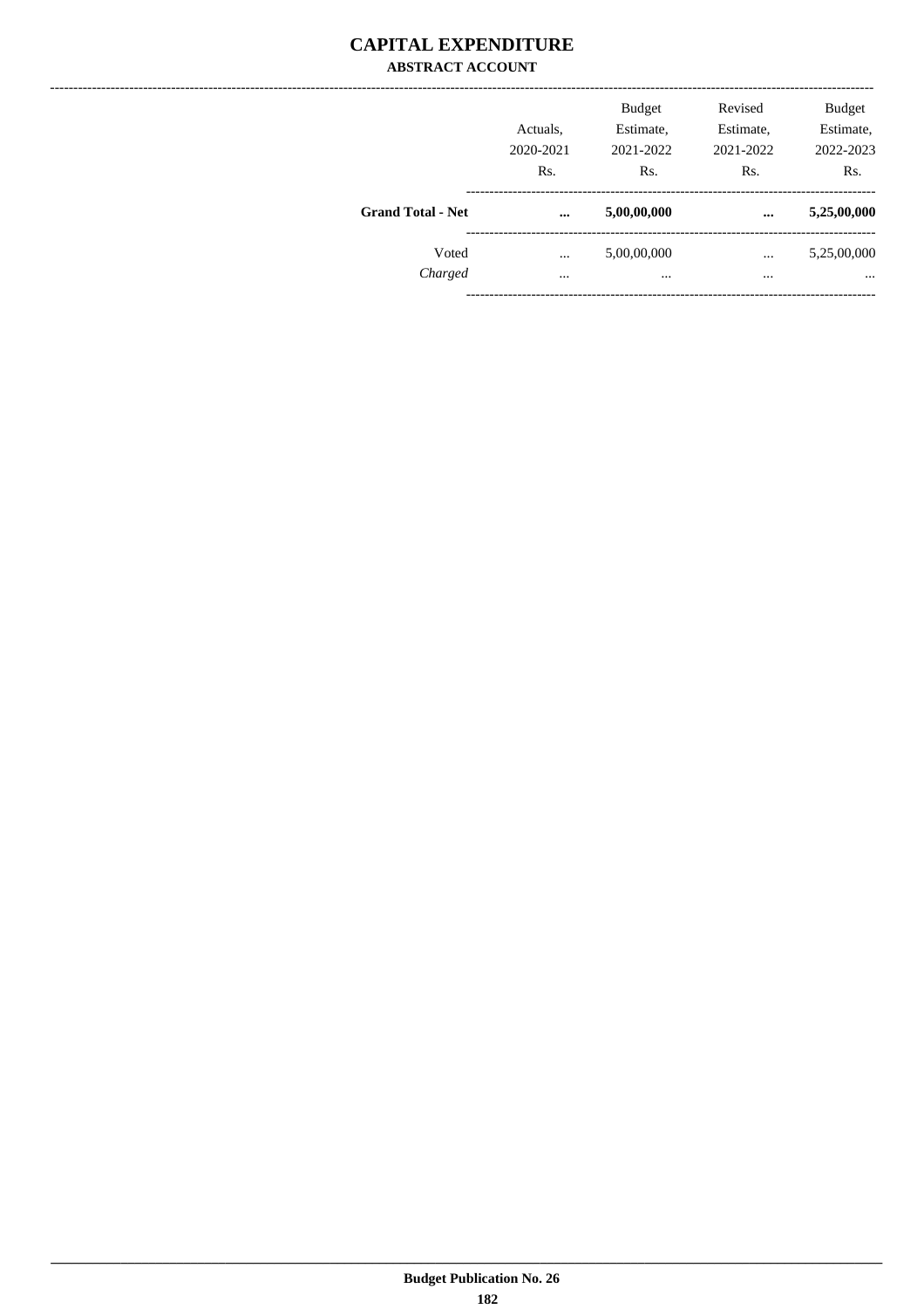# CAPITAL EXPENDITURE

### ABSTRACT ACCOUNT

| | Actuals, 2020-2021 Rs. | Budget Estimate, 2021-2022 Rs. | Revised Estimate, 2021-2022 Rs. | Budget Estimate, 2022-2023 Rs. |
|---|---|---|---|---|
| **Grand Total - Net** | **...** | **5,00,00,000** | **...** | **5,25,00,000** |
| Voted | ... | 5,00,00,000 | ... | 5,25,00,000 |
| *Charged* | ... | ... | ... | ... |

**Budget Publication No. 26**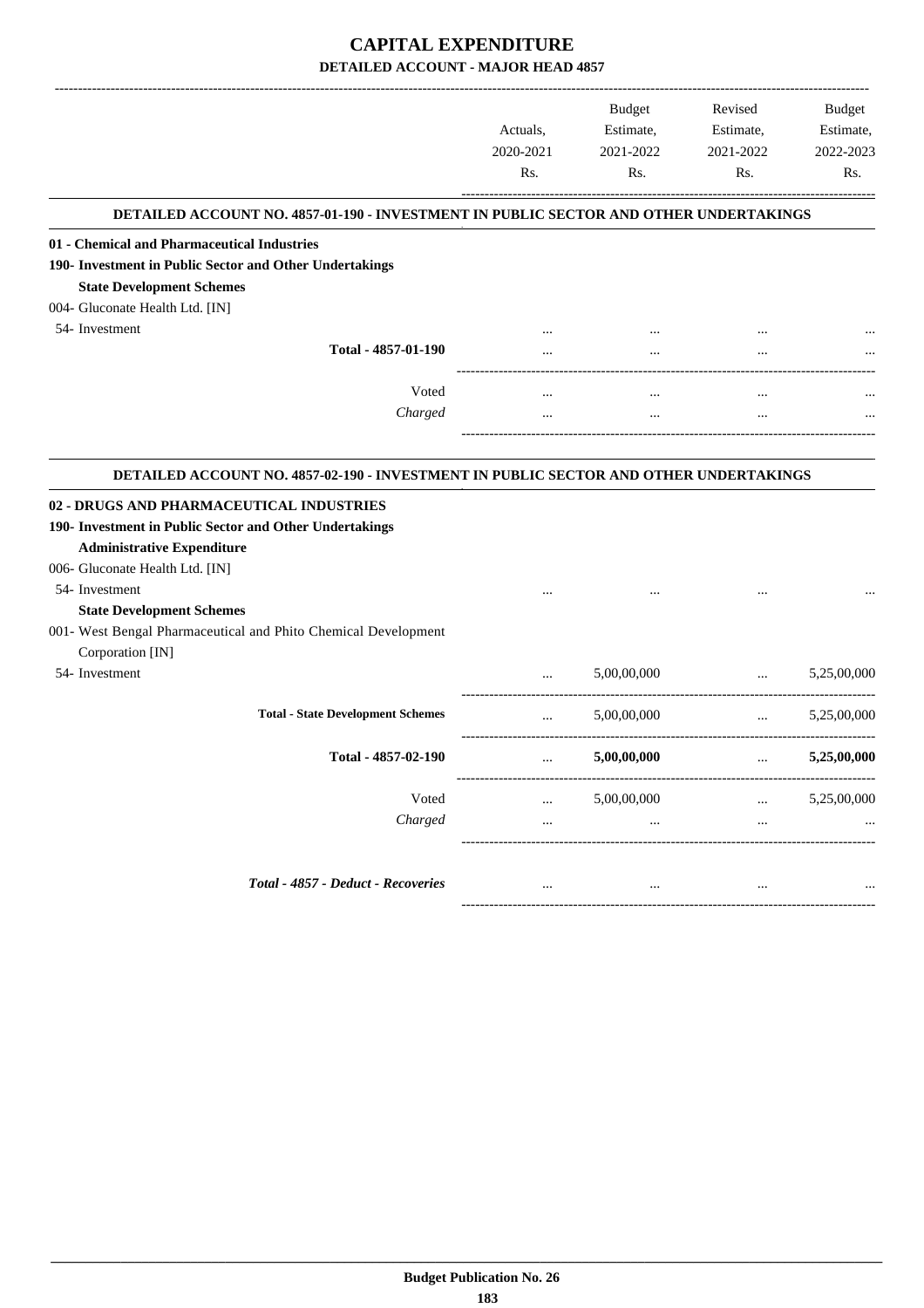# CAPITAL EXPENDITURE

## DETAILED ACCOUNT - MAJOR HEAD 4857

| | Actuals, 2020-2021 Rs. | Budget Estimate, 2021-2022 Rs. | Revised Estimate, 2021-2022 Rs. | Budget Estimate, 2022-2023 Rs. |
|---|---|---|---|---|
| **DETAILED ACCOUNT NO. 4857-01-190 - INVESTMENT IN PUBLIC SECTOR AND OTHER UNDERTAKINGS** | | | | |
| **01 - Chemical and Pharmaceutical Industries** | | | | |
| **190- Investment in Public Sector and Other Undertakings** | | | | |
| **State Development Schemes** | | | | |
| 004- Gluconate Health Ltd. [IN] | | | | |
| 54- Investment | ... | ... | ... | ... |
| Total - 4857-01-190 | ... | ... | ... | ... |
| Voted | ... | ... | ... | ... |
| *Charged* | ... | ... | ... | ... |
| **DETAILED ACCOUNT NO. 4857-02-190 - INVESTMENT IN PUBLIC SECTOR AND OTHER UNDERTAKINGS** | | | | |
| **02 - DRUGS AND PHARMACEUTICAL INDUSTRIES** | | | | |
| **190- Investment in Public Sector and Other Undertakings** | | | | |
| **Administrative Expenditure** | | | | |
| 006- Gluconate Health Ltd. [IN] | | | | |
| 54- Investment | ... | ... | ... | ... |
| **State Development Schemes** | | | | |
| 001- West Bengal Pharmaceutical and Phito Chemical Development Corporation [IN] | | | | |
| 54- Investment | ... | 5,00,00,000 | ... | 5,25,00,000 |
| **Total - State Development Schemes** | ... | 5,00,00,000 | ... | 5,25,00,000 |
| **Total - 4857-02-190** | ... | **5,00,00,000** | ... | **5,25,00,000** |
| Voted | ... | 5,00,00,000 | ... | 5,25,00,000 |
| *Charged* | ... | ... | ... | ... |
| ***Total - 4857 - Deduct - Recoveries*** | ... | ... | ... | ... |

**Budget Publication No. 26**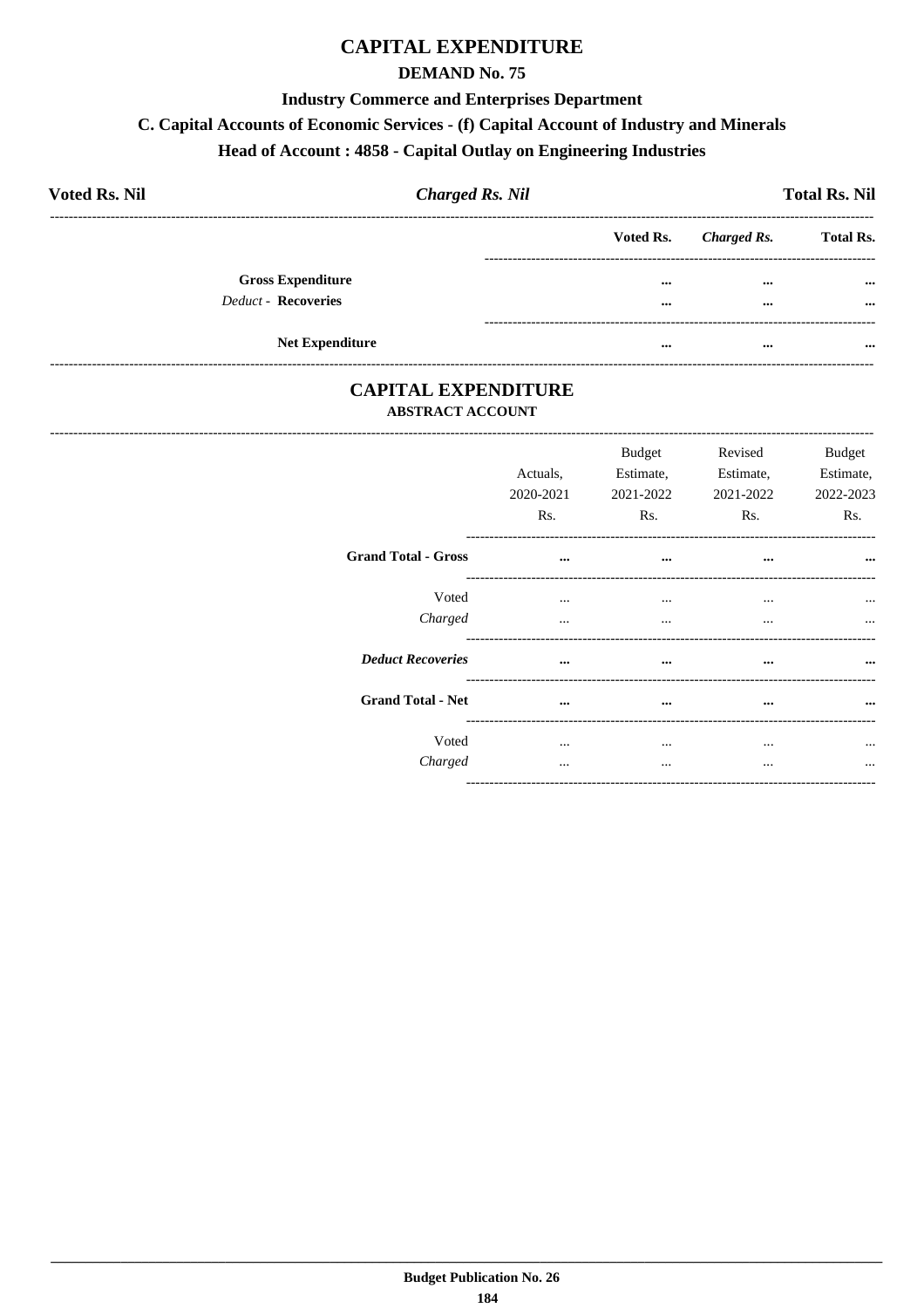# CAPITAL EXPENDITURE

## DEMAND No. 75

### Industry Commerce and Enterprises Department

### C. Capital Accounts of Economic Services - (f) Capital Account of Industry and Minerals

### Head of Account : 4858 - Capital Outlay on Engineering Industries

**Voted Rs. Nil** | ***Charged Rs. Nil*** | **Total Rs. Nil**

| | Voted Rs. | *Charged Rs.* | Total Rs. |
|---|---|---|---|
| **Gross Expenditure** | ... | ... | ... |
| *Deduct* - **Recoveries** | ... | ... | ... |
| **Net Expenditure** | ... | ... | ... |

## CAPITAL EXPENDITURE

### ABSTRACT ACCOUNT

| | Actuals, 2020-2021 Rs. | Budget Estimate, 2021-2022 Rs. | Revised Estimate, 2021-2022 Rs. | Budget Estimate, 2022-2023 Rs. |
|---|---|---|---|---|
| **Grand Total - Gross** | ... | ... | ... | ... |
| Voted | ... | ... | ... | ... |
| *Charged* | ... | ... | ... | ... |
| ***Deduct Recoveries*** | ... | ... | ... | ... |
| **Grand Total - Net** | ... | ... | ... | ... |
| Voted | ... | ... | ... | ... |
| *Charged* | ... | ... | ... | ... |

Budget Publication No. 26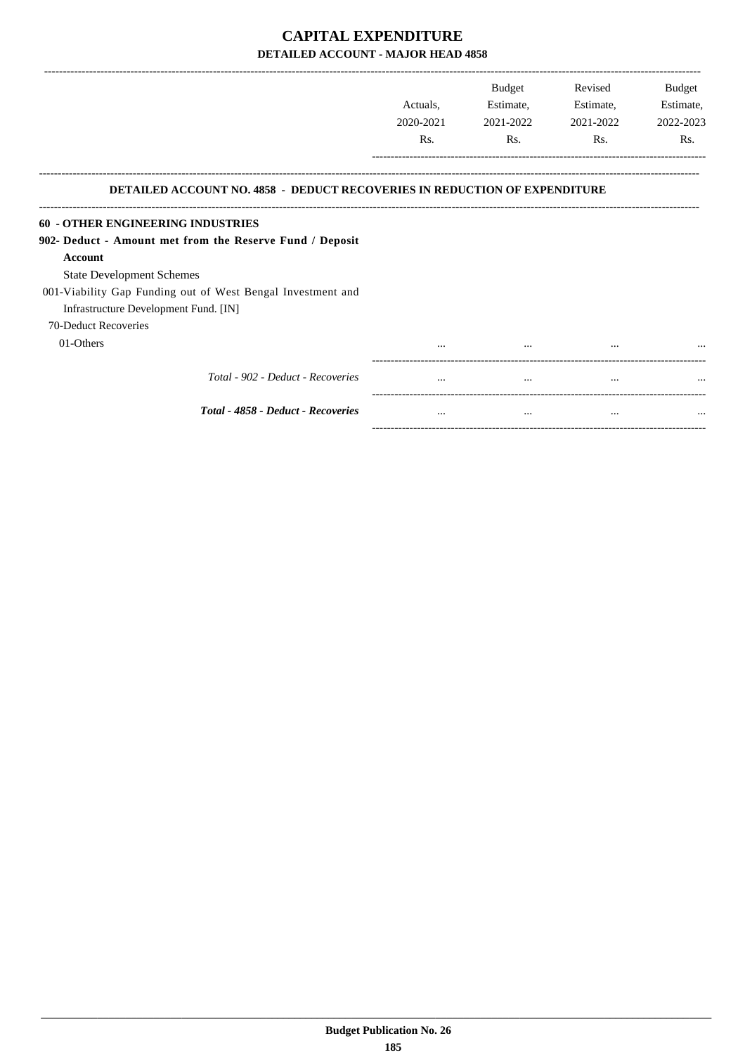# CAPITAL EXPENDITURE

## DETAILED ACCOUNT - MAJOR HEAD 4858

| | Actuals, 2020-2021 Rs. | Budget Estimate, 2021-2022 Rs. | Revised Estimate, 2021-2022 Rs. | Budget Estimate, 2022-2023 Rs. |
|---|---|---|---|---|
| **DETAILED ACCOUNT NO. 4858 - DEDUCT RECOVERIES IN REDUCTION OF EXPENDITURE** | | | | |
| **60 - OTHER ENGINEERING INDUSTRIES** | | | | |
| **902- Deduct - Amount met from the Reserve Fund / Deposit Account** | | | | |
| State Development Schemes | | | | |
| 001-Viability Gap Funding out of West Bengal Investment and Infrastructure Development Fund. [IN] | | | | |
| 70-Deduct Recoveries | | | | |
| 01-Others | ... | ... | ... | ... |
| *Total - 902 - Deduct - Recoveries* | ... | ... | ... | ... |
| ***Total - 4858 - Deduct - Recoveries*** | ... | ... | ... | ... |

**Budget Publication No. 26**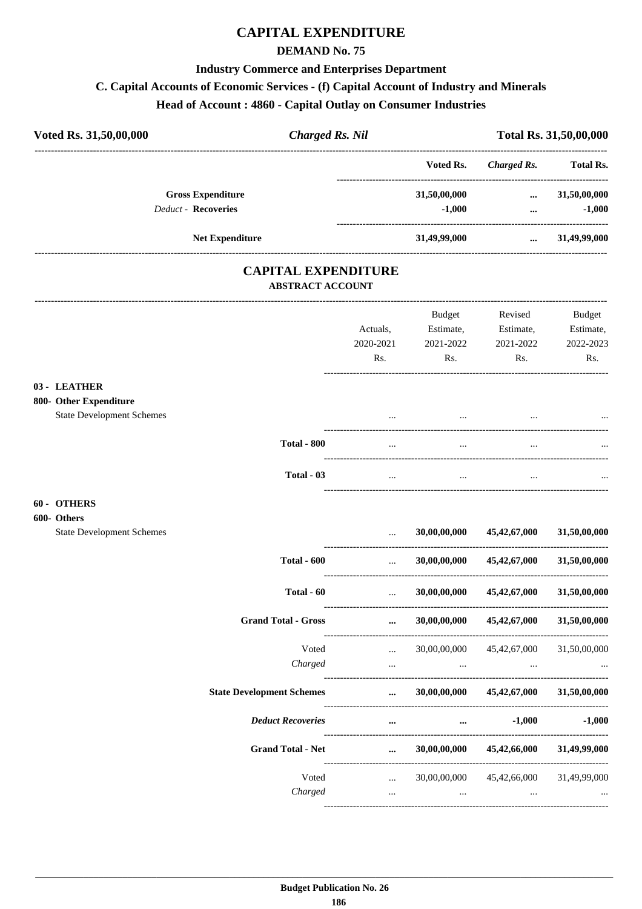# CAPITAL EXPENDITURE

## DEMAND No. 75

### Industry Commerce and Enterprises Department

### C. Capital Accounts of Economic Services - (f) Capital Account of Industry and Minerals

### Head of Account : 4860 - Capital Outlay on Consumer Industries

| Voted Rs. 31,50,00,000 | *Charged Rs. Nil* | Total Rs. 31,50,00,000 |
|---|---|---|

| | Voted Rs. | *Charged Rs.* | Total Rs. |
|---|---|---|---|
| **Gross Expenditure** | 31,50,00,000 | ... | 31,50,00,000 |
| *Deduct* - **Recoveries** | -1,000 | ... | -1,000 |
| **Net Expenditure** | 31,49,99,000 | ... | 31,49,99,000 |

## CAPITAL EXPENDITURE

### ABSTRACT ACCOUNT

| | Actuals, 2020-2021 Rs. | Budget Estimate, 2021-2022 Rs. | Revised Estimate, 2021-2022 Rs. | Budget Estimate, 2022-2023 Rs. |
|---|---|---|---|---|
| **03 - LEATHER** | | | | |
| **800- Other Expenditure** | | | | |
| State Development Schemes | ... | ... | ... | ... |
| **Total - 800** | ... | ... | ... | ... |
| **Total - 03** | ... | ... | ... | ... |
| **60 - OTHERS** | | | | |
| **600- Others** | | | | |
| State Development Schemes | ... | **30,00,00,000** | **45,42,67,000** | **31,50,00,000** |
| **Total - 600** | ... | **30,00,00,000** | **45,42,67,000** | **31,50,00,000** |
| **Total - 60** | ... | **30,00,00,000** | **45,42,67,000** | **31,50,00,000** |
| **Grand Total - Gross** | ... | **30,00,00,000** | **45,42,67,000** | **31,50,00,000** |
| Voted | ... | 30,00,00,000 | 45,42,67,000 | 31,50,00,000 |
| *Charged* | ... | ... | ... | ... |
| **State Development Schemes** | ... | **30,00,00,000** | **45,42,67,000** | **31,50,00,000** |
| ***Deduct Recoveries*** | ... | ... | **-1,000** | **-1,000** |
| **Grand Total - Net** | ... | **30,00,00,000** | **45,42,66,000** | **31,49,99,000** |
| Voted | ... | 30,00,00,000 | 45,42,66,000 | 31,49,99,000 |
| *Charged* | ... | ... | ... | ... |

**Budget Publication No. 26**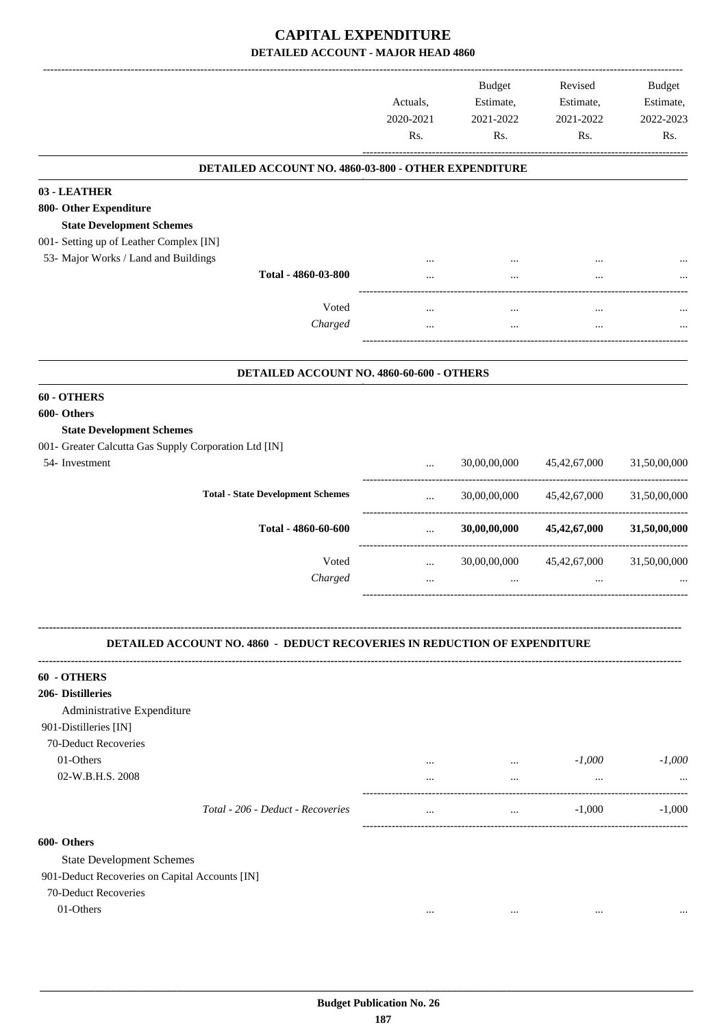# CAPITAL EXPENDITURE

## DETAILED ACCOUNT - MAJOR HEAD 4860

| | Actuals, 2020-2021 Rs. | Budget Estimate, 2021-2022 Rs. | Revised Estimate, 2021-2022 Rs. | Budget Estimate, 2022-2023 Rs. |
|---|---|---|---|---|
| **DETAILED ACCOUNT NO. 4860-03-800 - OTHER EXPENDITURE** | | | | |
| **03 - LEATHER** | | | | |
| **800- Other Expenditure** | | | | |
| **State Development Schemes** | | | | |
| 001- Setting up of Leather Complex [IN] | | | | |
| 53- Major Works / Land and Buildings | ... | ... | ... | ... |
| **Total - 4860-03-800** | ... | ... | ... | ... |
| Voted | ... | ... | ... | ... |
| *Charged* | ... | ... | ... | ... |
| **DETAILED ACCOUNT NO. 4860-60-600 - OTHERS** | | | | |
| **60 - OTHERS** | | | | |
| **600- Others** | | | | |
| **State Development Schemes** | | | | |
| 001- Greater Calcutta Gas Supply Corporation Ltd [IN] | | | | |
| 54- Investment | ... | 30,00,00,000 | 45,42,67,000 | 31,50,00,000 |
| **Total - State Development Schemes** | ... | 30,00,00,000 | 45,42,67,000 | 31,50,00,000 |
| **Total - 4860-60-600** | ... | **30,00,00,000** | **45,42,67,000** | **31,50,00,000** |
| Voted | ... | 30,00,00,000 | 45,42,67,000 | 31,50,00,000 |
| *Charged* | ... | ... | ... | ... |
| **DETAILED ACCOUNT NO. 4860 - DEDUCT RECOVERIES IN REDUCTION OF EXPENDITURE** | | | | |
| **60 - OTHERS** | | | | |
| **206- Distilleries** | | | | |
| Administrative Expenditure | | | | |
| 901-Distilleries [IN] | | | | |
| 70-Deduct Recoveries | | | | |
| 01-Others | ... | ... | *-1,000* | *-1,000* |
| 02-W.B.H.S. 2008 | ... | ... | ... | ... |
| *Total - 206 - Deduct - Recoveries* | ... | ... | -1,000 | -1,000 |
| **600- Others** | | | | |
| State Development Schemes | | | | |
| 901-Deduct Recoveries on Capital Accounts [IN] | | | | |
| 70-Deduct Recoveries | | | | |
| 01-Others | ... | ... | ... | ... |

**Budget Publication No. 26**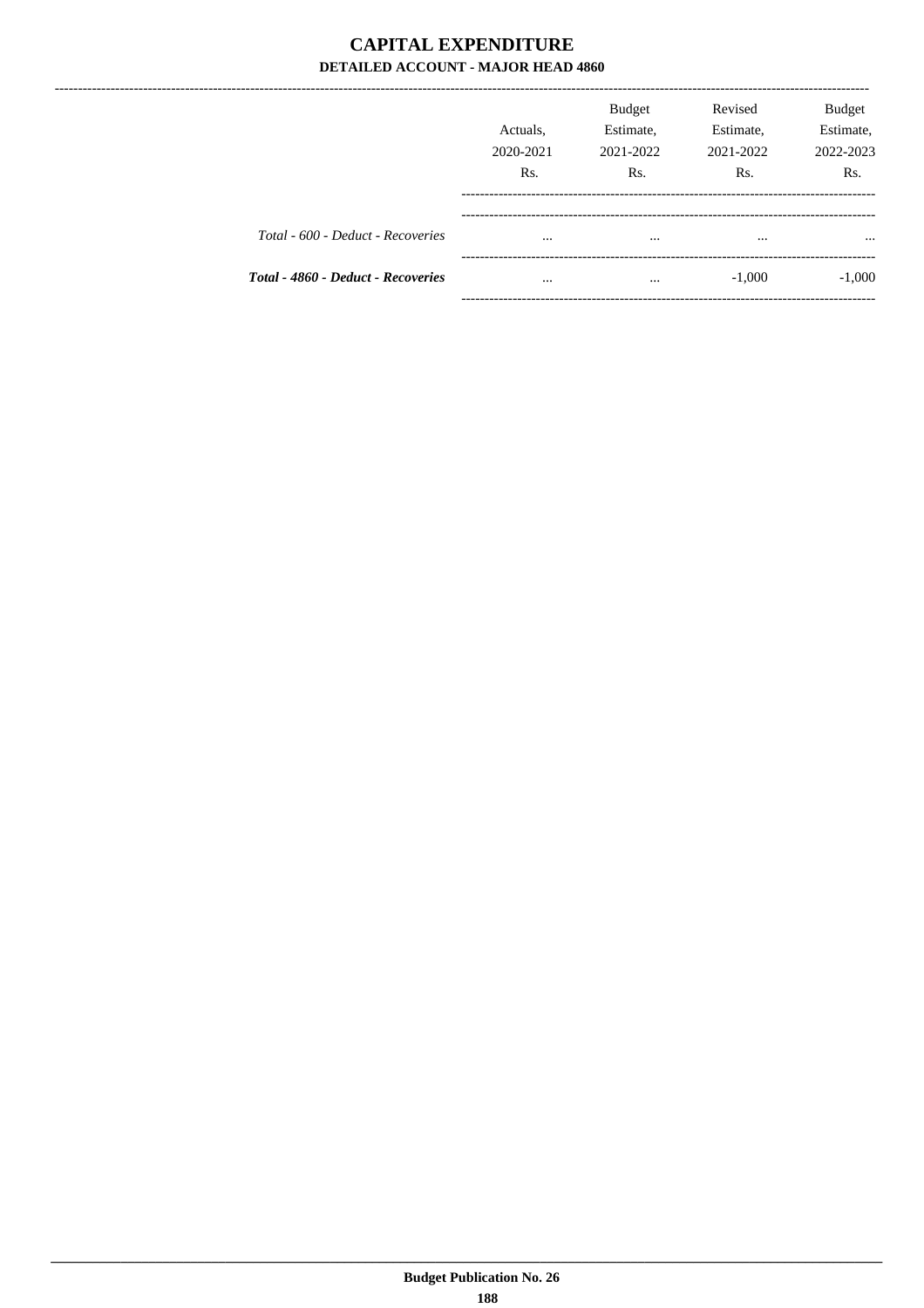# CAPITAL EXPENDITURE

## DETAILED ACCOUNT - MAJOR HEAD 4860

| | Actuals, 2020-2021 Rs. | Budget Estimate, 2021-2022 Rs. | Revised Estimate, 2021-2022 Rs. | Budget Estimate, 2022-2023 Rs. |
|---|---|---|---|---|
| *Total - 600 - Deduct - Recoveries* | ... | ... | ... | ... |
| ***Total - 4860 - Deduct - Recoveries*** | ... | ... | -1,000 | -1,000 |

Budget Publication No. 26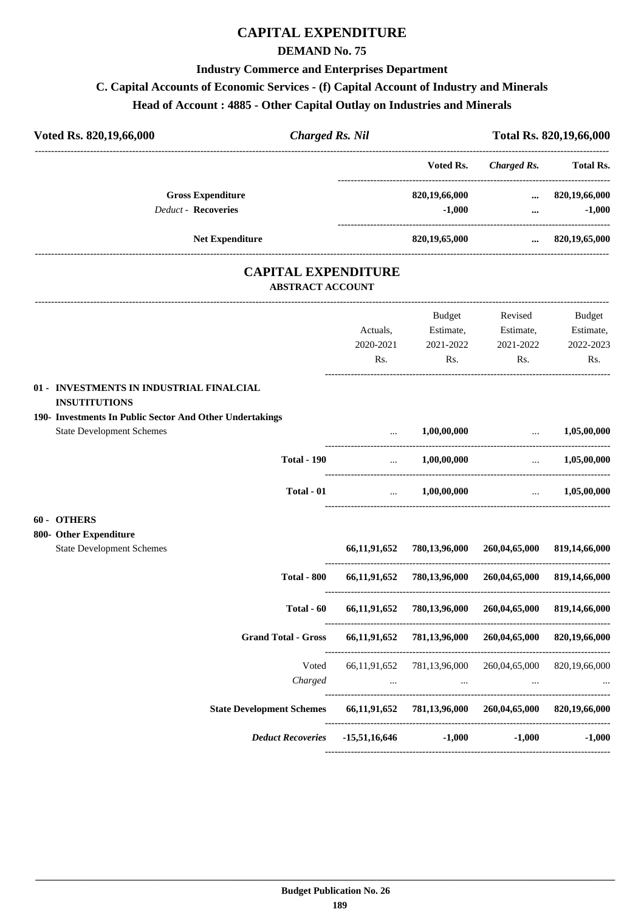# CAPITAL EXPENDITURE

## DEMAND No. 75

### Industry Commerce and Enterprises Department

### C. Capital Accounts of Economic Services - (f) Capital Account of Industry and Minerals

### Head of Account : 4885 - Other Capital Outlay on Industries and Minerals

**Voted Rs. 820,19,66,000** | ***Charged Rs. Nil*** | **Total Rs. 820,19,66,000**

| | Voted Rs. | *Charged Rs.* | Total Rs. |
|---|---|---|---|
| **Gross Expenditure** | **820,19,66,000** | **...** | **820,19,66,000** |
| *Deduct* - **Recoveries** | **-1,000** | **...** | **-1,000** |
| **Net Expenditure** | **820,19,65,000** | **...** | **820,19,65,000** |

## CAPITAL EXPENDITURE

### ABSTRACT ACCOUNT

| | Actuals, 2020-2021 Rs. | Budget Estimate, 2021-2022 Rs. | Revised Estimate, 2021-2022 Rs. | Budget Estimate, 2022-2023 Rs. |
|---|---|---|---|---|
| **01 - INVESTMENTS IN INDUSTRIAL FINALCIAL INSUTITUTIONS** | | | | |
| **190- Investments In Public Sector And Other Undertakings** | | | | |
| State Development Schemes | ... | **1,00,00,000** | ... | **1,05,00,000** |
| **Total - 190** | ... | **1,00,00,000** | ... | **1,05,00,000** |
| **Total - 01** | ... | **1,00,00,000** | ... | **1,05,00,000** |
| **60 - OTHERS** | | | | |
| **800- Other Expenditure** | | | | |
| State Development Schemes | **66,11,91,652** | **780,13,96,000** | **260,04,65,000** | **819,14,66,000** |
| **Total - 800** | **66,11,91,652** | **780,13,96,000** | **260,04,65,000** | **819,14,66,000** |
| **Total - 60** | **66,11,91,652** | **780,13,96,000** | **260,04,65,000** | **819,14,66,000** |
| **Grand Total - Gross** | **66,11,91,652** | **781,13,96,000** | **260,04,65,000** | **820,19,66,000** |
| Voted | 66,11,91,652 | 781,13,96,000 | 260,04,65,000 | 820,19,66,000 |
| *Charged* | ... | ... | ... | ... |
| **State Development Schemes** | **66,11,91,652** | **781,13,96,000** | **260,04,65,000** | **820,19,66,000** |
| ***Deduct Recoveries*** | **-15,51,16,646** | **-1,000** | **-1,000** | **-1,000** |

**Budget Publication No. 26**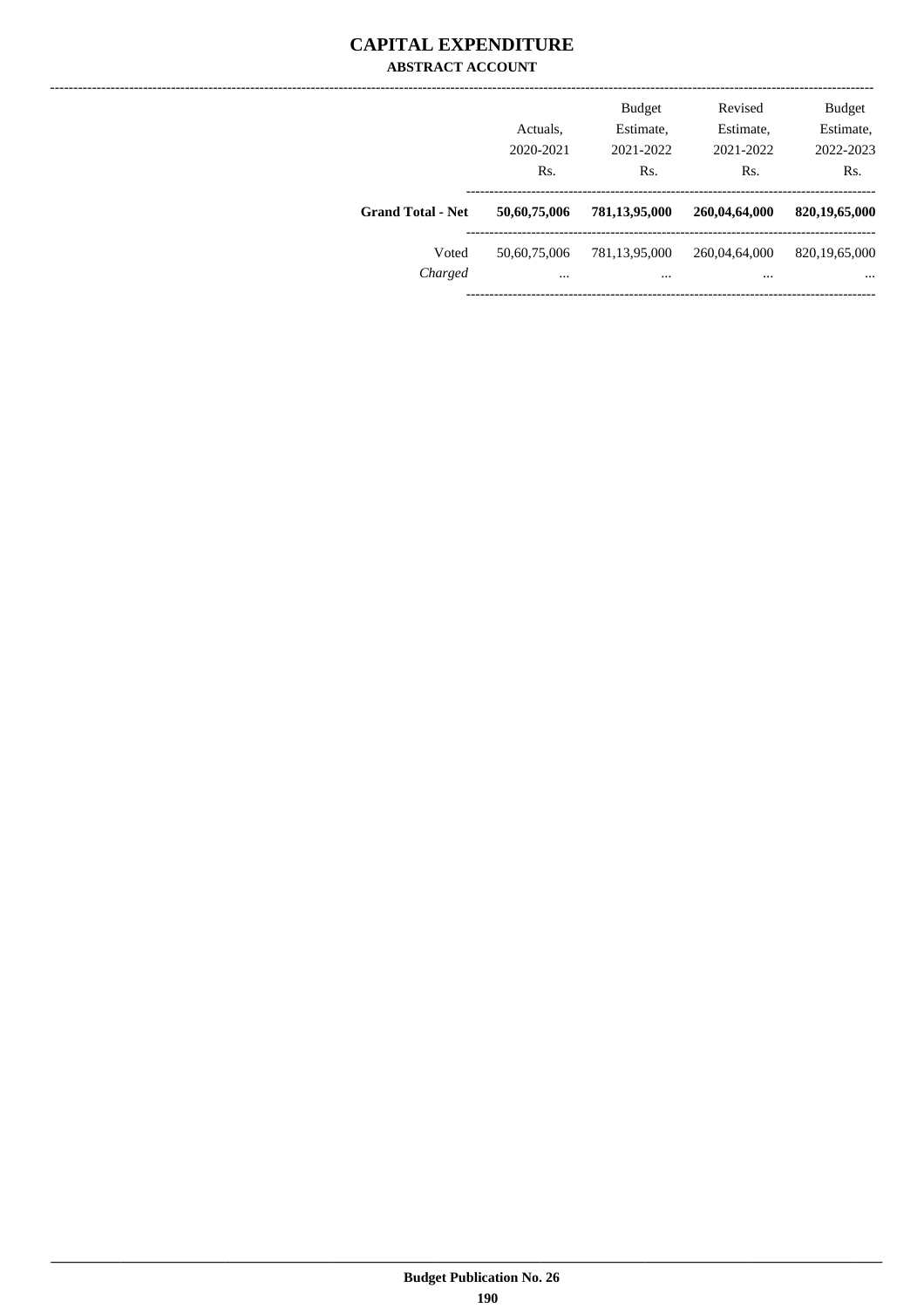# CAPITAL EXPENDITURE

## ABSTRACT ACCOUNT

| | Actuals, 2020-2021 Rs. | Budget Estimate, 2021-2022 Rs. | Revised Estimate, 2021-2022 Rs. | Budget Estimate, 2022-2023 Rs. |
|---|---|---|---|---|
| **Grand Total - Net** | **50,60,75,006** | **781,13,95,000** | **260,04,64,000** | **820,19,65,000** |
| Voted | 50,60,75,006 | 781,13,95,000 | 260,04,64,000 | 820,19,65,000 |
| *Charged* | ... | ... | ... | ... |

**Budget Publication No. 26**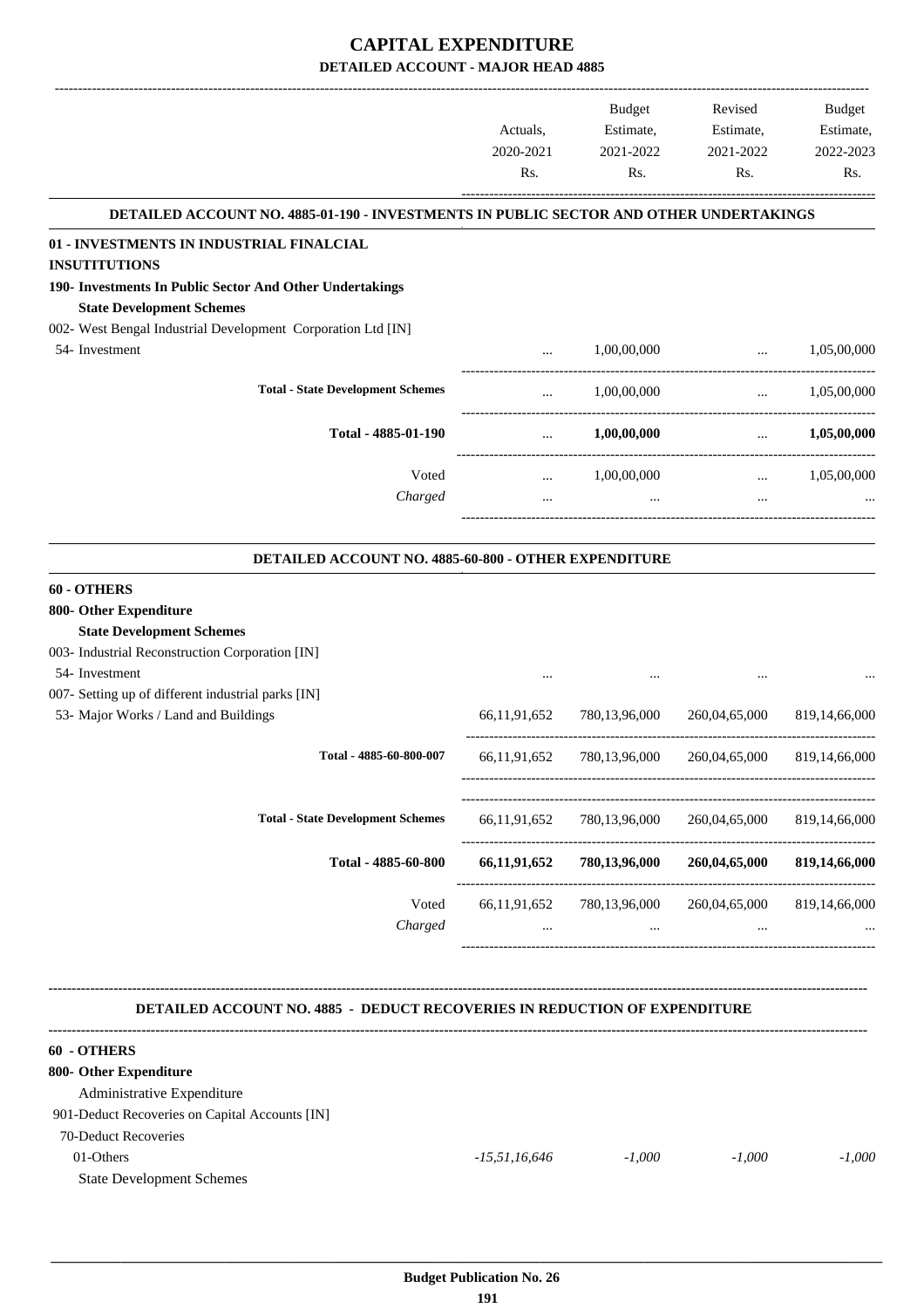# CAPITAL EXPENDITURE

## DETAILED ACCOUNT - MAJOR HEAD 4885

| | Actuals, 2020-2021 Rs. | Budget Estimate, 2021-2022 Rs. | Revised Estimate, 2021-2022 Rs. | Budget Estimate, 2022-2023 Rs. |
|---|---|---|---|---|
| **DETAILED ACCOUNT NO. 4885-01-190 - INVESTMENTS IN PUBLIC SECTOR AND OTHER UNDERTAKINGS** | | | | |
| **01 - INVESTMENTS IN INDUSTRIAL FINALCIAL INSUTITUTIONS** | | | | |
| **190- Investments In Public Sector And Other Undertakings** | | | | |
| **State Development Schemes** | | | | |
| 002- West Bengal Industrial Development Corporation Ltd [IN] | | | | |
| 54- Investment | ... | 1,00,00,000 | ... | 1,05,00,000 |
| **Total - State Development Schemes** | ... | 1,00,00,000 | ... | 1,05,00,000 |
| **Total - 4885-01-190** | ... | **1,00,00,000** | ... | **1,05,00,000** |
| Voted | ... | 1,00,00,000 | ... | 1,05,00,000 |
| *Charged* | ... | ... | ... | ... |
| **DETAILED ACCOUNT NO. 4885-60-800 - OTHER EXPENDITURE** | | | | |
| **60 - OTHERS** | | | | |
| **800- Other Expenditure** | | | | |
| **State Development Schemes** | | | | |
| 003- Industrial Reconstruction Corporation [IN] | | | | |
| 54- Investment | ... | ... | ... | ... |
| 007- Setting up of different industrial parks [IN] | | | | |
| 53- Major Works / Land and Buildings | 66,11,91,652 | 780,13,96,000 | 260,04,65,000 | 819,14,66,000 |
| **Total - 4885-60-800-007** | 66,11,91,652 | 780,13,96,000 | 260,04,65,000 | 819,14,66,000 |
| **Total - State Development Schemes** | 66,11,91,652 | 780,13,96,000 | 260,04,65,000 | 819,14,66,000 |
| **Total - 4885-60-800** | **66,11,91,652** | **780,13,96,000** | **260,04,65,000** | **819,14,66,000** |
| Voted | 66,11,91,652 | 780,13,96,000 | 260,04,65,000 | 819,14,66,000 |
| *Charged* | ... | ... | ... | ... |
| **DETAILED ACCOUNT NO. 4885 - DEDUCT RECOVERIES IN REDUCTION OF EXPENDITURE** | | | | |
| **60 - OTHERS** | | | | |
| **800- Other Expenditure** | | | | |
| Administrative Expenditure | | | | |
| 901-Deduct Recoveries on Capital Accounts [IN] | | | | |
| 70-Deduct Recoveries | | | | |
| 01-Others | *-15,51,16,646* | *-1,000* | *-1,000* | *-1,000* |
| State Development Schemes | | | | |

Budget Publication No. 26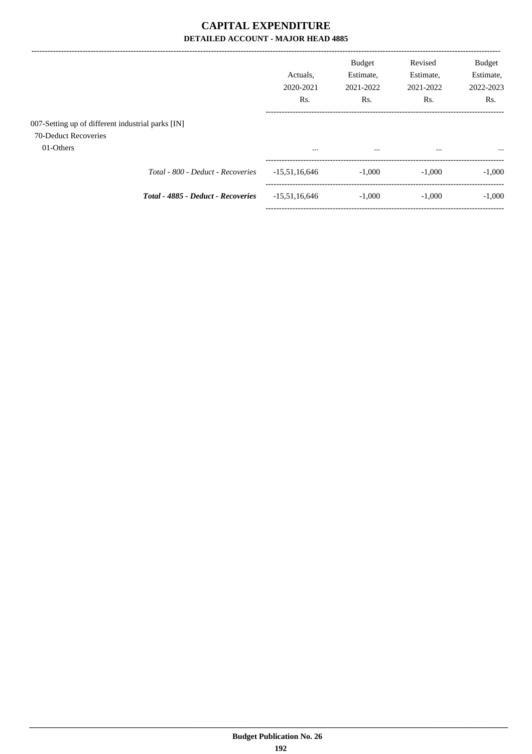# CAPITAL EXPENDITURE

## DETAILED ACCOUNT - MAJOR HEAD 4885

| | Actuals, 2020-2021 Rs. | Budget Estimate, 2021-2022 Rs. | Revised Estimate, 2021-2022 Rs. | Budget Estimate, 2022-2023 Rs. |
|---|---|---|---|---|
| 007-Setting up of different industrial parks [IN] | | | | |
| 70-Deduct Recoveries | | | | |
| 01-Others | ... | ... | ... | ... |
| *Total - 800 - Deduct - Recoveries* | -15,51,16,646 | -1,000 | -1,000 | -1,000 |
| ***Total - 4885 - Deduct - Recoveries*** | -15,51,16,646 | -1,000 | -1,000 | -1,000 |

**Budget Publication No. 26**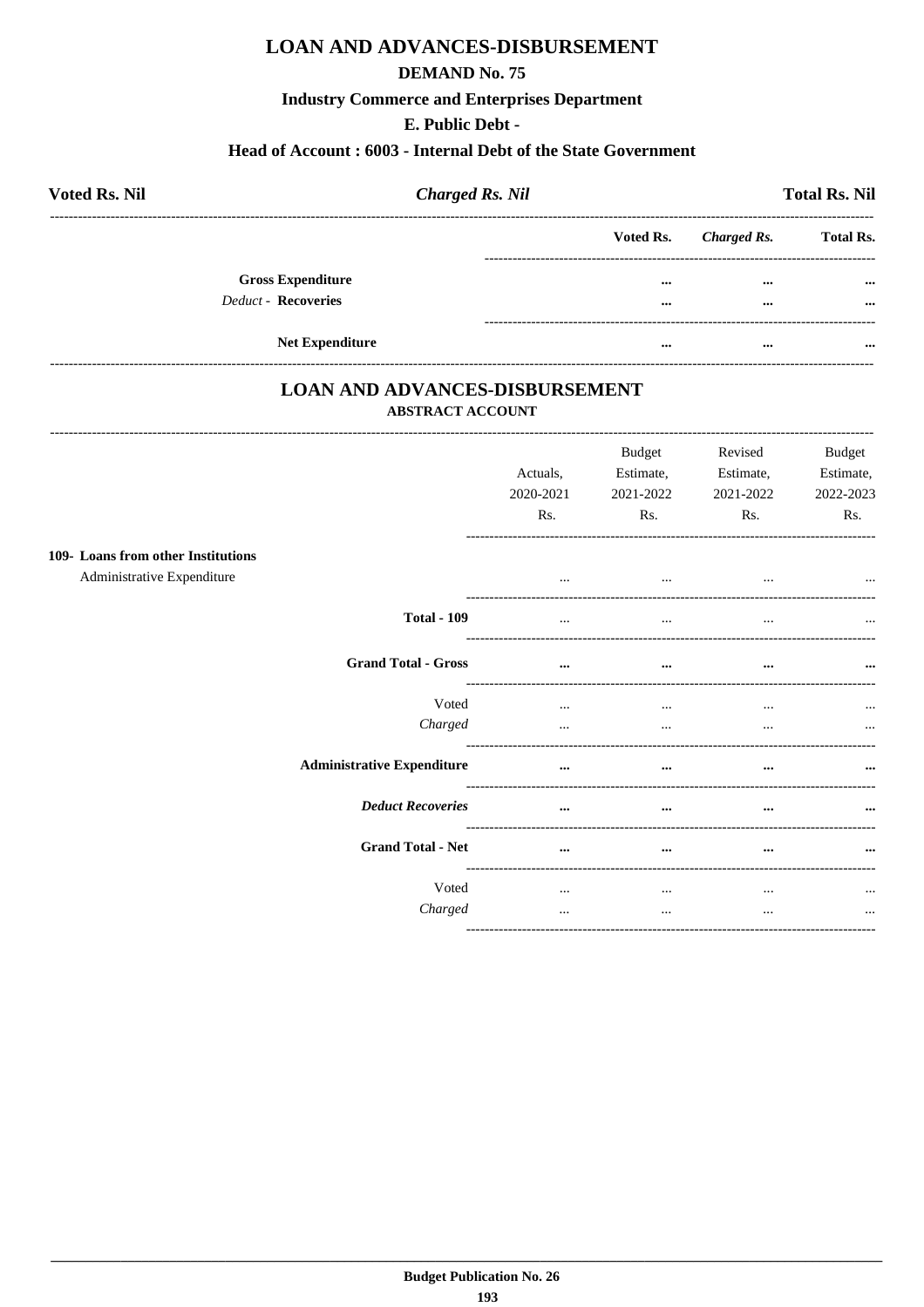# LOAN AND ADVANCES-DISBURSEMENT

## DEMAND No. 75

### Industry Commerce and Enterprises Department

### E. Public Debt -

### Head of Account : 6003 - Internal Debt of the State Government

| **Voted Rs. Nil** | ***Charged Rs. Nil*** | **Total Rs. Nil** |
|---|---|---|

| | **Voted Rs.** | ***Charged Rs.*** | **Total Rs.** |
|---|---|---|---|
| **Gross Expenditure** | ... | ... | ... |
| *Deduct* - **Recoveries** | ... | ... | ... |
| **Net Expenditure** | ... | ... | ... |

# LOAN AND ADVANCES-DISBURSEMENT

**ABSTRACT ACCOUNT**

| | Actuals, 2020-2021 Rs. | Budget Estimate, 2021-2022 Rs. | Revised Estimate, 2021-2022 Rs. | Budget Estimate, 2022-2023 Rs. |
|---|---|---|---|---|
| **109- Loans from other Institutions** | | | | |
| Administrative Expenditure | ... | ... | ... | ... |
| **Total - 109** | ... | ... | ... | ... |
| **Grand Total - Gross** | ... | ... | ... | ... |
| Voted | ... | ... | ... | ... |
| *Charged* | ... | ... | ... | ... |
| **Administrative Expenditure** | ... | ... | ... | ... |
| ***Deduct Recoveries*** | ... | ... | ... | ... |
| **Grand Total - Net** | ... | ... | ... | ... |
| Voted | ... | ... | ... | ... |
| *Charged* | ... | ... | ... | ... |

**Budget Publication No. 26**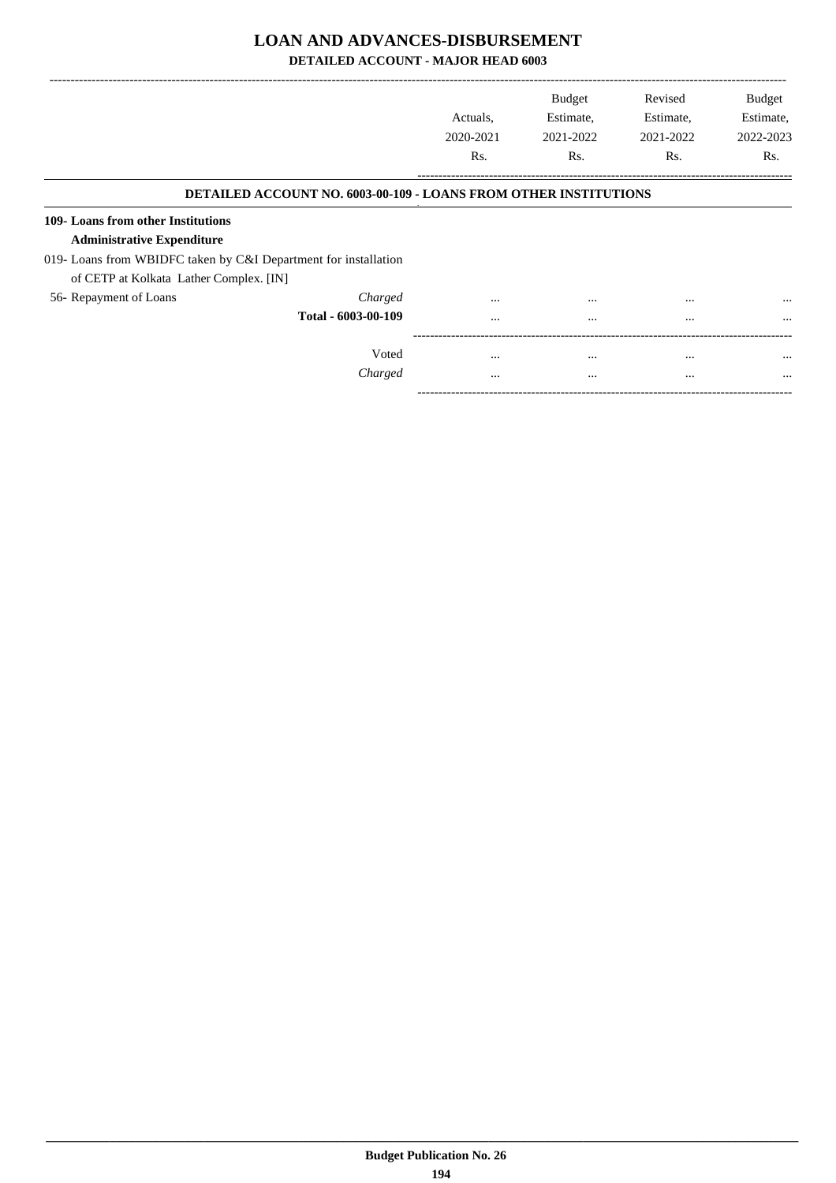# LOAN AND ADVANCES-DISBURSEMENT

## DETAILED ACCOUNT - MAJOR HEAD 6003

| | | Actuals, 2020-2021 Rs. | Budget Estimate, 2021-2022 Rs. | Revised Estimate, 2021-2022 Rs. | Budget Estimate, 2022-2023 Rs. |
|---|---|---|---|---|---|
| **DETAILED ACCOUNT NO. 6003-00-109 - LOANS FROM OTHER INSTITUTIONS** | | | | | |
| **109- Loans from other Institutions** | | | | | |
| **Administrative Expenditure** | | | | | |
| 019- Loans from WBIDFC taken by C&I Department for installation of CETP at Kolkata Lather Complex. [IN] | | | | | |
| 56- Repayment of Loans | *Charged* | ... | ... | ... | ... |
| | **Total - 6003-00-109** | ... | ... | ... | ... |
| | Voted | ... | ... | ... | ... |
| | *Charged* | ... | ... | ... | ... |

**Budget Publication No. 26**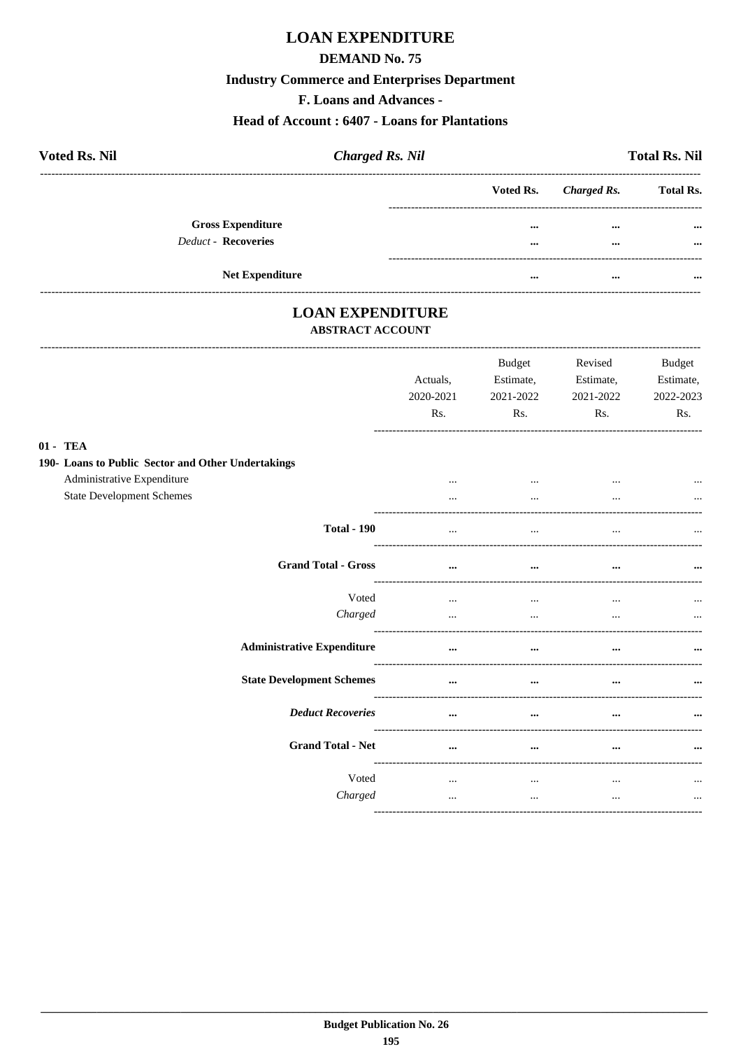# LOAN EXPENDITURE

## DEMAND No. 75

## Industry Commerce and Enterprises Department

## F. Loans and Advances -

## Head of Account : 6407 - Loans for Plantations

**Voted Rs. Nil** | ***Charged Rs. Nil*** | **Total Rs. Nil**

| | Voted Rs. | *Charged Rs.* | Total Rs. |
|---|---|---|---|
| **Gross Expenditure** | ... | ... | ... |
| *Deduct* - **Recoveries** | ... | ... | ... |
| **Net Expenditure** | ... | ... | ... |

# LOAN EXPENDITURE

## ABSTRACT ACCOUNT

| | Actuals, 2020-2021 Rs. | Budget Estimate, 2021-2022 Rs. | Revised Estimate, 2021-2022 Rs. | Budget Estimate, 2022-2023 Rs. |
|---|---|---|---|---|
| **01 - TEA** | | | | |
| **190- Loans to Public Sector and Other Undertakings** | | | | |
| Administrative Expenditure | ... | ... | ... | ... |
| State Development Schemes | ... | ... | ... | ... |
| **Total - 190** | ... | ... | ... | ... |
| **Grand Total - Gross** | ... | ... | ... | ... |
| Voted | ... | ... | ... | ... |
| *Charged* | ... | ... | ... | ... |
| **Administrative Expenditure** | ... | ... | ... | ... |
| **State Development Schemes** | ... | ... | ... | ... |
| ***Deduct Recoveries*** | ... | ... | ... | ... |
| **Grand Total - Net** | ... | ... | ... | ... |
| Voted | ... | ... | ... | ... |
| *Charged* | ... | ... | ... | ... |

Budget Publication No. 26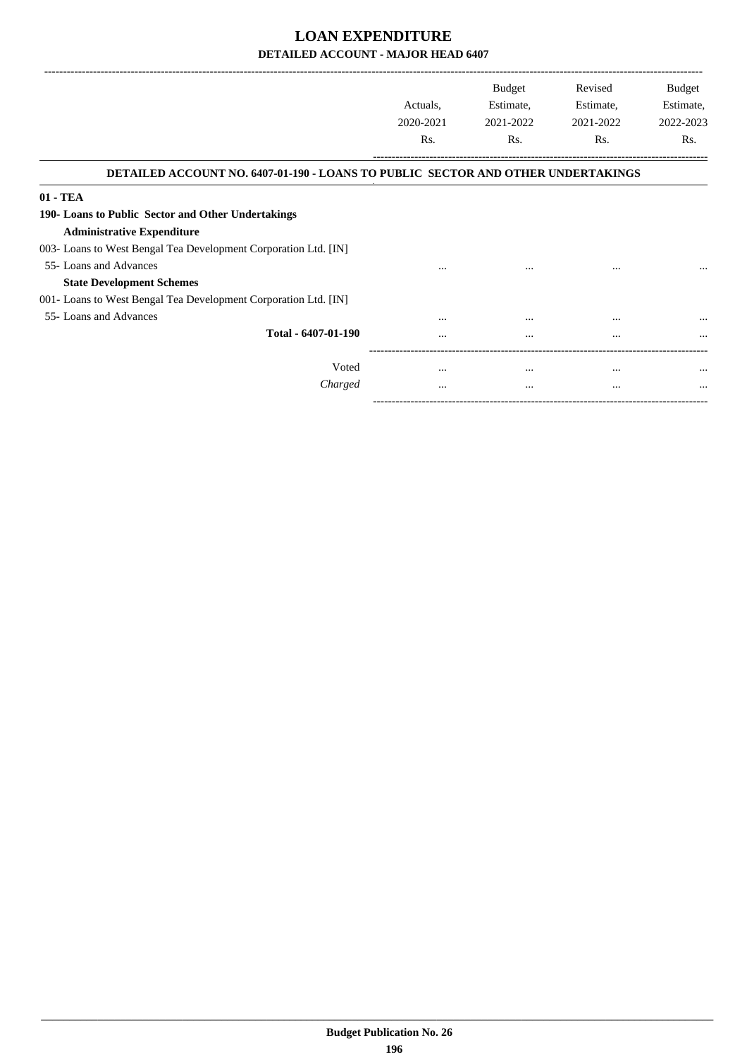# LOAN EXPENDITURE

## DETAILED ACCOUNT - MAJOR HEAD 6407

| | Actuals, 2020-2021 Rs. | Budget Estimate, 2021-2022 Rs. | Revised Estimate, 2021-2022 Rs. | Budget Estimate, 2022-2023 Rs. |
|---|---|---|---|---|
| **DETAILED ACCOUNT NO. 6407-01-190 - LOANS TO PUBLIC SECTOR AND OTHER UNDERTAKINGS** | | | | |
| **01 - TEA** | | | | |
| **190- Loans to Public Sector and Other Undertakings** | | | | |
| **Administrative Expenditure** | | | | |
| 003- Loans to West Bengal Tea Development Corporation Ltd. [IN] | | | | |
| 55- Loans and Advances | ... | ... | ... | ... |
| **State Development Schemes** | | | | |
| 001- Loans to West Bengal Tea Development Corporation Ltd. [IN] | | | | |
| 55- Loans and Advances | ... | ... | ... | ... |
| **Total - 6407-01-190** | ... | ... | ... | ... |
| Voted | ... | ... | ... | ... |
| *Charged* | ... | ... | ... | ... |

Budget Publication No. 26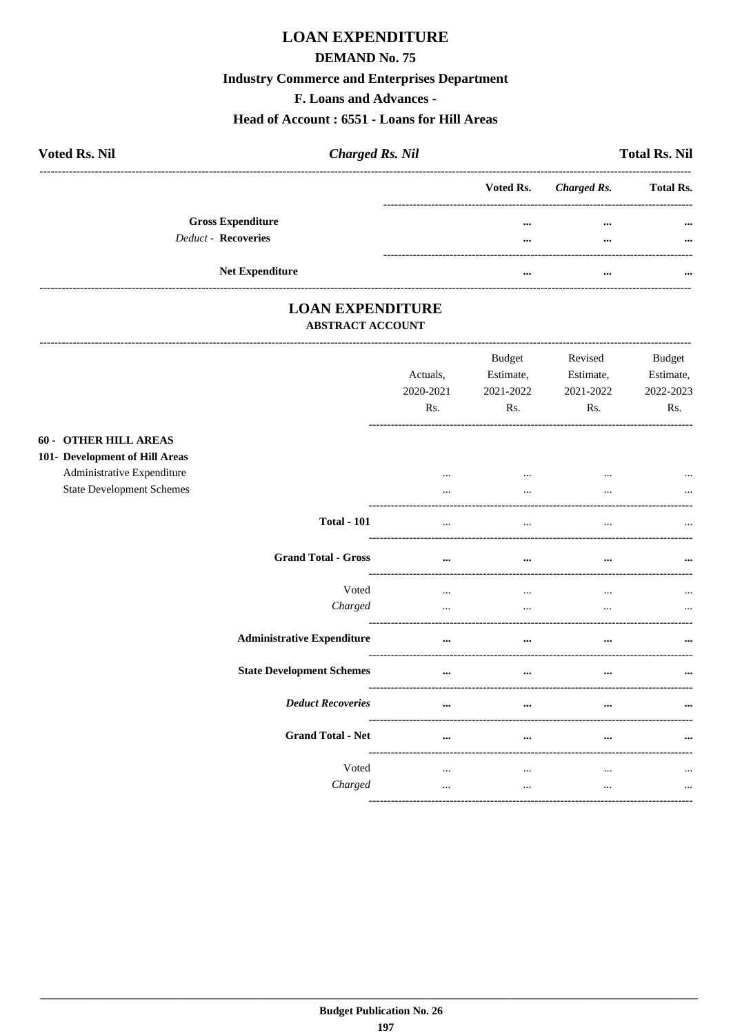# LOAN EXPENDITURE

## DEMAND No. 75

### Industry Commerce and Enterprises Department

### F. Loans and Advances -

### Head of Account : 6551 - Loans for Hill Areas

**Voted Rs. Nil** | ***Charged Rs. Nil*** | **Total Rs. Nil**

| | Voted Rs. | *Charged Rs.* | Total Rs. |
|---|---|---|---|
| **Gross Expenditure** | ... | ... | ... |
| *Deduct* - **Recoveries** | ... | ... | ... |
| **Net Expenditure** | ... | ... | ... |

## LOAN EXPENDITURE

### ABSTRACT ACCOUNT

| | Actuals, 2020-2021 Rs. | Budget Estimate, 2021-2022 Rs. | Revised Estimate, 2021-2022 Rs. | Budget Estimate, 2022-2023 Rs. |
|---|---|---|---|---|
| **60 - OTHER HILL AREAS** | | | | |
| **101- Development of Hill Areas** | | | | |
| Administrative Expenditure | ... | ... | ... | ... |
| State Development Schemes | ... | ... | ... | ... |
| **Total - 101** | ... | ... | ... | ... |
| **Grand Total - Gross** | ... | ... | ... | ... |
| Voted | ... | ... | ... | ... |
| *Charged* | ... | ... | ... | ... |
| **Administrative Expenditure** | ... | ... | ... | ... |
| **State Development Schemes** | ... | ... | ... | ... |
| ***Deduct Recoveries*** | ... | ... | ... | ... |
| **Grand Total - Net** | ... | ... | ... | ... |
| Voted | ... | ... | ... | ... |
| *Charged* | ... | ... | ... | ... |

**Budget Publication No. 26**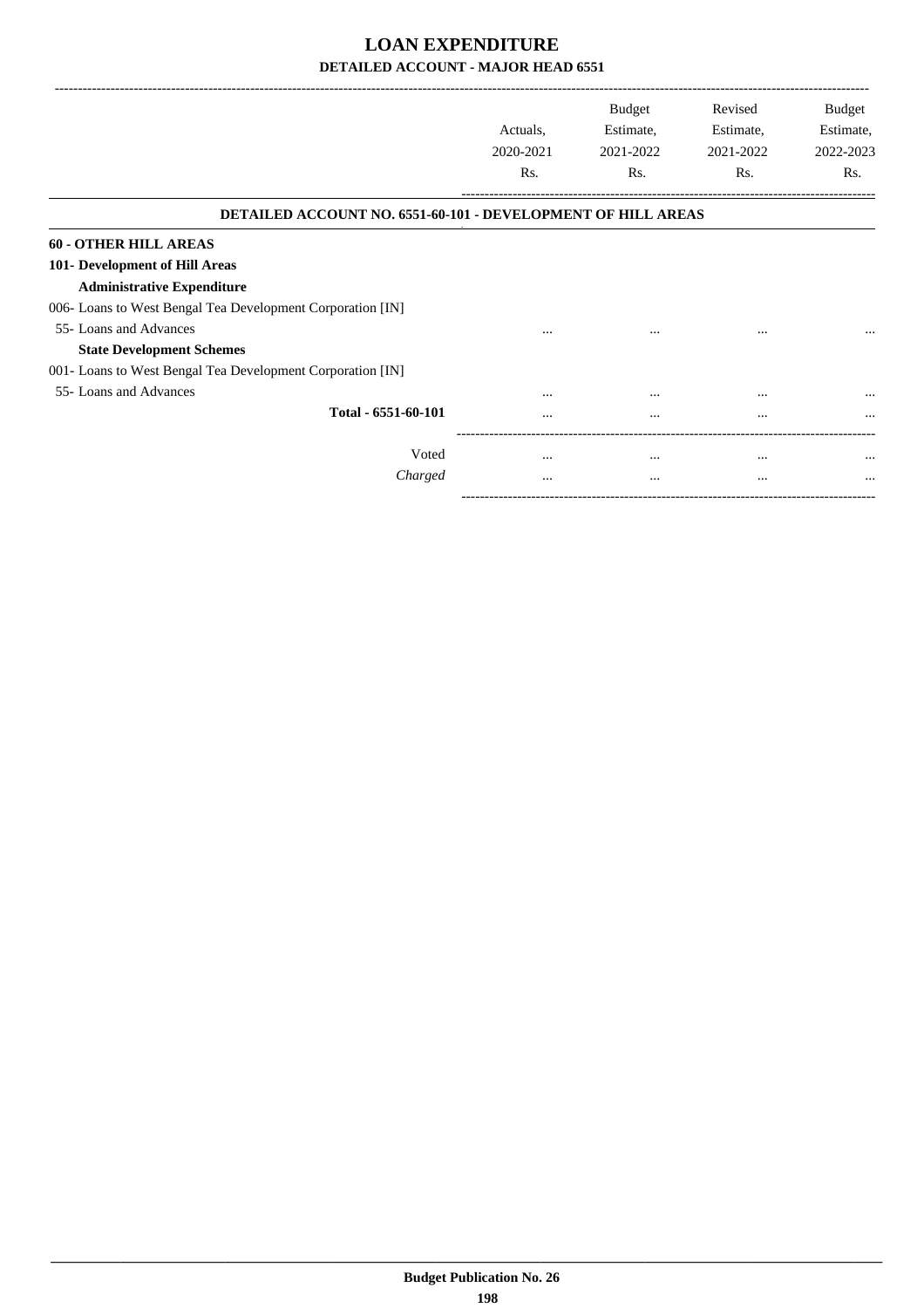# LOAN EXPENDITURE

## DETAILED ACCOUNT - MAJOR HEAD 6551

| | Actuals, 2020-2021 Rs. | Budget Estimate, 2021-2022 Rs. | Revised Estimate, 2021-2022 Rs. | Budget Estimate, 2022-2023 Rs. |
|---|---|---|---|---|
| **DETAILED ACCOUNT NO. 6551-60-101 - DEVELOPMENT OF HILL AREAS** | | | | |
| **60 - OTHER HILL AREAS** | | | | |
| **101- Development of Hill Areas** | | | | |
| **Administrative Expenditure** | | | | |
| 006- Loans to West Bengal Tea Development Corporation [IN] | | | | |
| 55- Loans and Advances | ... | ... | ... | ... |
| **State Development Schemes** | | | | |
| 001- Loans to West Bengal Tea Development Corporation [IN] | | | | |
| 55- Loans and Advances | ... | ... | ... | ... |
| **Total - 6551-60-101** | ... | ... | ... | ... |
| Voted | ... | ... | ... | ... |
| *Charged* | ... | ... | ... | ... |

Budget Publication No. 26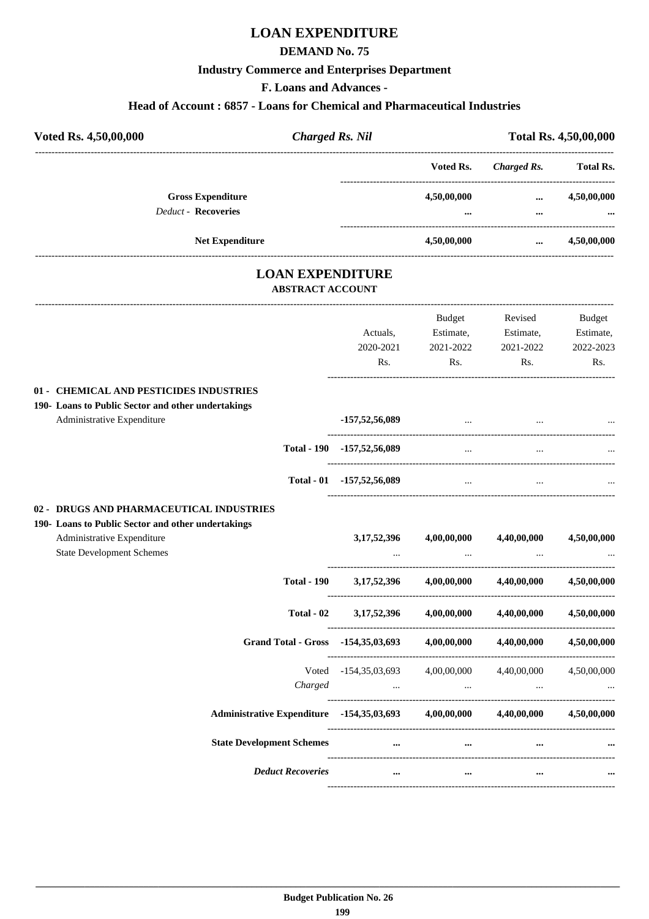# LOAN EXPENDITURE

## DEMAND No. 75

### Industry Commerce and Enterprises Department

### F. Loans and Advances -

### Head of Account : 6857 - Loans for Chemical and Pharmaceutical Industries

| **Voted Rs. 4,50,00,000** | ***Charged Rs. Nil*** | **Total Rs. 4,50,00,000** |
|---|---|---|

| | Voted Rs. | *Charged Rs.* | Total Rs. |
|---|---|---|---|
| **Gross Expenditure** | **4,50,00,000** | **...** | **4,50,00,000** |
| *Deduct* - **Recoveries** | **...** | **...** | **...** |
| **Net Expenditure** | **4,50,00,000** | **...** | **4,50,00,000** |

# LOAN EXPENDITURE

## ABSTRACT ACCOUNT

| | Actuals, 2020-2021 Rs. | Budget Estimate, 2021-2022 Rs. | Revised Estimate, 2021-2022 Rs. | Budget Estimate, 2022-2023 Rs. |
|---|---|---|---|---|
| **01 - CHEMICAL AND PESTICIDES INDUSTRIES** | | | | |
| **190- Loans to Public Sector and other undertakings** | | | | |
| Administrative Expenditure | **-157,52,56,089** | ... | ... | ... |
| **Total - 190** | **-157,52,56,089** | ... | ... | ... |
| **Total - 01** | **-157,52,56,089** | ... | ... | ... |
| **02 - DRUGS AND PHARMACEUTICAL INDUSTRIES** | | | | |
| **190- Loans to Public Sector and other undertakings** | | | | |
| Administrative Expenditure | **3,17,52,396** | **4,00,00,000** | **4,40,00,000** | **4,50,00,000** |
| State Development Schemes | ... | ... | ... | ... |
| **Total - 190** | **3,17,52,396** | **4,00,00,000** | **4,40,00,000** | **4,50,00,000** |
| **Total - 02** | **3,17,52,396** | **4,00,00,000** | **4,40,00,000** | **4,50,00,000** |
| **Grand Total - Gross** | **-154,35,03,693** | **4,00,00,000** | **4,40,00,000** | **4,50,00,000** |
| Voted | -154,35,03,693 | 4,00,00,000 | 4,40,00,000 | 4,50,00,000 |
| *Charged* | ... | ... | ... | ... |
| **Administrative Expenditure** | **-154,35,03,693** | **4,00,00,000** | **4,40,00,000** | **4,50,00,000** |
| **State Development Schemes** | **...** | **...** | **...** | **...** |
| ***Deduct Recoveries*** | **...** | **...** | **...** | **...** |

**Budget Publication No. 26**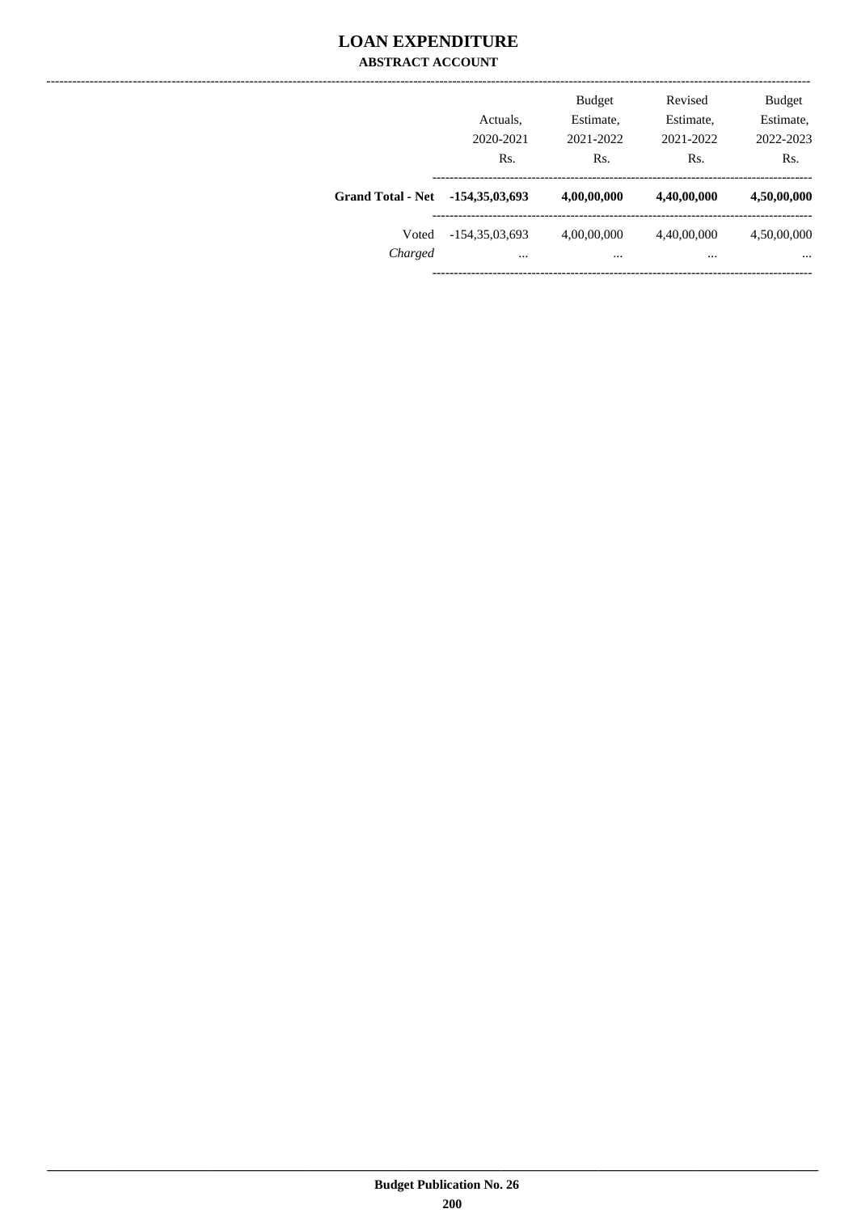# LOAN EXPENDITURE

## ABSTRACT ACCOUNT

| | Actuals, 2020-2021 Rs. | Budget Estimate, 2021-2022 Rs. | Revised Estimate, 2021-2022 Rs. | Budget Estimate, 2022-2023 Rs. |
|---|---|---|---|---|
| **Grand Total - Net** | **-154,35,03,693** | **4,00,00,000** | **4,40,00,000** | **4,50,00,000** |
| Voted | -154,35,03,693 | 4,00,00,000 | 4,40,00,000 | 4,50,00,000 |
| *Charged* | ... | ... | ... | ... |

**Budget Publication No. 26**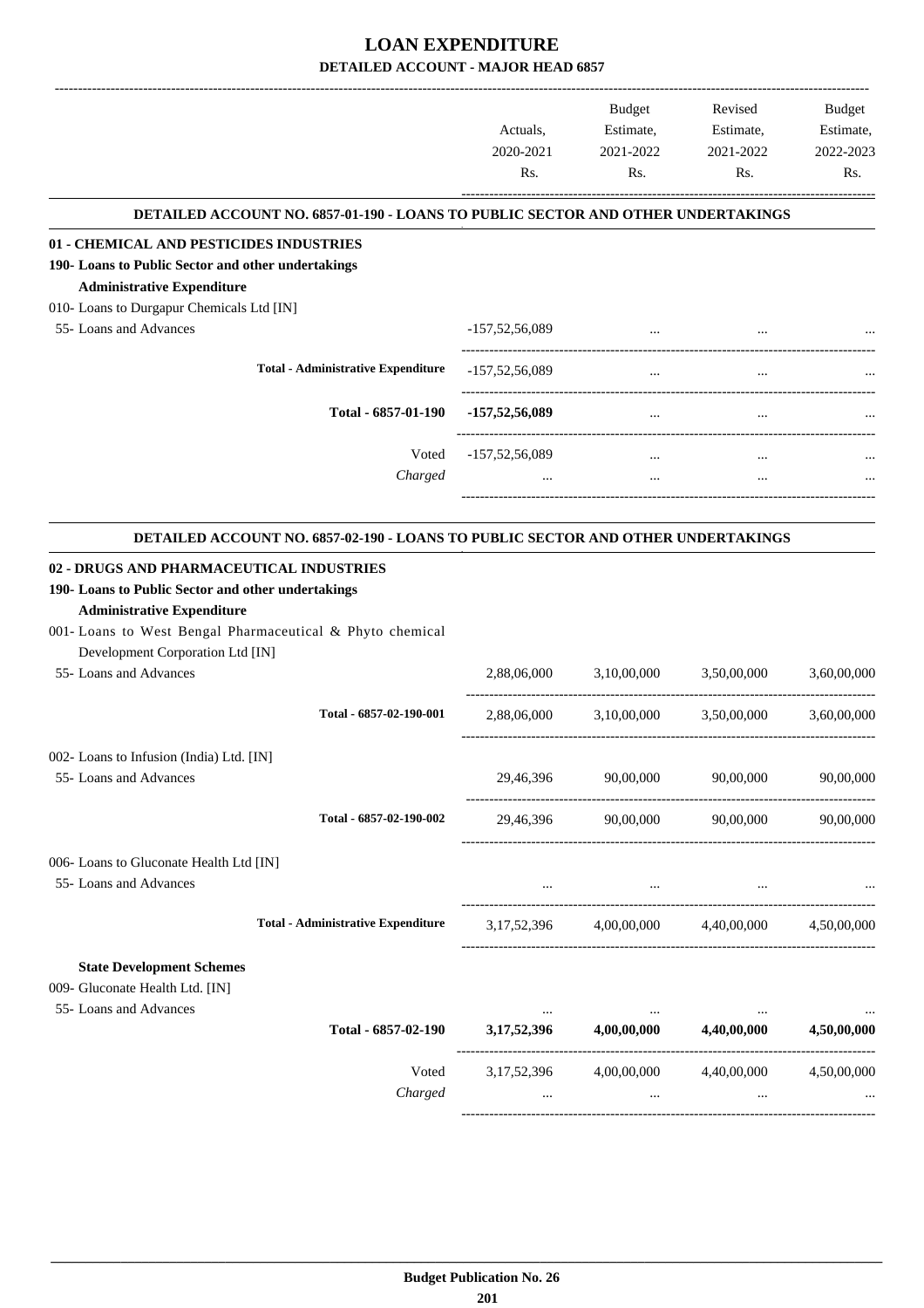# LOAN EXPENDITURE

## DETAILED ACCOUNT - MAJOR HEAD 6857

| | Actuals, 2020-2021 Rs. | Budget Estimate, 2021-2022 Rs. | Revised Estimate, 2021-2022 Rs. | Budget Estimate, 2022-2023 Rs. |
|---|---|---|---|---|
| **DETAILED ACCOUNT NO. 6857-01-190 - LOANS TO PUBLIC SECTOR AND OTHER UNDERTAKINGS** | | | | |
| **01 - CHEMICAL AND PESTICIDES INDUSTRIES** | | | | |
| **190- Loans to Public Sector and other undertakings** | | | | |
| **Administrative Expenditure** | | | | |
| 010- Loans to Durgapur Chemicals Ltd [IN] | | | | |
| 55- Loans and Advances | -157,52,56,089 | ... | ... | ... |
| **Total - Administrative Expenditure** | -157,52,56,089 | ... | ... | ... |
| **Total - 6857-01-190** | **-157,52,56,089** | ... | ... | ... |
| Voted | -157,52,56,089 | ... | ... | ... |
| *Charged* | ... | ... | ... | ... |
| **DETAILED ACCOUNT NO. 6857-02-190 - LOANS TO PUBLIC SECTOR AND OTHER UNDERTAKINGS** | | | | |
| **02 - DRUGS AND PHARMACEUTICAL INDUSTRIES** | | | | |
| **190- Loans to Public Sector and other undertakings** | | | | |
| **Administrative Expenditure** | | | | |
| 001- Loans to West Bengal Pharmaceutical & Phyto chemical Development Corporation Ltd [IN] | | | | |
| 55- Loans and Advances | 2,88,06,000 | 3,10,00,000 | 3,50,00,000 | 3,60,00,000 |
| **Total - 6857-02-190-001** | 2,88,06,000 | 3,10,00,000 | 3,50,00,000 | 3,60,00,000 |
| 002- Loans to Infusion (India) Ltd. [IN] | | | | |
| 55- Loans and Advances | 29,46,396 | 90,00,000 | 90,00,000 | 90,00,000 |
| **Total - 6857-02-190-002** | 29,46,396 | 90,00,000 | 90,00,000 | 90,00,000 |
| 006- Loans to Gluconate Health Ltd [IN] | | | | |
| 55- Loans and Advances | ... | ... | ... | ... |
| **Total - Administrative Expenditure** | 3,17,52,396 | 4,00,00,000 | 4,40,00,000 | 4,50,00,000 |
| **State Development Schemes** | | | | |
| 009- Gluconate Health Ltd. [IN] | | | | |
| 55- Loans and Advances | ... | ... | ... | ... |
| **Total - 6857-02-190** | **3,17,52,396** | **4,00,00,000** | **4,40,00,000** | **4,50,00,000** |
| Voted | 3,17,52,396 | 4,00,00,000 | 4,40,00,000 | 4,50,00,000 |
| *Charged* | ... | ... | ... | ... |

**Budget Publication No. 26**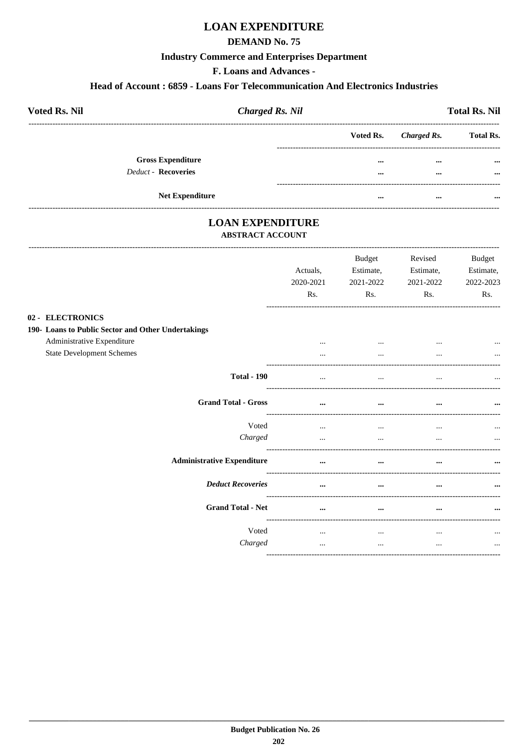# LOAN EXPENDITURE

## DEMAND No. 75

### Industry Commerce and Enterprises Department

### F. Loans and Advances -

### Head of Account : 6859 - Loans For Telecommunication And Electronics Industries

**Voted Rs. Nil** | ***Charged Rs. Nil*** | **Total Rs. Nil**

| | Voted Rs. | *Charged Rs.* | Total Rs. |
|---|---|---|---|
| **Gross Expenditure** | ... | ... | ... |
| *Deduct* - **Recoveries** | ... | ... | ... |
| **Net Expenditure** | ... | ... | ... |

# LOAN EXPENDITURE

### ABSTRACT ACCOUNT

| | Actuals, 2020-2021 Rs. | Budget Estimate, 2021-2022 Rs. | Revised Estimate, 2021-2022 Rs. | Budget Estimate, 2022-2023 Rs. |
|---|---|---|---|---|
| **02 - ELECTRONICS** | | | | |
| **190- Loans to Public Sector and Other Undertakings** | | | | |
| Administrative Expenditure | ... | ... | ... | ... |
| State Development Schemes | ... | ... | ... | ... |
| **Total - 190** | ... | ... | ... | ... |
| **Grand Total - Gross** | ... | ... | ... | ... |
| Voted | ... | ... | ... | ... |
| *Charged* | ... | ... | ... | ... |
| **Administrative Expenditure** | ... | ... | ... | ... |
| ***Deduct Recoveries*** | ... | ... | ... | ... |
| **Grand Total - Net** | ... | ... | ... | ... |
| Voted | ... | ... | ... | ... |
| *Charged* | ... | ... | ... | ... |

Budget Publication No. 26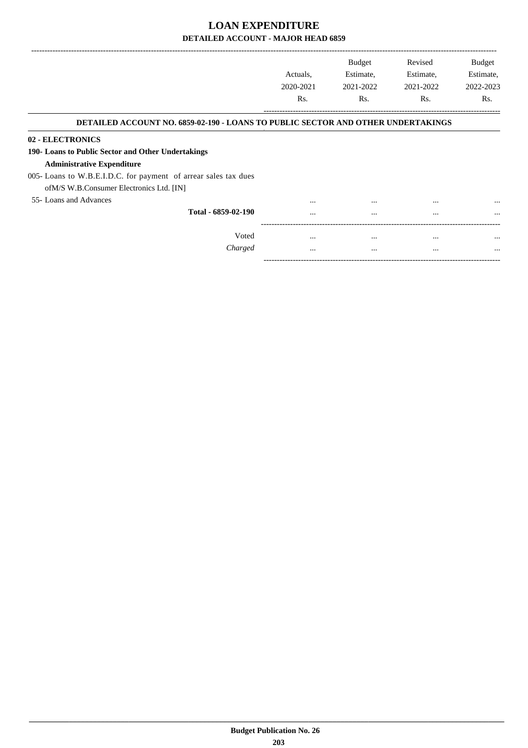# LOAN EXPENDITURE

## DETAILED ACCOUNT - MAJOR HEAD 6859

| | Actuals, 2020-2021 Rs. | Budget Estimate, 2021-2022 Rs. | Revised Estimate, 2021-2022 Rs. | Budget Estimate, 2022-2023 Rs. |
|---|---|---|---|---|
| **DETAILED ACCOUNT NO. 6859-02-190 - LOANS TO PUBLIC SECTOR AND OTHER UNDERTAKINGS** | | | | |
| **02 - ELECTRONICS** | | | | |
| **190- Loans to Public Sector and Other Undertakings** | | | | |
| **Administrative Expenditure** | | | | |
| 005- Loans to W.B.E.I.D.C. for payment of arrear sales tax dues ofM/S W.B.Consumer Electronics Ltd. [IN] | | | | |
| 55- Loans and Advances | ... | ... | ... | ... |
| **Total - 6859-02-190** | ... | ... | ... | ... |
| Voted | ... | ... | ... | ... |
| *Charged* | ... | ... | ... | ... |

Budget Publication No. 26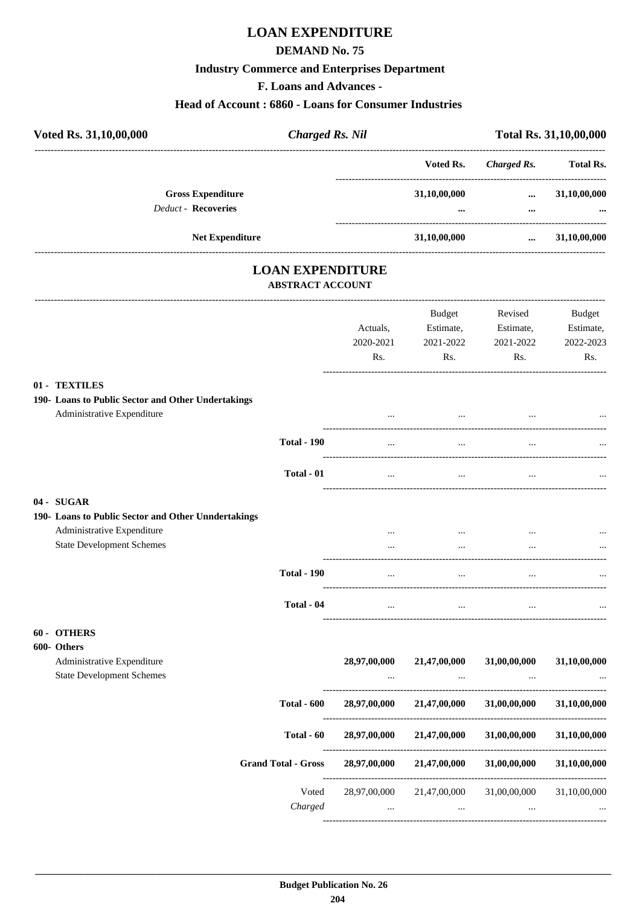# LOAN EXPENDITURE

## DEMAND No. 75

### Industry Commerce and Enterprises Department

### F. Loans and Advances -

### Head of Account : 6860 - Loans for Consumer Industries

| **Voted Rs. 31,10,00,000** | ***Charged Rs. Nil*** | **Total Rs. 31,10,00,000** |
|---|---|---|

| | Voted Rs. | *Charged Rs.* | Total Rs. |
|---|---|---|---|
| **Gross Expenditure** | 31,10,00,000 | ... | 31,10,00,000 |
| *Deduct* - **Recoveries** | ... | ... | ... |
| **Net Expenditure** | 31,10,00,000 | ... | 31,10,00,000 |

# LOAN EXPENDITURE

### ABSTRACT ACCOUNT

| | Actuals, 2020-2021 Rs. | Budget Estimate, 2021-2022 Rs. | Revised Estimate, 2021-2022 Rs. | Budget Estimate, 2022-2023 Rs. |
|---|---|---|---|---|
| **01 - TEXTILES** | | | | |
| **190- Loans to Public Sector and Other Undertakings** | | | | |
| Administrative Expenditure | ... | ... | ... | ... |
| **Total - 190** | ... | ... | ... | ... |
| **Total - 01** | ... | ... | ... | ... |
| **04 - SUGAR** | | | | |
| **190- Loans to Public Sector and Other Unndertakings** | | | | |
| Administrative Expenditure | ... | ... | ... | ... |
| State Development Schemes | ... | ... | ... | ... |
| **Total - 190** | ... | ... | ... | ... |
| **Total - 04** | ... | ... | ... | ... |
| **60 - OTHERS** | | | | |
| **600- Others** | | | | |
| Administrative Expenditure | 28,97,00,000 | 21,47,00,000 | 31,00,00,000 | 31,10,00,000 |
| State Development Schemes | ... | ... | ... | ... |
| **Total - 600** | 28,97,00,000 | 21,47,00,000 | 31,00,00,000 | 31,10,00,000 |
| **Total - 60** | 28,97,00,000 | 21,47,00,000 | 31,00,00,000 | 31,10,00,000 |
| **Grand Total - Gross** | 28,97,00,000 | 21,47,00,000 | 31,00,00,000 | 31,10,00,000 |
| Voted | 28,97,00,000 | 21,47,00,000 | 31,00,00,000 | 31,10,00,000 |
| *Charged* | ... | ... | ... | ... |

**Budget Publication No. 26**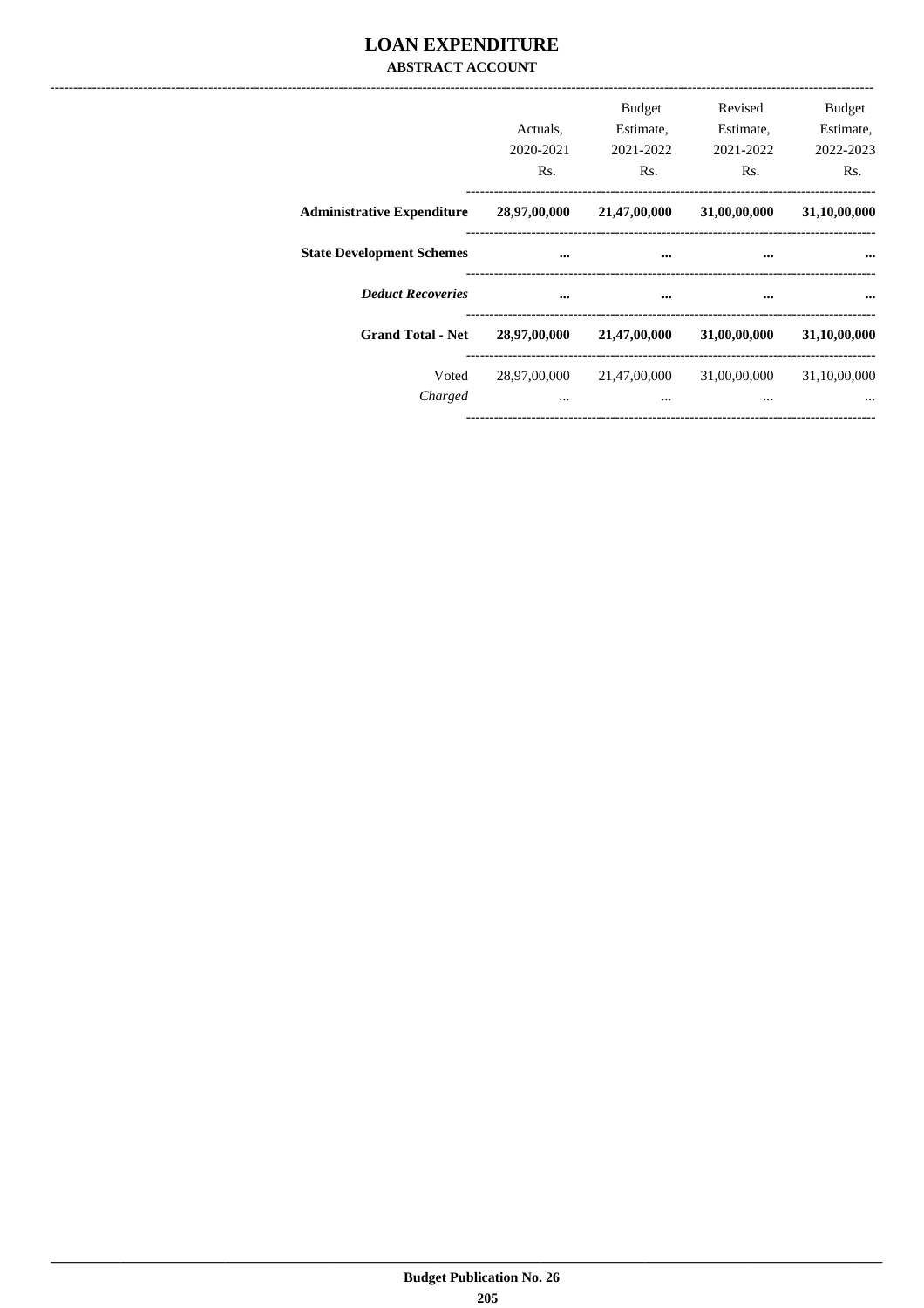# LOAN EXPENDITURE

## ABSTRACT ACCOUNT

| | Actuals, 2020-2021 Rs. | Budget Estimate, 2021-2022 Rs. | Revised Estimate, 2021-2022 Rs. | Budget Estimate, 2022-2023 Rs. |
|---|---|---|---|---|
| **Administrative Expenditure** | **28,97,00,000** | **21,47,00,000** | **31,00,00,000** | **31,10,00,000** |
| **State Development Schemes** | **...** | **...** | **...** | **...** |
| ***Deduct Recoveries*** | **...** | **...** | **...** | **...** |
| **Grand Total - Net** | **28,97,00,000** | **21,47,00,000** | **31,00,00,000** | **31,10,00,000** |
| Voted | 28,97,00,000 | 21,47,00,000 | 31,00,00,000 | 31,10,00,000 |
| *Charged* | ... | ... | ... | ... |

Budget Publication No. 26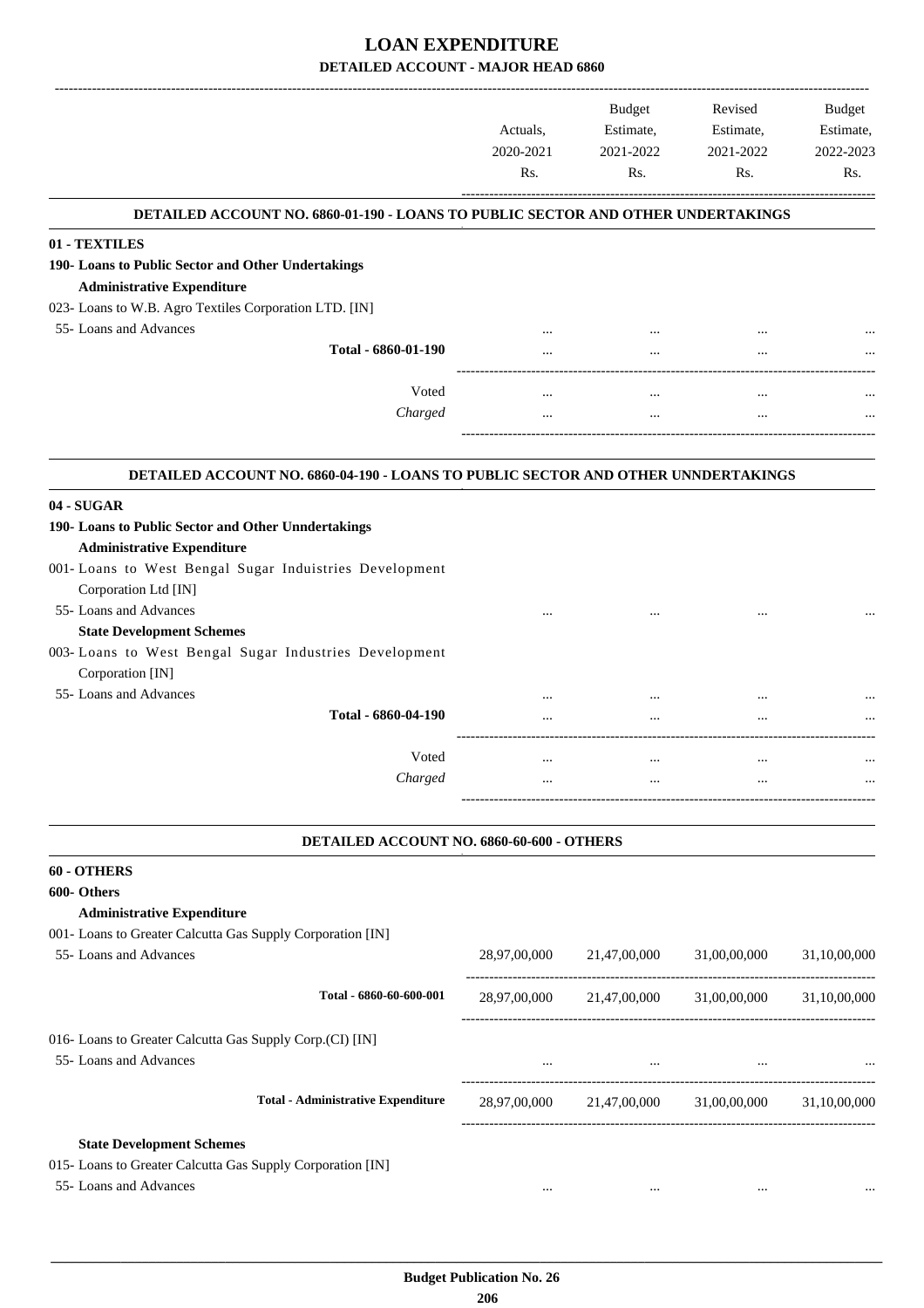# LOAN EXPENDITURE

**DETAILED ACCOUNT - MAJOR HEAD 6860**

| | Actuals, 2020-2021 Rs. | Budget Estimate, 2021-2022 Rs. | Revised Estimate, 2021-2022 Rs. | Budget Estimate, 2022-2023 Rs. |
|---|---|---|---|---|
| **DETAILED ACCOUNT NO. 6860-01-190 - LOANS TO PUBLIC SECTOR AND OTHER UNDERTAKINGS** | | | | |
| **01 - TEXTILES** | | | | |
| **190- Loans to Public Sector and Other Undertakings** | | | | |
| **Administrative Expenditure** | | | | |
| 023- Loans to W.B. Agro Textiles Corporation LTD. [IN] | | | | |
| 55- Loans and Advances | ... | ... | ... | ... |
| **Total - 6860-01-190** | ... | ... | ... | ... |
| Voted | ... | ... | ... | ... |
| *Charged* | ... | ... | ... | ... |
| **DETAILED ACCOUNT NO. 6860-04-190 - LOANS TO PUBLIC SECTOR AND OTHER UNNDERTAKINGS** | | | | |
| **04 - SUGAR** | | | | |
| **190- Loans to Public Sector and Other Unndertakings** | | | | |
| **Administrative Expenditure** | | | | |
| 001- Loans to West Bengal Sugar Induistries Development Corporation Ltd [IN] | | | | |
| 55- Loans and Advances | ... | ... | ... | ... |
| **State Development Schemes** | | | | |
| 003- Loans to West Bengal Sugar Industries Development Corporation [IN] | | | | |
| 55- Loans and Advances | ... | ... | ... | ... |
| **Total - 6860-04-190** | ... | ... | ... | ... |
| Voted | ... | ... | ... | ... |
| *Charged* | ... | ... | ... | ... |
| **DETAILED ACCOUNT NO. 6860-60-600 - OTHERS** | | | | |
| **60 - OTHERS** | | | | |
| **600- Others** | | | | |
| **Administrative Expenditure** | | | | |
| 001- Loans to Greater Calcutta Gas Supply Corporation [IN] | | | | |
| 55- Loans and Advances | 28,97,00,000 | 21,47,00,000 | 31,00,00,000 | 31,10,00,000 |
| **Total - 6860-60-600-001** | 28,97,00,000 | 21,47,00,000 | 31,00,00,000 | 31,10,00,000 |
| 016- Loans to Greater Calcutta Gas Supply Corp.(CI) [IN] | | | | |
| 55- Loans and Advances | ... | ... | ... | ... |
| **Total - Administrative Expenditure** | 28,97,00,000 | 21,47,00,000 | 31,00,00,000 | 31,10,00,000 |
| **State Development Schemes** | | | | |
| 015- Loans to Greater Calcutta Gas Supply Corporation [IN] | | | | |
| 55- Loans and Advances | ... | ... | ... | ... |

**Budget Publication No. 26**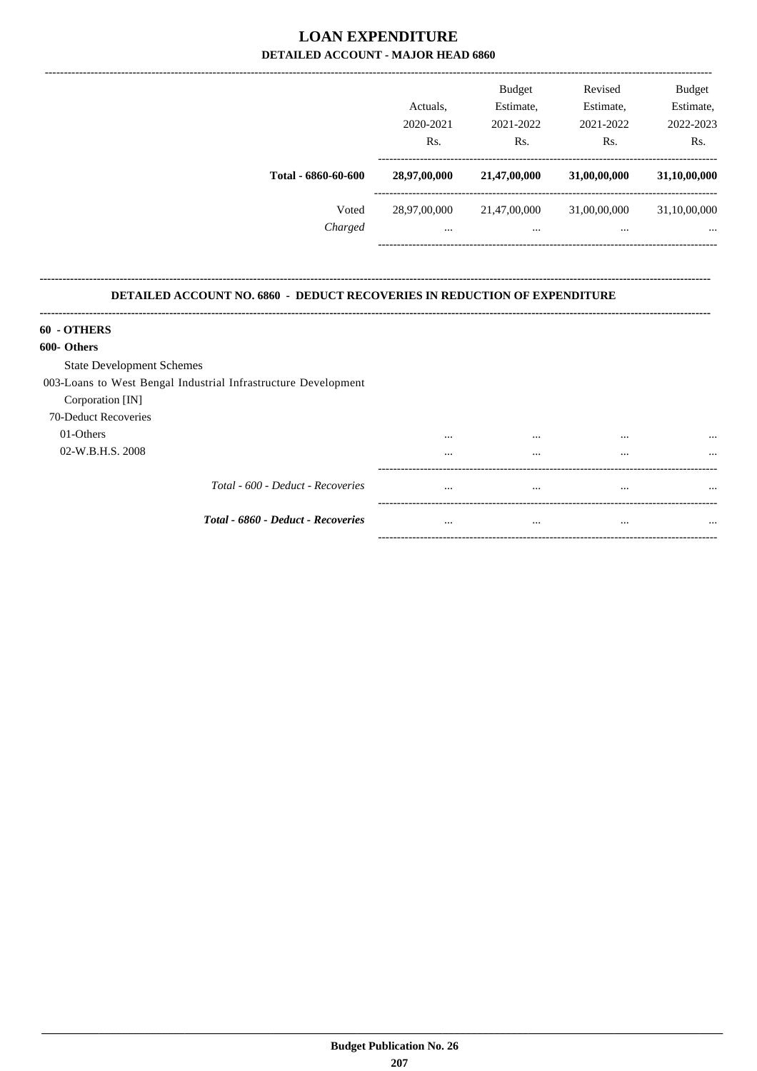# LOAN EXPENDITURE

## DETAILED ACCOUNT - MAJOR HEAD 6860

| | Actuals, 2020-2021 Rs. | Budget Estimate, 2021-2022 Rs. | Revised Estimate, 2021-2022 Rs. | Budget Estimate, 2022-2023 Rs. |
|---|---|---|---|---|
| **Total - 6860-60-600** | **28,97,00,000** | **21,47,00,000** | **31,00,00,000** | **31,10,00,000** |
| Voted | 28,97,00,000 | 21,47,00,000 | 31,00,00,000 | 31,10,00,000 |
| *Charged* | ... | ... | ... | ... |

**DETAILED ACCOUNT NO. 6860 - DEDUCT RECOVERIES IN REDUCTION OF EXPENDITURE**

| | | | | |
|---|---|---|---|---|
| **60 - OTHERS** | | | | |
| **600- Others** | | | | |
| State Development Schemes | | | | |
| 003-Loans to West Bengal Industrial Infrastructure Development Corporation [IN] | | | | |
| 70-Deduct Recoveries | | | | |
| 01-Others | ... | ... | ... | ... |
| 02-W.B.H.S. 2008 | ... | ... | ... | ... |
| *Total - 600 - Deduct - Recoveries* | ... | ... | ... | ... |
| ***Total - 6860 - Deduct - Recoveries*** | ... | ... | ... | ... |

**Budget Publication No. 26**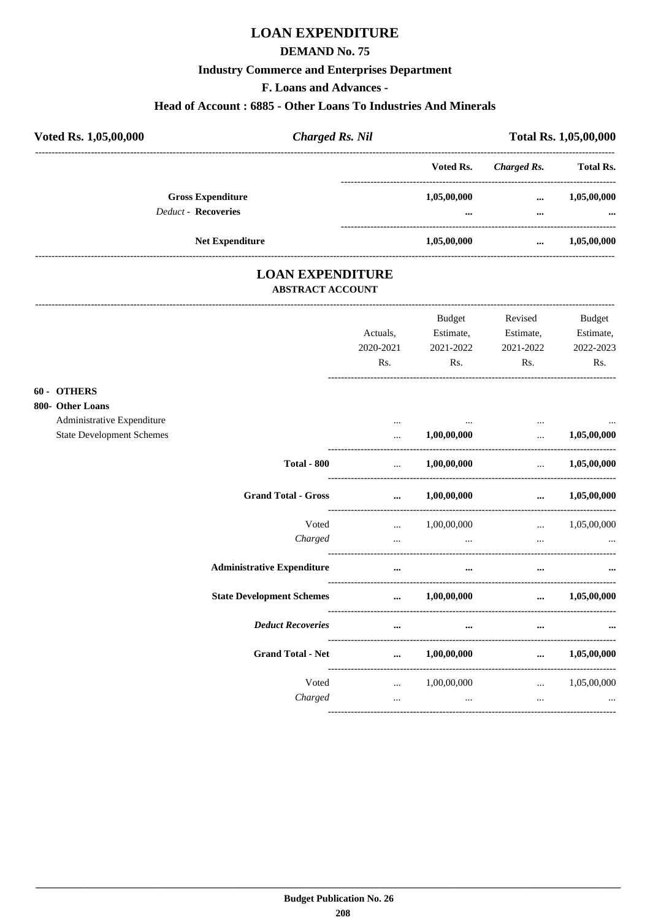# LOAN EXPENDITURE

## DEMAND No. 75

### Industry Commerce and Enterprises Department

### F. Loans and Advances -

### Head of Account : 6885 - Other Loans To Industries And Minerals

| Voted Rs. 1,05,00,000 | *Charged Rs. Nil* | Total Rs. 1,05,00,000 |
|---|---|---|

| | Voted Rs. | *Charged Rs.* | Total Rs. |
|---|---|---|---|
| **Gross Expenditure** | **1,05,00,000** | **...** | **1,05,00,000** |
| *Deduct* - **Recoveries** | **...** | **...** | **...** |
| **Net Expenditure** | **1,05,00,000** | **...** | **1,05,00,000** |

## LOAN EXPENDITURE

### ABSTRACT ACCOUNT

| | Actuals, 2020-2021 Rs. | Budget Estimate, 2021-2022 Rs. | Revised Estimate, 2021-2022 Rs. | Budget Estimate, 2022-2023 Rs. |
|---|---|---|---|---|
| **60 - OTHERS** | | | | |
| **800- Other Loans** | | | | |
| Administrative Expenditure | ... | ... | ... | ... |
| State Development Schemes | ... | 1,00,00,000 | ... | 1,05,00,000 |
| **Total - 800** | ... | **1,00,00,000** | ... | **1,05,00,000** |
| **Grand Total - Gross** | **...** | **1,00,00,000** | **...** | **1,05,00,000** |
| Voted | ... | 1,00,00,000 | ... | 1,05,00,000 |
| *Charged* | ... | ... | ... | ... |
| **Administrative Expenditure** | **...** | **...** | **...** | **...** |
| **State Development Schemes** | **...** | **1,00,00,000** | **...** | **1,05,00,000** |
| ***Deduct Recoveries*** | **...** | **...** | **...** | **...** |
| **Grand Total - Net** | **...** | **1,00,00,000** | **...** | **1,05,00,000** |
| Voted | ... | 1,00,00,000 | ... | 1,05,00,000 |
| *Charged* | ... | ... | ... | ... |

**Budget Publication No. 26**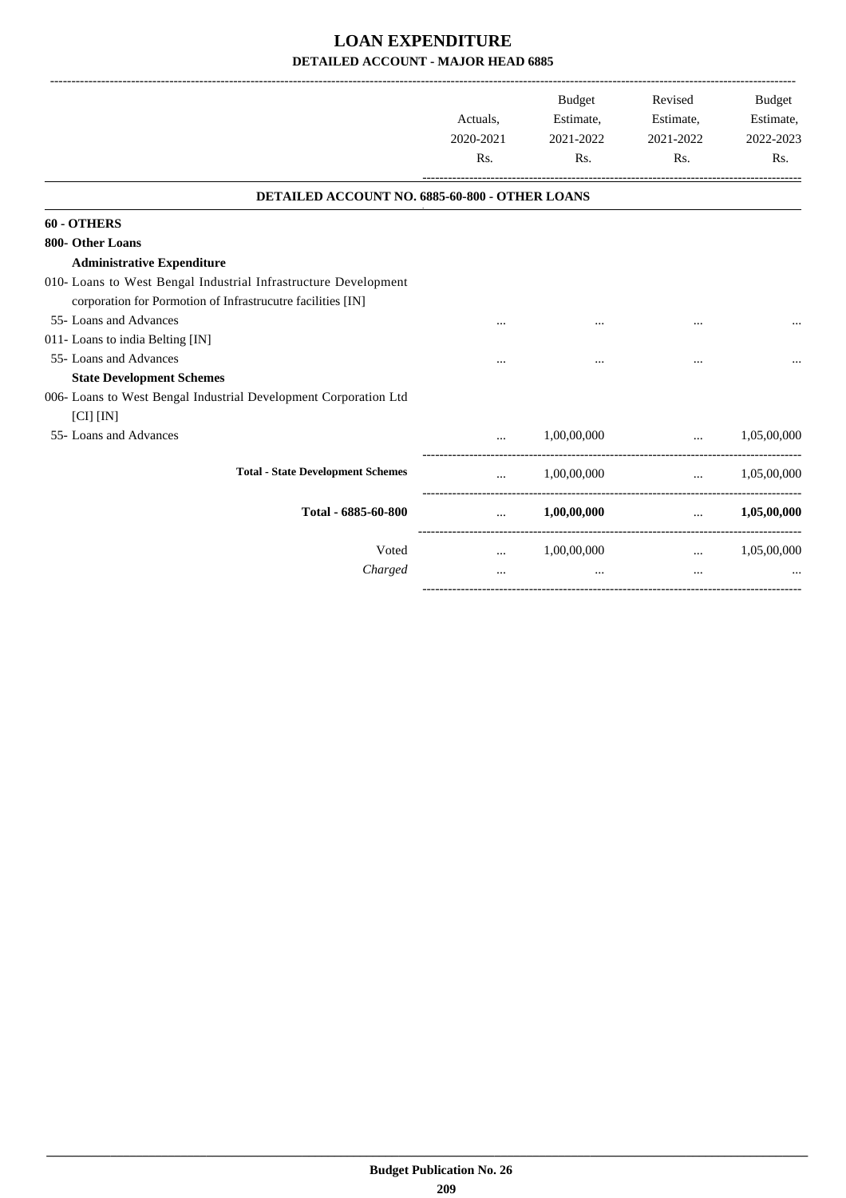# LOAN EXPENDITURE

## DETAILED ACCOUNT - MAJOR HEAD 6885

| | Actuals, 2020-2021 Rs. | Budget Estimate, 2021-2022 Rs. | Revised Estimate, 2021-2022 Rs. | Budget Estimate, 2022-2023 Rs. |
|---|---|---|---|---|
| **DETAILED ACCOUNT NO. 6885-60-800 - OTHER LOANS** | | | | |
| **60 - OTHERS** | | | | |
| **800- Other Loans** | | | | |
| **Administrative Expenditure** | | | | |
| 010- Loans to West Bengal Industrial Infrastructure Development corporation for Pormotion of Infrastrucutre facilities [IN] | | | | |
| 55- Loans and Advances | ... | ... | ... | ... |
| 011- Loans to india Belting [IN] | | | | |
| 55- Loans and Advances | ... | ... | ... | ... |
| **State Development Schemes** | | | | |
| 006- Loans to West Bengal Industrial Development Corporation Ltd [CI] [IN] | | | | |
| 55- Loans and Advances | ... | 1,00,00,000 | ... | 1,05,00,000 |
| **Total - State Development Schemes** | ... | 1,00,00,000 | ... | 1,05,00,000 |
| **Total - 6885-60-800** | **...** | **1,00,00,000** | **...** | **1,05,00,000** |
| Voted | ... | 1,00,00,000 | ... | 1,05,00,000 |
| *Charged* | ... | ... | ... | ... |

**Budget Publication No. 26**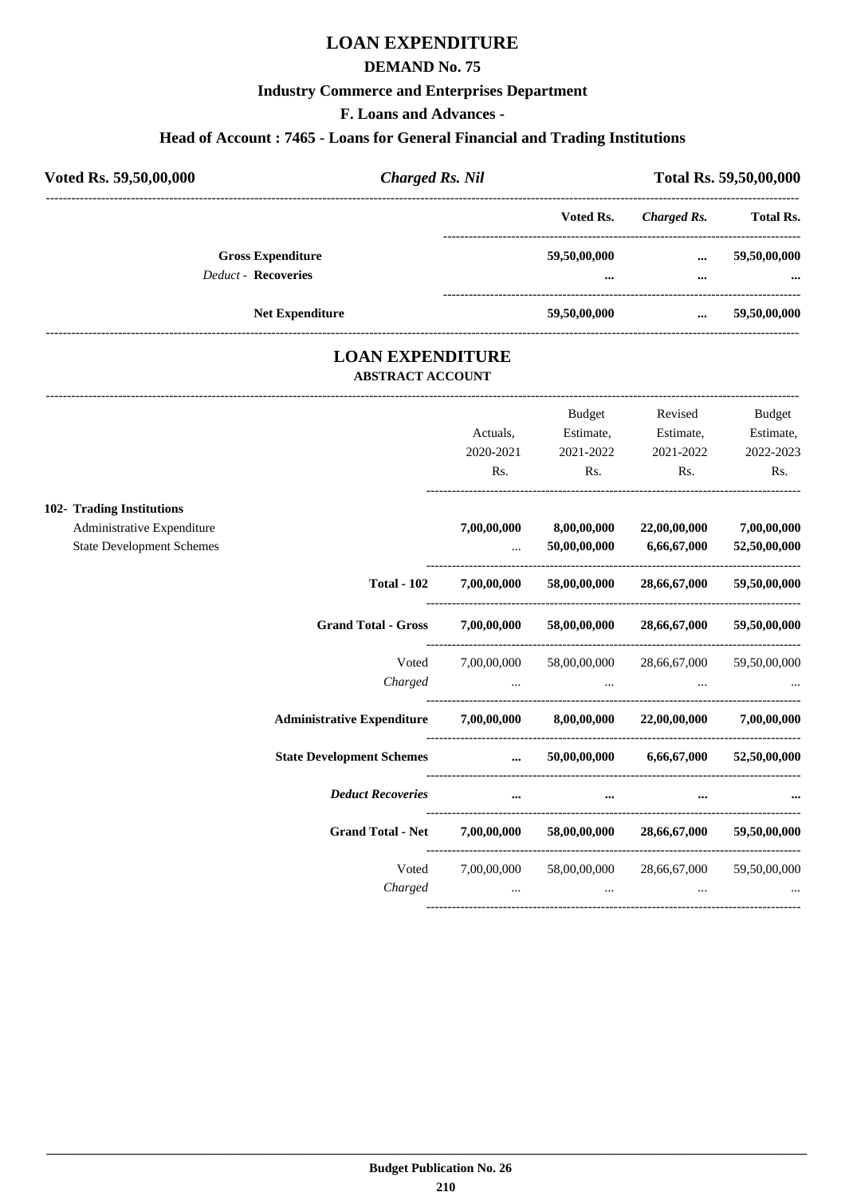# LOAN EXPENDITURE

## DEMAND No. 75

### Industry Commerce and Enterprises Department

### F. Loans and Advances -

### Head of Account : 7465 - Loans for General Financial and Trading Institutions

| Voted Rs. 59,50,00,000 | *Charged Rs. Nil* | Total Rs. 59,50,00,000 |
|---|---|---|

| | Voted Rs. | *Charged Rs.* | Total Rs. |
|---|---|---|---|
| **Gross Expenditure** | **59,50,00,000** | **...** | **59,50,00,000** |
| *Deduct* - **Recoveries** | **...** | **...** | **...** |
| **Net Expenditure** | **59,50,00,000** | **...** | **59,50,00,000** |

# LOAN EXPENDITURE

## ABSTRACT ACCOUNT

| | Actuals, 2020-2021 Rs. | Budget Estimate, 2021-2022 Rs. | Revised Estimate, 2021-2022 Rs. | Budget Estimate, 2022-2023 Rs. |
|---|---|---|---|---|
| **102- Trading Institutions** | | | | |
| Administrative Expenditure | **7,00,00,000** | **8,00,00,000** | **22,00,00,000** | **7,00,00,000** |
| State Development Schemes | ... | **50,00,00,000** | **6,66,67,000** | **52,50,00,000** |
| **Total - 102** | **7,00,00,000** | **58,00,00,000** | **28,66,67,000** | **59,50,00,000** |
| **Grand Total - Gross** | **7,00,00,000** | **58,00,00,000** | **28,66,67,000** | **59,50,00,000** |
| Voted | 7,00,00,000 | 58,00,00,000 | 28,66,67,000 | 59,50,00,000 |
| *Charged* | ... | ... | ... | ... |
| **Administrative Expenditure** | **7,00,00,000** | **8,00,00,000** | **22,00,00,000** | **7,00,00,000** |
| **State Development Schemes** | **...** | **50,00,00,000** | **6,66,67,000** | **52,50,00,000** |
| ***Deduct Recoveries*** | **...** | **...** | **...** | **...** |
| **Grand Total - Net** | **7,00,00,000** | **58,00,00,000** | **28,66,67,000** | **59,50,00,000** |
| Voted | 7,00,00,000 | 58,00,00,000 | 28,66,67,000 | 59,50,00,000 |
| *Charged* | ... | ... | ... | ... |

**Budget Publication No. 26**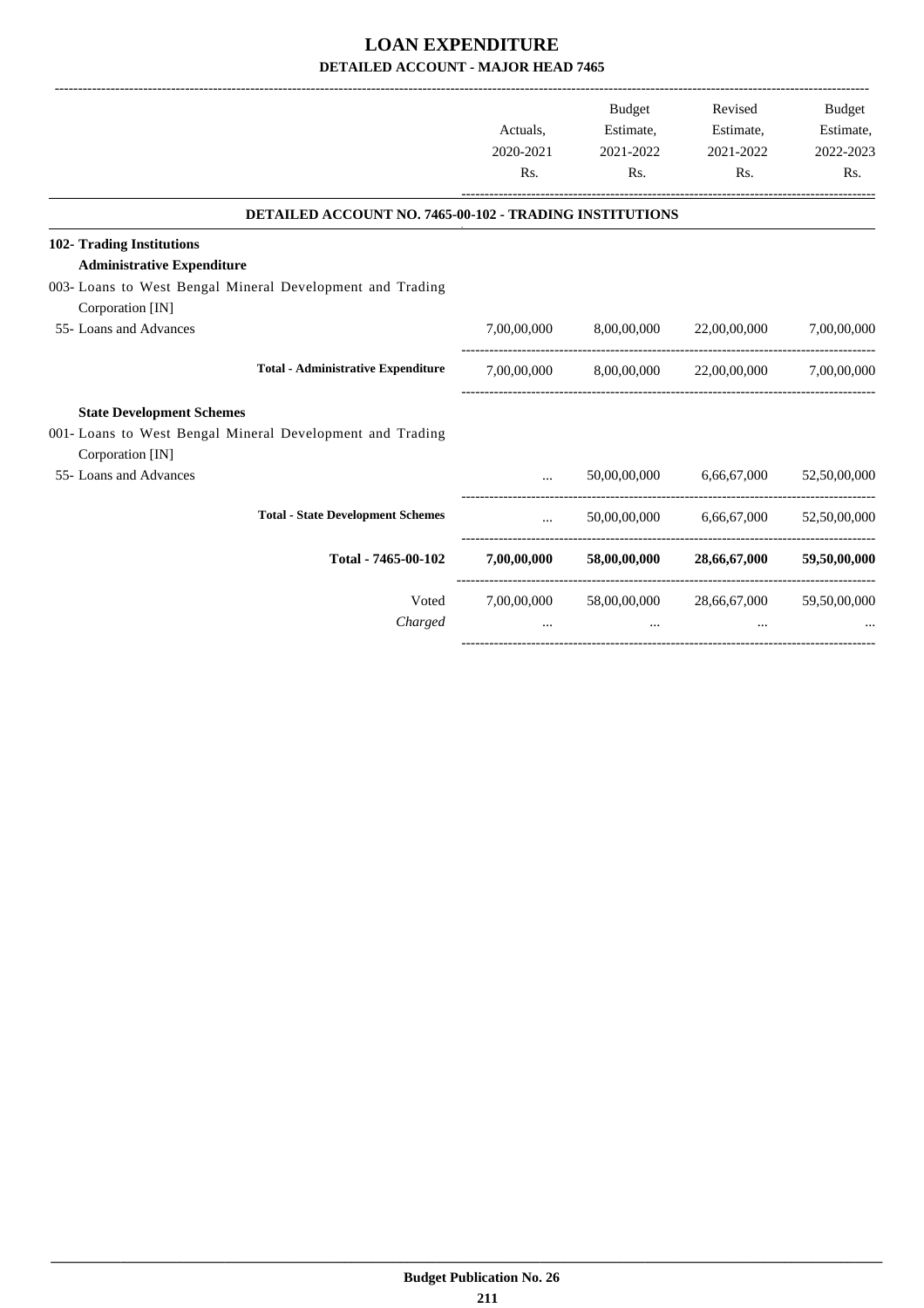# LOAN EXPENDITURE

## DETAILED ACCOUNT - MAJOR HEAD 7465

| | Actuals, 2020-2021 Rs. | Budget Estimate, 2021-2022 Rs. | Revised Estimate, 2021-2022 Rs. | Budget Estimate, 2022-2023 Rs. |
|---|---|---|---|---|
| **DETAILED ACCOUNT NO. 7465-00-102 - TRADING INSTITUTIONS** | | | | |
| **102- Trading Institutions** | | | | |
| **Administrative Expenditure** | | | | |
| 003- Loans to West Bengal Mineral Development and Trading Corporation [IN] | | | | |
| 55- Loans and Advances | 7,00,00,000 | 8,00,00,000 | 22,00,00,000 | 7,00,00,000 |
| **Total - Administrative Expenditure** | 7,00,00,000 | 8,00,00,000 | 22,00,00,000 | 7,00,00,000 |
| **State Development Schemes** | | | | |
| 001- Loans to West Bengal Mineral Development and Trading Corporation [IN] | | | | |
| 55- Loans and Advances | ... | 50,00,00,000 | 6,66,67,000 | 52,50,00,000 |
| **Total - State Development Schemes** | ... | 50,00,00,000 | 6,66,67,000 | 52,50,00,000 |
| **Total - 7465-00-102** | **7,00,00,000** | **58,00,00,000** | **28,66,67,000** | **59,50,00,000** |
| Voted | 7,00,00,000 | 58,00,00,000 | 28,66,67,000 | 59,50,00,000 |
| *Charged* | ... | ... | ... | ... |

**Budget Publication No. 26**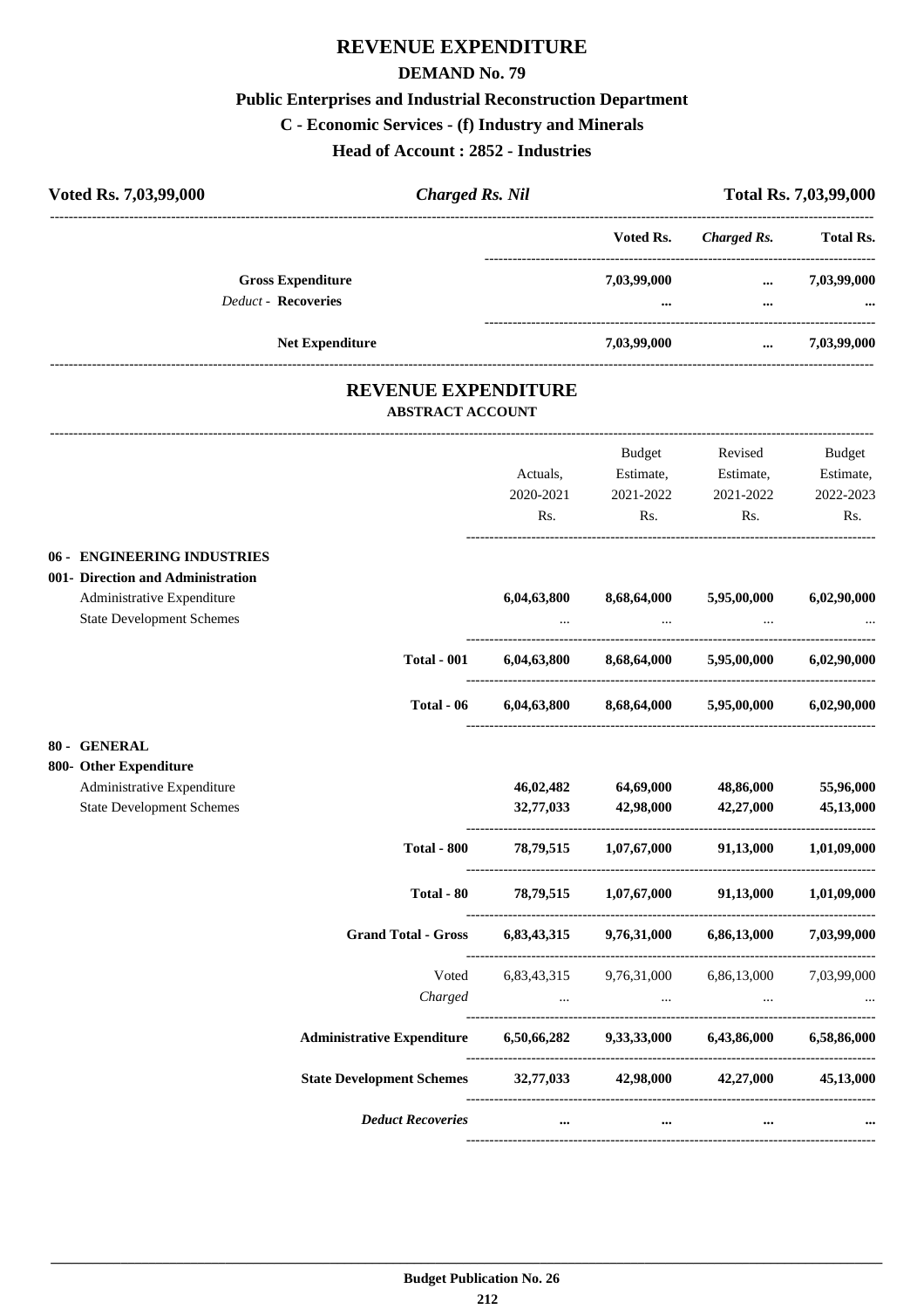# REVENUE EXPENDITURE

## DEMAND No. 79

### Public Enterprises and Industrial Reconstruction Department

### C - Economic Services - (f) Industry and Minerals

### Head of Account : 2852 - Industries

| Voted Rs. 7,03,99,000 | *Charged Rs. Nil* | Total Rs. 7,03,99,000 |
|---|---|---|

| | Voted Rs. | *Charged Rs.* | Total Rs. |
|---|---|---|---|
| **Gross Expenditure** | **7,03,99,000** | **...** | **7,03,99,000** |
| *Deduct -* **Recoveries** | **...** | **...** | **...** |
| **Net Expenditure** | **7,03,99,000** | **...** | **7,03,99,000** |

## REVENUE EXPENDITURE

### ABSTRACT ACCOUNT

| | Actuals, 2020-2021 Rs. | Budget Estimate, 2021-2022 Rs. | Revised Estimate, 2021-2022 Rs. | Budget Estimate, 2022-2023 Rs. |
|---|---|---|---|---|
| **06 - ENGINEERING INDUSTRIES** | | | | |
| **001- Direction and Administration** | | | | |
| Administrative Expenditure | **6,04,63,800** | **8,68,64,000** | **5,95,00,000** | **6,02,90,000** |
| State Development Schemes | ... | ... | ... | ... |
| **Total - 001** | **6,04,63,800** | **8,68,64,000** | **5,95,00,000** | **6,02,90,000** |
| **Total - 06** | **6,04,63,800** | **8,68,64,000** | **5,95,00,000** | **6,02,90,000** |
| **80 - GENERAL** | | | | |
| **800- Other Expenditure** | | | | |
| Administrative Expenditure | **46,02,482** | **64,69,000** | **48,86,000** | **55,96,000** |
| State Development Schemes | **32,77,033** | **42,98,000** | **42,27,000** | **45,13,000** |
| **Total - 800** | **78,79,515** | **1,07,67,000** | **91,13,000** | **1,01,09,000** |
| **Total - 80** | **78,79,515** | **1,07,67,000** | **91,13,000** | **1,01,09,000** |
| **Grand Total - Gross** | **6,83,43,315** | **9,76,31,000** | **6,86,13,000** | **7,03,99,000** |
| Voted | 6,83,43,315 | 9,76,31,000 | 6,86,13,000 | 7,03,99,000 |
| *Charged* | ... | ... | ... | ... |
| **Administrative Expenditure** | **6,50,66,282** | **9,33,33,000** | **6,43,86,000** | **6,58,86,000** |
| **State Development Schemes** | **32,77,033** | **42,98,000** | **42,27,000** | **45,13,000** |
| ***Deduct Recoveries*** | **...** | **...** | **...** | **...** |

**Budget Publication No. 26**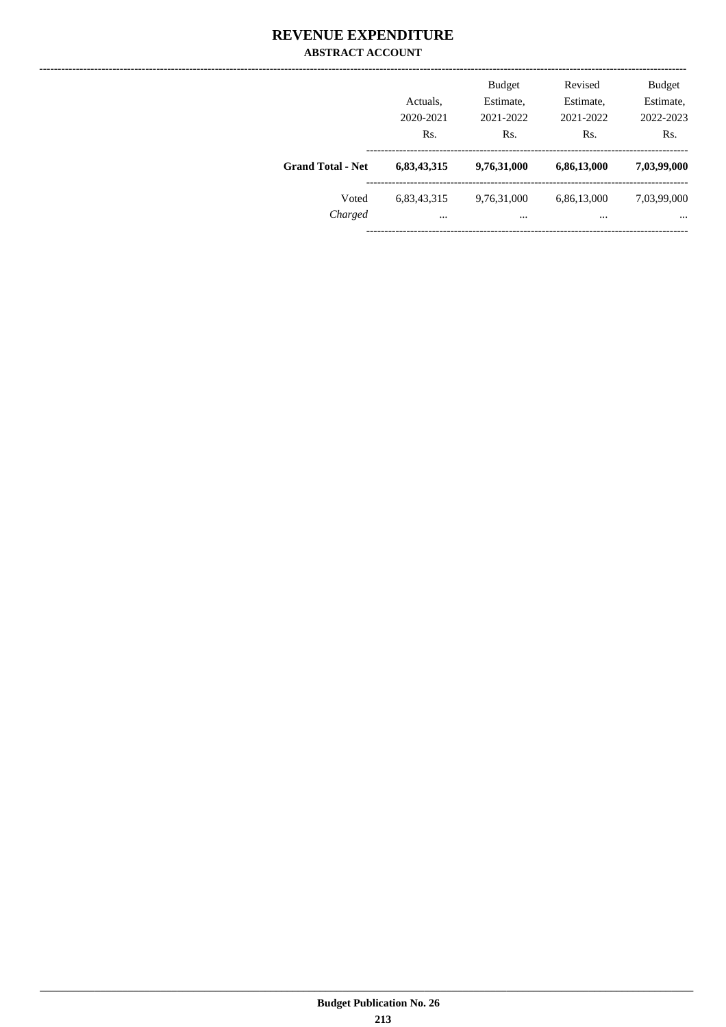# REVENUE EXPENDITURE

## ABSTRACT ACCOUNT

| | Actuals, 2020-2021 Rs. | Budget Estimate, 2021-2022 Rs. | Revised Estimate, 2021-2022 Rs. | Budget Estimate, 2022-2023 Rs. |
|---|---|---|---|---|
| **Grand Total - Net** | **6,83,43,315** | **9,76,31,000** | **6,86,13,000** | **7,03,99,000** |
| Voted | 6,83,43,315 | 9,76,31,000 | 6,86,13,000 | 7,03,99,000 |
| *Charged* | ... | ... | ... | ... |

**Budget Publication No. 26**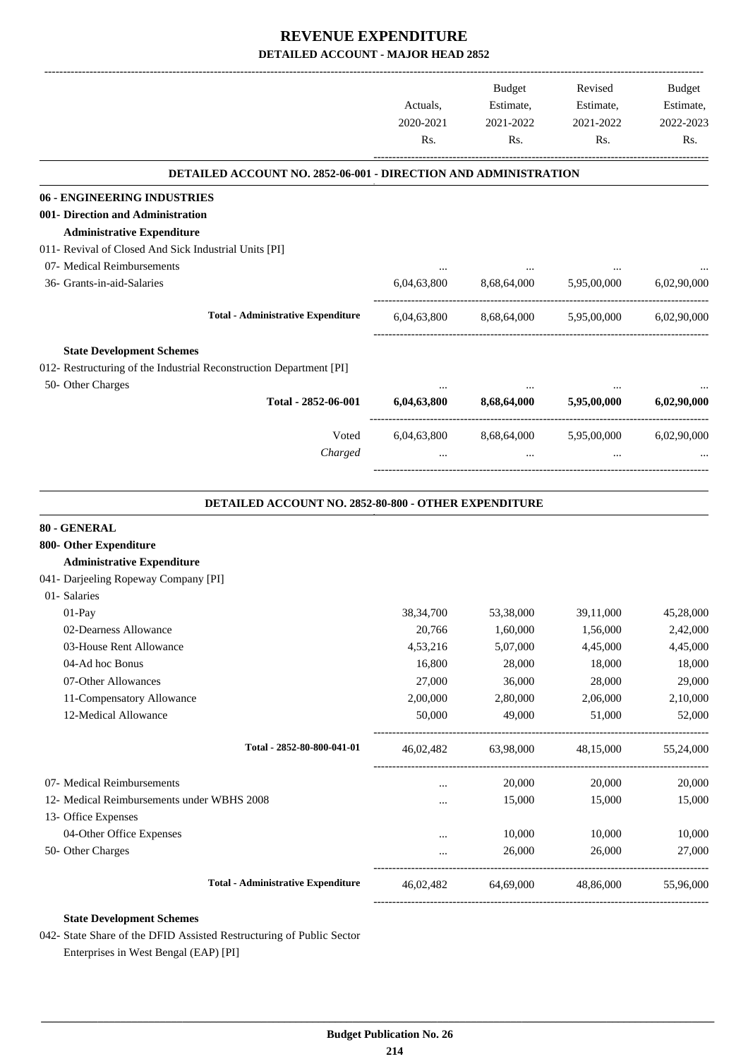# REVENUE EXPENDITURE

## DETAILED ACCOUNT - MAJOR HEAD 2852

| | Actuals, 2020-2021 Rs. | Budget Estimate, 2021-2022 Rs. | Revised Estimate, 2021-2022 Rs. | Budget Estimate, 2022-2023 Rs. |
|---|---|---|---|---|

### DETAILED ACCOUNT NO. 2852-06-001 - DIRECTION AND ADMINISTRATION

| | Actuals, 2020-2021 Rs. | Budget Estimate, 2021-2022 Rs. | Revised Estimate, 2021-2022 Rs. | Budget Estimate, 2022-2023 Rs. |
|---|---|---|---|---|
| **06 - ENGINEERING INDUSTRIES** | | | | |
| **001- Direction and Administration** | | | | |
| **Administrative Expenditure** | | | | |
| 011- Revival of Closed And Sick Industrial Units [PI] | | | | |
| 07- Medical Reimbursements | ... | ... | ... | ... |
| 36- Grants-in-aid-Salaries | 6,04,63,800 | 8,68,64,000 | 5,95,00,000 | 6,02,90,000 |
| **Total - Administrative Expenditure** | 6,04,63,800 | 8,68,64,000 | 5,95,00,000 | 6,02,90,000 |
| **State Development Schemes** | | | | |
| 012- Restructuring of the Industrial Reconstruction Department [PI] | | | | |
| 50- Other Charges | ... | ... | ... | ... |
| **Total - 2852-06-001** | **6,04,63,800** | **8,68,64,000** | **5,95,00,000** | **6,02,90,000** |
| Voted | 6,04,63,800 | 8,68,64,000 | 5,95,00,000 | 6,02,90,000 |
| *Charged* | ... | ... | ... | ... |

### DETAILED ACCOUNT NO. 2852-80-800 - OTHER EXPENDITURE

| | Actuals, 2020-2021 Rs. | Budget Estimate, 2021-2022 Rs. | Revised Estimate, 2021-2022 Rs. | Budget Estimate, 2022-2023 Rs. |
|---|---|---|---|---|
| **80 - GENERAL** | | | | |
| **800- Other Expenditure** | | | | |
| **Administrative Expenditure** | | | | |
| 041- Darjeeling Ropeway Company [PI] | | | | |
| 01- Salaries | | | | |
| 01-Pay | 38,34,700 | 53,38,000 | 39,11,000 | 45,28,000 |
| 02-Dearness Allowance | 20,766 | 1,60,000 | 1,56,000 | 2,42,000 |
| 03-House Rent Allowance | 4,53,216 | 5,07,000 | 4,45,000 | 4,45,000 |
| 04-Ad hoc Bonus | 16,800 | 28,000 | 18,000 | 18,000 |
| 07-Other Allowances | 27,000 | 36,000 | 28,000 | 29,000 |
| 11-Compensatory Allowance | 2,00,000 | 2,80,000 | 2,06,000 | 2,10,000 |
| 12-Medical Allowance | 50,000 | 49,000 | 51,000 | 52,000 |
| **Total - 2852-80-800-041-01** | 46,02,482 | 63,98,000 | 48,15,000 | 55,24,000 |
| 07- Medical Reimbursements | ... | 20,000 | 20,000 | 20,000 |
| 12- Medical Reimbursements under WBHS 2008 | ... | 15,000 | 15,000 | 15,000 |
| 13- Office Expenses | | | | |
| 04-Other Office Expenses | ... | 10,000 | 10,000 | 10,000 |
| 50- Other Charges | ... | 26,000 | 26,000 | 27,000 |
| **Total - Administrative Expenditure** | 46,02,482 | 64,69,000 | 48,86,000 | 55,96,000 |
| **State Development Schemes** | | | | |
| 042- State Share of the DFID Assisted Restructuring of Public Sector Enterprises in West Bengal (EAP) [PI] | | | | |

Budget Publication No. 26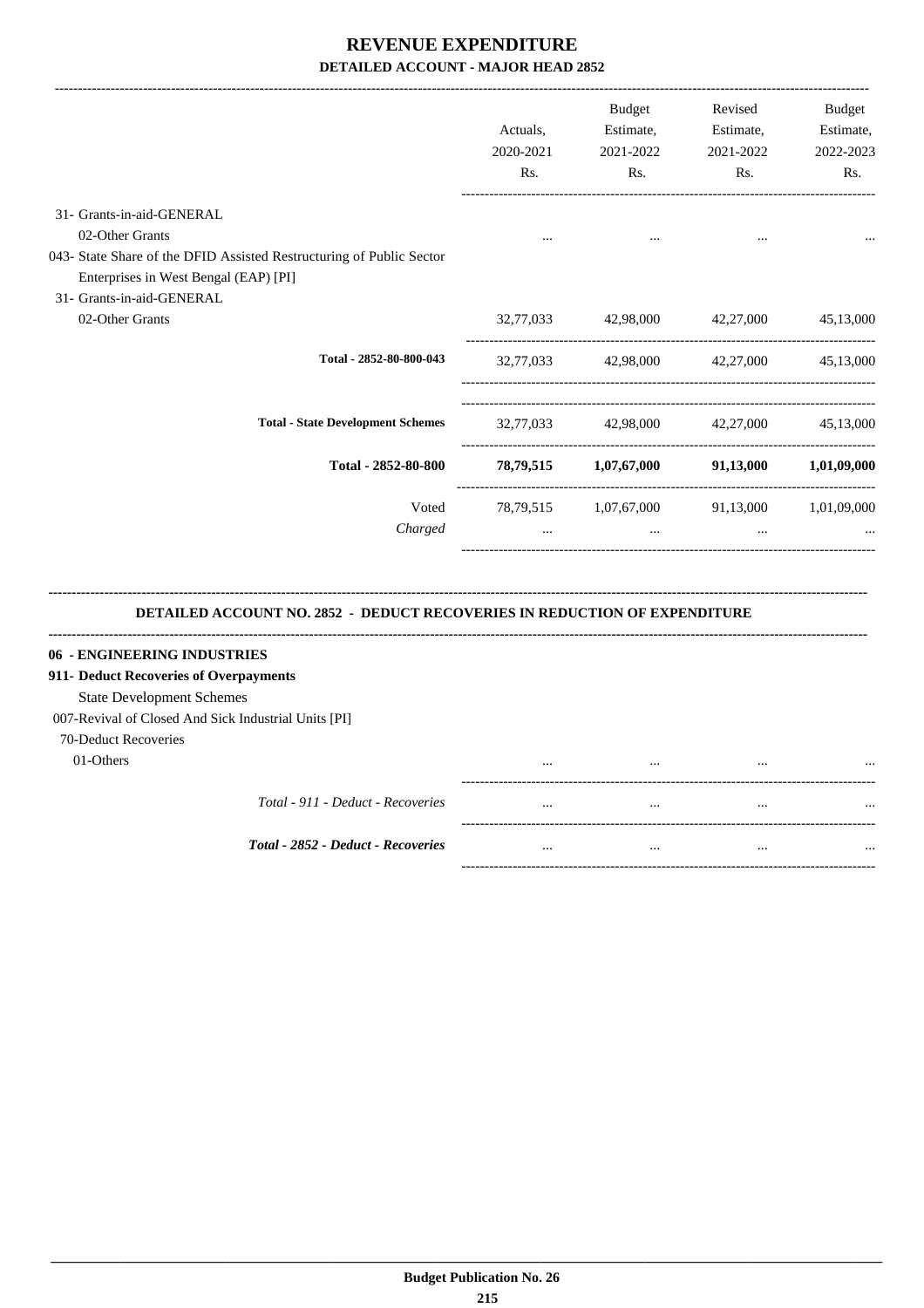# REVENUE EXPENDITURE
## DETAILED ACCOUNT - MAJOR HEAD 2852

| | Actuals, 2020-2021 Rs. | Budget Estimate, 2021-2022 Rs. | Revised Estimate, 2021-2022 Rs. | Budget Estimate, 2022-2023 Rs. |
|---|---|---|---|---|
| 31- Grants-in-aid-GENERAL | | | | |
| 02-Other Grants | ... | ... | ... | ... |
| 043- State Share of the DFID Assisted Restructuring of Public Sector Enterprises in West Bengal (EAP) [PI] | | | | |
| 31- Grants-in-aid-GENERAL | | | | |
| 02-Other Grants | 32,77,033 | 42,98,000 | 42,27,000 | 45,13,000 |
| **Total - 2852-80-800-043** | 32,77,033 | 42,98,000 | 42,27,000 | 45,13,000 |
| **Total - State Development Schemes** | 32,77,033 | 42,98,000 | 42,27,000 | 45,13,000 |
| **Total - 2852-80-800** | **78,79,515** | **1,07,67,000** | **91,13,000** | **1,01,09,000** |
| Voted | 78,79,515 | 1,07,67,000 | 91,13,000 | 1,01,09,000 |
| *Charged* | ... | ... | ... | ... |

### DETAILED ACCOUNT NO. 2852 - DEDUCT RECOVERIES IN REDUCTION OF EXPENDITURE

| | Actuals, 2020-2021 Rs. | Budget Estimate, 2021-2022 Rs. | Revised Estimate, 2021-2022 Rs. | Budget Estimate, 2022-2023 Rs. |
|---|---|---|---|---|
| **06 - ENGINEERING INDUSTRIES** | | | | |
| **911- Deduct Recoveries of Overpayments** | | | | |
| State Development Schemes | | | | |
| 007-Revival of Closed And Sick Industrial Units [PI] | | | | |
| 70-Deduct Recoveries | | | | |
| 01-Others | ... | ... | ... | ... |
| *Total - 911 - Deduct - Recoveries* | ... | ... | ... | ... |
| ***Total - 2852 - Deduct - Recoveries*** | ... | ... | ... | ... |

**Budget Publication No. 26**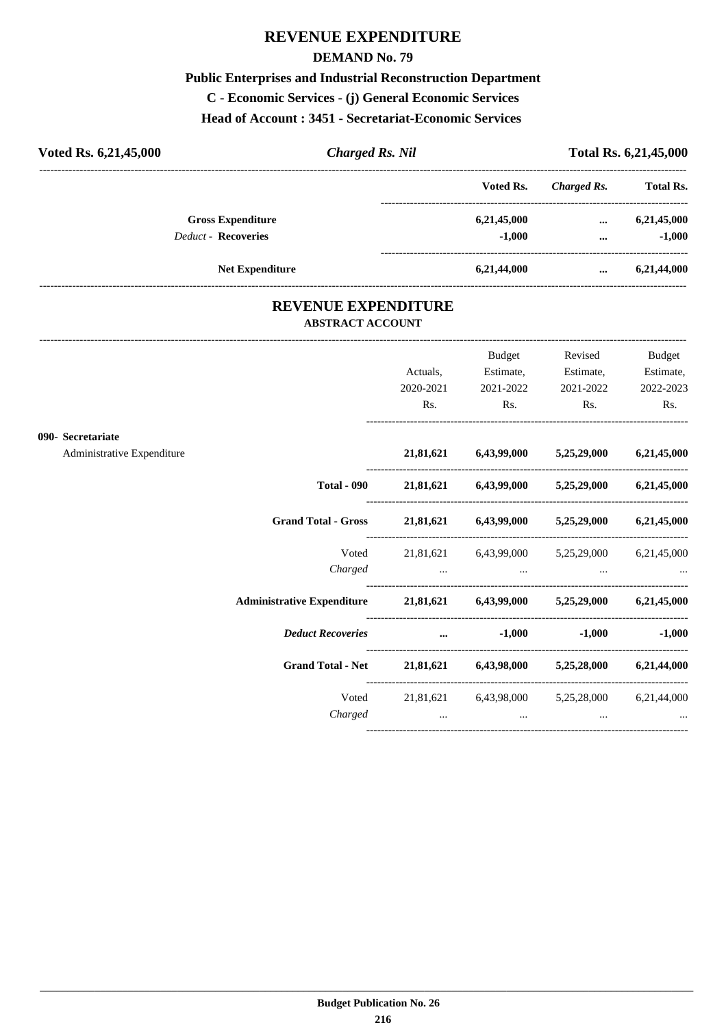# REVENUE EXPENDITURE

## DEMAND No. 79

### Public Enterprises and Industrial Reconstruction Department

### C - Economic Services - (j) General Economic Services

### Head of Account : 3451 - Secretariat-Economic Services

| Voted Rs. 6,21,45,000 | *Charged Rs. Nil* | Total Rs. 6,21,45,000 |
|---|---|---|

| | Voted Rs. | *Charged Rs.* | Total Rs. |
|---|---|---|---|
| **Gross Expenditure** | 6,21,45,000 | ... | 6,21,45,000 |
| *Deduct* - **Recoveries** | -1,000 | ... | -1,000 |
| **Net Expenditure** | 6,21,44,000 | ... | 6,21,44,000 |

## REVENUE EXPENDITURE

### ABSTRACT ACCOUNT

| | Actuals, 2020-2021 Rs. | Budget Estimate, 2021-2022 Rs. | Revised Estimate, 2021-2022 Rs. | Budget Estimate, 2022-2023 Rs. |
|---|---|---|---|---|
| **090- Secretariat** | | | | |
| Administrative Expenditure | **21,81,621** | **6,43,99,000** | **5,25,29,000** | **6,21,45,000** |
| **Total - 090** | **21,81,621** | **6,43,99,000** | **5,25,29,000** | **6,21,45,000** |
| **Grand Total - Gross** | **21,81,621** | **6,43,99,000** | **5,25,29,000** | **6,21,45,000** |
| Voted | 21,81,621 | 6,43,99,000 | 5,25,29,000 | 6,21,45,000 |
| *Charged* | ... | ... | ... | ... |
| **Administrative Expenditure** | **21,81,621** | **6,43,99,000** | **5,25,29,000** | **6,21,45,000** |
| ***Deduct Recoveries*** | **...** | **-1,000** | **-1,000** | **-1,000** |
| **Grand Total - Net** | **21,81,621** | **6,43,98,000** | **5,25,28,000** | **6,21,44,000** |
| Voted | 21,81,621 | 6,43,98,000 | 5,25,28,000 | 6,21,44,000 |
| *Charged* | ... | ... | ... | ... |

**Budget Publication No. 26**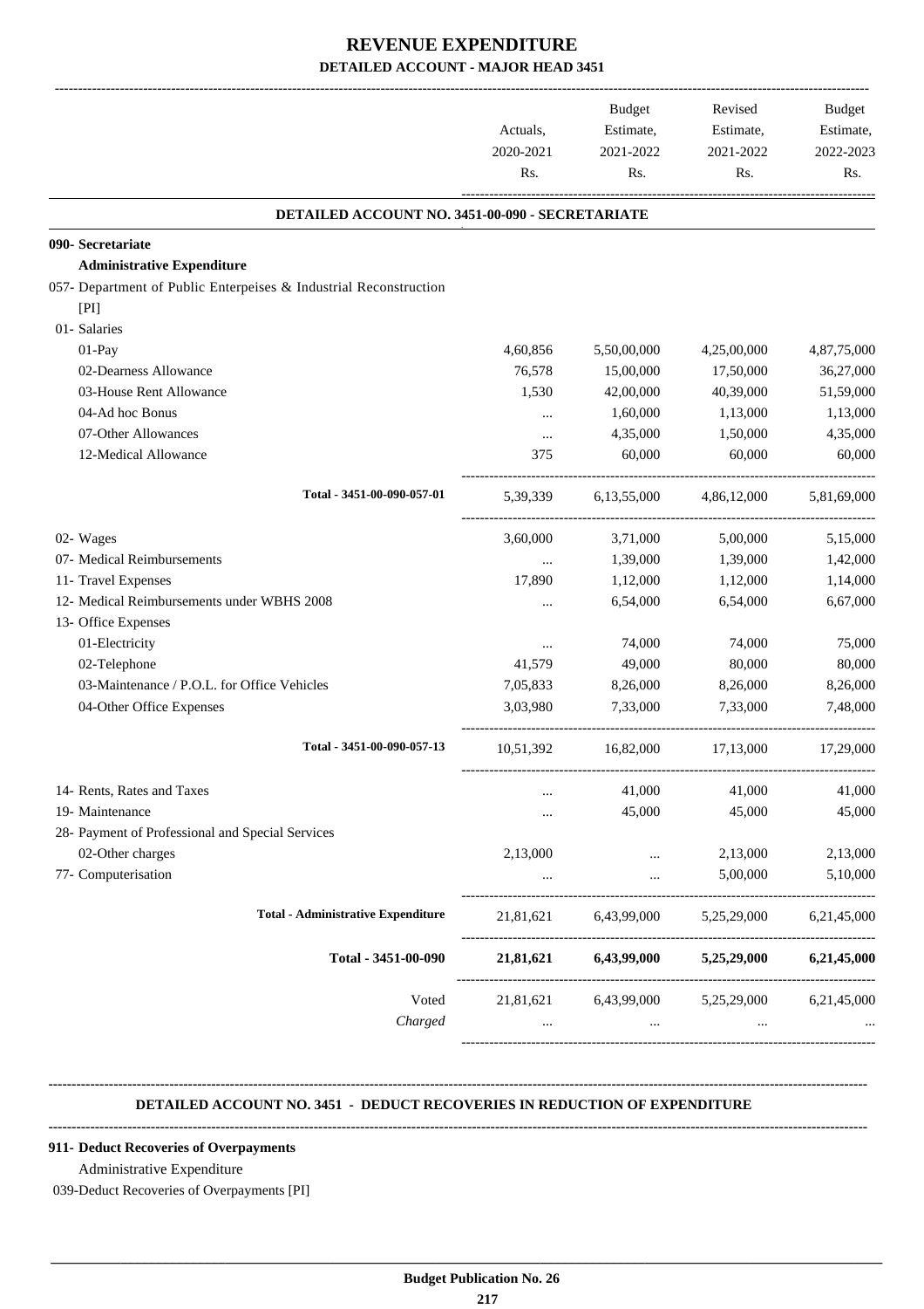# REVENUE EXPENDITURE

## DETAILED ACCOUNT - MAJOR HEAD 3451

| | Actuals, 2020-2021 Rs. | Budget Estimate, 2021-2022 Rs. | Revised Estimate, 2021-2022 Rs. | Budget Estimate, 2022-2023 Rs. |
|---|---|---|---|---|
| **DETAILED ACCOUNT NO. 3451-00-090 - SECRETARIATE** | | | | |
| **090- Secretariate** | | | | |
| **Administrative Expenditure** | | | | |
| 057- Department of Public Enterpeises & Industrial Reconstruction [PI] | | | | |
| 01- Salaries | | | | |
| 01-Pay | 4,60,856 | 5,50,00,000 | 4,25,00,000 | 4,87,75,000 |
| 02-Dearness Allowance | 76,578 | 15,00,000 | 17,50,000 | 36,27,000 |
| 03-House Rent Allowance | 1,530 | 42,00,000 | 40,39,000 | 51,59,000 |
| 04-Ad hoc Bonus | ... | 1,60,000 | 1,13,000 | 1,13,000 |
| 07-Other Allowances | ... | 4,35,000 | 1,50,000 | 4,35,000 |
| 12-Medical Allowance | 375 | 60,000 | 60,000 | 60,000 |
| Total - 3451-00-090-057-01 | 5,39,339 | 6,13,55,000 | 4,86,12,000 | 5,81,69,000 |
| 02- Wages | 3,60,000 | 3,71,000 | 5,00,000 | 5,15,000 |
| 07- Medical Reimbursements | ... | 1,39,000 | 1,39,000 | 1,42,000 |
| 11- Travel Expenses | 17,890 | 1,12,000 | 1,12,000 | 1,14,000 |
| 12- Medical Reimbursements under WBHS 2008 | ... | 6,54,000 | 6,54,000 | 6,67,000 |
| 13- Office Expenses | | | | |
| 01-Electricity | ... | 74,000 | 74,000 | 75,000 |
| 02-Telephone | 41,579 | 49,000 | 80,000 | 80,000 |
| 03-Maintenance / P.O.L. for Office Vehicles | 7,05,833 | 8,26,000 | 8,26,000 | 8,26,000 |
| 04-Other Office Expenses | 3,03,980 | 7,33,000 | 7,33,000 | 7,48,000 |
| Total - 3451-00-090-057-13 | 10,51,392 | 16,82,000 | 17,13,000 | 17,29,000 |
| 14- Rents, Rates and Taxes | ... | 41,000 | 41,000 | 41,000 |
| 19- Maintenance | ... | 45,000 | 45,000 | 45,000 |
| 28- Payment of Professional and Special Services | | | | |
| 02-Other charges | 2,13,000 | ... | 2,13,000 | 2,13,000 |
| 77- Computerisation | ... | ... | 5,00,000 | 5,10,000 |
| **Total - Administrative Expenditure** | 21,81,621 | 6,43,99,000 | 5,25,29,000 | 6,21,45,000 |
| **Total - 3451-00-090** | **21,81,621** | **6,43,99,000** | **5,25,29,000** | **6,21,45,000** |
| Voted | 21,81,621 | 6,43,99,000 | 5,25,29,000 | 6,21,45,000 |
| *Charged* | ... | ... | ... | ... |

**DETAILED ACCOUNT NO. 3451 - DEDUCT RECOVERIES IN REDUCTION OF EXPENDITURE**

**911- Deduct Recoveries of Overpayments**

Administrative Expenditure

039-Deduct Recoveries of Overpayments [PI]

**Budget Publication No. 26**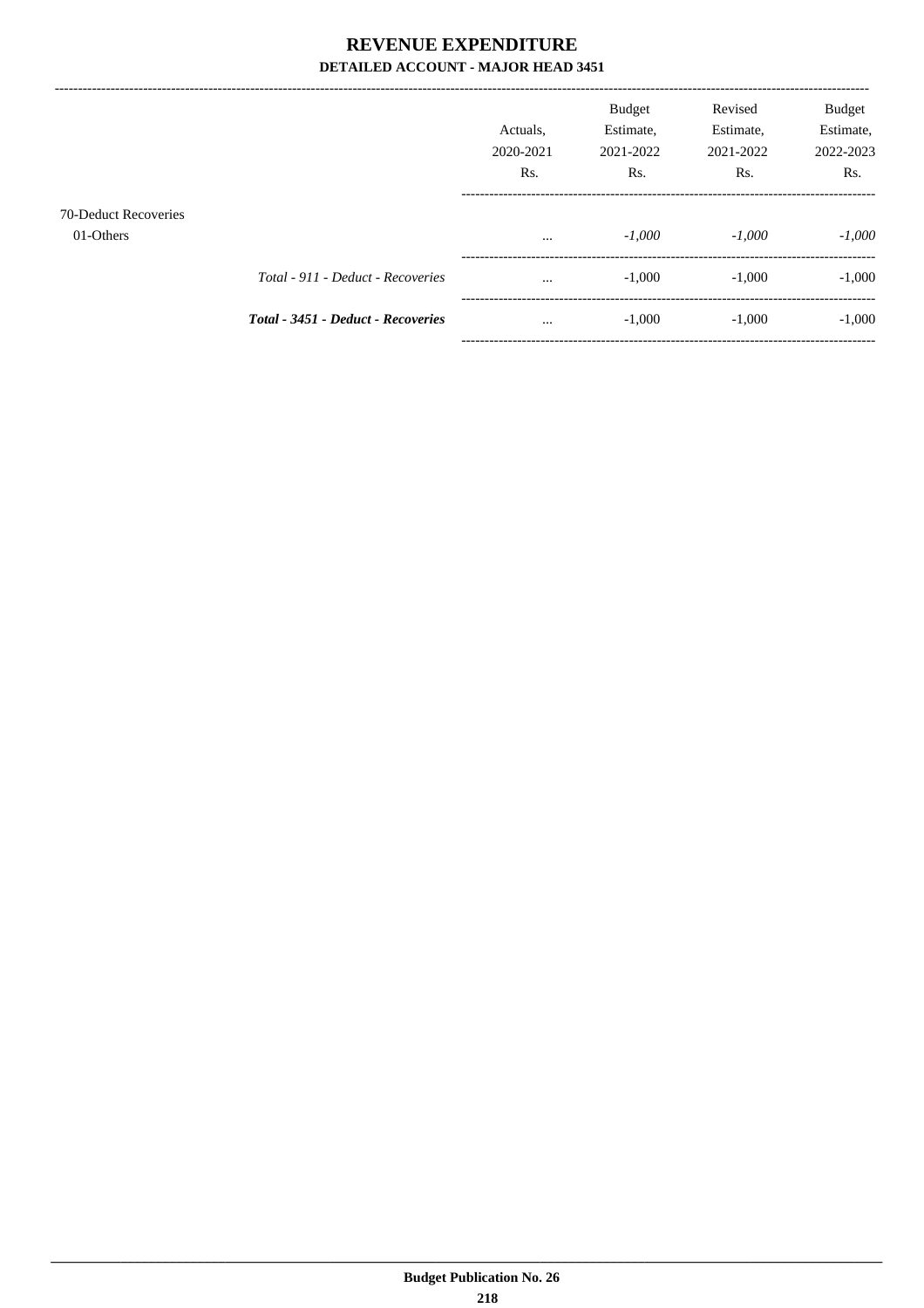# REVENUE EXPENDITURE

### DETAILED ACCOUNT - MAJOR HEAD 3451

| | Actuals, 2020-2021 Rs. | Budget Estimate, 2021-2022 Rs. | Revised Estimate, 2021-2022 Rs. | Budget Estimate, 2022-2023 Rs. |
|---|---|---|---|---|
| 70-Deduct Recoveries | | | | |
| 01-Others | ... | *-1,000* | *-1,000* | *-1,000* |
| *Total - 911 - Deduct - Recoveries* | ... | -1,000 | -1,000 | -1,000 |
| ***Total - 3451 - Deduct - Recoveries*** | ... | -1,000 | -1,000 | -1,000 |

**Budget Publication No. 26**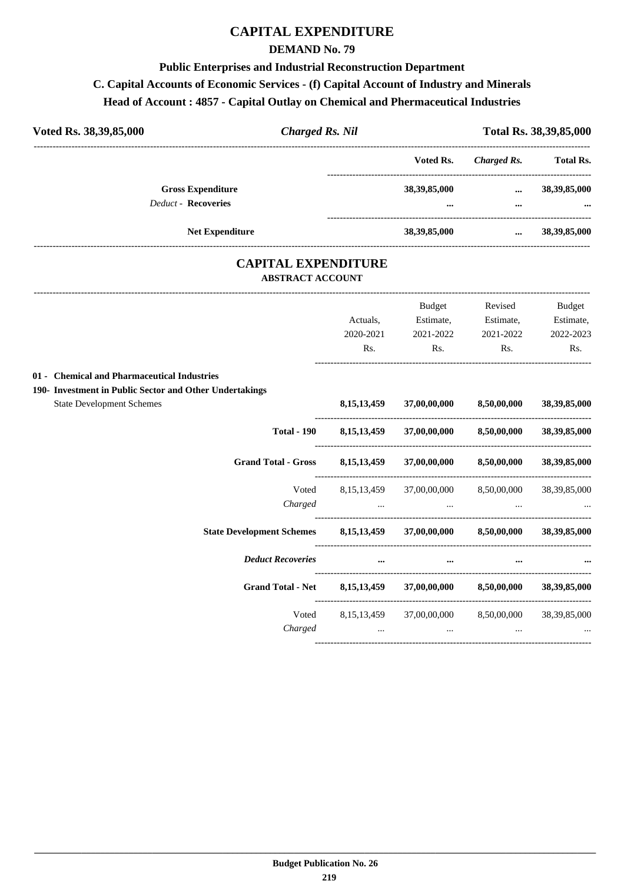# CAPITAL EXPENDITURE

## DEMAND No. 79

### Public Enterprises and Industrial Reconstruction Department

### C. Capital Accounts of Economic Services - (f) Capital Account of Industry and Minerals

### Head of Account : 4857 - Capital Outlay on Chemical and Pharmaceutical Industries

**Voted Rs. 38,39,85,000** | ***Charged Rs. Nil*** | **Total Rs. 38,39,85,000**

| | Voted Rs. | *Charged Rs.* | Total Rs. |
|---|---|---|---|
| **Gross Expenditure** | **38,39,85,000** | **...** | **38,39,85,000** |
| *Deduct* - **Recoveries** | **...** | **...** | **...** |
| **Net Expenditure** | **38,39,85,000** | **...** | **38,39,85,000** |

## CAPITAL EXPENDITURE

### ABSTRACT ACCOUNT

| | Actuals, 2020-2021 Rs. | Budget Estimate, 2021-2022 Rs. | Revised Estimate, 2021-2022 Rs. | Budget Estimate, 2022-2023 Rs. |
|---|---|---|---|---|
| **01 - Chemical and Pharmaceutical Industries** | | | | |
| **190- Investment in Public Sector and Other Undertakings** | | | | |
| State Development Schemes | **8,15,13,459** | **37,00,00,000** | **8,50,00,000** | **38,39,85,000** |
| **Total - 190** | **8,15,13,459** | **37,00,00,000** | **8,50,00,000** | **38,39,85,000** |
| **Grand Total - Gross** | **8,15,13,459** | **37,00,00,000** | **8,50,00,000** | **38,39,85,000** |
| Voted | 8,15,13,459 | 37,00,00,000 | 8,50,00,000 | 38,39,85,000 |
| *Charged* | ... | ... | ... | ... |
| **State Development Schemes** | **8,15,13,459** | **37,00,00,000** | **8,50,00,000** | **38,39,85,000** |
| ***Deduct Recoveries*** | **...** | **...** | **...** | **...** |
| **Grand Total - Net** | **8,15,13,459** | **37,00,00,000** | **8,50,00,000** | **38,39,85,000** |
| Voted | 8,15,13,459 | 37,00,00,000 | 8,50,00,000 | 38,39,85,000 |
| *Charged* | ... | ... | ... | ... |

**Budget Publication No. 26**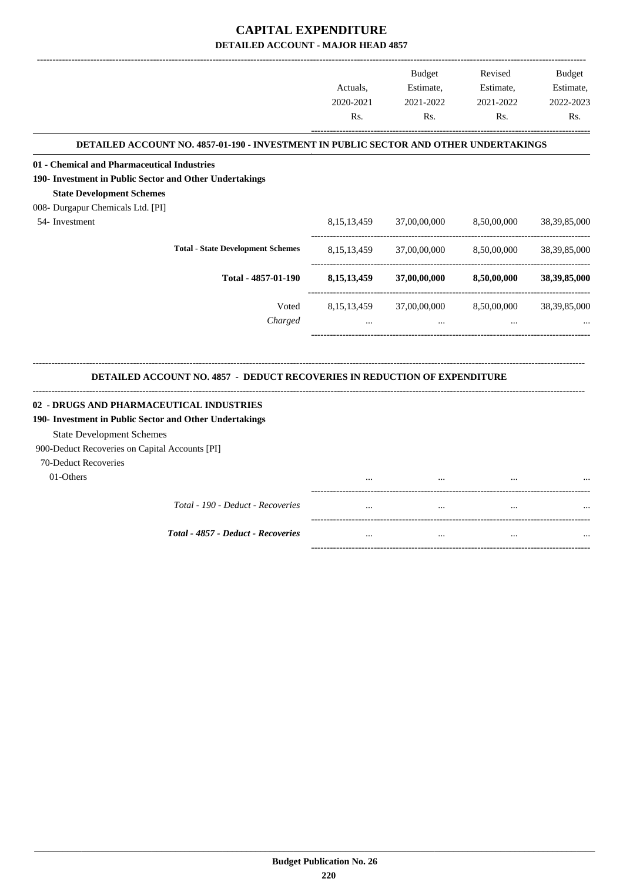# CAPITAL EXPENDITURE

## DETAILED ACCOUNT - MAJOR HEAD 4857

| | Actuals, 2020-2021 Rs. | Budget Estimate, 2021-2022 Rs. | Revised Estimate, 2021-2022 Rs. | Budget Estimate, 2022-2023 Rs. |
|---|---|---|---|---|
| **DETAILED ACCOUNT NO. 4857-01-190 - INVESTMENT IN PUBLIC SECTOR AND OTHER UNDERTAKINGS** | | | | |
| **01 - Chemical and Pharmaceutical Industries** | | | | |
| **190- Investment in Public Sector and Other Undertakings** | | | | |
| **State Development Schemes** | | | | |
| 008- Durgapur Chemicals Ltd. [PI] | | | | |
| 54- Investment | 8,15,13,459 | 37,00,00,000 | 8,50,00,000 | 38,39,85,000 |
| **Total - State Development Schemes** | 8,15,13,459 | 37,00,00,000 | 8,50,00,000 | 38,39,85,000 |
| **Total - 4857-01-190** | **8,15,13,459** | **37,00,00,000** | **8,50,00,000** | **38,39,85,000** |
| Voted | 8,15,13,459 | 37,00,00,000 | 8,50,00,000 | 38,39,85,000 |
| *Charged* | ... | ... | ... | ... |

| | Actuals, 2020-2021 Rs. | Budget Estimate, 2021-2022 Rs. | Revised Estimate, 2021-2022 Rs. | Budget Estimate, 2022-2023 Rs. |
|---|---|---|---|---|
| **DETAILED ACCOUNT NO. 4857 - DEDUCT RECOVERIES IN REDUCTION OF EXPENDITURE** | | | | |
| **02 - DRUGS AND PHARMACEUTICAL INDUSTRIES** | | | | |
| **190- Investment in Public Sector and Other Undertakings** | | | | |
| State Development Schemes | | | | |
| 900-Deduct Recoveries on Capital Accounts [PI] | | | | |
| 70-Deduct Recoveries | | | | |
| 01-Others | ... | ... | ... | ... |
| *Total - 190 - Deduct - Recoveries* | ... | ... | ... | ... |
| ***Total - 4857 - Deduct - Recoveries*** | ... | ... | ... | ... |

**Budget Publication No. 26**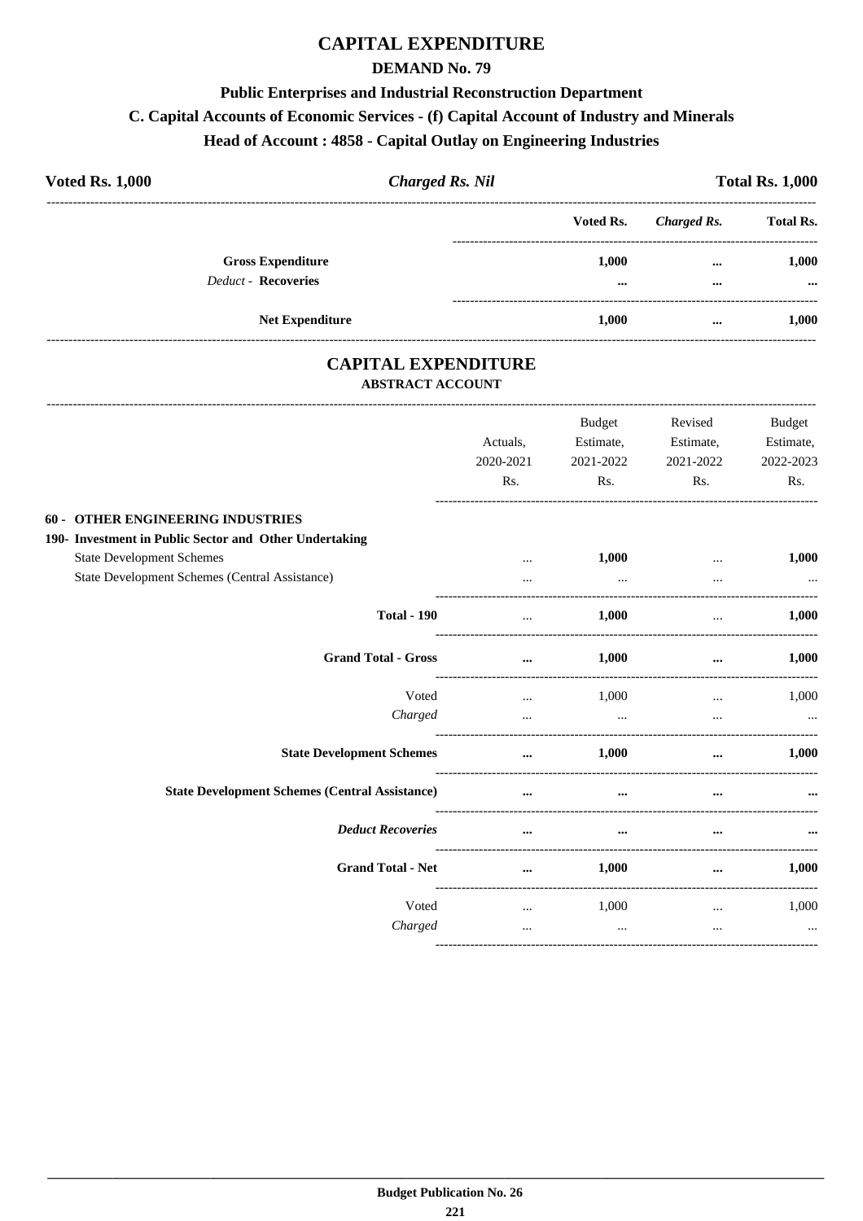# CAPITAL EXPENDITURE

## DEMAND No. 79

### Public Enterprises and Industrial Reconstruction Department

### C. Capital Accounts of Economic Services - (f) Capital Account of Industry and Minerals

### Head of Account : 4858 - Capital Outlay on Engineering Industries

**Voted Rs. 1,000** | ***Charged Rs. Nil*** | **Total Rs. 1,000**

| | Voted Rs. | *Charged Rs.* | Total Rs. |
|---|---|---|---|
| **Gross Expenditure** | 1,000 | ... | 1,000 |
| *Deduct* - **Recoveries** | ... | ... | ... |
| **Net Expenditure** | 1,000 | ... | 1,000 |

## CAPITAL EXPENDITURE

### ABSTRACT ACCOUNT

| | Actuals, 2020-2021 Rs. | Budget Estimate, 2021-2022 Rs. | Revised Estimate, 2021-2022 Rs. | Budget Estimate, 2022-2023 Rs. |
|---|---|---|---|---|
| **60 - OTHER ENGINEERING INDUSTRIES** | | | | |
| **190- Investment in Public Sector and Other Undertaking** | | | | |
| State Development Schemes | ... | 1,000 | ... | 1,000 |
| State Development Schemes (Central Assistance) | ... | ... | ... | ... |
| **Total - 190** | ... | 1,000 | ... | 1,000 |
| **Grand Total - Gross** | ... | 1,000 | ... | 1,000 |
| Voted | ... | 1,000 | ... | 1,000 |
| *Charged* | ... | ... | ... | ... |
| **State Development Schemes** | ... | 1,000 | ... | 1,000 |
| **State Development Schemes (Central Assistance)** | ... | ... | ... | ... |
| ***Deduct Recoveries*** | ... | ... | ... | ... |
| **Grand Total - Net** | ... | 1,000 | ... | 1,000 |
| Voted | ... | 1,000 | ... | 1,000 |
| *Charged* | ... | ... | ... | ... |

**Budget Publication No. 26**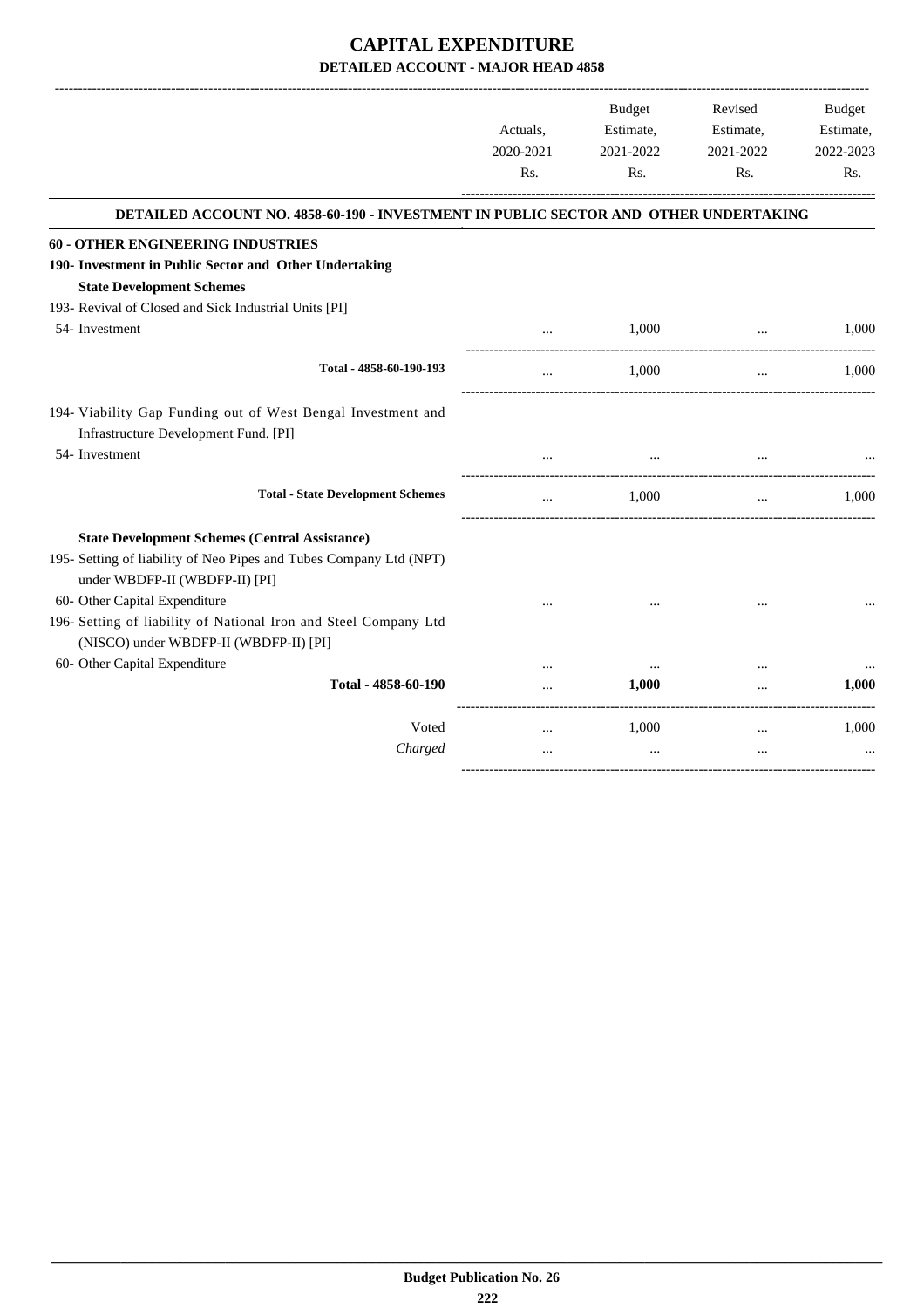# CAPITAL EXPENDITURE

## DETAILED ACCOUNT - MAJOR HEAD 4858

| | Actuals, 2020-2021 Rs. | Budget Estimate, 2021-2022 Rs. | Revised Estimate, 2021-2022 Rs. | Budget Estimate, 2022-2023 Rs. |
|---|---|---|---|---|
| **DETAILED ACCOUNT NO. 4858-60-190 - INVESTMENT IN PUBLIC SECTOR AND OTHER UNDERTAKING** | | | | |
| **60 - OTHER ENGINEERING INDUSTRIES** | | | | |
| **190- Investment in Public Sector and Other Undertaking** | | | | |
| **State Development Schemes** | | | | |
| 193- Revival of Closed and Sick Industrial Units [PI] | | | | |
| 54- Investment | ... | 1,000 | ... | 1,000 |
| Total - 4858-60-190-193 | ... | 1,000 | ... | 1,000 |
| 194- Viability Gap Funding out of West Bengal Investment and Infrastructure Development Fund. [PI] | | | | |
| 54- Investment | ... | ... | ... | ... |
| **Total - State Development Schemes** | ... | 1,000 | ... | 1,000 |
| **State Development Schemes (Central Assistance)** | | | | |
| 195- Setting of liability of Neo Pipes and Tubes Company Ltd (NPT) under WBDFP-II (WBDFP-II) [PI] | | | | |
| 60- Other Capital Expenditure | ... | ... | ... | ... |
| 196- Setting of liability of National Iron and Steel Company Ltd (NISCO) under WBDFP-II (WBDFP-II) [PI] | | | | |
| 60- Other Capital Expenditure | ... | ... | ... | ... |
| **Total - 4858-60-190** | ... | **1,000** | ... | **1,000** |
| Voted | ... | 1,000 | ... | 1,000 |
| *Charged* | ... | ... | ... | ... |

**Budget Publication No. 26**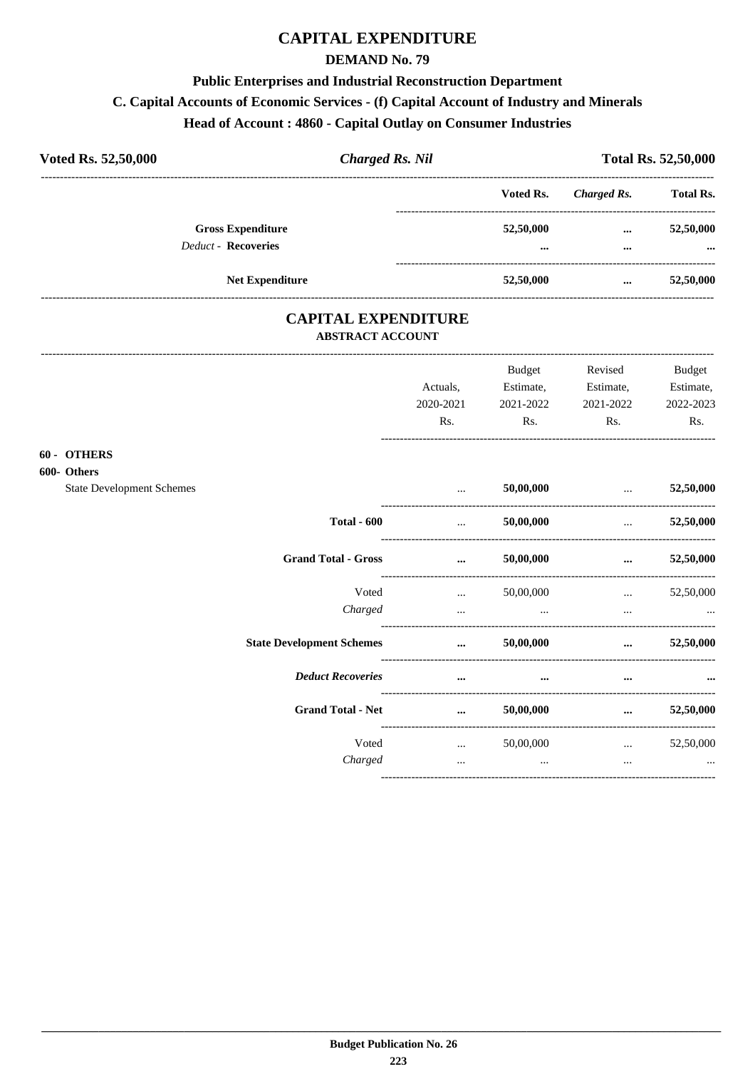# CAPITAL EXPENDITURE

## DEMAND No. 79

### Public Enterprises and Industrial Reconstruction Department

### C. Capital Accounts of Economic Services - (f) Capital Account of Industry and Minerals

### Head of Account : 4860 - Capital Outlay on Consumer Industries

**Voted Rs. 52,50,000** | ***Charged Rs. Nil*** | **Total Rs. 52,50,000**

| | Voted Rs. | *Charged Rs.* | Total Rs. |
|---|---|---|---|
| **Gross Expenditure** | **52,50,000** | **...** | **52,50,000** |
| *Deduct* - **Recoveries** | **...** | **...** | **...** |
| **Net Expenditure** | **52,50,000** | **...** | **52,50,000** |

## CAPITAL EXPENDITURE

### ABSTRACT ACCOUNT

| | Actuals, 2020-2021 Rs. | Budget Estimate, 2021-2022 Rs. | Revised Estimate, 2021-2022 Rs. | Budget Estimate, 2022-2023 Rs. |
|---|---|---|---|---|
| **60 - OTHERS** | | | | |
| **600- Others** | | | | |
| State Development Schemes | ... | **50,00,000** | ... | **52,50,000** |
| **Total - 600** | ... | **50,00,000** | ... | **52,50,000** |
| **Grand Total - Gross** | **...** | **50,00,000** | **...** | **52,50,000** |
| Voted | ... | 50,00,000 | ... | 52,50,000 |
| *Charged* | ... | ... | ... | ... |
| **State Development Schemes** | **...** | **50,00,000** | **...** | **52,50,000** |
| ***Deduct Recoveries*** | **...** | **...** | **...** | **...** |
| **Grand Total - Net** | **...** | **50,00,000** | **...** | **52,50,000** |
| Voted | ... | 50,00,000 | ... | 52,50,000 |
| *Charged* | ... | ... | ... | ... |

**Budget Publication No. 26**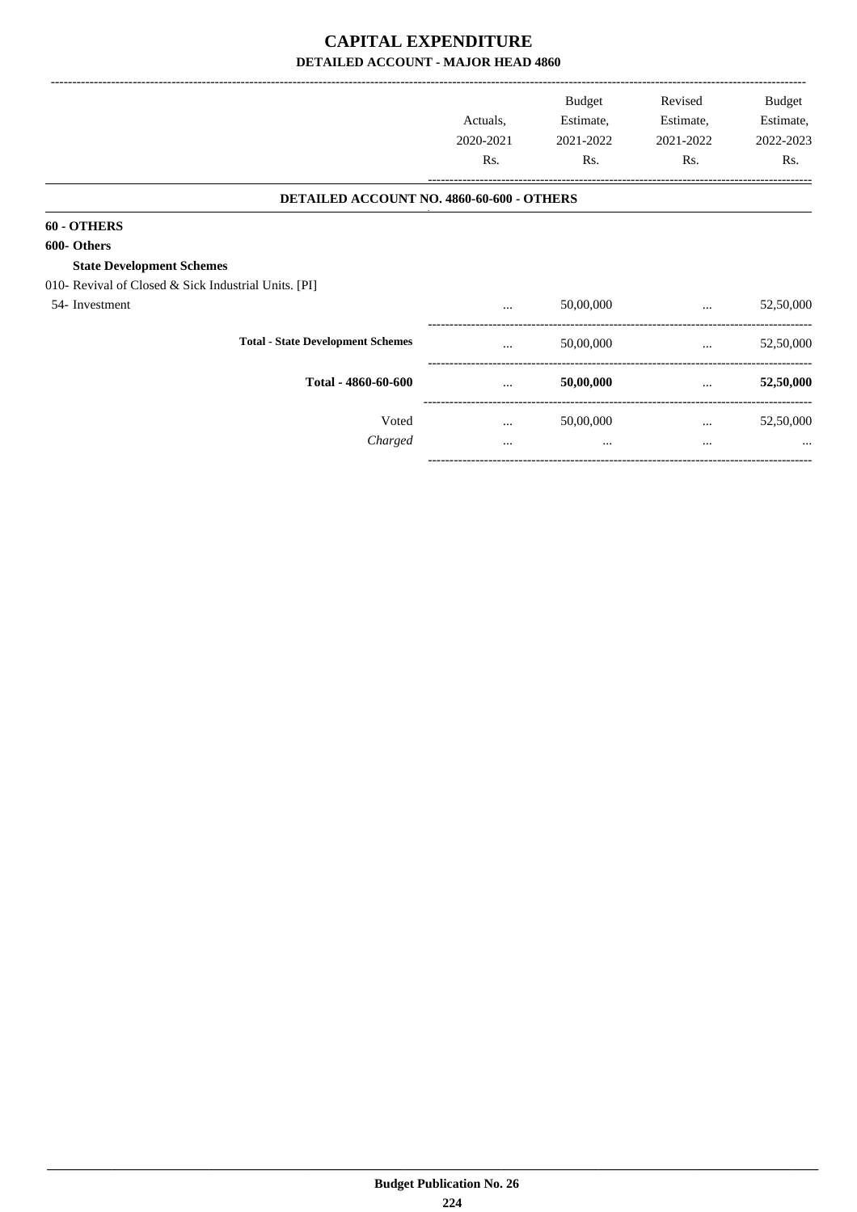# CAPITAL EXPENDITURE

## DETAILED ACCOUNT - MAJOR HEAD 4860

| | Actuals, 2020-2021 Rs. | Budget Estimate, 2021-2022 Rs. | Revised Estimate, 2021-2022 Rs. | Budget Estimate, 2022-2023 Rs. |
|---|---|---|---|---|
| **DETAILED ACCOUNT NO. 4860-60-600 - OTHERS** | | | | |
| **60 - OTHERS** | | | | |
| **600- Others** | | | | |
| **State Development Schemes** | | | | |
| 010- Revival of Closed & Sick Industrial Units. [PI] | | | | |
| 54- Investment | ... | 50,00,000 | ... | 52,50,000 |
| **Total - State Development Schemes** | ... | 50,00,000 | ... | 52,50,000 |
| **Total - 4860-60-600** | ... | **50,00,000** | ... | **52,50,000** |
| Voted | ... | 50,00,000 | ... | 52,50,000 |
| *Charged* | ... | ... | ... | ... |

**Budget Publication No. 26**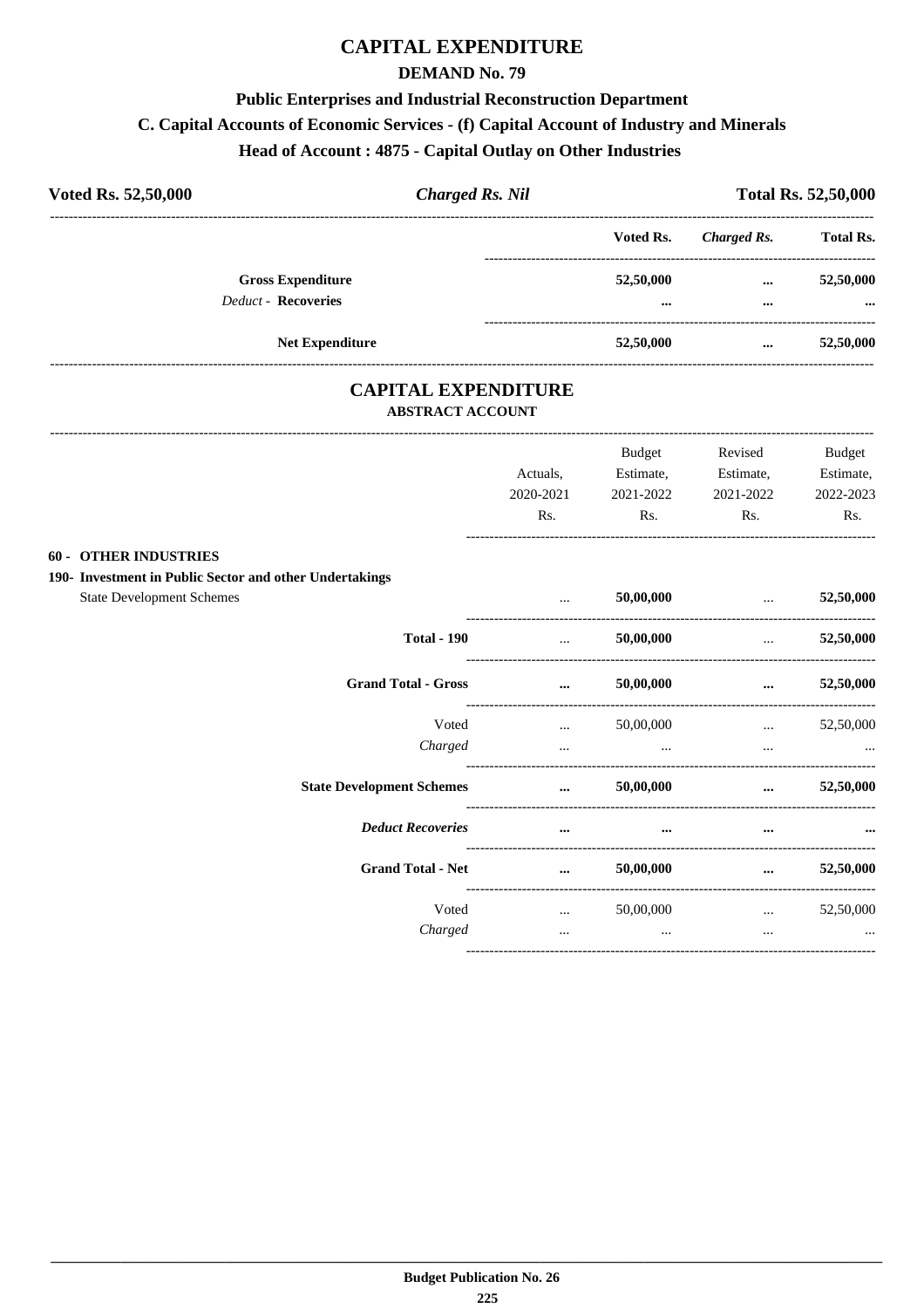# CAPITAL EXPENDITURE

## DEMAND No. 79

### Public Enterprises and Industrial Reconstruction Department

### C. Capital Accounts of Economic Services - (f) Capital Account of Industry and Minerals

### Head of Account : 4875 - Capital Outlay on Other Industries

**Voted Rs. 52,50,000** | ***Charged Rs. Nil*** | **Total Rs. 52,50,000**

| | Voted Rs. | *Charged Rs.* | Total Rs. |
|---|---|---|---|
| **Gross Expenditure** | **52,50,000** | **...** | **52,50,000** |
| *Deduct -* **Recoveries** | **...** | **...** | **...** |
| **Net Expenditure** | **52,50,000** | **...** | **52,50,000** |

## CAPITAL EXPENDITURE

### ABSTRACT ACCOUNT

| | Actuals, 2020-2021 Rs. | Budget Estimate, 2021-2022 Rs. | Revised Estimate, 2021-2022 Rs. | Budget Estimate, 2022-2023 Rs. |
|---|---|---|---|---|
| **60 - OTHER INDUSTRIES** | | | | |
| **190- Investment in Public Sector and other Undertakings** | | | | |
| State Development Schemes | ... | **50,00,000** | ... | **52,50,000** |
| **Total - 190** | ... | **50,00,000** | ... | **52,50,000** |
| **Grand Total - Gross** | **...** | **50,00,000** | **...** | **52,50,000** |
| Voted | ... | 50,00,000 | ... | 52,50,000 |
| *Charged* | ... | ... | ... | ... |
| **State Development Schemes** | **...** | **50,00,000** | **...** | **52,50,000** |
| ***Deduct Recoveries*** | **...** | **...** | **...** | **...** |
| **Grand Total - Net** | **...** | **50,00,000** | **...** | **52,50,000** |
| Voted | ... | 50,00,000 | ... | 52,50,000 |
| *Charged* | ... | ... | ... | ... |

**Budget Publication No. 26**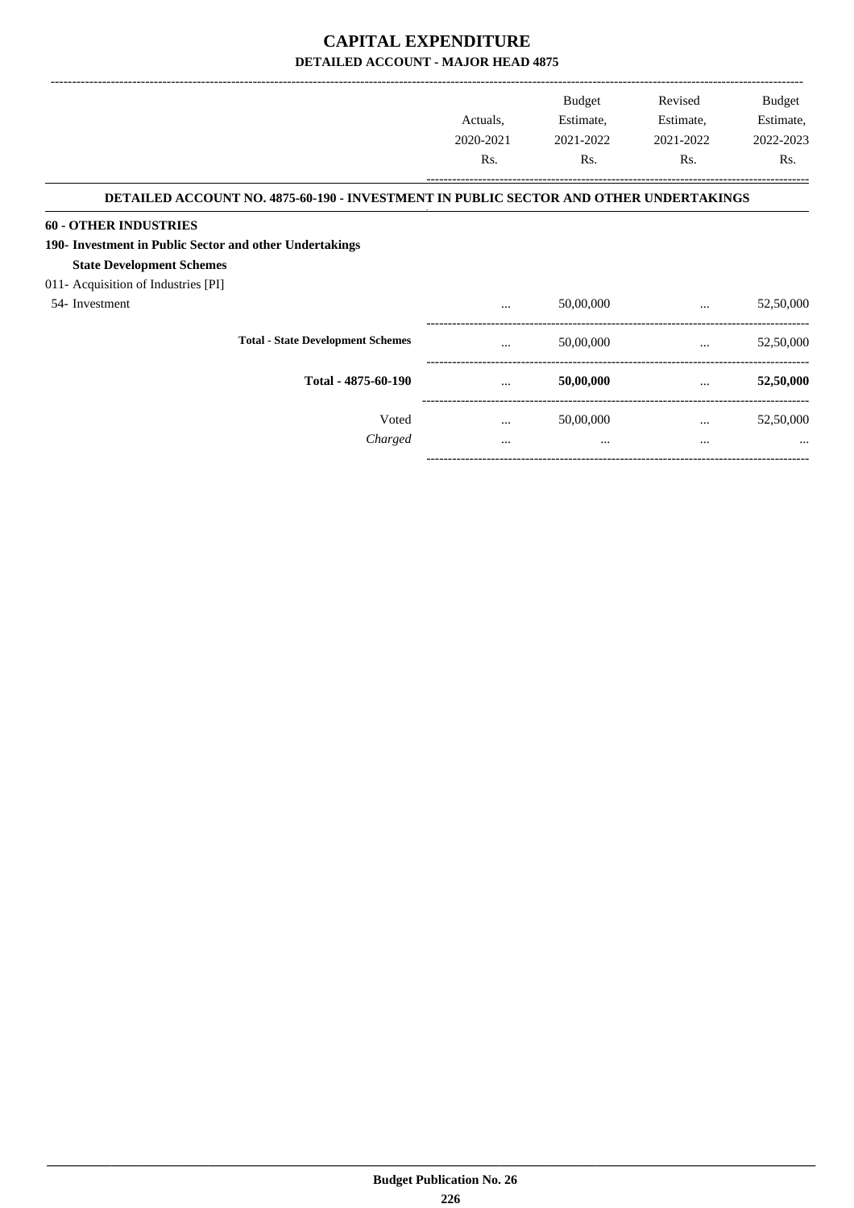# CAPITAL EXPENDITURE

## DETAILED ACCOUNT - MAJOR HEAD 4875

| | Actuals, 2020-2021 Rs. | Budget Estimate, 2021-2022 Rs. | Revised Estimate, 2021-2022 Rs. | Budget Estimate, 2022-2023 Rs. |
|---|---|---|---|---|
| **DETAILED ACCOUNT NO. 4875-60-190 - INVESTMENT IN PUBLIC SECTOR AND OTHER UNDERTAKINGS** | | | | |
| **60 - OTHER INDUSTRIES** | | | | |
| **190- Investment in Public Sector and other Undertakings** | | | | |
| **State Development Schemes** | | | | |
| 011- Acquisition of Industries [PI] | | | | |
| 54- Investment | ... | 50,00,000 | ... | 52,50,000 |
| **Total - State Development Schemes** | ... | 50,00,000 | ... | 52,50,000 |
| **Total - 4875-60-190** | ... | **50,00,000** | ... | **52,50,000** |
| Voted | ... | 50,00,000 | ... | 52,50,000 |
| *Charged* | ... | ... | ... | ... |

**Budget Publication No. 26**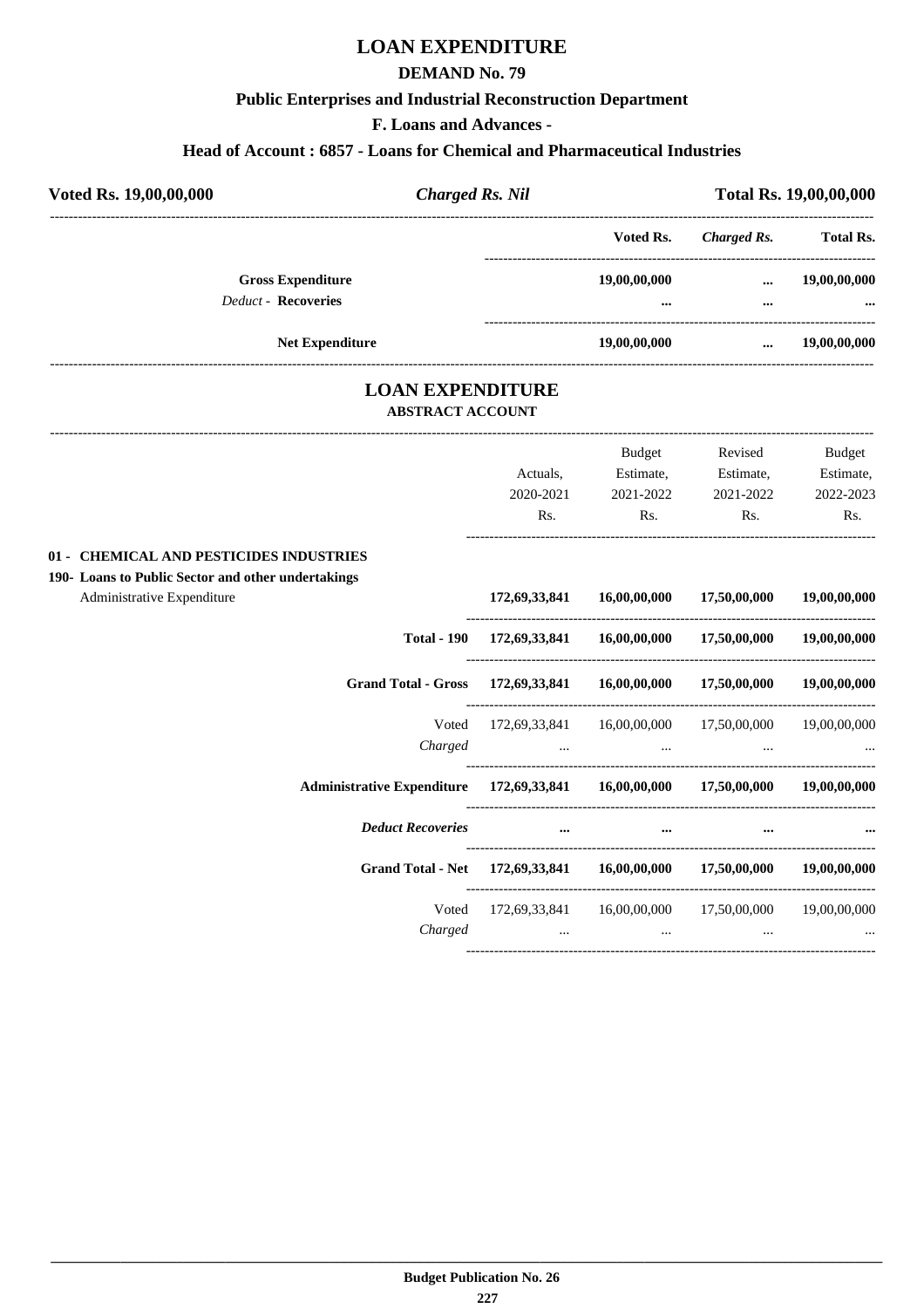# LOAN EXPENDITURE

## DEMAND No. 79

### Public Enterprises and Industrial Reconstruction Department

### F. Loans and Advances -

### Head of Account : 6857 - Loans for Chemical and Pharmaceutical Industries

**Voted Rs. 19,00,00,000** | ***Charged Rs. Nil*** | **Total Rs. 19,00,00,000**

| | Voted Rs. | *Charged Rs.* | Total Rs. |
|---|---|---|---|
| **Gross Expenditure** | **19,00,00,000** | **...** | **19,00,00,000** |
| *Deduct* - **Recoveries** | **...** | **...** | **...** |
| **Net Expenditure** | **19,00,00,000** | **...** | **19,00,00,000** |

## LOAN EXPENDITURE

### ABSTRACT ACCOUNT

| | Actuals, 2020-2021 Rs. | Budget Estimate, 2021-2022 Rs. | Revised Estimate, 2021-2022 Rs. | Budget Estimate, 2022-2023 Rs. |
|---|---|---|---|---|
| **01 - CHEMICAL AND PESTICIDES INDUSTRIES** | | | | |
| **190- Loans to Public Sector and other undertakings** | | | | |
| Administrative Expenditure | **172,69,33,841** | **16,00,00,000** | **17,50,00,000** | **19,00,00,000** |
| **Total - 190** | **172,69,33,841** | **16,00,00,000** | **17,50,00,000** | **19,00,00,000** |
| **Grand Total - Gross** | **172,69,33,841** | **16,00,00,000** | **17,50,00,000** | **19,00,00,000** |
| Voted | 172,69,33,841 | 16,00,00,000 | 17,50,00,000 | 19,00,00,000 |
| *Charged* | ... | ... | ... | ... |
| **Administrative Expenditure** | **172,69,33,841** | **16,00,00,000** | **17,50,00,000** | **19,00,00,000** |
| ***Deduct Recoveries*** | **...** | **...** | **...** | **...** |
| **Grand Total - Net** | **172,69,33,841** | **16,00,00,000** | **17,50,00,000** | **19,00,00,000** |
| Voted | 172,69,33,841 | 16,00,00,000 | 17,50,00,000 | 19,00,00,000 |
| *Charged* | ... | ... | ... | ... |

**Budget Publication No. 26**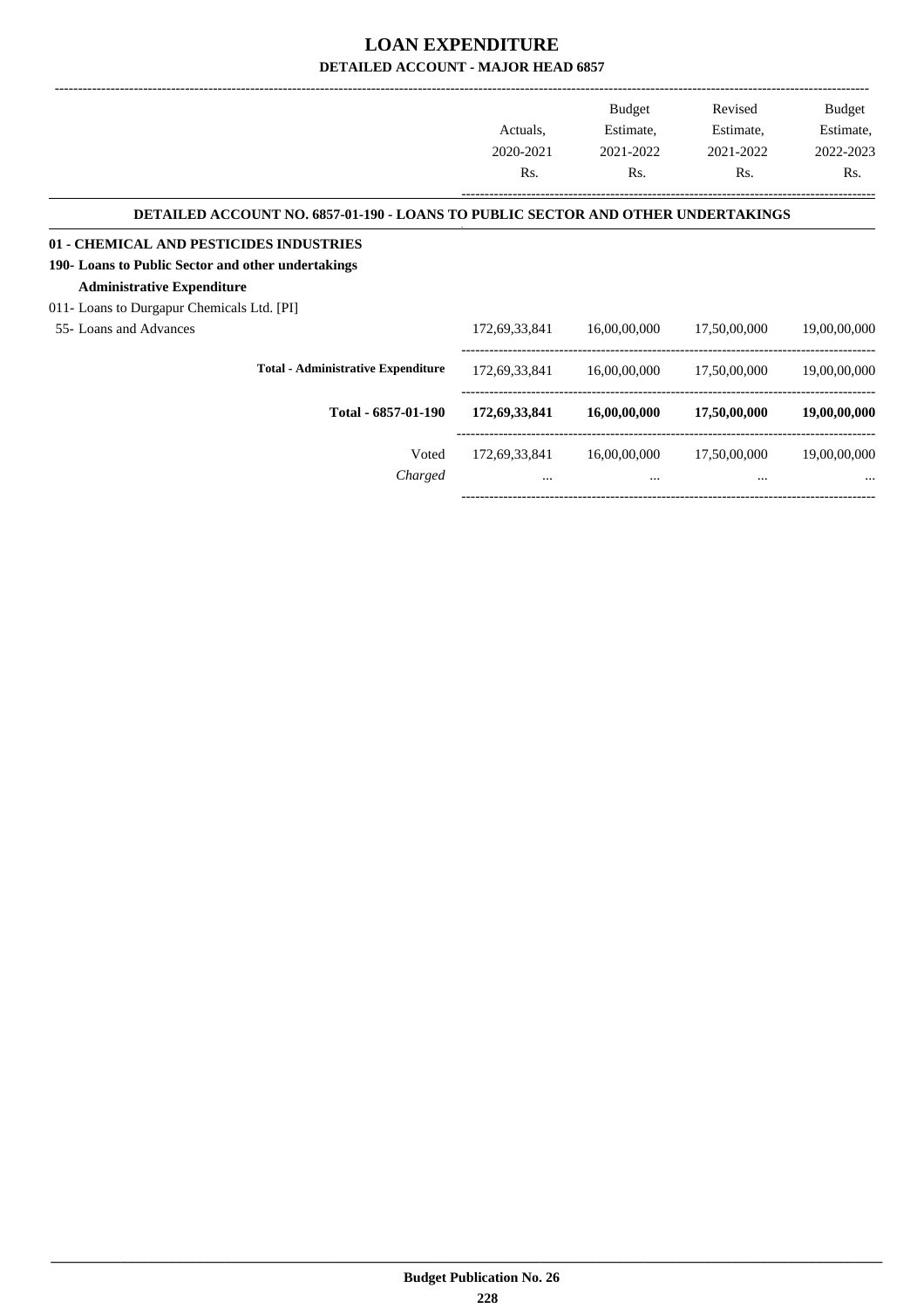# LOAN EXPENDITURE

## DETAILED ACCOUNT - MAJOR HEAD 6857

| | Actuals, 2020-2021 Rs. | Budget Estimate, 2021-2022 Rs. | Revised Estimate, 2021-2022 Rs. | Budget Estimate, 2022-2023 Rs. |
|---|---|---|---|---|
| **DETAILED ACCOUNT NO. 6857-01-190 - LOANS TO PUBLIC SECTOR AND OTHER UNDERTAKINGS** | | | | |
| **01 - CHEMICAL AND PESTICIDES INDUSTRIES** | | | | |
| **190- Loans to Public Sector and other undertakings** | | | | |
| **Administrative Expenditure** | | | | |
| 011- Loans to Durgapur Chemicals Ltd. [PI] | | | | |
| 55- Loans and Advances | 172,69,33,841 | 16,00,00,000 | 17,50,00,000 | 19,00,00,000 |
| **Total - Administrative Expenditure** | 172,69,33,841 | 16,00,00,000 | 17,50,00,000 | 19,00,00,000 |
| **Total - 6857-01-190** | **172,69,33,841** | **16,00,00,000** | **17,50,00,000** | **19,00,00,000** |
| Voted | 172,69,33,841 | 16,00,00,000 | 17,50,00,000 | 19,00,00,000 |
| *Charged* | ... | ... | ... | ... |

**Budget Publication No. 26**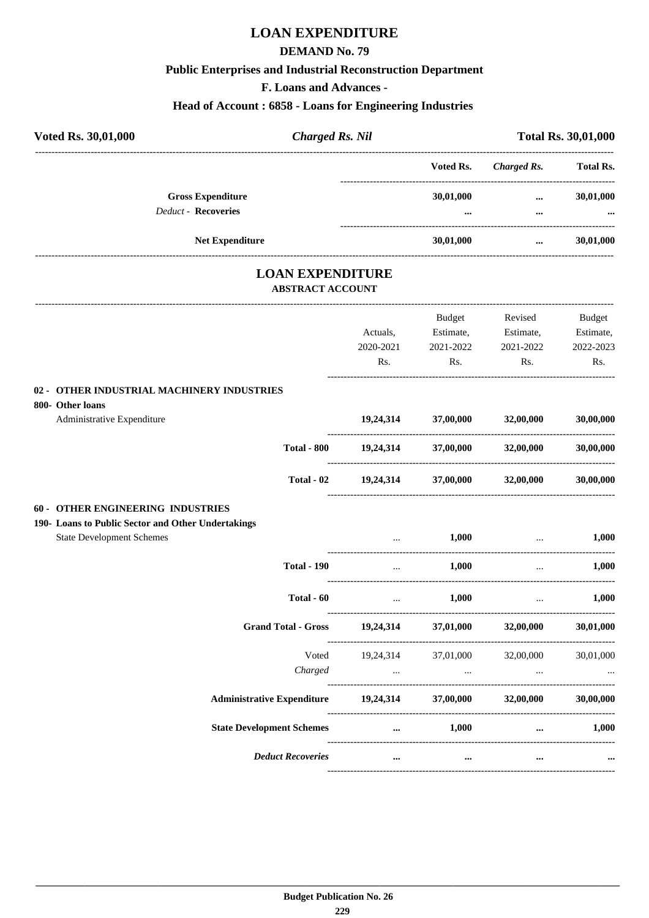# LOAN EXPENDITURE

## DEMAND No. 79

### Public Enterprises and Industrial Reconstruction Department

### F. Loans and Advances -

### Head of Account : 6858 - Loans for Engineering Industries

**Voted Rs. 30,01,000** | ***Charged Rs. Nil*** | **Total Rs. 30,01,000**

| | Voted Rs. | *Charged Rs.* | Total Rs. |
|---|---|---|---|
| **Gross Expenditure** | **30,01,000** | **...** | **30,01,000** |
| *Deduct* - **Recoveries** | **...** | **...** | **...** |
| **Net Expenditure** | **30,01,000** | **...** | **30,01,000** |

## LOAN EXPENDITURE

### ABSTRACT ACCOUNT

| | Actuals, 2020-2021 Rs. | Budget Estimate, 2021-2022 Rs. | Revised Estimate, 2021-2022 Rs. | Budget Estimate, 2022-2023 Rs. |
|---|---|---|---|---|
| **02 - OTHER INDUSTRIAL MACHINERY INDUSTRIES** | | | | |
| **800- Other loans** | | | | |
| Administrative Expenditure | **19,24,314** | **37,00,000** | **32,00,000** | **30,00,000** |
| **Total - 800** | **19,24,314** | **37,00,000** | **32,00,000** | **30,00,000** |
| **Total - 02** | **19,24,314** | **37,00,000** | **32,00,000** | **30,00,000** |
| **60 - OTHER ENGINEERING INDUSTRIES** | | | | |
| **190- Loans to Public Sector and Other Undertakings** | | | | |
| State Development Schemes | ... | **1,000** | ... | **1,000** |
| **Total - 190** | ... | **1,000** | ... | **1,000** |
| **Total - 60** | ... | **1,000** | ... | **1,000** |
| **Grand Total - Gross** | **19,24,314** | **37,01,000** | **32,00,000** | **30,01,000** |
| Voted | 19,24,314 | 37,01,000 | 32,00,000 | 30,01,000 |
| *Charged* | ... | ... | ... | ... |
| **Administrative Expenditure** | **19,24,314** | **37,00,000** | **32,00,000** | **30,00,000** |
| **State Development Schemes** | **...** | **1,000** | **...** | **1,000** |
| ***Deduct Recoveries*** | **...** | **...** | **...** | **...** |

**Budget Publication No. 26**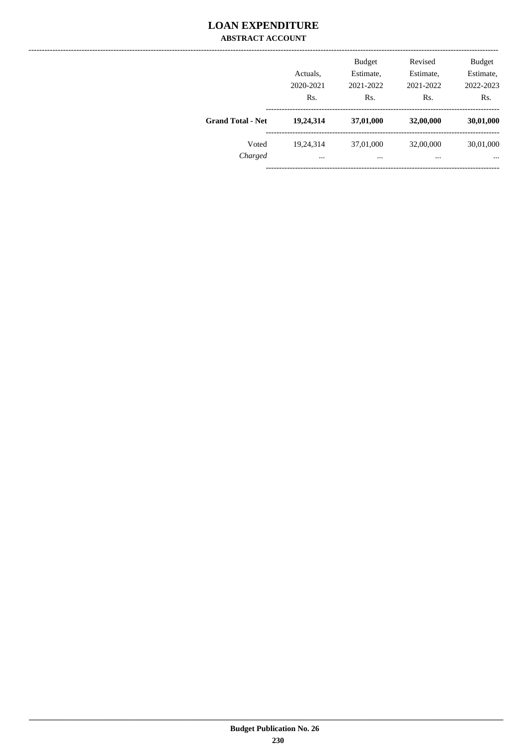# LOAN EXPENDITURE

## ABSTRACT ACCOUNT

| | Actuals, 2020-2021 Rs. | Budget Estimate, 2021-2022 Rs. | Revised Estimate, 2021-2022 Rs. | Budget Estimate, 2022-2023 Rs. |
|---|---|---|---|---|
| **Grand Total - Net** | **19,24,314** | **37,01,000** | **32,00,000** | **30,01,000** |
| Voted | 19,24,314 | 37,01,000 | 32,00,000 | 30,01,000 |
| *Charged* | ... | ... | ... | ... |

**Budget Publication No. 26**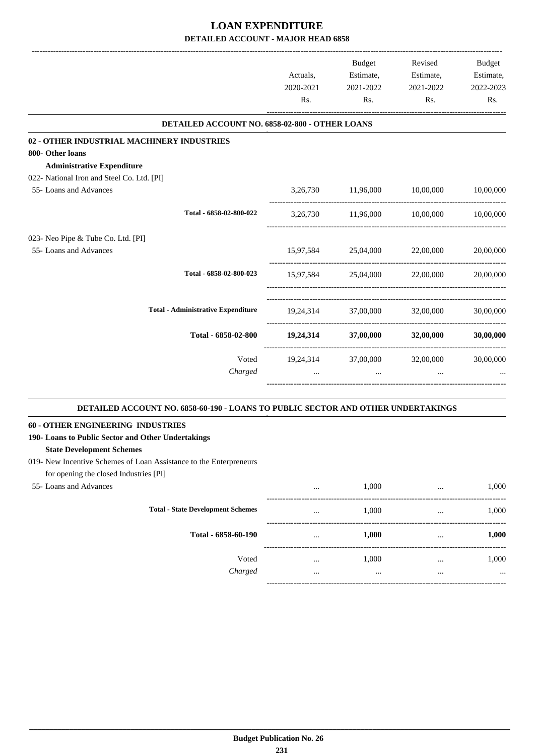# LOAN EXPENDITURE

## DETAILED ACCOUNT - MAJOR HEAD 6858

| | Actuals, 2020-2021 Rs. | Budget Estimate, 2021-2022 Rs. | Revised Estimate, 2021-2022 Rs. | Budget Estimate, 2022-2023 Rs. |
|---|---|---|---|---|
| **DETAILED ACCOUNT NO. 6858-02-800 - OTHER LOANS** | | | | |
| **02 - OTHER INDUSTRIAL MACHINERY INDUSTRIES** | | | | |
| **800- Other loans** | | | | |
| **Administrative Expenditure** | | | | |
| 022- National Iron and Steel Co. Ltd. [PI] | | | | |
| 55- Loans and Advances | 3,26,730 | 11,96,000 | 10,00,000 | 10,00,000 |
| Total - 6858-02-800-022 | 3,26,730 | 11,96,000 | 10,00,000 | 10,00,000 |
| 023- Neo Pipe & Tube Co. Ltd. [PI] | | | | |
| 55- Loans and Advances | 15,97,584 | 25,04,000 | 22,00,000 | 20,00,000 |
| Total - 6858-02-800-023 | 15,97,584 | 25,04,000 | 22,00,000 | 20,00,000 |
| Total - Administrative Expenditure | 19,24,314 | 37,00,000 | 32,00,000 | 30,00,000 |
| **Total - 6858-02-800** | **19,24,314** | **37,00,000** | **32,00,000** | **30,00,000** |
| Voted | 19,24,314 | 37,00,000 | 32,00,000 | 30,00,000 |
| *Charged* | ... | ... | ... | ... |
| **DETAILED ACCOUNT NO. 6858-60-190 - LOANS TO PUBLIC SECTOR AND OTHER UNDERTAKINGS** | | | | |
| **60 - OTHER ENGINEERING INDUSTRIES** | | | | |
| **190- Loans to Public Sector and Other Undertakings** | | | | |
| **State Development Schemes** | | | | |
| 019- New Incentive Schemes of Loan Assistance to the Enterpreneurs for opening the closed Industries [PI] | | | | |
| 55- Loans and Advances | ... | 1,000 | ... | 1,000 |
| Total - State Development Schemes | ... | 1,000 | ... | 1,000 |
| **Total - 6858-60-190** | ... | **1,000** | ... | **1,000** |
| Voted | ... | 1,000 | ... | 1,000 |
| *Charged* | ... | ... | ... | ... |

Budget Publication No. 26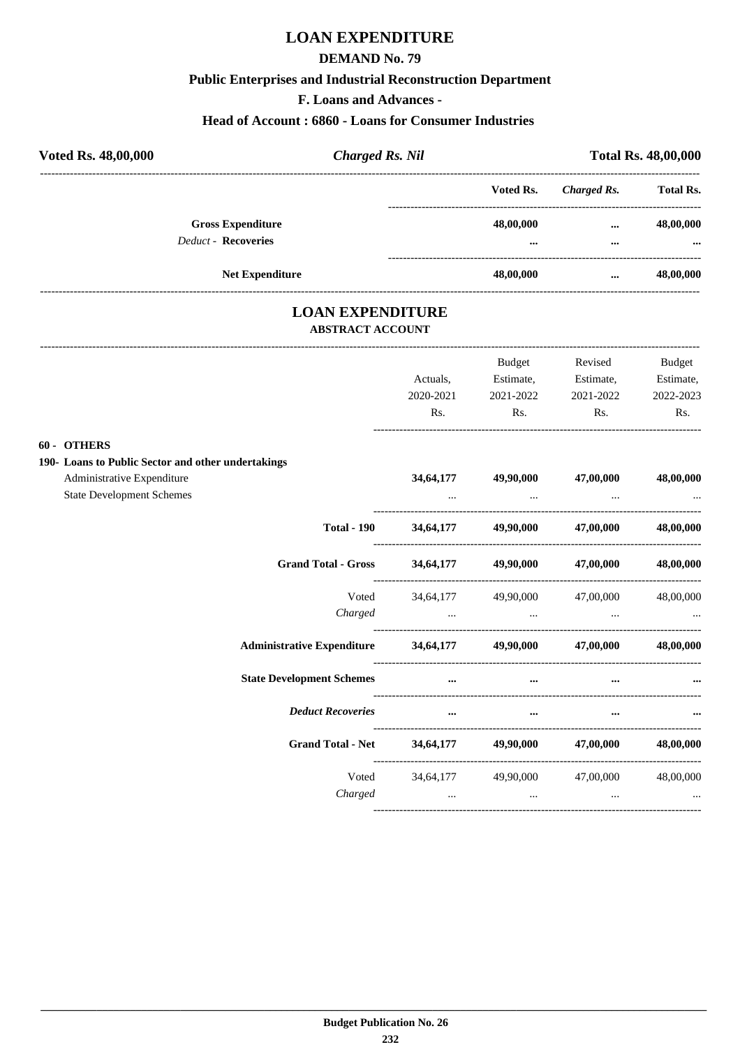# LOAN EXPENDITURE

## DEMAND No. 79

### Public Enterprises and Industrial Reconstruction Department

### F. Loans and Advances -

### Head of Account : 6860 - Loans for Consumer Industries

| **Voted Rs. 48,00,000** | ***Charged Rs. Nil*** | **Total Rs. 48,00,000** |
|---|---|---|

| | **Voted Rs.** | ***Charged Rs.*** | **Total Rs.** |
|---|---|---|---|
| **Gross Expenditure** | **48,00,000** | **...** | **48,00,000** |
| *Deduct* - **Recoveries** | **...** | **...** | **...** |
| **Net Expenditure** | **48,00,000** | **...** | **48,00,000** |

## LOAN EXPENDITURE

### ABSTRACT ACCOUNT

| | Actuals, 2020-2021 Rs. | Budget Estimate, 2021-2022 Rs. | Revised Estimate, 2021-2022 Rs. | Budget Estimate, 2022-2023 Rs. |
|---|---|---|---|---|
| **60 - OTHERS** | | | | |
| **190- Loans to Public Sector and other undertakings** | | | | |
| Administrative Expenditure | **34,64,177** | **49,90,000** | **47,00,000** | **48,00,000** |
| State Development Schemes | ... | ... | ... | ... |
| **Total - 190** | **34,64,177** | **49,90,000** | **47,00,000** | **48,00,000** |
| **Grand Total - Gross** | **34,64,177** | **49,90,000** | **47,00,000** | **48,00,000** |
| Voted | 34,64,177 | 49,90,000 | 47,00,000 | 48,00,000 |
| *Charged* | ... | ... | ... | ... |
| **Administrative Expenditure** | **34,64,177** | **49,90,000** | **47,00,000** | **48,00,000** |
| **State Development Schemes** | **...** | **...** | **...** | **...** |
| ***Deduct Recoveries*** | **...** | **...** | **...** | **...** |
| **Grand Total - Net** | **34,64,177** | **49,90,000** | **47,00,000** | **48,00,000** |
| Voted | 34,64,177 | 49,90,000 | 47,00,000 | 48,00,000 |
| *Charged* | ... | ... | ... | ... |

**Budget Publication No. 26**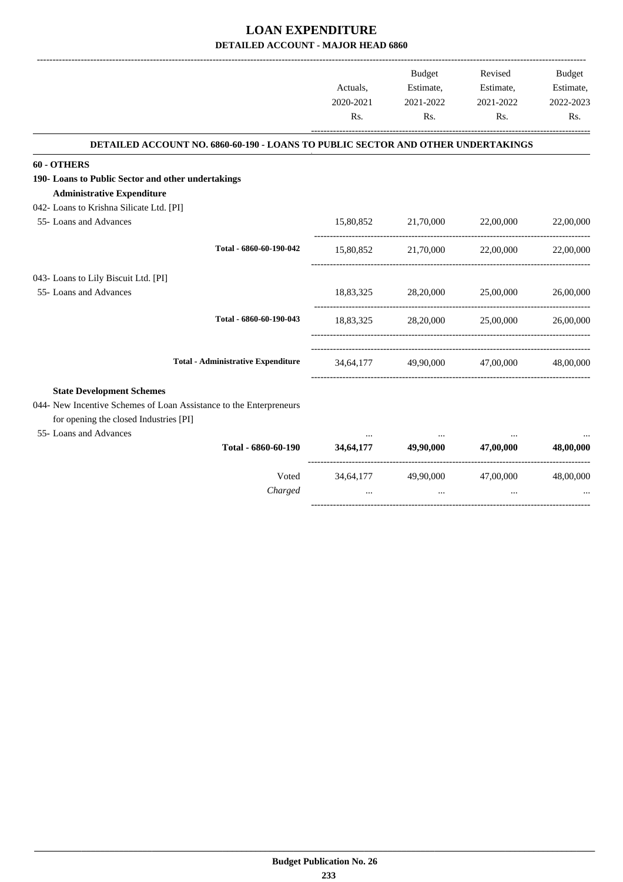# LOAN EXPENDITURE

## DETAILED ACCOUNT - MAJOR HEAD 6860

| | Actuals, 2020-2021 Rs. | Budget Estimate, 2021-2022 Rs. | Revised Estimate, 2021-2022 Rs. | Budget Estimate, 2022-2023 Rs. |
|---|---|---|---|---|
| **DETAILED ACCOUNT NO. 6860-60-190 - LOANS TO PUBLIC SECTOR AND OTHER UNDERTAKINGS** | | | | |
| **60 - OTHERS** | | | | |
| **190- Loans to Public Sector and other undertakings** | | | | |
| **Administrative Expenditure** | | | | |
| 042- Loans to Krishna Silicate Ltd. [PI] | | | | |
| 55- Loans and Advances | 15,80,852 | 21,70,000 | 22,00,000 | 22,00,000 |
| Total - 6860-60-190-042 | 15,80,852 | 21,70,000 | 22,00,000 | 22,00,000 |
| 043- Loans to Lily Biscuit Ltd. [PI] | | | | |
| 55- Loans and Advances | 18,83,325 | 28,20,000 | 25,00,000 | 26,00,000 |
| Total - 6860-60-190-043 | 18,83,325 | 28,20,000 | 25,00,000 | 26,00,000 |
| Total - Administrative Expenditure | 34,64,177 | 49,90,000 | 47,00,000 | 48,00,000 |
| **State Development Schemes** | | | | |
| 044- New Incentive Schemes of Loan Assistance to the Enterpreneurs for opening the closed Industries [PI] | | | | |
| 55- Loans and Advances | ... | ... | ... | ... |
| **Total - 6860-60-190** | **34,64,177** | **49,90,000** | **47,00,000** | **48,00,000** |
| Voted | 34,64,177 | 49,90,000 | 47,00,000 | 48,00,000 |
| *Charged* | ... | ... | ... | ... |

**Budget Publication No. 26**